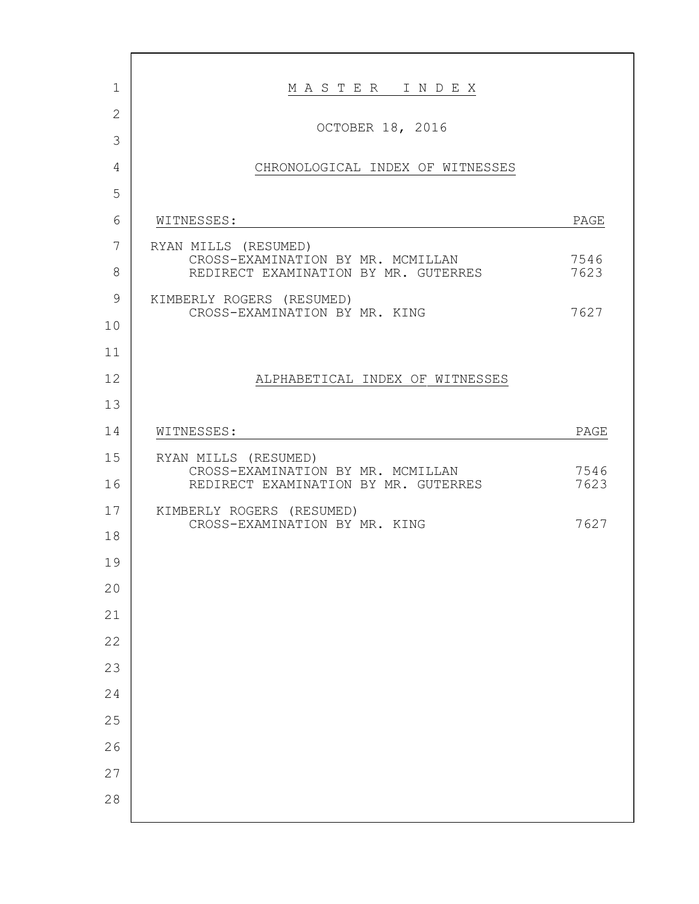# MASTER INDEX

OCTOBER 18, 2016

## CHRONOLOGICAL INDEX OF WITNESSES

| WITNESSES: | PAGE |
|---|---|
| RYAN MILLS (RESUMED) | |
| CROSS-EXAMINATION BY MR. MCMILLAN | 7546 |
| REDIRECT EXAMINATION BY MR. GUTERRES | 7623 |
| KIMBERLY ROGERS (RESUMED) | |
| CROSS-EXAMINATION BY MR. KING | 7627 |

## ALPHABETICAL INDEX OF WITNESSES

| WITNESSES: | PAGE |
|---|---|
| RYAN MILLS (RESUMED) | |
| CROSS-EXAMINATION BY MR. MCMILLAN | 7546 |
| REDIRECT EXAMINATION BY MR. GUTERRES | 7623 |
| KIMBERLY ROGERS (RESUMED) | |
| CROSS-EXAMINATION BY MR. KING | 7627 |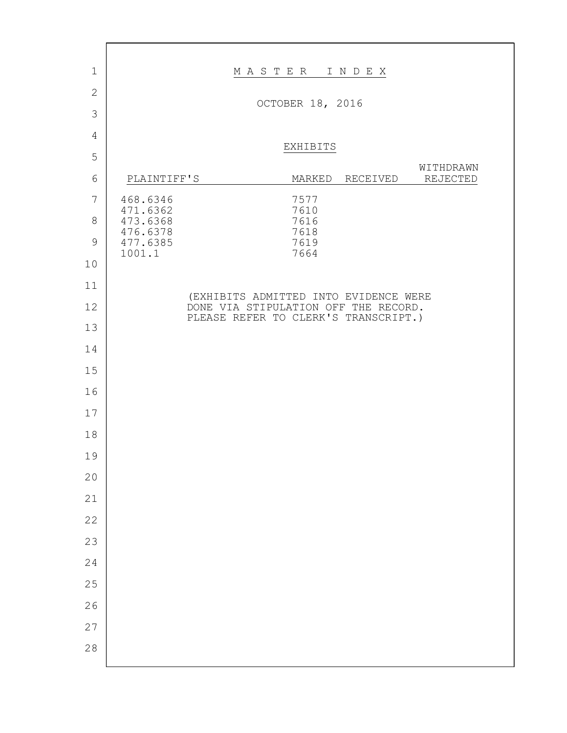# MASTER INDEX

OCTOBER 18, 2016

## EXHIBITS

| PLAINTIFF'S | MARKED | RECEIVED | WITHDRAWN REJECTED |
|---|---|---|---|
| 468.6346 | 7577 | | |
| 471.6362 | 7610 | | |
| 473.6368 | 7616 | | |
| 476.6378 | 7618 | | |
| 477.6385 | 7619 | | |
| 1001.1 | 7664 | | |

(EXHIBITS ADMITTED INTO EVIDENCE WERE DONE VIA STIPULATION OFF THE RECORD. PLEASE REFER TO CLERK'S TRANSCRIPT.)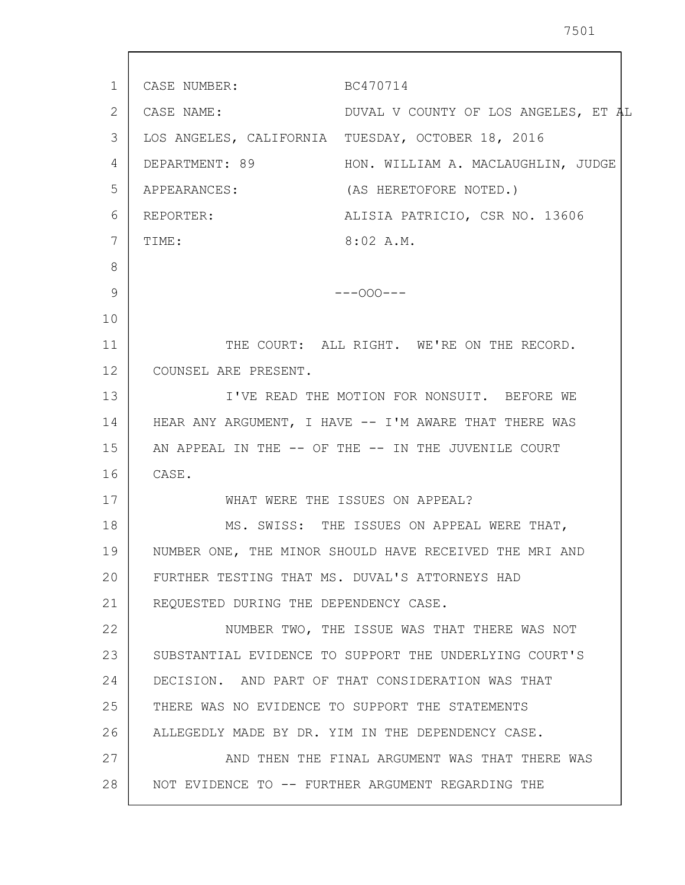CASE NUMBER: BC470714

CASE NAME: DUVAL V COUNTY OF LOS ANGELES, ET AL

LOS ANGELES, CALIFORNIA TUESDAY, OCTOBER 18, 2016

DEPARTMENT: 89 HON. WILLIAM A. MACLAUGHLIN, JUDGE

APPEARANCES: (AS HERETOFORE NOTED.)

REPORTER: ALISIA PATRICIO, CSR NO. 13606

TIME: 8:02 A.M.

---OOO---

THE COURT: ALL RIGHT. WE'RE ON THE RECORD. COUNSEL ARE PRESENT.

I'VE READ THE MOTION FOR NONSUIT. BEFORE WE HEAR ANY ARGUMENT, I HAVE -- I'M AWARE THAT THERE WAS AN APPEAL IN THE -- OF THE -- IN THE JUVENILE COURT CASE.

WHAT WERE THE ISSUES ON APPEAL?

MS. SWISS: THE ISSUES ON APPEAL WERE THAT, NUMBER ONE, THE MINOR SHOULD HAVE RECEIVED THE MRI AND FURTHER TESTING THAT MS. DUVAL'S ATTORNEYS HAD REQUESTED DURING THE DEPENDENCY CASE.

NUMBER TWO, THE ISSUE WAS THAT THERE WAS NOT SUBSTANTIAL EVIDENCE TO SUPPORT THE UNDERLYING COURT'S DECISION. AND PART OF THAT CONSIDERATION WAS THAT THERE WAS NO EVIDENCE TO SUPPORT THE STATEMENTS ALLEGEDLY MADE BY DR. YIM IN THE DEPENDENCY CASE.

AND THEN THE FINAL ARGUMENT WAS THAT THERE WAS NOT EVIDENCE TO -- FURTHER ARGUMENT REGARDING THE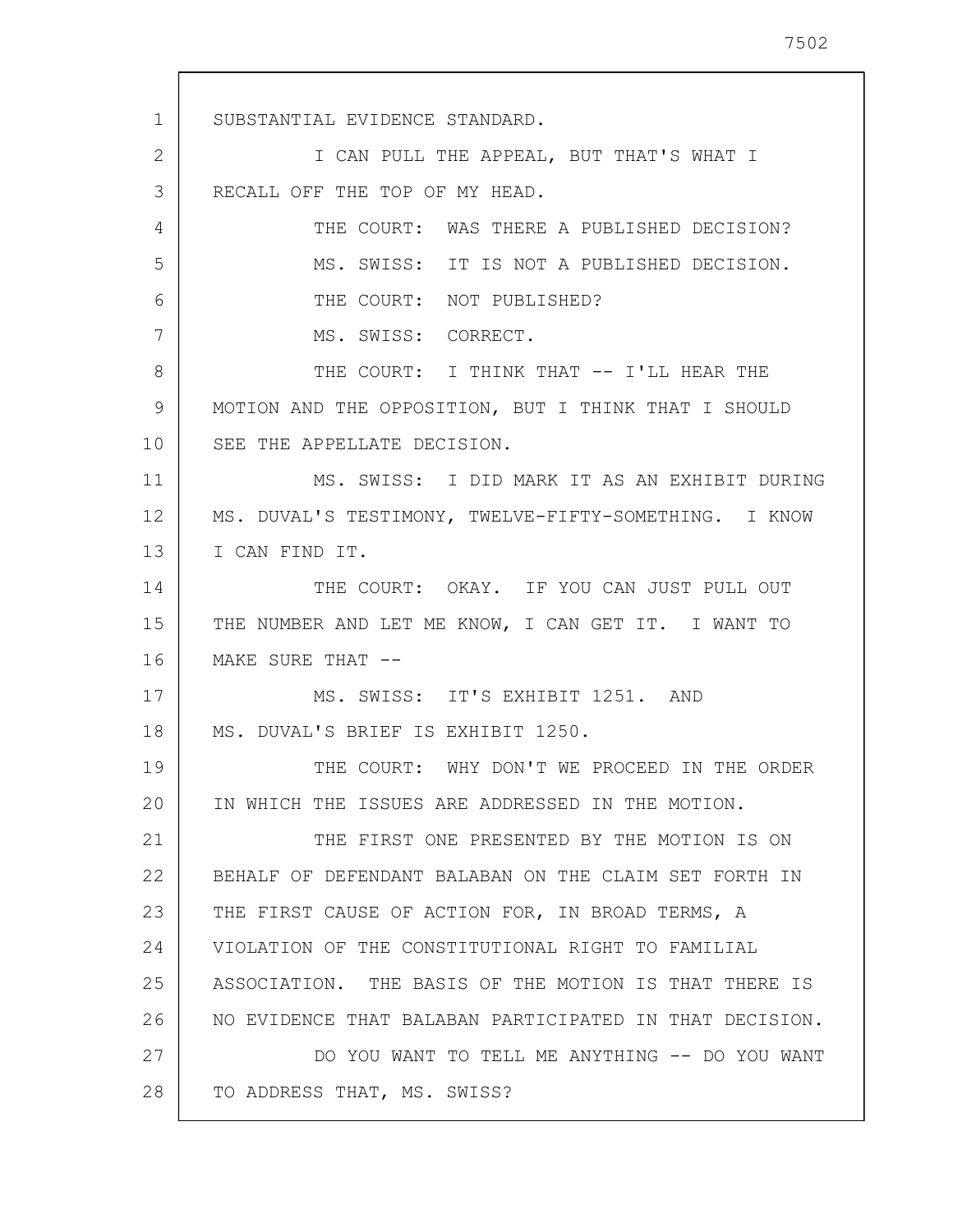SUBSTANTIAL EVIDENCE STANDARD.

I CAN PULL THE APPEAL, BUT THAT'S WHAT I RECALL OFF THE TOP OF MY HEAD.

THE COURT: WAS THERE A PUBLISHED DECISION?

MS. SWISS: IT IS NOT A PUBLISHED DECISION.

THE COURT: NOT PUBLISHED?

MS. SWISS: CORRECT.

THE COURT: I THINK THAT -- I'LL HEAR THE MOTION AND THE OPPOSITION, BUT I THINK THAT I SHOULD SEE THE APPELLATE DECISION.

MS. SWISS: I DID MARK IT AS AN EXHIBIT DURING MS. DUVAL'S TESTIMONY, TWELVE-FIFTY-SOMETHING. I KNOW I CAN FIND IT.

THE COURT: OKAY. IF YOU CAN JUST PULL OUT THE NUMBER AND LET ME KNOW, I CAN GET IT. I WANT TO MAKE SURE THAT --

MS. SWISS: IT'S EXHIBIT 1251. AND MS. DUVAL'S BRIEF IS EXHIBIT 1250.

THE COURT: WHY DON'T WE PROCEED IN THE ORDER IN WHICH THE ISSUES ARE ADDRESSED IN THE MOTION.

THE FIRST ONE PRESENTED BY THE MOTION IS ON BEHALF OF DEFENDANT BALABAN ON THE CLAIM SET FORTH IN THE FIRST CAUSE OF ACTION FOR, IN BROAD TERMS, A VIOLATION OF THE CONSTITUTIONAL RIGHT TO FAMILIAL ASSOCIATION. THE BASIS OF THE MOTION IS THAT THERE IS NO EVIDENCE THAT BALABAN PARTICIPATED IN THAT DECISION.

DO YOU WANT TO TELL ME ANYTHING -- DO YOU WANT TO ADDRESS THAT, MS. SWISS?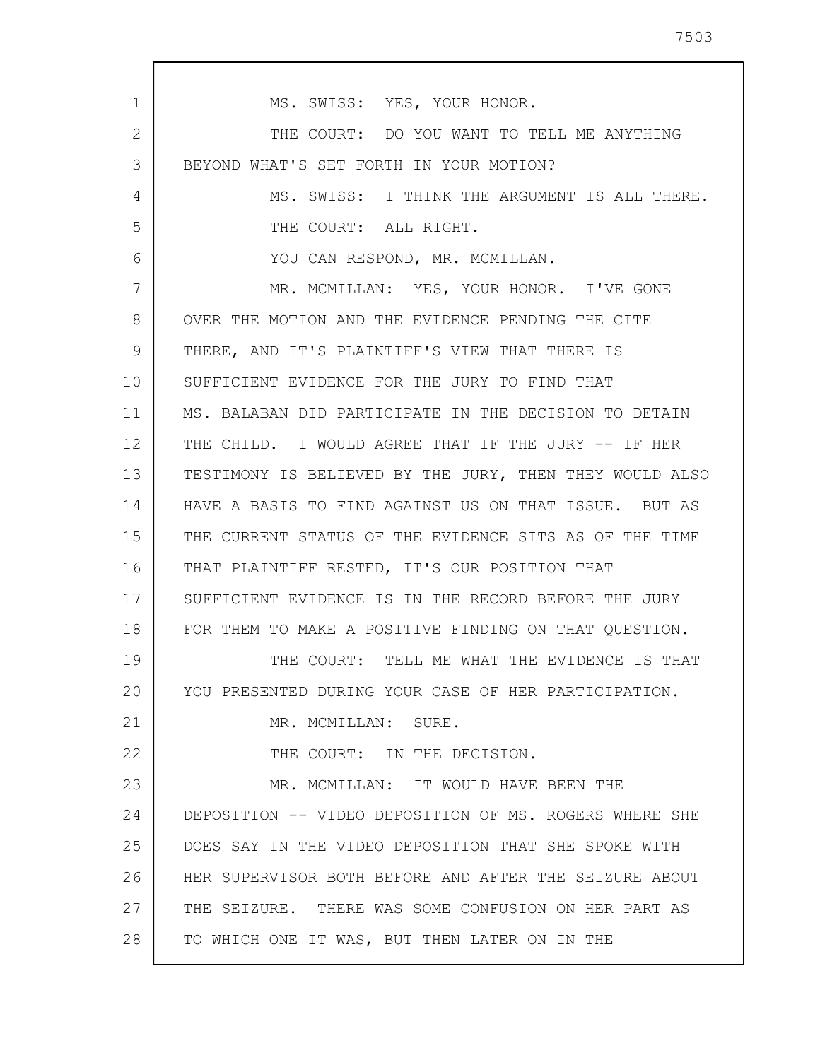MS. SWISS: YES, YOUR HONOR.

THE COURT: DO YOU WANT TO TELL ME ANYTHING BEYOND WHAT'S SET FORTH IN YOUR MOTION?

MS. SWISS: I THINK THE ARGUMENT IS ALL THERE.

THE COURT: ALL RIGHT.

YOU CAN RESPOND, MR. MCMILLAN.

MR. MCMILLAN: YES, YOUR HONOR. I'VE GONE OVER THE MOTION AND THE EVIDENCE PENDING THE CITE THERE, AND IT'S PLAINTIFF'S VIEW THAT THERE IS SUFFICIENT EVIDENCE FOR THE JURY TO FIND THAT MS. BALABAN DID PARTICIPATE IN THE DECISION TO DETAIN THE CHILD. I WOULD AGREE THAT IF THE JURY -- IF HER TESTIMONY IS BELIEVED BY THE JURY, THEN THEY WOULD ALSO HAVE A BASIS TO FIND AGAINST US ON THAT ISSUE. BUT AS THE CURRENT STATUS OF THE EVIDENCE SITS AS OF THE TIME THAT PLAINTIFF RESTED, IT'S OUR POSITION THAT SUFFICIENT EVIDENCE IS IN THE RECORD BEFORE THE JURY FOR THEM TO MAKE A POSITIVE FINDING ON THAT QUESTION.

THE COURT: TELL ME WHAT THE EVIDENCE IS THAT YOU PRESENTED DURING YOUR CASE OF HER PARTICIPATION.

MR. MCMILLAN: SURE.

THE COURT: IN THE DECISION.

MR. MCMILLAN: IT WOULD HAVE BEEN THE DEPOSITION -- VIDEO DEPOSITION OF MS. ROGERS WHERE SHE DOES SAY IN THE VIDEO DEPOSITION THAT SHE SPOKE WITH HER SUPERVISOR BOTH BEFORE AND AFTER THE SEIZURE ABOUT THE SEIZURE. THERE WAS SOME CONFUSION ON HER PART AS TO WHICH ONE IT WAS, BUT THEN LATER ON IN THE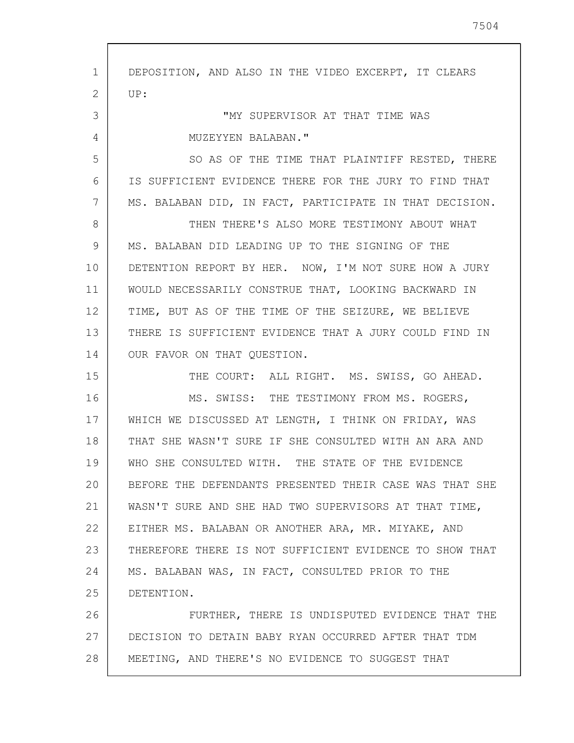DEPOSITION, AND ALSO IN THE VIDEO EXCERPT, IT CLEARS UP:

"MY SUPERVISOR AT THAT TIME WAS MUZEYYEN BALABAN."

SO AS OF THE TIME THAT PLAINTIFF RESTED, THERE IS SUFFICIENT EVIDENCE THERE FOR THE JURY TO FIND THAT MS. BALABAN DID, IN FACT, PARTICIPATE IN THAT DECISION.

THEN THERE'S ALSO MORE TESTIMONY ABOUT WHAT MS. BALABAN DID LEADING UP TO THE SIGNING OF THE DETENTION REPORT BY HER. NOW, I'M NOT SURE HOW A JURY WOULD NECESSARILY CONSTRUE THAT, LOOKING BACKWARD IN TIME, BUT AS OF THE TIME OF THE SEIZURE, WE BELIEVE THERE IS SUFFICIENT EVIDENCE THAT A JURY COULD FIND IN OUR FAVOR ON THAT QUESTION.

THE COURT: ALL RIGHT. MS. SWISS, GO AHEAD.

MS. SWISS: THE TESTIMONY FROM MS. ROGERS, WHICH WE DISCUSSED AT LENGTH, I THINK ON FRIDAY, WAS THAT SHE WASN'T SURE IF SHE CONSULTED WITH AN ARA AND WHO SHE CONSULTED WITH. THE STATE OF THE EVIDENCE BEFORE THE DEFENDANTS PRESENTED THEIR CASE WAS THAT SHE WASN'T SURE AND SHE HAD TWO SUPERVISORS AT THAT TIME, EITHER MS. BALABAN OR ANOTHER ARA, MR. MIYAKE, AND THEREFORE THERE IS NOT SUFFICIENT EVIDENCE TO SHOW THAT MS. BALABAN WAS, IN FACT, CONSULTED PRIOR TO THE DETENTION.

FURTHER, THERE IS UNDISPUTED EVIDENCE THAT THE DECISION TO DETAIN BABY RYAN OCCURRED AFTER THAT TDM MEETING, AND THERE'S NO EVIDENCE TO SUGGEST THAT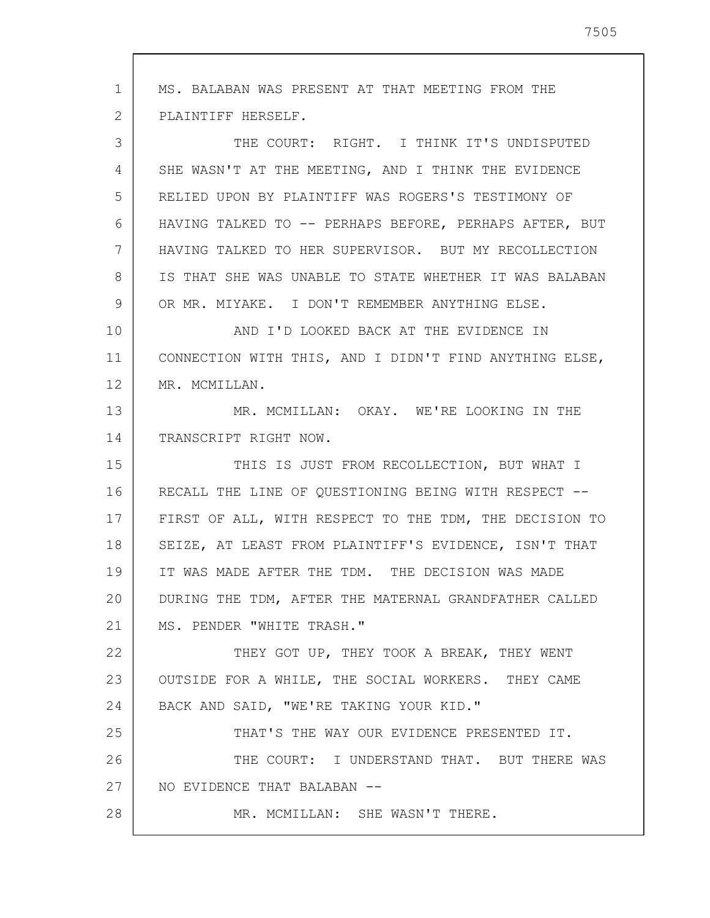MS. BALABAN WAS PRESENT AT THAT MEETING FROM THE PLAINTIFF HERSELF.

THE COURT: RIGHT. I THINK IT'S UNDISPUTED SHE WASN'T AT THE MEETING, AND I THINK THE EVIDENCE RELIED UPON BY PLAINTIFF WAS ROGERS'S TESTIMONY OF HAVING TALKED TO -- PERHAPS BEFORE, PERHAPS AFTER, BUT HAVING TALKED TO HER SUPERVISOR. BUT MY RECOLLECTION IS THAT SHE WAS UNABLE TO STATE WHETHER IT WAS BALABAN OR MR. MIYAKE. I DON'T REMEMBER ANYTHING ELSE.

AND I'D LOOKED BACK AT THE EVIDENCE IN CONNECTION WITH THIS, AND I DIDN'T FIND ANYTHING ELSE, MR. MCMILLAN.

MR. MCMILLAN: OKAY. WE'RE LOOKING IN THE TRANSCRIPT RIGHT NOW.

THIS IS JUST FROM RECOLLECTION, BUT WHAT I RECALL THE LINE OF QUESTIONING BEING WITH RESPECT -- FIRST OF ALL, WITH RESPECT TO THE TDM, THE DECISION TO SEIZE, AT LEAST FROM PLAINTIFF'S EVIDENCE, ISN'T THAT IT WAS MADE AFTER THE TDM. THE DECISION WAS MADE DURING THE TDM, AFTER THE MATERNAL GRANDFATHER CALLED MS. PENDER "WHITE TRASH."

THEY GOT UP, THEY TOOK A BREAK, THEY WENT OUTSIDE FOR A WHILE, THE SOCIAL WORKERS. THEY CAME BACK AND SAID, "WE'RE TAKING YOUR KID."

THAT'S THE WAY OUR EVIDENCE PRESENTED IT.

THE COURT: I UNDERSTAND THAT. BUT THERE WAS NO EVIDENCE THAT BALABAN --

MR. MCMILLAN: SHE WASN'T THERE.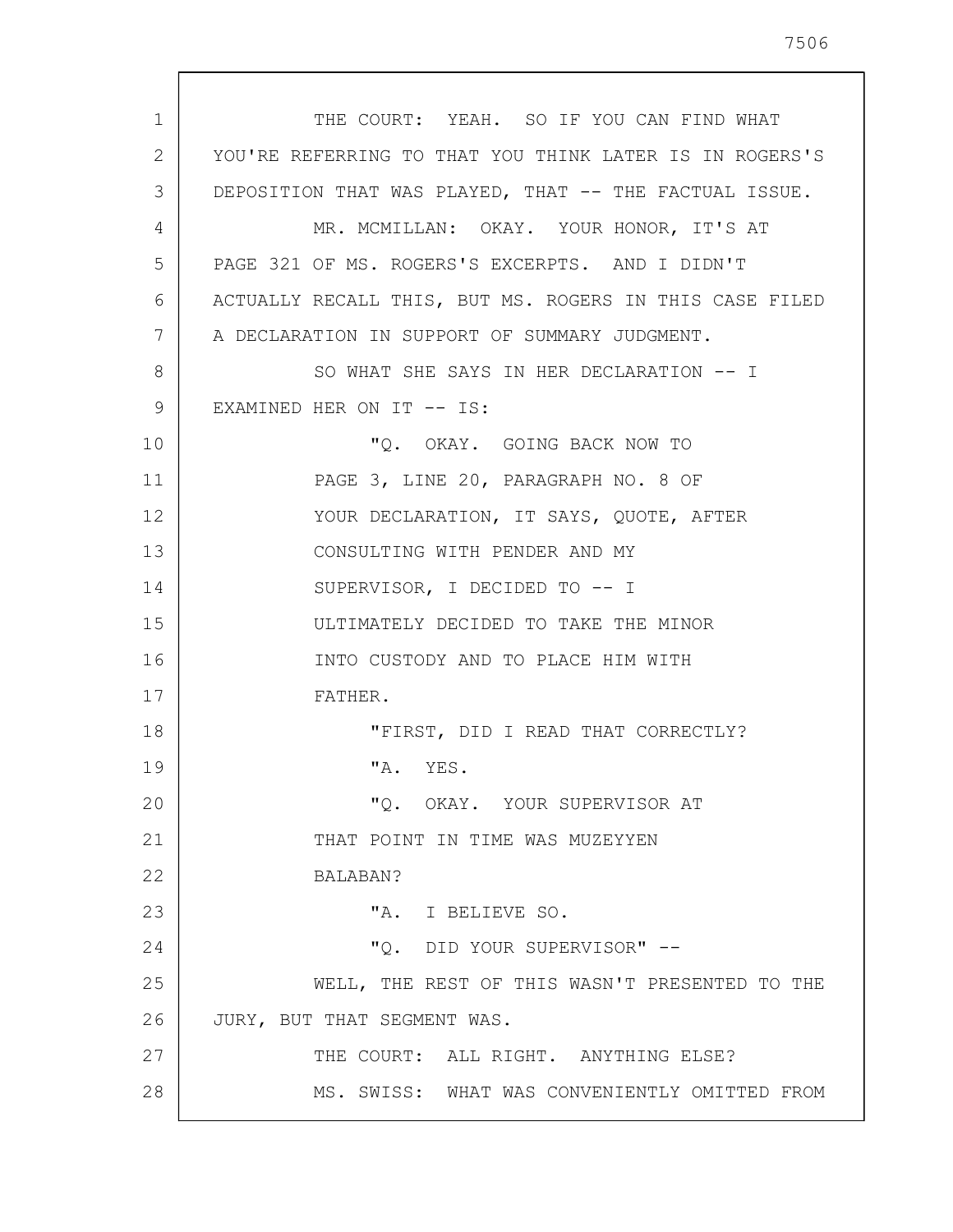THE COURT: YEAH. SO IF YOU CAN FIND WHAT YOU'RE REFERRING TO THAT YOU THINK LATER IS IN ROGERS'S DEPOSITION THAT WAS PLAYED, THAT -- THE FACTUAL ISSUE.

MR. MCMILLAN: OKAY. YOUR HONOR, IT'S AT PAGE 321 OF MS. ROGERS'S EXCERPTS. AND I DIDN'T ACTUALLY RECALL THIS, BUT MS. ROGERS IN THIS CASE FILED A DECLARATION IN SUPPORT OF SUMMARY JUDGMENT.

SO WHAT SHE SAYS IN HER DECLARATION -- I EXAMINED HER ON IT -- IS:

"Q. OKAY. GOING BACK NOW TO PAGE 3, LINE 20, PARAGRAPH NO. 8 OF YOUR DECLARATION, IT SAYS, QUOTE, AFTER CONSULTING WITH PENDER AND MY SUPERVISOR, I DECIDED TO -- I ULTIMATELY DECIDED TO TAKE THE MINOR INTO CUSTODY AND TO PLACE HIM WITH FATHER.

"FIRST, DID I READ THAT CORRECTLY?

"A. YES.

"Q. OKAY. YOUR SUPERVISOR AT THAT POINT IN TIME WAS MUZEYYEN BALABAN?

"A. I BELIEVE SO.

"Q. DID YOUR SUPERVISOR" --

WELL, THE REST OF THIS WASN'T PRESENTED TO THE JURY, BUT THAT SEGMENT WAS.

THE COURT: ALL RIGHT. ANYTHING ELSE?

MS. SWISS: WHAT WAS CONVENIENTLY OMITTED FROM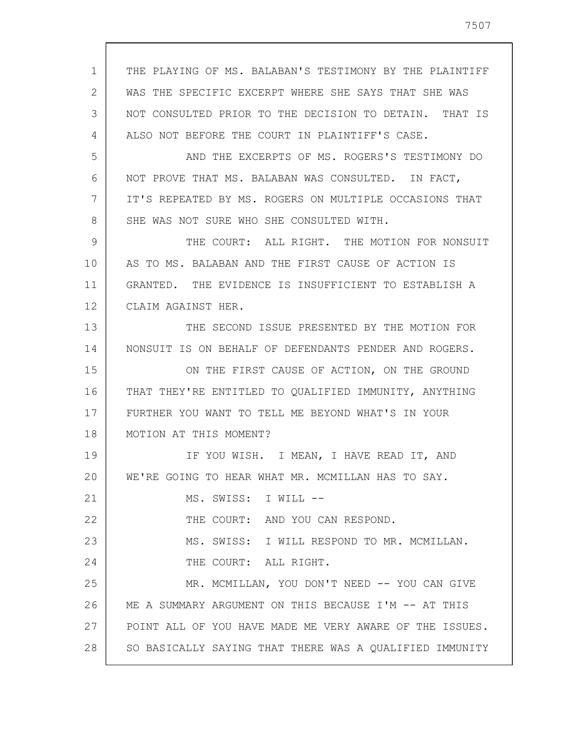THE PLAYING OF MS. BALABAN'S TESTIMONY BY THE PLAINTIFF WAS THE SPECIFIC EXCERPT WHERE SHE SAYS THAT SHE WAS NOT CONSULTED PRIOR TO THE DECISION TO DETAIN. THAT IS ALSO NOT BEFORE THE COURT IN PLAINTIFF'S CASE.

AND THE EXCERPTS OF MS. ROGERS'S TESTIMONY DO NOT PROVE THAT MS. BALABAN WAS CONSULTED. IN FACT, IT'S REPEATED BY MS. ROGERS ON MULTIPLE OCCASIONS THAT SHE WAS NOT SURE WHO SHE CONSULTED WITH.

THE COURT: ALL RIGHT. THE MOTION FOR NONSUIT AS TO MS. BALABAN AND THE FIRST CAUSE OF ACTION IS GRANTED. THE EVIDENCE IS INSUFFICIENT TO ESTABLISH A CLAIM AGAINST HER.

THE SECOND ISSUE PRESENTED BY THE MOTION FOR NONSUIT IS ON BEHALF OF DEFENDANTS PENDER AND ROGERS.

ON THE FIRST CAUSE OF ACTION, ON THE GROUND THAT THEY'RE ENTITLED TO QUALIFIED IMMUNITY, ANYTHING FURTHER YOU WANT TO TELL ME BEYOND WHAT'S IN YOUR MOTION AT THIS MOMENT?

IF YOU WISH. I MEAN, I HAVE READ IT, AND WE'RE GOING TO HEAR WHAT MR. MCMILLAN HAS TO SAY.

MS. SWISS: I WILL --

THE COURT: AND YOU CAN RESPOND.

MS. SWISS: I WILL RESPOND TO MR. MCMILLAN.

THE COURT: ALL RIGHT.

MR. MCMILLAN, YOU DON'T NEED -- YOU CAN GIVE ME A SUMMARY ARGUMENT ON THIS BECAUSE I'M -- AT THIS POINT ALL OF YOU HAVE MADE ME VERY AWARE OF THE ISSUES. SO BASICALLY SAYING THAT THERE WAS A QUALIFIED IMMUNITY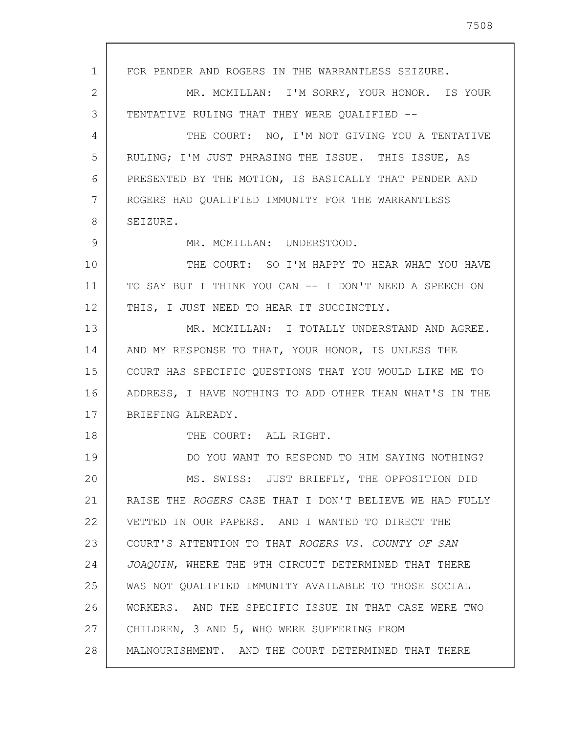FOR PENDER AND ROGERS IN THE WARRANTLESS SEIZURE.

MR. MCMILLAN: I'M SORRY, YOUR HONOR. IS YOUR TENTATIVE RULING THAT THEY WERE QUALIFIED --

THE COURT: NO, I'M NOT GIVING YOU A TENTATIVE RULING; I'M JUST PHRASING THE ISSUE. THIS ISSUE, AS PRESENTED BY THE MOTION, IS BASICALLY THAT PENDER AND ROGERS HAD QUALIFIED IMMUNITY FOR THE WARRANTLESS SEIZURE.

MR. MCMILLAN: UNDERSTOOD.

THE COURT: SO I'M HAPPY TO HEAR WHAT YOU HAVE TO SAY BUT I THINK YOU CAN -- I DON'T NEED A SPEECH ON THIS, I JUST NEED TO HEAR IT SUCCINCTLY.

MR. MCMILLAN: I TOTALLY UNDERSTAND AND AGREE. AND MY RESPONSE TO THAT, YOUR HONOR, IS UNLESS THE COURT HAS SPECIFIC QUESTIONS THAT YOU WOULD LIKE ME TO ADDRESS, I HAVE NOTHING TO ADD OTHER THAN WHAT'S IN THE BRIEFING ALREADY.

THE COURT: ALL RIGHT.

DO YOU WANT TO RESPOND TO HIM SAYING NOTHING?

MS. SWISS: JUST BRIEFLY, THE OPPOSITION DID RAISE THE *ROGERS* CASE THAT I DON'T BELIEVE WE HAD FULLY VETTED IN OUR PAPERS. AND I WANTED TO DIRECT THE COURT'S ATTENTION TO THAT *ROGERS VS. COUNTY OF SAN JOAQUIN*, WHERE THE 9TH CIRCUIT DETERMINED THAT THERE WAS NOT QUALIFIED IMMUNITY AVAILABLE TO THOSE SOCIAL WORKERS. AND THE SPECIFIC ISSUE IN THAT CASE WERE TWO CHILDREN, 3 AND 5, WHO WERE SUFFERING FROM MALNOURISHMENT. AND THE COURT DETERMINED THAT THERE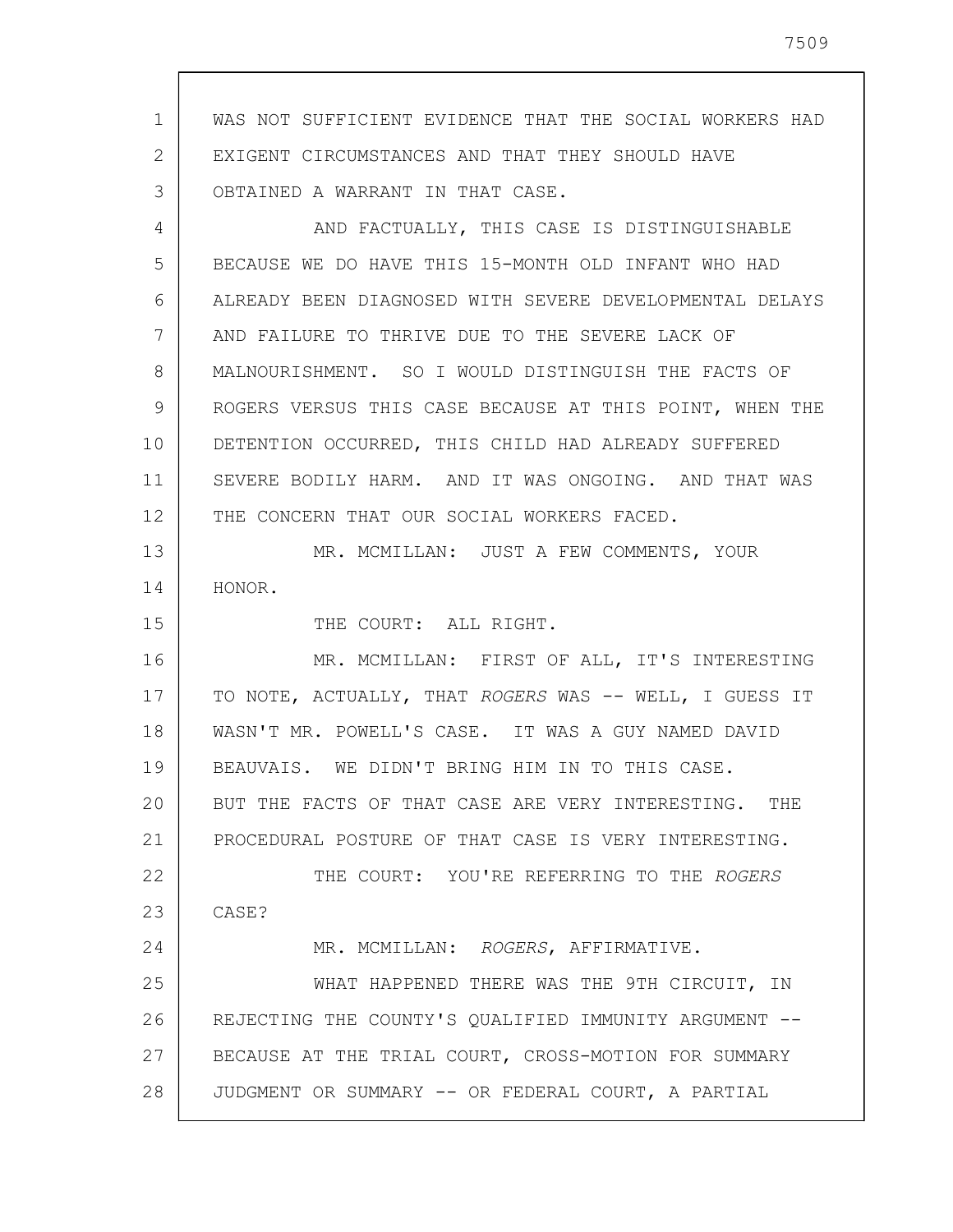WAS NOT SUFFICIENT EVIDENCE THAT THE SOCIAL WORKERS HAD EXIGENT CIRCUMSTANCES AND THAT THEY SHOULD HAVE OBTAINED A WARRANT IN THAT CASE.

AND FACTUALLY, THIS CASE IS DISTINGUISHABLE BECAUSE WE DO HAVE THIS 15-MONTH OLD INFANT WHO HAD ALREADY BEEN DIAGNOSED WITH SEVERE DEVELOPMENTAL DELAYS AND FAILURE TO THRIVE DUE TO THE SEVERE LACK OF MALNOURISHMENT. SO I WOULD DISTINGUISH THE FACTS OF ROGERS VERSUS THIS CASE BECAUSE AT THIS POINT, WHEN THE DETENTION OCCURRED, THIS CHILD HAD ALREADY SUFFERED SEVERE BODILY HARM. AND IT WAS ONGOING. AND THAT WAS THE CONCERN THAT OUR SOCIAL WORKERS FACED.

MR. MCMILLAN: JUST A FEW COMMENTS, YOUR HONOR.

THE COURT: ALL RIGHT.

MR. MCMILLAN: FIRST OF ALL, IT'S INTERESTING TO NOTE, ACTUALLY, THAT *ROGERS* WAS -- WELL, I GUESS IT WASN'T MR. POWELL'S CASE. IT WAS A GUY NAMED DAVID BEAUVAIS. WE DIDN'T BRING HIM IN TO THIS CASE. BUT THE FACTS OF THAT CASE ARE VERY INTERESTING. THE PROCEDURAL POSTURE OF THAT CASE IS VERY INTERESTING.

THE COURT: YOU'RE REFERRING TO THE *ROGERS* CASE?

MR. MCMILLAN: *ROGERS*, AFFIRMATIVE.

WHAT HAPPENED THERE WAS THE 9TH CIRCUIT, IN REJECTING THE COUNTY'S QUALIFIED IMMUNITY ARGUMENT -- BECAUSE AT THE TRIAL COURT, CROSS-MOTION FOR SUMMARY JUDGMENT OR SUMMARY -- OR FEDERAL COURT, A PARTIAL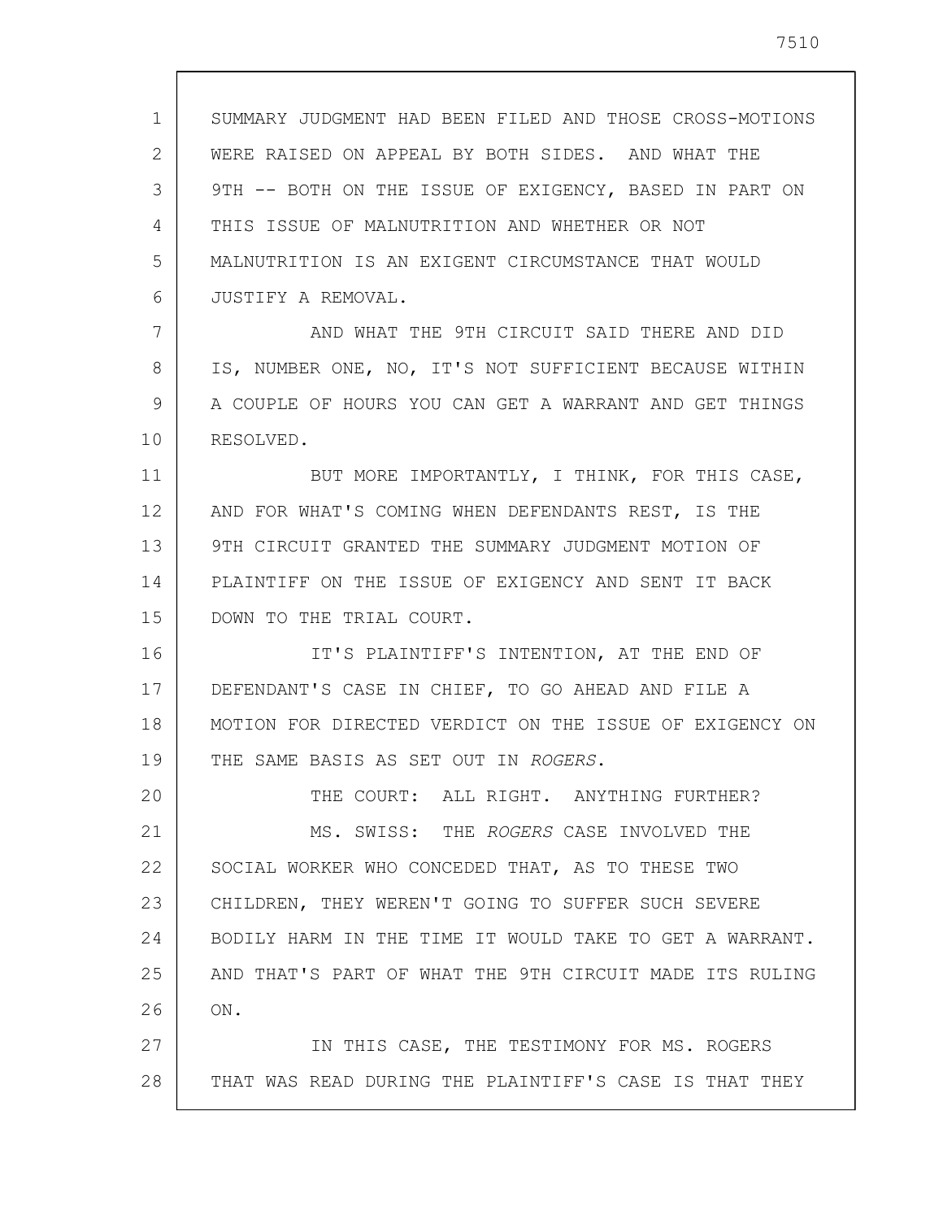SUMMARY JUDGMENT HAD BEEN FILED AND THOSE CROSS-MOTIONS WERE RAISED ON APPEAL BY BOTH SIDES. AND WHAT THE 9TH -- BOTH ON THE ISSUE OF EXIGENCY, BASED IN PART ON THIS ISSUE OF MALNUTRITION AND WHETHER OR NOT MALNUTRITION IS AN EXIGENT CIRCUMSTANCE THAT WOULD JUSTIFY A REMOVAL.

AND WHAT THE 9TH CIRCUIT SAID THERE AND DID IS, NUMBER ONE, NO, IT'S NOT SUFFICIENT BECAUSE WITHIN A COUPLE OF HOURS YOU CAN GET A WARRANT AND GET THINGS RESOLVED.

BUT MORE IMPORTANTLY, I THINK, FOR THIS CASE, AND FOR WHAT'S COMING WHEN DEFENDANTS REST, IS THE 9TH CIRCUIT GRANTED THE SUMMARY JUDGMENT MOTION OF PLAINTIFF ON THE ISSUE OF EXIGENCY AND SENT IT BACK DOWN TO THE TRIAL COURT.

IT'S PLAINTIFF'S INTENTION, AT THE END OF DEFENDANT'S CASE IN CHIEF, TO GO AHEAD AND FILE A MOTION FOR DIRECTED VERDICT ON THE ISSUE OF EXIGENCY ON THE SAME BASIS AS SET OUT IN *ROGERS*.

THE COURT: ALL RIGHT. ANYTHING FURTHER?

MS. SWISS: THE *ROGERS* CASE INVOLVED THE SOCIAL WORKER WHO CONCEDED THAT, AS TO THESE TWO CHILDREN, THEY WEREN'T GOING TO SUFFER SUCH SEVERE BODILY HARM IN THE TIME IT WOULD TAKE TO GET A WARRANT. AND THAT'S PART OF WHAT THE 9TH CIRCUIT MADE ITS RULING ON.

IN THIS CASE, THE TESTIMONY FOR MS. ROGERS THAT WAS READ DURING THE PLAINTIFF'S CASE IS THAT THEY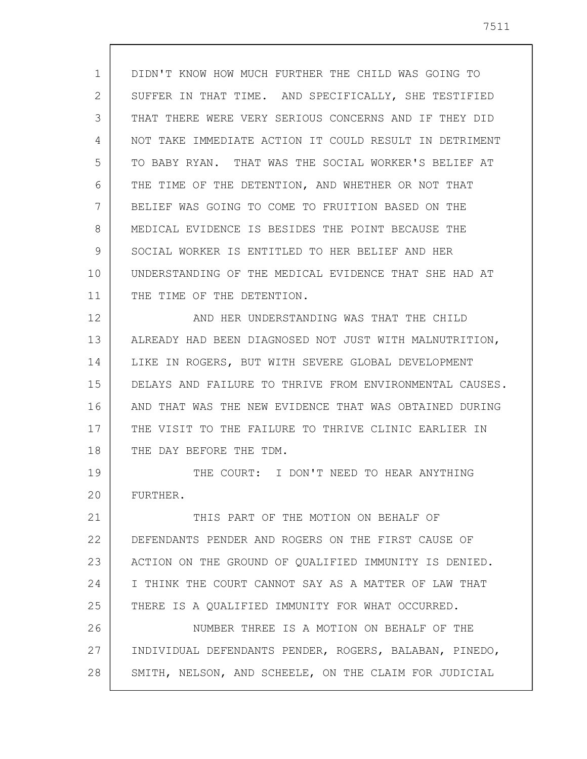DIDN'T KNOW HOW MUCH FURTHER THE CHILD WAS GOING TO SUFFER IN THAT TIME. AND SPECIFICALLY, SHE TESTIFIED THAT THERE WERE VERY SERIOUS CONCERNS AND IF THEY DID NOT TAKE IMMEDIATE ACTION IT COULD RESULT IN DETRIMENT TO BABY RYAN. THAT WAS THE SOCIAL WORKER'S BELIEF AT THE TIME OF THE DETENTION, AND WHETHER OR NOT THAT BELIEF WAS GOING TO COME TO FRUITION BASED ON THE MEDICAL EVIDENCE IS BESIDES THE POINT BECAUSE THE SOCIAL WORKER IS ENTITLED TO HER BELIEF AND HER UNDERSTANDING OF THE MEDICAL EVIDENCE THAT SHE HAD AT THE TIME OF THE DETENTION.

AND HER UNDERSTANDING WAS THAT THE CHILD ALREADY HAD BEEN DIAGNOSED NOT JUST WITH MALNUTRITION, LIKE IN ROGERS, BUT WITH SEVERE GLOBAL DEVELOPMENT DELAYS AND FAILURE TO THRIVE FROM ENVIRONMENTAL CAUSES. AND THAT WAS THE NEW EVIDENCE THAT WAS OBTAINED DURING THE VISIT TO THE FAILURE TO THRIVE CLINIC EARLIER IN THE DAY BEFORE THE TDM.

THE COURT: I DON'T NEED TO HEAR ANYTHING FURTHER.

THIS PART OF THE MOTION ON BEHALF OF DEFENDANTS PENDER AND ROGERS ON THE FIRST CAUSE OF ACTION ON THE GROUND OF QUALIFIED IMMUNITY IS DENIED. I THINK THE COURT CANNOT SAY AS A MATTER OF LAW THAT THERE IS A QUALIFIED IMMUNITY FOR WHAT OCCURRED.

NUMBER THREE IS A MOTION ON BEHALF OF THE INDIVIDUAL DEFENDANTS PENDER, ROGERS, BALABAN, PINEDO, SMITH, NELSON, AND SCHEELE, ON THE CLAIM FOR JUDICIAL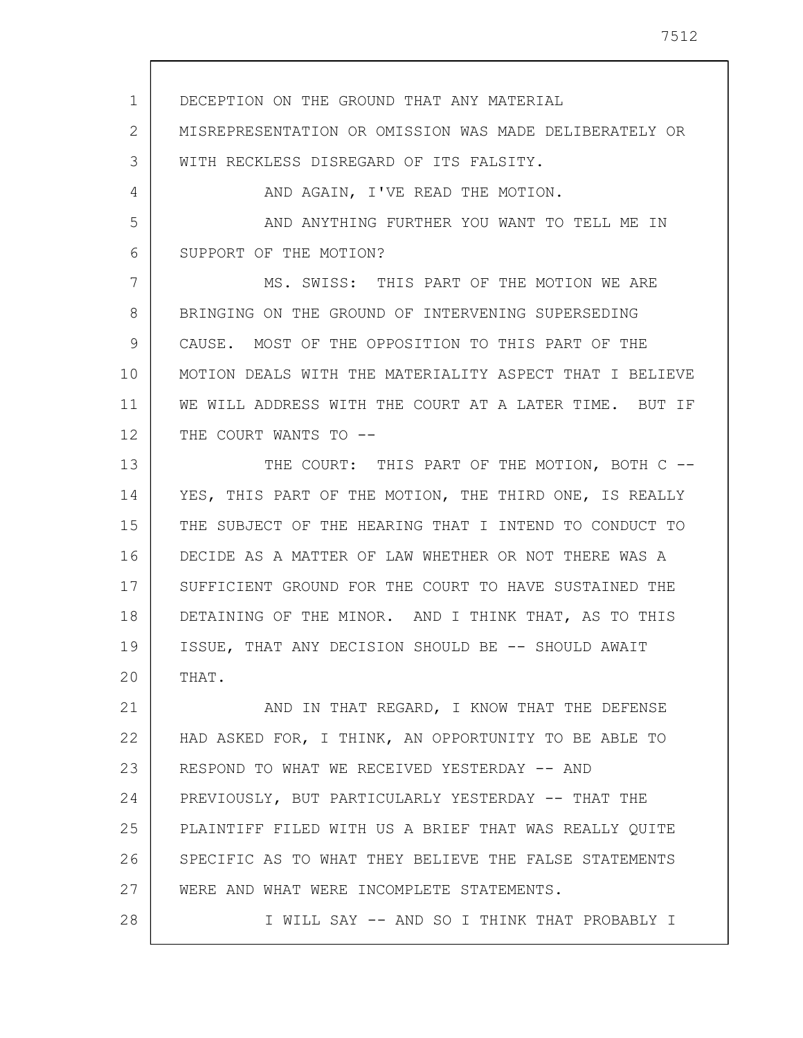DECEPTION ON THE GROUND THAT ANY MATERIAL MISREPRESENTATION OR OMISSION WAS MADE DELIBERATELY OR WITH RECKLESS DISREGARD OF ITS FALSITY.

AND AGAIN, I'VE READ THE MOTION.

AND ANYTHING FURTHER YOU WANT TO TELL ME IN SUPPORT OF THE MOTION?

MS. SWISS: THIS PART OF THE MOTION WE ARE BRINGING ON THE GROUND OF INTERVENING SUPERSEDING CAUSE. MOST OF THE OPPOSITION TO THIS PART OF THE MOTION DEALS WITH THE MATERIALITY ASPECT THAT I BELIEVE WE WILL ADDRESS WITH THE COURT AT A LATER TIME. BUT IF THE COURT WANTS TO --

THE COURT: THIS PART OF THE MOTION, BOTH C -- YES, THIS PART OF THE MOTION, THE THIRD ONE, IS REALLY THE SUBJECT OF THE HEARING THAT I INTEND TO CONDUCT TO DECIDE AS A MATTER OF LAW WHETHER OR NOT THERE WAS A SUFFICIENT GROUND FOR THE COURT TO HAVE SUSTAINED THE DETAINING OF THE MINOR. AND I THINK THAT, AS TO THIS ISSUE, THAT ANY DECISION SHOULD BE -- SHOULD AWAIT THAT.

AND IN THAT REGARD, I KNOW THAT THE DEFENSE HAD ASKED FOR, I THINK, AN OPPORTUNITY TO BE ABLE TO RESPOND TO WHAT WE RECEIVED YESTERDAY -- AND PREVIOUSLY, BUT PARTICULARLY YESTERDAY -- THAT THE PLAINTIFF FILED WITH US A BRIEF THAT WAS REALLY QUITE SPECIFIC AS TO WHAT THEY BELIEVE THE FALSE STATEMENTS WERE AND WHAT WERE INCOMPLETE STATEMENTS.

I WILL SAY -- AND SO I THINK THAT PROBABLY I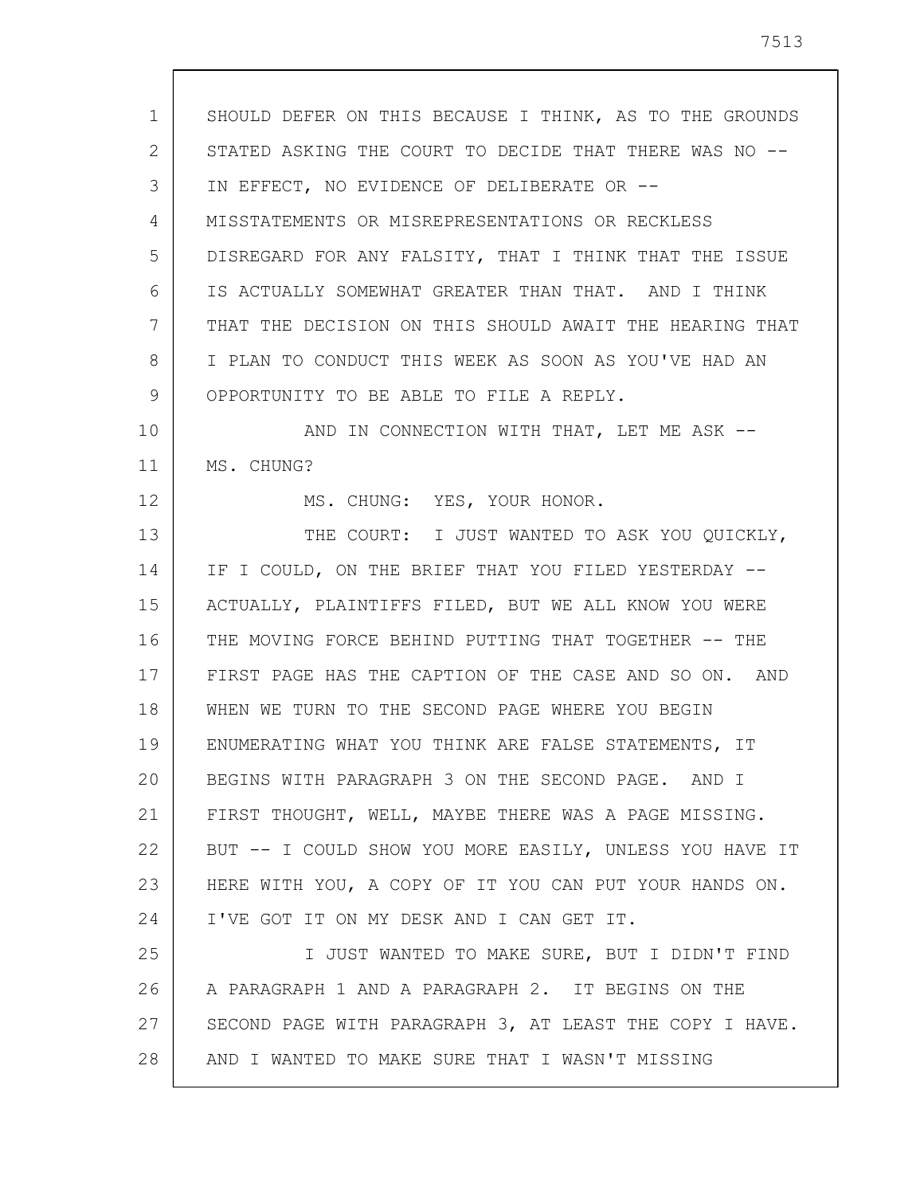SHOULD DEFER ON THIS BECAUSE I THINK, AS TO THE GROUNDS STATED ASKING THE COURT TO DECIDE THAT THERE WAS NO -- IN EFFECT, NO EVIDENCE OF DELIBERATE OR -- MISSTATEMENTS OR MISREPRESENTATIONS OR RECKLESS DISREGARD FOR ANY FALSITY, THAT I THINK THAT THE ISSUE IS ACTUALLY SOMEWHAT GREATER THAN THAT. AND I THINK THAT THE DECISION ON THIS SHOULD AWAIT THE HEARING THAT I PLAN TO CONDUCT THIS WEEK AS SOON AS YOU'VE HAD AN OPPORTUNITY TO BE ABLE TO FILE A REPLY.

AND IN CONNECTION WITH THAT, LET ME ASK -- MS. CHUNG?

MS. CHUNG: YES, YOUR HONOR.

THE COURT: I JUST WANTED TO ASK YOU QUICKLY, IF I COULD, ON THE BRIEF THAT YOU FILED YESTERDAY -- ACTUALLY, PLAINTIFFS FILED, BUT WE ALL KNOW YOU WERE THE MOVING FORCE BEHIND PUTTING THAT TOGETHER -- THE FIRST PAGE HAS THE CAPTION OF THE CASE AND SO ON. AND WHEN WE TURN TO THE SECOND PAGE WHERE YOU BEGIN ENUMERATING WHAT YOU THINK ARE FALSE STATEMENTS, IT BEGINS WITH PARAGRAPH 3 ON THE SECOND PAGE. AND I FIRST THOUGHT, WELL, MAYBE THERE WAS A PAGE MISSING. BUT -- I COULD SHOW YOU MORE EASILY, UNLESS YOU HAVE IT HERE WITH YOU, A COPY OF IT YOU CAN PUT YOUR HANDS ON. I'VE GOT IT ON MY DESK AND I CAN GET IT.

I JUST WANTED TO MAKE SURE, BUT I DIDN'T FIND A PARAGRAPH 1 AND A PARAGRAPH 2. IT BEGINS ON THE SECOND PAGE WITH PARAGRAPH 3, AT LEAST THE COPY I HAVE. AND I WANTED TO MAKE SURE THAT I WASN'T MISSING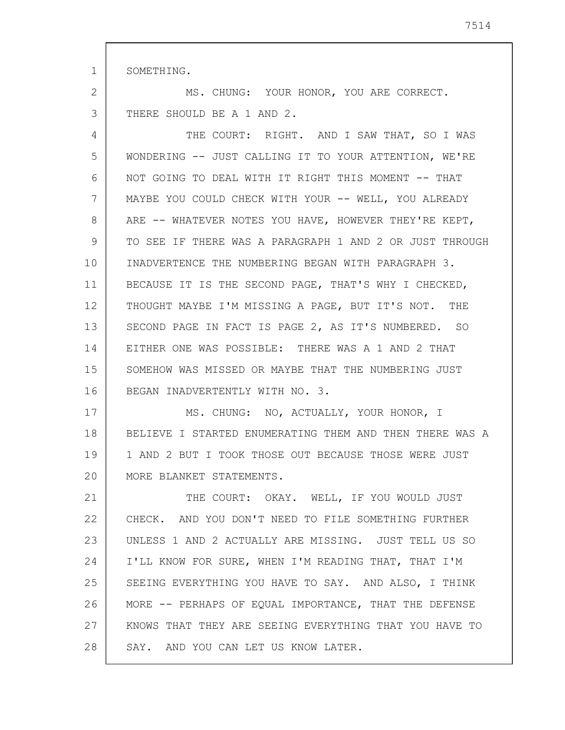SOMETHING.

MS. CHUNG: YOUR HONOR, YOU ARE CORRECT. THERE SHOULD BE A 1 AND 2.

THE COURT: RIGHT. AND I SAW THAT, SO I WAS WONDERING -- JUST CALLING IT TO YOUR ATTENTION, WE'RE NOT GOING TO DEAL WITH IT RIGHT THIS MOMENT -- THAT MAYBE YOU COULD CHECK WITH YOUR -- WELL, YOU ALREADY ARE -- WHATEVER NOTES YOU HAVE, HOWEVER THEY'RE KEPT, TO SEE IF THERE WAS A PARAGRAPH 1 AND 2 OR JUST THROUGH INADVERTENCE THE NUMBERING BEGAN WITH PARAGRAPH 3. BECAUSE IT IS THE SECOND PAGE, THAT'S WHY I CHECKED, THOUGHT MAYBE I'M MISSING A PAGE, BUT IT'S NOT. THE SECOND PAGE IN FACT IS PAGE 2, AS IT'S NUMBERED. SO EITHER ONE WAS POSSIBLE: THERE WAS A 1 AND 2 THAT SOMEHOW WAS MISSED OR MAYBE THAT THE NUMBERING JUST BEGAN INADVERTENTLY WITH NO. 3.

MS. CHUNG: NO, ACTUALLY, YOUR HONOR, I BELIEVE I STARTED ENUMERATING THEM AND THEN THERE WAS A 1 AND 2 BUT I TOOK THOSE OUT BECAUSE THOSE WERE JUST MORE BLANKET STATEMENTS.

THE COURT: OKAY. WELL, IF YOU WOULD JUST CHECK. AND YOU DON'T NEED TO FILE SOMETHING FURTHER UNLESS 1 AND 2 ACTUALLY ARE MISSING. JUST TELL US SO I'LL KNOW FOR SURE, WHEN I'M READING THAT, THAT I'M SEEING EVERYTHING YOU HAVE TO SAY. AND ALSO, I THINK MORE -- PERHAPS OF EQUAL IMPORTANCE, THAT THE DEFENSE KNOWS THAT THEY ARE SEEING EVERYTHING THAT YOU HAVE TO SAY. AND YOU CAN LET US KNOW LATER.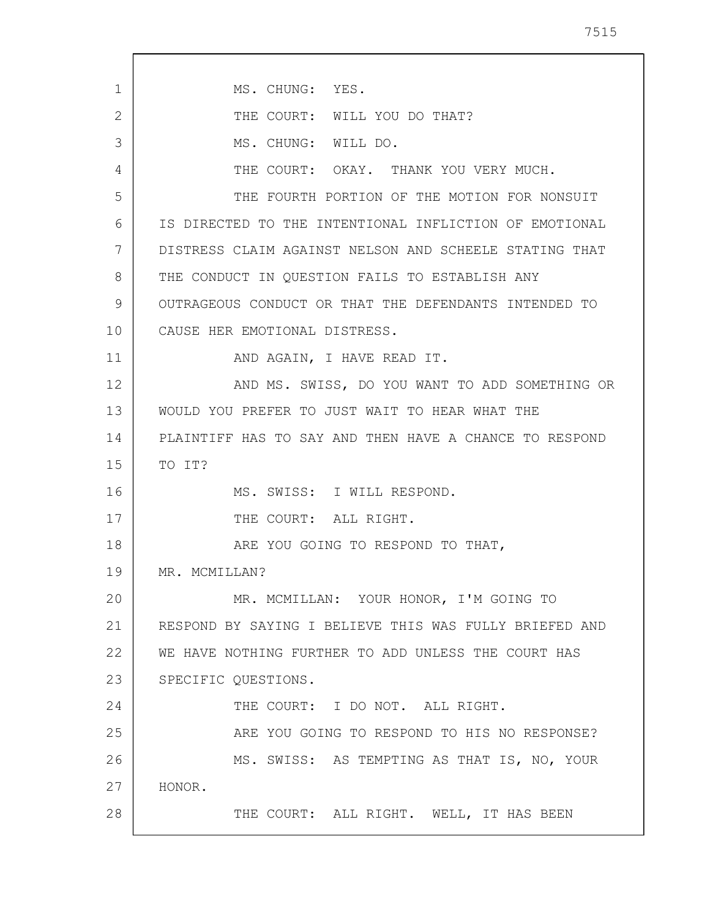MS. CHUNG: YES.

THE COURT: WILL YOU DO THAT?

MS. CHUNG: WILL DO.

THE COURT: OKAY. THANK YOU VERY MUCH.

THE FOURTH PORTION OF THE MOTION FOR NONSUIT IS DIRECTED TO THE INTENTIONAL INFLICTION OF EMOTIONAL DISTRESS CLAIM AGAINST NELSON AND SCHEELE STATING THAT THE CONDUCT IN QUESTION FAILS TO ESTABLISH ANY OUTRAGEOUS CONDUCT OR THAT THE DEFENDANTS INTENDED TO CAUSE HER EMOTIONAL DISTRESS.

AND AGAIN, I HAVE READ IT.

AND MS. SWISS, DO YOU WANT TO ADD SOMETHING OR WOULD YOU PREFER TO JUST WAIT TO HEAR WHAT THE PLAINTIFF HAS TO SAY AND THEN HAVE A CHANCE TO RESPOND TO IT?

MS. SWISS: I WILL RESPOND.

THE COURT: ALL RIGHT.

ARE YOU GOING TO RESPOND TO THAT, MR. MCMILLAN?

MR. MCMILLAN: YOUR HONOR, I'M GOING TO RESPOND BY SAYING I BELIEVE THIS WAS FULLY BRIEFED AND WE HAVE NOTHING FURTHER TO ADD UNLESS THE COURT HAS SPECIFIC QUESTIONS.

THE COURT: I DO NOT. ALL RIGHT.

ARE YOU GOING TO RESPOND TO HIS NO RESPONSE?

MS. SWISS: AS TEMPTING AS THAT IS, NO, YOUR HONOR.

THE COURT: ALL RIGHT. WELL, IT HAS BEEN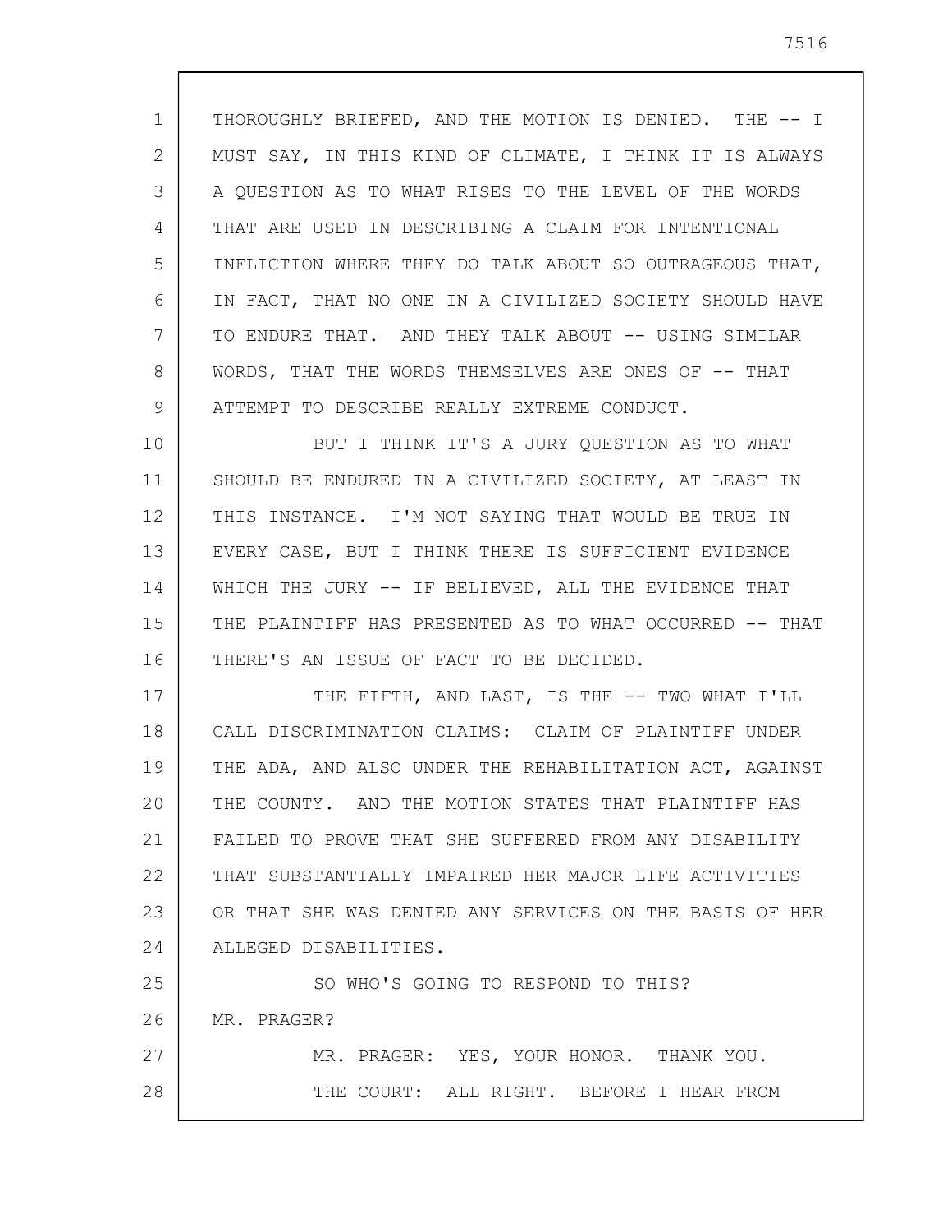THOROUGHLY BRIEFED, AND THE MOTION IS DENIED. THE -- I MUST SAY, IN THIS KIND OF CLIMATE, I THINK IT IS ALWAYS A QUESTION AS TO WHAT RISES TO THE LEVEL OF THE WORDS THAT ARE USED IN DESCRIBING A CLAIM FOR INTENTIONAL INFLICTION WHERE THEY DO TALK ABOUT SO OUTRAGEOUS THAT, IN FACT, THAT NO ONE IN A CIVILIZED SOCIETY SHOULD HAVE TO ENDURE THAT. AND THEY TALK ABOUT -- USING SIMILAR WORDS, THAT THE WORDS THEMSELVES ARE ONES OF -- THAT ATTEMPT TO DESCRIBE REALLY EXTREME CONDUCT.

BUT I THINK IT'S A JURY QUESTION AS TO WHAT SHOULD BE ENDURED IN A CIVILIZED SOCIETY, AT LEAST IN THIS INSTANCE. I'M NOT SAYING THAT WOULD BE TRUE IN EVERY CASE, BUT I THINK THERE IS SUFFICIENT EVIDENCE WHICH THE JURY -- IF BELIEVED, ALL THE EVIDENCE THAT THE PLAINTIFF HAS PRESENTED AS TO WHAT OCCURRED -- THAT THERE'S AN ISSUE OF FACT TO BE DECIDED.

THE FIFTH, AND LAST, IS THE -- TWO WHAT I'LL CALL DISCRIMINATION CLAIMS: CLAIM OF PLAINTIFF UNDER THE ADA, AND ALSO UNDER THE REHABILITATION ACT, AGAINST THE COUNTY. AND THE MOTION STATES THAT PLAINTIFF HAS FAILED TO PROVE THAT SHE SUFFERED FROM ANY DISABILITY THAT SUBSTANTIALLY IMPAIRED HER MAJOR LIFE ACTIVITIES OR THAT SHE WAS DENIED ANY SERVICES ON THE BASIS OF HER ALLEGED DISABILITIES.

SO WHO'S GOING TO RESPOND TO THIS? MR. PRAGER?

MR. PRAGER: YES, YOUR HONOR. THANK YOU.

THE COURT: ALL RIGHT. BEFORE I HEAR FROM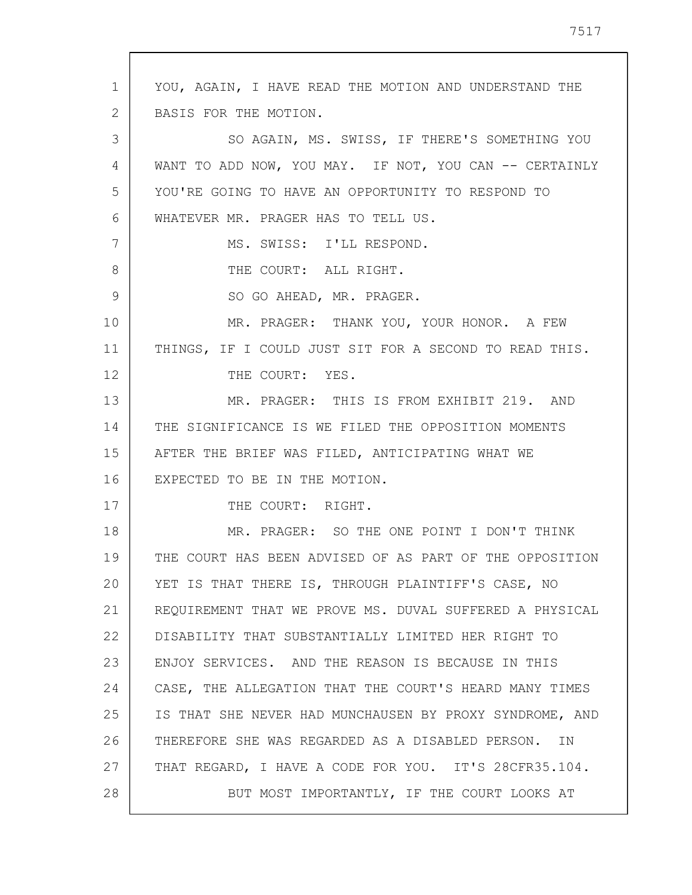YOU, AGAIN, I HAVE READ THE MOTION AND UNDERSTAND THE BASIS FOR THE MOTION.

SO AGAIN, MS. SWISS, IF THERE'S SOMETHING YOU WANT TO ADD NOW, YOU MAY. IF NOT, YOU CAN -- CERTAINLY YOU'RE GOING TO HAVE AN OPPORTUNITY TO RESPOND TO WHATEVER MR. PRAGER HAS TO TELL US.

MS. SWISS: I'LL RESPOND.

THE COURT: ALL RIGHT.

SO GO AHEAD, MR. PRAGER.

MR. PRAGER: THANK YOU, YOUR HONOR. A FEW THINGS, IF I COULD JUST SIT FOR A SECOND TO READ THIS.

THE COURT: YES.

MR. PRAGER: THIS IS FROM EXHIBIT 219. AND THE SIGNIFICANCE IS WE FILED THE OPPOSITION MOMENTS AFTER THE BRIEF WAS FILED, ANTICIPATING WHAT WE EXPECTED TO BE IN THE MOTION.

THE COURT: RIGHT.

MR. PRAGER: SO THE ONE POINT I DON'T THINK THE COURT HAS BEEN ADVISED OF AS PART OF THE OPPOSITION YET IS THAT THERE IS, THROUGH PLAINTIFF'S CASE, NO REQUIREMENT THAT WE PROVE MS. DUVAL SUFFERED A PHYSICAL DISABILITY THAT SUBSTANTIALLY LIMITED HER RIGHT TO ENJOY SERVICES. AND THE REASON IS BECAUSE IN THIS CASE, THE ALLEGATION THAT THE COURT'S HEARD MANY TIMES IS THAT SHE NEVER HAD MUNCHAUSEN BY PROXY SYNDROME, AND THEREFORE SHE WAS REGARDED AS A DISABLED PERSON. IN THAT REGARD, I HAVE A CODE FOR YOU. IT'S 28CFR35.104.

BUT MOST IMPORTANTLY, IF THE COURT LOOKS AT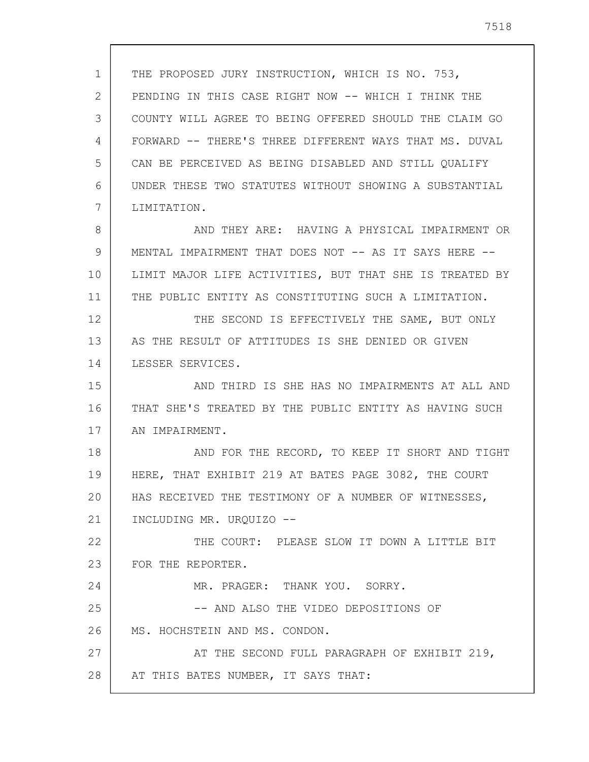THE PROPOSED JURY INSTRUCTION, WHICH IS NO. 753, PENDING IN THIS CASE RIGHT NOW -- WHICH I THINK THE COUNTY WILL AGREE TO BEING OFFERED SHOULD THE CLAIM GO FORWARD -- THERE'S THREE DIFFERENT WAYS THAT MS. DUVAL CAN BE PERCEIVED AS BEING DISABLED AND STILL QUALIFY UNDER THESE TWO STATUTES WITHOUT SHOWING A SUBSTANTIAL LIMITATION.

AND THEY ARE: HAVING A PHYSICAL IMPAIRMENT OR MENTAL IMPAIRMENT THAT DOES NOT -- AS IT SAYS HERE -- LIMIT MAJOR LIFE ACTIVITIES, BUT THAT SHE IS TREATED BY THE PUBLIC ENTITY AS CONSTITUTING SUCH A LIMITATION.

THE SECOND IS EFFECTIVELY THE SAME, BUT ONLY AS THE RESULT OF ATTITUDES IS SHE DENIED OR GIVEN LESSER SERVICES.

AND THIRD IS SHE HAS NO IMPAIRMENTS AT ALL AND THAT SHE'S TREATED BY THE PUBLIC ENTITY AS HAVING SUCH AN IMPAIRMENT.

AND FOR THE RECORD, TO KEEP IT SHORT AND TIGHT HERE, THAT EXHIBIT 219 AT BATES PAGE 3082, THE COURT HAS RECEIVED THE TESTIMONY OF A NUMBER OF WITNESSES, INCLUDING MR. URQUIZO --

THE COURT: PLEASE SLOW IT DOWN A LITTLE BIT FOR THE REPORTER.

MR. PRAGER: THANK YOU. SORRY.

-- AND ALSO THE VIDEO DEPOSITIONS OF MS. HOCHSTEIN AND MS. CONDON.

AT THE SECOND FULL PARAGRAPH OF EXHIBIT 219, AT THIS BATES NUMBER, IT SAYS THAT: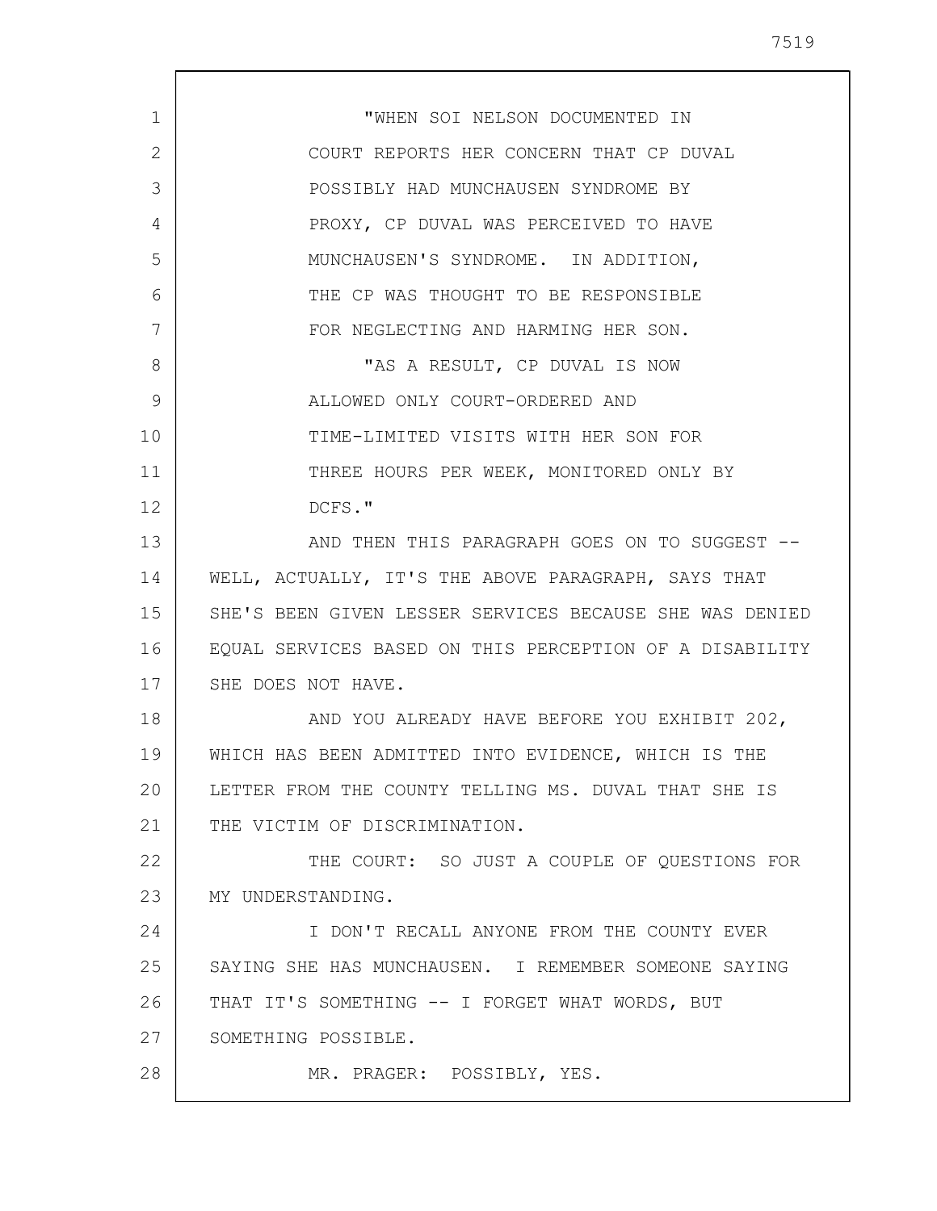"WHEN SOI NELSON DOCUMENTED IN COURT REPORTS HER CONCERN THAT CP DUVAL POSSIBLY HAD MUNCHAUSEN SYNDROME BY PROXY, CP DUVAL WAS PERCEIVED TO HAVE MUNCHAUSEN'S SYNDROME. IN ADDITION, THE CP WAS THOUGHT TO BE RESPONSIBLE FOR NEGLECTING AND HARMING HER SON.

"AS A RESULT, CP DUVAL IS NOW ALLOWED ONLY COURT-ORDERED AND TIME-LIMITED VISITS WITH HER SON FOR THREE HOURS PER WEEK, MONITORED ONLY BY DCFS."

AND THEN THIS PARAGRAPH GOES ON TO SUGGEST -- WELL, ACTUALLY, IT'S THE ABOVE PARAGRAPH, SAYS THAT SHE'S BEEN GIVEN LESSER SERVICES BECAUSE SHE WAS DENIED EQUAL SERVICES BASED ON THIS PERCEPTION OF A DISABILITY SHE DOES NOT HAVE.

AND YOU ALREADY HAVE BEFORE YOU EXHIBIT 202, WHICH HAS BEEN ADMITTED INTO EVIDENCE, WHICH IS THE LETTER FROM THE COUNTY TELLING MS. DUVAL THAT SHE IS THE VICTIM OF DISCRIMINATION.

THE COURT: SO JUST A COUPLE OF QUESTIONS FOR MY UNDERSTANDING.

I DON'T RECALL ANYONE FROM THE COUNTY EVER SAYING SHE HAS MUNCHAUSEN. I REMEMBER SOMEONE SAYING THAT IT'S SOMETHING -- I FORGET WHAT WORDS, BUT SOMETHING POSSIBLE.

MR. PRAGER: POSSIBLY, YES.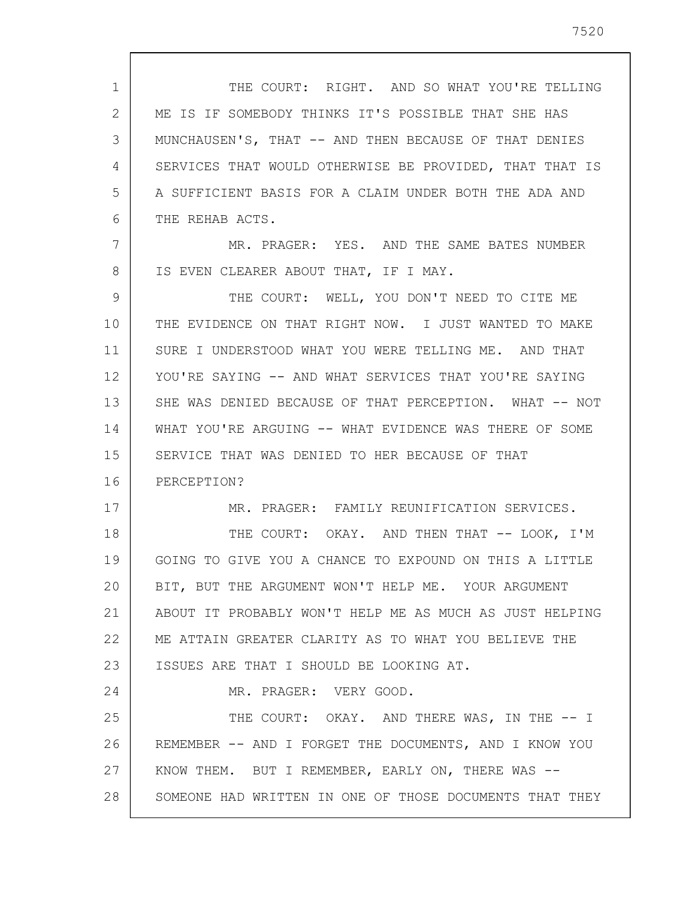THE COURT: RIGHT. AND SO WHAT YOU'RE TELLING ME IS IF SOMEBODY THINKS IT'S POSSIBLE THAT SHE HAS MUNCHAUSEN'S, THAT -- AND THEN BECAUSE OF THAT DENIES SERVICES THAT WOULD OTHERWISE BE PROVIDED, THAT THAT IS A SUFFICIENT BASIS FOR A CLAIM UNDER BOTH THE ADA AND THE REHAB ACTS.

MR. PRAGER: YES. AND THE SAME BATES NUMBER IS EVEN CLEARER ABOUT THAT, IF I MAY.

THE COURT: WELL, YOU DON'T NEED TO CITE ME THE EVIDENCE ON THAT RIGHT NOW. I JUST WANTED TO MAKE SURE I UNDERSTOOD WHAT YOU WERE TELLING ME. AND THAT YOU'RE SAYING -- AND WHAT SERVICES THAT YOU'RE SAYING SHE WAS DENIED BECAUSE OF THAT PERCEPTION. WHAT -- NOT WHAT YOU'RE ARGUING -- WHAT EVIDENCE WAS THERE OF SOME SERVICE THAT WAS DENIED TO HER BECAUSE OF THAT PERCEPTION?

MR. PRAGER: FAMILY REUNIFICATION SERVICES.

THE COURT: OKAY. AND THEN THAT -- LOOK, I'M GOING TO GIVE YOU A CHANCE TO EXPOUND ON THIS A LITTLE BIT, BUT THE ARGUMENT WON'T HELP ME. YOUR ARGUMENT ABOUT IT PROBABLY WON'T HELP ME AS MUCH AS JUST HELPING ME ATTAIN GREATER CLARITY AS TO WHAT YOU BELIEVE THE ISSUES ARE THAT I SHOULD BE LOOKING AT.

MR. PRAGER: VERY GOOD.

THE COURT: OKAY. AND THERE WAS, IN THE -- I REMEMBER -- AND I FORGET THE DOCUMENTS, AND I KNOW YOU KNOW THEM. BUT I REMEMBER, EARLY ON, THERE WAS -- SOMEONE HAD WRITTEN IN ONE OF THOSE DOCUMENTS THAT THEY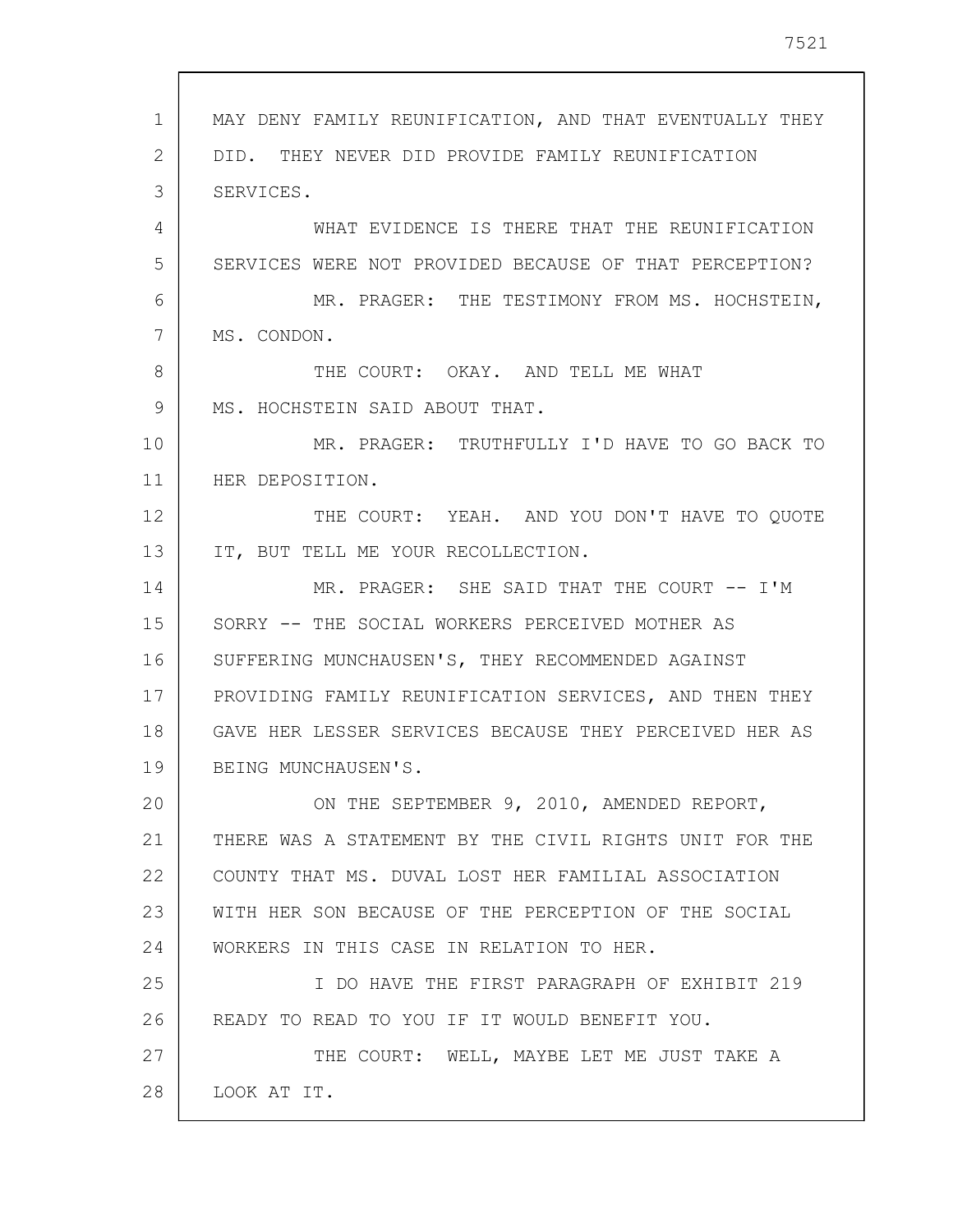MAY DENY FAMILY REUNIFICATION, AND THAT EVENTUALLY THEY DID. THEY NEVER DID PROVIDE FAMILY REUNIFICATION SERVICES.

WHAT EVIDENCE IS THERE THAT THE REUNIFICATION SERVICES WERE NOT PROVIDED BECAUSE OF THAT PERCEPTION?

MR. PRAGER: THE TESTIMONY FROM MS. HOCHSTEIN, MS. CONDON.

THE COURT: OKAY. AND TELL ME WHAT MS. HOCHSTEIN SAID ABOUT THAT.

MR. PRAGER: TRUTHFULLY I'D HAVE TO GO BACK TO HER DEPOSITION.

THE COURT: YEAH. AND YOU DON'T HAVE TO QUOTE IT, BUT TELL ME YOUR RECOLLECTION.

MR. PRAGER: SHE SAID THAT THE COURT -- I'M SORRY -- THE SOCIAL WORKERS PERCEIVED MOTHER AS SUFFERING MUNCHAUSEN'S, THEY RECOMMENDED AGAINST PROVIDING FAMILY REUNIFICATION SERVICES, AND THEN THEY GAVE HER LESSER SERVICES BECAUSE THEY PERCEIVED HER AS BEING MUNCHAUSEN'S.

ON THE SEPTEMBER 9, 2010, AMENDED REPORT, THERE WAS A STATEMENT BY THE CIVIL RIGHTS UNIT FOR THE COUNTY THAT MS. DUVAL LOST HER FAMILIAL ASSOCIATION WITH HER SON BECAUSE OF THE PERCEPTION OF THE SOCIAL WORKERS IN THIS CASE IN RELATION TO HER.

I DO HAVE THE FIRST PARAGRAPH OF EXHIBIT 219 READY TO READ TO YOU IF IT WOULD BENEFIT YOU.

THE COURT: WELL, MAYBE LET ME JUST TAKE A LOOK AT IT.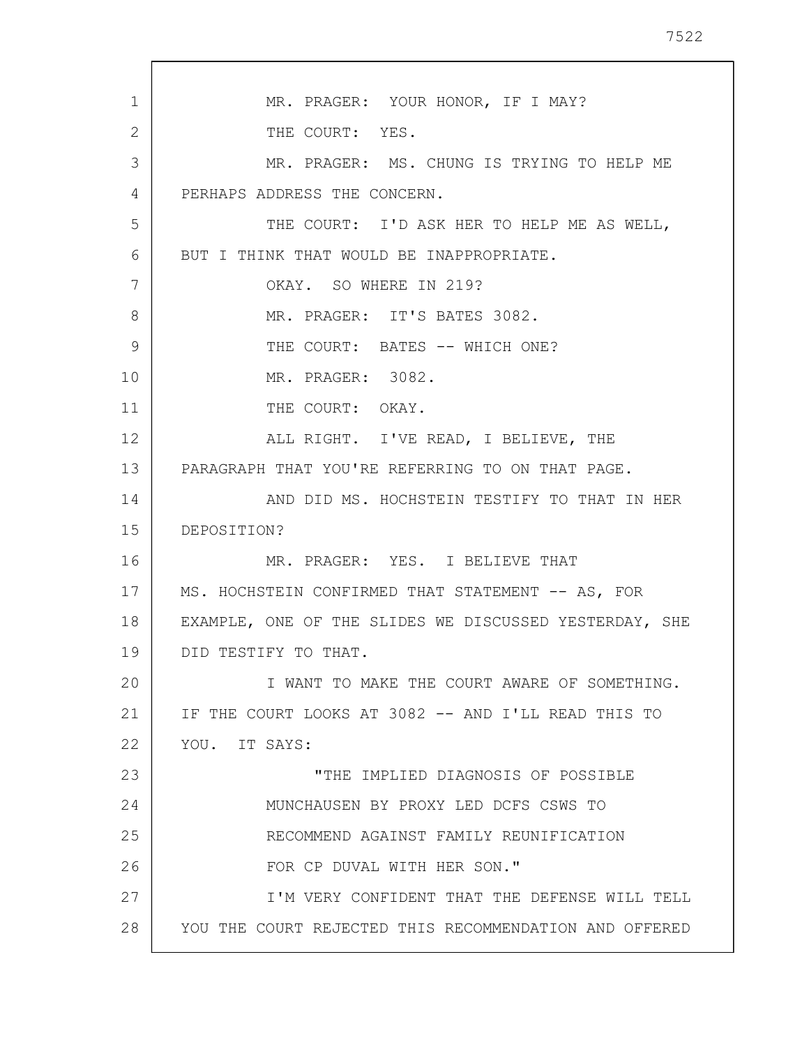MR. PRAGER: YOUR HONOR, IF I MAY?

THE COURT: YES.

MR. PRAGER: MS. CHUNG IS TRYING TO HELP ME PERHAPS ADDRESS THE CONCERN.

THE COURT: I'D ASK HER TO HELP ME AS WELL, BUT I THINK THAT WOULD BE INAPPROPRIATE.

OKAY. SO WHERE IN 219?

MR. PRAGER: IT'S BATES 3082.

THE COURT: BATES -- WHICH ONE?

MR. PRAGER: 3082.

THE COURT: OKAY.

ALL RIGHT. I'VE READ, I BELIEVE, THE PARAGRAPH THAT YOU'RE REFERRING TO ON THAT PAGE.

AND DID MS. HOCHSTEIN TESTIFY TO THAT IN HER DEPOSITION?

MR. PRAGER: YES. I BELIEVE THAT MS. HOCHSTEIN CONFIRMED THAT STATEMENT -- AS, FOR EXAMPLE, ONE OF THE SLIDES WE DISCUSSED YESTERDAY, SHE DID TESTIFY TO THAT.

I WANT TO MAKE THE COURT AWARE OF SOMETHING. IF THE COURT LOOKS AT 3082 -- AND I'LL READ THIS TO YOU. IT SAYS:

> "THE IMPLIED DIAGNOSIS OF POSSIBLE MUNCHAUSEN BY PROXY LED DCFS CSWS TO RECOMMEND AGAINST FAMILY REUNIFICATION FOR CP DUVAL WITH HER SON."

I'M VERY CONFIDENT THAT THE DEFENSE WILL TELL YOU THE COURT REJECTED THIS RECOMMENDATION AND OFFERED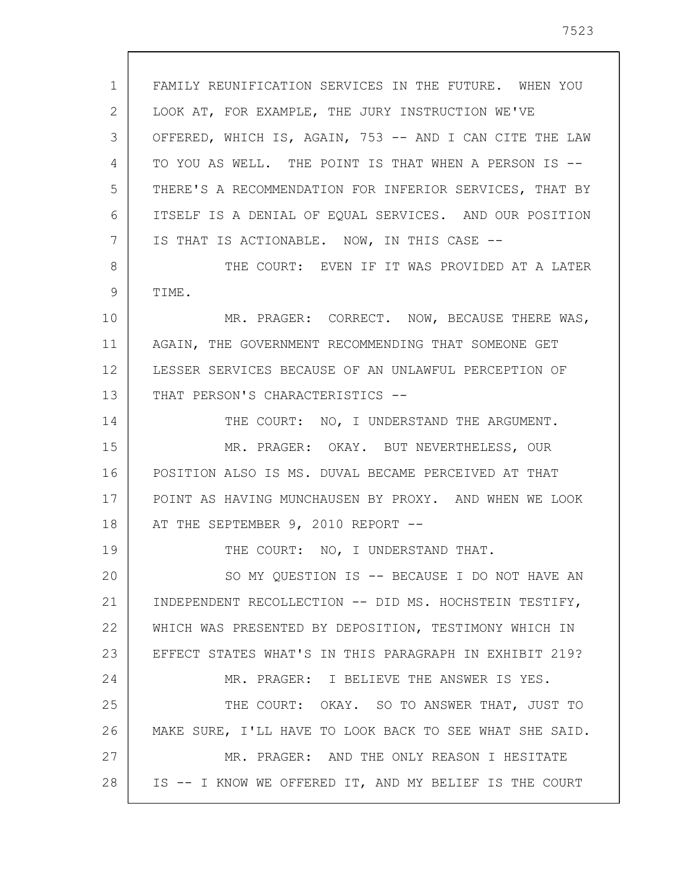FAMILY REUNIFICATION SERVICES IN THE FUTURE. WHEN YOU LOOK AT, FOR EXAMPLE, THE JURY INSTRUCTION WE'VE OFFERED, WHICH IS, AGAIN, 753 -- AND I CAN CITE THE LAW TO YOU AS WELL. THE POINT IS THAT WHEN A PERSON IS -- THERE'S A RECOMMENDATION FOR INFERIOR SERVICES, THAT BY ITSELF IS A DENIAL OF EQUAL SERVICES. AND OUR POSITION IS THAT IS ACTIONABLE. NOW, IN THIS CASE --

THE COURT: EVEN IF IT WAS PROVIDED AT A LATER TIME.

MR. PRAGER: CORRECT. NOW, BECAUSE THERE WAS, AGAIN, THE GOVERNMENT RECOMMENDING THAT SOMEONE GET LESSER SERVICES BECAUSE OF AN UNLAWFUL PERCEPTION OF THAT PERSON'S CHARACTERISTICS --

THE COURT: NO, I UNDERSTAND THE ARGUMENT.

MR. PRAGER: OKAY. BUT NEVERTHELESS, OUR POSITION ALSO IS MS. DUVAL BECAME PERCEIVED AT THAT POINT AS HAVING MUNCHAUSEN BY PROXY. AND WHEN WE LOOK AT THE SEPTEMBER 9, 2010 REPORT --

THE COURT: NO, I UNDERSTAND THAT.

SO MY QUESTION IS -- BECAUSE I DO NOT HAVE AN INDEPENDENT RECOLLECTION -- DID MS. HOCHSTEIN TESTIFY, WHICH WAS PRESENTED BY DEPOSITION, TESTIMONY WHICH IN EFFECT STATES WHAT'S IN THIS PARAGRAPH IN EXHIBIT 219?

MR. PRAGER: I BELIEVE THE ANSWER IS YES.

THE COURT: OKAY. SO TO ANSWER THAT, JUST TO MAKE SURE, I'LL HAVE TO LOOK BACK TO SEE WHAT SHE SAID.

MR. PRAGER: AND THE ONLY REASON I HESITATE IS -- I KNOW WE OFFERED IT, AND MY BELIEF IS THE COURT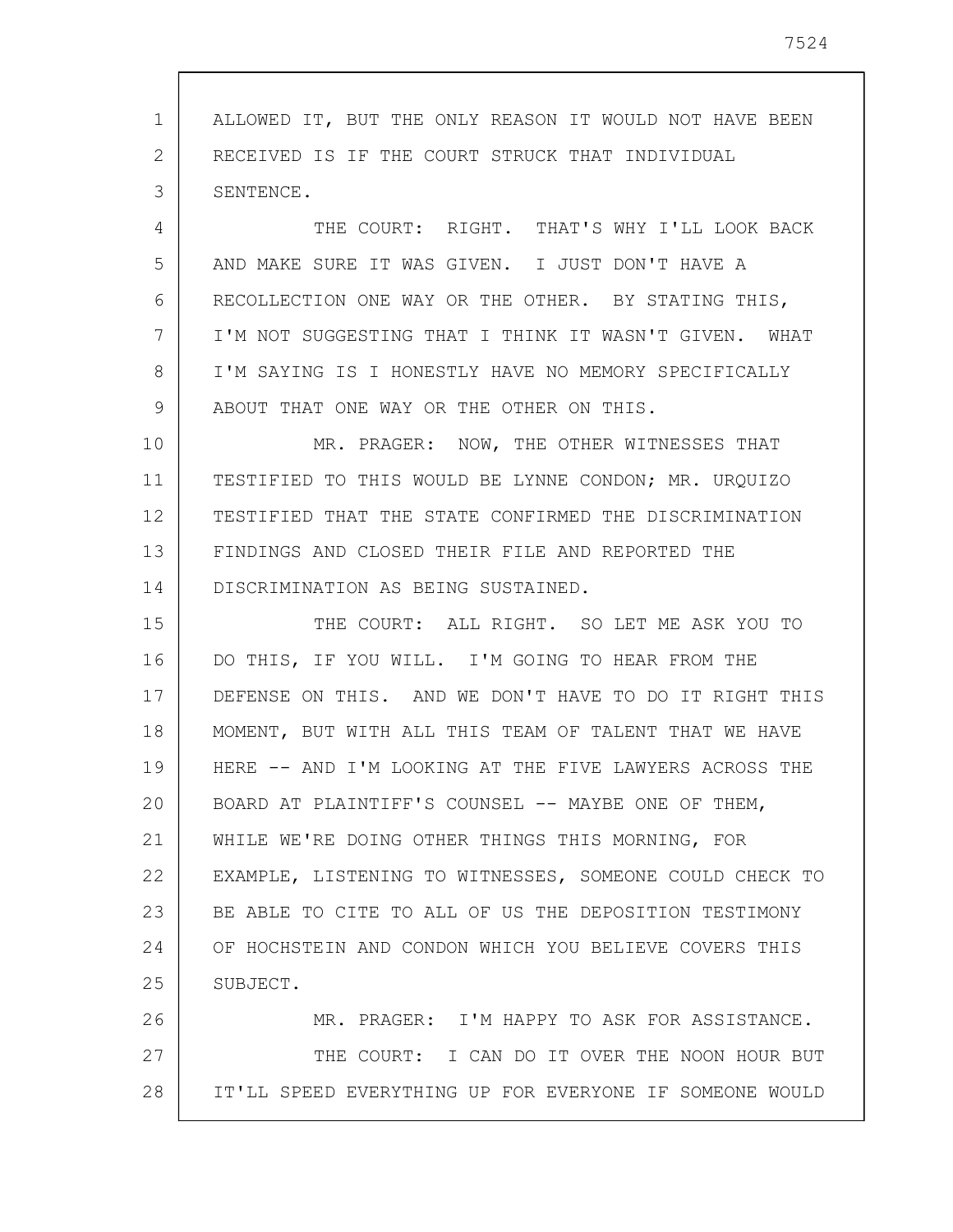ALLOWED IT, BUT THE ONLY REASON IT WOULD NOT HAVE BEEN RECEIVED IS IF THE COURT STRUCK THAT INDIVIDUAL SENTENCE.

THE COURT: RIGHT. THAT'S WHY I'LL LOOK BACK AND MAKE SURE IT WAS GIVEN. I JUST DON'T HAVE A RECOLLECTION ONE WAY OR THE OTHER. BY STATING THIS, I'M NOT SUGGESTING THAT I THINK IT WASN'T GIVEN. WHAT I'M SAYING IS I HONESTLY HAVE NO MEMORY SPECIFICALLY ABOUT THAT ONE WAY OR THE OTHER ON THIS.

MR. PRAGER: NOW, THE OTHER WITNESSES THAT TESTIFIED TO THIS WOULD BE LYNNE CONDON; MR. URQUIZO TESTIFIED THAT THE STATE CONFIRMED THE DISCRIMINATION FINDINGS AND CLOSED THEIR FILE AND REPORTED THE DISCRIMINATION AS BEING SUSTAINED.

THE COURT: ALL RIGHT. SO LET ME ASK YOU TO DO THIS, IF YOU WILL. I'M GOING TO HEAR FROM THE DEFENSE ON THIS. AND WE DON'T HAVE TO DO IT RIGHT THIS MOMENT, BUT WITH ALL THIS TEAM OF TALENT THAT WE HAVE HERE -- AND I'M LOOKING AT THE FIVE LAWYERS ACROSS THE BOARD AT PLAINTIFF'S COUNSEL -- MAYBE ONE OF THEM, WHILE WE'RE DOING OTHER THINGS THIS MORNING, FOR EXAMPLE, LISTENING TO WITNESSES, SOMEONE COULD CHECK TO BE ABLE TO CITE TO ALL OF US THE DEPOSITION TESTIMONY OF HOCHSTEIN AND CONDON WHICH YOU BELIEVE COVERS THIS SUBJECT.

MR. PRAGER: I'M HAPPY TO ASK FOR ASSISTANCE.

THE COURT: I CAN DO IT OVER THE NOON HOUR BUT IT'LL SPEED EVERYTHING UP FOR EVERYONE IF SOMEONE WOULD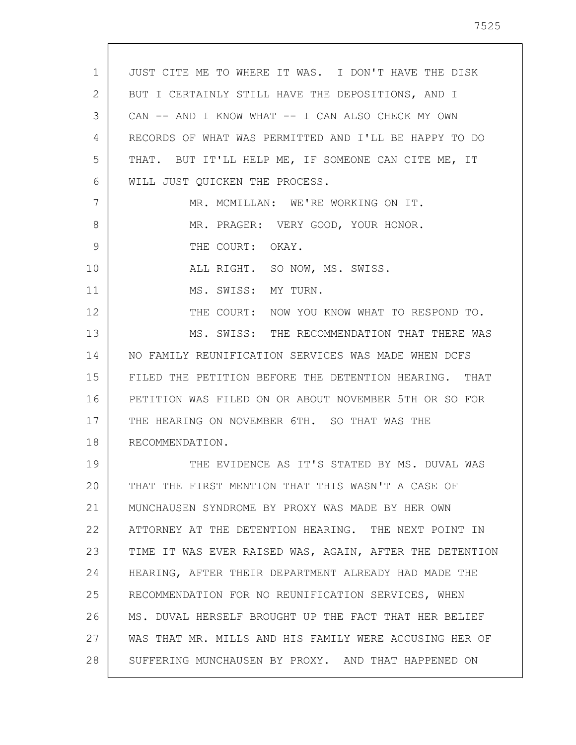JUST CITE ME TO WHERE IT WAS. I DON'T HAVE THE DISK BUT I CERTAINLY STILL HAVE THE DEPOSITIONS, AND I CAN -- AND I KNOW WHAT -- I CAN ALSO CHECK MY OWN RECORDS OF WHAT WAS PERMITTED AND I'LL BE HAPPY TO DO THAT. BUT IT'LL HELP ME, IF SOMEONE CAN CITE ME, IT WILL JUST QUICKEN THE PROCESS.

MR. MCMILLAN: WE'RE WORKING ON IT.

MR. PRAGER: VERY GOOD, YOUR HONOR.

THE COURT: OKAY.

ALL RIGHT. SO NOW, MS. SWISS.

MS. SWISS: MY TURN.

THE COURT: NOW YOU KNOW WHAT TO RESPOND TO.

MS. SWISS: THE RECOMMENDATION THAT THERE WAS NO FAMILY REUNIFICATION SERVICES WAS MADE WHEN DCFS FILED THE PETITION BEFORE THE DETENTION HEARING. THAT PETITION WAS FILED ON OR ABOUT NOVEMBER 5TH OR SO FOR THE HEARING ON NOVEMBER 6TH. SO THAT WAS THE RECOMMENDATION.

THE EVIDENCE AS IT'S STATED BY MS. DUVAL WAS THAT THE FIRST MENTION THAT THIS WASN'T A CASE OF MUNCHAUSEN SYNDROME BY PROXY WAS MADE BY HER OWN ATTORNEY AT THE DETENTION HEARING. THE NEXT POINT IN TIME IT WAS EVER RAISED WAS, AGAIN, AFTER THE DETENTION HEARING, AFTER THEIR DEPARTMENT ALREADY HAD MADE THE RECOMMENDATION FOR NO REUNIFICATION SERVICES, WHEN MS. DUVAL HERSELF BROUGHT UP THE FACT THAT HER BELIEF WAS THAT MR. MILLS AND HIS FAMILY WERE ACCUSING HER OF SUFFERING MUNCHAUSEN BY PROXY. AND THAT HAPPENED ON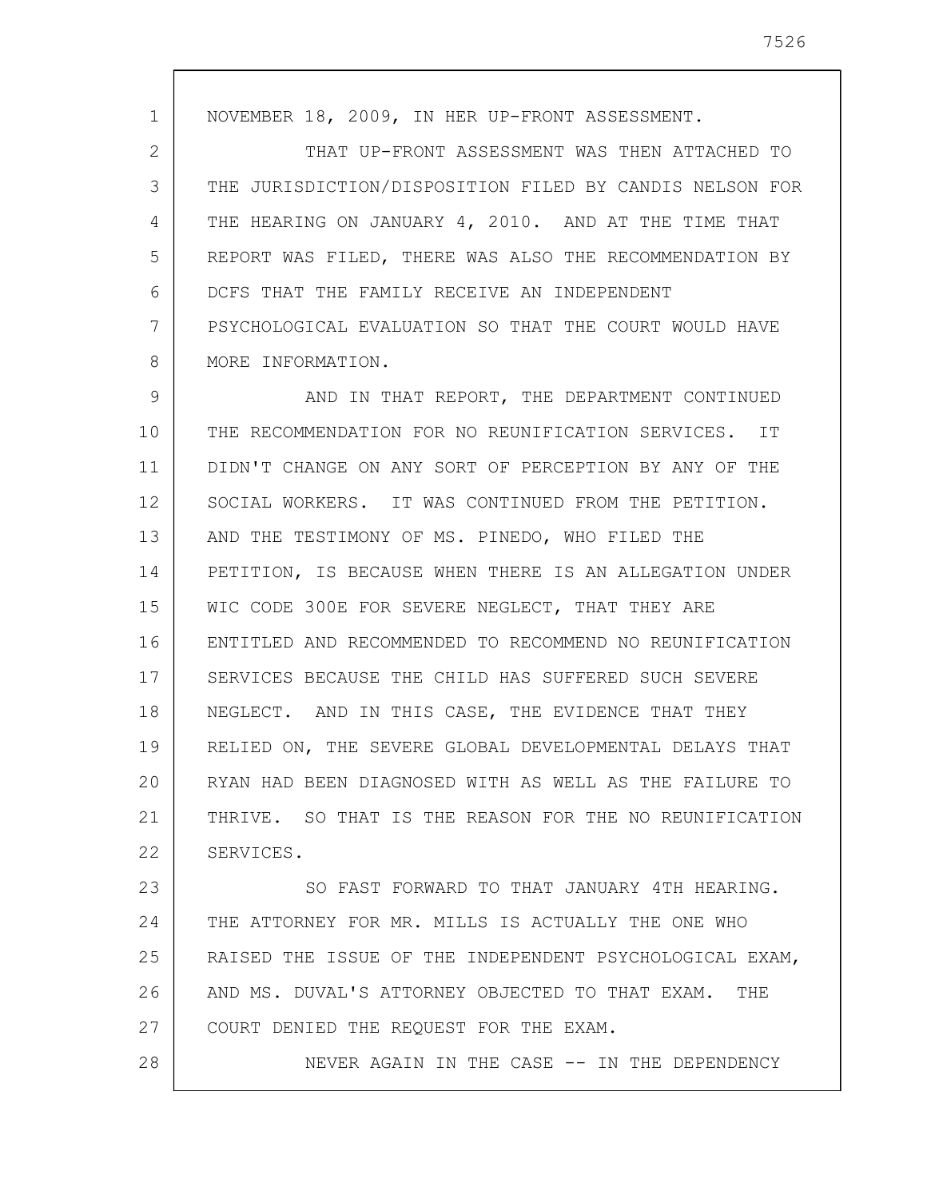NOVEMBER 18, 2009, IN HER UP-FRONT ASSESSMENT.

THAT UP-FRONT ASSESSMENT WAS THEN ATTACHED TO THE JURISDICTION/DISPOSITION FILED BY CANDIS NELSON FOR THE HEARING ON JANUARY 4, 2010. AND AT THE TIME THAT REPORT WAS FILED, THERE WAS ALSO THE RECOMMENDATION BY DCFS THAT THE FAMILY RECEIVE AN INDEPENDENT PSYCHOLOGICAL EVALUATION SO THAT THE COURT WOULD HAVE MORE INFORMATION.

AND IN THAT REPORT, THE DEPARTMENT CONTINUED THE RECOMMENDATION FOR NO REUNIFICATION SERVICES. IT DIDN'T CHANGE ON ANY SORT OF PERCEPTION BY ANY OF THE SOCIAL WORKERS. IT WAS CONTINUED FROM THE PETITION. AND THE TESTIMONY OF MS. PINEDO, WHO FILED THE PETITION, IS BECAUSE WHEN THERE IS AN ALLEGATION UNDER WIC CODE 300E FOR SEVERE NEGLECT, THAT THEY ARE ENTITLED AND RECOMMENDED TO RECOMMEND NO REUNIFICATION SERVICES BECAUSE THE CHILD HAS SUFFERED SUCH SEVERE NEGLECT. AND IN THIS CASE, THE EVIDENCE THAT THEY RELIED ON, THE SEVERE GLOBAL DEVELOPMENTAL DELAYS THAT RYAN HAD BEEN DIAGNOSED WITH AS WELL AS THE FAILURE TO THRIVE. SO THAT IS THE REASON FOR THE NO REUNIFICATION SERVICES.

SO FAST FORWARD TO THAT JANUARY 4TH HEARING. THE ATTORNEY FOR MR. MILLS IS ACTUALLY THE ONE WHO RAISED THE ISSUE OF THE INDEPENDENT PSYCHOLOGICAL EXAM, AND MS. DUVAL'S ATTORNEY OBJECTED TO THAT EXAM. THE COURT DENIED THE REQUEST FOR THE EXAM.

NEVER AGAIN IN THE CASE -- IN THE DEPENDENCY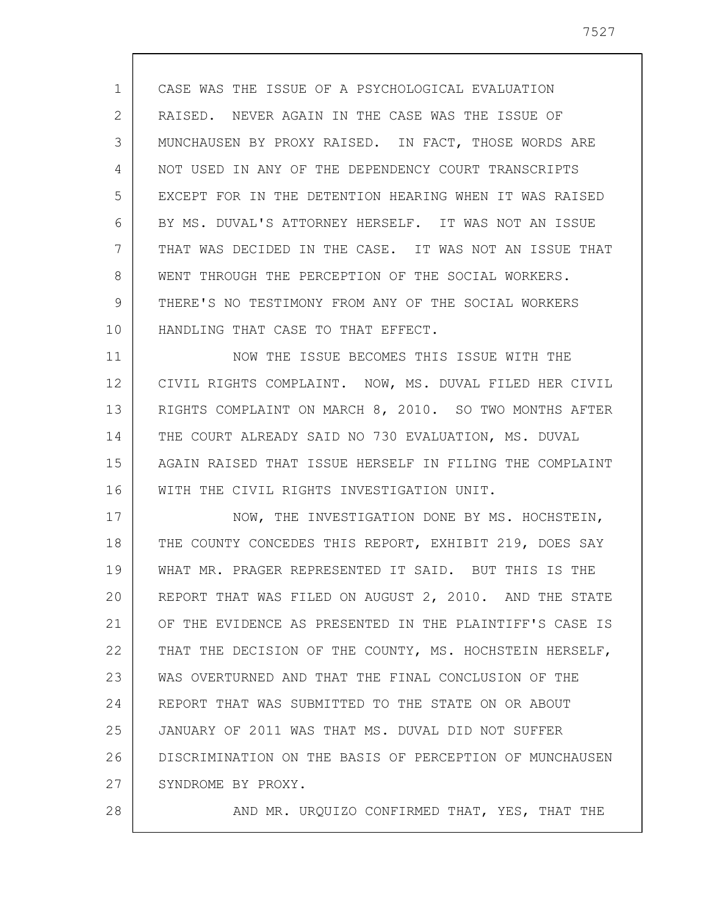CASE WAS THE ISSUE OF A PSYCHOLOGICAL EVALUATION RAISED. NEVER AGAIN IN THE CASE WAS THE ISSUE OF MUNCHAUSEN BY PROXY RAISED. IN FACT, THOSE WORDS ARE NOT USED IN ANY OF THE DEPENDENCY COURT TRANSCRIPTS EXCEPT FOR IN THE DETENTION HEARING WHEN IT WAS RAISED BY MS. DUVAL'S ATTORNEY HERSELF. IT WAS NOT AN ISSUE THAT WAS DECIDED IN THE CASE. IT WAS NOT AN ISSUE THAT WENT THROUGH THE PERCEPTION OF THE SOCIAL WORKERS. THERE'S NO TESTIMONY FROM ANY OF THE SOCIAL WORKERS HANDLING THAT CASE TO THAT EFFECT.

NOW THE ISSUE BECOMES THIS ISSUE WITH THE CIVIL RIGHTS COMPLAINT. NOW, MS. DUVAL FILED HER CIVIL RIGHTS COMPLAINT ON MARCH 8, 2010. SO TWO MONTHS AFTER THE COURT ALREADY SAID NO 730 EVALUATION, MS. DUVAL AGAIN RAISED THAT ISSUE HERSELF IN FILING THE COMPLAINT WITH THE CIVIL RIGHTS INVESTIGATION UNIT.

NOW, THE INVESTIGATION DONE BY MS. HOCHSTEIN, THE COUNTY CONCEDES THIS REPORT, EXHIBIT 219, DOES SAY WHAT MR. PRAGER REPRESENTED IT SAID. BUT THIS IS THE REPORT THAT WAS FILED ON AUGUST 2, 2010. AND THE STATE OF THE EVIDENCE AS PRESENTED IN THE PLAINTIFF'S CASE IS THAT THE DECISION OF THE COUNTY, MS. HOCHSTEIN HERSELF, WAS OVERTURNED AND THAT THE FINAL CONCLUSION OF THE REPORT THAT WAS SUBMITTED TO THE STATE ON OR ABOUT JANUARY OF 2011 WAS THAT MS. DUVAL DID NOT SUFFER DISCRIMINATION ON THE BASIS OF PERCEPTION OF MUNCHAUSEN SYNDROME BY PROXY.

AND MR. URQUIZO CONFIRMED THAT, YES, THAT THE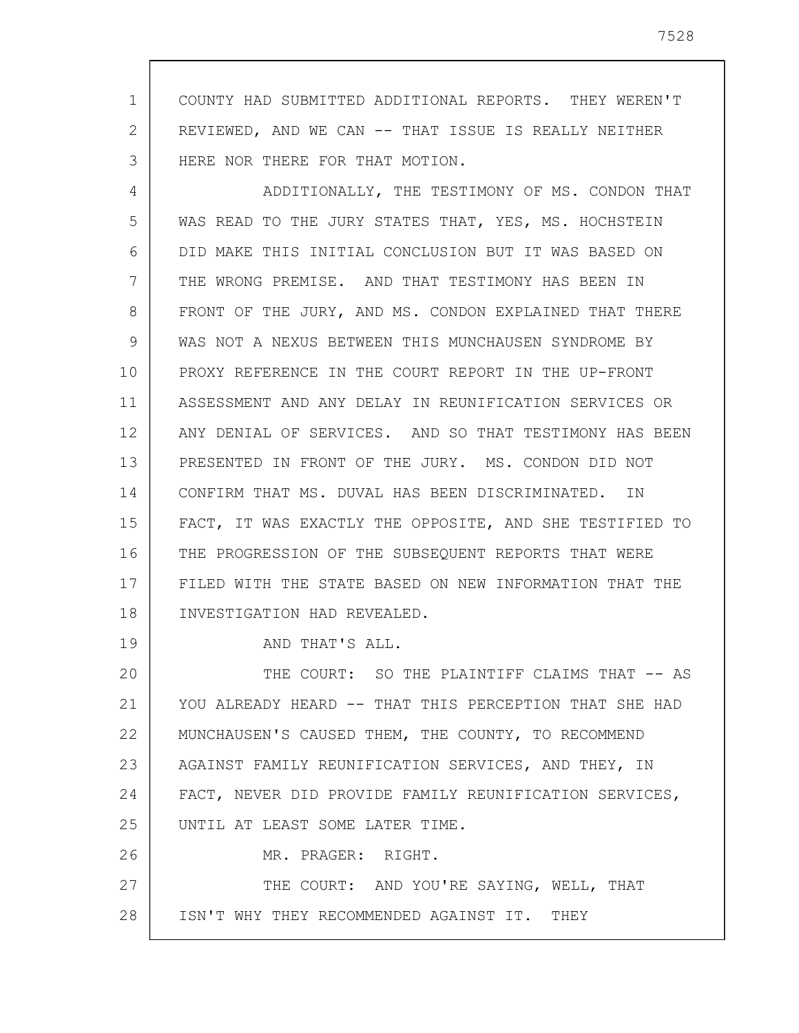COUNTY HAD SUBMITTED ADDITIONAL REPORTS. THEY WEREN'T REVIEWED, AND WE CAN -- THAT ISSUE IS REALLY NEITHER HERE NOR THERE FOR THAT MOTION.

ADDITIONALLY, THE TESTIMONY OF MS. CONDON THAT WAS READ TO THE JURY STATES THAT, YES, MS. HOCHSTEIN DID MAKE THIS INITIAL CONCLUSION BUT IT WAS BASED ON THE WRONG PREMISE. AND THAT TESTIMONY HAS BEEN IN FRONT OF THE JURY, AND MS. CONDON EXPLAINED THAT THERE WAS NOT A NEXUS BETWEEN THIS MUNCHAUSEN SYNDROME BY PROXY REFERENCE IN THE COURT REPORT IN THE UP-FRONT ASSESSMENT AND ANY DELAY IN REUNIFICATION SERVICES OR ANY DENIAL OF SERVICES. AND SO THAT TESTIMONY HAS BEEN PRESENTED IN FRONT OF THE JURY. MS. CONDON DID NOT CONFIRM THAT MS. DUVAL HAS BEEN DISCRIMINATED. IN FACT, IT WAS EXACTLY THE OPPOSITE, AND SHE TESTIFIED TO THE PROGRESSION OF THE SUBSEQUENT REPORTS THAT WERE FILED WITH THE STATE BASED ON NEW INFORMATION THAT THE INVESTIGATION HAD REVEALED.

AND THAT'S ALL.

THE COURT: SO THE PLAINTIFF CLAIMS THAT -- AS YOU ALREADY HEARD -- THAT THIS PERCEPTION THAT SHE HAD MUNCHAUSEN'S CAUSED THEM, THE COUNTY, TO RECOMMEND AGAINST FAMILY REUNIFICATION SERVICES, AND THEY, IN FACT, NEVER DID PROVIDE FAMILY REUNIFICATION SERVICES, UNTIL AT LEAST SOME LATER TIME.

MR. PRAGER: RIGHT.

THE COURT: AND YOU'RE SAYING, WELL, THAT ISN'T WHY THEY RECOMMENDED AGAINST IT. THEY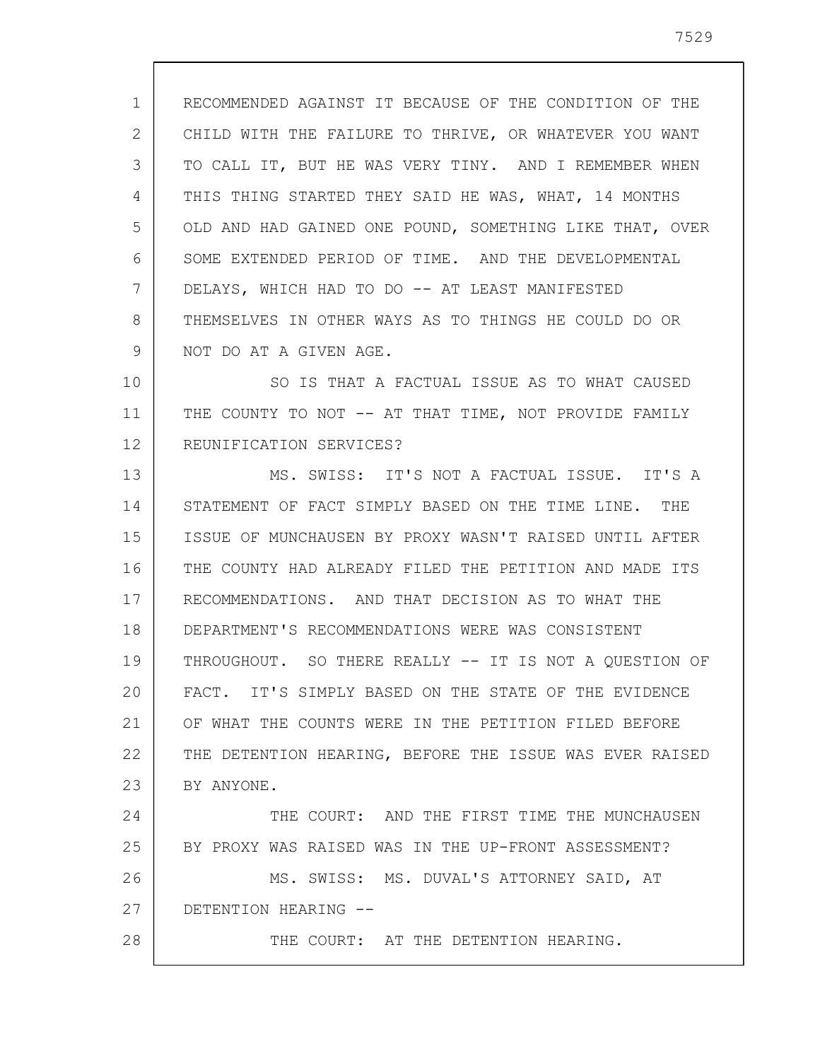RECOMMENDED AGAINST IT BECAUSE OF THE CONDITION OF THE CHILD WITH THE FAILURE TO THRIVE, OR WHATEVER YOU WANT TO CALL IT, BUT HE WAS VERY TINY. AND I REMEMBER WHEN THIS THING STARTED THEY SAID HE WAS, WHAT, 14 MONTHS OLD AND HAD GAINED ONE POUND, SOMETHING LIKE THAT, OVER SOME EXTENDED PERIOD OF TIME. AND THE DEVELOPMENTAL DELAYS, WHICH HAD TO DO -- AT LEAST MANIFESTED THEMSELVES IN OTHER WAYS AS TO THINGS HE COULD DO OR NOT DO AT A GIVEN AGE.

SO IS THAT A FACTUAL ISSUE AS TO WHAT CAUSED THE COUNTY TO NOT -- AT THAT TIME, NOT PROVIDE FAMILY REUNIFICATION SERVICES?

MS. SWISS: IT'S NOT A FACTUAL ISSUE. IT'S A STATEMENT OF FACT SIMPLY BASED ON THE TIME LINE. THE ISSUE OF MUNCHAUSEN BY PROXY WASN'T RAISED UNTIL AFTER THE COUNTY HAD ALREADY FILED THE PETITION AND MADE ITS RECOMMENDATIONS. AND THAT DECISION AS TO WHAT THE DEPARTMENT'S RECOMMENDATIONS WERE WAS CONSISTENT THROUGHOUT. SO THERE REALLY -- IT IS NOT A QUESTION OF FACT. IT'S SIMPLY BASED ON THE STATE OF THE EVIDENCE OF WHAT THE COUNTS WERE IN THE PETITION FILED BEFORE THE DETENTION HEARING, BEFORE THE ISSUE WAS EVER RAISED BY ANYONE.

THE COURT: AND THE FIRST TIME THE MUNCHAUSEN BY PROXY WAS RAISED WAS IN THE UP-FRONT ASSESSMENT?

MS. SWISS: MS. DUVAL'S ATTORNEY SAID, AT DETENTION HEARING --

THE COURT: AT THE DETENTION HEARING.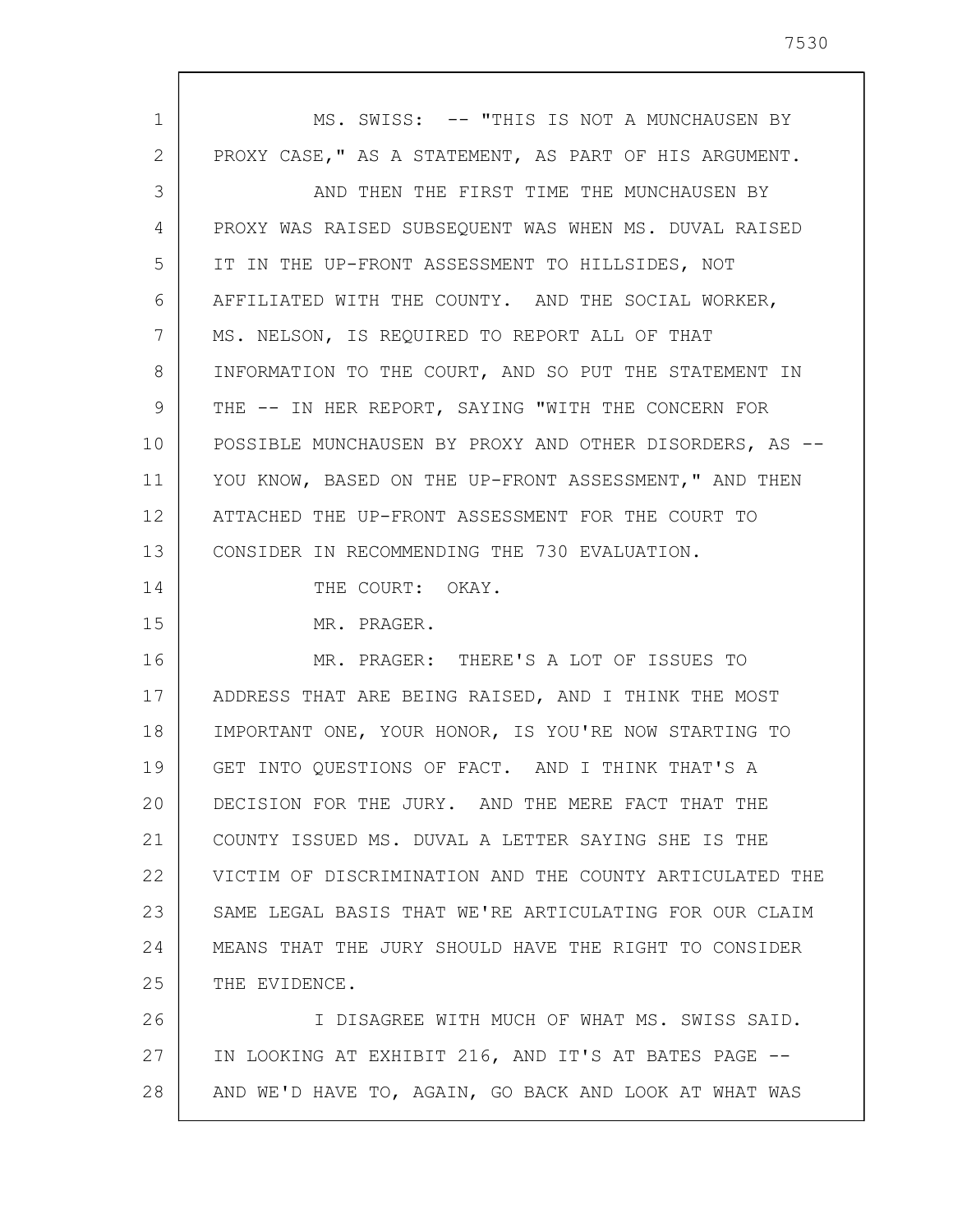MS. SWISS: -- "THIS IS NOT A MUNCHAUSEN BY PROXY CASE," AS A STATEMENT, AS PART OF HIS ARGUMENT.

AND THEN THE FIRST TIME THE MUNCHAUSEN BY PROXY WAS RAISED SUBSEQUENT WAS WHEN MS. DUVAL RAISED IT IN THE UP-FRONT ASSESSMENT TO HILLSIDES, NOT AFFILIATED WITH THE COUNTY. AND THE SOCIAL WORKER, MS. NELSON, IS REQUIRED TO REPORT ALL OF THAT INFORMATION TO THE COURT, AND SO PUT THE STATEMENT IN THE -- IN HER REPORT, SAYING "WITH THE CONCERN FOR POSSIBLE MUNCHAUSEN BY PROXY AND OTHER DISORDERS, AS -- YOU KNOW, BASED ON THE UP-FRONT ASSESSMENT," AND THEN ATTACHED THE UP-FRONT ASSESSMENT FOR THE COURT TO CONSIDER IN RECOMMENDING THE 730 EVALUATION.

THE COURT: OKAY.

MR. PRAGER.

MR. PRAGER: THERE'S A LOT OF ISSUES TO ADDRESS THAT ARE BEING RAISED, AND I THINK THE MOST IMPORTANT ONE, YOUR HONOR, IS YOU'RE NOW STARTING TO GET INTO QUESTIONS OF FACT. AND I THINK THAT'S A DECISION FOR THE JURY. AND THE MERE FACT THAT THE COUNTY ISSUED MS. DUVAL A LETTER SAYING SHE IS THE VICTIM OF DISCRIMINATION AND THE COUNTY ARTICULATED THE SAME LEGAL BASIS THAT WE'RE ARTICULATING FOR OUR CLAIM MEANS THAT THE JURY SHOULD HAVE THE RIGHT TO CONSIDER THE EVIDENCE.

I DISAGREE WITH MUCH OF WHAT MS. SWISS SAID. IN LOOKING AT EXHIBIT 216, AND IT'S AT BATES PAGE -- AND WE'D HAVE TO, AGAIN, GO BACK AND LOOK AT WHAT WAS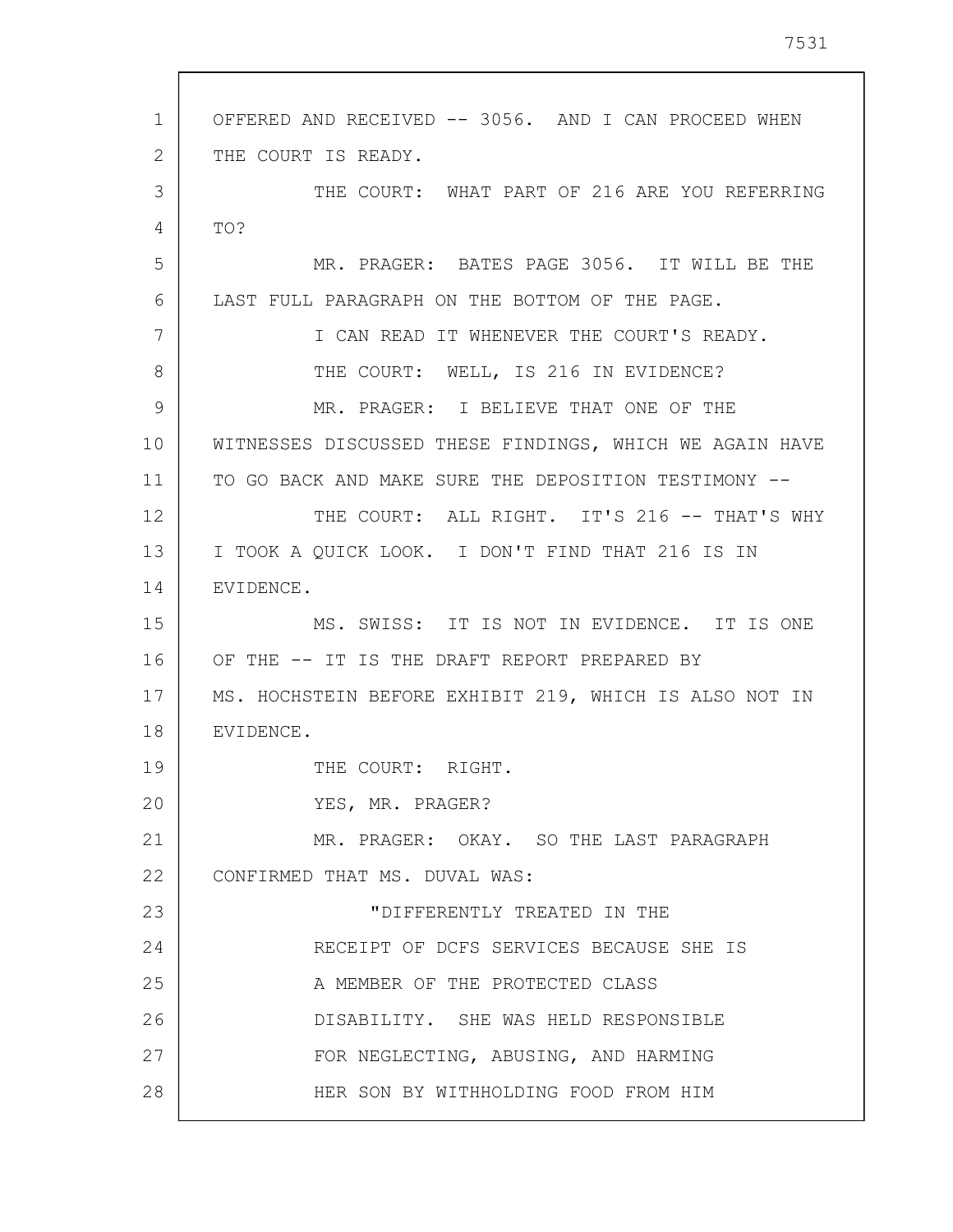OFFERED AND RECEIVED -- 3056. AND I CAN PROCEED WHEN THE COURT IS READY.

THE COURT: WHAT PART OF 216 ARE YOU REFERRING TO?

MR. PRAGER: BATES PAGE 3056. IT WILL BE THE LAST FULL PARAGRAPH ON THE BOTTOM OF THE PAGE.

I CAN READ IT WHENEVER THE COURT'S READY.

THE COURT: WELL, IS 216 IN EVIDENCE?

MR. PRAGER: I BELIEVE THAT ONE OF THE WITNESSES DISCUSSED THESE FINDINGS, WHICH WE AGAIN HAVE TO GO BACK AND MAKE SURE THE DEPOSITION TESTIMONY --

THE COURT: ALL RIGHT. IT'S 216 -- THAT'S WHY I TOOK A QUICK LOOK. I DON'T FIND THAT 216 IS IN EVIDENCE.

MS. SWISS: IT IS NOT IN EVIDENCE. IT IS ONE OF THE -- IT IS THE DRAFT REPORT PREPARED BY MS. HOCHSTEIN BEFORE EXHIBIT 219, WHICH IS ALSO NOT IN EVIDENCE.

THE COURT: RIGHT.

YES, MR. PRAGER?

MR. PRAGER: OKAY. SO THE LAST PARAGRAPH CONFIRMED THAT MS. DUVAL WAS:

> "DIFFERENTLY TREATED IN THE RECEIPT OF DCFS SERVICES BECAUSE SHE IS A MEMBER OF THE PROTECTED CLASS DISABILITY. SHE WAS HELD RESPONSIBLE FOR NEGLECTING, ABUSING, AND HARMING HER SON BY WITHHOLDING FOOD FROM HIM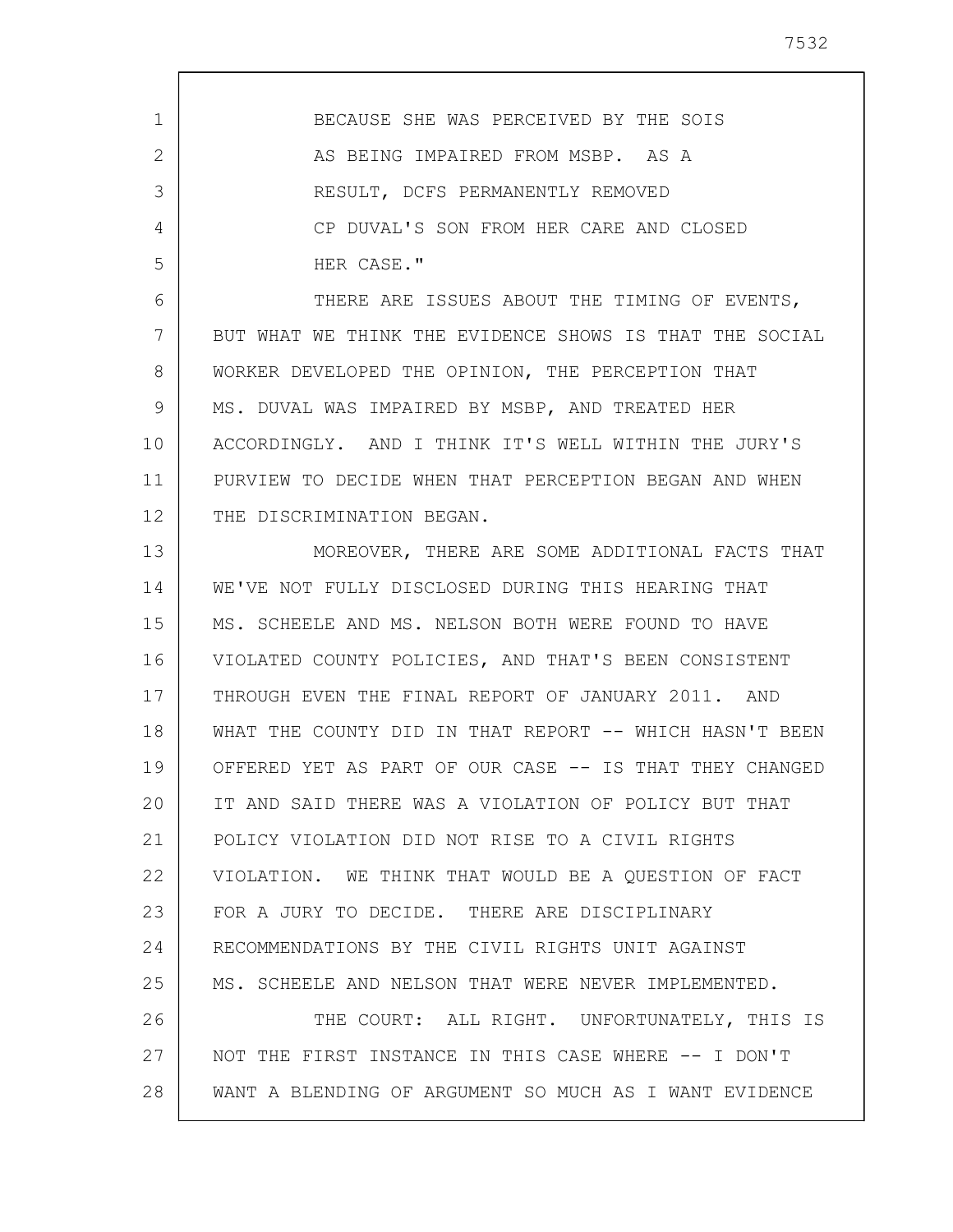BECAUSE SHE WAS PERCEIVED BY THE SOIS AS BEING IMPAIRED FROM MSBP. AS A RESULT, DCFS PERMANENTLY REMOVED CP DUVAL'S SON FROM HER CARE AND CLOSED HER CASE."

THERE ARE ISSUES ABOUT THE TIMING OF EVENTS, BUT WHAT WE THINK THE EVIDENCE SHOWS IS THAT THE SOCIAL WORKER DEVELOPED THE OPINION, THE PERCEPTION THAT MS. DUVAL WAS IMPAIRED BY MSBP, AND TREATED HER ACCORDINGLY. AND I THINK IT'S WELL WITHIN THE JURY'S PURVIEW TO DECIDE WHEN THAT PERCEPTION BEGAN AND WHEN THE DISCRIMINATION BEGAN.

MOREOVER, THERE ARE SOME ADDITIONAL FACTS THAT WE'VE NOT FULLY DISCLOSED DURING THIS HEARING THAT MS. SCHEELE AND MS. NELSON BOTH WERE FOUND TO HAVE VIOLATED COUNTY POLICIES, AND THAT'S BEEN CONSISTENT THROUGH EVEN THE FINAL REPORT OF JANUARY 2011. AND WHAT THE COUNTY DID IN THAT REPORT -- WHICH HASN'T BEEN OFFERED YET AS PART OF OUR CASE -- IS THAT THEY CHANGED IT AND SAID THERE WAS A VIOLATION OF POLICY BUT THAT POLICY VIOLATION DID NOT RISE TO A CIVIL RIGHTS VIOLATION. WE THINK THAT WOULD BE A QUESTION OF FACT FOR A JURY TO DECIDE. THERE ARE DISCIPLINARY RECOMMENDATIONS BY THE CIVIL RIGHTS UNIT AGAINST MS. SCHEELE AND NELSON THAT WERE NEVER IMPLEMENTED.

THE COURT: ALL RIGHT. UNFORTUNATELY, THIS IS NOT THE FIRST INSTANCE IN THIS CASE WHERE -- I DON'T WANT A BLENDING OF ARGUMENT SO MUCH AS I WANT EVIDENCE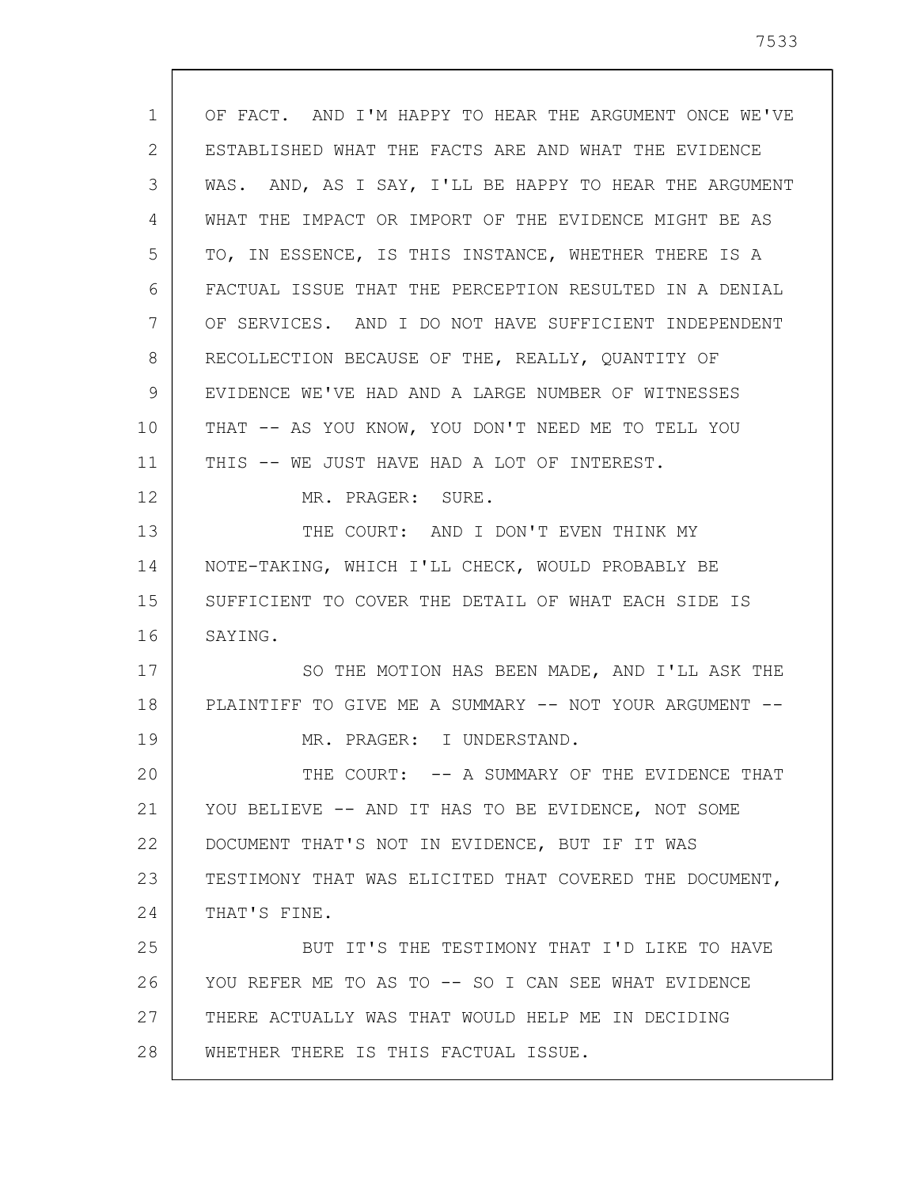OF FACT. AND I'M HAPPY TO HEAR THE ARGUMENT ONCE WE'VE ESTABLISHED WHAT THE FACTS ARE AND WHAT THE EVIDENCE WAS. AND, AS I SAY, I'LL BE HAPPY TO HEAR THE ARGUMENT WHAT THE IMPACT OR IMPORT OF THE EVIDENCE MIGHT BE AS TO, IN ESSENCE, IS THIS INSTANCE, WHETHER THERE IS A FACTUAL ISSUE THAT THE PERCEPTION RESULTED IN A DENIAL OF SERVICES. AND I DO NOT HAVE SUFFICIENT INDEPENDENT RECOLLECTION BECAUSE OF THE, REALLY, QUANTITY OF EVIDENCE WE'VE HAD AND A LARGE NUMBER OF WITNESSES THAT -- AS YOU KNOW, YOU DON'T NEED ME TO TELL YOU THIS -- WE JUST HAVE HAD A LOT OF INTEREST.

MR. PRAGER: SURE.

THE COURT: AND I DON'T EVEN THINK MY NOTE-TAKING, WHICH I'LL CHECK, WOULD PROBABLY BE SUFFICIENT TO COVER THE DETAIL OF WHAT EACH SIDE IS SAYING.

SO THE MOTION HAS BEEN MADE, AND I'LL ASK THE PLAINTIFF TO GIVE ME A SUMMARY -- NOT YOUR ARGUMENT --

MR. PRAGER: I UNDERSTAND.

THE COURT: -- A SUMMARY OF THE EVIDENCE THAT YOU BELIEVE -- AND IT HAS TO BE EVIDENCE, NOT SOME DOCUMENT THAT'S NOT IN EVIDENCE, BUT IF IT WAS TESTIMONY THAT WAS ELICITED THAT COVERED THE DOCUMENT, THAT'S FINE.

BUT IT'S THE TESTIMONY THAT I'D LIKE TO HAVE YOU REFER ME TO AS TO -- SO I CAN SEE WHAT EVIDENCE THERE ACTUALLY WAS THAT WOULD HELP ME IN DECIDING WHETHER THERE IS THIS FACTUAL ISSUE.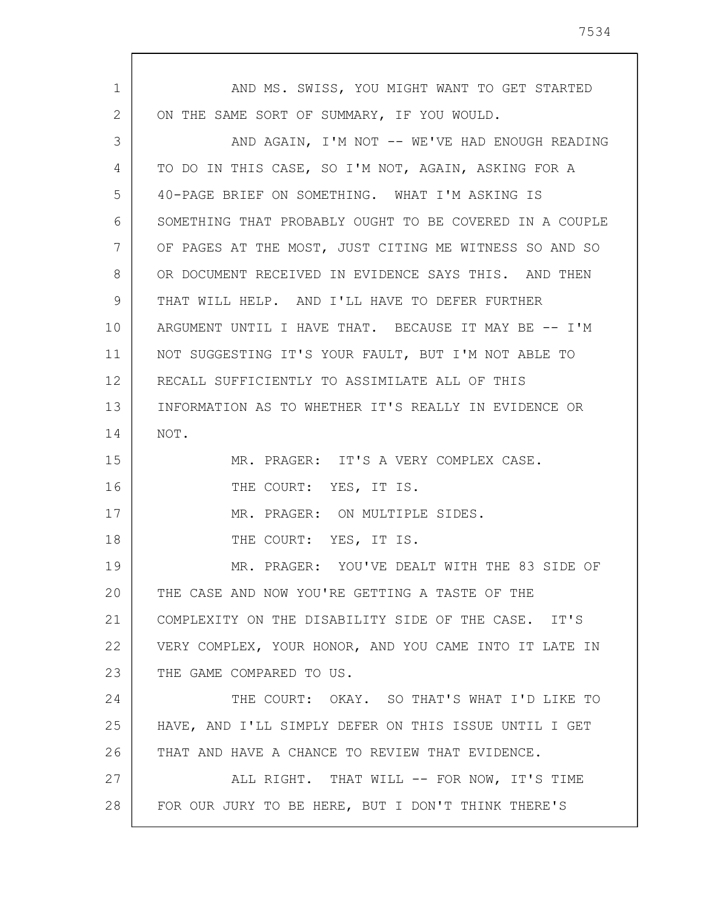AND MS. SWISS, YOU MIGHT WANT TO GET STARTED ON THE SAME SORT OF SUMMARY, IF YOU WOULD.

AND AGAIN, I'M NOT -- WE'VE HAD ENOUGH READING TO DO IN THIS CASE, SO I'M NOT, AGAIN, ASKING FOR A 40-PAGE BRIEF ON SOMETHING. WHAT I'M ASKING IS SOMETHING THAT PROBABLY OUGHT TO BE COVERED IN A COUPLE OF PAGES AT THE MOST, JUST CITING ME WITNESS SO AND SO OR DOCUMENT RECEIVED IN EVIDENCE SAYS THIS. AND THEN THAT WILL HELP. AND I'LL HAVE TO DEFER FURTHER ARGUMENT UNTIL I HAVE THAT. BECAUSE IT MAY BE -- I'M NOT SUGGESTING IT'S YOUR FAULT, BUT I'M NOT ABLE TO RECALL SUFFICIENTLY TO ASSIMILATE ALL OF THIS INFORMATION AS TO WHETHER IT'S REALLY IN EVIDENCE OR NOT.

MR. PRAGER: IT'S A VERY COMPLEX CASE.

THE COURT: YES, IT IS.

MR. PRAGER: ON MULTIPLE SIDES.

THE COURT: YES, IT IS.

MR. PRAGER: YOU'VE DEALT WITH THE 83 SIDE OF THE CASE AND NOW YOU'RE GETTING A TASTE OF THE COMPLEXITY ON THE DISABILITY SIDE OF THE CASE. IT'S VERY COMPLEX, YOUR HONOR, AND YOU CAME INTO IT LATE IN THE GAME COMPARED TO US.

THE COURT: OKAY. SO THAT'S WHAT I'D LIKE TO HAVE, AND I'LL SIMPLY DEFER ON THIS ISSUE UNTIL I GET THAT AND HAVE A CHANCE TO REVIEW THAT EVIDENCE.

ALL RIGHT. THAT WILL -- FOR NOW, IT'S TIME FOR OUR JURY TO BE HERE, BUT I DON'T THINK THERE'S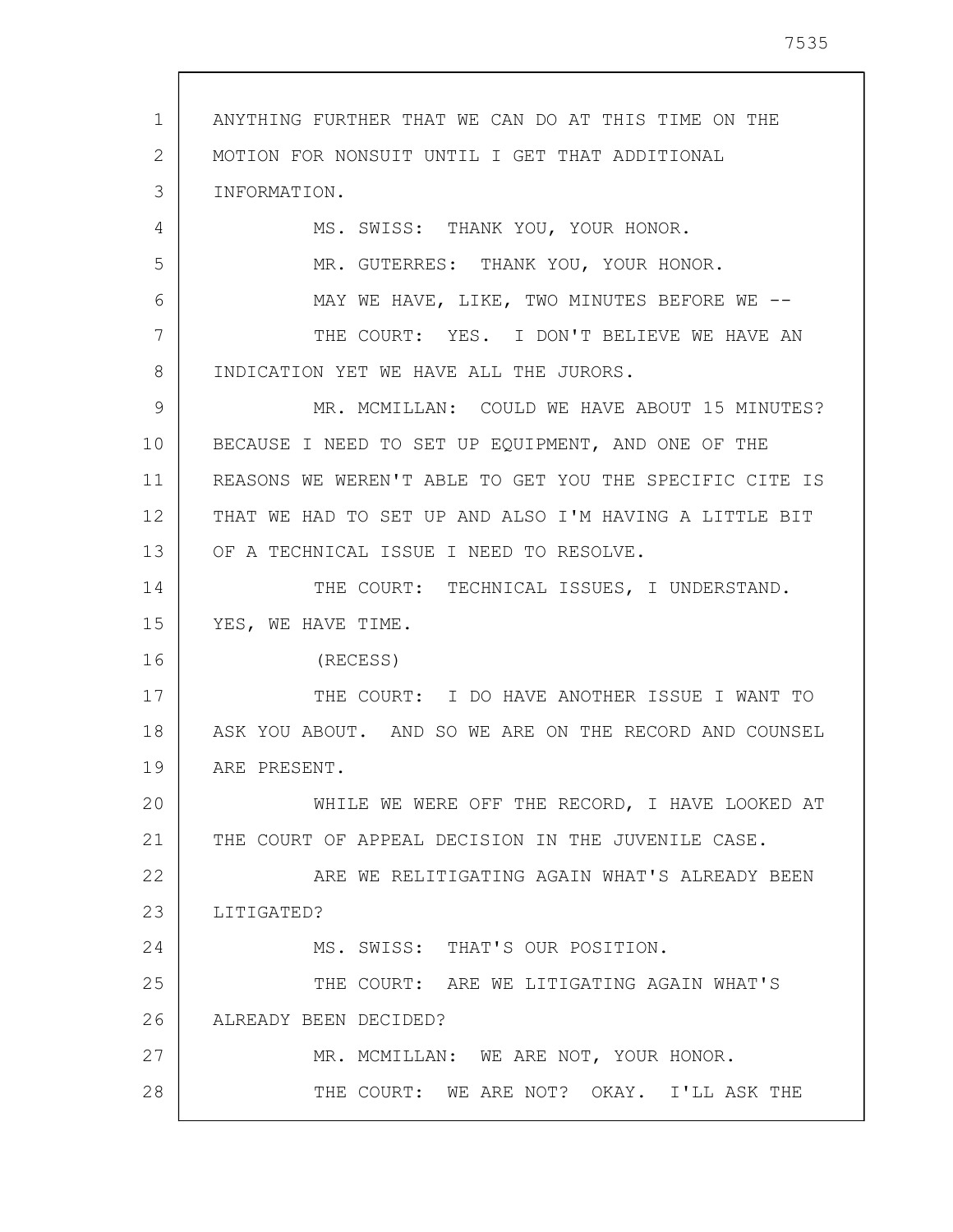ANYTHING FURTHER THAT WE CAN DO AT THIS TIME ON THE MOTION FOR NONSUIT UNTIL I GET THAT ADDITIONAL INFORMATION.

MS. SWISS: THANK YOU, YOUR HONOR.

MR. GUTERRES: THANK YOU, YOUR HONOR.

MAY WE HAVE, LIKE, TWO MINUTES BEFORE WE --

THE COURT: YES. I DON'T BELIEVE WE HAVE AN INDICATION YET WE HAVE ALL THE JURORS.

MR. MCMILLAN: COULD WE HAVE ABOUT 15 MINUTES? BECAUSE I NEED TO SET UP EQUIPMENT, AND ONE OF THE REASONS WE WEREN'T ABLE TO GET YOU THE SPECIFIC CITE IS THAT WE HAD TO SET UP AND ALSO I'M HAVING A LITTLE BIT OF A TECHNICAL ISSUE I NEED TO RESOLVE.

THE COURT: TECHNICAL ISSUES, I UNDERSTAND. YES, WE HAVE TIME.

(RECESS)

THE COURT: I DO HAVE ANOTHER ISSUE I WANT TO ASK YOU ABOUT. AND SO WE ARE ON THE RECORD AND COUNSEL ARE PRESENT.

WHILE WE WERE OFF THE RECORD, I HAVE LOOKED AT THE COURT OF APPEAL DECISION IN THE JUVENILE CASE.

ARE WE RELITIGATING AGAIN WHAT'S ALREADY BEEN LITIGATED?

MS. SWISS: THAT'S OUR POSITION.

THE COURT: ARE WE LITIGATING AGAIN WHAT'S ALREADY BEEN DECIDED?

MR. MCMILLAN: WE ARE NOT, YOUR HONOR.

THE COURT: WE ARE NOT? OKAY. I'LL ASK THE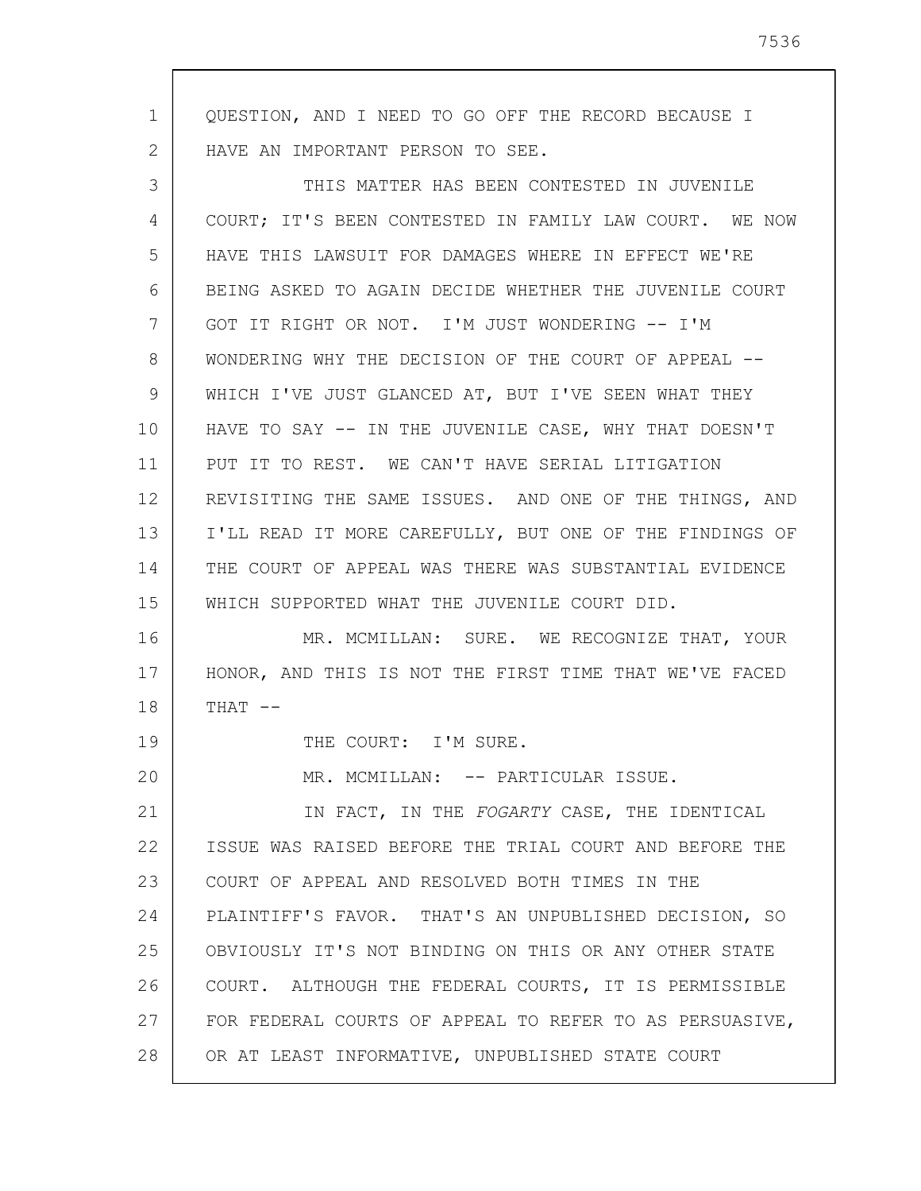QUESTION, AND I NEED TO GO OFF THE RECORD BECAUSE I HAVE AN IMPORTANT PERSON TO SEE.

THIS MATTER HAS BEEN CONTESTED IN JUVENILE COURT; IT'S BEEN CONTESTED IN FAMILY LAW COURT. WE NOW HAVE THIS LAWSUIT FOR DAMAGES WHERE IN EFFECT WE'RE BEING ASKED TO AGAIN DECIDE WHETHER THE JUVENILE COURT GOT IT RIGHT OR NOT. I'M JUST WONDERING -- I'M WONDERING WHY THE DECISION OF THE COURT OF APPEAL -- WHICH I'VE JUST GLANCED AT, BUT I'VE SEEN WHAT THEY HAVE TO SAY -- IN THE JUVENILE CASE, WHY THAT DOESN'T PUT IT TO REST. WE CAN'T HAVE SERIAL LITIGATION REVISITING THE SAME ISSUES. AND ONE OF THE THINGS, AND I'LL READ IT MORE CAREFULLY, BUT ONE OF THE FINDINGS OF THE COURT OF APPEAL WAS THERE WAS SUBSTANTIAL EVIDENCE WHICH SUPPORTED WHAT THE JUVENILE COURT DID.

MR. MCMILLAN: SURE. WE RECOGNIZE THAT, YOUR HONOR, AND THIS IS NOT THE FIRST TIME THAT WE'VE FACED THAT --

THE COURT: I'M SURE.

MR. MCMILLAN: -- PARTICULAR ISSUE.

IN FACT, IN THE *FOGARTY* CASE, THE IDENTICAL ISSUE WAS RAISED BEFORE THE TRIAL COURT AND BEFORE THE COURT OF APPEAL AND RESOLVED BOTH TIMES IN THE PLAINTIFF'S FAVOR. THAT'S AN UNPUBLISHED DECISION, SO OBVIOUSLY IT'S NOT BINDING ON THIS OR ANY OTHER STATE COURT. ALTHOUGH THE FEDERAL COURTS, IT IS PERMISSIBLE FOR FEDERAL COURTS OF APPEAL TO REFER TO AS PERSUASIVE, OR AT LEAST INFORMATIVE, UNPUBLISHED STATE COURT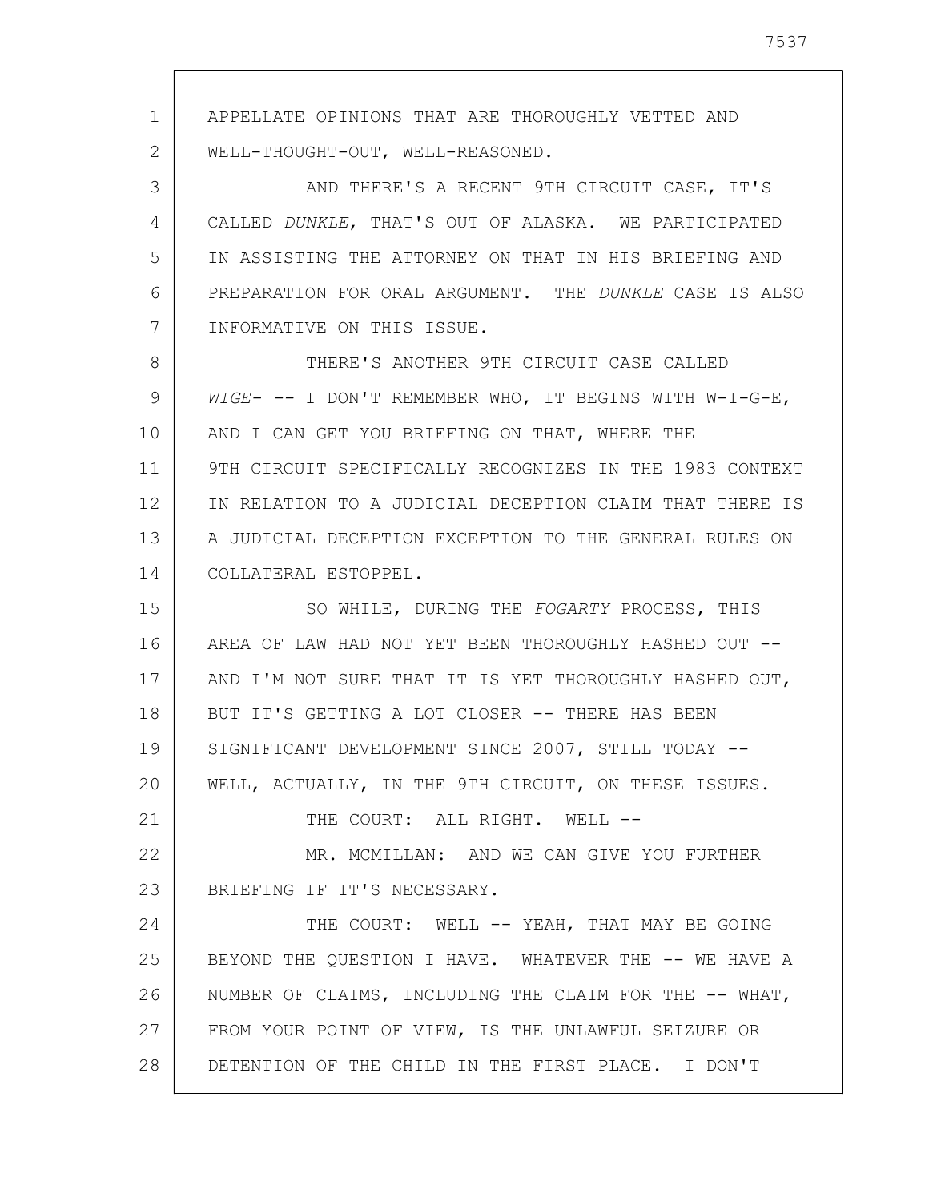APPELLATE OPINIONS THAT ARE THOROUGHLY VETTED AND WELL-THOUGHT-OUT, WELL-REASONED.

AND THERE'S A RECENT 9TH CIRCUIT CASE, IT'S CALLED *DUNKLE*, THAT'S OUT OF ALASKA. WE PARTICIPATED IN ASSISTING THE ATTORNEY ON THAT IN HIS BRIEFING AND PREPARATION FOR ORAL ARGUMENT. THE *DUNKLE* CASE IS ALSO INFORMATIVE ON THIS ISSUE.

THERE'S ANOTHER 9TH CIRCUIT CASE CALLED *WIGE*- -- I DON'T REMEMBER WHO, IT BEGINS WITH W-I-G-E, AND I CAN GET YOU BRIEFING ON THAT, WHERE THE 9TH CIRCUIT SPECIFICALLY RECOGNIZES IN THE 1983 CONTEXT IN RELATION TO A JUDICIAL DECEPTION CLAIM THAT THERE IS A JUDICIAL DECEPTION EXCEPTION TO THE GENERAL RULES ON COLLATERAL ESTOPPEL.

SO WHILE, DURING THE *FOGARTY* PROCESS, THIS AREA OF LAW HAD NOT YET BEEN THOROUGHLY HASHED OUT -- AND I'M NOT SURE THAT IT IS YET THOROUGHLY HASHED OUT, BUT IT'S GETTING A LOT CLOSER -- THERE HAS BEEN SIGNIFICANT DEVELOPMENT SINCE 2007, STILL TODAY -- WELL, ACTUALLY, IN THE 9TH CIRCUIT, ON THESE ISSUES.

THE COURT: ALL RIGHT. WELL --

MR. MCMILLAN: AND WE CAN GIVE YOU FURTHER BRIEFING IF IT'S NECESSARY.

THE COURT: WELL -- YEAH, THAT MAY BE GOING BEYOND THE QUESTION I HAVE. WHATEVER THE -- WE HAVE A NUMBER OF CLAIMS, INCLUDING THE CLAIM FOR THE -- WHAT, FROM YOUR POINT OF VIEW, IS THE UNLAWFUL SEIZURE OR DETENTION OF THE CHILD IN THE FIRST PLACE. I DON'T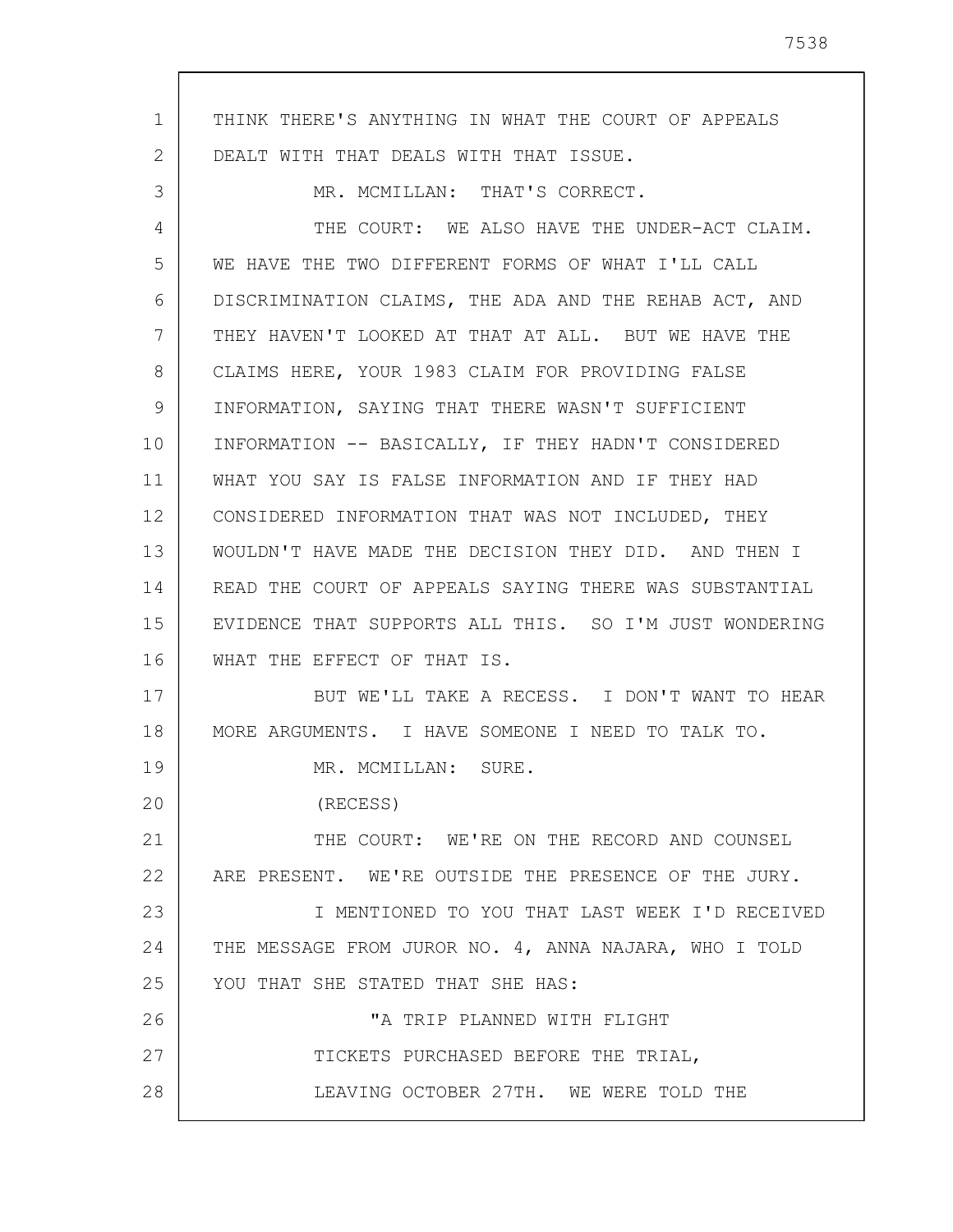THINK THERE'S ANYTHING IN WHAT THE COURT OF APPEALS DEALT WITH THAT DEALS WITH THAT ISSUE.

MR. MCMILLAN: THAT'S CORRECT.

THE COURT: WE ALSO HAVE THE UNDER-ACT CLAIM. WE HAVE THE TWO DIFFERENT FORMS OF WHAT I'LL CALL DISCRIMINATION CLAIMS, THE ADA AND THE REHAB ACT, AND THEY HAVEN'T LOOKED AT THAT AT ALL. BUT WE HAVE THE CLAIMS HERE, YOUR 1983 CLAIM FOR PROVIDING FALSE INFORMATION, SAYING THAT THERE WASN'T SUFFICIENT INFORMATION -- BASICALLY, IF THEY HADN'T CONSIDERED WHAT YOU SAY IS FALSE INFORMATION AND IF THEY HAD CONSIDERED INFORMATION THAT WAS NOT INCLUDED, THEY WOULDN'T HAVE MADE THE DECISION THEY DID. AND THEN I READ THE COURT OF APPEALS SAYING THERE WAS SUBSTANTIAL EVIDENCE THAT SUPPORTS ALL THIS. SO I'M JUST WONDERING WHAT THE EFFECT OF THAT IS.

BUT WE'LL TAKE A RECESS. I DON'T WANT TO HEAR MORE ARGUMENTS. I HAVE SOMEONE I NEED TO TALK TO.

MR. MCMILLAN: SURE.

(RECESS)

THE COURT: WE'RE ON THE RECORD AND COUNSEL ARE PRESENT. WE'RE OUTSIDE THE PRESENCE OF THE JURY.

I MENTIONED TO YOU THAT LAST WEEK I'D RECEIVED THE MESSAGE FROM JUROR NO. 4, ANNA NAJARA, WHO I TOLD YOU THAT SHE STATED THAT SHE HAS:

"A TRIP PLANNED WITH FLIGHT TICKETS PURCHASED BEFORE THE TRIAL, LEAVING OCTOBER 27TH. WE WERE TOLD THE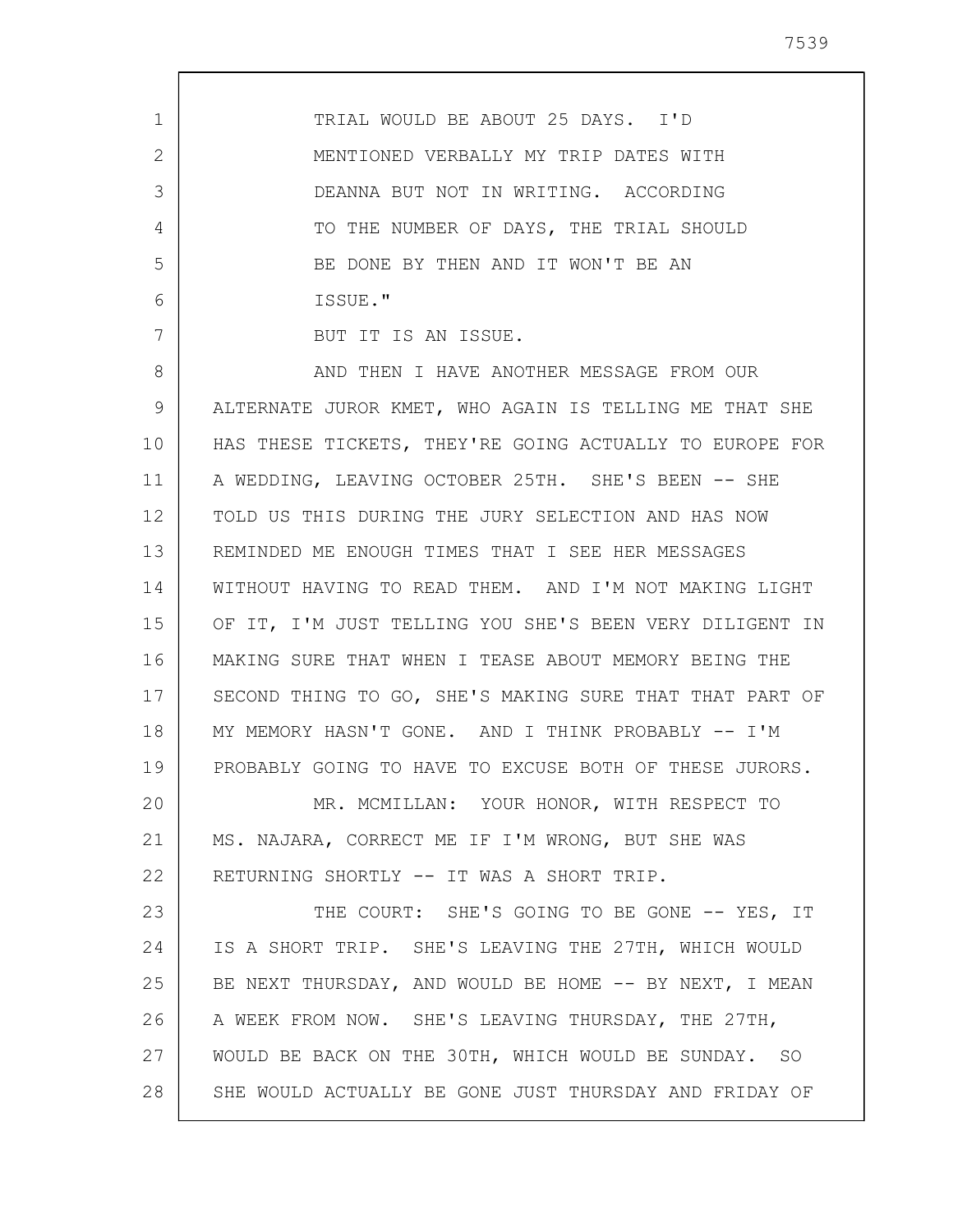TRIAL WOULD BE ABOUT 25 DAYS. I'D MENTIONED VERBALLY MY TRIP DATES WITH DEANNA BUT NOT IN WRITING. ACCORDING TO THE NUMBER OF DAYS, THE TRIAL SHOULD BE DONE BY THEN AND IT WON'T BE AN ISSUE."

BUT IT IS AN ISSUE.

AND THEN I HAVE ANOTHER MESSAGE FROM OUR ALTERNATE JUROR KMET, WHO AGAIN IS TELLING ME THAT SHE HAS THESE TICKETS, THEY'RE GOING ACTUALLY TO EUROPE FOR A WEDDING, LEAVING OCTOBER 25TH. SHE'S BEEN -- SHE TOLD US THIS DURING THE JURY SELECTION AND HAS NOW REMINDED ME ENOUGH TIMES THAT I SEE HER MESSAGES WITHOUT HAVING TO READ THEM. AND I'M NOT MAKING LIGHT OF IT, I'M JUST TELLING YOU SHE'S BEEN VERY DILIGENT IN MAKING SURE THAT WHEN I TEASE ABOUT MEMORY BEING THE SECOND THING TO GO, SHE'S MAKING SURE THAT THAT PART OF MY MEMORY HASN'T GONE. AND I THINK PROBABLY -- I'M PROBABLY GOING TO HAVE TO EXCUSE BOTH OF THESE JURORS.

MR. MCMILLAN: YOUR HONOR, WITH RESPECT TO MS. NAJARA, CORRECT ME IF I'M WRONG, BUT SHE WAS RETURNING SHORTLY -- IT WAS A SHORT TRIP.

THE COURT: SHE'S GOING TO BE GONE -- YES, IT IS A SHORT TRIP. SHE'S LEAVING THE 27TH, WHICH WOULD BE NEXT THURSDAY, AND WOULD BE HOME -- BY NEXT, I MEAN A WEEK FROM NOW. SHE'S LEAVING THURSDAY, THE 27TH, WOULD BE BACK ON THE 30TH, WHICH WOULD BE SUNDAY. SO SHE WOULD ACTUALLY BE GONE JUST THURSDAY AND FRIDAY OF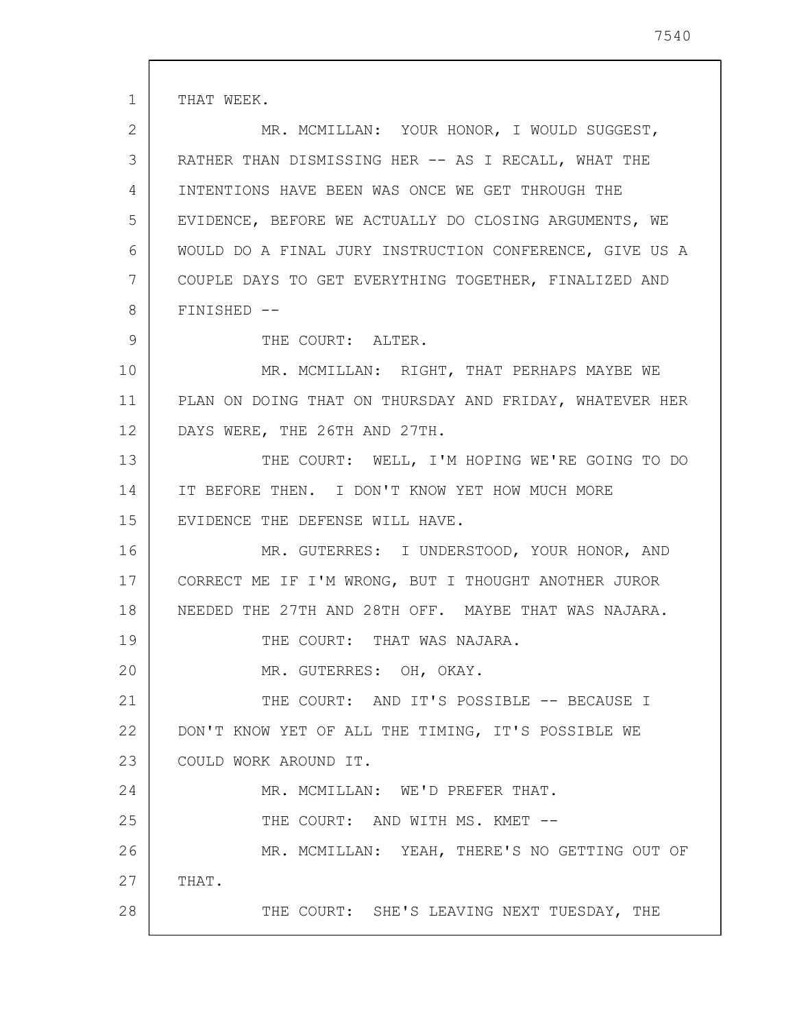THAT WEEK.

MR. MCMILLAN: YOUR HONOR, I WOULD SUGGEST, RATHER THAN DISMISSING HER -- AS I RECALL, WHAT THE INTENTIONS HAVE BEEN WAS ONCE WE GET THROUGH THE EVIDENCE, BEFORE WE ACTUALLY DO CLOSING ARGUMENTS, WE WOULD DO A FINAL JURY INSTRUCTION CONFERENCE, GIVE US A COUPLE DAYS TO GET EVERYTHING TOGETHER, FINALIZED AND FINISHED --

THE COURT: ALTER.

MR. MCMILLAN: RIGHT, THAT PERHAPS MAYBE WE PLAN ON DOING THAT ON THURSDAY AND FRIDAY, WHATEVER HER DAYS WERE, THE 26TH AND 27TH.

THE COURT: WELL, I'M HOPING WE'RE GOING TO DO IT BEFORE THEN. I DON'T KNOW YET HOW MUCH MORE EVIDENCE THE DEFENSE WILL HAVE.

MR. GUTERRES: I UNDERSTOOD, YOUR HONOR, AND CORRECT ME IF I'M WRONG, BUT I THOUGHT ANOTHER JUROR NEEDED THE 27TH AND 28TH OFF. MAYBE THAT WAS NAJARA.

THE COURT: THAT WAS NAJARA.

MR. GUTERRES: OH, OKAY.

THE COURT: AND IT'S POSSIBLE -- BECAUSE I DON'T KNOW YET OF ALL THE TIMING, IT'S POSSIBLE WE COULD WORK AROUND IT.

MR. MCMILLAN: WE'D PREFER THAT.

THE COURT: AND WITH MS. KMET --

MR. MCMILLAN: YEAH, THERE'S NO GETTING OUT OF THAT.

THE COURT: SHE'S LEAVING NEXT TUESDAY, THE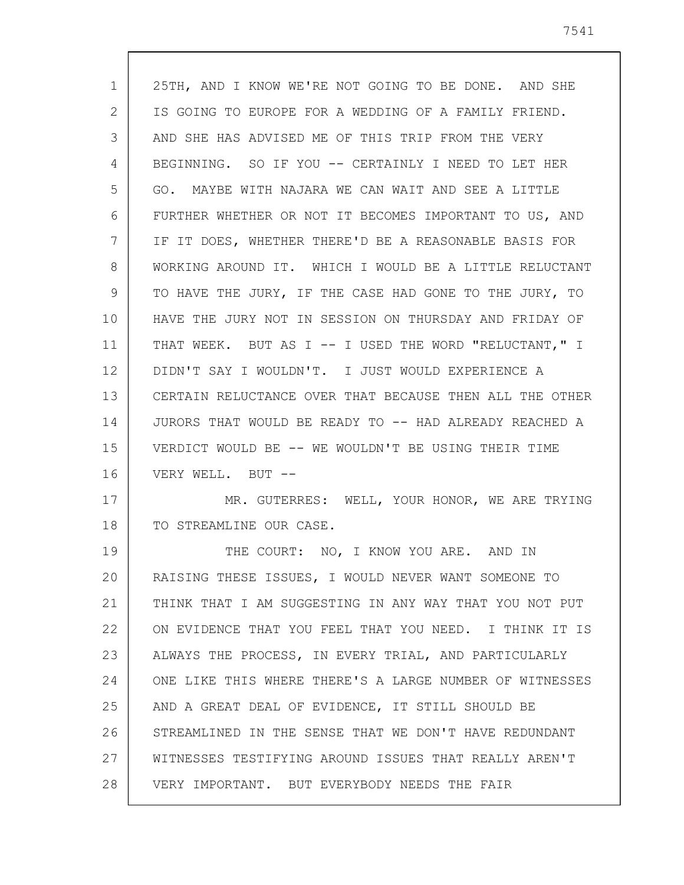25TH, AND I KNOW WE'RE NOT GOING TO BE DONE. AND SHE IS GOING TO EUROPE FOR A WEDDING OF A FAMILY FRIEND. AND SHE HAS ADVISED ME OF THIS TRIP FROM THE VERY BEGINNING. SO IF YOU -- CERTAINLY I NEED TO LET HER GO. MAYBE WITH NAJARA WE CAN WAIT AND SEE A LITTLE FURTHER WHETHER OR NOT IT BECOMES IMPORTANT TO US, AND IF IT DOES, WHETHER THERE'D BE A REASONABLE BASIS FOR WORKING AROUND IT. WHICH I WOULD BE A LITTLE RELUCTANT TO HAVE THE JURY, IF THE CASE HAD GONE TO THE JURY, TO HAVE THE JURY NOT IN SESSION ON THURSDAY AND FRIDAY OF THAT WEEK. BUT AS I -- I USED THE WORD "RELUCTANT," I DIDN'T SAY I WOULDN'T. I JUST WOULD EXPERIENCE A CERTAIN RELUCTANCE OVER THAT BECAUSE THEN ALL THE OTHER JURORS THAT WOULD BE READY TO -- HAD ALREADY REACHED A VERDICT WOULD BE -- WE WOULDN'T BE USING THEIR TIME VERY WELL. BUT --

MR. GUTERRES: WELL, YOUR HONOR, WE ARE TRYING TO STREAMLINE OUR CASE.

THE COURT: NO, I KNOW YOU ARE. AND IN RAISING THESE ISSUES, I WOULD NEVER WANT SOMEONE TO THINK THAT I AM SUGGESTING IN ANY WAY THAT YOU NOT PUT ON EVIDENCE THAT YOU FEEL THAT YOU NEED. I THINK IT IS ALWAYS THE PROCESS, IN EVERY TRIAL, AND PARTICULARLY ONE LIKE THIS WHERE THERE'S A LARGE NUMBER OF WITNESSES AND A GREAT DEAL OF EVIDENCE, IT STILL SHOULD BE STREAMLINED IN THE SENSE THAT WE DON'T HAVE REDUNDANT WITNESSES TESTIFYING AROUND ISSUES THAT REALLY AREN'T VERY IMPORTANT. BUT EVERYBODY NEEDS THE FAIR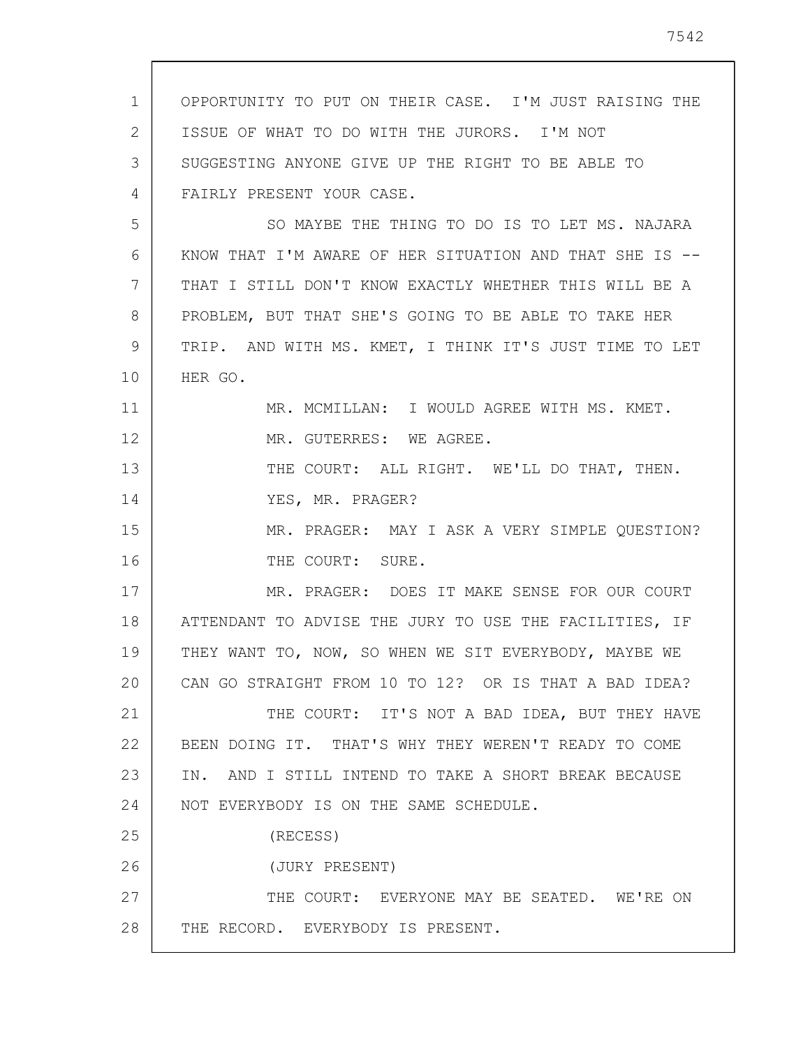OPPORTUNITY TO PUT ON THEIR CASE. I'M JUST RAISING THE ISSUE OF WHAT TO DO WITH THE JURORS. I'M NOT SUGGESTING ANYONE GIVE UP THE RIGHT TO BE ABLE TO FAIRLY PRESENT YOUR CASE.

SO MAYBE THE THING TO DO IS TO LET MS. NAJARA KNOW THAT I'M AWARE OF HER SITUATION AND THAT SHE IS -- THAT I STILL DON'T KNOW EXACTLY WHETHER THIS WILL BE A PROBLEM, BUT THAT SHE'S GOING TO BE ABLE TO TAKE HER TRIP. AND WITH MS. KMET, I THINK IT'S JUST TIME TO LET HER GO.

MR. MCMILLAN: I WOULD AGREE WITH MS. KMET.

MR. GUTERRES: WE AGREE.

THE COURT: ALL RIGHT. WE'LL DO THAT, THEN.

YES, MR. PRAGER?

MR. PRAGER: MAY I ASK A VERY SIMPLE QUESTION?

THE COURT: SURE.

MR. PRAGER: DOES IT MAKE SENSE FOR OUR COURT ATTENDANT TO ADVISE THE JURY TO USE THE FACILITIES, IF THEY WANT TO, NOW, SO WHEN WE SIT EVERYBODY, MAYBE WE CAN GO STRAIGHT FROM 10 TO 12? OR IS THAT A BAD IDEA?

THE COURT: IT'S NOT A BAD IDEA, BUT THEY HAVE BEEN DOING IT. THAT'S WHY THEY WEREN'T READY TO COME IN. AND I STILL INTEND TO TAKE A SHORT BREAK BECAUSE NOT EVERYBODY IS ON THE SAME SCHEDULE.

(RECESS)

(JURY PRESENT)

THE COURT: EVERYONE MAY BE SEATED. WE'RE ON THE RECORD. EVERYBODY IS PRESENT.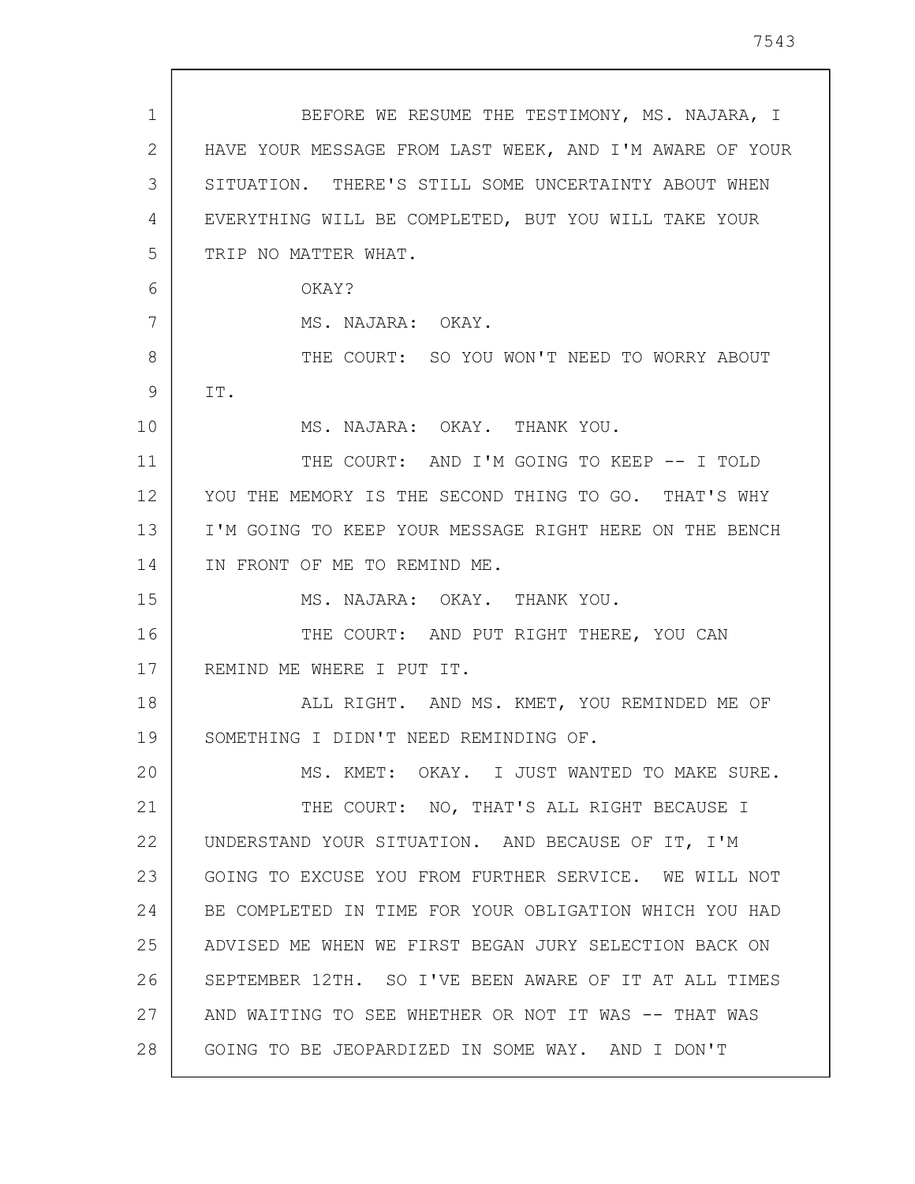BEFORE WE RESUME THE TESTIMONY, MS. NAJARA, I HAVE YOUR MESSAGE FROM LAST WEEK, AND I'M AWARE OF YOUR SITUATION. THERE'S STILL SOME UNCERTAINTY ABOUT WHEN EVERYTHING WILL BE COMPLETED, BUT YOU WILL TAKE YOUR TRIP NO MATTER WHAT.

OKAY?

MS. NAJARA: OKAY.

THE COURT: SO YOU WON'T NEED TO WORRY ABOUT IT.

MS. NAJARA: OKAY. THANK YOU.

THE COURT: AND I'M GOING TO KEEP -- I TOLD YOU THE MEMORY IS THE SECOND THING TO GO. THAT'S WHY I'M GOING TO KEEP YOUR MESSAGE RIGHT HERE ON THE BENCH IN FRONT OF ME TO REMIND ME.

MS. NAJARA: OKAY. THANK YOU.

THE COURT: AND PUT RIGHT THERE, YOU CAN REMIND ME WHERE I PUT IT.

ALL RIGHT. AND MS. KMET, YOU REMINDED ME OF SOMETHING I DIDN'T NEED REMINDING OF.

MS. KMET: OKAY. I JUST WANTED TO MAKE SURE.

THE COURT: NO, THAT'S ALL RIGHT BECAUSE I UNDERSTAND YOUR SITUATION. AND BECAUSE OF IT, I'M GOING TO EXCUSE YOU FROM FURTHER SERVICE. WE WILL NOT BE COMPLETED IN TIME FOR YOUR OBLIGATION WHICH YOU HAD ADVISED ME WHEN WE FIRST BEGAN JURY SELECTION BACK ON SEPTEMBER 12TH. SO I'VE BEEN AWARE OF IT AT ALL TIMES AND WAITING TO SEE WHETHER OR NOT IT WAS -- THAT WAS GOING TO BE JEOPARDIZED IN SOME WAY. AND I DON'T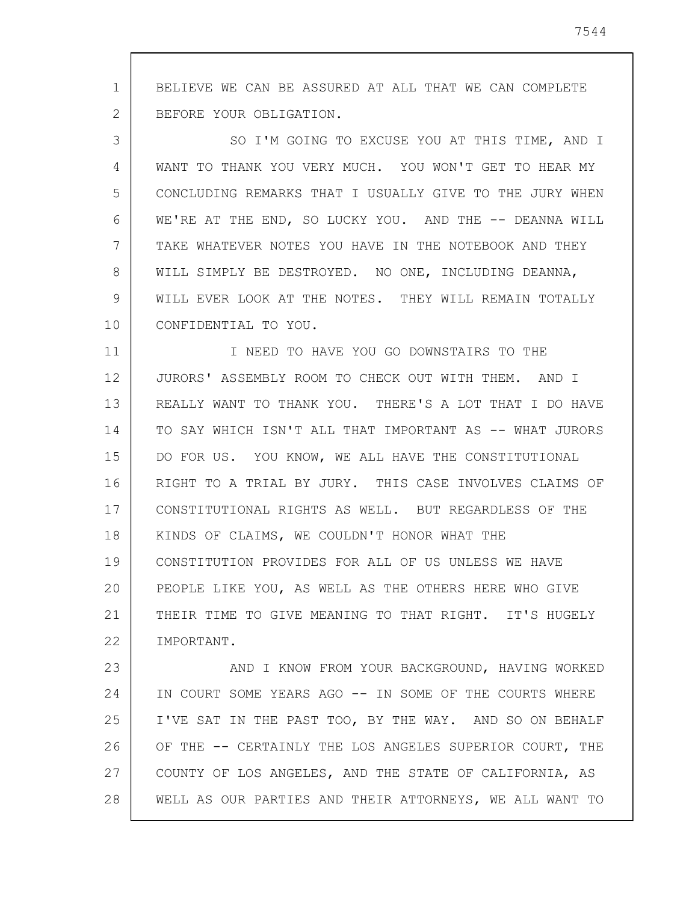BELIEVE WE CAN BE ASSURED AT ALL THAT WE CAN COMPLETE BEFORE YOUR OBLIGATION.

SO I'M GOING TO EXCUSE YOU AT THIS TIME, AND I WANT TO THANK YOU VERY MUCH. YOU WON'T GET TO HEAR MY CONCLUDING REMARKS THAT I USUALLY GIVE TO THE JURY WHEN WE'RE AT THE END, SO LUCKY YOU. AND THE -- DEANNA WILL TAKE WHATEVER NOTES YOU HAVE IN THE NOTEBOOK AND THEY WILL SIMPLY BE DESTROYED. NO ONE, INCLUDING DEANNA, WILL EVER LOOK AT THE NOTES. THEY WILL REMAIN TOTALLY CONFIDENTIAL TO YOU.

I NEED TO HAVE YOU GO DOWNSTAIRS TO THE JURORS' ASSEMBLY ROOM TO CHECK OUT WITH THEM. AND I REALLY WANT TO THANK YOU. THERE'S A LOT THAT I DO HAVE TO SAY WHICH ISN'T ALL THAT IMPORTANT AS -- WHAT JURORS DO FOR US. YOU KNOW, WE ALL HAVE THE CONSTITUTIONAL RIGHT TO A TRIAL BY JURY. THIS CASE INVOLVES CLAIMS OF CONSTITUTIONAL RIGHTS AS WELL. BUT REGARDLESS OF THE KINDS OF CLAIMS, WE COULDN'T HONOR WHAT THE CONSTITUTION PROVIDES FOR ALL OF US UNLESS WE HAVE PEOPLE LIKE YOU, AS WELL AS THE OTHERS HERE WHO GIVE THEIR TIME TO GIVE MEANING TO THAT RIGHT. IT'S HUGELY IMPORTANT.

AND I KNOW FROM YOUR BACKGROUND, HAVING WORKED IN COURT SOME YEARS AGO -- IN SOME OF THE COURTS WHERE I'VE SAT IN THE PAST TOO, BY THE WAY. AND SO ON BEHALF OF THE -- CERTAINLY THE LOS ANGELES SUPERIOR COURT, THE COUNTY OF LOS ANGELES, AND THE STATE OF CALIFORNIA, AS WELL AS OUR PARTIES AND THEIR ATTORNEYS, WE ALL WANT TO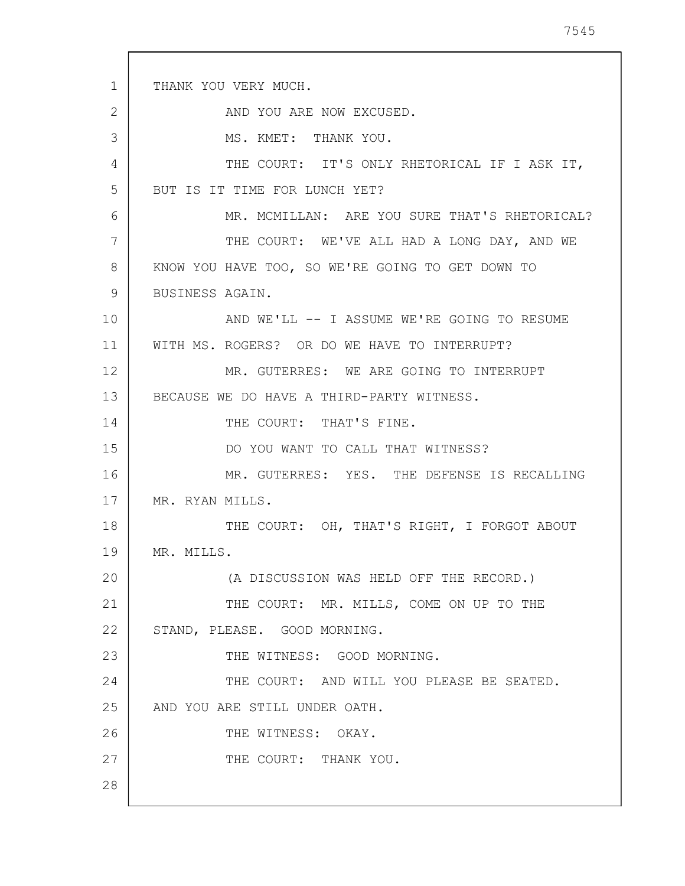THANK YOU VERY MUCH.

AND YOU ARE NOW EXCUSED.

MS. KMET: THANK YOU.

THE COURT: IT'S ONLY RHETORICAL IF I ASK IT, BUT IS IT TIME FOR LUNCH YET?

MR. MCMILLAN: ARE YOU SURE THAT'S RHETORICAL?

THE COURT: WE'VE ALL HAD A LONG DAY, AND WE KNOW YOU HAVE TOO, SO WE'RE GOING TO GET DOWN TO BUSINESS AGAIN.

AND WE'LL -- I ASSUME WE'RE GOING TO RESUME WITH MS. ROGERS? OR DO WE HAVE TO INTERRUPT?

MR. GUTERRES: WE ARE GOING TO INTERRUPT BECAUSE WE DO HAVE A THIRD-PARTY WITNESS.

THE COURT: THAT'S FINE.

DO YOU WANT TO CALL THAT WITNESS?

MR. GUTERRES: YES. THE DEFENSE IS RECALLING MR. RYAN MILLS.

THE COURT: OH, THAT'S RIGHT, I FORGOT ABOUT MR. MILLS.

(A DISCUSSION WAS HELD OFF THE RECORD.)

THE COURT: MR. MILLS, COME ON UP TO THE STAND, PLEASE. GOOD MORNING.

THE WITNESS: GOOD MORNING.

THE COURT: AND WILL YOU PLEASE BE SEATED. AND YOU ARE STILL UNDER OATH.

THE WITNESS: OKAY.

THE COURT: THANK YOU.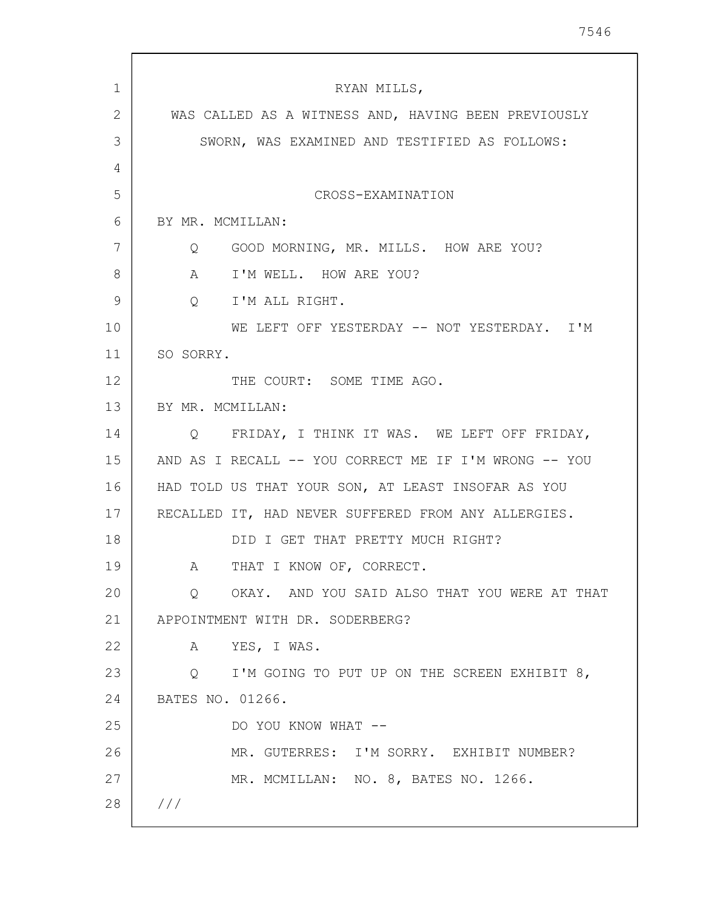RYAN MILLS,

WAS CALLED AS A WITNESS AND, HAVING BEEN PREVIOUSLY SWORN, WAS EXAMINED AND TESTIFIED AS FOLLOWS:

CROSS-EXAMINATION

BY MR. MCMILLAN:

Q GOOD MORNING, MR. MILLS. HOW ARE YOU?

A I'M WELL. HOW ARE YOU?

Q I'M ALL RIGHT.

WE LEFT OFF YESTERDAY -- NOT YESTERDAY. I'M SO SORRY.

THE COURT: SOME TIME AGO.

BY MR. MCMILLAN:

Q FRIDAY, I THINK IT WAS. WE LEFT OFF FRIDAY, AND AS I RECALL -- YOU CORRECT ME IF I'M WRONG -- YOU HAD TOLD US THAT YOUR SON, AT LEAST INSOFAR AS YOU RECALLED IT, HAD NEVER SUFFERED FROM ANY ALLERGIES.

DID I GET THAT PRETTY MUCH RIGHT?

A THAT I KNOW OF, CORRECT.

Q OKAY. AND YOU SAID ALSO THAT YOU WERE AT THAT APPOINTMENT WITH DR. SODERBERG?

A YES, I WAS.

Q I'M GOING TO PUT UP ON THE SCREEN EXHIBIT 8, BATES NO. 01266.

DO YOU KNOW WHAT --

MR. GUTERRES: I'M SORRY. EXHIBIT NUMBER?

MR. MCMILLAN: NO. 8, BATES NO. 1266.

///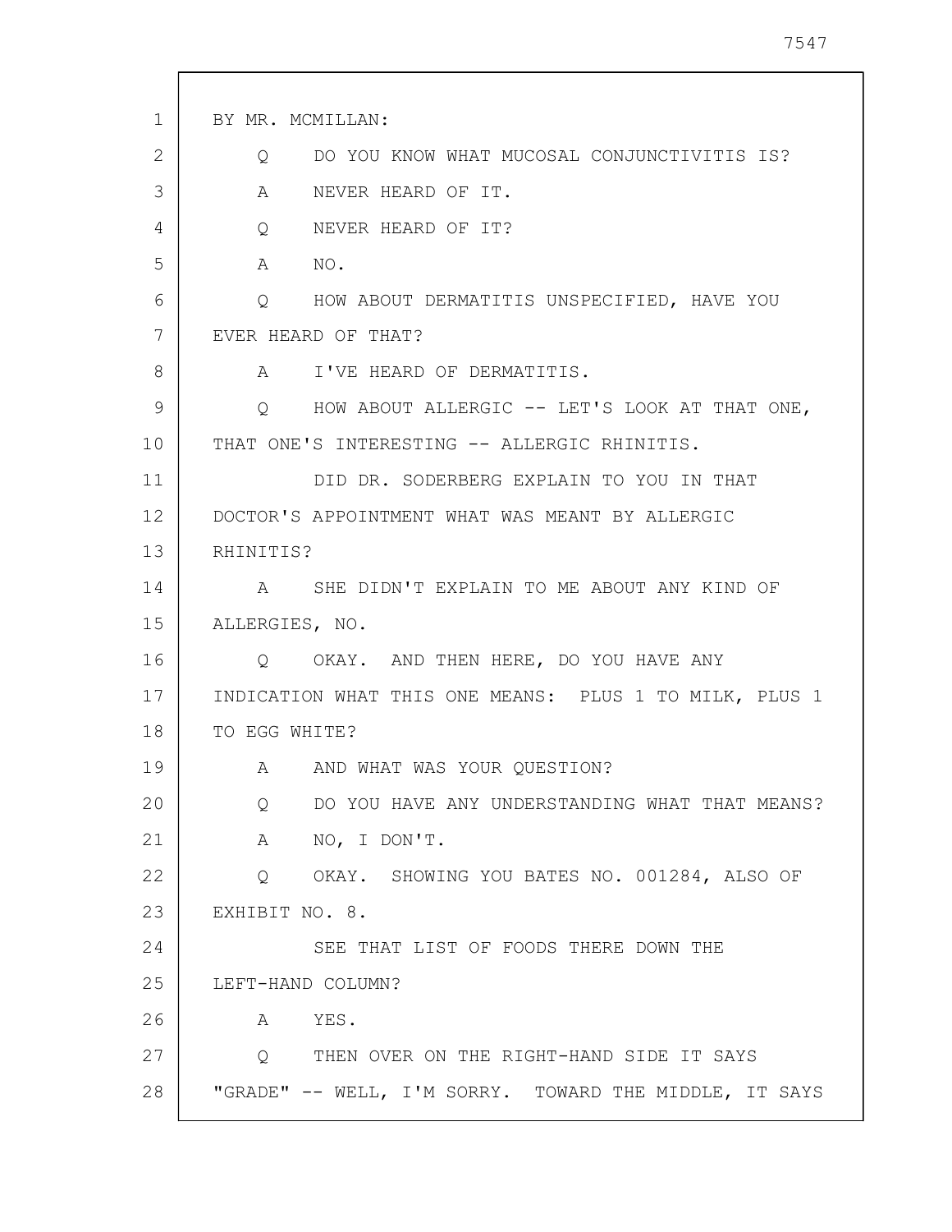BY MR. MCMILLAN:

Q DO YOU KNOW WHAT MUCOSAL CONJUNCTIVITIS IS?

A NEVER HEARD OF IT.

Q NEVER HEARD OF IT?

A NO.

Q HOW ABOUT DERMATITIS UNSPECIFIED, HAVE YOU EVER HEARD OF THAT?

A I'VE HEARD OF DERMATITIS.

Q HOW ABOUT ALLERGIC -- LET'S LOOK AT THAT ONE, THAT ONE'S INTERESTING -- ALLERGIC RHINITIS.

DID DR. SODERBERG EXPLAIN TO YOU IN THAT DOCTOR'S APPOINTMENT WHAT WAS MEANT BY ALLERGIC RHINITIS?

A SHE DIDN'T EXPLAIN TO ME ABOUT ANY KIND OF ALLERGIES, NO.

Q OKAY. AND THEN HERE, DO YOU HAVE ANY INDICATION WHAT THIS ONE MEANS: PLUS 1 TO MILK, PLUS 1 TO EGG WHITE?

A AND WHAT WAS YOUR QUESTION?

Q DO YOU HAVE ANY UNDERSTANDING WHAT THAT MEANS?

A NO, I DON'T.

Q OKAY. SHOWING YOU BATES NO. 001284, ALSO OF EXHIBIT NO. 8.

SEE THAT LIST OF FOODS THERE DOWN THE LEFT-HAND COLUMN?

A YES.

Q THEN OVER ON THE RIGHT-HAND SIDE IT SAYS "GRADE" -- WELL, I'M SORRY. TOWARD THE MIDDLE, IT SAYS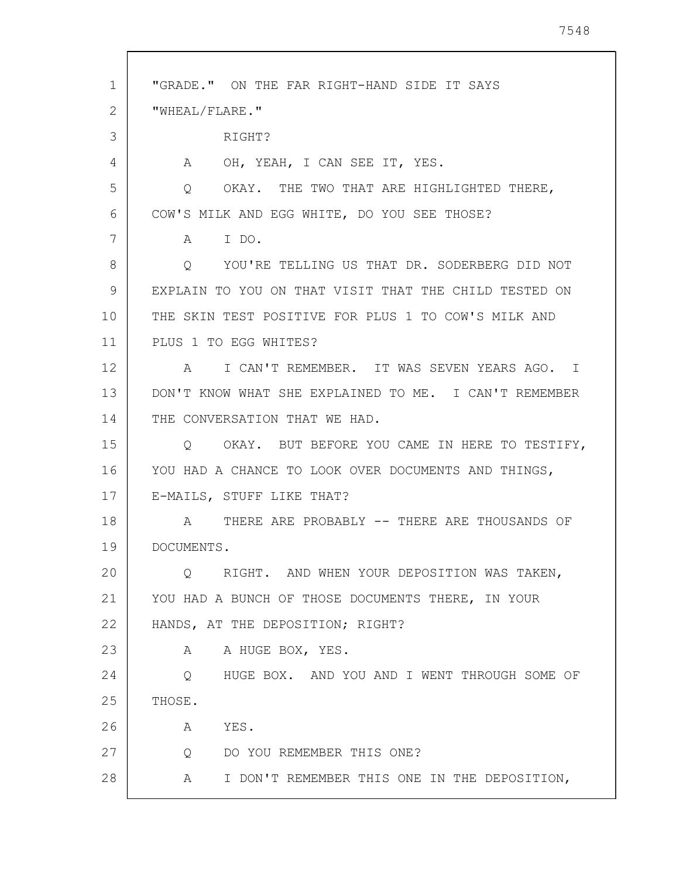"GRADE." ON THE FAR RIGHT-HAND SIDE IT SAYS "WHEAL/FLARE."

RIGHT?

A OH, YEAH, I CAN SEE IT, YES.

Q OKAY. THE TWO THAT ARE HIGHLIGHTED THERE, COW'S MILK AND EGG WHITE, DO YOU SEE THOSE?

A I DO.

Q YOU'RE TELLING US THAT DR. SODERBERG DID NOT EXPLAIN TO YOU ON THAT VISIT THAT THE CHILD TESTED ON THE SKIN TEST POSITIVE FOR PLUS 1 TO COW'S MILK AND PLUS 1 TO EGG WHITES?

A I CAN'T REMEMBER. IT WAS SEVEN YEARS AGO. I DON'T KNOW WHAT SHE EXPLAINED TO ME. I CAN'T REMEMBER THE CONVERSATION THAT WE HAD.

Q OKAY. BUT BEFORE YOU CAME IN HERE TO TESTIFY, YOU HAD A CHANCE TO LOOK OVER DOCUMENTS AND THINGS, E-MAILS, STUFF LIKE THAT?

A THERE ARE PROBABLY -- THERE ARE THOUSANDS OF DOCUMENTS.

Q RIGHT. AND WHEN YOUR DEPOSITION WAS TAKEN, YOU HAD A BUNCH OF THOSE DOCUMENTS THERE, IN YOUR HANDS, AT THE DEPOSITION; RIGHT?

A A HUGE BOX, YES.

Q HUGE BOX. AND YOU AND I WENT THROUGH SOME OF THOSE.

A YES.

Q DO YOU REMEMBER THIS ONE?

A I DON'T REMEMBER THIS ONE IN THE DEPOSITION,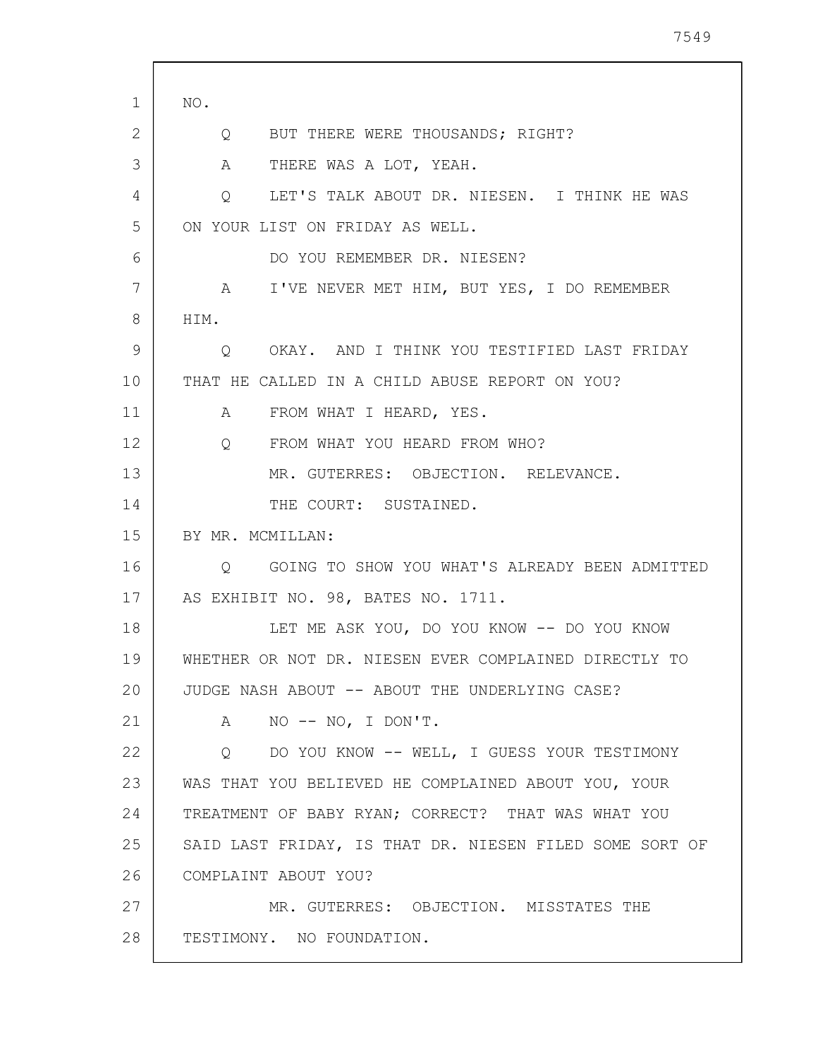NO.

Q BUT THERE WERE THOUSANDS; RIGHT?

A THERE WAS A LOT, YEAH.

Q LET'S TALK ABOUT DR. NIESEN. I THINK HE WAS ON YOUR LIST ON FRIDAY AS WELL.

DO YOU REMEMBER DR. NIESEN?

A I'VE NEVER MET HIM, BUT YES, I DO REMEMBER HIM.

Q OKAY. AND I THINK YOU TESTIFIED LAST FRIDAY THAT HE CALLED IN A CHILD ABUSE REPORT ON YOU?

A FROM WHAT I HEARD, YES.

Q FROM WHAT YOU HEARD FROM WHO?

MR. GUTERRES: OBJECTION. RELEVANCE.

THE COURT: SUSTAINED.

BY MR. MCMILLAN:

Q GOING TO SHOW YOU WHAT'S ALREADY BEEN ADMITTED AS EXHIBIT NO. 98, BATES NO. 1711.

LET ME ASK YOU, DO YOU KNOW -- DO YOU KNOW WHETHER OR NOT DR. NIESEN EVER COMPLAINED DIRECTLY TO JUDGE NASH ABOUT -- ABOUT THE UNDERLYING CASE?

A NO -- NO, I DON'T.

Q DO YOU KNOW -- WELL, I GUESS YOUR TESTIMONY WAS THAT YOU BELIEVED HE COMPLAINED ABOUT YOU, YOUR TREATMENT OF BABY RYAN; CORRECT? THAT WAS WHAT YOU SAID LAST FRIDAY, IS THAT DR. NIESEN FILED SOME SORT OF COMPLAINT ABOUT YOU?

MR. GUTERRES: OBJECTION. MISSTATES THE TESTIMONY. NO FOUNDATION.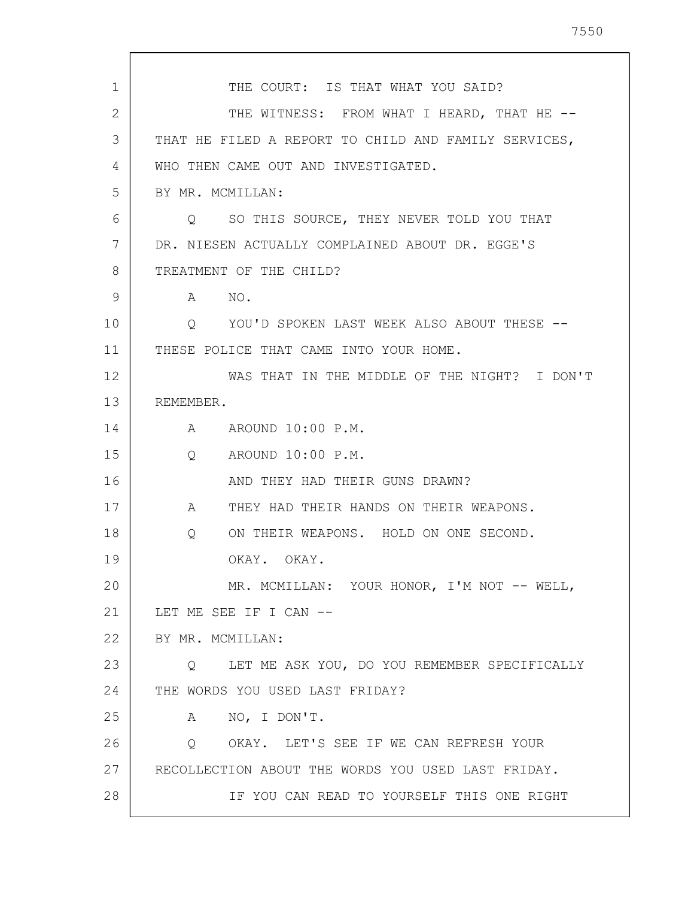THE COURT: IS THAT WHAT YOU SAID?

THE WITNESS: FROM WHAT I HEARD, THAT HE -- THAT HE FILED A REPORT TO CHILD AND FAMILY SERVICES, WHO THEN CAME OUT AND INVESTIGATED.

BY MR. MCMILLAN:

Q SO THIS SOURCE, THEY NEVER TOLD YOU THAT DR. NIESEN ACTUALLY COMPLAINED ABOUT DR. EGGE'S TREATMENT OF THE CHILD?

A NO.

Q YOU'D SPOKEN LAST WEEK ALSO ABOUT THESE -- THESE POLICE THAT CAME INTO YOUR HOME.

WAS THAT IN THE MIDDLE OF THE NIGHT? I DON'T REMEMBER.

A AROUND 10:00 P.M.

Q AROUND 10:00 P.M.

AND THEY HAD THEIR GUNS DRAWN?

A THEY HAD THEIR HANDS ON THEIR WEAPONS.

Q ON THEIR WEAPONS. HOLD ON ONE SECOND.

OKAY. OKAY.

MR. MCMILLAN: YOUR HONOR, I'M NOT -- WELL, LET ME SEE IF I CAN --

BY MR. MCMILLAN:

Q LET ME ASK YOU, DO YOU REMEMBER SPECIFICALLY THE WORDS YOU USED LAST FRIDAY?

A NO, I DON'T.

Q OKAY. LET'S SEE IF WE CAN REFRESH YOUR RECOLLECTION ABOUT THE WORDS YOU USED LAST FRIDAY.

IF YOU CAN READ TO YOURSELF THIS ONE RIGHT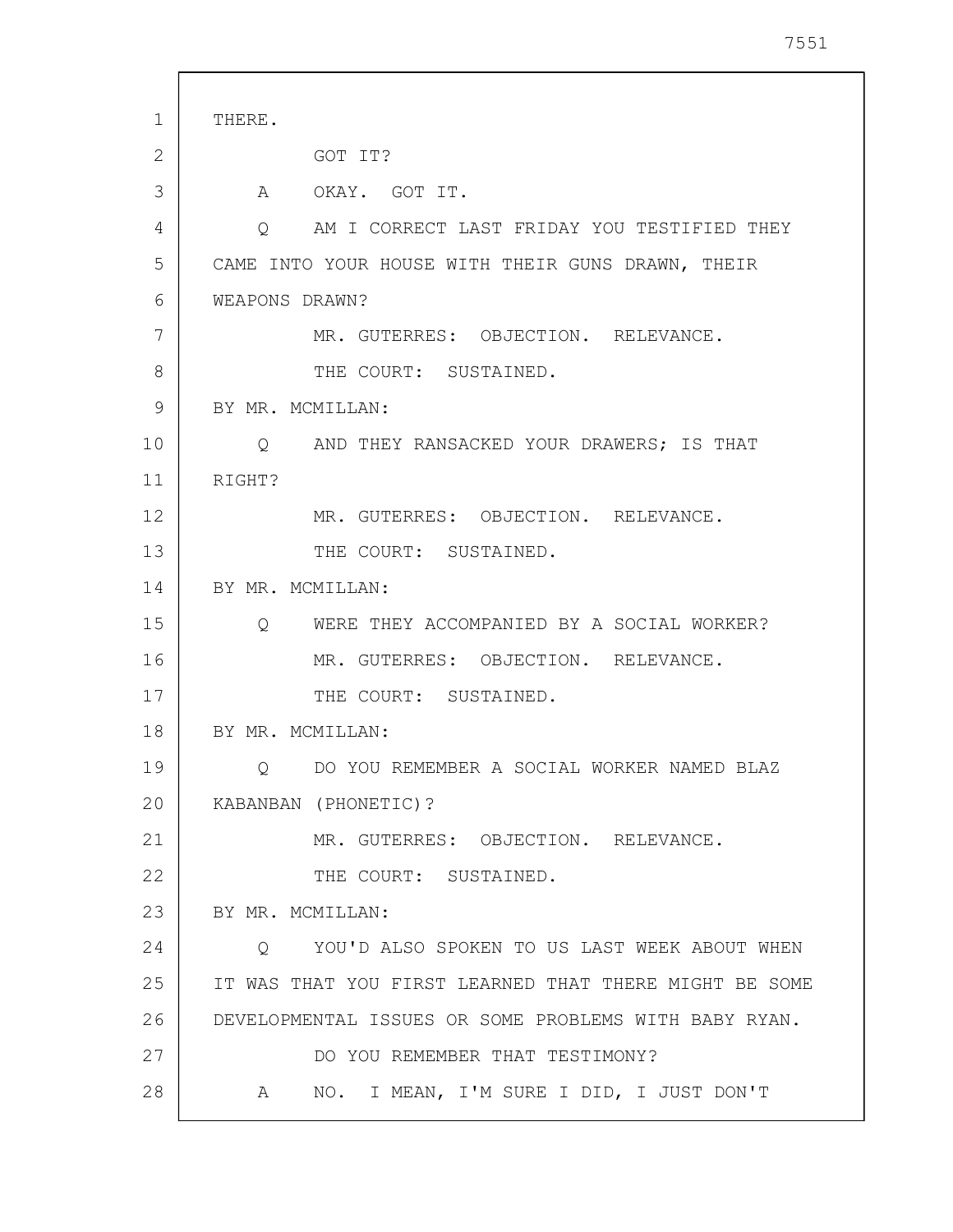THERE.

GOT IT?

A OKAY. GOT IT.

Q AM I CORRECT LAST FRIDAY YOU TESTIFIED THEY CAME INTO YOUR HOUSE WITH THEIR GUNS DRAWN, THEIR WEAPONS DRAWN?

MR. GUTERRES: OBJECTION. RELEVANCE.

THE COURT: SUSTAINED.

BY MR. MCMILLAN:

Q AND THEY RANSACKED YOUR DRAWERS; IS THAT RIGHT?

MR. GUTERRES: OBJECTION. RELEVANCE.

THE COURT: SUSTAINED.

BY MR. MCMILLAN:

Q WERE THEY ACCOMPANIED BY A SOCIAL WORKER?

MR. GUTERRES: OBJECTION. RELEVANCE.

THE COURT: SUSTAINED.

BY MR. MCMILLAN:

Q DO YOU REMEMBER A SOCIAL WORKER NAMED BLAZ KABANBAN (PHONETIC)?

MR. GUTERRES: OBJECTION. RELEVANCE.

THE COURT: SUSTAINED.

BY MR. MCMILLAN:

Q YOU'D ALSO SPOKEN TO US LAST WEEK ABOUT WHEN IT WAS THAT YOU FIRST LEARNED THAT THERE MIGHT BE SOME DEVELOPMENTAL ISSUES OR SOME PROBLEMS WITH BABY RYAN.

DO YOU REMEMBER THAT TESTIMONY?

A NO. I MEAN, I'M SURE I DID, I JUST DON'T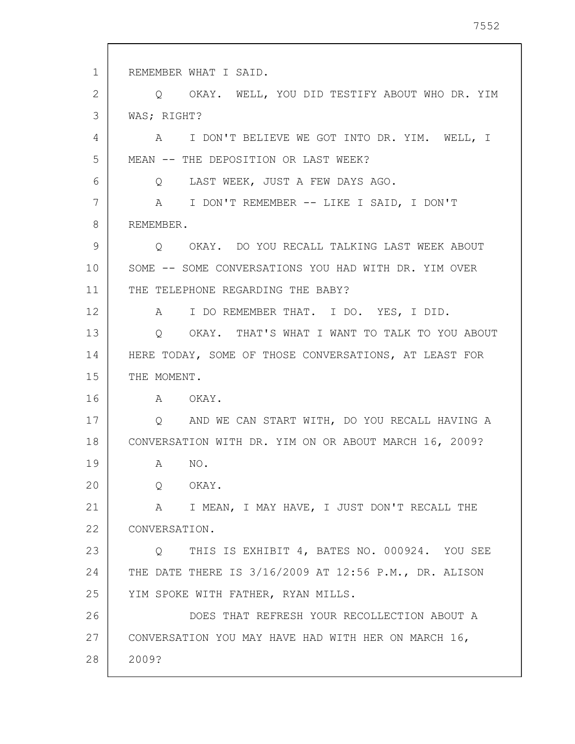1 REMEMBER WHAT I SAID.

2 Q OKAY. WELL, YOU DID TESTIFY ABOUT WHO DR. YIM

3 WAS; RIGHT?

4 A I DON'T BELIEVE WE GOT INTO DR. YIM. WELL, I

5 MEAN -- THE DEPOSITION OR LAST WEEK?

6 Q LAST WEEK, JUST A FEW DAYS AGO.

7 A I DON'T REMEMBER -- LIKE I SAID, I DON'T

8 REMEMBER.

9 Q OKAY. DO YOU RECALL TALKING LAST WEEK ABOUT

10 SOME -- SOME CONVERSATIONS YOU HAD WITH DR. YIM OVER

11 THE TELEPHONE REGARDING THE BABY?

12 A I DO REMEMBER THAT. I DO. YES, I DID.

13 Q OKAY. THAT'S WHAT I WANT TO TALK TO YOU ABOUT

14 HERE TODAY, SOME OF THOSE CONVERSATIONS, AT LEAST FOR

15 THE MOMENT.

16 A OKAY.

17 Q AND WE CAN START WITH, DO YOU RECALL HAVING A

18 CONVERSATION WITH DR. YIM ON OR ABOUT MARCH 16, 2009?

19 A NO.

20 Q OKAY.

21 A I MEAN, I MAY HAVE, I JUST DON'T RECALL THE

22 CONVERSATION.

23 Q THIS IS EXHIBIT 4, BATES NO. 000924. YOU SEE

24 THE DATE THERE IS 3/16/2009 AT 12:56 P.M., DR. ALISON

25 YIM SPOKE WITH FATHER, RYAN MILLS.

26 DOES THAT REFRESH YOUR RECOLLECTION ABOUT A

27 CONVERSATION YOU MAY HAVE HAD WITH HER ON MARCH 16,

28 2009?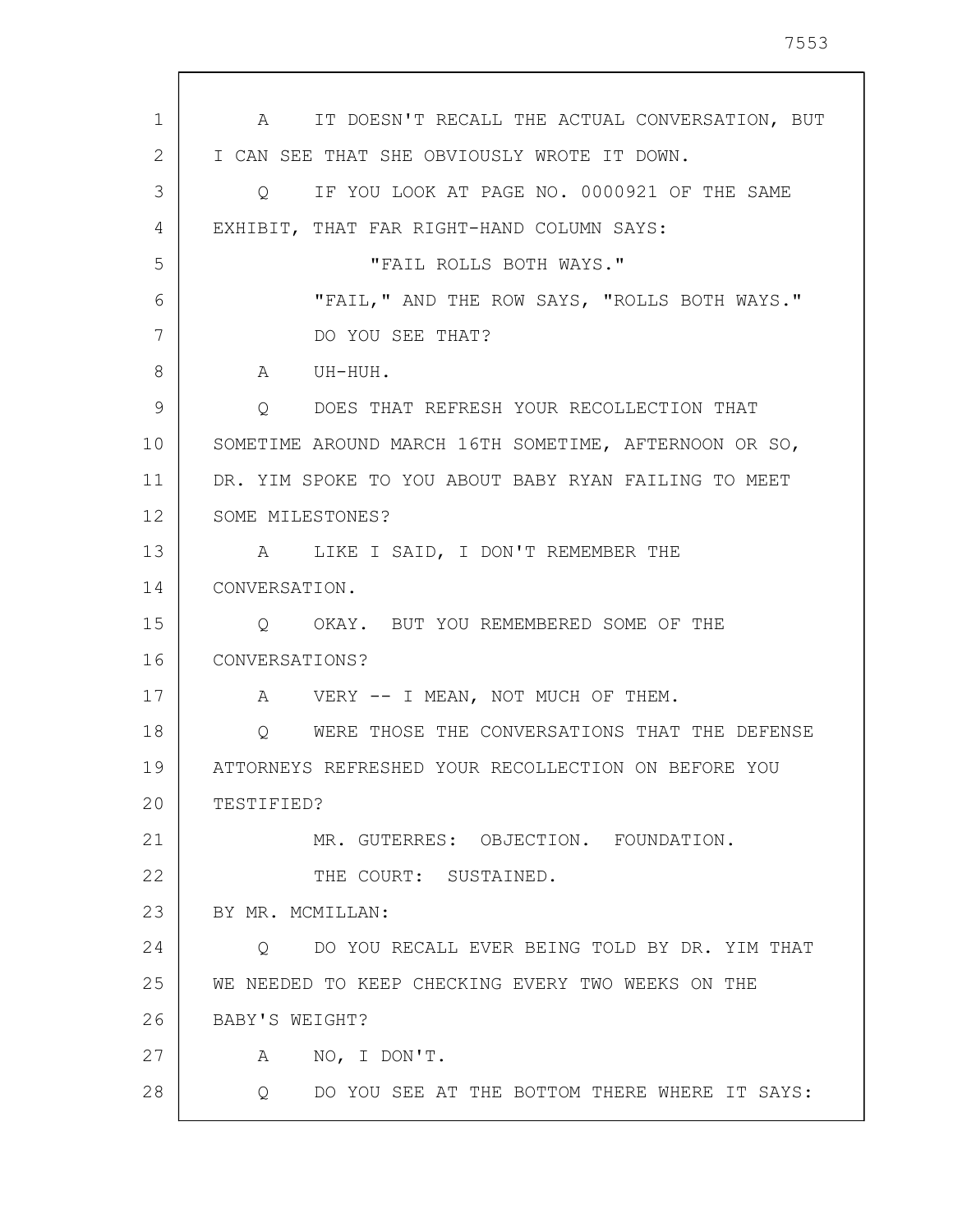A IT DOESN'T RECALL THE ACTUAL CONVERSATION, BUT I CAN SEE THAT SHE OBVIOUSLY WROTE IT DOWN.

Q IF YOU LOOK AT PAGE NO. 0000921 OF THE SAME EXHIBIT, THAT FAR RIGHT-HAND COLUMN SAYS:

"FAIL ROLLS BOTH WAYS."

"FAIL," AND THE ROW SAYS, "ROLLS BOTH WAYS."

DO YOU SEE THAT?

A UH-HUH.

Q DOES THAT REFRESH YOUR RECOLLECTION THAT SOMETIME AROUND MARCH 16TH SOMETIME, AFTERNOON OR SO, DR. YIM SPOKE TO YOU ABOUT BABY RYAN FAILING TO MEET SOME MILESTONES?

A LIKE I SAID, I DON'T REMEMBER THE CONVERSATION.

Q OKAY. BUT YOU REMEMBERED SOME OF THE CONVERSATIONS?

A VERY -- I MEAN, NOT MUCH OF THEM.

Q WERE THOSE THE CONVERSATIONS THAT THE DEFENSE ATTORNEYS REFRESHED YOUR RECOLLECTION ON BEFORE YOU TESTIFIED?

MR. GUTERRES: OBJECTION. FOUNDATION.

THE COURT: SUSTAINED.

BY MR. MCMILLAN:

Q DO YOU RECALL EVER BEING TOLD BY DR. YIM THAT WE NEEDED TO KEEP CHECKING EVERY TWO WEEKS ON THE BABY'S WEIGHT?

A NO, I DON'T.

Q DO YOU SEE AT THE BOTTOM THERE WHERE IT SAYS: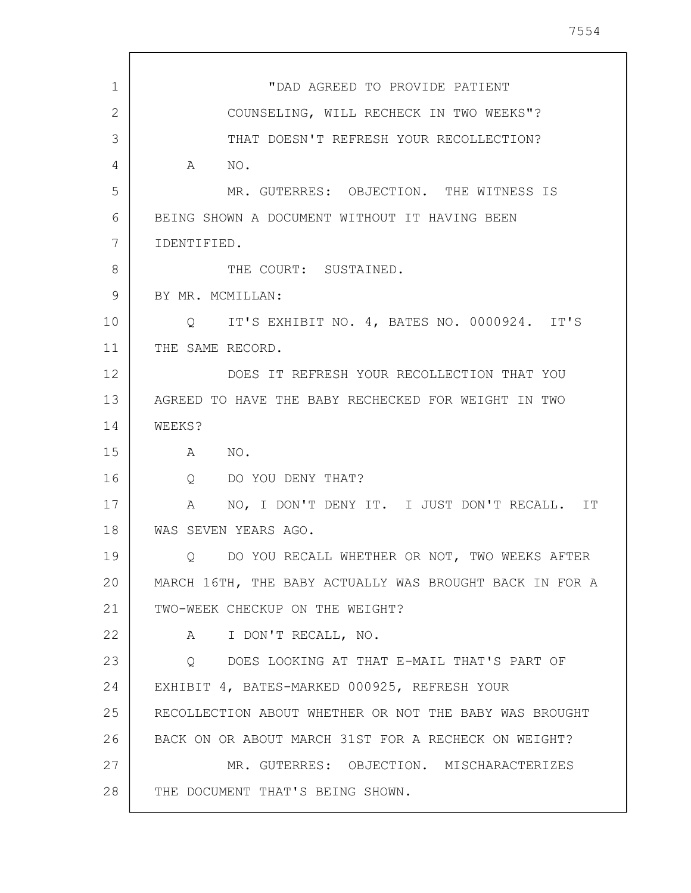"DAD AGREED TO PROVIDE PATIENT COUNSELING, WILL RECHECK IN TWO WEEKS"? THAT DOESN'T REFRESH YOUR RECOLLECTION?

A NO.

MR. GUTERRES: OBJECTION. THE WITNESS IS BEING SHOWN A DOCUMENT WITHOUT IT HAVING BEEN IDENTIFIED.

THE COURT: SUSTAINED.

BY MR. MCMILLAN:

Q IT'S EXHIBIT NO. 4, BATES NO. 0000924. IT'S THE SAME RECORD.

DOES IT REFRESH YOUR RECOLLECTION THAT YOU AGREED TO HAVE THE BABY RECHECKED FOR WEIGHT IN TWO WEEKS?

A NO.

Q DO YOU DENY THAT?

A NO, I DON'T DENY IT. I JUST DON'T RECALL. IT WAS SEVEN YEARS AGO.

Q DO YOU RECALL WHETHER OR NOT, TWO WEEKS AFTER MARCH 16TH, THE BABY ACTUALLY WAS BROUGHT BACK IN FOR A TWO-WEEK CHECKUP ON THE WEIGHT?

A I DON'T RECALL, NO.

Q DOES LOOKING AT THAT E-MAIL THAT'S PART OF EXHIBIT 4, BATES-MARKED 000925, REFRESH YOUR RECOLLECTION ABOUT WHETHER OR NOT THE BABY WAS BROUGHT BACK ON OR ABOUT MARCH 31ST FOR A RECHECK ON WEIGHT?

MR. GUTERRES: OBJECTION. MISCHARACTERIZES THE DOCUMENT THAT'S BEING SHOWN.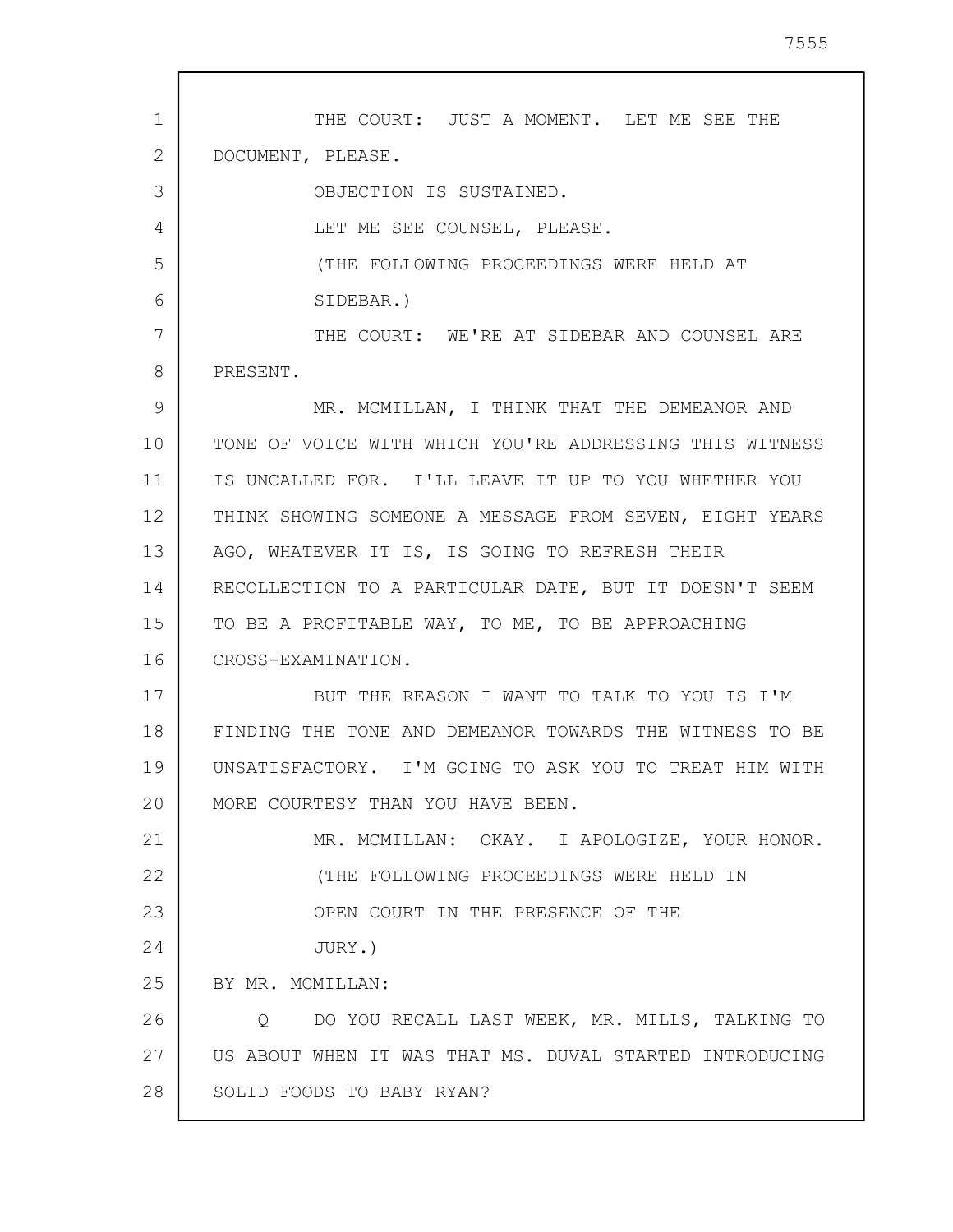THE COURT: JUST A MOMENT. LET ME SEE THE DOCUMENT, PLEASE.

OBJECTION IS SUSTAINED.

LET ME SEE COUNSEL, PLEASE.

(THE FOLLOWING PROCEEDINGS WERE HELD AT SIDEBAR.)

THE COURT: WE'RE AT SIDEBAR AND COUNSEL ARE PRESENT.

MR. MCMILLAN, I THINK THAT THE DEMEANOR AND TONE OF VOICE WITH WHICH YOU'RE ADDRESSING THIS WITNESS IS UNCALLED FOR. I'LL LEAVE IT UP TO YOU WHETHER YOU THINK SHOWING SOMEONE A MESSAGE FROM SEVEN, EIGHT YEARS AGO, WHATEVER IT IS, IS GOING TO REFRESH THEIR RECOLLECTION TO A PARTICULAR DATE, BUT IT DOESN'T SEEM TO BE A PROFITABLE WAY, TO ME, TO BE APPROACHING CROSS-EXAMINATION.

BUT THE REASON I WANT TO TALK TO YOU IS I'M FINDING THE TONE AND DEMEANOR TOWARDS THE WITNESS TO BE UNSATISFACTORY. I'M GOING TO ASK YOU TO TREAT HIM WITH MORE COURTESY THAN YOU HAVE BEEN.

MR. MCMILLAN: OKAY. I APOLOGIZE, YOUR HONOR.

(THE FOLLOWING PROCEEDINGS WERE HELD IN OPEN COURT IN THE PRESENCE OF THE JURY.)

BY MR. MCMILLAN:

Q DO YOU RECALL LAST WEEK, MR. MILLS, TALKING TO US ABOUT WHEN IT WAS THAT MS. DUVAL STARTED INTRODUCING SOLID FOODS TO BABY RYAN?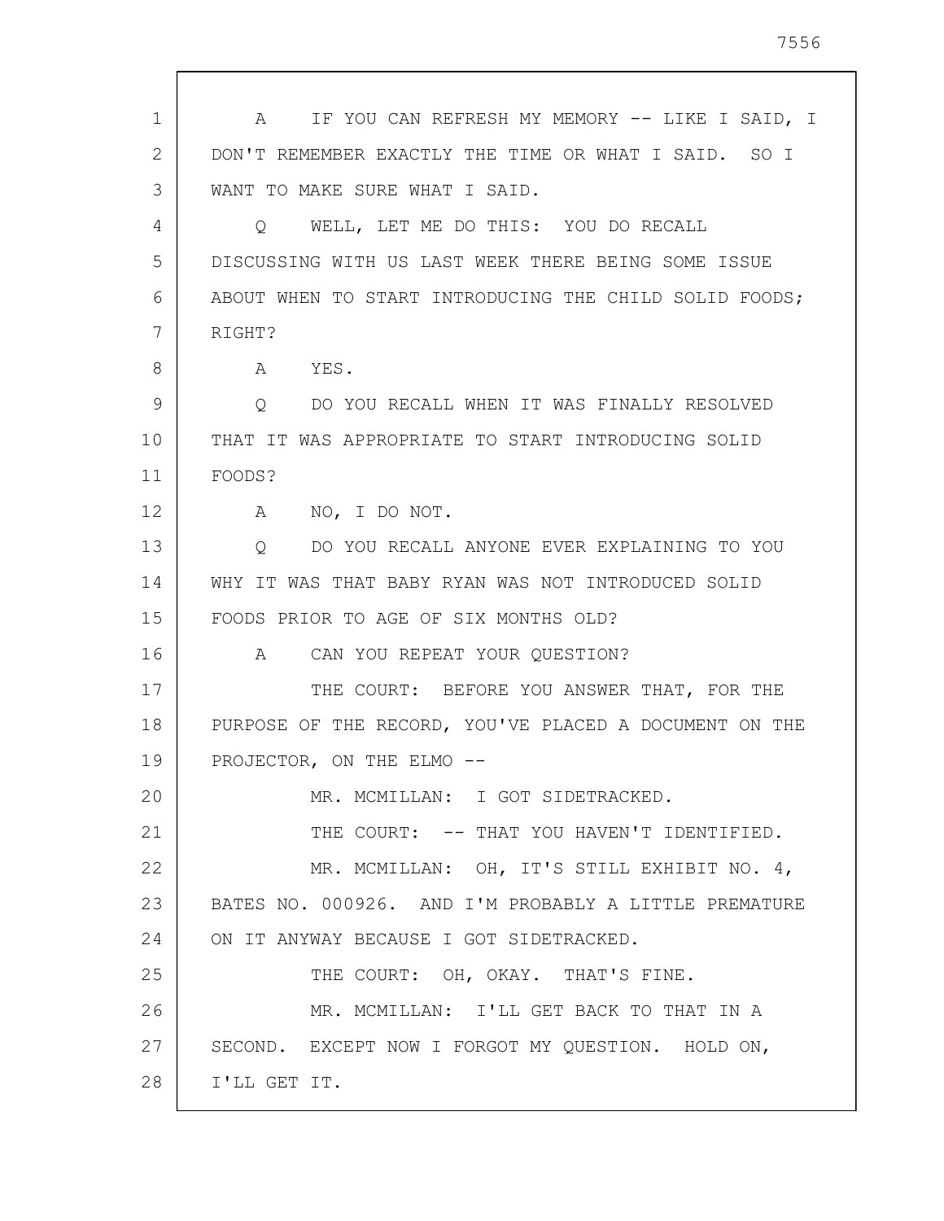A IF YOU CAN REFRESH MY MEMORY -- LIKE I SAID, I DON'T REMEMBER EXACTLY THE TIME OR WHAT I SAID. SO I WANT TO MAKE SURE WHAT I SAID.

Q WELL, LET ME DO THIS: YOU DO RECALL DISCUSSING WITH US LAST WEEK THERE BEING SOME ISSUE ABOUT WHEN TO START INTRODUCING THE CHILD SOLID FOODS; RIGHT?

A YES.

Q DO YOU RECALL WHEN IT WAS FINALLY RESOLVED THAT IT WAS APPROPRIATE TO START INTRODUCING SOLID FOODS?

A NO, I DO NOT.

Q DO YOU RECALL ANYONE EVER EXPLAINING TO YOU WHY IT WAS THAT BABY RYAN WAS NOT INTRODUCED SOLID FOODS PRIOR TO AGE OF SIX MONTHS OLD?

A CAN YOU REPEAT YOUR QUESTION?

THE COURT: BEFORE YOU ANSWER THAT, FOR THE PURPOSE OF THE RECORD, YOU'VE PLACED A DOCUMENT ON THE PROJECTOR, ON THE ELMO --

MR. MCMILLAN: I GOT SIDETRACKED.

THE COURT: -- THAT YOU HAVEN'T IDENTIFIED.

MR. MCMILLAN: OH, IT'S STILL EXHIBIT NO. 4, BATES NO. 000926. AND I'M PROBABLY A LITTLE PREMATURE ON IT ANYWAY BECAUSE I GOT SIDETRACKED.

THE COURT: OH, OKAY. THAT'S FINE.

MR. MCMILLAN: I'LL GET BACK TO THAT IN A SECOND. EXCEPT NOW I FORGOT MY QUESTION. HOLD ON, I'LL GET IT.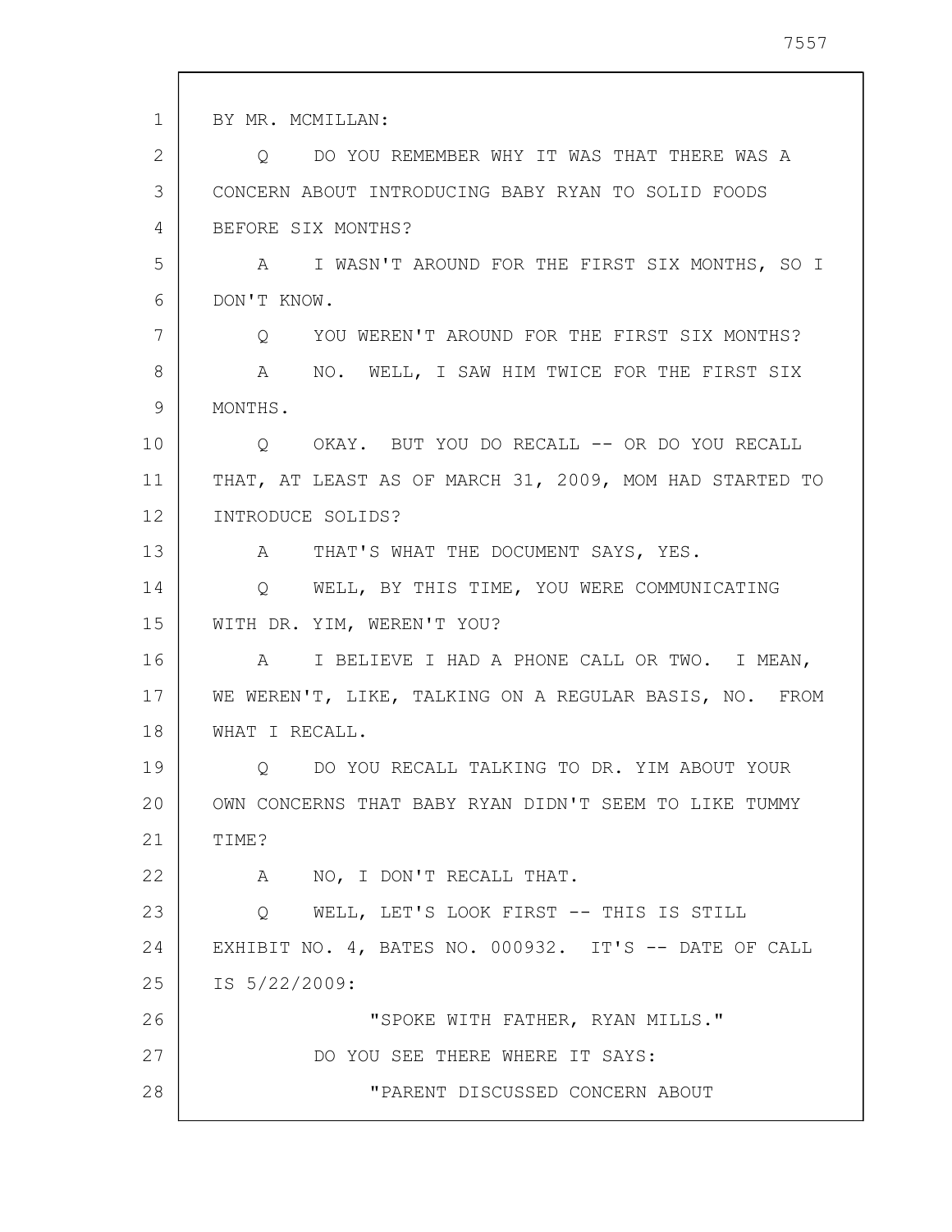BY MR. MCMILLAN:

Q DO YOU REMEMBER WHY IT WAS THAT THERE WAS A CONCERN ABOUT INTRODUCING BABY RYAN TO SOLID FOODS BEFORE SIX MONTHS?

A I WASN'T AROUND FOR THE FIRST SIX MONTHS, SO I DON'T KNOW.

Q YOU WEREN'T AROUND FOR THE FIRST SIX MONTHS?

A NO. WELL, I SAW HIM TWICE FOR THE FIRST SIX MONTHS.

Q OKAY. BUT YOU DO RECALL -- OR DO YOU RECALL THAT, AT LEAST AS OF MARCH 31, 2009, MOM HAD STARTED TO INTRODUCE SOLIDS?

A THAT'S WHAT THE DOCUMENT SAYS, YES.

Q WELL, BY THIS TIME, YOU WERE COMMUNICATING WITH DR. YIM, WEREN'T YOU?

A I BELIEVE I HAD A PHONE CALL OR TWO. I MEAN, WE WEREN'T, LIKE, TALKING ON A REGULAR BASIS, NO. FROM WHAT I RECALL.

Q DO YOU RECALL TALKING TO DR. YIM ABOUT YOUR OWN CONCERNS THAT BABY RYAN DIDN'T SEEM TO LIKE TUMMY TIME?

A NO, I DON'T RECALL THAT.

Q WELL, LET'S LOOK FIRST -- THIS IS STILL EXHIBIT NO. 4, BATES NO. 000932. IT'S -- DATE OF CALL IS 5/22/2009:

"SPOKE WITH FATHER, RYAN MILLS."

DO YOU SEE THERE WHERE IT SAYS:

"PARENT DISCUSSED CONCERN ABOUT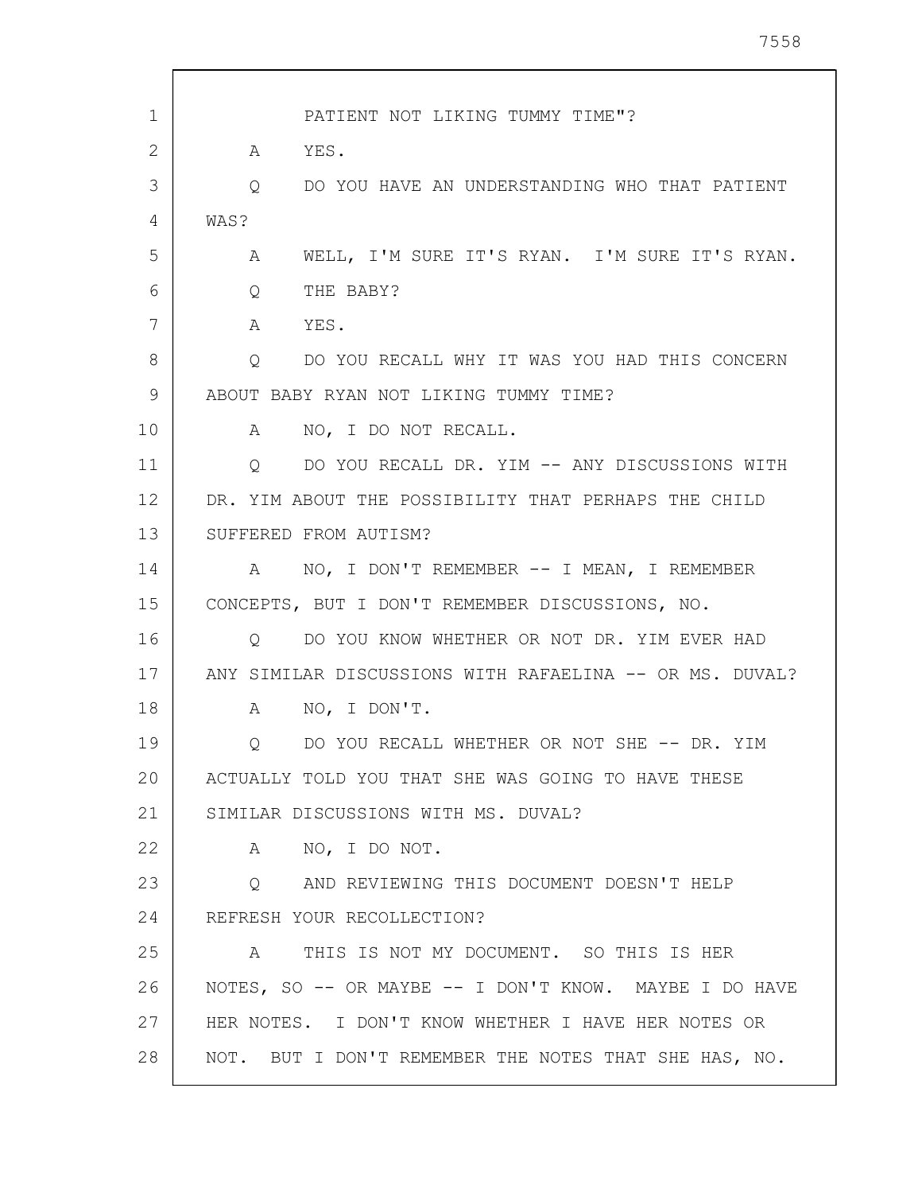PATIENT NOT LIKING TUMMY TIME"?

A YES.

Q DO YOU HAVE AN UNDERSTANDING WHO THAT PATIENT WAS?

A WELL, I'M SURE IT'S RYAN. I'M SURE IT'S RYAN.

Q THE BABY?

A YES.

Q DO YOU RECALL WHY IT WAS YOU HAD THIS CONCERN ABOUT BABY RYAN NOT LIKING TUMMY TIME?

A NO, I DO NOT RECALL.

Q DO YOU RECALL DR. YIM -- ANY DISCUSSIONS WITH DR. YIM ABOUT THE POSSIBILITY THAT PERHAPS THE CHILD SUFFERED FROM AUTISM?

A NO, I DON'T REMEMBER -- I MEAN, I REMEMBER CONCEPTS, BUT I DON'T REMEMBER DISCUSSIONS, NO.

Q DO YOU KNOW WHETHER OR NOT DR. YIM EVER HAD ANY SIMILAR DISCUSSIONS WITH RAFAELINA -- OR MS. DUVAL?

A NO, I DON'T.

Q DO YOU RECALL WHETHER OR NOT SHE -- DR. YIM ACTUALLY TOLD YOU THAT SHE WAS GOING TO HAVE THESE SIMILAR DISCUSSIONS WITH MS. DUVAL?

A NO, I DO NOT.

Q AND REVIEWING THIS DOCUMENT DOESN'T HELP REFRESH YOUR RECOLLECTION?

A THIS IS NOT MY DOCUMENT. SO THIS IS HER NOTES, SO -- OR MAYBE -- I DON'T KNOW. MAYBE I DO HAVE HER NOTES. I DON'T KNOW WHETHER I HAVE HER NOTES OR NOT. BUT I DON'T REMEMBER THE NOTES THAT SHE HAS, NO.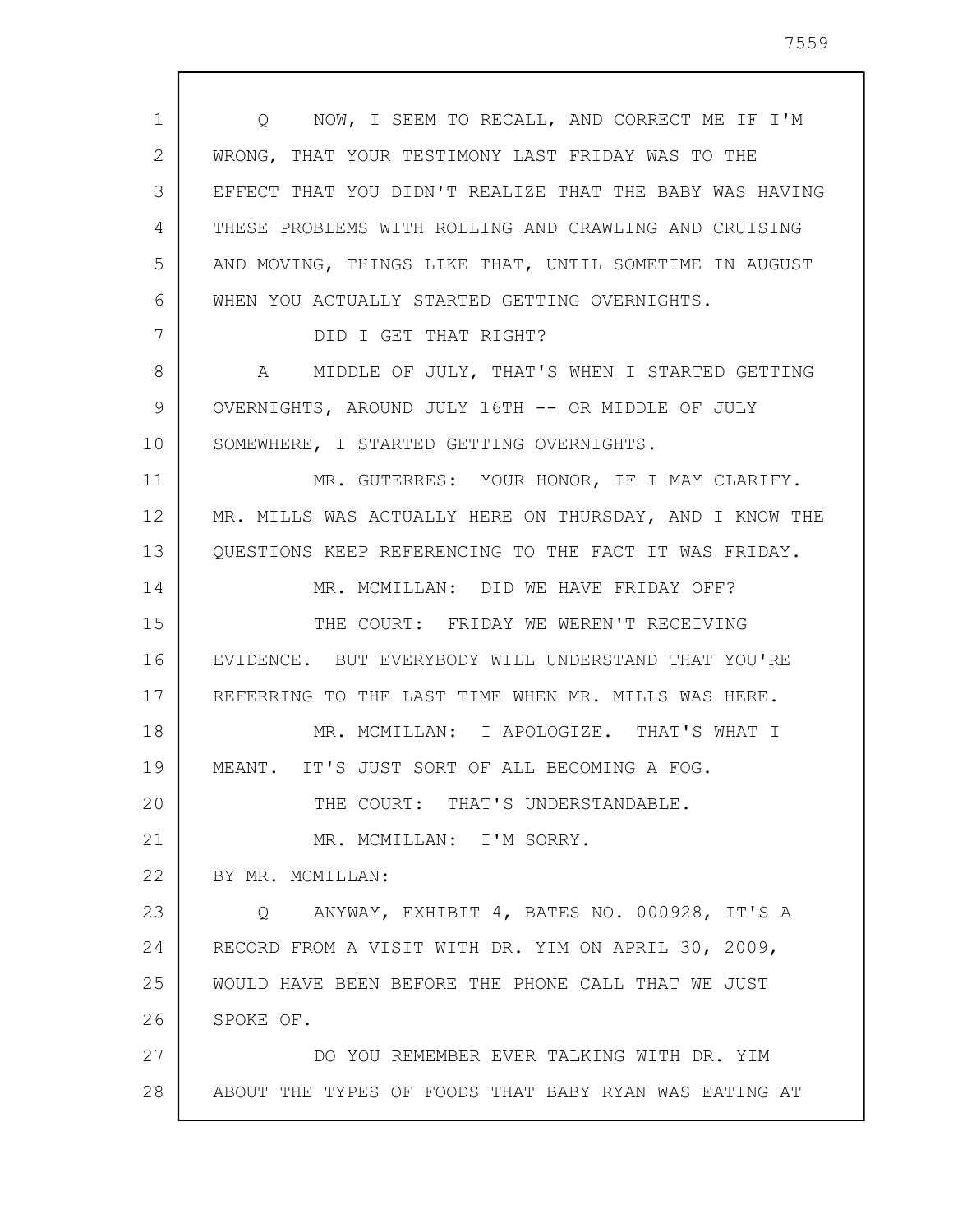Q NOW, I SEEM TO RECALL, AND CORRECT ME IF I'M WRONG, THAT YOUR TESTIMONY LAST FRIDAY WAS TO THE EFFECT THAT YOU DIDN'T REALIZE THAT THE BABY WAS HAVING THESE PROBLEMS WITH ROLLING AND CRAWLING AND CRUISING AND MOVING, THINGS LIKE THAT, UNTIL SOMETIME IN AUGUST WHEN YOU ACTUALLY STARTED GETTING OVERNIGHTS.

DID I GET THAT RIGHT?

A MIDDLE OF JULY, THAT'S WHEN I STARTED GETTING OVERNIGHTS, AROUND JULY 16TH -- OR MIDDLE OF JULY SOMEWHERE, I STARTED GETTING OVERNIGHTS.

MR. GUTERRES: YOUR HONOR, IF I MAY CLARIFY. MR. MILLS WAS ACTUALLY HERE ON THURSDAY, AND I KNOW THE QUESTIONS KEEP REFERENCING TO THE FACT IT WAS FRIDAY.

MR. MCMILLAN: DID WE HAVE FRIDAY OFF?

THE COURT: FRIDAY WE WEREN'T RECEIVING EVIDENCE. BUT EVERYBODY WILL UNDERSTAND THAT YOU'RE REFERRING TO THE LAST TIME WHEN MR. MILLS WAS HERE.

MR. MCMILLAN: I APOLOGIZE. THAT'S WHAT I MEANT. IT'S JUST SORT OF ALL BECOMING A FOG.

THE COURT: THAT'S UNDERSTANDABLE.

MR. MCMILLAN: I'M SORRY.

BY MR. MCMILLAN:

Q ANYWAY, EXHIBIT 4, BATES NO. 000928, IT'S A RECORD FROM A VISIT WITH DR. YIM ON APRIL 30, 2009, WOULD HAVE BEEN BEFORE THE PHONE CALL THAT WE JUST SPOKE OF.

DO YOU REMEMBER EVER TALKING WITH DR. YIM ABOUT THE TYPES OF FOODS THAT BABY RYAN WAS EATING AT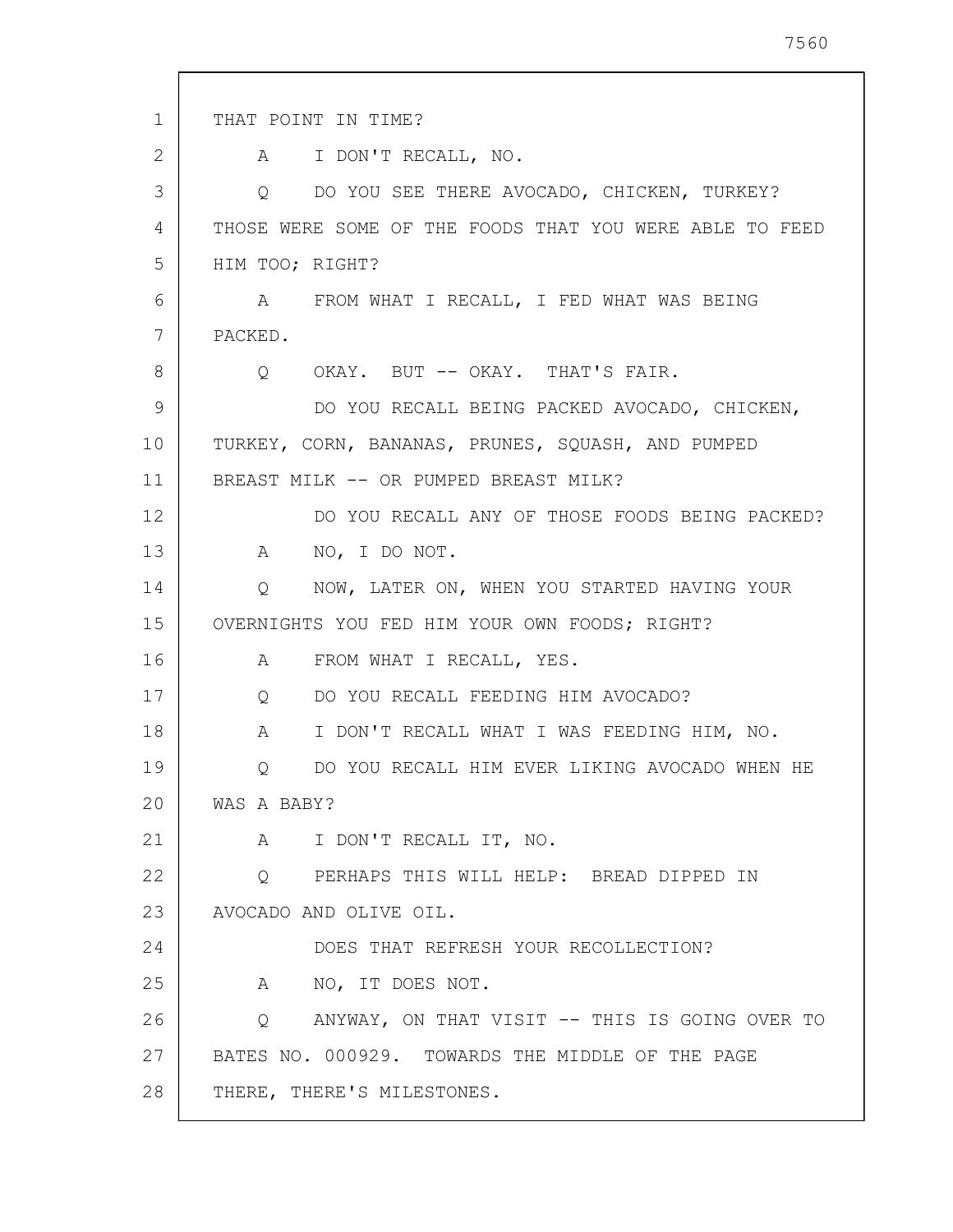THAT POINT IN TIME?

A I DON'T RECALL, NO.

Q DO YOU SEE THERE AVOCADO, CHICKEN, TURKEY? THOSE WERE SOME OF THE FOODS THAT YOU WERE ABLE TO FEED HIM TOO; RIGHT?

A FROM WHAT I RECALL, I FED WHAT WAS BEING PACKED.

Q OKAY. BUT -- OKAY. THAT'S FAIR.

DO YOU RECALL BEING PACKED AVOCADO, CHICKEN, TURKEY, CORN, BANANAS, PRUNES, SQUASH, AND PUMPED BREAST MILK -- OR PUMPED BREAST MILK?

DO YOU RECALL ANY OF THOSE FOODS BEING PACKED?

A NO, I DO NOT.

Q NOW, LATER ON, WHEN YOU STARTED HAVING YOUR OVERNIGHTS YOU FED HIM YOUR OWN FOODS; RIGHT?

A FROM WHAT I RECALL, YES.

Q DO YOU RECALL FEEDING HIM AVOCADO?

A I DON'T RECALL WHAT I WAS FEEDING HIM, NO.

Q DO YOU RECALL HIM EVER LIKING AVOCADO WHEN HE WAS A BABY?

A I DON'T RECALL IT, NO.

Q PERHAPS THIS WILL HELP: BREAD DIPPED IN AVOCADO AND OLIVE OIL.

DOES THAT REFRESH YOUR RECOLLECTION?

A NO, IT DOES NOT.

Q ANYWAY, ON THAT VISIT -- THIS IS GOING OVER TO BATES NO. 000929. TOWARDS THE MIDDLE OF THE PAGE THERE, THERE'S MILESTONES.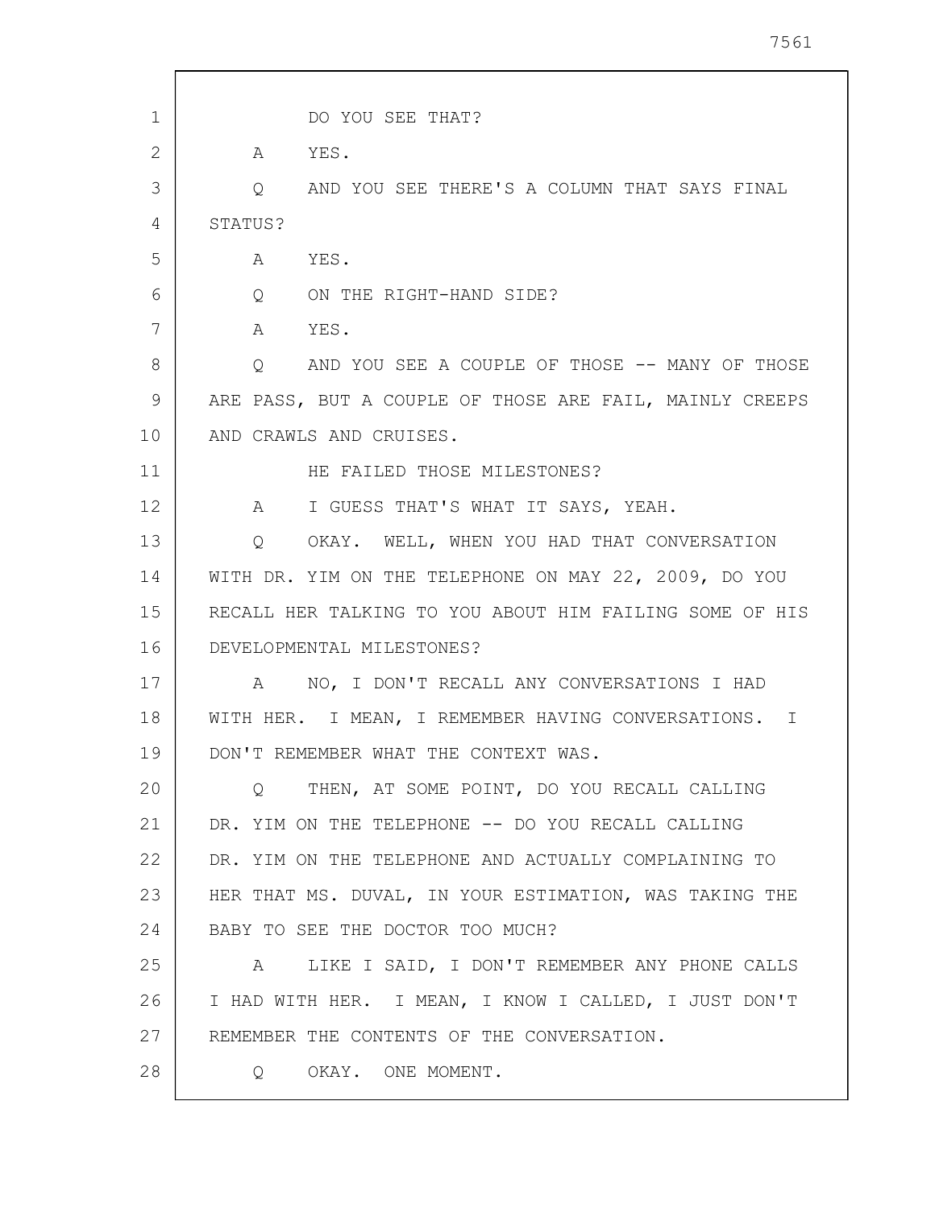DO YOU SEE THAT?

A YES.

Q AND YOU SEE THERE'S A COLUMN THAT SAYS FINAL STATUS?

A YES.

Q ON THE RIGHT-HAND SIDE?

A YES.

Q AND YOU SEE A COUPLE OF THOSE -- MANY OF THOSE ARE PASS, BUT A COUPLE OF THOSE ARE FAIL, MAINLY CREEPS AND CRAWLS AND CRUISES.

HE FAILED THOSE MILESTONES?

A I GUESS THAT'S WHAT IT SAYS, YEAH.

Q OKAY. WELL, WHEN YOU HAD THAT CONVERSATION WITH DR. YIM ON THE TELEPHONE ON MAY 22, 2009, DO YOU RECALL HER TALKING TO YOU ABOUT HIM FAILING SOME OF HIS DEVELOPMENTAL MILESTONES?

A NO, I DON'T RECALL ANY CONVERSATIONS I HAD WITH HER. I MEAN, I REMEMBER HAVING CONVERSATIONS. I DON'T REMEMBER WHAT THE CONTEXT WAS.

Q THEN, AT SOME POINT, DO YOU RECALL CALLING DR. YIM ON THE TELEPHONE -- DO YOU RECALL CALLING DR. YIM ON THE TELEPHONE AND ACTUALLY COMPLAINING TO HER THAT MS. DUVAL, IN YOUR ESTIMATION, WAS TAKING THE BABY TO SEE THE DOCTOR TOO MUCH?

A LIKE I SAID, I DON'T REMEMBER ANY PHONE CALLS I HAD WITH HER. I MEAN, I KNOW I CALLED, I JUST DON'T REMEMBER THE CONTENTS OF THE CONVERSATION.

Q OKAY. ONE MOMENT.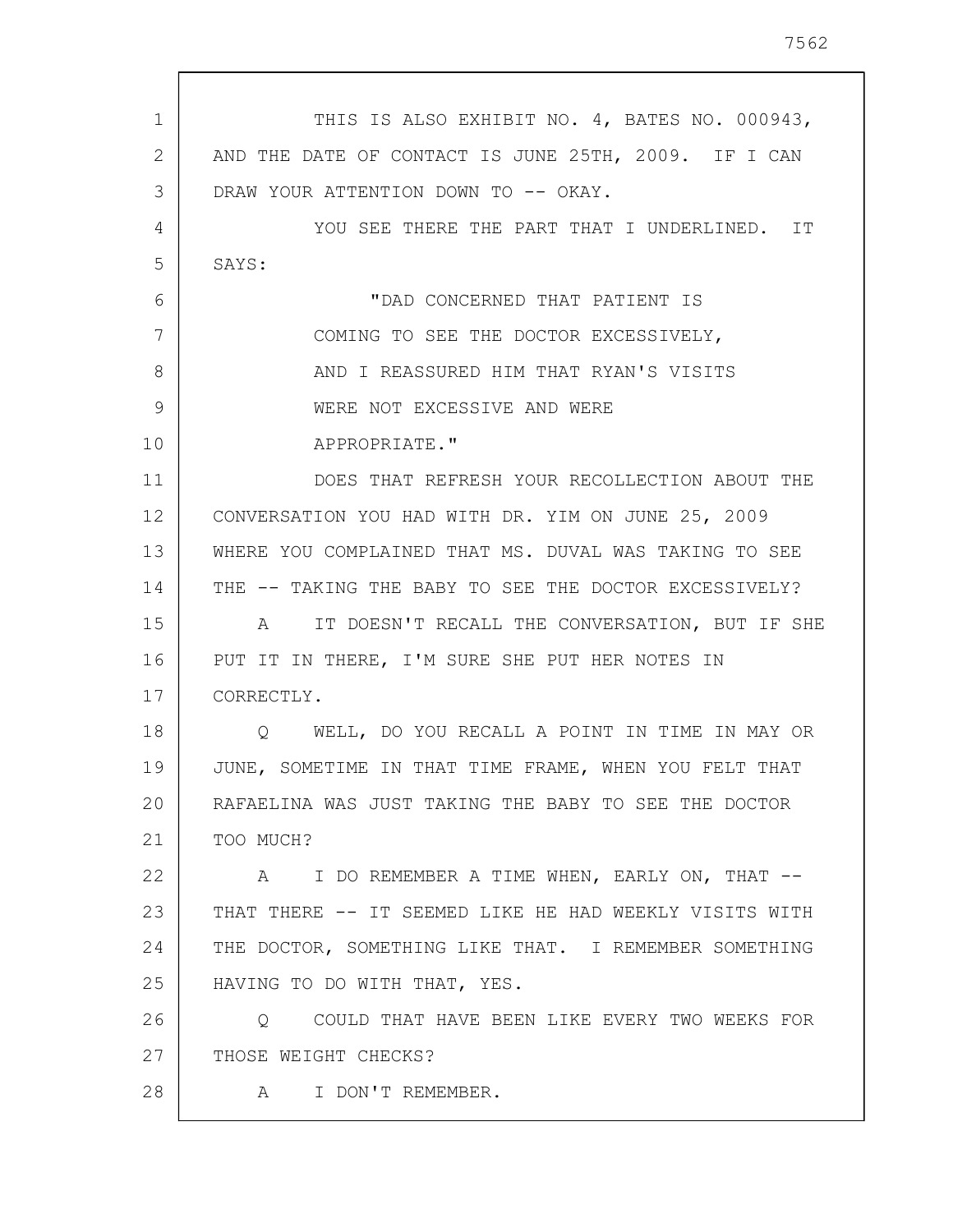THIS IS ALSO EXHIBIT NO. 4, BATES NO. 000943, AND THE DATE OF CONTACT IS JUNE 25TH, 2009. IF I CAN DRAW YOUR ATTENTION DOWN TO -- OKAY.

YOU SEE THERE THE PART THAT I UNDERLINED. IT SAYS:

> "DAD CONCERNED THAT PATIENT IS COMING TO SEE THE DOCTOR EXCESSIVELY, AND I REASSURED HIM THAT RYAN'S VISITS WERE NOT EXCESSIVE AND WERE APPROPRIATE."

DOES THAT REFRESH YOUR RECOLLECTION ABOUT THE CONVERSATION YOU HAD WITH DR. YIM ON JUNE 25, 2009 WHERE YOU COMPLAINED THAT MS. DUVAL WAS TAKING TO SEE THE -- TAKING THE BABY TO SEE THE DOCTOR EXCESSIVELY?

A IT DOESN'T RECALL THE CONVERSATION, BUT IF SHE PUT IT IN THERE, I'M SURE SHE PUT HER NOTES IN CORRECTLY.

Q WELL, DO YOU RECALL A POINT IN TIME IN MAY OR JUNE, SOMETIME IN THAT TIME FRAME, WHEN YOU FELT THAT RAFAELINA WAS JUST TAKING THE BABY TO SEE THE DOCTOR TOO MUCH?

A I DO REMEMBER A TIME WHEN, EARLY ON, THAT -- THAT THERE -- IT SEEMED LIKE HE HAD WEEKLY VISITS WITH THE DOCTOR, SOMETHING LIKE THAT. I REMEMBER SOMETHING HAVING TO DO WITH THAT, YES.

Q COULD THAT HAVE BEEN LIKE EVERY TWO WEEKS FOR THOSE WEIGHT CHECKS?

A I DON'T REMEMBER.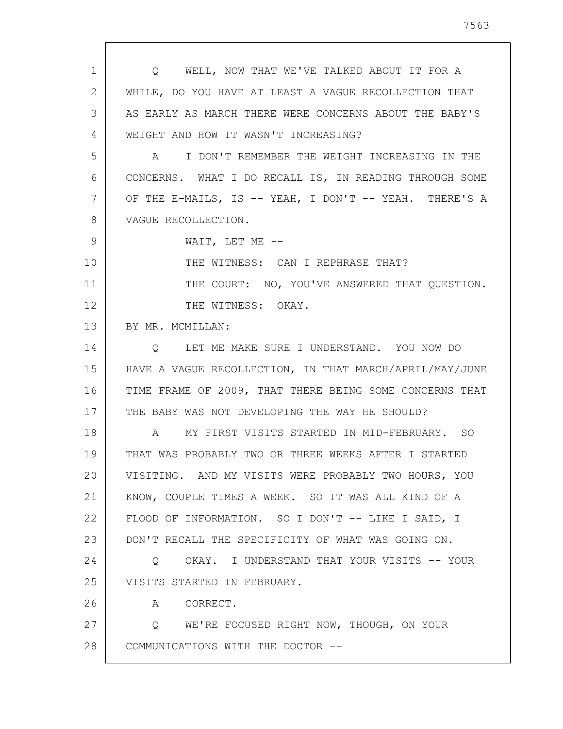Q WELL, NOW THAT WE'VE TALKED ABOUT IT FOR A WHILE, DO YOU HAVE AT LEAST A VAGUE RECOLLECTION THAT AS EARLY AS MARCH THERE WERE CONCERNS ABOUT THE BABY'S WEIGHT AND HOW IT WASN'T INCREASING?

A I DON'T REMEMBER THE WEIGHT INCREASING IN THE CONCERNS. WHAT I DO RECALL IS, IN READING THROUGH SOME OF THE E-MAILS, IS -- YEAH, I DON'T -- YEAH. THERE'S A VAGUE RECOLLECTION.

WAIT, LET ME --

THE WITNESS: CAN I REPHRASE THAT?

THE COURT: NO, YOU'VE ANSWERED THAT QUESTION.

THE WITNESS: OKAY.

BY MR. MCMILLAN:

Q LET ME MAKE SURE I UNDERSTAND. YOU NOW DO HAVE A VAGUE RECOLLECTION, IN THAT MARCH/APRIL/MAY/JUNE TIME FRAME OF 2009, THAT THERE BEING SOME CONCERNS THAT THE BABY WAS NOT DEVELOPING THE WAY HE SHOULD?

A MY FIRST VISITS STARTED IN MID-FEBRUARY. SO THAT WAS PROBABLY TWO OR THREE WEEKS AFTER I STARTED VISITING. AND MY VISITS WERE PROBABLY TWO HOURS, YOU KNOW, COUPLE TIMES A WEEK. SO IT WAS ALL KIND OF A FLOOD OF INFORMATION. SO I DON'T -- LIKE I SAID, I DON'T RECALL THE SPECIFICITY OF WHAT WAS GOING ON.

Q OKAY. I UNDERSTAND THAT YOUR VISITS -- YOUR VISITS STARTED IN FEBRUARY.

A CORRECT.

Q WE'RE FOCUSED RIGHT NOW, THOUGH, ON YOUR COMMUNICATIONS WITH THE DOCTOR --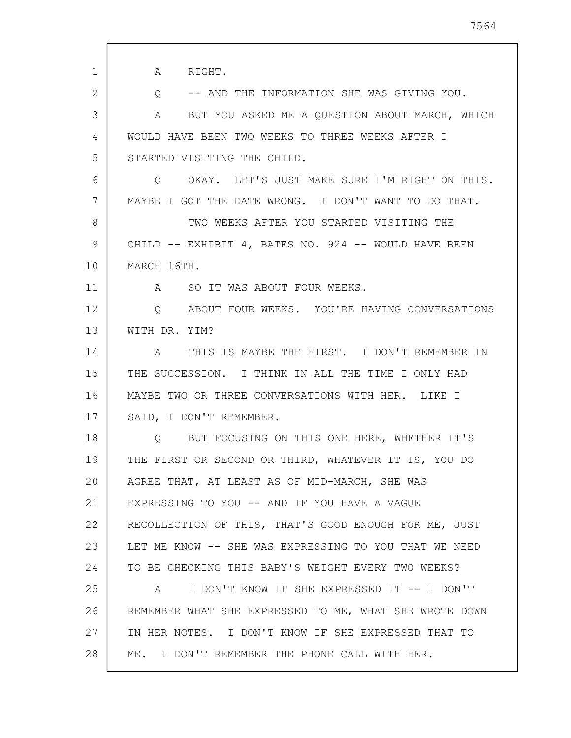A RIGHT.

Q -- AND THE INFORMATION SHE WAS GIVING YOU.

A BUT YOU ASKED ME A QUESTION ABOUT MARCH, WHICH WOULD HAVE BEEN TWO WEEKS TO THREE WEEKS AFTER I STARTED VISITING THE CHILD.

Q OKAY. LET'S JUST MAKE SURE I'M RIGHT ON THIS. MAYBE I GOT THE DATE WRONG. I DON'T WANT TO DO THAT.

TWO WEEKS AFTER YOU STARTED VISITING THE CHILD -- EXHIBIT 4, BATES NO. 924 -- WOULD HAVE BEEN MARCH 16TH.

A SO IT WAS ABOUT FOUR WEEKS.

Q ABOUT FOUR WEEKS. YOU'RE HAVING CONVERSATIONS WITH DR. YIM?

A THIS IS MAYBE THE FIRST. I DON'T REMEMBER IN THE SUCCESSION. I THINK IN ALL THE TIME I ONLY HAD MAYBE TWO OR THREE CONVERSATIONS WITH HER. LIKE I SAID, I DON'T REMEMBER.

Q BUT FOCUSING ON THIS ONE HERE, WHETHER IT'S THE FIRST OR SECOND OR THIRD, WHATEVER IT IS, YOU DO AGREE THAT, AT LEAST AS OF MID-MARCH, SHE WAS EXPRESSING TO YOU -- AND IF YOU HAVE A VAGUE RECOLLECTION OF THIS, THAT'S GOOD ENOUGH FOR ME, JUST LET ME KNOW -- SHE WAS EXPRESSING TO YOU THAT WE NEED TO BE CHECKING THIS BABY'S WEIGHT EVERY TWO WEEKS?

A I DON'T KNOW IF SHE EXPRESSED IT -- I DON'T REMEMBER WHAT SHE EXPRESSED TO ME, WHAT SHE WROTE DOWN IN HER NOTES. I DON'T KNOW IF SHE EXPRESSED THAT TO ME. I DON'T REMEMBER THE PHONE CALL WITH HER.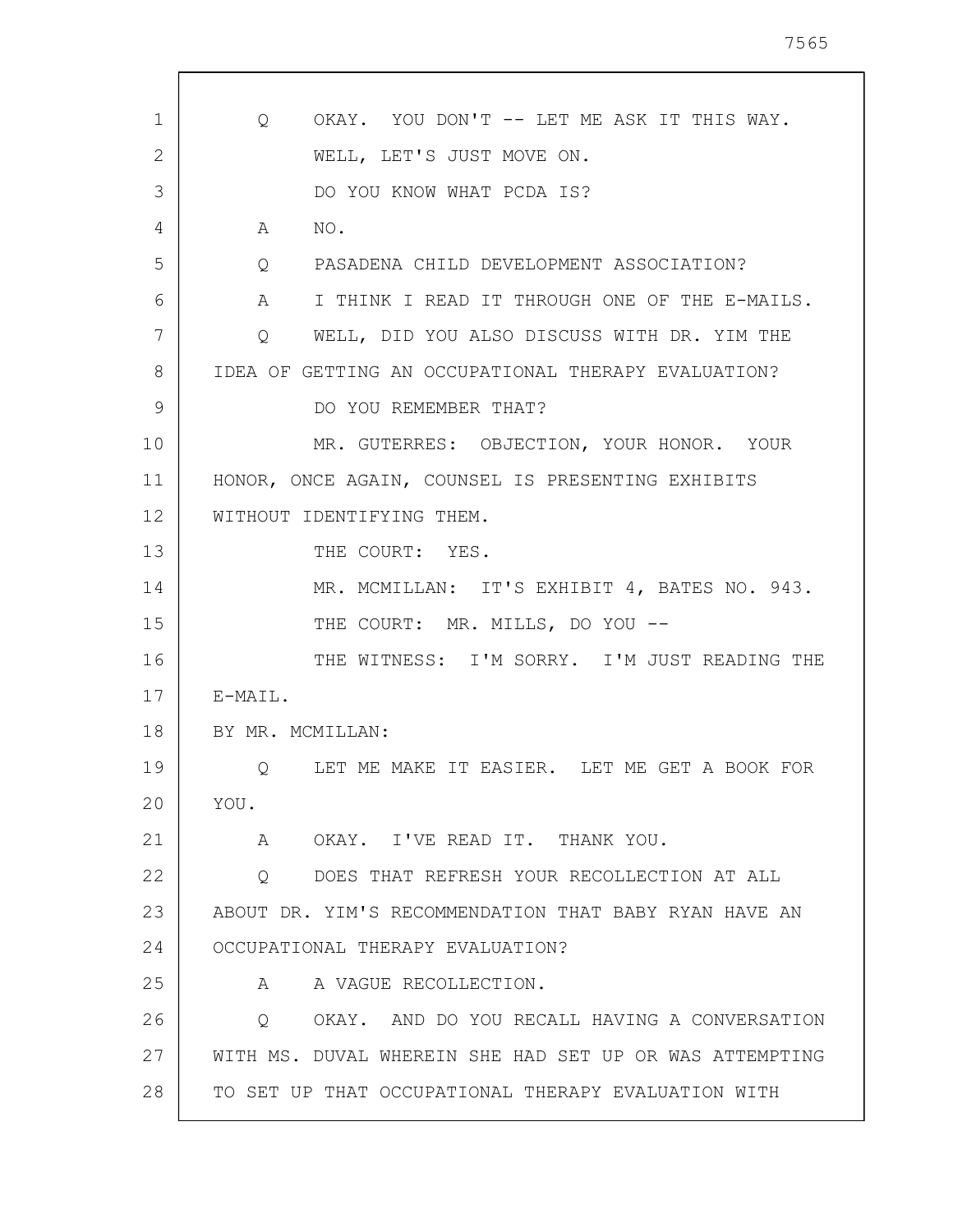Q OKAY. YOU DON'T -- LET ME ASK IT THIS WAY.

WELL, LET'S JUST MOVE ON.

DO YOU KNOW WHAT PCDA IS?

A NO.

Q PASADENA CHILD DEVELOPMENT ASSOCIATION?

A I THINK I READ IT THROUGH ONE OF THE E-MAILS.

Q WELL, DID YOU ALSO DISCUSS WITH DR. YIM THE IDEA OF GETTING AN OCCUPATIONAL THERAPY EVALUATION?

DO YOU REMEMBER THAT?

MR. GUTERRES: OBJECTION, YOUR HONOR. YOUR HONOR, ONCE AGAIN, COUNSEL IS PRESENTING EXHIBITS WITHOUT IDENTIFYING THEM.

THE COURT: YES.

MR. MCMILLAN: IT'S EXHIBIT 4, BATES NO. 943.

THE COURT: MR. MILLS, DO YOU --

THE WITNESS: I'M SORRY. I'M JUST READING THE E-MAIL.

BY MR. MCMILLAN:

Q LET ME MAKE IT EASIER. LET ME GET A BOOK FOR YOU.

A OKAY. I'VE READ IT. THANK YOU.

Q DOES THAT REFRESH YOUR RECOLLECTION AT ALL ABOUT DR. YIM'S RECOMMENDATION THAT BABY RYAN HAVE AN OCCUPATIONAL THERAPY EVALUATION?

A A VAGUE RECOLLECTION.

Q OKAY. AND DO YOU RECALL HAVING A CONVERSATION WITH MS. DUVAL WHEREIN SHE HAD SET UP OR WAS ATTEMPTING TO SET UP THAT OCCUPATIONAL THERAPY EVALUATION WITH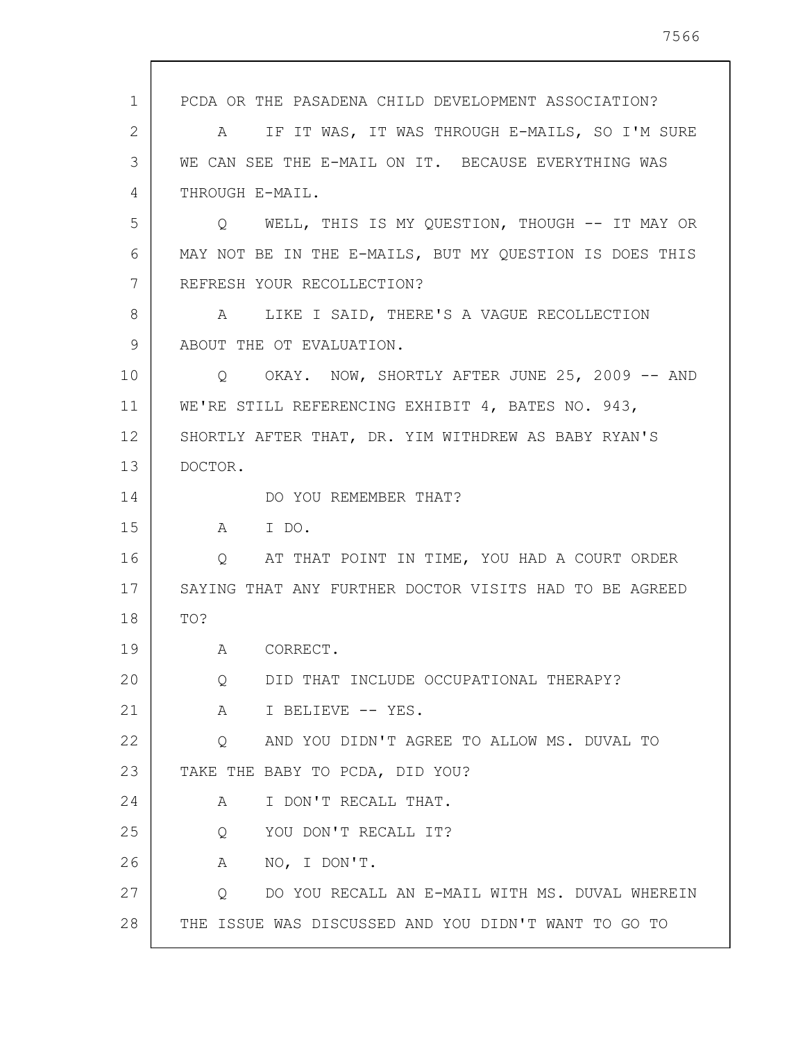PCDA OR THE PASADENA CHILD DEVELOPMENT ASSOCIATION?

A IF IT WAS, IT WAS THROUGH E-MAILS, SO I'M SURE WE CAN SEE THE E-MAIL ON IT. BECAUSE EVERYTHING WAS THROUGH E-MAIL.

Q WELL, THIS IS MY QUESTION, THOUGH -- IT MAY OR MAY NOT BE IN THE E-MAILS, BUT MY QUESTION IS DOES THIS REFRESH YOUR RECOLLECTION?

A LIKE I SAID, THERE'S A VAGUE RECOLLECTION ABOUT THE OT EVALUATION.

Q OKAY. NOW, SHORTLY AFTER JUNE 25, 2009 -- AND WE'RE STILL REFERENCING EXHIBIT 4, BATES NO. 943, SHORTLY AFTER THAT, DR. YIM WITHDREW AS BABY RYAN'S DOCTOR.

DO YOU REMEMBER THAT?

A I DO.

Q AT THAT POINT IN TIME, YOU HAD A COURT ORDER SAYING THAT ANY FURTHER DOCTOR VISITS HAD TO BE AGREED TO?

A CORRECT.

Q DID THAT INCLUDE OCCUPATIONAL THERAPY?

A I BELIEVE -- YES.

Q AND YOU DIDN'T AGREE TO ALLOW MS. DUVAL TO TAKE THE BABY TO PCDA, DID YOU?

A I DON'T RECALL THAT.

Q YOU DON'T RECALL IT?

A NO, I DON'T.

Q DO YOU RECALL AN E-MAIL WITH MS. DUVAL WHEREIN THE ISSUE WAS DISCUSSED AND YOU DIDN'T WANT TO GO TO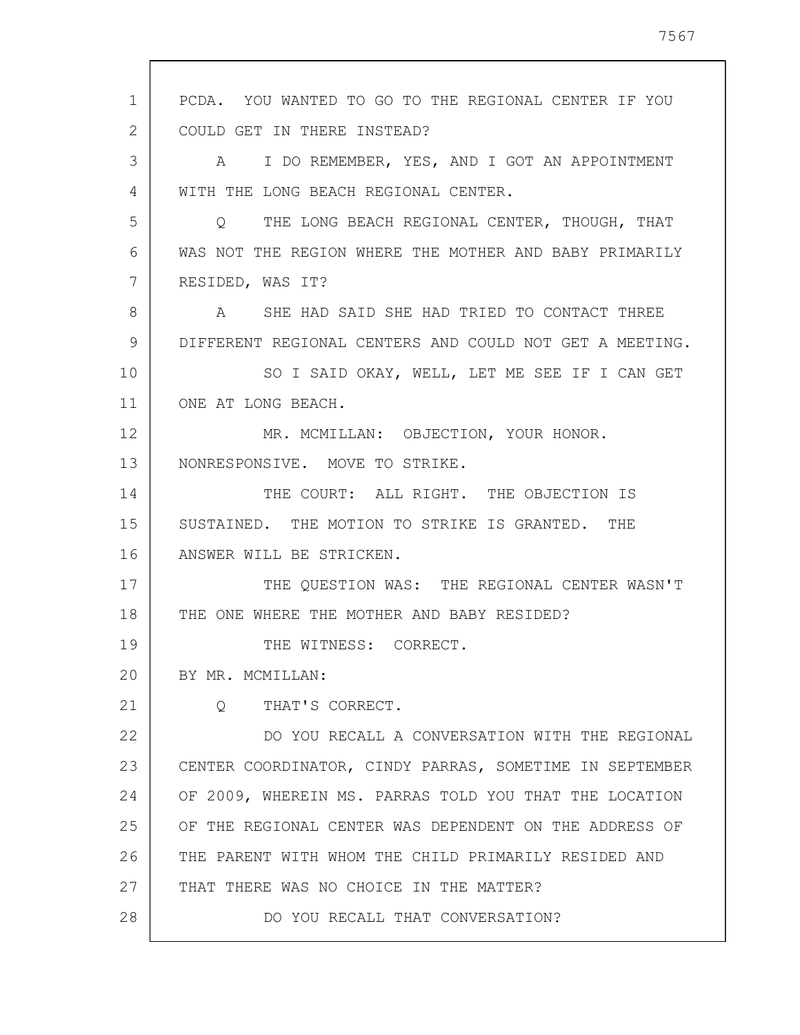PCDA. YOU WANTED TO GO TO THE REGIONAL CENTER IF YOU COULD GET IN THERE INSTEAD?

A I DO REMEMBER, YES, AND I GOT AN APPOINTMENT WITH THE LONG BEACH REGIONAL CENTER.

Q THE LONG BEACH REGIONAL CENTER, THOUGH, THAT WAS NOT THE REGION WHERE THE MOTHER AND BABY PRIMARILY RESIDED, WAS IT?

A SHE HAD SAID SHE HAD TRIED TO CONTACT THREE DIFFERENT REGIONAL CENTERS AND COULD NOT GET A MEETING.

SO I SAID OKAY, WELL, LET ME SEE IF I CAN GET ONE AT LONG BEACH.

MR. MCMILLAN: OBJECTION, YOUR HONOR. NONRESPONSIVE. MOVE TO STRIKE.

THE COURT: ALL RIGHT. THE OBJECTION IS SUSTAINED. THE MOTION TO STRIKE IS GRANTED. THE ANSWER WILL BE STRICKEN.

THE QUESTION WAS: THE REGIONAL CENTER WASN'T THE ONE WHERE THE MOTHER AND BABY RESIDED?

THE WITNESS: CORRECT.

BY MR. MCMILLAN:

Q THAT'S CORRECT.

DO YOU RECALL A CONVERSATION WITH THE REGIONAL CENTER COORDINATOR, CINDY PARRAS, SOMETIME IN SEPTEMBER OF 2009, WHEREIN MS. PARRAS TOLD YOU THAT THE LOCATION OF THE REGIONAL CENTER WAS DEPENDENT ON THE ADDRESS OF THE PARENT WITH WHOM THE CHILD PRIMARILY RESIDED AND THAT THERE WAS NO CHOICE IN THE MATTER?

DO YOU RECALL THAT CONVERSATION?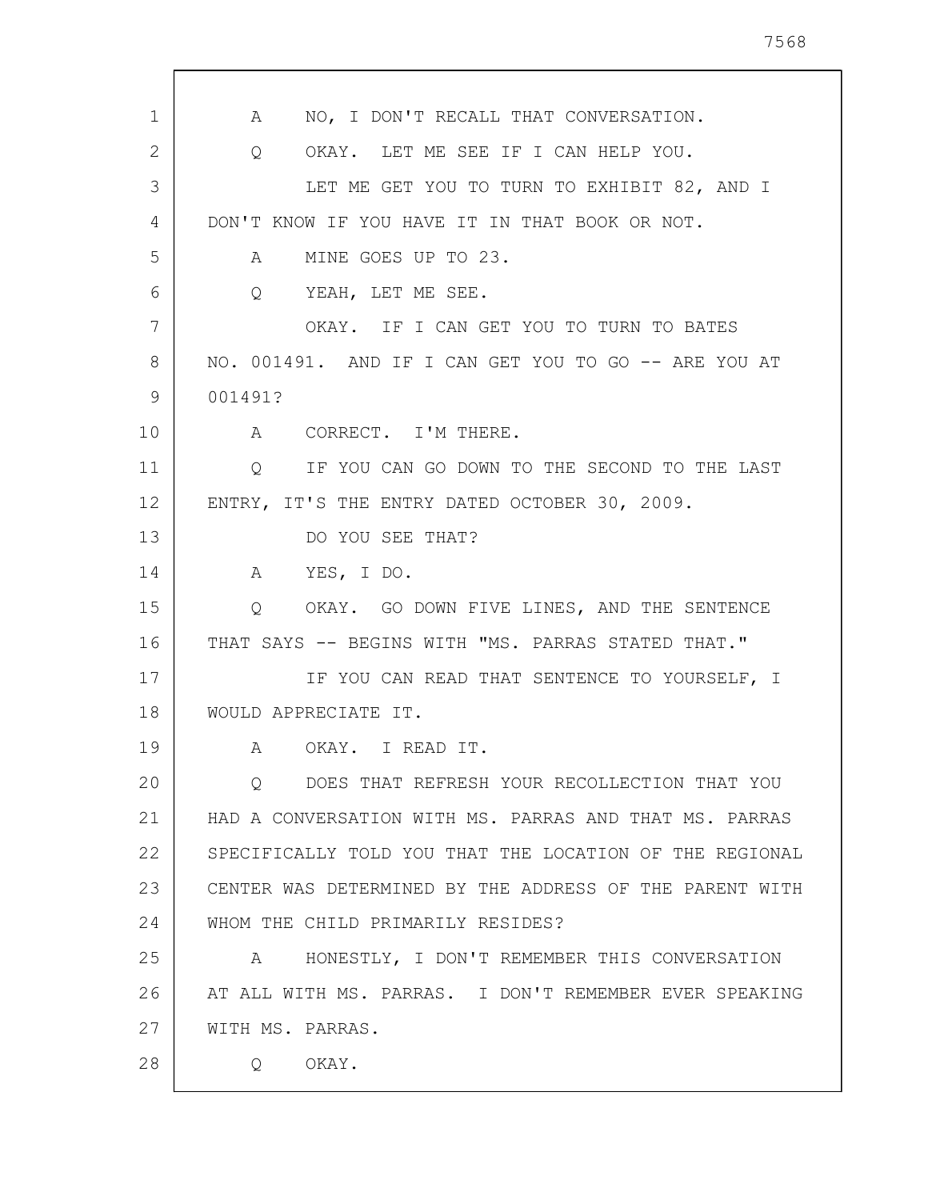A NO, I DON'T RECALL THAT CONVERSATION.

Q OKAY. LET ME SEE IF I CAN HELP YOU.

LET ME GET YOU TO TURN TO EXHIBIT 82, AND I DON'T KNOW IF YOU HAVE IT IN THAT BOOK OR NOT.

A MINE GOES UP TO 23.

Q YEAH, LET ME SEE.

OKAY. IF I CAN GET YOU TO TURN TO BATES NO. 001491. AND IF I CAN GET YOU TO GO -- ARE YOU AT 001491?

A CORRECT. I'M THERE.

Q IF YOU CAN GO DOWN TO THE SECOND TO THE LAST ENTRY, IT'S THE ENTRY DATED OCTOBER 30, 2009.

DO YOU SEE THAT?

A YES, I DO.

Q OKAY. GO DOWN FIVE LINES, AND THE SENTENCE THAT SAYS -- BEGINS WITH "MS. PARRAS STATED THAT."

IF YOU CAN READ THAT SENTENCE TO YOURSELF, I WOULD APPRECIATE IT.

A OKAY. I READ IT.

Q DOES THAT REFRESH YOUR RECOLLECTION THAT YOU HAD A CONVERSATION WITH MS. PARRAS AND THAT MS. PARRAS SPECIFICALLY TOLD YOU THAT THE LOCATION OF THE REGIONAL CENTER WAS DETERMINED BY THE ADDRESS OF THE PARENT WITH WHOM THE CHILD PRIMARILY RESIDES?

A HONESTLY, I DON'T REMEMBER THIS CONVERSATION AT ALL WITH MS. PARRAS. I DON'T REMEMBER EVER SPEAKING WITH MS. PARRAS.

Q OKAY.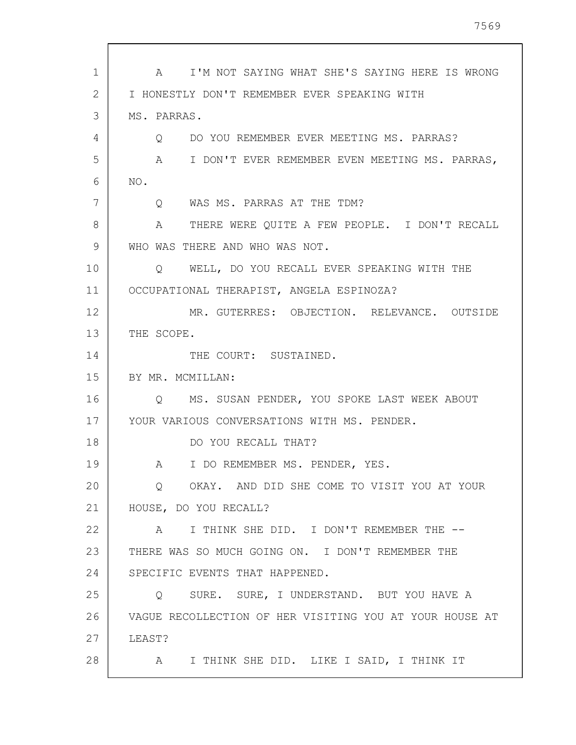A I'M NOT SAYING WHAT SHE'S SAYING HERE IS WRONG I HONESTLY DON'T REMEMBER EVER SPEAKING WITH MS. PARRAS.

Q DO YOU REMEMBER EVER MEETING MS. PARRAS?

A I DON'T EVER REMEMBER EVEN MEETING MS. PARRAS, NO.

Q WAS MS. PARRAS AT THE TDM?

A THERE WERE QUITE A FEW PEOPLE. I DON'T RECALL WHO WAS THERE AND WHO WAS NOT.

Q WELL, DO YOU RECALL EVER SPEAKING WITH THE OCCUPATIONAL THERAPIST, ANGELA ESPINOZA?

MR. GUTERRES: OBJECTION. RELEVANCE. OUTSIDE THE SCOPE.

THE COURT: SUSTAINED.

BY MR. MCMILLAN:

Q MS. SUSAN PENDER, YOU SPOKE LAST WEEK ABOUT YOUR VARIOUS CONVERSATIONS WITH MS. PENDER.

DO YOU RECALL THAT?

A I DO REMEMBER MS. PENDER, YES.

Q OKAY. AND DID SHE COME TO VISIT YOU AT YOUR HOUSE, DO YOU RECALL?

A I THINK SHE DID. I DON'T REMEMBER THE -- THERE WAS SO MUCH GOING ON. I DON'T REMEMBER THE SPECIFIC EVENTS THAT HAPPENED.

Q SURE. SURE, I UNDERSTAND. BUT YOU HAVE A VAGUE RECOLLECTION OF HER VISITING YOU AT YOUR HOUSE AT LEAST?

A I THINK SHE DID. LIKE I SAID, I THINK IT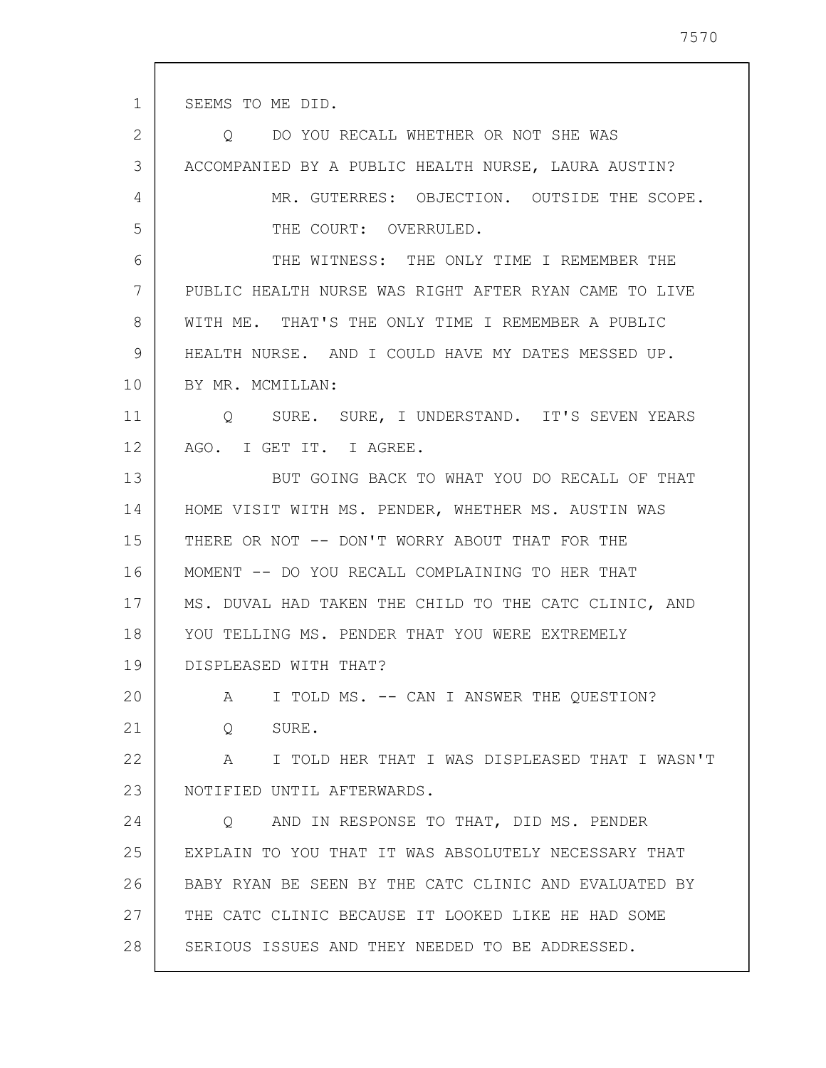SEEMS TO ME DID.

Q DO YOU RECALL WHETHER OR NOT SHE WAS ACCOMPANIED BY A PUBLIC HEALTH NURSE, LAURA AUSTIN?

MR. GUTERRES: OBJECTION. OUTSIDE THE SCOPE.

THE COURT: OVERRULED.

THE WITNESS: THE ONLY TIME I REMEMBER THE PUBLIC HEALTH NURSE WAS RIGHT AFTER RYAN CAME TO LIVE WITH ME. THAT'S THE ONLY TIME I REMEMBER A PUBLIC HEALTH NURSE. AND I COULD HAVE MY DATES MESSED UP.

BY MR. MCMILLAN:

Q SURE. SURE, I UNDERSTAND. IT'S SEVEN YEARS AGO. I GET IT. I AGREE.

BUT GOING BACK TO WHAT YOU DO RECALL OF THAT HOME VISIT WITH MS. PENDER, WHETHER MS. AUSTIN WAS THERE OR NOT -- DON'T WORRY ABOUT THAT FOR THE MOMENT -- DO YOU RECALL COMPLAINING TO HER THAT MS. DUVAL HAD TAKEN THE CHILD TO THE CATC CLINIC, AND YOU TELLING MS. PENDER THAT YOU WERE EXTREMELY DISPLEASED WITH THAT?

A I TOLD MS. -- CAN I ANSWER THE QUESTION?

Q SURE.

A I TOLD HER THAT I WAS DISPLEASED THAT I WASN'T NOTIFIED UNTIL AFTERWARDS.

Q AND IN RESPONSE TO THAT, DID MS. PENDER EXPLAIN TO YOU THAT IT WAS ABSOLUTELY NECESSARY THAT BABY RYAN BE SEEN BY THE CATC CLINIC AND EVALUATED BY THE CATC CLINIC BECAUSE IT LOOKED LIKE HE HAD SOME SERIOUS ISSUES AND THEY NEEDED TO BE ADDRESSED.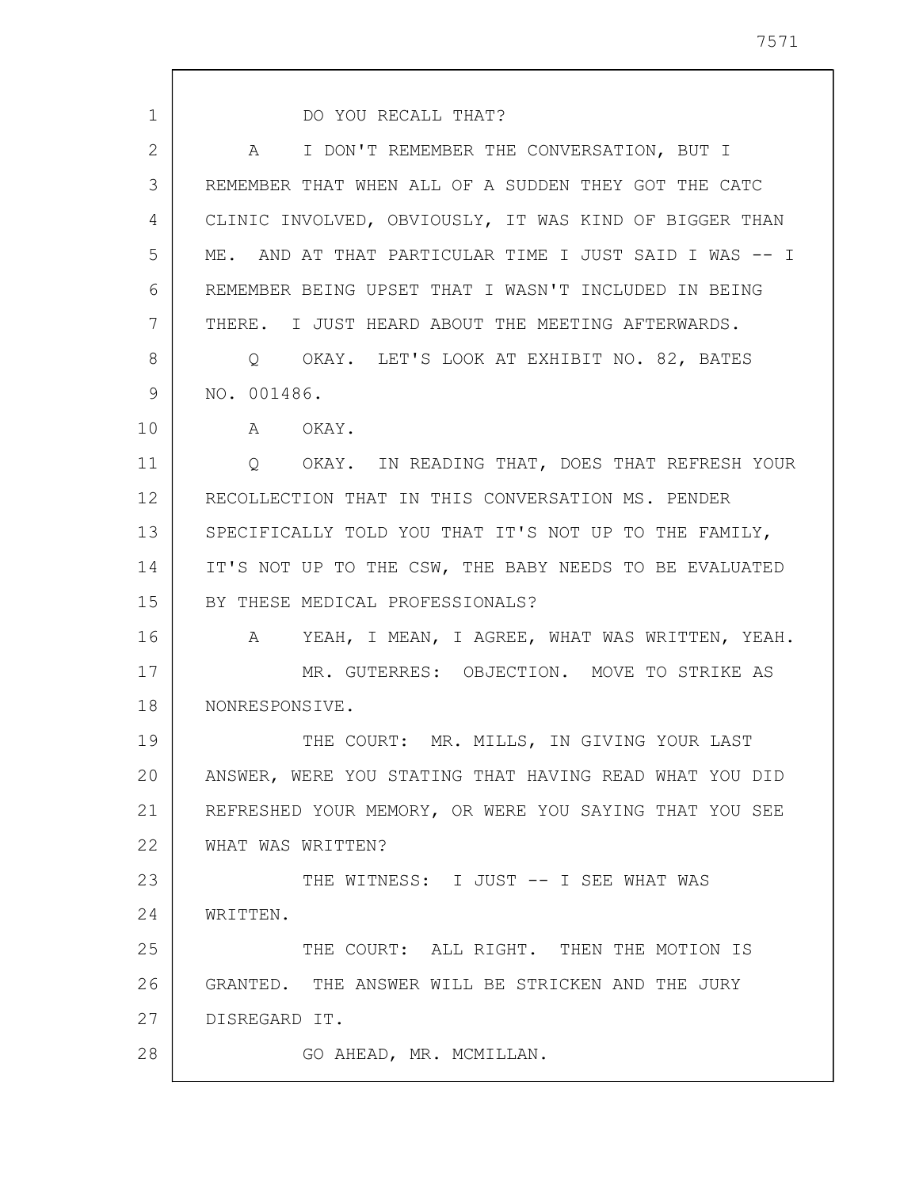DO YOU RECALL THAT?

A I DON'T REMEMBER THE CONVERSATION, BUT I REMEMBER THAT WHEN ALL OF A SUDDEN THEY GOT THE CATC CLINIC INVOLVED, OBVIOUSLY, IT WAS KIND OF BIGGER THAN ME. AND AT THAT PARTICULAR TIME I JUST SAID I WAS -- I REMEMBER BEING UPSET THAT I WASN'T INCLUDED IN BEING THERE. I JUST HEARD ABOUT THE MEETING AFTERWARDS.

Q OKAY. LET'S LOOK AT EXHIBIT NO. 82, BATES NO. 001486.

A OKAY.

Q OKAY. IN READING THAT, DOES THAT REFRESH YOUR RECOLLECTION THAT IN THIS CONVERSATION MS. PENDER SPECIFICALLY TOLD YOU THAT IT'S NOT UP TO THE FAMILY, IT'S NOT UP TO THE CSW, THE BABY NEEDS TO BE EVALUATED BY THESE MEDICAL PROFESSIONALS?

A YEAH, I MEAN, I AGREE, WHAT WAS WRITTEN, YEAH.

MR. GUTERRES: OBJECTION. MOVE TO STRIKE AS NONRESPONSIVE.

THE COURT: MR. MILLS, IN GIVING YOUR LAST ANSWER, WERE YOU STATING THAT HAVING READ WHAT YOU DID REFRESHED YOUR MEMORY, OR WERE YOU SAYING THAT YOU SEE WHAT WAS WRITTEN?

THE WITNESS: I JUST -- I SEE WHAT WAS WRITTEN.

THE COURT: ALL RIGHT. THEN THE MOTION IS GRANTED. THE ANSWER WILL BE STRICKEN AND THE JURY DISREGARD IT.

GO AHEAD, MR. MCMILLAN.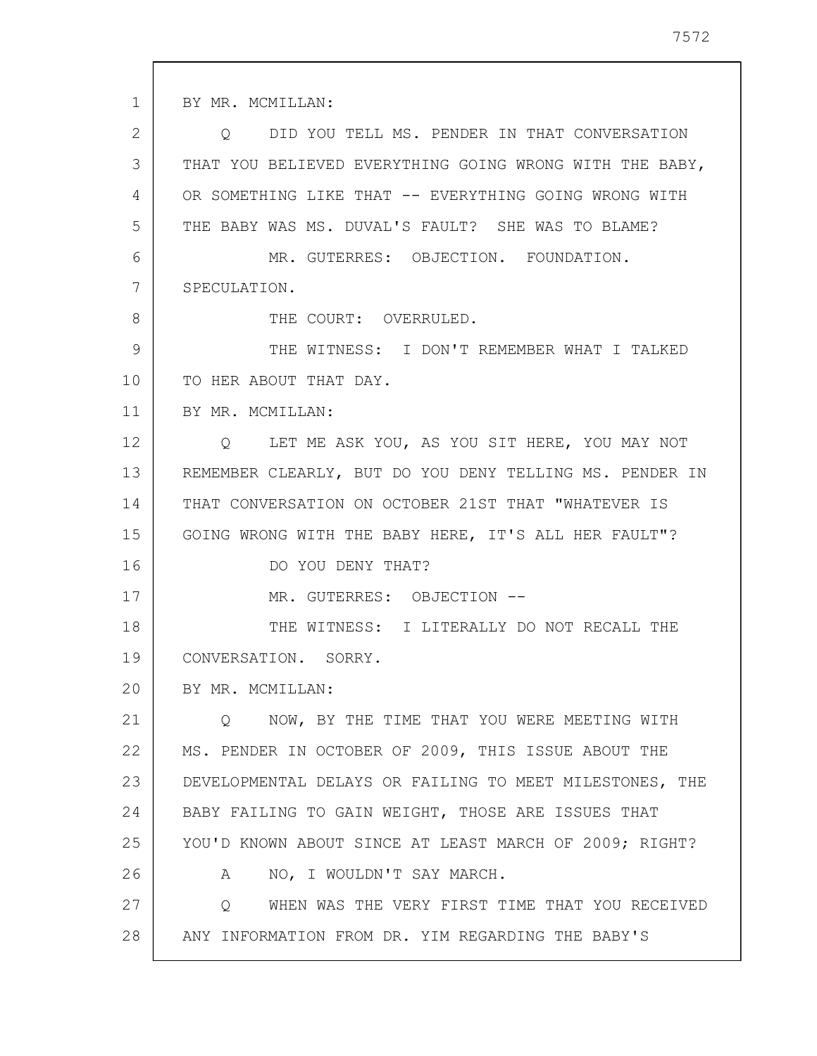BY MR. MCMILLAN:

Q DID YOU TELL MS. PENDER IN THAT CONVERSATION THAT YOU BELIEVED EVERYTHING GOING WRONG WITH THE BABY, OR SOMETHING LIKE THAT -- EVERYTHING GOING WRONG WITH THE BABY WAS MS. DUVAL'S FAULT? SHE WAS TO BLAME?

MR. GUTERRES: OBJECTION. FOUNDATION. SPECULATION.

THE COURT: OVERRULED.

THE WITNESS: I DON'T REMEMBER WHAT I TALKED TO HER ABOUT THAT DAY.

BY MR. MCMILLAN:

Q LET ME ASK YOU, AS YOU SIT HERE, YOU MAY NOT REMEMBER CLEARLY, BUT DO YOU DENY TELLING MS. PENDER IN THAT CONVERSATION ON OCTOBER 21ST THAT "WHATEVER IS GOING WRONG WITH THE BABY HERE, IT'S ALL HER FAULT"?

DO YOU DENY THAT?

MR. GUTERRES: OBJECTION --

THE WITNESS: I LITERALLY DO NOT RECALL THE CONVERSATION. SORRY.

BY MR. MCMILLAN:

Q NOW, BY THE TIME THAT YOU WERE MEETING WITH MS. PENDER IN OCTOBER OF 2009, THIS ISSUE ABOUT THE DEVELOPMENTAL DELAYS OR FAILING TO MEET MILESTONES, THE BABY FAILING TO GAIN WEIGHT, THOSE ARE ISSUES THAT YOU'D KNOWN ABOUT SINCE AT LEAST MARCH OF 2009; RIGHT?

A NO, I WOULDN'T SAY MARCH.

Q WHEN WAS THE VERY FIRST TIME THAT YOU RECEIVED ANY INFORMATION FROM DR. YIM REGARDING THE BABY'S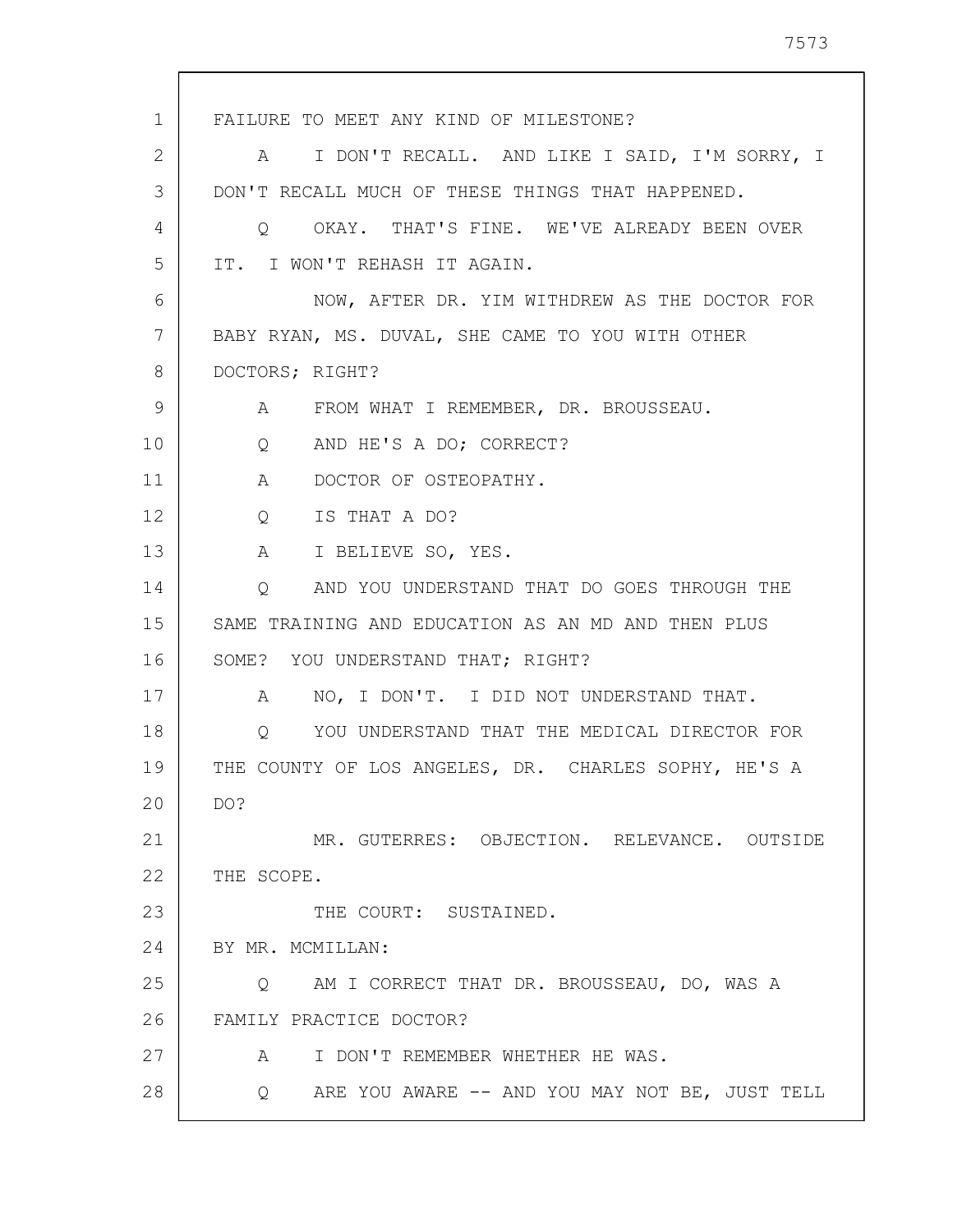FAILURE TO MEET ANY KIND OF MILESTONE?

A I DON'T RECALL. AND LIKE I SAID, I'M SORRY, I DON'T RECALL MUCH OF THESE THINGS THAT HAPPENED.

Q OKAY. THAT'S FINE. WE'VE ALREADY BEEN OVER IT. I WON'T REHASH IT AGAIN.

NOW, AFTER DR. YIM WITHDREW AS THE DOCTOR FOR BABY RYAN, MS. DUVAL, SHE CAME TO YOU WITH OTHER DOCTORS; RIGHT?

A FROM WHAT I REMEMBER, DR. BROUSSEAU.

Q AND HE'S A DO; CORRECT?

A DOCTOR OF OSTEOPATHY.

Q IS THAT A DO?

A I BELIEVE SO, YES.

Q AND YOU UNDERSTAND THAT DO GOES THROUGH THE SAME TRAINING AND EDUCATION AS AN MD AND THEN PLUS SOME? YOU UNDERSTAND THAT; RIGHT?

A NO, I DON'T. I DID NOT UNDERSTAND THAT.

Q YOU UNDERSTAND THAT THE MEDICAL DIRECTOR FOR THE COUNTY OF LOS ANGELES, DR. CHARLES SOPHY, HE'S A DO?

MR. GUTERRES: OBJECTION. RELEVANCE. OUTSIDE THE SCOPE.

THE COURT: SUSTAINED.

BY MR. MCMILLAN:

Q AM I CORRECT THAT DR. BROUSSEAU, DO, WAS A FAMILY PRACTICE DOCTOR?

A I DON'T REMEMBER WHETHER HE WAS.

Q ARE YOU AWARE -- AND YOU MAY NOT BE, JUST TELL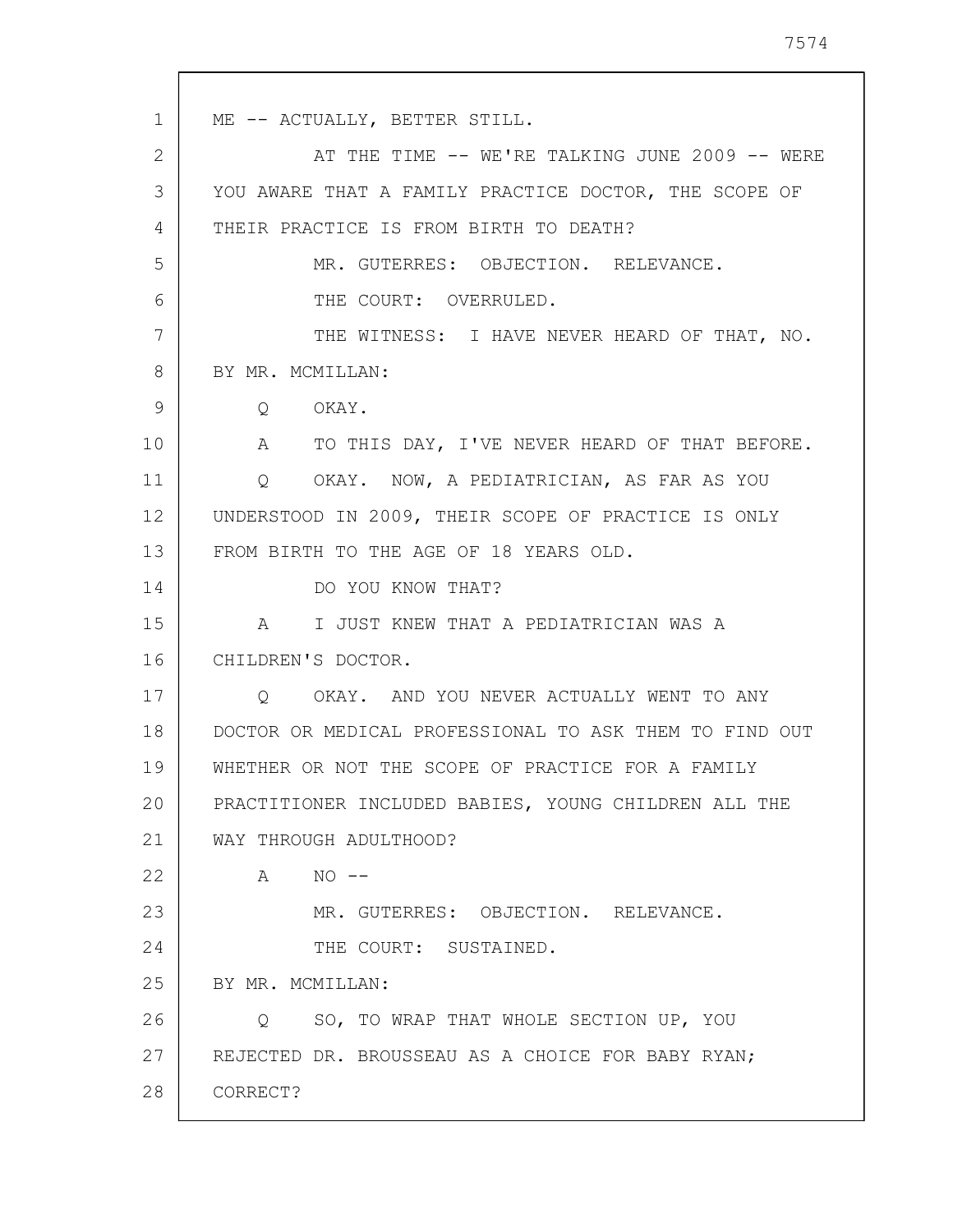ME -- ACTUALLY, BETTER STILL.

AT THE TIME -- WE'RE TALKING JUNE 2009 -- WERE YOU AWARE THAT A FAMILY PRACTICE DOCTOR, THE SCOPE OF THEIR PRACTICE IS FROM BIRTH TO DEATH?

MR. GUTERRES: OBJECTION. RELEVANCE.

THE COURT: OVERRULED.

THE WITNESS: I HAVE NEVER HEARD OF THAT, NO.

BY MR. MCMILLAN:

Q OKAY.

A TO THIS DAY, I'VE NEVER HEARD OF THAT BEFORE.

Q OKAY. NOW, A PEDIATRICIAN, AS FAR AS YOU UNDERSTOOD IN 2009, THEIR SCOPE OF PRACTICE IS ONLY FROM BIRTH TO THE AGE OF 18 YEARS OLD.

DO YOU KNOW THAT?

A I JUST KNEW THAT A PEDIATRICIAN WAS A CHILDREN'S DOCTOR.

Q OKAY. AND YOU NEVER ACTUALLY WENT TO ANY DOCTOR OR MEDICAL PROFESSIONAL TO ASK THEM TO FIND OUT WHETHER OR NOT THE SCOPE OF PRACTICE FOR A FAMILY PRACTITIONER INCLUDED BABIES, YOUNG CHILDREN ALL THE WAY THROUGH ADULTHOOD?

A NO --

MR. GUTERRES: OBJECTION. RELEVANCE.

THE COURT: SUSTAINED.

BY MR. MCMILLAN:

Q SO, TO WRAP THAT WHOLE SECTION UP, YOU REJECTED DR. BROUSSEAU AS A CHOICE FOR BABY RYAN; CORRECT?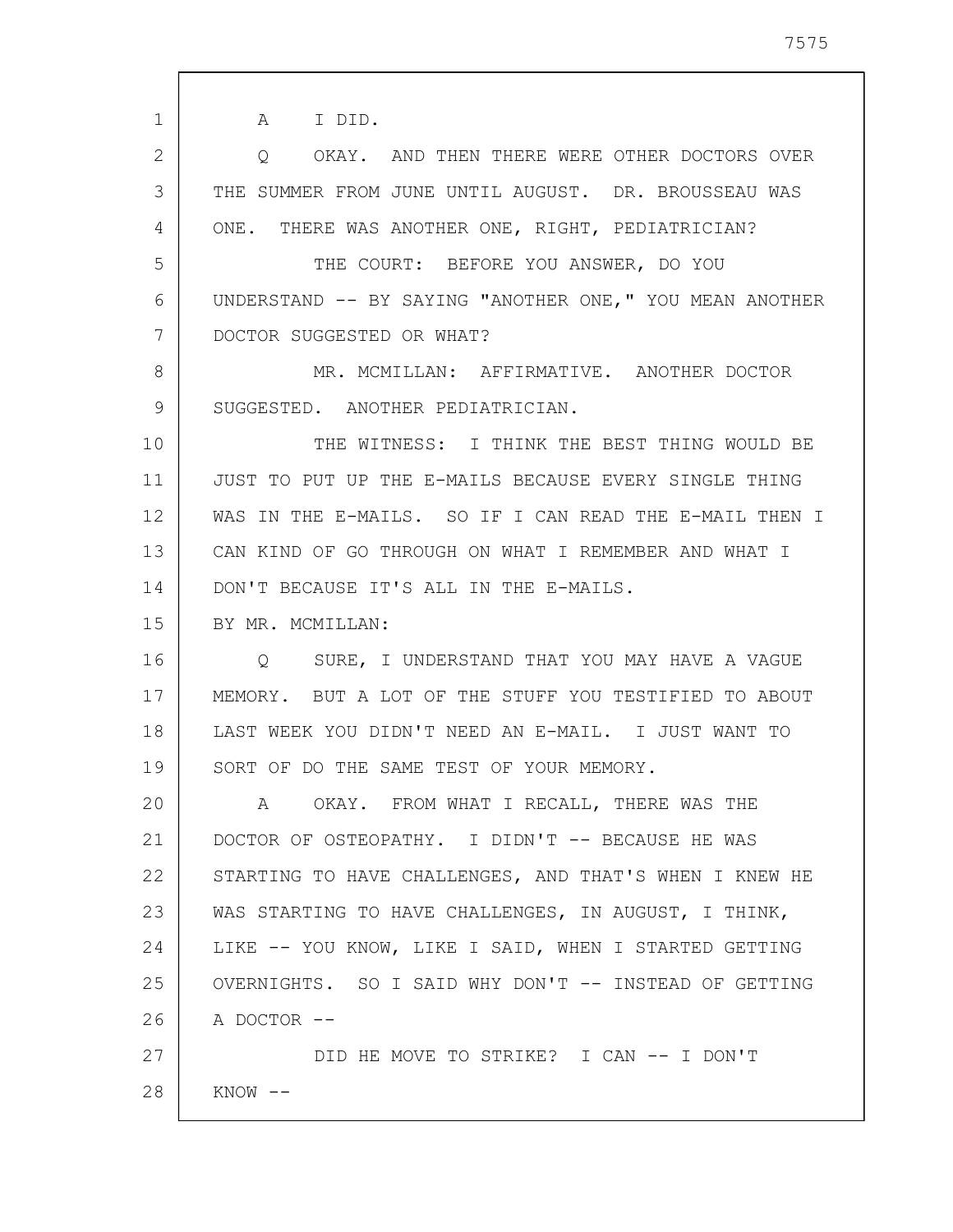A I DID.

Q OKAY. AND THEN THERE WERE OTHER DOCTORS OVER THE SUMMER FROM JUNE UNTIL AUGUST. DR. BROUSSEAU WAS ONE. THERE WAS ANOTHER ONE, RIGHT, PEDIATRICIAN?

THE COURT: BEFORE YOU ANSWER, DO YOU UNDERSTAND -- BY SAYING "ANOTHER ONE," YOU MEAN ANOTHER DOCTOR SUGGESTED OR WHAT?

MR. MCMILLAN: AFFIRMATIVE. ANOTHER DOCTOR SUGGESTED. ANOTHER PEDIATRICIAN.

THE WITNESS: I THINK THE BEST THING WOULD BE JUST TO PUT UP THE E-MAILS BECAUSE EVERY SINGLE THING WAS IN THE E-MAILS. SO IF I CAN READ THE E-MAIL THEN I CAN KIND OF GO THROUGH ON WHAT I REMEMBER AND WHAT I DON'T BECAUSE IT'S ALL IN THE E-MAILS.

BY MR. MCMILLAN:

Q SURE, I UNDERSTAND THAT YOU MAY HAVE A VAGUE MEMORY. BUT A LOT OF THE STUFF YOU TESTIFIED TO ABOUT LAST WEEK YOU DIDN'T NEED AN E-MAIL. I JUST WANT TO SORT OF DO THE SAME TEST OF YOUR MEMORY.

A OKAY. FROM WHAT I RECALL, THERE WAS THE DOCTOR OF OSTEOPATHY. I DIDN'T -- BECAUSE HE WAS STARTING TO HAVE CHALLENGES, AND THAT'S WHEN I KNEW HE WAS STARTING TO HAVE CHALLENGES, IN AUGUST, I THINK, LIKE -- YOU KNOW, LIKE I SAID, WHEN I STARTED GETTING OVERNIGHTS. SO I SAID WHY DON'T -- INSTEAD OF GETTING A DOCTOR --

DID HE MOVE TO STRIKE? I CAN -- I DON'T KNOW --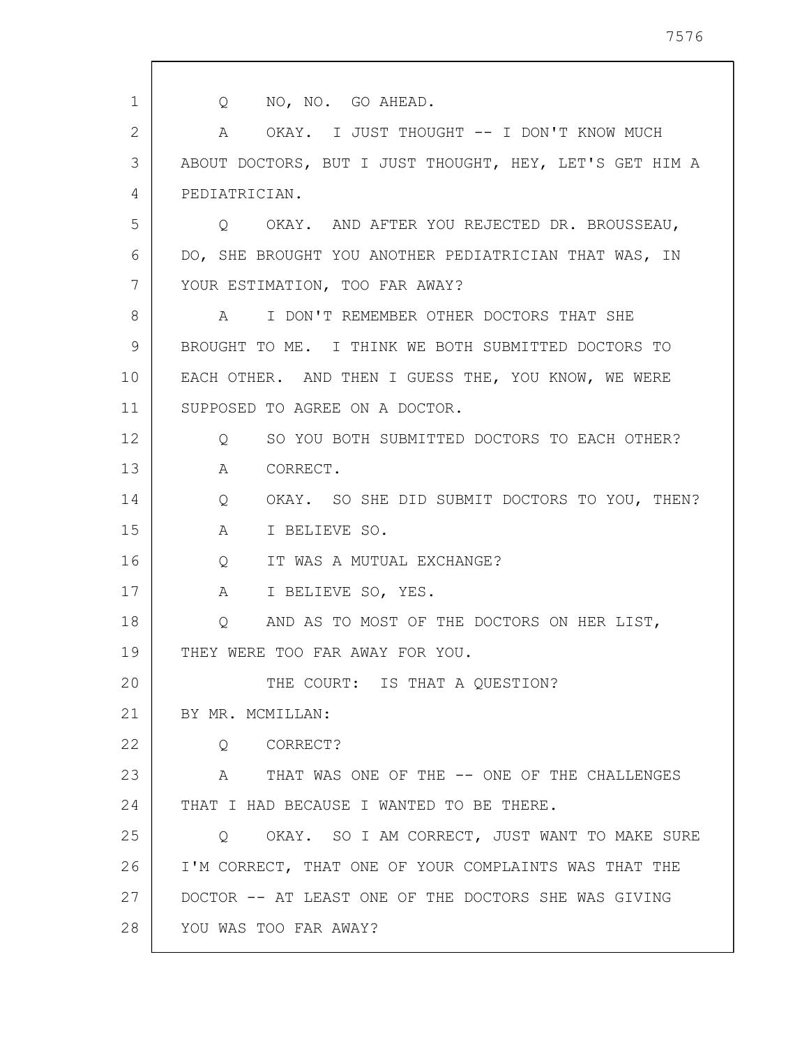Q NO, NO. GO AHEAD.

A OKAY. I JUST THOUGHT -- I DON'T KNOW MUCH ABOUT DOCTORS, BUT I JUST THOUGHT, HEY, LET'S GET HIM A PEDIATRICIAN.

Q OKAY. AND AFTER YOU REJECTED DR. BROUSSEAU, DO, SHE BROUGHT YOU ANOTHER PEDIATRICIAN THAT WAS, IN YOUR ESTIMATION, TOO FAR AWAY?

A I DON'T REMEMBER OTHER DOCTORS THAT SHE BROUGHT TO ME. I THINK WE BOTH SUBMITTED DOCTORS TO EACH OTHER. AND THEN I GUESS THE, YOU KNOW, WE WERE SUPPOSED TO AGREE ON A DOCTOR.

Q SO YOU BOTH SUBMITTED DOCTORS TO EACH OTHER?

A CORRECT.

Q OKAY. SO SHE DID SUBMIT DOCTORS TO YOU, THEN?

A I BELIEVE SO.

Q IT WAS A MUTUAL EXCHANGE?

A I BELIEVE SO, YES.

Q AND AS TO MOST OF THE DOCTORS ON HER LIST, THEY WERE TOO FAR AWAY FOR YOU.

THE COURT: IS THAT A QUESTION?

BY MR. MCMILLAN:

Q CORRECT?

A THAT WAS ONE OF THE -- ONE OF THE CHALLENGES THAT I HAD BECAUSE I WANTED TO BE THERE.

Q OKAY. SO I AM CORRECT, JUST WANT TO MAKE SURE I'M CORRECT, THAT ONE OF YOUR COMPLAINTS WAS THAT THE DOCTOR -- AT LEAST ONE OF THE DOCTORS SHE WAS GIVING YOU WAS TOO FAR AWAY?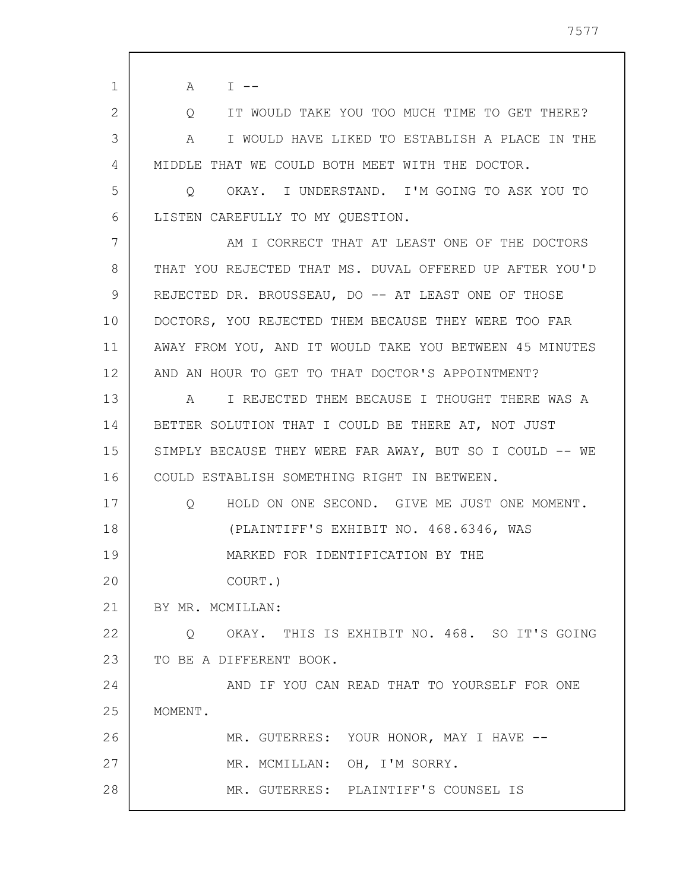A I --

Q IT WOULD TAKE YOU TOO MUCH TIME TO GET THERE?

A I WOULD HAVE LIKED TO ESTABLISH A PLACE IN THE MIDDLE THAT WE COULD BOTH MEET WITH THE DOCTOR.

Q OKAY. I UNDERSTAND. I'M GOING TO ASK YOU TO LISTEN CAREFULLY TO MY QUESTION.

AM I CORRECT THAT AT LEAST ONE OF THE DOCTORS THAT YOU REJECTED THAT MS. DUVAL OFFERED UP AFTER YOU'D REJECTED DR. BROUSSEAU, DO -- AT LEAST ONE OF THOSE DOCTORS, YOU REJECTED THEM BECAUSE THEY WERE TOO FAR AWAY FROM YOU, AND IT WOULD TAKE YOU BETWEEN 45 MINUTES AND AN HOUR TO GET TO THAT DOCTOR'S APPOINTMENT?

A I REJECTED THEM BECAUSE I THOUGHT THERE WAS A BETTER SOLUTION THAT I COULD BE THERE AT, NOT JUST SIMPLY BECAUSE THEY WERE FAR AWAY, BUT SO I COULD -- WE COULD ESTABLISH SOMETHING RIGHT IN BETWEEN.

Q HOLD ON ONE SECOND. GIVE ME JUST ONE MOMENT.

(PLAINTIFF'S EXHIBIT NO. 468.6346, WAS MARKED FOR IDENTIFICATION BY THE COURT.)

BY MR. MCMILLAN:

Q OKAY. THIS IS EXHIBIT NO. 468. SO IT'S GOING TO BE A DIFFERENT BOOK.

AND IF YOU CAN READ THAT TO YOURSELF FOR ONE MOMENT.

MR. GUTERRES: YOUR HONOR, MAY I HAVE --

MR. MCMILLAN: OH, I'M SORRY.

MR. GUTERRES: PLAINTIFF'S COUNSEL IS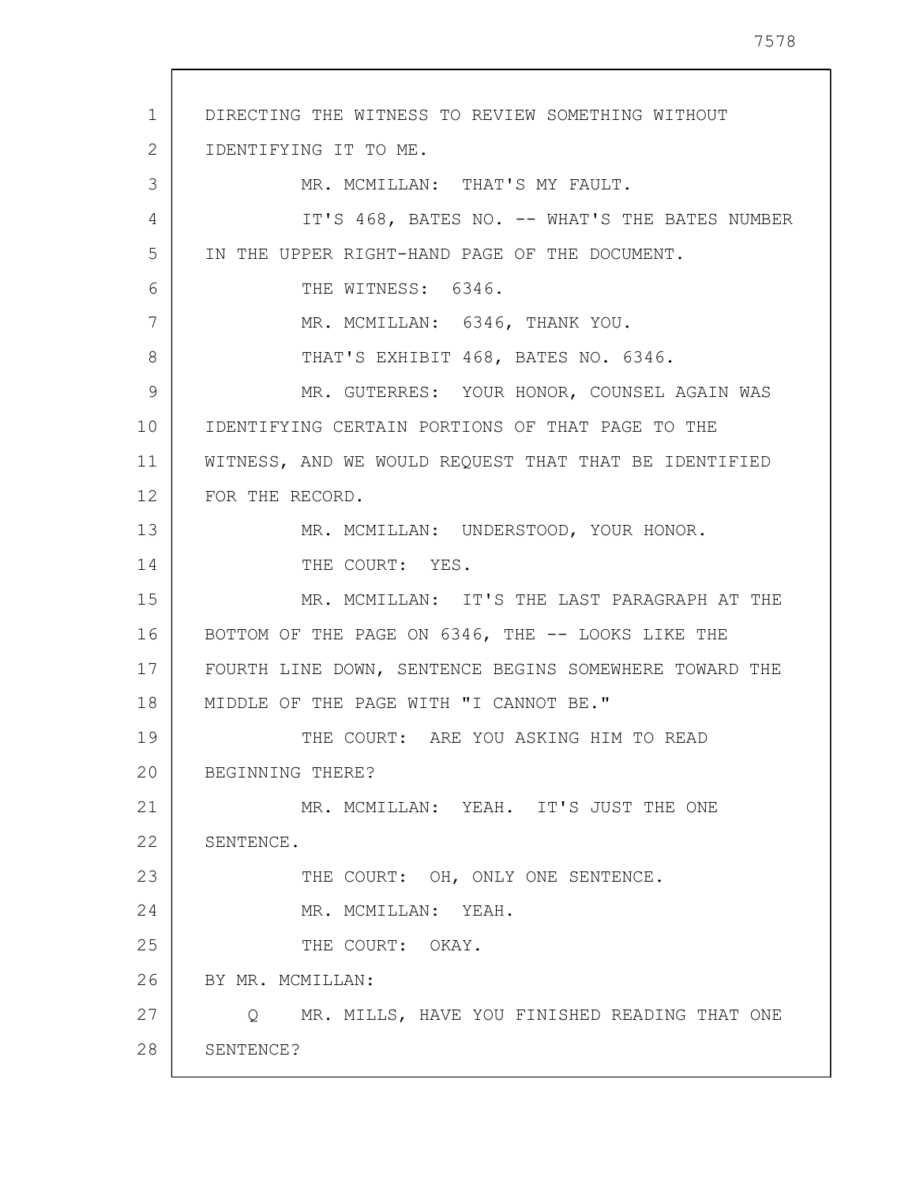DIRECTING THE WITNESS TO REVIEW SOMETHING WITHOUT IDENTIFYING IT TO ME.

MR. MCMILLAN: THAT'S MY FAULT.

IT'S 468, BATES NO. -- WHAT'S THE BATES NUMBER IN THE UPPER RIGHT-HAND PAGE OF THE DOCUMENT.

THE WITNESS: 6346.

MR. MCMILLAN: 6346, THANK YOU.

THAT'S EXHIBIT 468, BATES NO. 6346.

MR. GUTERRES: YOUR HONOR, COUNSEL AGAIN WAS IDENTIFYING CERTAIN PORTIONS OF THAT PAGE TO THE WITNESS, AND WE WOULD REQUEST THAT THAT BE IDENTIFIED FOR THE RECORD.

MR. MCMILLAN: UNDERSTOOD, YOUR HONOR.

THE COURT: YES.

MR. MCMILLAN: IT'S THE LAST PARAGRAPH AT THE BOTTOM OF THE PAGE ON 6346, THE -- LOOKS LIKE THE FOURTH LINE DOWN, SENTENCE BEGINS SOMEWHERE TOWARD THE MIDDLE OF THE PAGE WITH "I CANNOT BE."

THE COURT: ARE YOU ASKING HIM TO READ BEGINNING THERE?

MR. MCMILLAN: YEAH. IT'S JUST THE ONE SENTENCE.

THE COURT: OH, ONLY ONE SENTENCE.

MR. MCMILLAN: YEAH.

THE COURT: OKAY.

BY MR. MCMILLAN:

Q MR. MILLS, HAVE YOU FINISHED READING THAT ONE SENTENCE?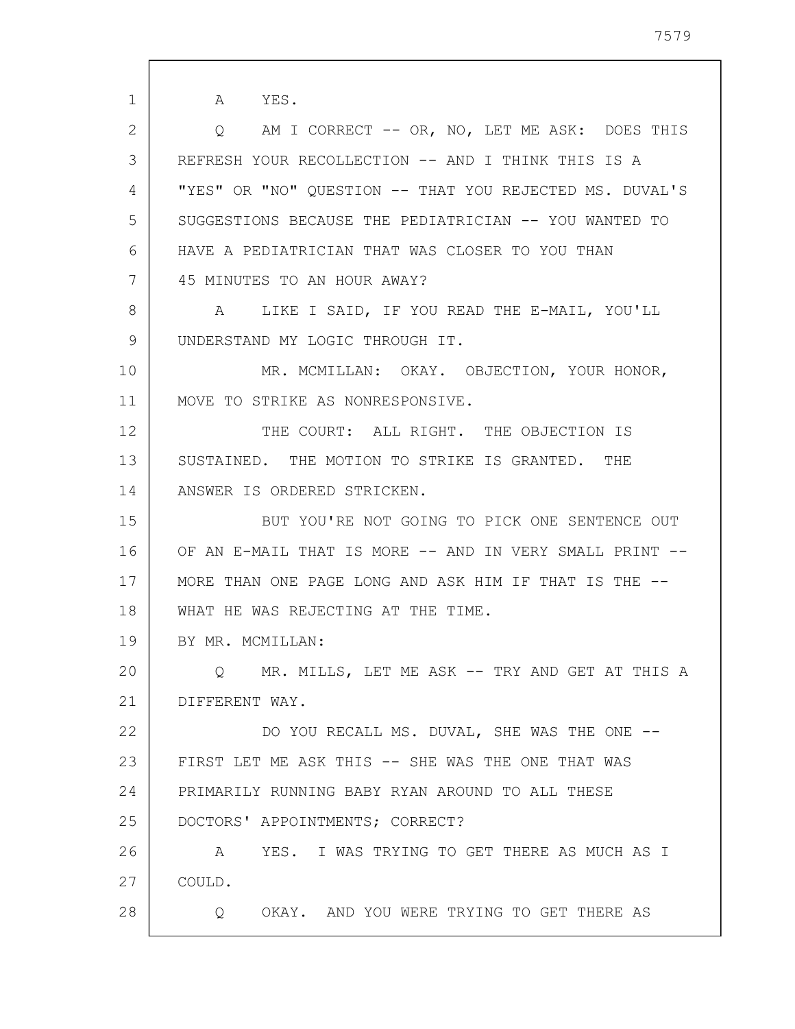A YES.

Q AM I CORRECT -- OR, NO, LET ME ASK: DOES THIS REFRESH YOUR RECOLLECTION -- AND I THINK THIS IS A "YES" OR "NO" QUESTION -- THAT YOU REJECTED MS. DUVAL'S SUGGESTIONS BECAUSE THE PEDIATRICIAN -- YOU WANTED TO HAVE A PEDIATRICIAN THAT WAS CLOSER TO YOU THAN 45 MINUTES TO AN HOUR AWAY?

A LIKE I SAID, IF YOU READ THE E-MAIL, YOU'LL UNDERSTAND MY LOGIC THROUGH IT.

MR. MCMILLAN: OKAY. OBJECTION, YOUR HONOR, MOVE TO STRIKE AS NONRESPONSIVE.

THE COURT: ALL RIGHT. THE OBJECTION IS SUSTAINED. THE MOTION TO STRIKE IS GRANTED. THE ANSWER IS ORDERED STRICKEN.

BUT YOU'RE NOT GOING TO PICK ONE SENTENCE OUT OF AN E-MAIL THAT IS MORE -- AND IN VERY SMALL PRINT -- MORE THAN ONE PAGE LONG AND ASK HIM IF THAT IS THE -- WHAT HE WAS REJECTING AT THE TIME.

BY MR. MCMILLAN:

Q MR. MILLS, LET ME ASK -- TRY AND GET AT THIS A DIFFERENT WAY.

DO YOU RECALL MS. DUVAL, SHE WAS THE ONE -- FIRST LET ME ASK THIS -- SHE WAS THE ONE THAT WAS PRIMARILY RUNNING BABY RYAN AROUND TO ALL THESE DOCTORS' APPOINTMENTS; CORRECT?

A YES. I WAS TRYING TO GET THERE AS MUCH AS I COULD.

Q OKAY. AND YOU WERE TRYING TO GET THERE AS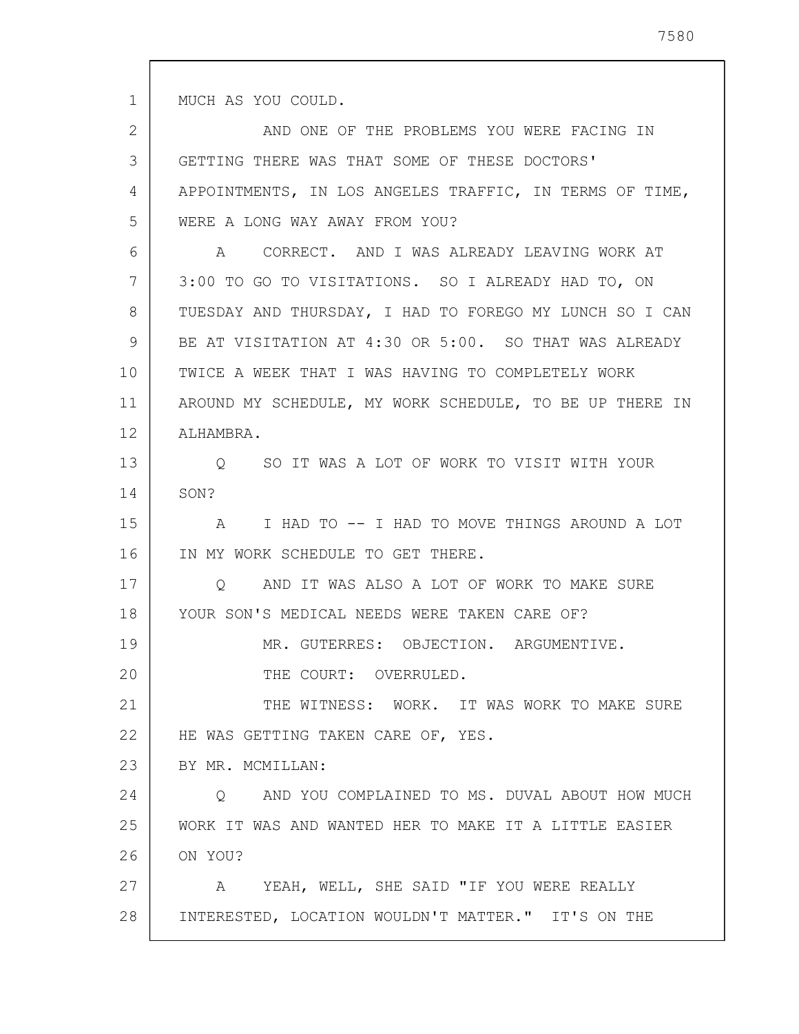MUCH AS YOU COULD.

AND ONE OF THE PROBLEMS YOU WERE FACING IN GETTING THERE WAS THAT SOME OF THESE DOCTORS' APPOINTMENTS, IN LOS ANGELES TRAFFIC, IN TERMS OF TIME, WERE A LONG WAY AWAY FROM YOU?

A CORRECT. AND I WAS ALREADY LEAVING WORK AT 3:00 TO GO TO VISITATIONS. SO I ALREADY HAD TO, ON TUESDAY AND THURSDAY, I HAD TO FOREGO MY LUNCH SO I CAN BE AT VISITATION AT 4:30 OR 5:00. SO THAT WAS ALREADY TWICE A WEEK THAT I WAS HAVING TO COMPLETELY WORK AROUND MY SCHEDULE, MY WORK SCHEDULE, TO BE UP THERE IN ALHAMBRA.

Q SO IT WAS A LOT OF WORK TO VISIT WITH YOUR SON?

A I HAD TO -- I HAD TO MOVE THINGS AROUND A LOT IN MY WORK SCHEDULE TO GET THERE.

Q AND IT WAS ALSO A LOT OF WORK TO MAKE SURE YOUR SON'S MEDICAL NEEDS WERE TAKEN CARE OF?

MR. GUTERRES: OBJECTION. ARGUMENTIVE.

THE COURT: OVERRULED.

THE WITNESS: WORK. IT WAS WORK TO MAKE SURE HE WAS GETTING TAKEN CARE OF, YES.

BY MR. MCMILLAN:

Q AND YOU COMPLAINED TO MS. DUVAL ABOUT HOW MUCH WORK IT WAS AND WANTED HER TO MAKE IT A LITTLE EASIER ON YOU?

A YEAH, WELL, SHE SAID "IF YOU WERE REALLY INTERESTED, LOCATION WOULDN'T MATTER." IT'S ON THE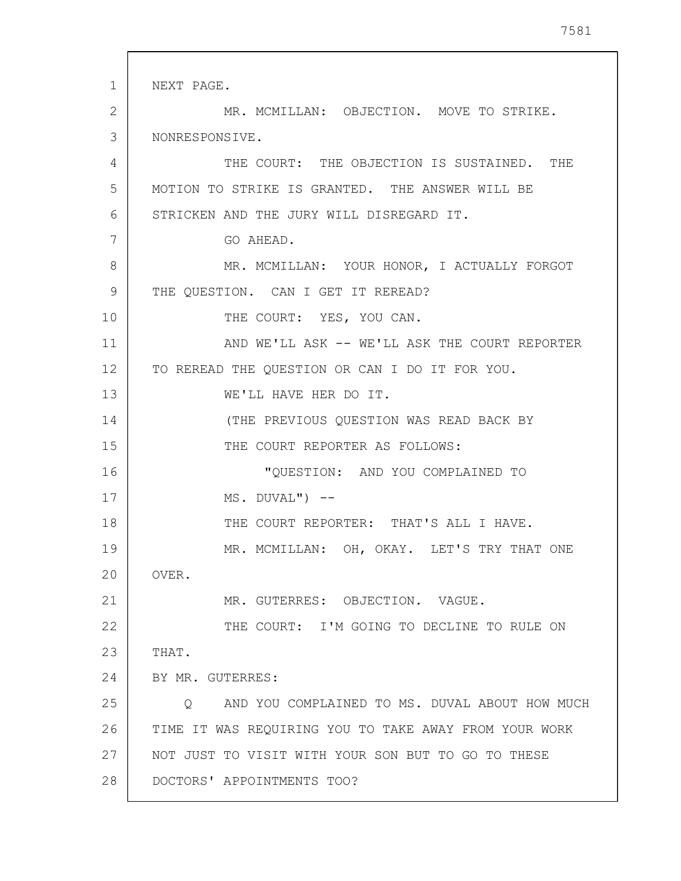NEXT PAGE.

MR. MCMILLAN: OBJECTION. MOVE TO STRIKE. NONRESPONSIVE.

THE COURT: THE OBJECTION IS SUSTAINED. THE MOTION TO STRIKE IS GRANTED. THE ANSWER WILL BE STRICKEN AND THE JURY WILL DISREGARD IT.

GO AHEAD.

MR. MCMILLAN: YOUR HONOR, I ACTUALLY FORGOT THE QUESTION. CAN I GET IT REREAD?

THE COURT: YES, YOU CAN.

AND WE'LL ASK -- WE'LL ASK THE COURT REPORTER TO REREAD THE QUESTION OR CAN I DO IT FOR YOU.

WE'LL HAVE HER DO IT.

(THE PREVIOUS QUESTION WAS READ BACK BY THE COURT REPORTER AS FOLLOWS:

"QUESTION: AND YOU COMPLAINED TO MS. DUVAL") --

THE COURT REPORTER: THAT'S ALL I HAVE.

MR. MCMILLAN: OH, OKAY. LET'S TRY THAT ONE OVER.

MR. GUTERRES: OBJECTION. VAGUE.

THE COURT: I'M GOING TO DECLINE TO RULE ON THAT.

BY MR. GUTERRES:

Q AND YOU COMPLAINED TO MS. DUVAL ABOUT HOW MUCH TIME IT WAS REQUIRING YOU TO TAKE AWAY FROM YOUR WORK NOT JUST TO VISIT WITH YOUR SON BUT TO GO TO THESE DOCTORS' APPOINTMENTS TOO?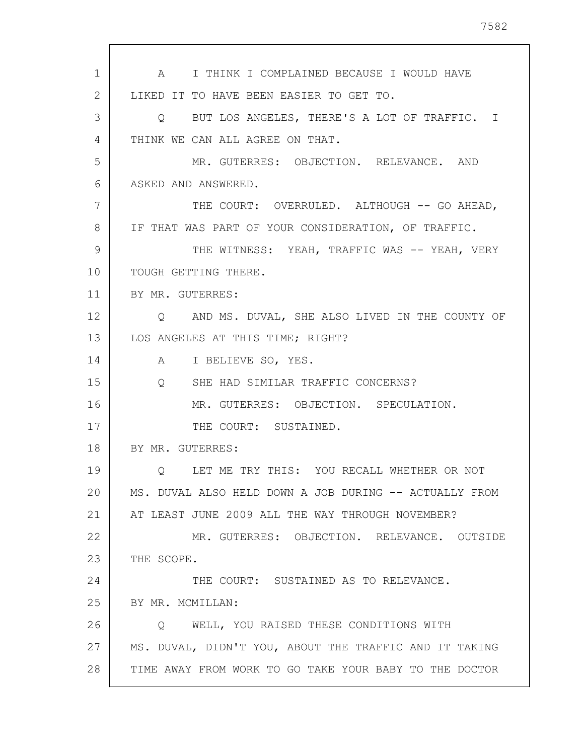A I THINK I COMPLAINED BECAUSE I WOULD HAVE LIKED IT TO HAVE BEEN EASIER TO GET TO.

Q BUT LOS ANGELES, THERE'S A LOT OF TRAFFIC. I THINK WE CAN ALL AGREE ON THAT.

MR. GUTERRES: OBJECTION. RELEVANCE. AND ASKED AND ANSWERED.

THE COURT: OVERRULED. ALTHOUGH -- GO AHEAD, IF THAT WAS PART OF YOUR CONSIDERATION, OF TRAFFIC.

THE WITNESS: YEAH, TRAFFIC WAS -- YEAH, VERY TOUGH GETTING THERE.

BY MR. GUTERRES:

Q AND MS. DUVAL, SHE ALSO LIVED IN THE COUNTY OF LOS ANGELES AT THIS TIME; RIGHT?

A I BELIEVE SO, YES.

Q SHE HAD SIMILAR TRAFFIC CONCERNS?

MR. GUTERRES: OBJECTION. SPECULATION.

THE COURT: SUSTAINED.

BY MR. GUTERRES:

Q LET ME TRY THIS: YOU RECALL WHETHER OR NOT MS. DUVAL ALSO HELD DOWN A JOB DURING -- ACTUALLY FROM AT LEAST JUNE 2009 ALL THE WAY THROUGH NOVEMBER?

MR. GUTERRES: OBJECTION. RELEVANCE. OUTSIDE THE SCOPE.

THE COURT: SUSTAINED AS TO RELEVANCE.

BY MR. MCMILLAN:

Q WELL, YOU RAISED THESE CONDITIONS WITH MS. DUVAL, DIDN'T YOU, ABOUT THE TRAFFIC AND IT TAKING TIME AWAY FROM WORK TO GO TAKE YOUR BABY TO THE DOCTOR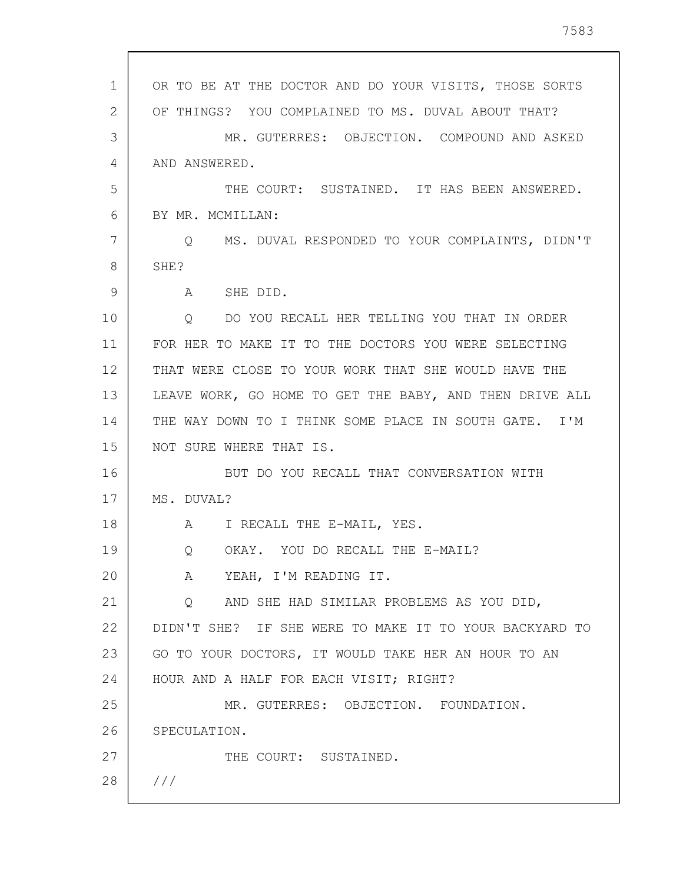OR TO BE AT THE DOCTOR AND DO YOUR VISITS, THOSE SORTS OF THINGS? YOU COMPLAINED TO MS. DUVAL ABOUT THAT?

MR. GUTERRES: OBJECTION. COMPOUND AND ASKED AND ANSWERED.

THE COURT: SUSTAINED. IT HAS BEEN ANSWERED.

BY MR. MCMILLAN:

Q MS. DUVAL RESPONDED TO YOUR COMPLAINTS, DIDN'T SHE?

A SHE DID.

Q DO YOU RECALL HER TELLING YOU THAT IN ORDER FOR HER TO MAKE IT TO THE DOCTORS YOU WERE SELECTING THAT WERE CLOSE TO YOUR WORK THAT SHE WOULD HAVE THE LEAVE WORK, GO HOME TO GET THE BABY, AND THEN DRIVE ALL THE WAY DOWN TO I THINK SOME PLACE IN SOUTH GATE. I'M NOT SURE WHERE THAT IS.

BUT DO YOU RECALL THAT CONVERSATION WITH MS. DUVAL?

A I RECALL THE E-MAIL, YES.

Q OKAY. YOU DO RECALL THE E-MAIL?

A YEAH, I'M READING IT.

Q AND SHE HAD SIMILAR PROBLEMS AS YOU DID, DIDN'T SHE? IF SHE WERE TO MAKE IT TO YOUR BACKYARD TO GO TO YOUR DOCTORS, IT WOULD TAKE HER AN HOUR TO AN HOUR AND A HALF FOR EACH VISIT; RIGHT?

MR. GUTERRES: OBJECTION. FOUNDATION. SPECULATION.

THE COURT: SUSTAINED.

///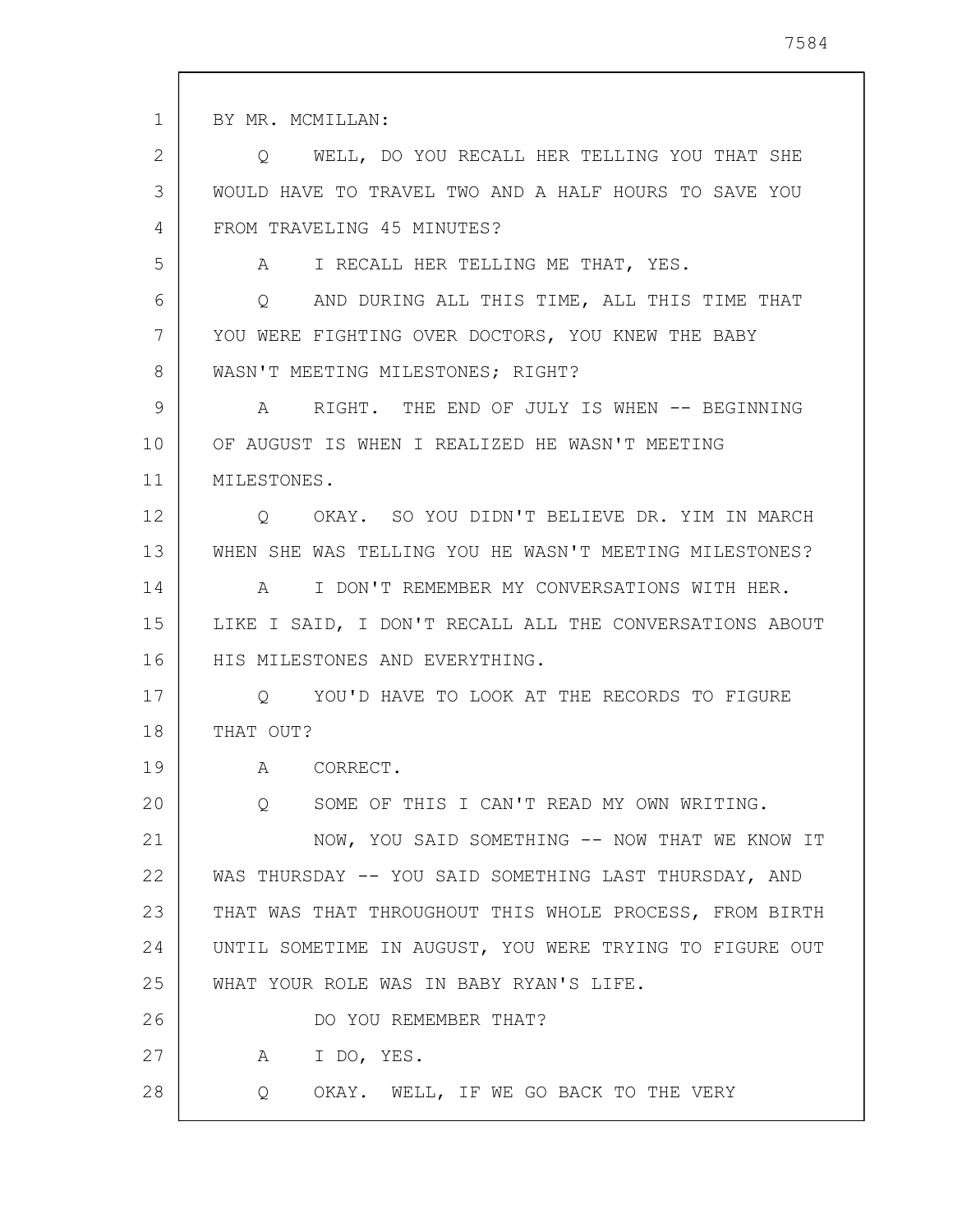BY MR. MCMILLAN:

Q WELL, DO YOU RECALL HER TELLING YOU THAT SHE WOULD HAVE TO TRAVEL TWO AND A HALF HOURS TO SAVE YOU FROM TRAVELING 45 MINUTES?

A I RECALL HER TELLING ME THAT, YES.

Q AND DURING ALL THIS TIME, ALL THIS TIME THAT YOU WERE FIGHTING OVER DOCTORS, YOU KNEW THE BABY WASN'T MEETING MILESTONES; RIGHT?

A RIGHT. THE END OF JULY IS WHEN -- BEGINNING OF AUGUST IS WHEN I REALIZED HE WASN'T MEETING MILESTONES.

Q OKAY. SO YOU DIDN'T BELIEVE DR. YIM IN MARCH WHEN SHE WAS TELLING YOU HE WASN'T MEETING MILESTONES?

A I DON'T REMEMBER MY CONVERSATIONS WITH HER. LIKE I SAID, I DON'T RECALL ALL THE CONVERSATIONS ABOUT HIS MILESTONES AND EVERYTHING.

Q YOU'D HAVE TO LOOK AT THE RECORDS TO FIGURE THAT OUT?

A CORRECT.

Q SOME OF THIS I CAN'T READ MY OWN WRITING.

NOW, YOU SAID SOMETHING -- NOW THAT WE KNOW IT WAS THURSDAY -- YOU SAID SOMETHING LAST THURSDAY, AND THAT WAS THAT THROUGHOUT THIS WHOLE PROCESS, FROM BIRTH UNTIL SOMETIME IN AUGUST, YOU WERE TRYING TO FIGURE OUT WHAT YOUR ROLE WAS IN BABY RYAN'S LIFE.

DO YOU REMEMBER THAT?

A I DO, YES.

Q OKAY. WELL, IF WE GO BACK TO THE VERY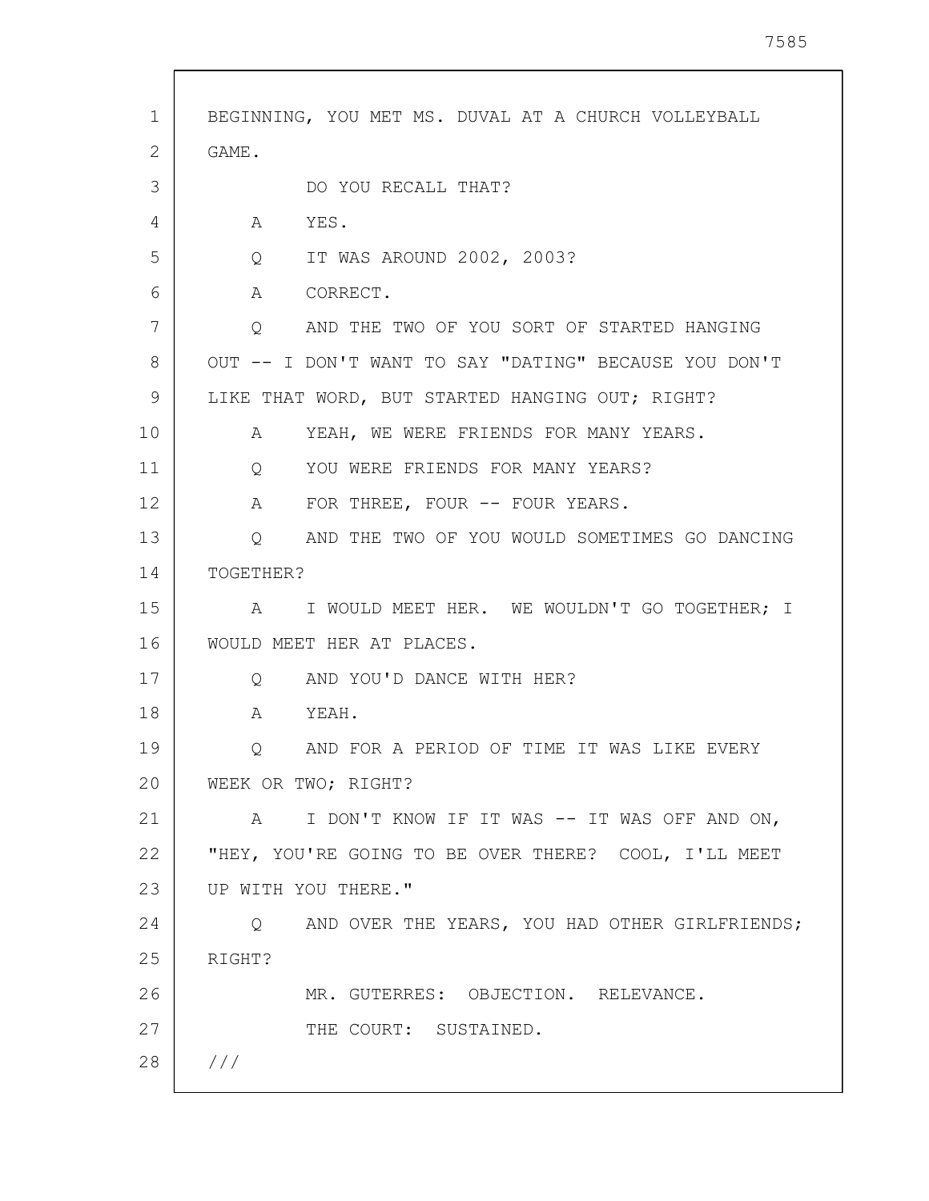BEGINNING, YOU MET MS. DUVAL AT A CHURCH VOLLEYBALL GAME.

DO YOU RECALL THAT?

A YES.

Q IT WAS AROUND 2002, 2003?

A CORRECT.

Q AND THE TWO OF YOU SORT OF STARTED HANGING OUT -- I DON'T WANT TO SAY "DATING" BECAUSE YOU DON'T LIKE THAT WORD, BUT STARTED HANGING OUT; RIGHT?

A YEAH, WE WERE FRIENDS FOR MANY YEARS.

Q YOU WERE FRIENDS FOR MANY YEARS?

A FOR THREE, FOUR -- FOUR YEARS.

Q AND THE TWO OF YOU WOULD SOMETIMES GO DANCING TOGETHER?

A I WOULD MEET HER. WE WOULDN'T GO TOGETHER; I WOULD MEET HER AT PLACES.

Q AND YOU'D DANCE WITH HER?

A YEAH.

Q AND FOR A PERIOD OF TIME IT WAS LIKE EVERY WEEK OR TWO; RIGHT?

A I DON'T KNOW IF IT WAS -- IT WAS OFF AND ON, "HEY, YOU'RE GOING TO BE OVER THERE? COOL, I'LL MEET UP WITH YOU THERE."

Q AND OVER THE YEARS, YOU HAD OTHER GIRLFRIENDS; RIGHT?

MR. GUTERRES: OBJECTION. RELEVANCE.

THE COURT: SUSTAINED.

///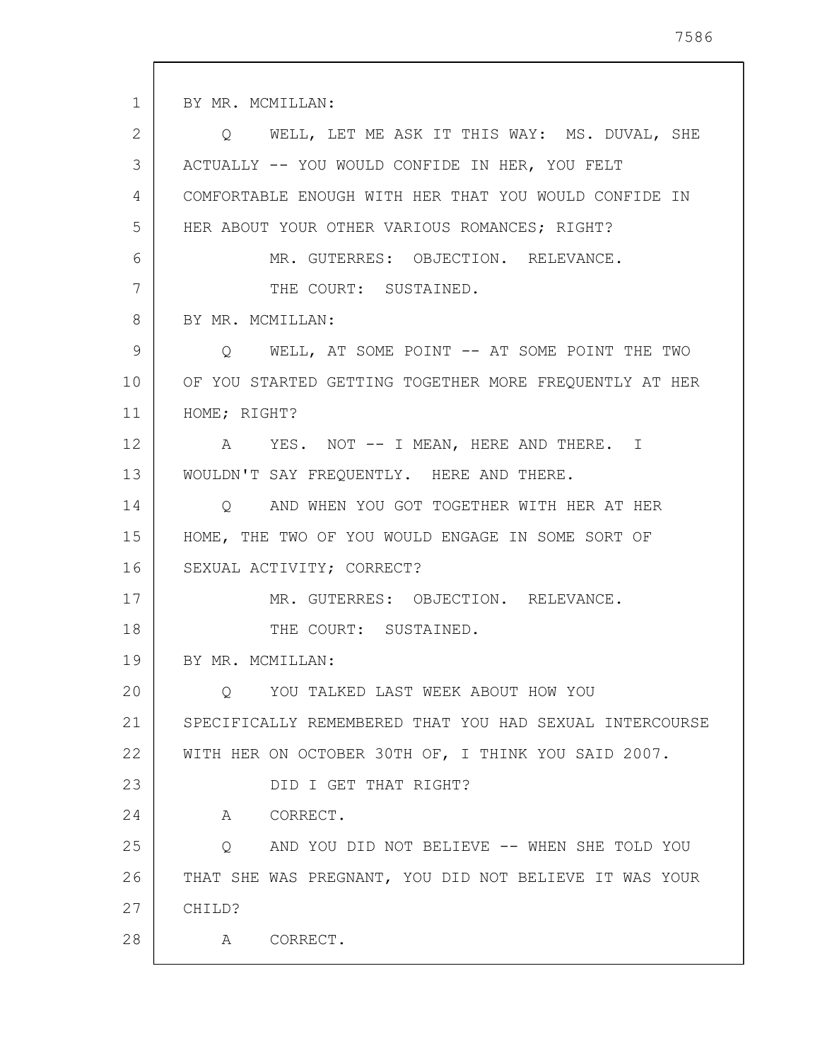BY MR. MCMILLAN:

Q WELL, LET ME ASK IT THIS WAY: MS. DUVAL, SHE ACTUALLY -- YOU WOULD CONFIDE IN HER, YOU FELT COMFORTABLE ENOUGH WITH HER THAT YOU WOULD CONFIDE IN HER ABOUT YOUR OTHER VARIOUS ROMANCES; RIGHT?

MR. GUTERRES: OBJECTION. RELEVANCE.

THE COURT: SUSTAINED.

BY MR. MCMILLAN:

Q WELL, AT SOME POINT -- AT SOME POINT THE TWO OF YOU STARTED GETTING TOGETHER MORE FREQUENTLY AT HER HOME; RIGHT?

A YES. NOT -- I MEAN, HERE AND THERE. I WOULDN'T SAY FREQUENTLY. HERE AND THERE.

Q AND WHEN YOU GOT TOGETHER WITH HER AT HER HOME, THE TWO OF YOU WOULD ENGAGE IN SOME SORT OF SEXUAL ACTIVITY; CORRECT?

MR. GUTERRES: OBJECTION. RELEVANCE.

THE COURT: SUSTAINED.

BY MR. MCMILLAN:

Q YOU TALKED LAST WEEK ABOUT HOW YOU SPECIFICALLY REMEMBERED THAT YOU HAD SEXUAL INTERCOURSE WITH HER ON OCTOBER 30TH OF, I THINK YOU SAID 2007.

DID I GET THAT RIGHT?

A CORRECT.

Q AND YOU DID NOT BELIEVE -- WHEN SHE TOLD YOU THAT SHE WAS PREGNANT, YOU DID NOT BELIEVE IT WAS YOUR CHILD?

A CORRECT.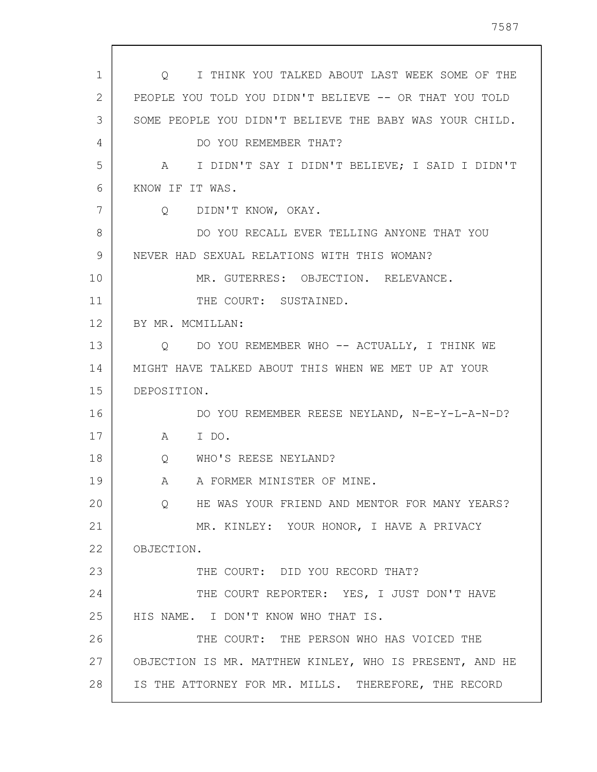Q I THINK YOU TALKED ABOUT LAST WEEK SOME OF THE PEOPLE YOU TOLD YOU DIDN'T BELIEVE -- OR THAT YOU TOLD SOME PEOPLE YOU DIDN'T BELIEVE THE BABY WAS YOUR CHILD.

DO YOU REMEMBER THAT?

A I DIDN'T SAY I DIDN'T BELIEVE; I SAID I DIDN'T KNOW IF IT WAS.

Q DIDN'T KNOW, OKAY.

DO YOU RECALL EVER TELLING ANYONE THAT YOU NEVER HAD SEXUAL RELATIONS WITH THIS WOMAN?

MR. GUTERRES: OBJECTION. RELEVANCE.

THE COURT: SUSTAINED.

BY MR. MCMILLAN:

Q DO YOU REMEMBER WHO -- ACTUALLY, I THINK WE MIGHT HAVE TALKED ABOUT THIS WHEN WE MET UP AT YOUR DEPOSITION.

DO YOU REMEMBER REESE NEYLAND, N-E-Y-L-A-N-D?

A I DO.

Q WHO'S REESE NEYLAND?

A A FORMER MINISTER OF MINE.

Q HE WAS YOUR FRIEND AND MENTOR FOR MANY YEARS?

MR. KINLEY: YOUR HONOR, I HAVE A PRIVACY OBJECTION.

THE COURT: DID YOU RECORD THAT?

THE COURT REPORTER: YES, I JUST DON'T HAVE HIS NAME. I DON'T KNOW WHO THAT IS.

THE COURT: THE PERSON WHO HAS VOICED THE OBJECTION IS MR. MATTHEW KINLEY, WHO IS PRESENT, AND HE IS THE ATTORNEY FOR MR. MILLS. THEREFORE, THE RECORD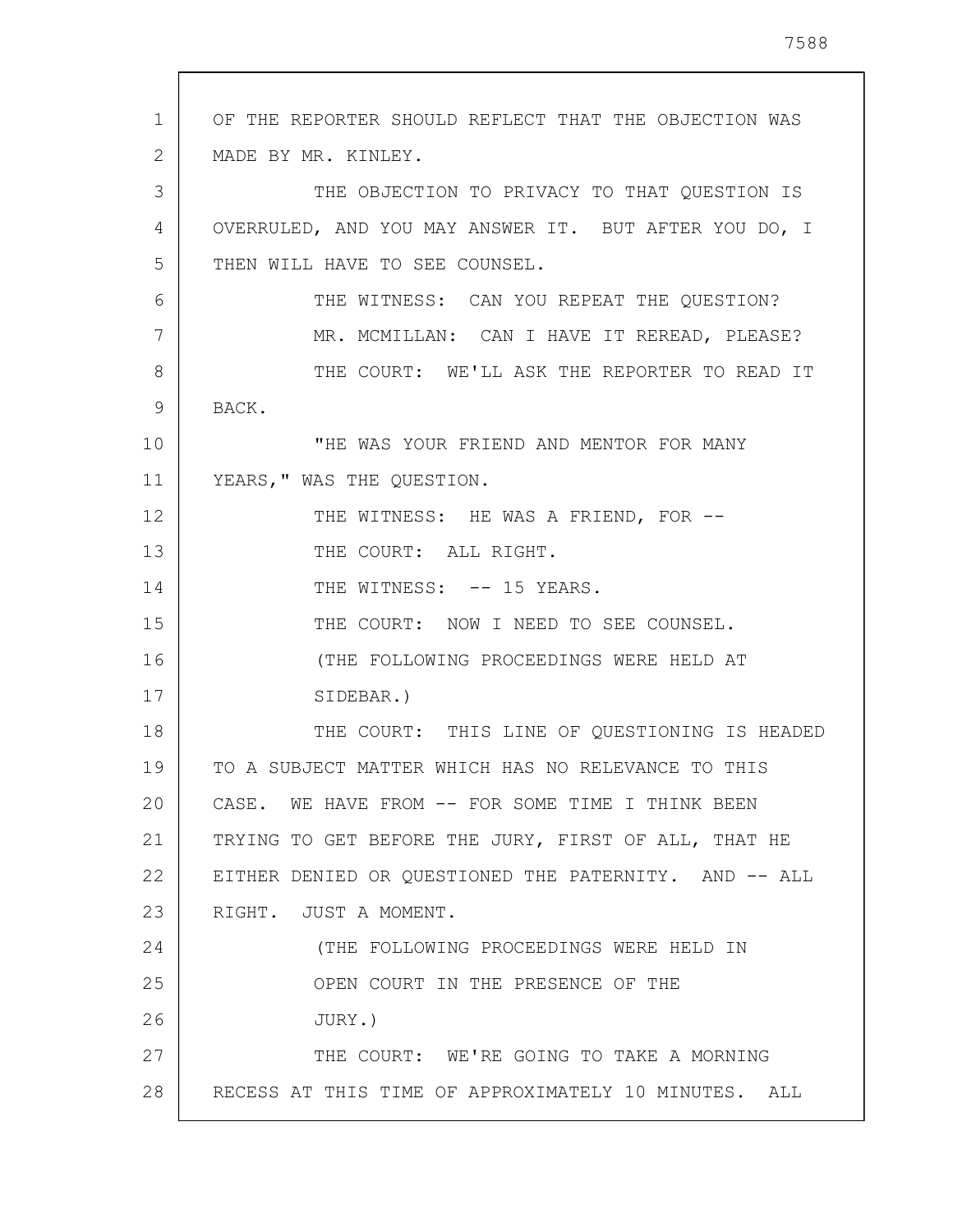OF THE REPORTER SHOULD REFLECT THAT THE OBJECTION WAS MADE BY MR. KINLEY.

THE OBJECTION TO PRIVACY TO THAT QUESTION IS OVERRULED, AND YOU MAY ANSWER IT. BUT AFTER YOU DO, I THEN WILL HAVE TO SEE COUNSEL.

THE WITNESS: CAN YOU REPEAT THE QUESTION?

MR. MCMILLAN: CAN I HAVE IT REREAD, PLEASE?

THE COURT: WE'LL ASK THE REPORTER TO READ IT BACK.

"HE WAS YOUR FRIEND AND MENTOR FOR MANY YEARS," WAS THE QUESTION.

THE WITNESS: HE WAS A FRIEND, FOR --

THE COURT: ALL RIGHT.

THE WITNESS: -- 15 YEARS.

THE COURT: NOW I NEED TO SEE COUNSEL.

(THE FOLLOWING PROCEEDINGS WERE HELD AT SIDEBAR.)

THE COURT: THIS LINE OF QUESTIONING IS HEADED TO A SUBJECT MATTER WHICH HAS NO RELEVANCE TO THIS CASE. WE HAVE FROM -- FOR SOME TIME I THINK BEEN TRYING TO GET BEFORE THE JURY, FIRST OF ALL, THAT HE EITHER DENIED OR QUESTIONED THE PATERNITY. AND -- ALL RIGHT. JUST A MOMENT.

(THE FOLLOWING PROCEEDINGS WERE HELD IN OPEN COURT IN THE PRESENCE OF THE JURY.)

THE COURT: WE'RE GOING TO TAKE A MORNING RECESS AT THIS TIME OF APPROXIMATELY 10 MINUTES. ALL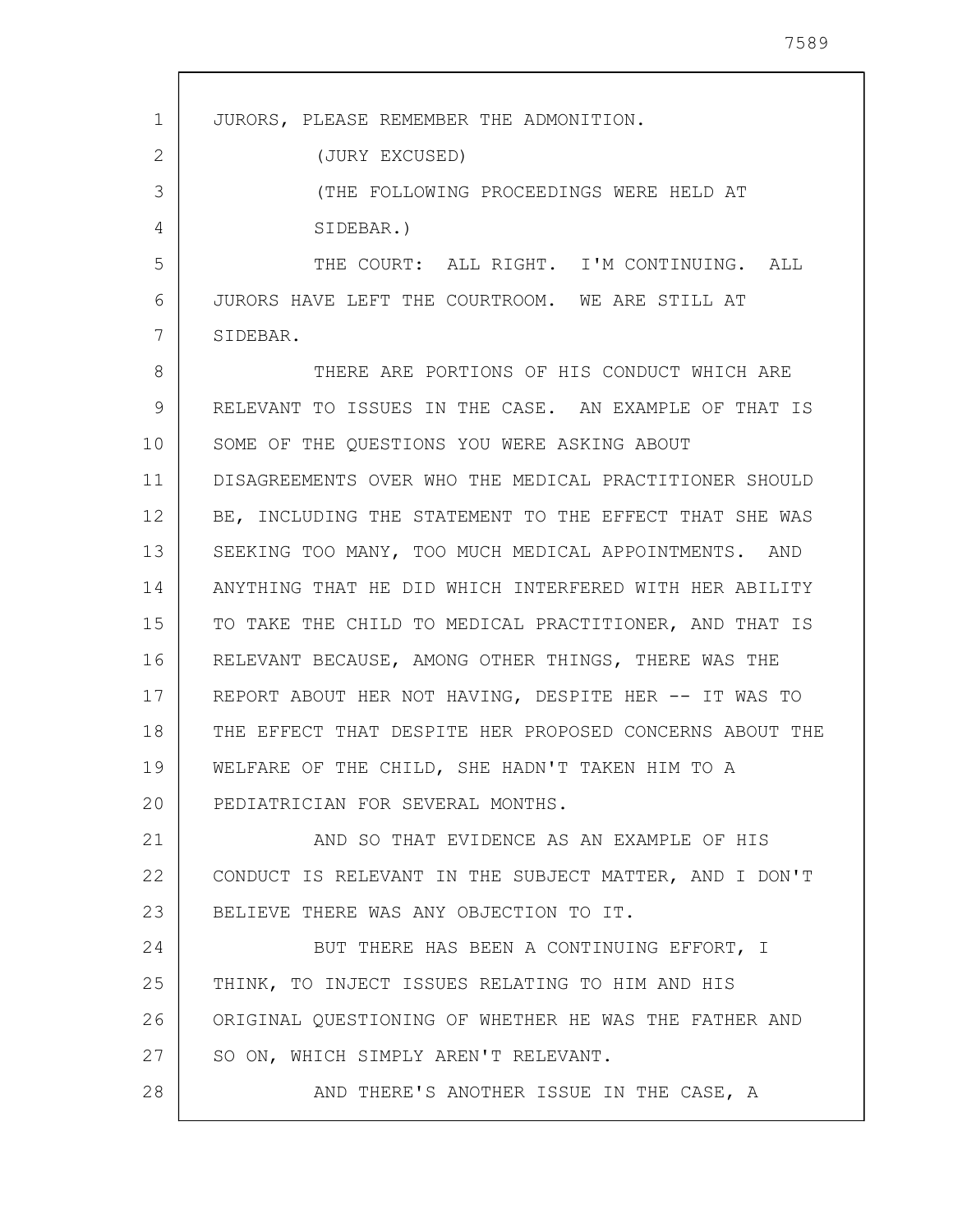JURORS, PLEASE REMEMBER THE ADMONITION.

(JURY EXCUSED)

(THE FOLLOWING PROCEEDINGS WERE HELD AT SIDEBAR.)

THE COURT: ALL RIGHT. I'M CONTINUING. ALL JURORS HAVE LEFT THE COURTROOM. WE ARE STILL AT SIDEBAR.

THERE ARE PORTIONS OF HIS CONDUCT WHICH ARE RELEVANT TO ISSUES IN THE CASE. AN EXAMPLE OF THAT IS SOME OF THE QUESTIONS YOU WERE ASKING ABOUT DISAGREEMENTS OVER WHO THE MEDICAL PRACTITIONER SHOULD BE, INCLUDING THE STATEMENT TO THE EFFECT THAT SHE WAS SEEKING TOO MANY, TOO MUCH MEDICAL APPOINTMENTS. AND ANYTHING THAT HE DID WHICH INTERFERED WITH HER ABILITY TO TAKE THE CHILD TO MEDICAL PRACTITIONER, AND THAT IS RELEVANT BECAUSE, AMONG OTHER THINGS, THERE WAS THE REPORT ABOUT HER NOT HAVING, DESPITE HER -- IT WAS TO THE EFFECT THAT DESPITE HER PROPOSED CONCERNS ABOUT THE WELFARE OF THE CHILD, SHE HADN'T TAKEN HIM TO A PEDIATRICIAN FOR SEVERAL MONTHS.

AND SO THAT EVIDENCE AS AN EXAMPLE OF HIS CONDUCT IS RELEVANT IN THE SUBJECT MATTER, AND I DON'T BELIEVE THERE WAS ANY OBJECTION TO IT.

BUT THERE HAS BEEN A CONTINUING EFFORT, I THINK, TO INJECT ISSUES RELATING TO HIM AND HIS ORIGINAL QUESTIONING OF WHETHER HE WAS THE FATHER AND SO ON, WHICH SIMPLY AREN'T RELEVANT.

AND THERE'S ANOTHER ISSUE IN THE CASE, A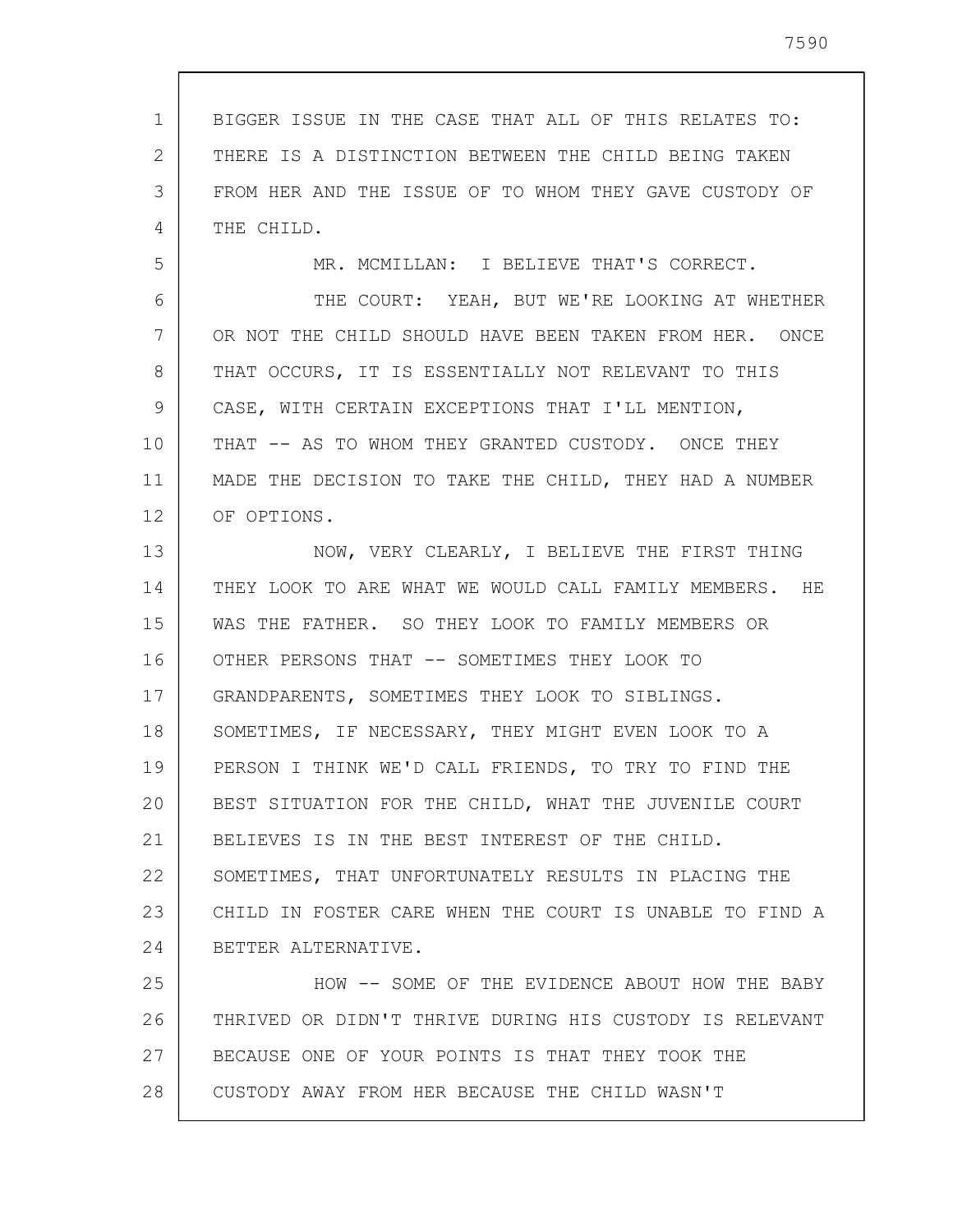BIGGER ISSUE IN THE CASE THAT ALL OF THIS RELATES TO: THERE IS A DISTINCTION BETWEEN THE CHILD BEING TAKEN FROM HER AND THE ISSUE OF TO WHOM THEY GAVE CUSTODY OF THE CHILD.

MR. MCMILLAN: I BELIEVE THAT'S CORRECT.

THE COURT: YEAH, BUT WE'RE LOOKING AT WHETHER OR NOT THE CHILD SHOULD HAVE BEEN TAKEN FROM HER. ONCE THAT OCCURS, IT IS ESSENTIALLY NOT RELEVANT TO THIS CASE, WITH CERTAIN EXCEPTIONS THAT I'LL MENTION, THAT -- AS TO WHOM THEY GRANTED CUSTODY. ONCE THEY MADE THE DECISION TO TAKE THE CHILD, THEY HAD A NUMBER OF OPTIONS.

NOW, VERY CLEARLY, I BELIEVE THE FIRST THING THEY LOOK TO ARE WHAT WE WOULD CALL FAMILY MEMBERS. HE WAS THE FATHER. SO THEY LOOK TO FAMILY MEMBERS OR OTHER PERSONS THAT -- SOMETIMES THEY LOOK TO GRANDPARENTS, SOMETIMES THEY LOOK TO SIBLINGS. SOMETIMES, IF NECESSARY, THEY MIGHT EVEN LOOK TO A PERSON I THINK WE'D CALL FRIENDS, TO TRY TO FIND THE BEST SITUATION FOR THE CHILD, WHAT THE JUVENILE COURT BELIEVES IS IN THE BEST INTEREST OF THE CHILD. SOMETIMES, THAT UNFORTUNATELY RESULTS IN PLACING THE CHILD IN FOSTER CARE WHEN THE COURT IS UNABLE TO FIND A BETTER ALTERNATIVE.

HOW -- SOME OF THE EVIDENCE ABOUT HOW THE BABY THRIVED OR DIDN'T THRIVE DURING HIS CUSTODY IS RELEVANT BECAUSE ONE OF YOUR POINTS IS THAT THEY TOOK THE CUSTODY AWAY FROM HER BECAUSE THE CHILD WASN'T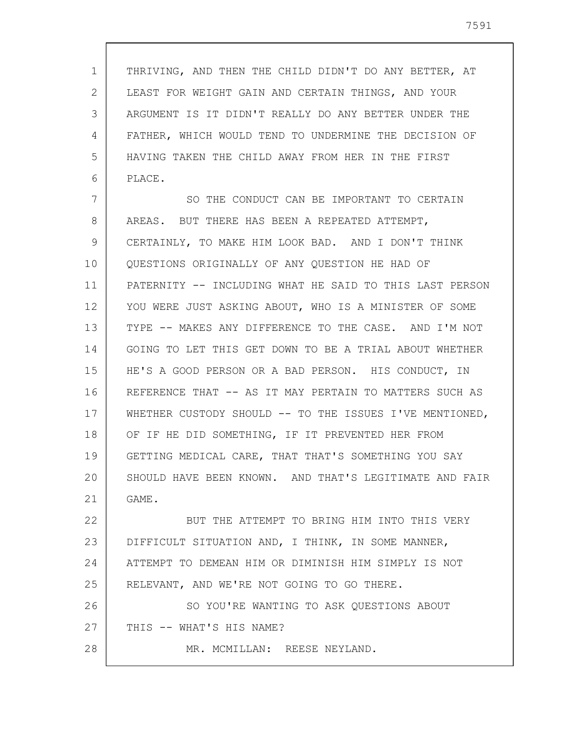THRIVING, AND THEN THE CHILD DIDN'T DO ANY BETTER, AT LEAST FOR WEIGHT GAIN AND CERTAIN THINGS, AND YOUR ARGUMENT IS IT DIDN'T REALLY DO ANY BETTER UNDER THE FATHER, WHICH WOULD TEND TO UNDERMINE THE DECISION OF HAVING TAKEN THE CHILD AWAY FROM HER IN THE FIRST PLACE.

SO THE CONDUCT CAN BE IMPORTANT TO CERTAIN AREAS. BUT THERE HAS BEEN A REPEATED ATTEMPT, CERTAINLY, TO MAKE HIM LOOK BAD. AND I DON'T THINK QUESTIONS ORIGINALLY OF ANY QUESTION HE HAD OF PATERNITY -- INCLUDING WHAT HE SAID TO THIS LAST PERSON YOU WERE JUST ASKING ABOUT, WHO IS A MINISTER OF SOME TYPE -- MAKES ANY DIFFERENCE TO THE CASE. AND I'M NOT GOING TO LET THIS GET DOWN TO BE A TRIAL ABOUT WHETHER HE'S A GOOD PERSON OR A BAD PERSON. HIS CONDUCT, IN REFERENCE THAT -- AS IT MAY PERTAIN TO MATTERS SUCH AS WHETHER CUSTODY SHOULD -- TO THE ISSUES I'VE MENTIONED, OF IF HE DID SOMETHING, IF IT PREVENTED HER FROM GETTING MEDICAL CARE, THAT THAT'S SOMETHING YOU SAY SHOULD HAVE BEEN KNOWN. AND THAT'S LEGITIMATE AND FAIR GAME.

BUT THE ATTEMPT TO BRING HIM INTO THIS VERY DIFFICULT SITUATION AND, I THINK, IN SOME MANNER, ATTEMPT TO DEMEAN HIM OR DIMINISH HIM SIMPLY IS NOT RELEVANT, AND WE'RE NOT GOING TO GO THERE.

SO YOU'RE WANTING TO ASK QUESTIONS ABOUT THIS -- WHAT'S HIS NAME?

MR. MCMILLAN: REESE NEYLAND.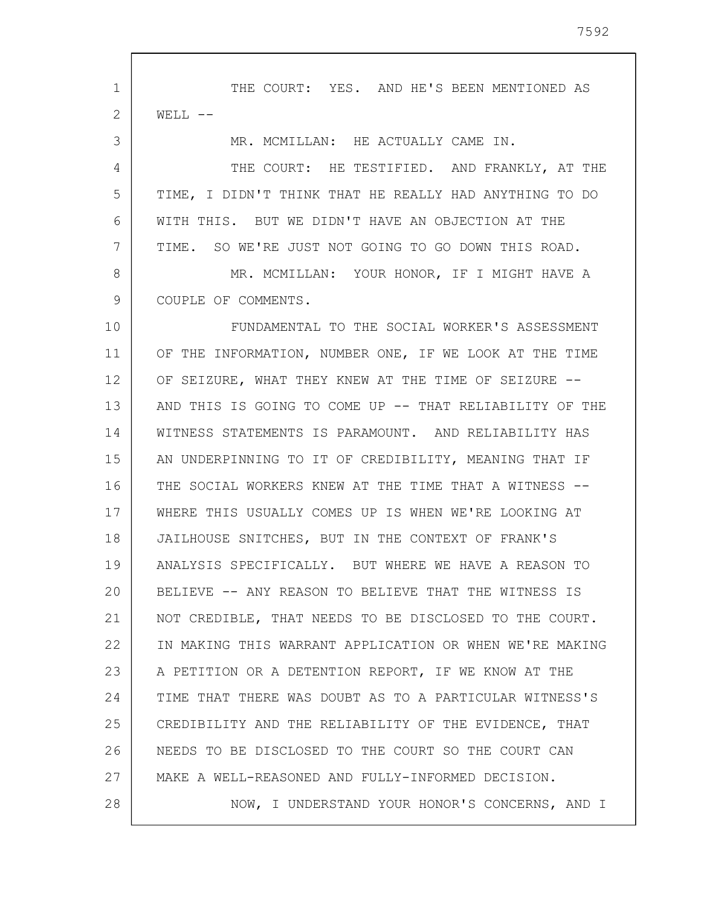THE COURT: YES. AND HE'S BEEN MENTIONED AS WELL --

MR. MCMILLAN: HE ACTUALLY CAME IN.

THE COURT: HE TESTIFIED. AND FRANKLY, AT THE TIME, I DIDN'T THINK THAT HE REALLY HAD ANYTHING TO DO WITH THIS. BUT WE DIDN'T HAVE AN OBJECTION AT THE TIME. SO WE'RE JUST NOT GOING TO GO DOWN THIS ROAD.

MR. MCMILLAN: YOUR HONOR, IF I MIGHT HAVE A COUPLE OF COMMENTS.

FUNDAMENTAL TO THE SOCIAL WORKER'S ASSESSMENT OF THE INFORMATION, NUMBER ONE, IF WE LOOK AT THE TIME OF SEIZURE, WHAT THEY KNEW AT THE TIME OF SEIZURE -- AND THIS IS GOING TO COME UP -- THAT RELIABILITY OF THE WITNESS STATEMENTS IS PARAMOUNT. AND RELIABILITY HAS AN UNDERPINNING TO IT OF CREDIBILITY, MEANING THAT IF THE SOCIAL WORKERS KNEW AT THE TIME THAT A WITNESS -- WHERE THIS USUALLY COMES UP IS WHEN WE'RE LOOKING AT JAILHOUSE SNITCHES, BUT IN THE CONTEXT OF FRANK'S ANALYSIS SPECIFICALLY. BUT WHERE WE HAVE A REASON TO BELIEVE -- ANY REASON TO BELIEVE THAT THE WITNESS IS NOT CREDIBLE, THAT NEEDS TO BE DISCLOSED TO THE COURT. IN MAKING THIS WARRANT APPLICATION OR WHEN WE'RE MAKING A PETITION OR A DETENTION REPORT, IF WE KNOW AT THE TIME THAT THERE WAS DOUBT AS TO A PARTICULAR WITNESS'S CREDIBILITY AND THE RELIABILITY OF THE EVIDENCE, THAT NEEDS TO BE DISCLOSED TO THE COURT SO THE COURT CAN MAKE A WELL-REASONED AND FULLY-INFORMED DECISION.

NOW, I UNDERSTAND YOUR HONOR'S CONCERNS, AND I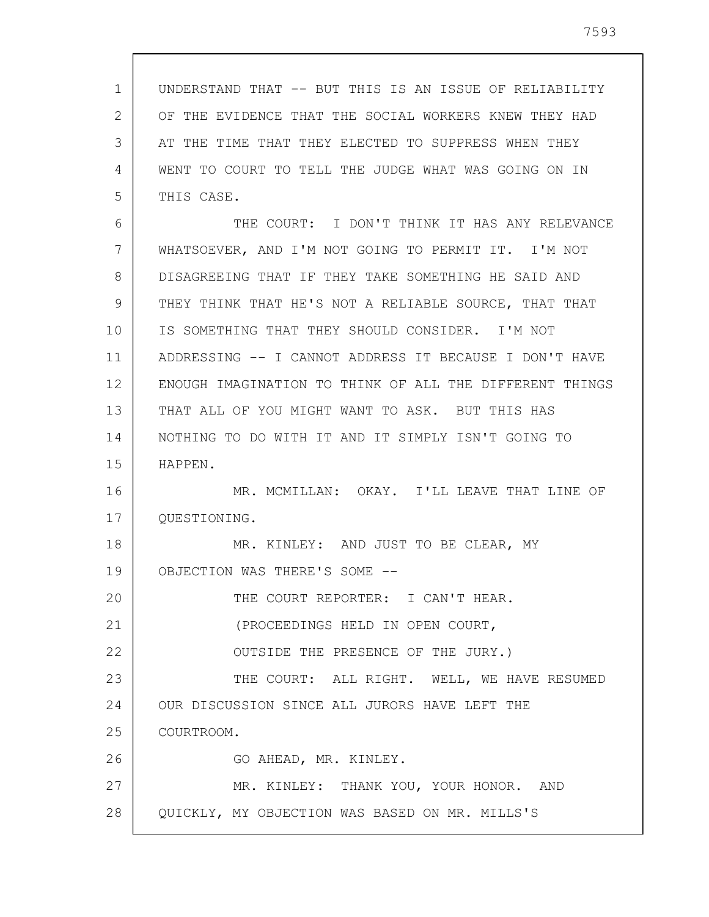UNDERSTAND THAT -- BUT THIS IS AN ISSUE OF RELIABILITY OF THE EVIDENCE THAT THE SOCIAL WORKERS KNEW THEY HAD AT THE TIME THAT THEY ELECTED TO SUPPRESS WHEN THEY WENT TO COURT TO TELL THE JUDGE WHAT WAS GOING ON IN THIS CASE.

THE COURT: I DON'T THINK IT HAS ANY RELEVANCE WHATSOEVER, AND I'M NOT GOING TO PERMIT IT. I'M NOT DISAGREEING THAT IF THEY TAKE SOMETHING HE SAID AND THEY THINK THAT HE'S NOT A RELIABLE SOURCE, THAT THAT IS SOMETHING THAT THEY SHOULD CONSIDER. I'M NOT ADDRESSING -- I CANNOT ADDRESS IT BECAUSE I DON'T HAVE ENOUGH IMAGINATION TO THINK OF ALL THE DIFFERENT THINGS THAT ALL OF YOU MIGHT WANT TO ASK. BUT THIS HAS NOTHING TO DO WITH IT AND IT SIMPLY ISN'T GOING TO HAPPEN.

MR. MCMILLAN: OKAY. I'LL LEAVE THAT LINE OF QUESTIONING.

MR. KINLEY: AND JUST TO BE CLEAR, MY OBJECTION WAS THERE'S SOME --

THE COURT REPORTER: I CAN'T HEAR.

(PROCEEDINGS HELD IN OPEN COURT, OUTSIDE THE PRESENCE OF THE JURY.)

THE COURT: ALL RIGHT. WELL, WE HAVE RESUMED OUR DISCUSSION SINCE ALL JURORS HAVE LEFT THE COURTROOM.

GO AHEAD, MR. KINLEY.

MR. KINLEY: THANK YOU, YOUR HONOR. AND QUICKLY, MY OBJECTION WAS BASED ON MR. MILLS'S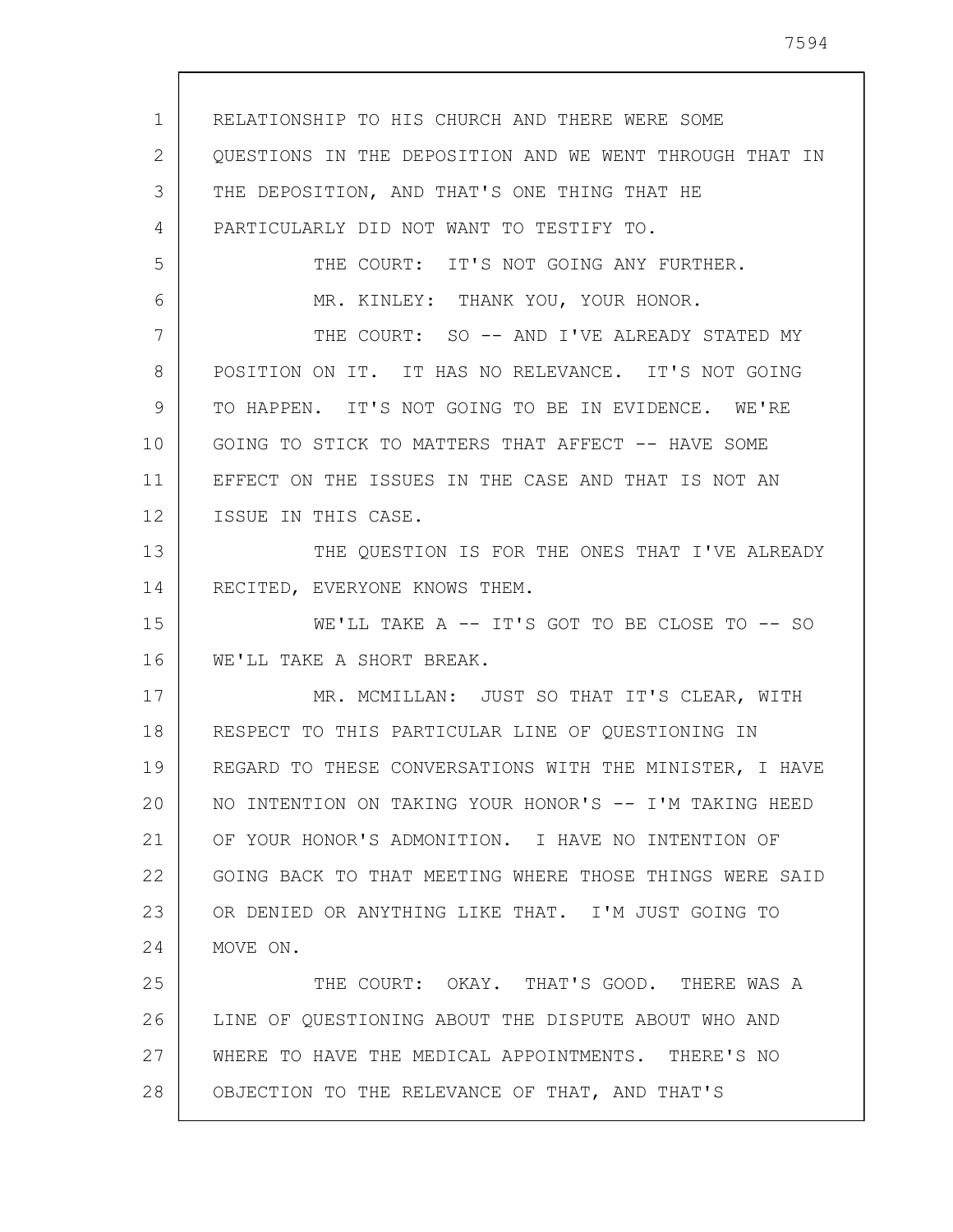RELATIONSHIP TO HIS CHURCH AND THERE WERE SOME QUESTIONS IN THE DEPOSITION AND WE WENT THROUGH THAT IN THE DEPOSITION, AND THAT'S ONE THING THAT HE PARTICULARLY DID NOT WANT TO TESTIFY TO.

THE COURT: IT'S NOT GOING ANY FURTHER.

MR. KINLEY: THANK YOU, YOUR HONOR.

THE COURT: SO -- AND I'VE ALREADY STATED MY POSITION ON IT. IT HAS NO RELEVANCE. IT'S NOT GOING TO HAPPEN. IT'S NOT GOING TO BE IN EVIDENCE. WE'RE GOING TO STICK TO MATTERS THAT AFFECT -- HAVE SOME EFFECT ON THE ISSUES IN THE CASE AND THAT IS NOT AN ISSUE IN THIS CASE.

THE QUESTION IS FOR THE ONES THAT I'VE ALREADY RECITED, EVERYONE KNOWS THEM.

WE'LL TAKE A -- IT'S GOT TO BE CLOSE TO -- SO WE'LL TAKE A SHORT BREAK.

MR. MCMILLAN: JUST SO THAT IT'S CLEAR, WITH RESPECT TO THIS PARTICULAR LINE OF QUESTIONING IN REGARD TO THESE CONVERSATIONS WITH THE MINISTER, I HAVE NO INTENTION ON TAKING YOUR HONOR'S -- I'M TAKING HEED OF YOUR HONOR'S ADMONITION. I HAVE NO INTENTION OF GOING BACK TO THAT MEETING WHERE THOSE THINGS WERE SAID OR DENIED OR ANYTHING LIKE THAT. I'M JUST GOING TO MOVE ON.

THE COURT: OKAY. THAT'S GOOD. THERE WAS A LINE OF QUESTIONING ABOUT THE DISPUTE ABOUT WHO AND WHERE TO HAVE THE MEDICAL APPOINTMENTS. THERE'S NO OBJECTION TO THE RELEVANCE OF THAT, AND THAT'S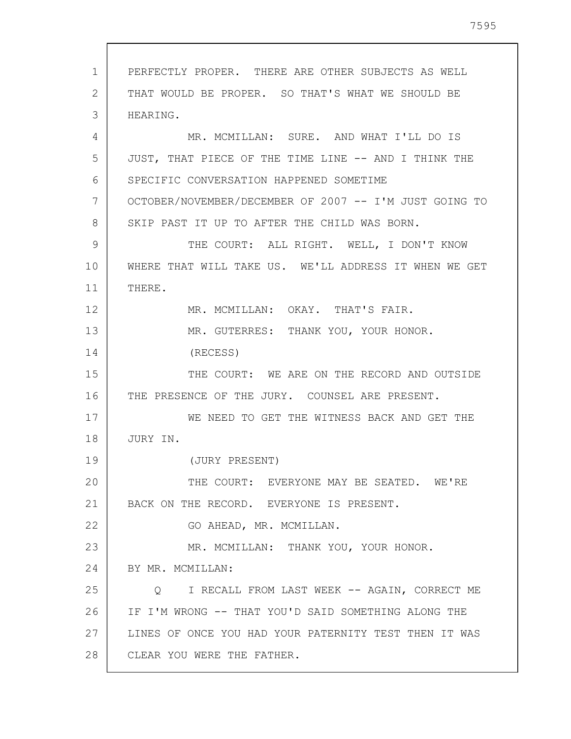PERFECTLY PROPER. THERE ARE OTHER SUBJECTS AS WELL THAT WOULD BE PROPER. SO THAT'S WHAT WE SHOULD BE HEARING.

MR. MCMILLAN: SURE. AND WHAT I'LL DO IS JUST, THAT PIECE OF THE TIME LINE -- AND I THINK THE SPECIFIC CONVERSATION HAPPENED SOMETIME OCTOBER/NOVEMBER/DECEMBER OF 2007 -- I'M JUST GOING TO SKIP PAST IT UP TO AFTER THE CHILD WAS BORN.

THE COURT: ALL RIGHT. WELL, I DON'T KNOW WHERE THAT WILL TAKE US. WE'LL ADDRESS IT WHEN WE GET THERE.

MR. MCMILLAN: OKAY. THAT'S FAIR.

MR. GUTERRES: THANK YOU, YOUR HONOR.

(RECESS)

THE COURT: WE ARE ON THE RECORD AND OUTSIDE THE PRESENCE OF THE JURY. COUNSEL ARE PRESENT.

WE NEED TO GET THE WITNESS BACK AND GET THE JURY IN.

(JURY PRESENT)

THE COURT: EVERYONE MAY BE SEATED. WE'RE BACK ON THE RECORD. EVERYONE IS PRESENT.

GO AHEAD, MR. MCMILLAN.

MR. MCMILLAN: THANK YOU, YOUR HONOR.

BY MR. MCMILLAN:

Q I RECALL FROM LAST WEEK -- AGAIN, CORRECT ME IF I'M WRONG -- THAT YOU'D SAID SOMETHING ALONG THE LINES OF ONCE YOU HAD YOUR PATERNITY TEST THEN IT WAS CLEAR YOU WERE THE FATHER.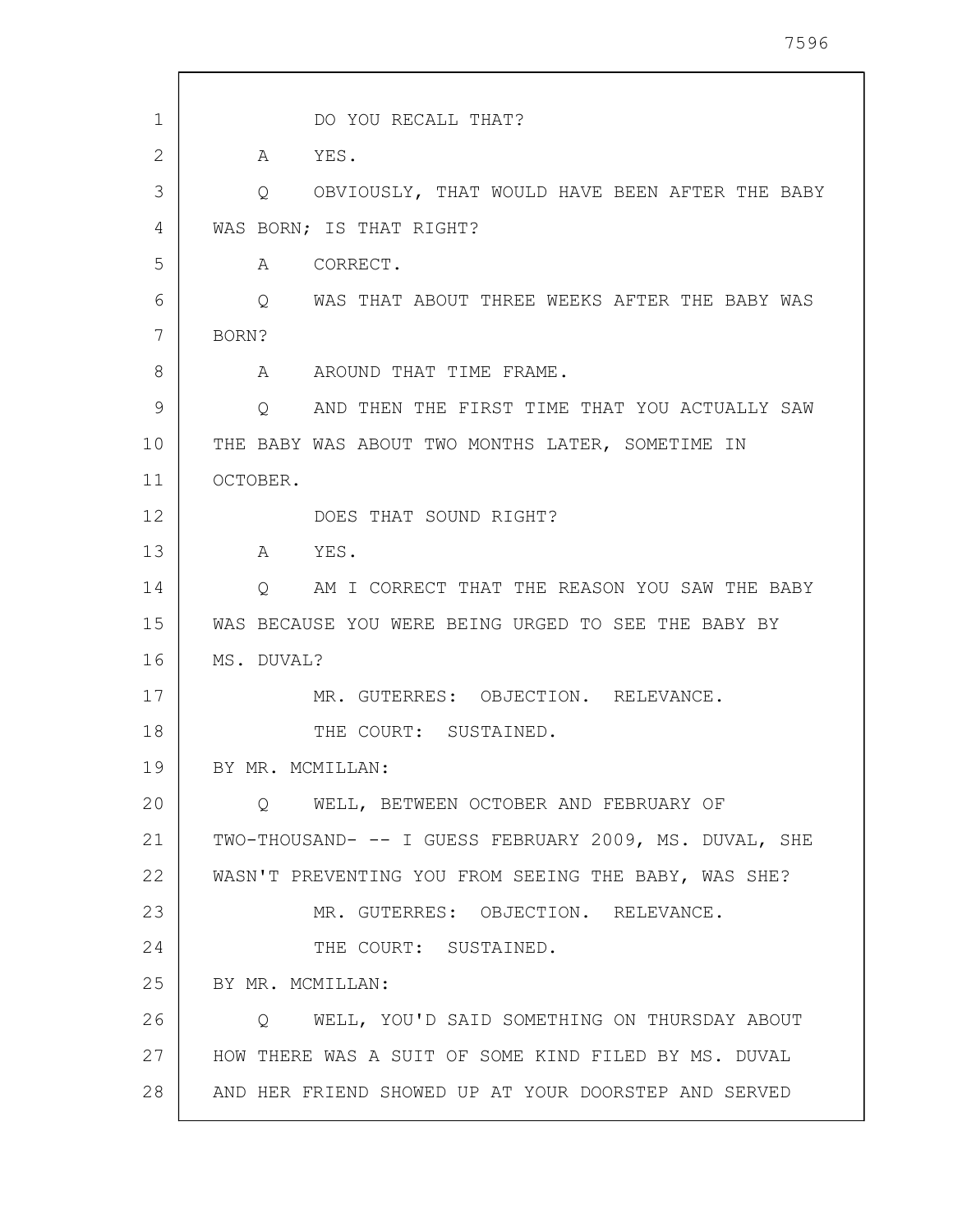DO YOU RECALL THAT?

A YES.

Q OBVIOUSLY, THAT WOULD HAVE BEEN AFTER THE BABY WAS BORN; IS THAT RIGHT?

A CORRECT.

Q WAS THAT ABOUT THREE WEEKS AFTER THE BABY WAS BORN?

A AROUND THAT TIME FRAME.

Q AND THEN THE FIRST TIME THAT YOU ACTUALLY SAW THE BABY WAS ABOUT TWO MONTHS LATER, SOMETIME IN OCTOBER.

DOES THAT SOUND RIGHT?

A YES.

Q AM I CORRECT THAT THE REASON YOU SAW THE BABY WAS BECAUSE YOU WERE BEING URGED TO SEE THE BABY BY MS. DUVAL?

MR. GUTERRES: OBJECTION. RELEVANCE.

THE COURT: SUSTAINED.

BY MR. MCMILLAN:

Q WELL, BETWEEN OCTOBER AND FEBRUARY OF TWO-THOUSAND- -- I GUESS FEBRUARY 2009, MS. DUVAL, SHE WASN'T PREVENTING YOU FROM SEEING THE BABY, WAS SHE?

MR. GUTERRES: OBJECTION. RELEVANCE.

THE COURT: SUSTAINED.

BY MR. MCMILLAN:

Q WELL, YOU'D SAID SOMETHING ON THURSDAY ABOUT HOW THERE WAS A SUIT OF SOME KIND FILED BY MS. DUVAL AND HER FRIEND SHOWED UP AT YOUR DOORSTEP AND SERVED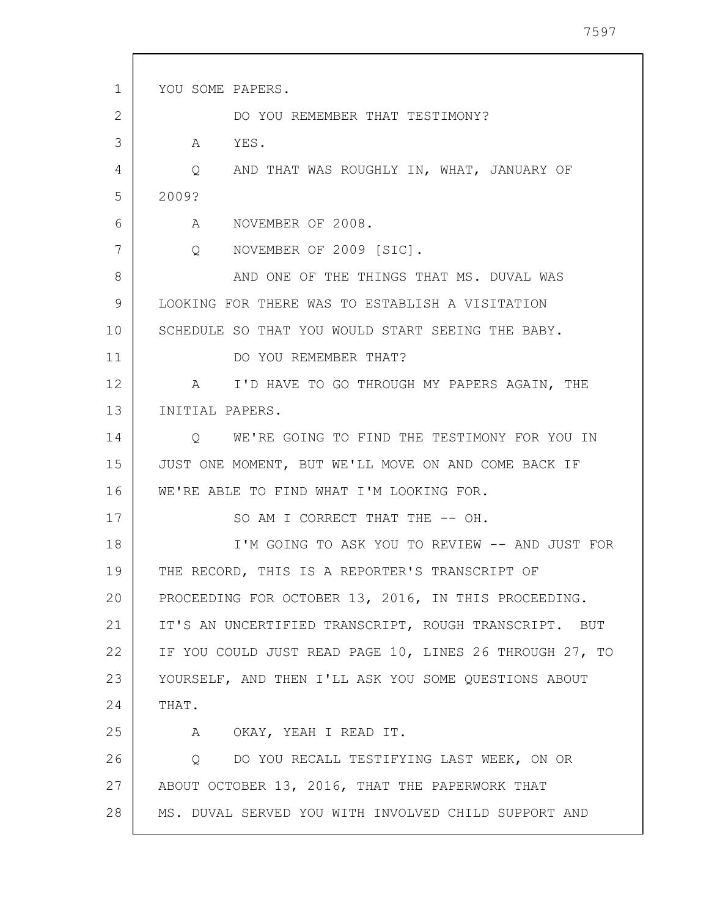YOU SOME PAPERS.

DO YOU REMEMBER THAT TESTIMONY?

A YES.

Q AND THAT WAS ROUGHLY IN, WHAT, JANUARY OF 2009?

A NOVEMBER OF 2008.

Q NOVEMBER OF 2009 [SIC].

AND ONE OF THE THINGS THAT MS. DUVAL WAS LOOKING FOR THERE WAS TO ESTABLISH A VISITATION SCHEDULE SO THAT YOU WOULD START SEEING THE BABY.

DO YOU REMEMBER THAT?

A I'D HAVE TO GO THROUGH MY PAPERS AGAIN, THE INITIAL PAPERS.

Q WE'RE GOING TO FIND THE TESTIMONY FOR YOU IN JUST ONE MOMENT, BUT WE'LL MOVE ON AND COME BACK IF WE'RE ABLE TO FIND WHAT I'M LOOKING FOR.

SO AM I CORRECT THAT THE -- OH.

I'M GOING TO ASK YOU TO REVIEW -- AND JUST FOR THE RECORD, THIS IS A REPORTER'S TRANSCRIPT OF PROCEEDING FOR OCTOBER 13, 2016, IN THIS PROCEEDING. IT'S AN UNCERTIFIED TRANSCRIPT, ROUGH TRANSCRIPT. BUT IF YOU COULD JUST READ PAGE 10, LINES 26 THROUGH 27, TO YOURSELF, AND THEN I'LL ASK YOU SOME QUESTIONS ABOUT THAT.

A OKAY, YEAH I READ IT.

Q DO YOU RECALL TESTIFYING LAST WEEK, ON OR ABOUT OCTOBER 13, 2016, THAT THE PAPERWORK THAT MS. DUVAL SERVED YOU WITH INVOLVED CHILD SUPPORT AND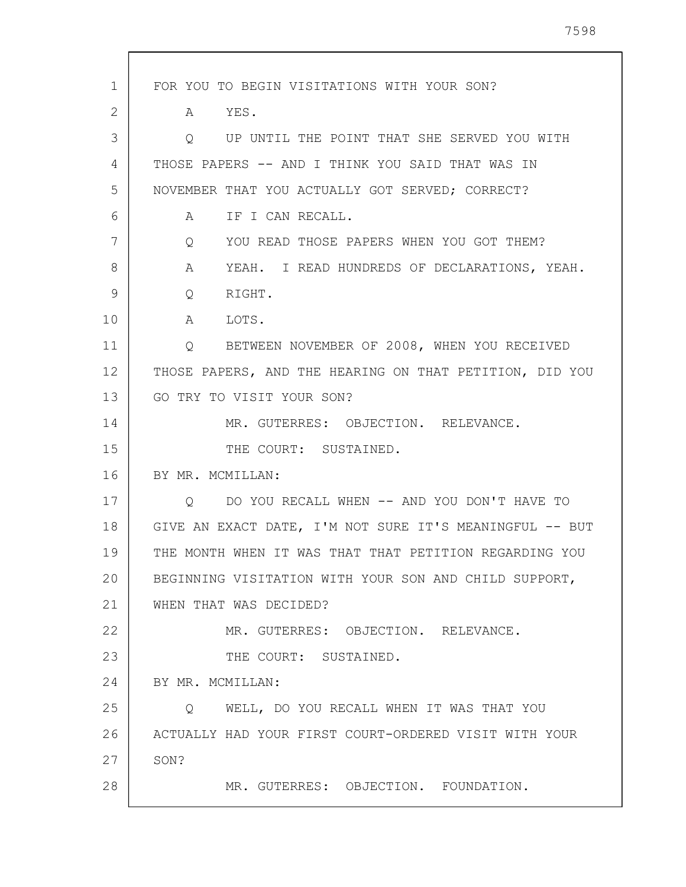FOR YOU TO BEGIN VISITATIONS WITH YOUR SON?

A YES.

Q UP UNTIL THE POINT THAT SHE SERVED YOU WITH THOSE PAPERS -- AND I THINK YOU SAID THAT WAS IN NOVEMBER THAT YOU ACTUALLY GOT SERVED; CORRECT?

A IF I CAN RECALL.

Q YOU READ THOSE PAPERS WHEN YOU GOT THEM?

A YEAH. I READ HUNDREDS OF DECLARATIONS, YEAH.

Q RIGHT.

A LOTS.

Q BETWEEN NOVEMBER OF 2008, WHEN YOU RECEIVED THOSE PAPERS, AND THE HEARING ON THAT PETITION, DID YOU GO TRY TO VISIT YOUR SON?

MR. GUTERRES: OBJECTION. RELEVANCE.

THE COURT: SUSTAINED.

BY MR. MCMILLAN:

Q DO YOU RECALL WHEN -- AND YOU DON'T HAVE TO GIVE AN EXACT DATE, I'M NOT SURE IT'S MEANINGFUL -- BUT THE MONTH WHEN IT WAS THAT THAT PETITION REGARDING YOU BEGINNING VISITATION WITH YOUR SON AND CHILD SUPPORT, WHEN THAT WAS DECIDED?

MR. GUTERRES: OBJECTION. RELEVANCE.

THE COURT: SUSTAINED.

BY MR. MCMILLAN:

Q WELL, DO YOU RECALL WHEN IT WAS THAT YOU ACTUALLY HAD YOUR FIRST COURT-ORDERED VISIT WITH YOUR SON?

MR. GUTERRES: OBJECTION. FOUNDATION.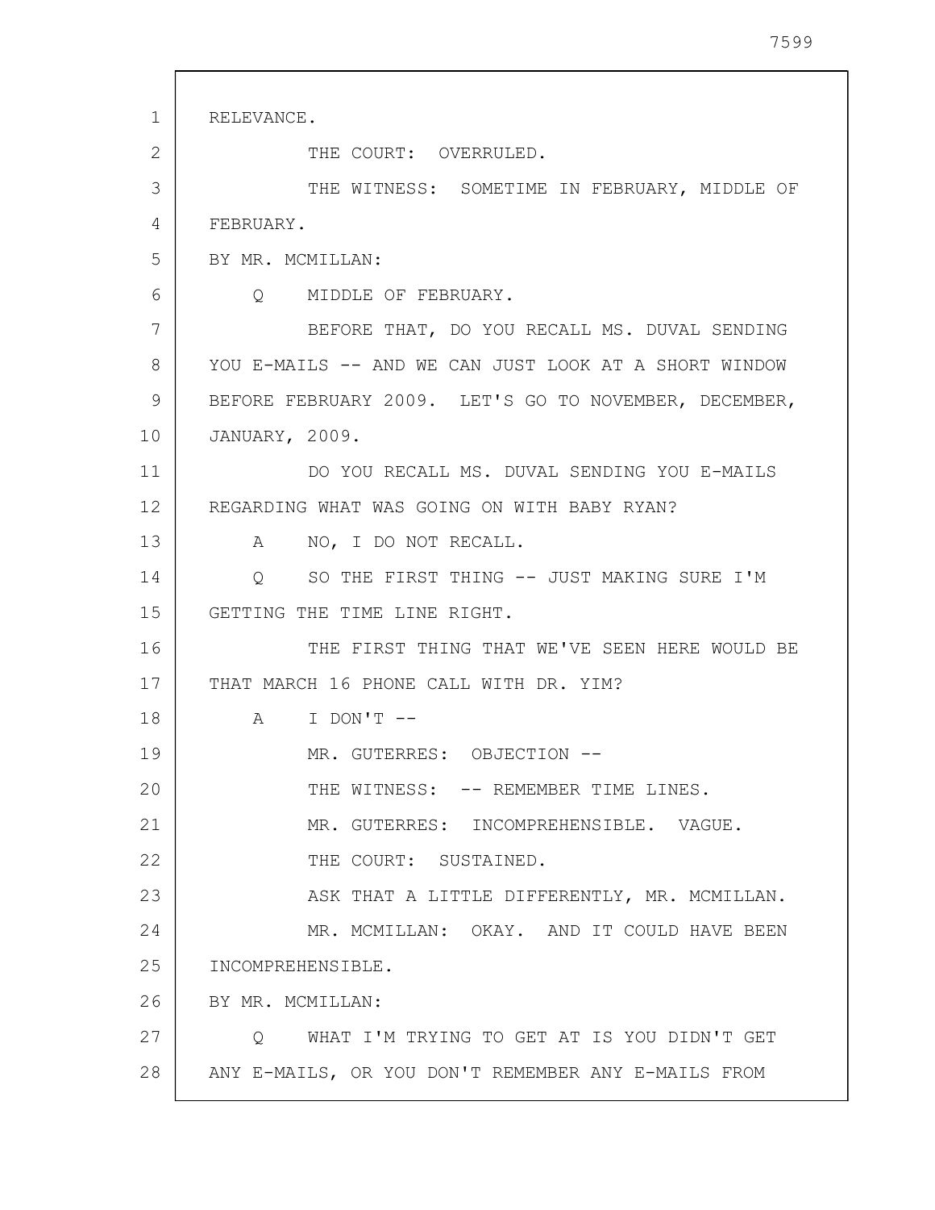RELEVANCE.

THE COURT: OVERRULED.

THE WITNESS: SOMETIME IN FEBRUARY, MIDDLE OF FEBRUARY.

BY MR. MCMILLAN:

Q MIDDLE OF FEBRUARY.

BEFORE THAT, DO YOU RECALL MS. DUVAL SENDING YOU E-MAILS -- AND WE CAN JUST LOOK AT A SHORT WINDOW BEFORE FEBRUARY 2009. LET'S GO TO NOVEMBER, DECEMBER, JANUARY, 2009.

DO YOU RECALL MS. DUVAL SENDING YOU E-MAILS REGARDING WHAT WAS GOING ON WITH BABY RYAN?

A NO, I DO NOT RECALL.

Q SO THE FIRST THING -- JUST MAKING SURE I'M GETTING THE TIME LINE RIGHT.

THE FIRST THING THAT WE'VE SEEN HERE WOULD BE THAT MARCH 16 PHONE CALL WITH DR. YIM?

A I DON'T --

MR. GUTERRES: OBJECTION --

THE WITNESS: -- REMEMBER TIME LINES.

MR. GUTERRES: INCOMPREHENSIBLE. VAGUE.

THE COURT: SUSTAINED.

ASK THAT A LITTLE DIFFERENTLY, MR. MCMILLAN.

MR. MCMILLAN: OKAY. AND IT COULD HAVE BEEN INCOMPREHENSIBLE.

BY MR. MCMILLAN:

Q WHAT I'M TRYING TO GET AT IS YOU DIDN'T GET ANY E-MAILS, OR YOU DON'T REMEMBER ANY E-MAILS FROM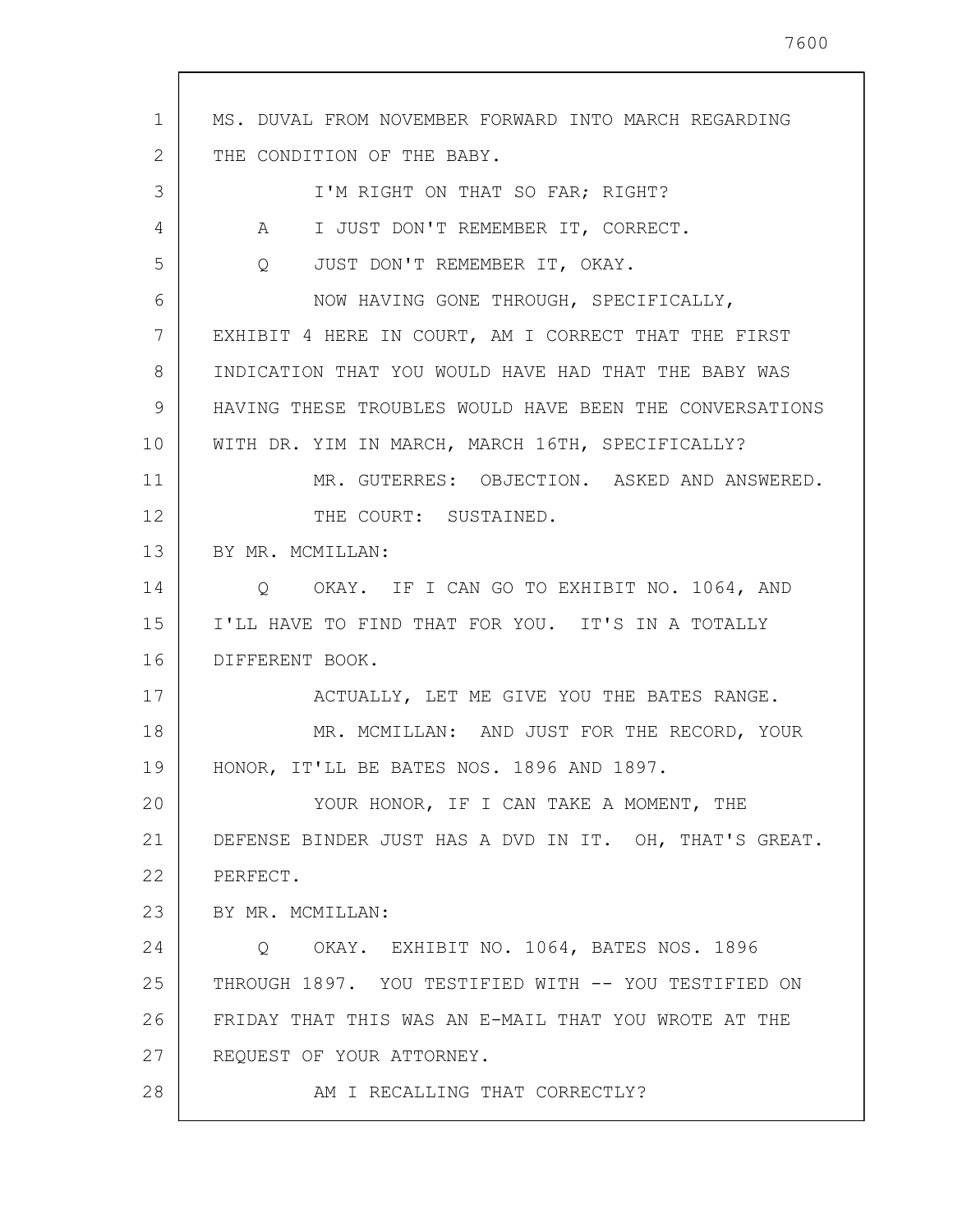MS. DUVAL FROM NOVEMBER FORWARD INTO MARCH REGARDING THE CONDITION OF THE BABY.

I'M RIGHT ON THAT SO FAR; RIGHT?

A I JUST DON'T REMEMBER IT, CORRECT.

Q JUST DON'T REMEMBER IT, OKAY.

NOW HAVING GONE THROUGH, SPECIFICALLY, EXHIBIT 4 HERE IN COURT, AM I CORRECT THAT THE FIRST INDICATION THAT YOU WOULD HAVE HAD THAT THE BABY WAS HAVING THESE TROUBLES WOULD HAVE BEEN THE CONVERSATIONS WITH DR. YIM IN MARCH, MARCH 16TH, SPECIFICALLY?

MR. GUTERRES: OBJECTION. ASKED AND ANSWERED.

THE COURT: SUSTAINED.

BY MR. MCMILLAN:

Q OKAY. IF I CAN GO TO EXHIBIT NO. 1064, AND I'LL HAVE TO FIND THAT FOR YOU. IT'S IN A TOTALLY DIFFERENT BOOK.

ACTUALLY, LET ME GIVE YOU THE BATES RANGE.

MR. MCMILLAN: AND JUST FOR THE RECORD, YOUR HONOR, IT'LL BE BATES NOS. 1896 AND 1897.

YOUR HONOR, IF I CAN TAKE A MOMENT, THE DEFENSE BINDER JUST HAS A DVD IN IT. OH, THAT'S GREAT. PERFECT.

BY MR. MCMILLAN:

Q OKAY. EXHIBIT NO. 1064, BATES NOS. 1896 THROUGH 1897. YOU TESTIFIED WITH -- YOU TESTIFIED ON FRIDAY THAT THIS WAS AN E-MAIL THAT YOU WROTE AT THE REQUEST OF YOUR ATTORNEY.

AM I RECALLING THAT CORRECTLY?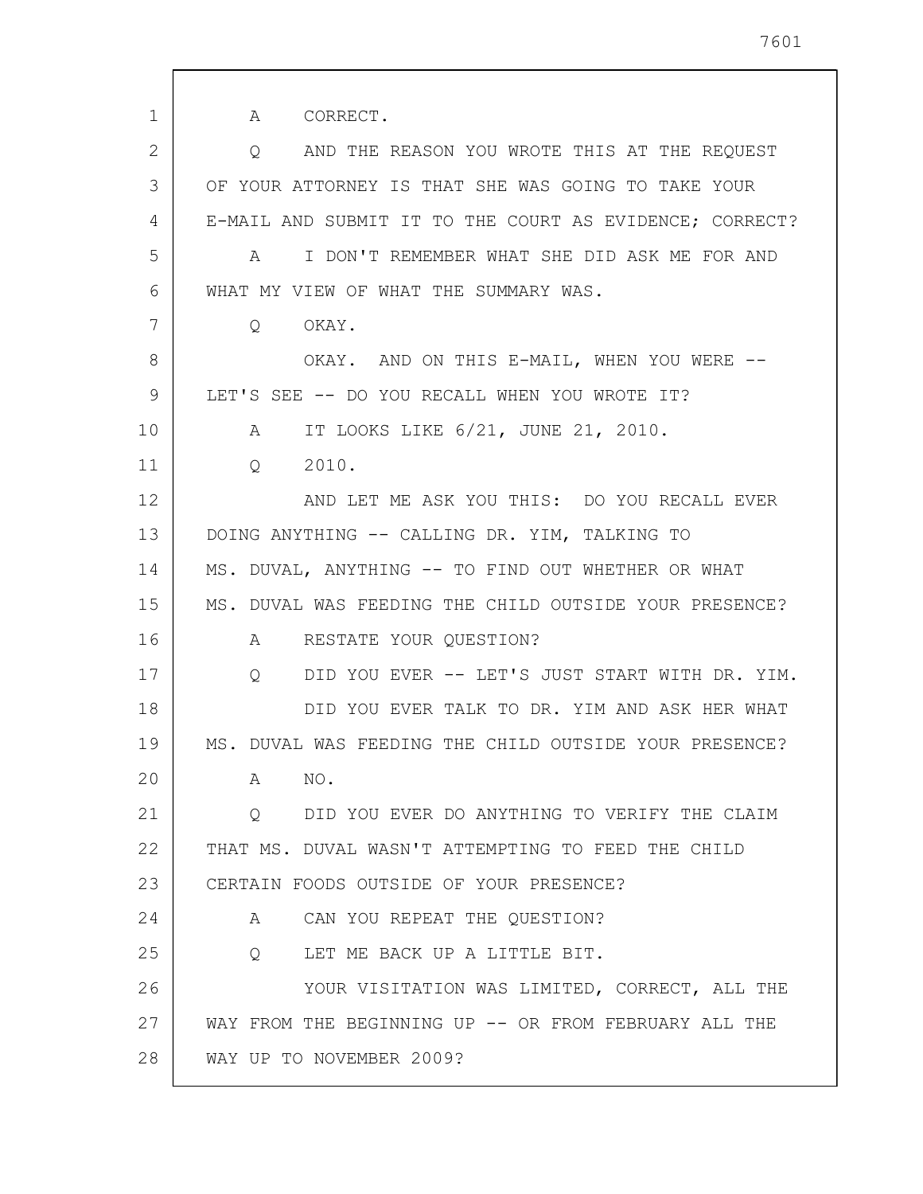A    CORRECT.

Q    AND THE REASON YOU WROTE THIS AT THE REQUEST OF YOUR ATTORNEY IS THAT SHE WAS GOING TO TAKE YOUR E-MAIL AND SUBMIT IT TO THE COURT AS EVIDENCE; CORRECT?

A    I DON'T REMEMBER WHAT SHE DID ASK ME FOR AND WHAT MY VIEW OF WHAT THE SUMMARY WAS.

Q    OKAY.

OKAY. AND ON THIS E-MAIL, WHEN YOU WERE -- LET'S SEE -- DO YOU RECALL WHEN YOU WROTE IT?

A    IT LOOKS LIKE 6/21, JUNE 21, 2010.

Q    2010.

AND LET ME ASK YOU THIS: DO YOU RECALL EVER DOING ANYTHING -- CALLING DR. YIM, TALKING TO MS. DUVAL, ANYTHING -- TO FIND OUT WHETHER OR WHAT MS. DUVAL WAS FEEDING THE CHILD OUTSIDE YOUR PRESENCE?

A    RESTATE YOUR QUESTION?

Q    DID YOU EVER -- LET'S JUST START WITH DR. YIM.

DID YOU EVER TALK TO DR. YIM AND ASK HER WHAT MS. DUVAL WAS FEEDING THE CHILD OUTSIDE YOUR PRESENCE?

A    NO.

Q    DID YOU EVER DO ANYTHING TO VERIFY THE CLAIM THAT MS. DUVAL WASN'T ATTEMPTING TO FEED THE CHILD CERTAIN FOODS OUTSIDE OF YOUR PRESENCE?

A    CAN YOU REPEAT THE QUESTION?

Q    LET ME BACK UP A LITTLE BIT.

YOUR VISITATION WAS LIMITED, CORRECT, ALL THE WAY FROM THE BEGINNING UP -- OR FROM FEBRUARY ALL THE WAY UP TO NOVEMBER 2009?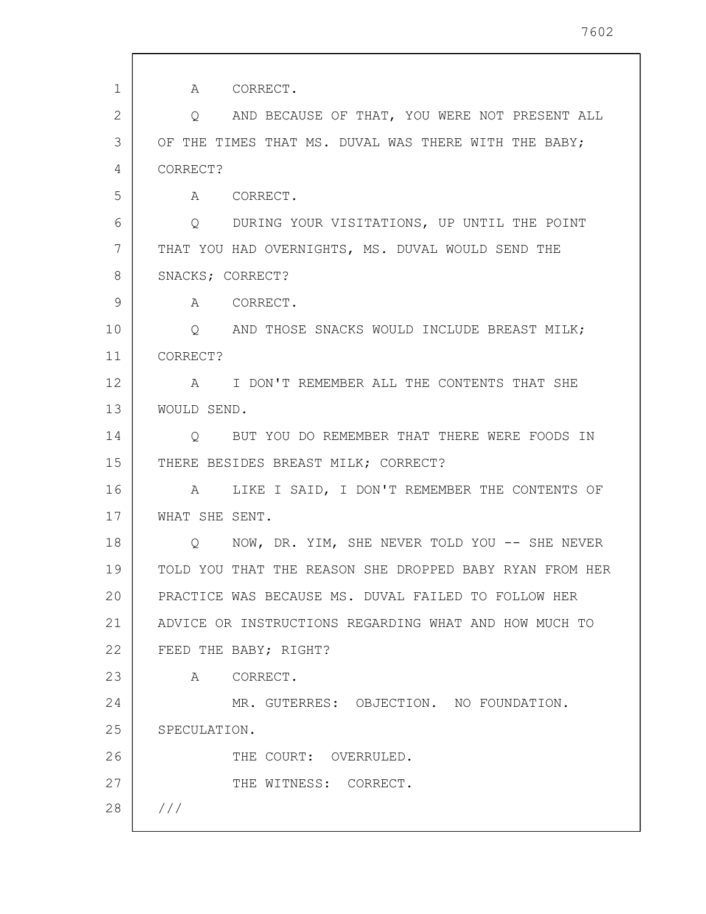A CORRECT.

Q AND BECAUSE OF THAT, YOU WERE NOT PRESENT ALL OF THE TIMES THAT MS. DUVAL WAS THERE WITH THE BABY; CORRECT?

A CORRECT.

Q DURING YOUR VISITATIONS, UP UNTIL THE POINT THAT YOU HAD OVERNIGHTS, MS. DUVAL WOULD SEND THE SNACKS; CORRECT?

A CORRECT.

Q AND THOSE SNACKS WOULD INCLUDE BREAST MILK; CORRECT?

A I DON'T REMEMBER ALL THE CONTENTS THAT SHE WOULD SEND.

Q BUT YOU DO REMEMBER THAT THERE WERE FOODS IN THERE BESIDES BREAST MILK; CORRECT?

A LIKE I SAID, I DON'T REMEMBER THE CONTENTS OF WHAT SHE SENT.

Q NOW, DR. YIM, SHE NEVER TOLD YOU -- SHE NEVER TOLD YOU THAT THE REASON SHE DROPPED BABY RYAN FROM HER PRACTICE WAS BECAUSE MS. DUVAL FAILED TO FOLLOW HER ADVICE OR INSTRUCTIONS REGARDING WHAT AND HOW MUCH TO FEED THE BABY; RIGHT?

A CORRECT.

MR. GUTERRES: OBJECTION. NO FOUNDATION. SPECULATION.

THE COURT: OVERRULED.

THE WITNESS: CORRECT.

///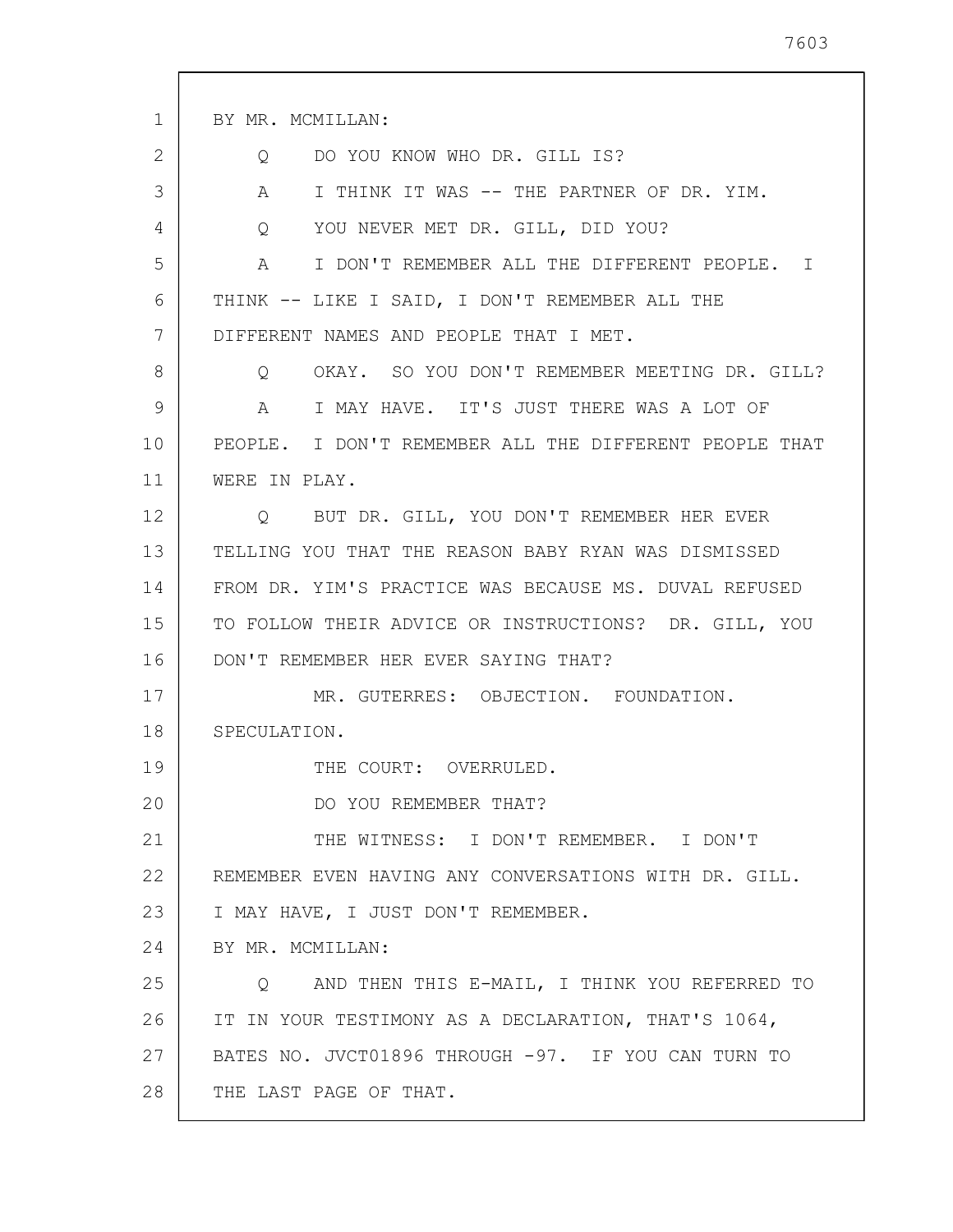BY MR. MCMILLAN:

Q DO YOU KNOW WHO DR. GILL IS?

A I THINK IT WAS -- THE PARTNER OF DR. YIM.

Q YOU NEVER MET DR. GILL, DID YOU?

A I DON'T REMEMBER ALL THE DIFFERENT PEOPLE. I THINK -- LIKE I SAID, I DON'T REMEMBER ALL THE DIFFERENT NAMES AND PEOPLE THAT I MET.

Q OKAY. SO YOU DON'T REMEMBER MEETING DR. GILL?

A I MAY HAVE. IT'S JUST THERE WAS A LOT OF PEOPLE. I DON'T REMEMBER ALL THE DIFFERENT PEOPLE THAT WERE IN PLAY.

Q BUT DR. GILL, YOU DON'T REMEMBER HER EVER TELLING YOU THAT THE REASON BABY RYAN WAS DISMISSED FROM DR. YIM'S PRACTICE WAS BECAUSE MS. DUVAL REFUSED TO FOLLOW THEIR ADVICE OR INSTRUCTIONS? DR. GILL, YOU DON'T REMEMBER HER EVER SAYING THAT?

MR. GUTERRES: OBJECTION. FOUNDATION. SPECULATION.

THE COURT: OVERRULED.

DO YOU REMEMBER THAT?

THE WITNESS: I DON'T REMEMBER. I DON'T REMEMBER EVEN HAVING ANY CONVERSATIONS WITH DR. GILL. I MAY HAVE, I JUST DON'T REMEMBER.

BY MR. MCMILLAN:

Q AND THEN THIS E-MAIL, I THINK YOU REFERRED TO IT IN YOUR TESTIMONY AS A DECLARATION, THAT'S 1064, BATES NO. JVCT01896 THROUGH -97. IF YOU CAN TURN TO THE LAST PAGE OF THAT.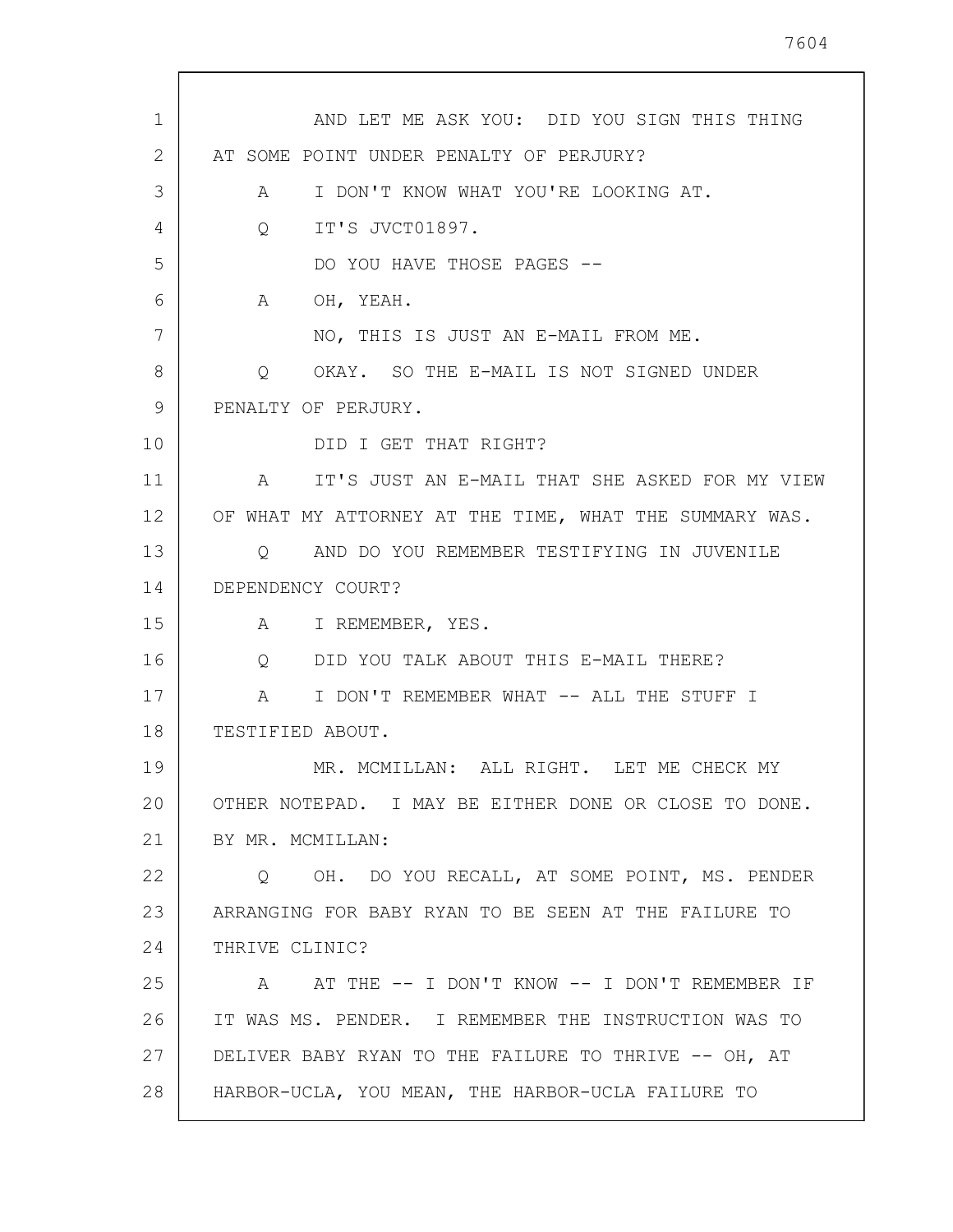AND LET ME ASK YOU: DID YOU SIGN THIS THING AT SOME POINT UNDER PENALTY OF PERJURY?

A I DON'T KNOW WHAT YOU'RE LOOKING AT.

Q IT'S JVCT01897.

DO YOU HAVE THOSE PAGES --

A OH, YEAH.

NO, THIS IS JUST AN E-MAIL FROM ME.

Q OKAY. SO THE E-MAIL IS NOT SIGNED UNDER PENALTY OF PERJURY.

DID I GET THAT RIGHT?

A IT'S JUST AN E-MAIL THAT SHE ASKED FOR MY VIEW OF WHAT MY ATTORNEY AT THE TIME, WHAT THE SUMMARY WAS.

Q AND DO YOU REMEMBER TESTIFYING IN JUVENILE DEPENDENCY COURT?

A I REMEMBER, YES.

Q DID YOU TALK ABOUT THIS E-MAIL THERE?

A I DON'T REMEMBER WHAT -- ALL THE STUFF I TESTIFIED ABOUT.

MR. MCMILLAN: ALL RIGHT. LET ME CHECK MY OTHER NOTEPAD. I MAY BE EITHER DONE OR CLOSE TO DONE.

BY MR. MCMILLAN:

Q OH. DO YOU RECALL, AT SOME POINT, MS. PENDER ARRANGING FOR BABY RYAN TO BE SEEN AT THE FAILURE TO THRIVE CLINIC?

A AT THE -- I DON'T KNOW -- I DON'T REMEMBER IF IT WAS MS. PENDER. I REMEMBER THE INSTRUCTION WAS TO DELIVER BABY RYAN TO THE FAILURE TO THRIVE -- OH, AT HARBOR-UCLA, YOU MEAN, THE HARBOR-UCLA FAILURE TO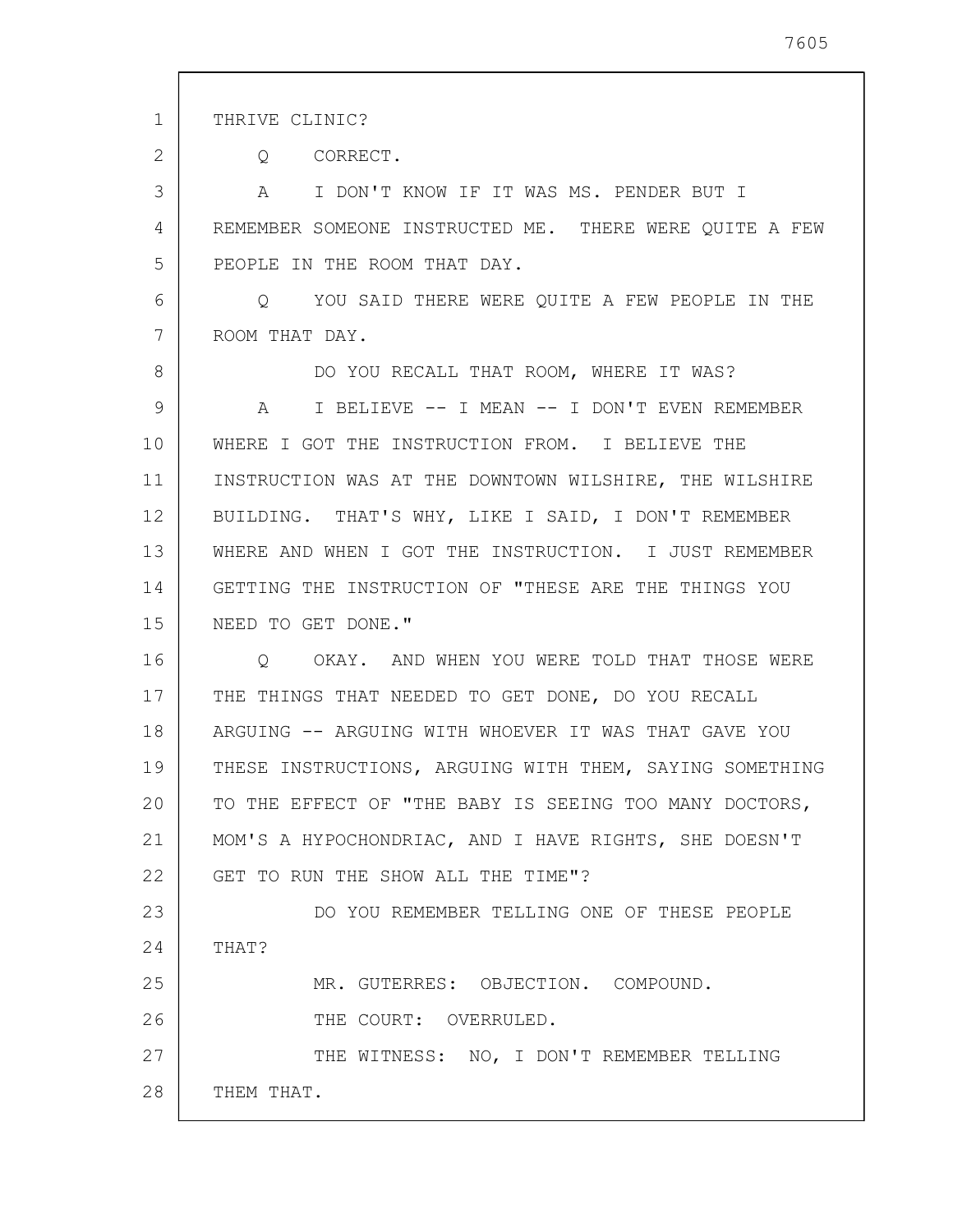THRIVE CLINIC?

Q CORRECT.

A I DON'T KNOW IF IT WAS MS. PENDER BUT I REMEMBER SOMEONE INSTRUCTED ME. THERE WERE QUITE A FEW PEOPLE IN THE ROOM THAT DAY.

Q YOU SAID THERE WERE QUITE A FEW PEOPLE IN THE ROOM THAT DAY.

DO YOU RECALL THAT ROOM, WHERE IT WAS?

A I BELIEVE -- I MEAN -- I DON'T EVEN REMEMBER WHERE I GOT THE INSTRUCTION FROM. I BELIEVE THE INSTRUCTION WAS AT THE DOWNTOWN WILSHIRE, THE WILSHIRE BUILDING. THAT'S WHY, LIKE I SAID, I DON'T REMEMBER WHERE AND WHEN I GOT THE INSTRUCTION. I JUST REMEMBER GETTING THE INSTRUCTION OF "THESE ARE THE THINGS YOU NEED TO GET DONE."

Q OKAY. AND WHEN YOU WERE TOLD THAT THOSE WERE THE THINGS THAT NEEDED TO GET DONE, DO YOU RECALL ARGUING -- ARGUING WITH WHOEVER IT WAS THAT GAVE YOU THESE INSTRUCTIONS, ARGUING WITH THEM, SAYING SOMETHING TO THE EFFECT OF "THE BABY IS SEEING TOO MANY DOCTORS, MOM'S A HYPOCHONDRIAC, AND I HAVE RIGHTS, SHE DOESN'T GET TO RUN THE SHOW ALL THE TIME"?

DO YOU REMEMBER TELLING ONE OF THESE PEOPLE THAT?

MR. GUTERRES: OBJECTION. COMPOUND.

THE COURT: OVERRULED.

THE WITNESS: NO, I DON'T REMEMBER TELLING THEM THAT.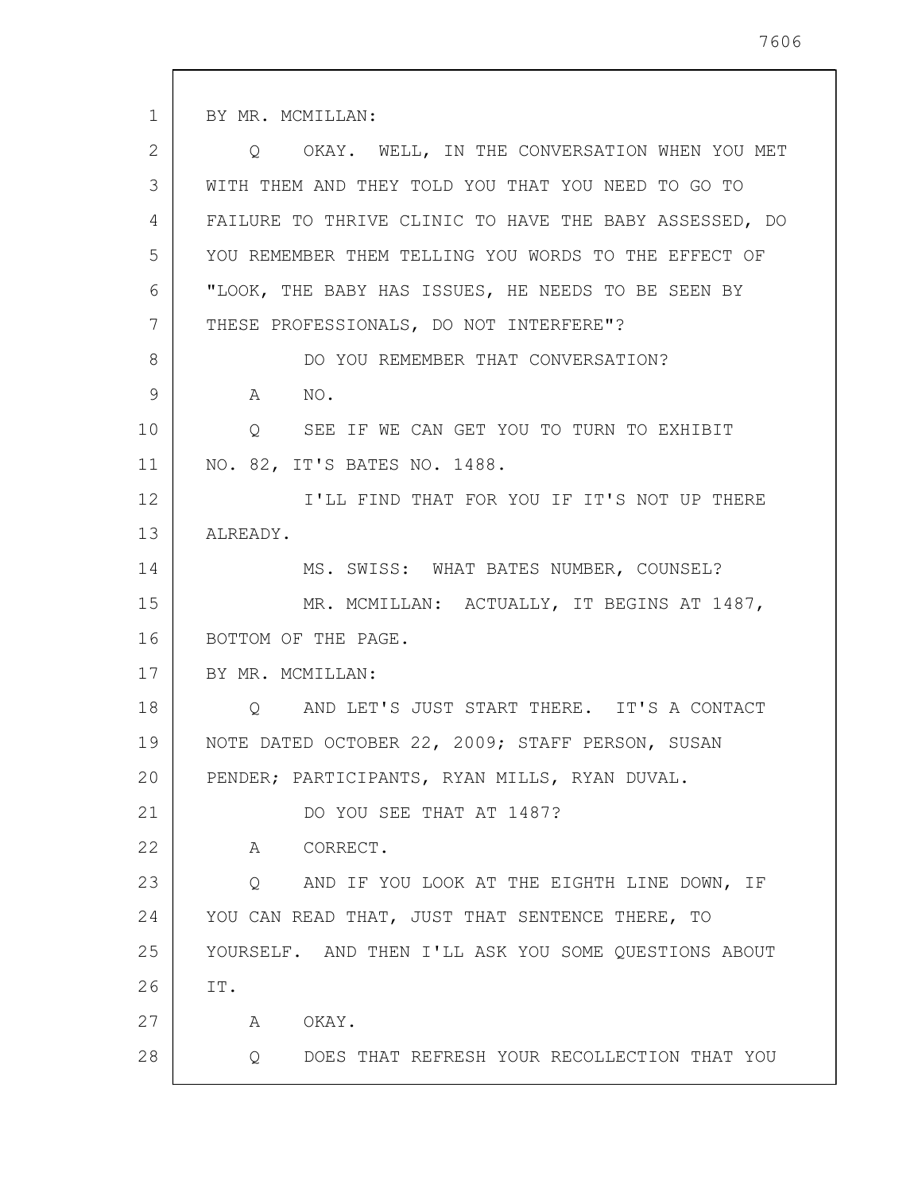BY MR. MCMILLAN:

Q OKAY. WELL, IN THE CONVERSATION WHEN YOU MET WITH THEM AND THEY TOLD YOU THAT YOU NEED TO GO TO FAILURE TO THRIVE CLINIC TO HAVE THE BABY ASSESSED, DO YOU REMEMBER THEM TELLING YOU WORDS TO THE EFFECT OF "LOOK, THE BABY HAS ISSUES, HE NEEDS TO BE SEEN BY THESE PROFESSIONALS, DO NOT INTERFERE"?

DO YOU REMEMBER THAT CONVERSATION?

A NO.

Q SEE IF WE CAN GET YOU TO TURN TO EXHIBIT NO. 82, IT'S BATES NO. 1488.

I'LL FIND THAT FOR YOU IF IT'S NOT UP THERE ALREADY.

MS. SWISS: WHAT BATES NUMBER, COUNSEL?

MR. MCMILLAN: ACTUALLY, IT BEGINS AT 1487, BOTTOM OF THE PAGE.

BY MR. MCMILLAN:

Q AND LET'S JUST START THERE. IT'S A CONTACT NOTE DATED OCTOBER 22, 2009; STAFF PERSON, SUSAN PENDER; PARTICIPANTS, RYAN MILLS, RYAN DUVAL.

DO YOU SEE THAT AT 1487?

A CORRECT.

Q AND IF YOU LOOK AT THE EIGHTH LINE DOWN, IF YOU CAN READ THAT, JUST THAT SENTENCE THERE, TO YOURSELF. AND THEN I'LL ASK YOU SOME QUESTIONS ABOUT IT.

A OKAY.

Q DOES THAT REFRESH YOUR RECOLLECTION THAT YOU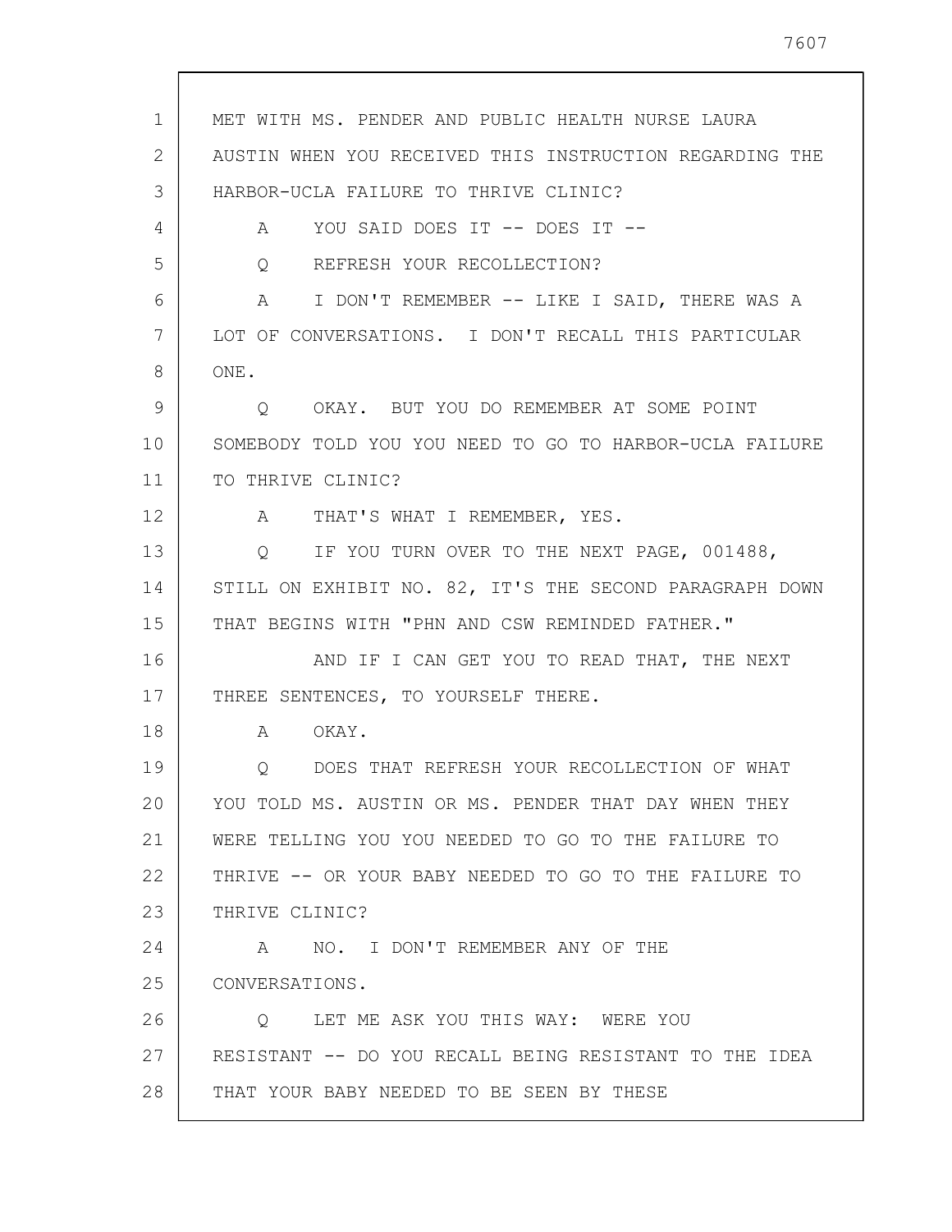MET WITH MS. PENDER AND PUBLIC HEALTH NURSE LAURA AUSTIN WHEN YOU RECEIVED THIS INSTRUCTION REGARDING THE HARBOR-UCLA FAILURE TO THRIVE CLINIC?

A YOU SAID DOES IT -- DOES IT --

Q REFRESH YOUR RECOLLECTION?

A I DON'T REMEMBER -- LIKE I SAID, THERE WAS A LOT OF CONVERSATIONS. I DON'T RECALL THIS PARTICULAR ONE.

Q OKAY. BUT YOU DO REMEMBER AT SOME POINT SOMEBODY TOLD YOU YOU NEED TO GO TO HARBOR-UCLA FAILURE TO THRIVE CLINIC?

A THAT'S WHAT I REMEMBER, YES.

Q IF YOU TURN OVER TO THE NEXT PAGE, 001488, STILL ON EXHIBIT NO. 82, IT'S THE SECOND PARAGRAPH DOWN THAT BEGINS WITH "PHN AND CSW REMINDED FATHER."

AND IF I CAN GET YOU TO READ THAT, THE NEXT THREE SENTENCES, TO YOURSELF THERE.

A OKAY.

Q DOES THAT REFRESH YOUR RECOLLECTION OF WHAT YOU TOLD MS. AUSTIN OR MS. PENDER THAT DAY WHEN THEY WERE TELLING YOU YOU NEEDED TO GO TO THE FAILURE TO THRIVE -- OR YOUR BABY NEEDED TO GO TO THE FAILURE TO THRIVE CLINIC?

A NO. I DON'T REMEMBER ANY OF THE CONVERSATIONS.

Q LET ME ASK YOU THIS WAY: WERE YOU RESISTANT -- DO YOU RECALL BEING RESISTANT TO THE IDEA THAT YOUR BABY NEEDED TO BE SEEN BY THESE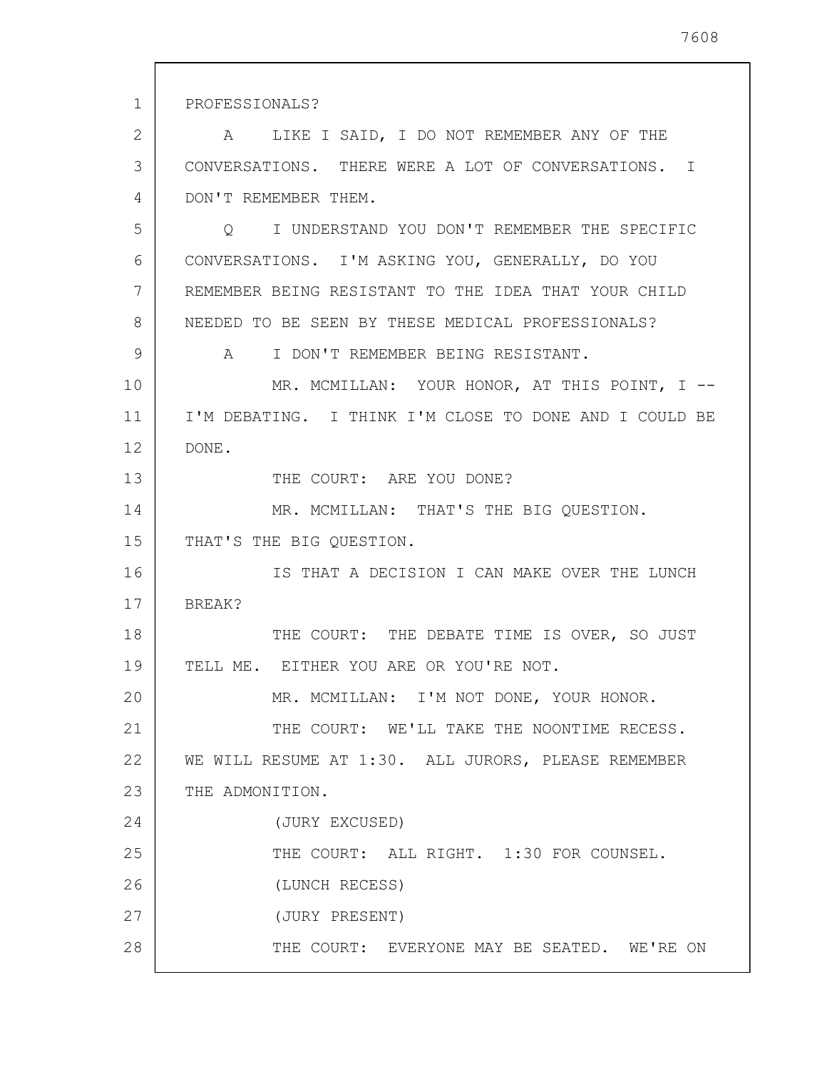PROFESSIONALS?

A LIKE I SAID, I DO NOT REMEMBER ANY OF THE CONVERSATIONS. THERE WERE A LOT OF CONVERSATIONS. I DON'T REMEMBER THEM.

Q I UNDERSTAND YOU DON'T REMEMBER THE SPECIFIC CONVERSATIONS. I'M ASKING YOU, GENERALLY, DO YOU REMEMBER BEING RESISTANT TO THE IDEA THAT YOUR CHILD NEEDED TO BE SEEN BY THESE MEDICAL PROFESSIONALS?

A I DON'T REMEMBER BEING RESISTANT.

MR. MCMILLAN: YOUR HONOR, AT THIS POINT, I -- I'M DEBATING. I THINK I'M CLOSE TO DONE AND I COULD BE DONE.

THE COURT: ARE YOU DONE?

MR. MCMILLAN: THAT'S THE BIG QUESTION. THAT'S THE BIG QUESTION.

IS THAT A DECISION I CAN MAKE OVER THE LUNCH BREAK?

THE COURT: THE DEBATE TIME IS OVER, SO JUST TELL ME. EITHER YOU ARE OR YOU'RE NOT.

MR. MCMILLAN: I'M NOT DONE, YOUR HONOR.

THE COURT: WE'LL TAKE THE NOONTIME RECESS. WE WILL RESUME AT 1:30. ALL JURORS, PLEASE REMEMBER THE ADMONITION.

(JURY EXCUSED)

THE COURT: ALL RIGHT. 1:30 FOR COUNSEL.

(LUNCH RECESS)

(JURY PRESENT)

THE COURT: EVERYONE MAY BE SEATED. WE'RE ON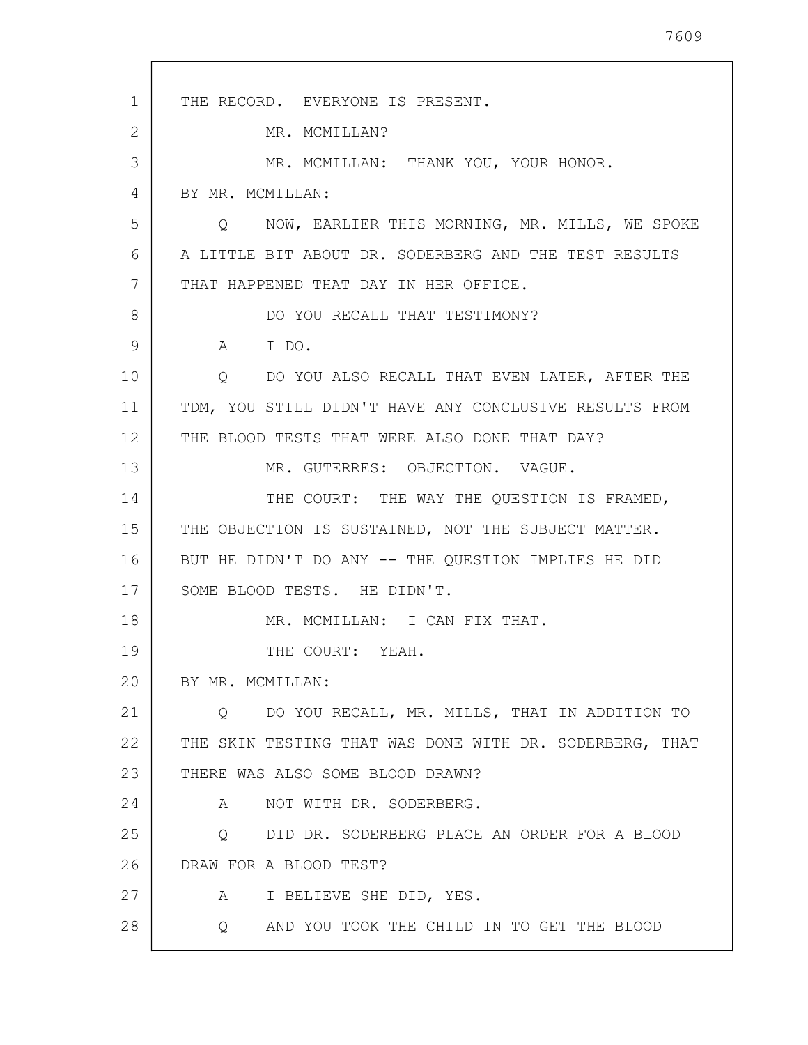THE RECORD. EVERYONE IS PRESENT.

MR. MCMILLAN?

MR. MCMILLAN: THANK YOU, YOUR HONOR.

BY MR. MCMILLAN:

Q NOW, EARLIER THIS MORNING, MR. MILLS, WE SPOKE A LITTLE BIT ABOUT DR. SODERBERG AND THE TEST RESULTS THAT HAPPENED THAT DAY IN HER OFFICE.

DO YOU RECALL THAT TESTIMONY?

A I DO.

Q DO YOU ALSO RECALL THAT EVEN LATER, AFTER THE TDM, YOU STILL DIDN'T HAVE ANY CONCLUSIVE RESULTS FROM THE BLOOD TESTS THAT WERE ALSO DONE THAT DAY?

MR. GUTERRES: OBJECTION. VAGUE.

THE COURT: THE WAY THE QUESTION IS FRAMED, THE OBJECTION IS SUSTAINED, NOT THE SUBJECT MATTER. BUT HE DIDN'T DO ANY -- THE QUESTION IMPLIES HE DID SOME BLOOD TESTS. HE DIDN'T.

MR. MCMILLAN: I CAN FIX THAT.

THE COURT: YEAH.

BY MR. MCMILLAN:

Q DO YOU RECALL, MR. MILLS, THAT IN ADDITION TO THE SKIN TESTING THAT WAS DONE WITH DR. SODERBERG, THAT THERE WAS ALSO SOME BLOOD DRAWN?

A NOT WITH DR. SODERBERG.

Q DID DR. SODERBERG PLACE AN ORDER FOR A BLOOD DRAW FOR A BLOOD TEST?

A I BELIEVE SHE DID, YES.

Q AND YOU TOOK THE CHILD IN TO GET THE BLOOD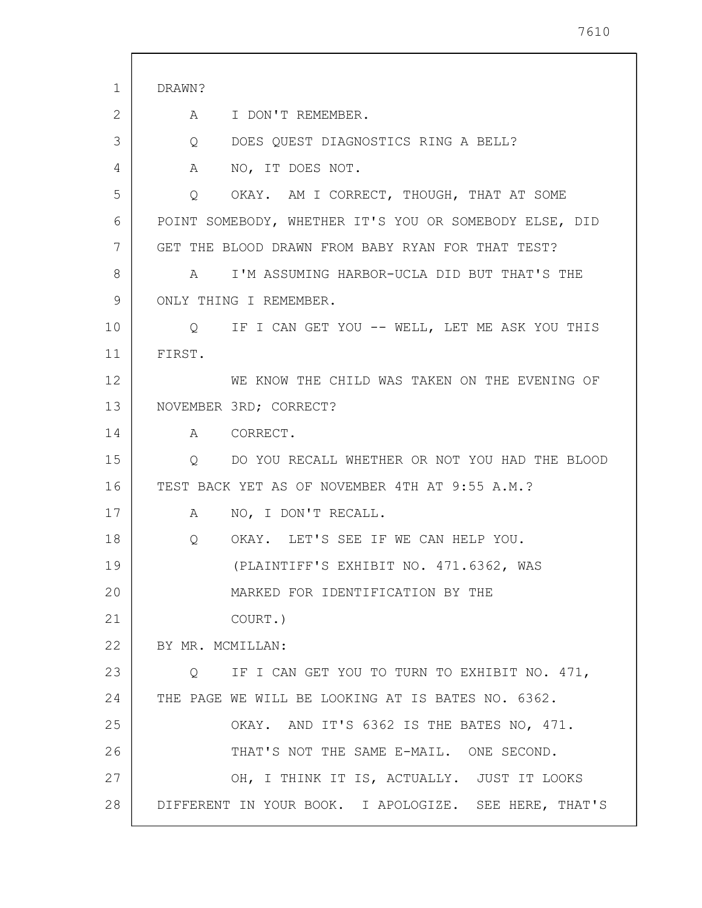DRAWN?

A I DON'T REMEMBER.

Q DOES QUEST DIAGNOSTICS RING A BELL?

A NO, IT DOES NOT.

Q OKAY. AM I CORRECT, THOUGH, THAT AT SOME POINT SOMEBODY, WHETHER IT'S YOU OR SOMEBODY ELSE, DID GET THE BLOOD DRAWN FROM BABY RYAN FOR THAT TEST?

A I'M ASSUMING HARBOR-UCLA DID BUT THAT'S THE ONLY THING I REMEMBER.

Q IF I CAN GET YOU -- WELL, LET ME ASK YOU THIS FIRST.

WE KNOW THE CHILD WAS TAKEN ON THE EVENING OF NOVEMBER 3RD; CORRECT?

A CORRECT.

Q DO YOU RECALL WHETHER OR NOT YOU HAD THE BLOOD TEST BACK YET AS OF NOVEMBER 4TH AT 9:55 A.M.?

A NO, I DON'T RECALL.

Q OKAY. LET'S SEE IF WE CAN HELP YOU.

(PLAINTIFF'S EXHIBIT NO. 471.6362, WAS MARKED FOR IDENTIFICATION BY THE COURT.)

BY MR. MCMILLAN:

Q IF I CAN GET YOU TO TURN TO EXHIBIT NO. 471, THE PAGE WE WILL BE LOOKING AT IS BATES NO. 6362.

OKAY. AND IT'S 6362 IS THE BATES NO, 471.

THAT'S NOT THE SAME E-MAIL. ONE SECOND.

OH, I THINK IT IS, ACTUALLY. JUST IT LOOKS DIFFERENT IN YOUR BOOK. I APOLOGIZE. SEE HERE, THAT'S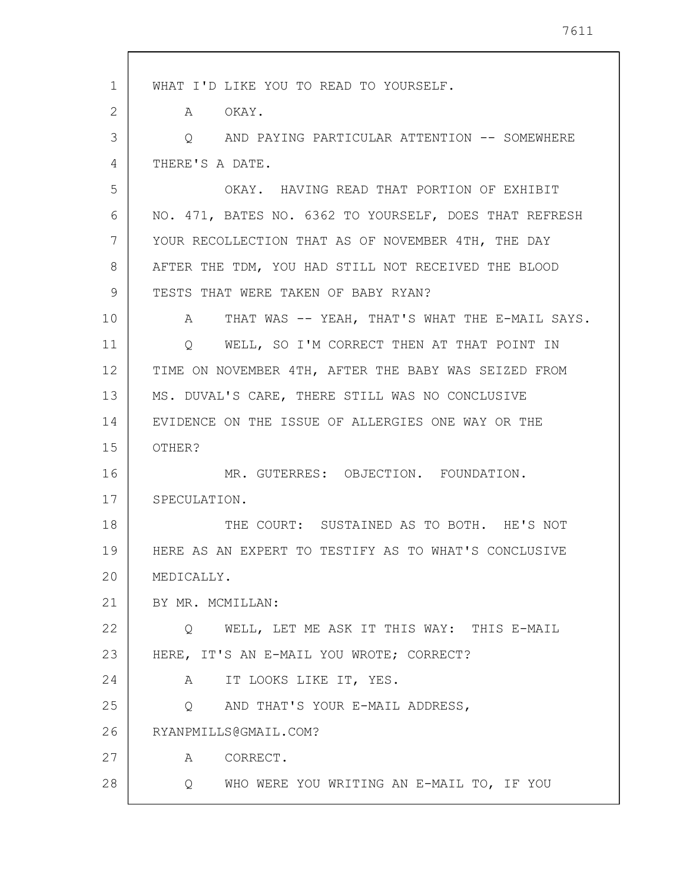WHAT I'D LIKE YOU TO READ TO YOURSELF.

A OKAY.

Q AND PAYING PARTICULAR ATTENTION -- SOMEWHERE THERE'S A DATE.

OKAY. HAVING READ THAT PORTION OF EXHIBIT NO. 471, BATES NO. 6362 TO YOURSELF, DOES THAT REFRESH YOUR RECOLLECTION THAT AS OF NOVEMBER 4TH, THE DAY AFTER THE TDM, YOU HAD STILL NOT RECEIVED THE BLOOD TESTS THAT WERE TAKEN OF BABY RYAN?

A THAT WAS -- YEAH, THAT'S WHAT THE E-MAIL SAYS.

Q WELL, SO I'M CORRECT THEN AT THAT POINT IN TIME ON NOVEMBER 4TH, AFTER THE BABY WAS SEIZED FROM MS. DUVAL'S CARE, THERE STILL WAS NO CONCLUSIVE EVIDENCE ON THE ISSUE OF ALLERGIES ONE WAY OR THE OTHER?

MR. GUTERRES: OBJECTION. FOUNDATION. SPECULATION.

THE COURT: SUSTAINED AS TO BOTH. HE'S NOT HERE AS AN EXPERT TO TESTIFY AS TO WHAT'S CONCLUSIVE MEDICALLY.

BY MR. MCMILLAN:

Q WELL, LET ME ASK IT THIS WAY: THIS E-MAIL HERE, IT'S AN E-MAIL YOU WROTE; CORRECT?

A IT LOOKS LIKE IT, YES.

Q AND THAT'S YOUR E-MAIL ADDRESS, RYANPMILLS@GMAIL.COM?

A CORRECT.

Q WHO WERE YOU WRITING AN E-MAIL TO, IF YOU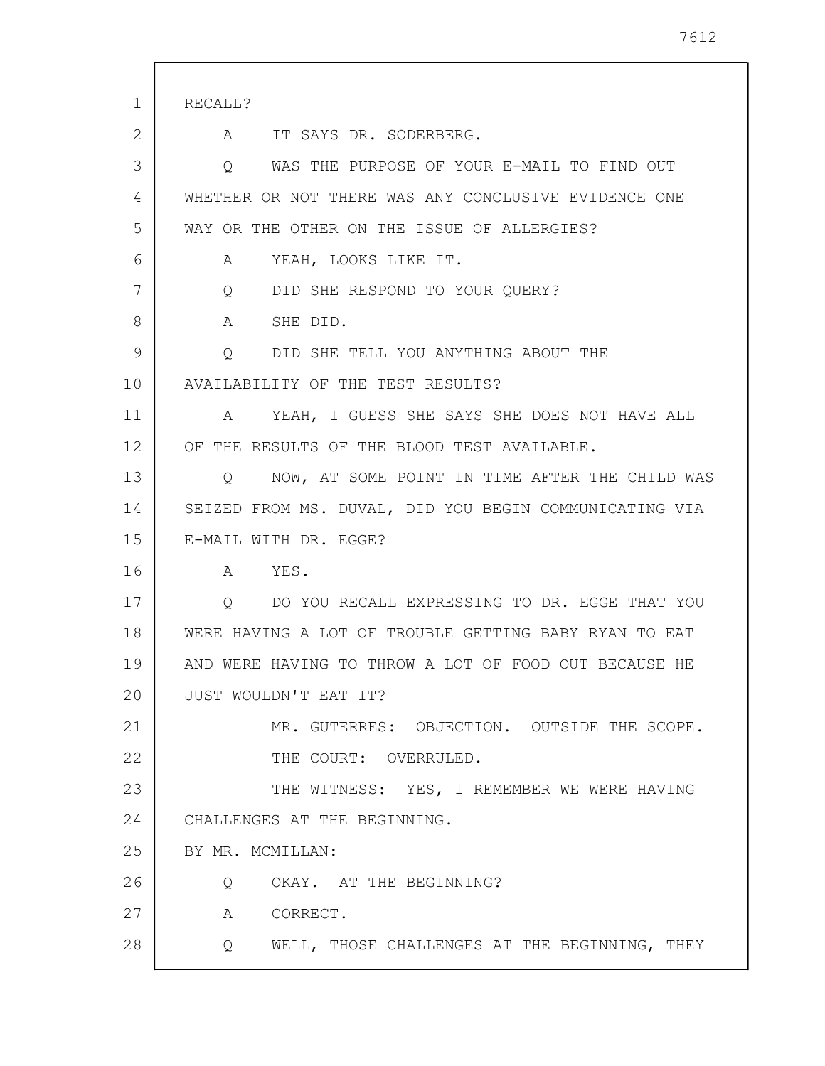RECALL?

A IT SAYS DR. SODERBERG.

Q WAS THE PURPOSE OF YOUR E-MAIL TO FIND OUT WHETHER OR NOT THERE WAS ANY CONCLUSIVE EVIDENCE ONE WAY OR THE OTHER ON THE ISSUE OF ALLERGIES?

A YEAH, LOOKS LIKE IT.

Q DID SHE RESPOND TO YOUR QUERY?

A SHE DID.

Q DID SHE TELL YOU ANYTHING ABOUT THE AVAILABILITY OF THE TEST RESULTS?

A YEAH, I GUESS SHE SAYS SHE DOES NOT HAVE ALL OF THE RESULTS OF THE BLOOD TEST AVAILABLE.

Q NOW, AT SOME POINT IN TIME AFTER THE CHILD WAS SEIZED FROM MS. DUVAL, DID YOU BEGIN COMMUNICATING VIA E-MAIL WITH DR. EGGE?

A YES.

Q DO YOU RECALL EXPRESSING TO DR. EGGE THAT YOU WERE HAVING A LOT OF TROUBLE GETTING BABY RYAN TO EAT AND WERE HAVING TO THROW A LOT OF FOOD OUT BECAUSE HE JUST WOULDN'T EAT IT?

MR. GUTERRES: OBJECTION. OUTSIDE THE SCOPE.

THE COURT: OVERRULED.

THE WITNESS: YES, I REMEMBER WE WERE HAVING CHALLENGES AT THE BEGINNING.

BY MR. MCMILLAN:

Q OKAY. AT THE BEGINNING?

A CORRECT.

Q WELL, THOSE CHALLENGES AT THE BEGINNING, THEY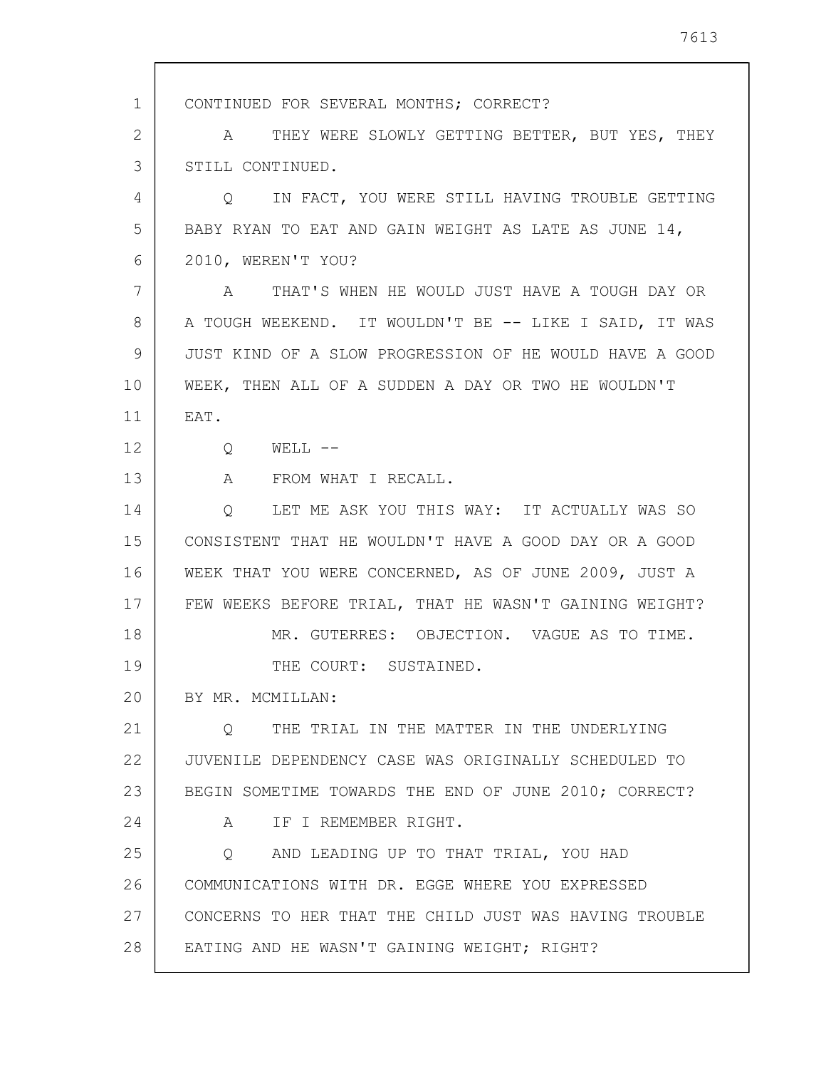CONTINUED FOR SEVERAL MONTHS; CORRECT?

A THEY WERE SLOWLY GETTING BETTER, BUT YES, THEY STILL CONTINUED.

Q IN FACT, YOU WERE STILL HAVING TROUBLE GETTING BABY RYAN TO EAT AND GAIN WEIGHT AS LATE AS JUNE 14, 2010, WEREN'T YOU?

A THAT'S WHEN HE WOULD JUST HAVE A TOUGH DAY OR A TOUGH WEEKEND. IT WOULDN'T BE -- LIKE I SAID, IT WAS JUST KIND OF A SLOW PROGRESSION OF HE WOULD HAVE A GOOD WEEK, THEN ALL OF A SUDDEN A DAY OR TWO HE WOULDN'T EAT.

Q WELL --

A FROM WHAT I RECALL.

Q LET ME ASK YOU THIS WAY: IT ACTUALLY WAS SO CONSISTENT THAT HE WOULDN'T HAVE A GOOD DAY OR A GOOD WEEK THAT YOU WERE CONCERNED, AS OF JUNE 2009, JUST A FEW WEEKS BEFORE TRIAL, THAT HE WASN'T GAINING WEIGHT?

MR. GUTERRES: OBJECTION. VAGUE AS TO TIME.

THE COURT: SUSTAINED.

BY MR. MCMILLAN:

Q THE TRIAL IN THE MATTER IN THE UNDERLYING JUVENILE DEPENDENCY CASE WAS ORIGINALLY SCHEDULED TO BEGIN SOMETIME TOWARDS THE END OF JUNE 2010; CORRECT?

A IF I REMEMBER RIGHT.

Q AND LEADING UP TO THAT TRIAL, YOU HAD COMMUNICATIONS WITH DR. EGGE WHERE YOU EXPRESSED CONCERNS TO HER THAT THE CHILD JUST WAS HAVING TROUBLE EATING AND HE WASN'T GAINING WEIGHT; RIGHT?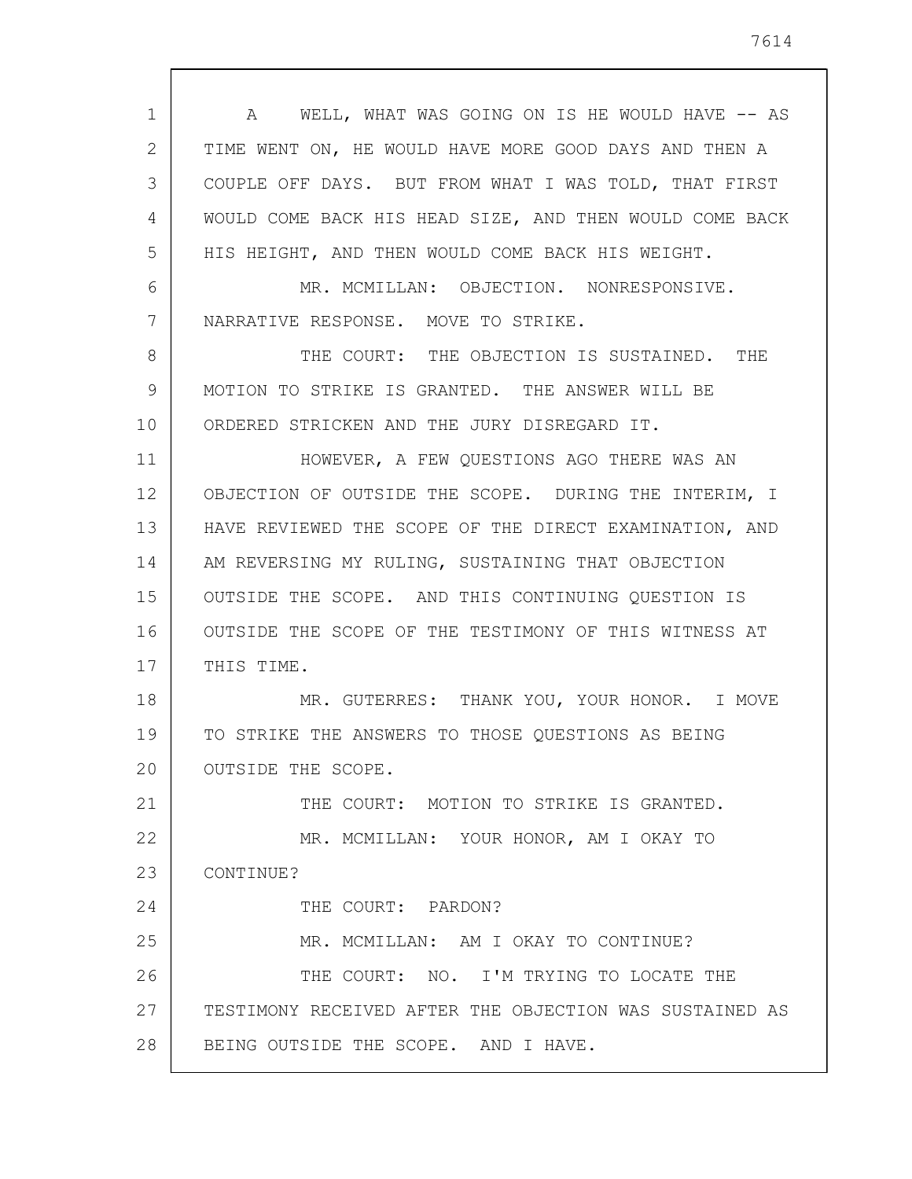A WELL, WHAT WAS GOING ON IS HE WOULD HAVE -- AS TIME WENT ON, HE WOULD HAVE MORE GOOD DAYS AND THEN A COUPLE OFF DAYS. BUT FROM WHAT I WAS TOLD, THAT FIRST WOULD COME BACK HIS HEAD SIZE, AND THEN WOULD COME BACK HIS HEIGHT, AND THEN WOULD COME BACK HIS WEIGHT.

MR. MCMILLAN: OBJECTION. NONRESPONSIVE. NARRATIVE RESPONSE. MOVE TO STRIKE.

THE COURT: THE OBJECTION IS SUSTAINED. THE MOTION TO STRIKE IS GRANTED. THE ANSWER WILL BE ORDERED STRICKEN AND THE JURY DISREGARD IT.

HOWEVER, A FEW QUESTIONS AGO THERE WAS AN OBJECTION OF OUTSIDE THE SCOPE. DURING THE INTERIM, I HAVE REVIEWED THE SCOPE OF THE DIRECT EXAMINATION, AND AM REVERSING MY RULING, SUSTAINING THAT OBJECTION OUTSIDE THE SCOPE. AND THIS CONTINUING QUESTION IS OUTSIDE THE SCOPE OF THE TESTIMONY OF THIS WITNESS AT THIS TIME.

MR. GUTERRES: THANK YOU, YOUR HONOR. I MOVE TO STRIKE THE ANSWERS TO THOSE QUESTIONS AS BEING OUTSIDE THE SCOPE.

THE COURT: MOTION TO STRIKE IS GRANTED.

MR. MCMILLAN: YOUR HONOR, AM I OKAY TO CONTINUE?

THE COURT: PARDON?

MR. MCMILLAN: AM I OKAY TO CONTINUE?

THE COURT: NO. I'M TRYING TO LOCATE THE TESTIMONY RECEIVED AFTER THE OBJECTION WAS SUSTAINED AS BEING OUTSIDE THE SCOPE. AND I HAVE.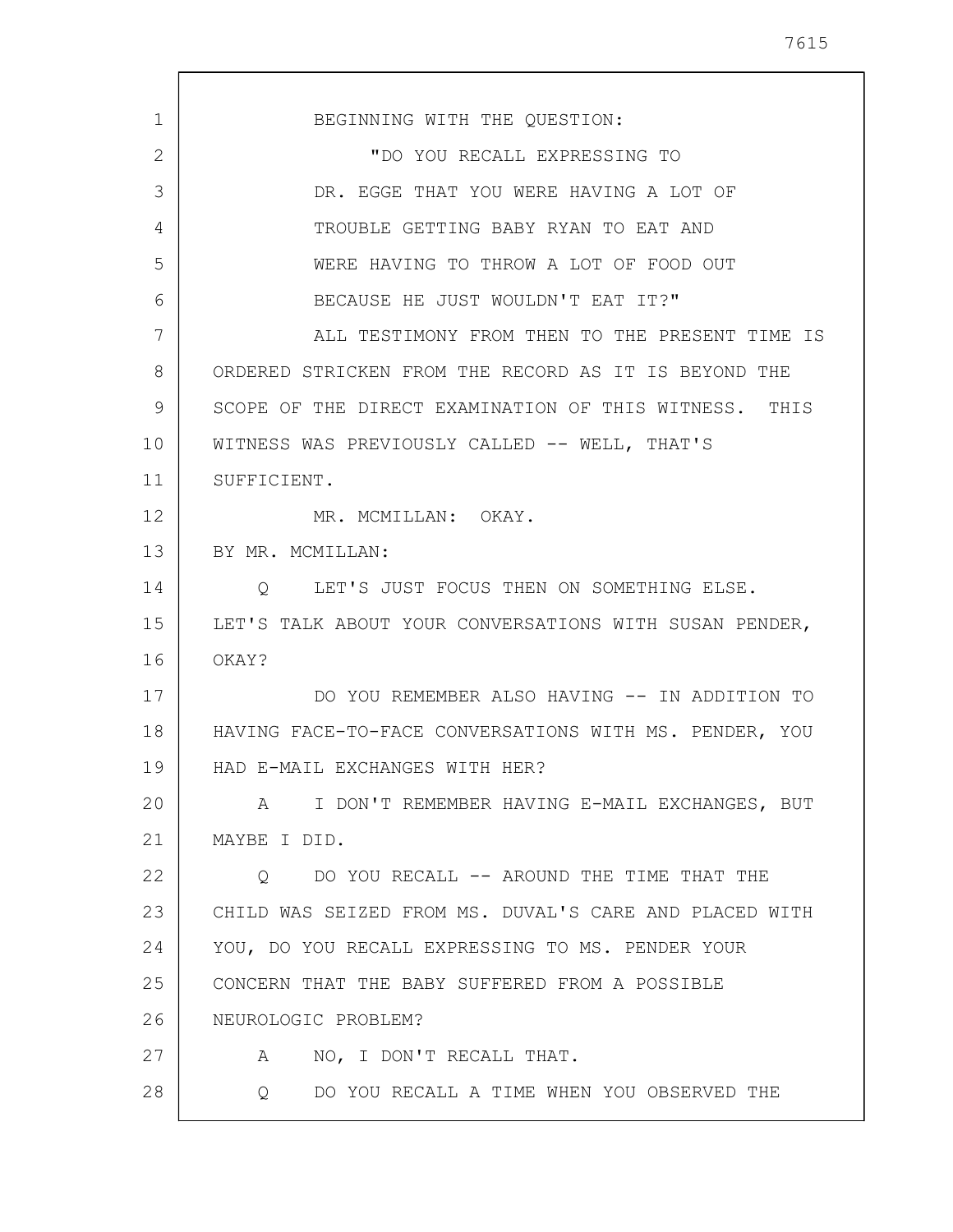BEGINNING WITH THE QUESTION:

"DO YOU RECALL EXPRESSING TO DR. EGGE THAT YOU WERE HAVING A LOT OF TROUBLE GETTING BABY RYAN TO EAT AND WERE HAVING TO THROW A LOT OF FOOD OUT BECAUSE HE JUST WOULDN'T EAT IT?"

ALL TESTIMONY FROM THEN TO THE PRESENT TIME IS ORDERED STRICKEN FROM THE RECORD AS IT IS BEYOND THE SCOPE OF THE DIRECT EXAMINATION OF THIS WITNESS. THIS WITNESS WAS PREVIOUSLY CALLED -- WELL, THAT'S SUFFICIENT.

MR. MCMILLAN: OKAY.

BY MR. MCMILLAN:

Q LET'S JUST FOCUS THEN ON SOMETHING ELSE. LET'S TALK ABOUT YOUR CONVERSATIONS WITH SUSAN PENDER, OKAY?

DO YOU REMEMBER ALSO HAVING -- IN ADDITION TO HAVING FACE-TO-FACE CONVERSATIONS WITH MS. PENDER, YOU HAD E-MAIL EXCHANGES WITH HER?

A I DON'T REMEMBER HAVING E-MAIL EXCHANGES, BUT MAYBE I DID.

Q DO YOU RECALL -- AROUND THE TIME THAT THE CHILD WAS SEIZED FROM MS. DUVAL'S CARE AND PLACED WITH YOU, DO YOU RECALL EXPRESSING TO MS. PENDER YOUR CONCERN THAT THE BABY SUFFERED FROM A POSSIBLE NEUROLOGIC PROBLEM?

A NO, I DON'T RECALL THAT.

Q DO YOU RECALL A TIME WHEN YOU OBSERVED THE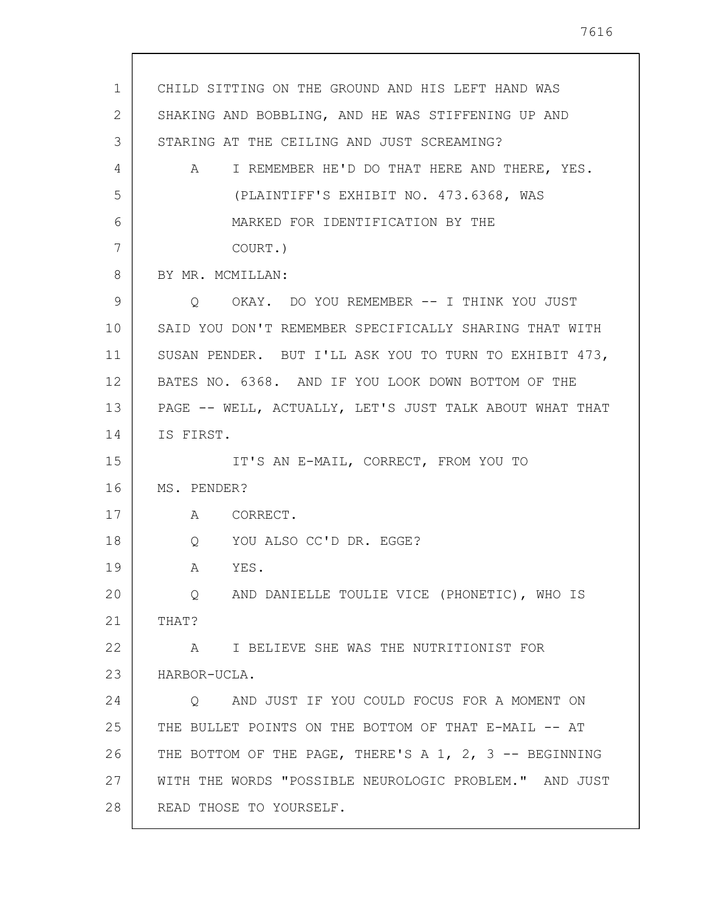CHILD SITTING ON THE GROUND AND HIS LEFT HAND WAS SHAKING AND BOBBLING, AND HE WAS STIFFENING UP AND STARING AT THE CEILING AND JUST SCREAMING?

A I REMEMBER HE'D DO THAT HERE AND THERE, YES.

(PLAINTIFF'S EXHIBIT NO. 473.6368, WAS MARKED FOR IDENTIFICATION BY THE COURT.)

BY MR. MCMILLAN:

Q OKAY. DO YOU REMEMBER -- I THINK YOU JUST SAID YOU DON'T REMEMBER SPECIFICALLY SHARING THAT WITH SUSAN PENDER. BUT I'LL ASK YOU TO TURN TO EXHIBIT 473, BATES NO. 6368. AND IF YOU LOOK DOWN BOTTOM OF THE PAGE -- WELL, ACTUALLY, LET'S JUST TALK ABOUT WHAT THAT IS FIRST.

IT'S AN E-MAIL, CORRECT, FROM YOU TO MS. PENDER?

A CORRECT.

Q YOU ALSO CC'D DR. EGGE?

A YES.

Q AND DANIELLE TOULIE VICE (PHONETIC), WHO IS THAT?

A I BELIEVE SHE WAS THE NUTRITIONIST FOR HARBOR-UCLA.

Q AND JUST IF YOU COULD FOCUS FOR A MOMENT ON THE BULLET POINTS ON THE BOTTOM OF THAT E-MAIL -- AT THE BOTTOM OF THE PAGE, THERE'S A 1, 2, 3 -- BEGINNING WITH THE WORDS "POSSIBLE NEUROLOGIC PROBLEM." AND JUST READ THOSE TO YOURSELF.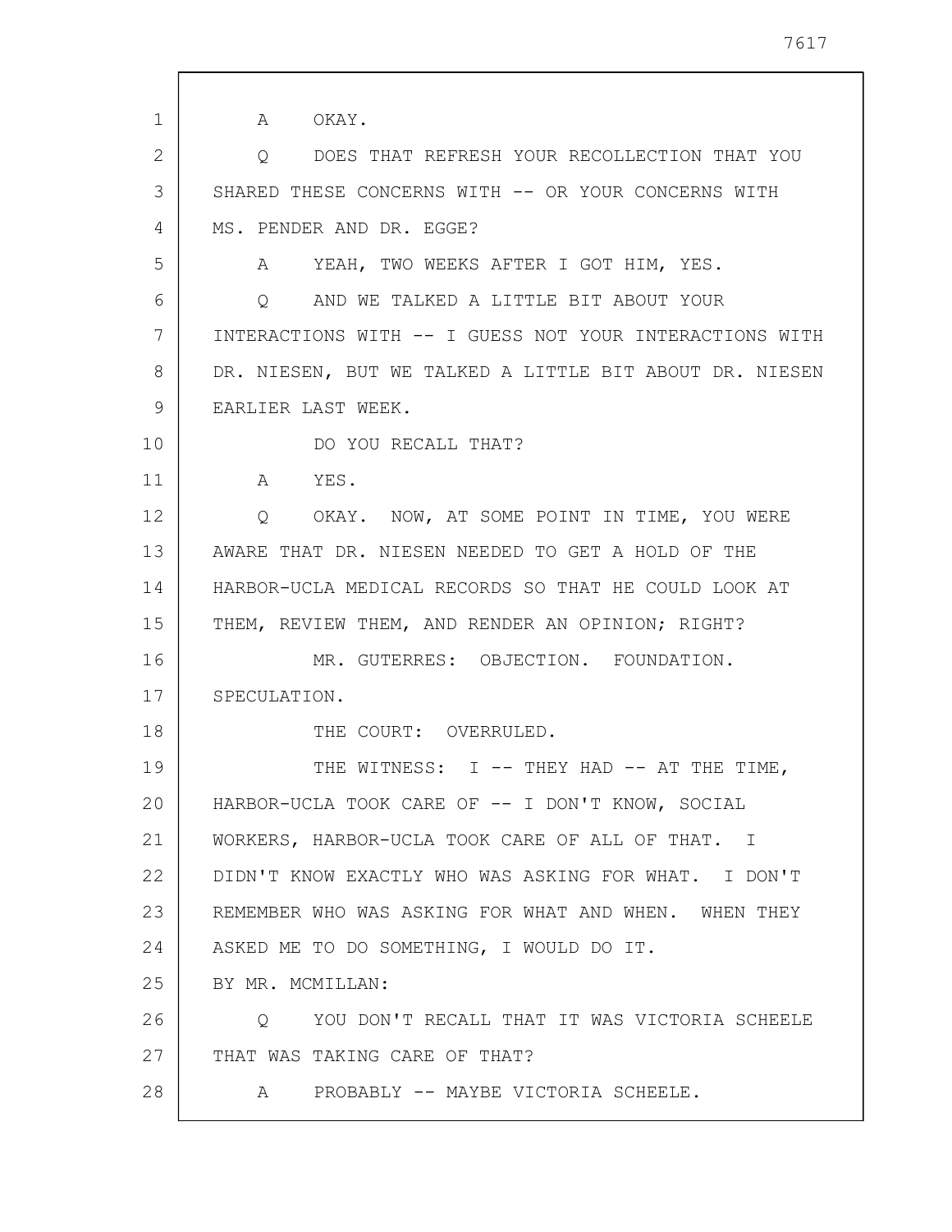A OKAY.

Q DOES THAT REFRESH YOUR RECOLLECTION THAT YOU SHARED THESE CONCERNS WITH -- OR YOUR CONCERNS WITH MS. PENDER AND DR. EGGE?

A YEAH, TWO WEEKS AFTER I GOT HIM, YES.

Q AND WE TALKED A LITTLE BIT ABOUT YOUR INTERACTIONS WITH -- I GUESS NOT YOUR INTERACTIONS WITH DR. NIESEN, BUT WE TALKED A LITTLE BIT ABOUT DR. NIESEN EARLIER LAST WEEK.

DO YOU RECALL THAT?

A YES.

Q OKAY. NOW, AT SOME POINT IN TIME, YOU WERE AWARE THAT DR. NIESEN NEEDED TO GET A HOLD OF THE HARBOR-UCLA MEDICAL RECORDS SO THAT HE COULD LOOK AT THEM, REVIEW THEM, AND RENDER AN OPINION; RIGHT?

MR. GUTERRES: OBJECTION. FOUNDATION. SPECULATION.

THE COURT: OVERRULED.

THE WITNESS: I -- THEY HAD -- AT THE TIME, HARBOR-UCLA TOOK CARE OF -- I DON'T KNOW, SOCIAL WORKERS, HARBOR-UCLA TOOK CARE OF ALL OF THAT. I DIDN'T KNOW EXACTLY WHO WAS ASKING FOR WHAT. I DON'T REMEMBER WHO WAS ASKING FOR WHAT AND WHEN. WHEN THEY ASKED ME TO DO SOMETHING, I WOULD DO IT.

BY MR. MCMILLAN:

Q YOU DON'T RECALL THAT IT WAS VICTORIA SCHEELE THAT WAS TAKING CARE OF THAT?

A PROBABLY -- MAYBE VICTORIA SCHEELE.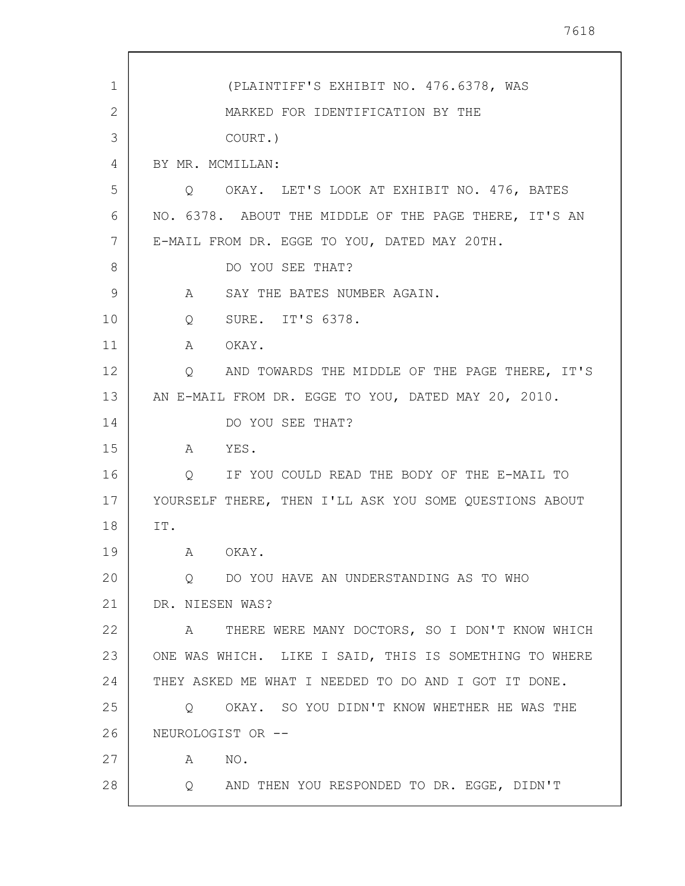(PLAINTIFF'S EXHIBIT NO. 476.6378, WAS MARKED FOR IDENTIFICATION BY THE COURT.)

BY MR. MCMILLAN:

Q OKAY. LET'S LOOK AT EXHIBIT NO. 476, BATES NO. 6378. ABOUT THE MIDDLE OF THE PAGE THERE, IT'S AN E-MAIL FROM DR. EGGE TO YOU, DATED MAY 20TH.

DO YOU SEE THAT?

A SAY THE BATES NUMBER AGAIN.

Q SURE. IT'S 6378.

A OKAY.

Q AND TOWARDS THE MIDDLE OF THE PAGE THERE, IT'S AN E-MAIL FROM DR. EGGE TO YOU, DATED MAY 20, 2010.

DO YOU SEE THAT?

A YES.

Q IF YOU COULD READ THE BODY OF THE E-MAIL TO YOURSELF THERE, THEN I'LL ASK YOU SOME QUESTIONS ABOUT IT.

A OKAY.

Q DO YOU HAVE AN UNDERSTANDING AS TO WHO DR. NIESEN WAS?

A THERE WERE MANY DOCTORS, SO I DON'T KNOW WHICH ONE WAS WHICH. LIKE I SAID, THIS IS SOMETHING TO WHERE THEY ASKED ME WHAT I NEEDED TO DO AND I GOT IT DONE.

Q OKAY. SO YOU DIDN'T KNOW WHETHER HE WAS THE NEUROLOGIST OR --

A NO.

Q AND THEN YOU RESPONDED TO DR. EGGE, DIDN'T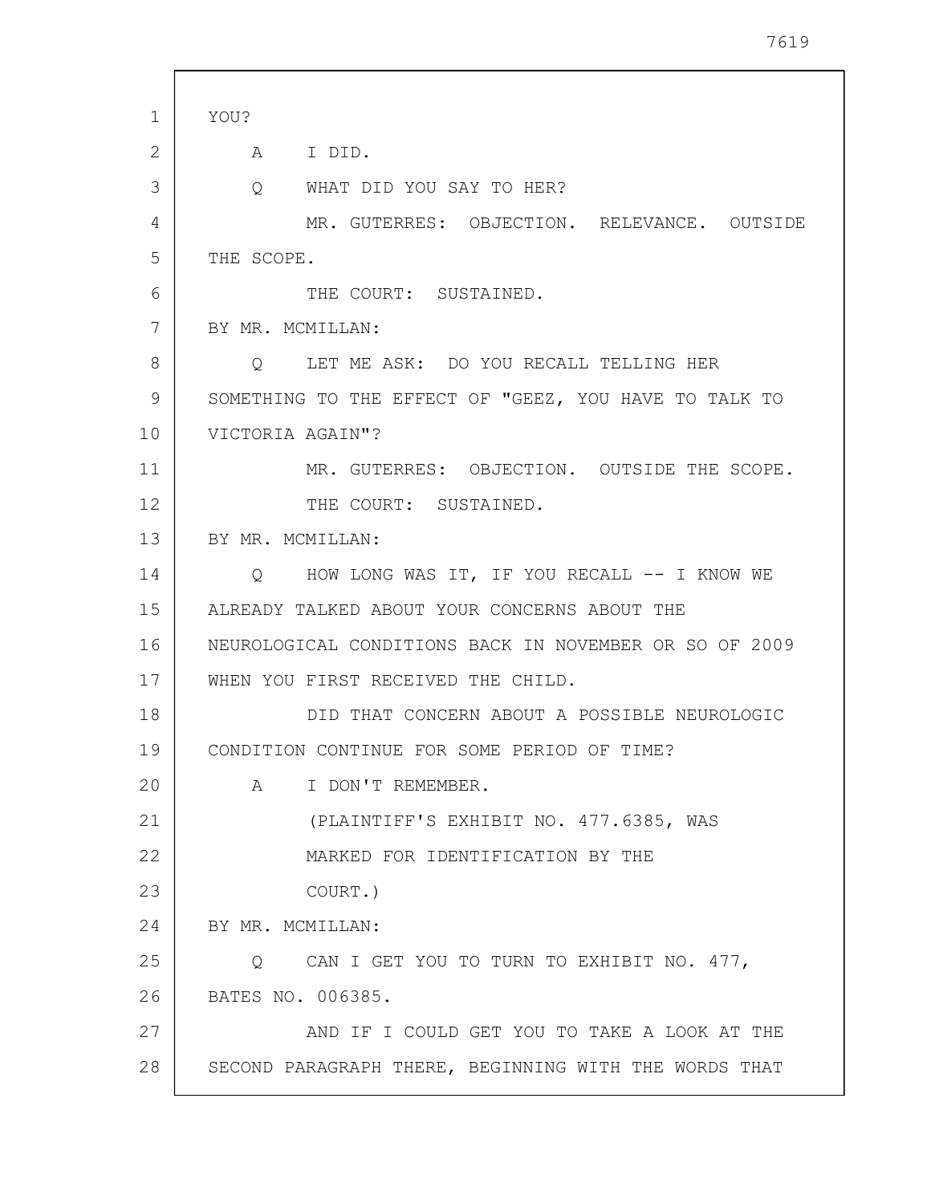YOU?

A I DID.

Q WHAT DID YOU SAY TO HER?

MR. GUTERRES: OBJECTION. RELEVANCE. OUTSIDE THE SCOPE.

THE COURT: SUSTAINED.

BY MR. MCMILLAN:

Q LET ME ASK: DO YOU RECALL TELLING HER SOMETHING TO THE EFFECT OF "GEEZ, YOU HAVE TO TALK TO VICTORIA AGAIN"?

MR. GUTERRES: OBJECTION. OUTSIDE THE SCOPE.

THE COURT: SUSTAINED.

BY MR. MCMILLAN:

Q HOW LONG WAS IT, IF YOU RECALL -- I KNOW WE ALREADY TALKED ABOUT YOUR CONCERNS ABOUT THE NEUROLOGICAL CONDITIONS BACK IN NOVEMBER OR SO OF 2009 WHEN YOU FIRST RECEIVED THE CHILD.

DID THAT CONCERN ABOUT A POSSIBLE NEUROLOGIC CONDITION CONTINUE FOR SOME PERIOD OF TIME?

A I DON'T REMEMBER.

(PLAINTIFF'S EXHIBIT NO. 477.6385, WAS MARKED FOR IDENTIFICATION BY THE COURT.)

BY MR. MCMILLAN:

Q CAN I GET YOU TO TURN TO EXHIBIT NO. 477, BATES NO. 006385.

AND IF I COULD GET YOU TO TAKE A LOOK AT THE SECOND PARAGRAPH THERE, BEGINNING WITH THE WORDS THAT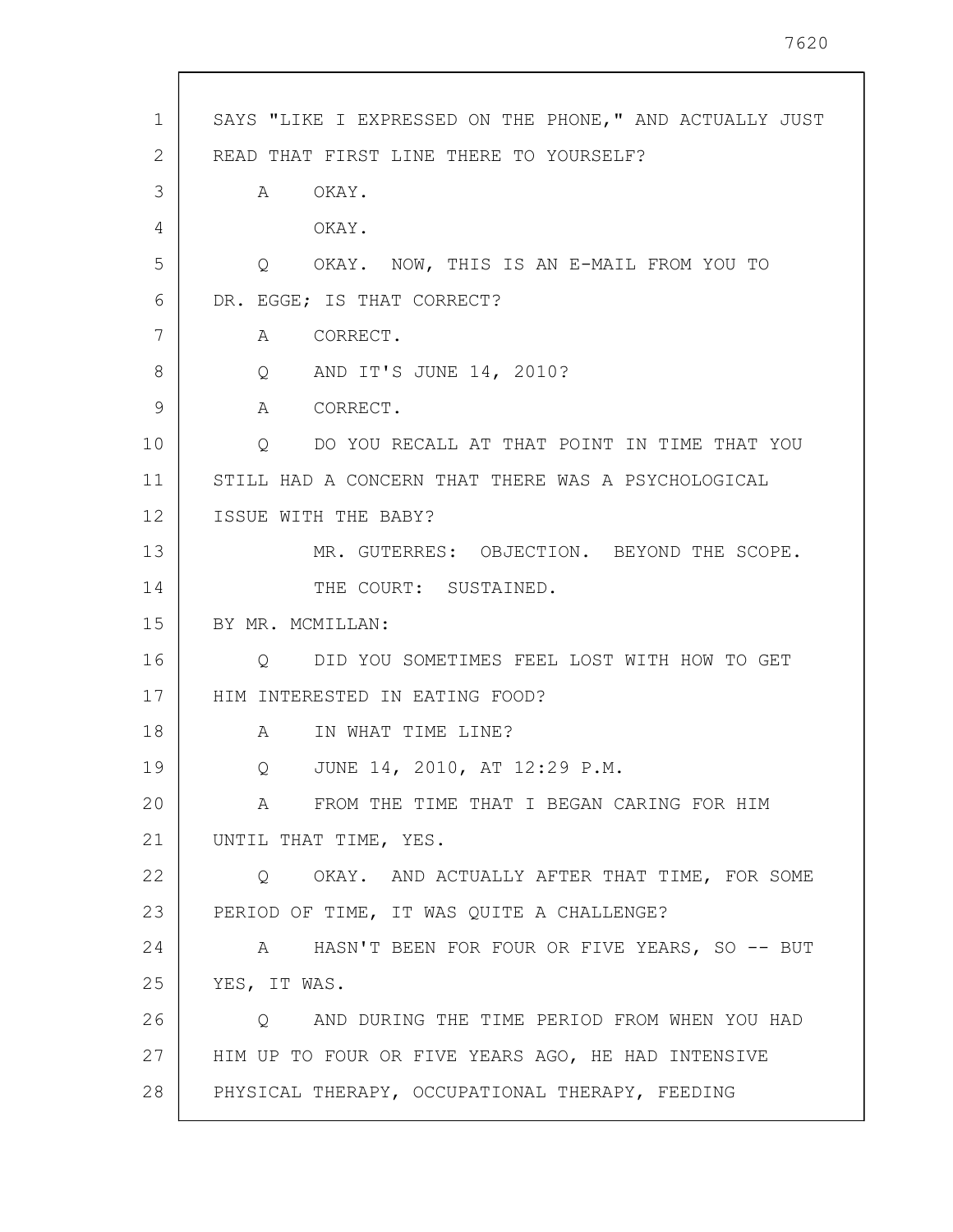SAYS "LIKE I EXPRESSED ON THE PHONE," AND ACTUALLY JUST READ THAT FIRST LINE THERE TO YOURSELF?

A OKAY.

OKAY.

Q OKAY. NOW, THIS IS AN E-MAIL FROM YOU TO DR. EGGE; IS THAT CORRECT?

A CORRECT.

Q AND IT'S JUNE 14, 2010?

A CORRECT.

Q DO YOU RECALL AT THAT POINT IN TIME THAT YOU STILL HAD A CONCERN THAT THERE WAS A PSYCHOLOGICAL ISSUE WITH THE BABY?

MR. GUTERRES: OBJECTION. BEYOND THE SCOPE.

THE COURT: SUSTAINED.

BY MR. MCMILLAN:

Q DID YOU SOMETIMES FEEL LOST WITH HOW TO GET HIM INTERESTED IN EATING FOOD?

A IN WHAT TIME LINE?

Q JUNE 14, 2010, AT 12:29 P.M.

A FROM THE TIME THAT I BEGAN CARING FOR HIM UNTIL THAT TIME, YES.

Q OKAY. AND ACTUALLY AFTER THAT TIME, FOR SOME PERIOD OF TIME, IT WAS QUITE A CHALLENGE?

A HASN'T BEEN FOR FOUR OR FIVE YEARS, SO -- BUT YES, IT WAS.

Q AND DURING THE TIME PERIOD FROM WHEN YOU HAD HIM UP TO FOUR OR FIVE YEARS AGO, HE HAD INTENSIVE PHYSICAL THERAPY, OCCUPATIONAL THERAPY, FEEDING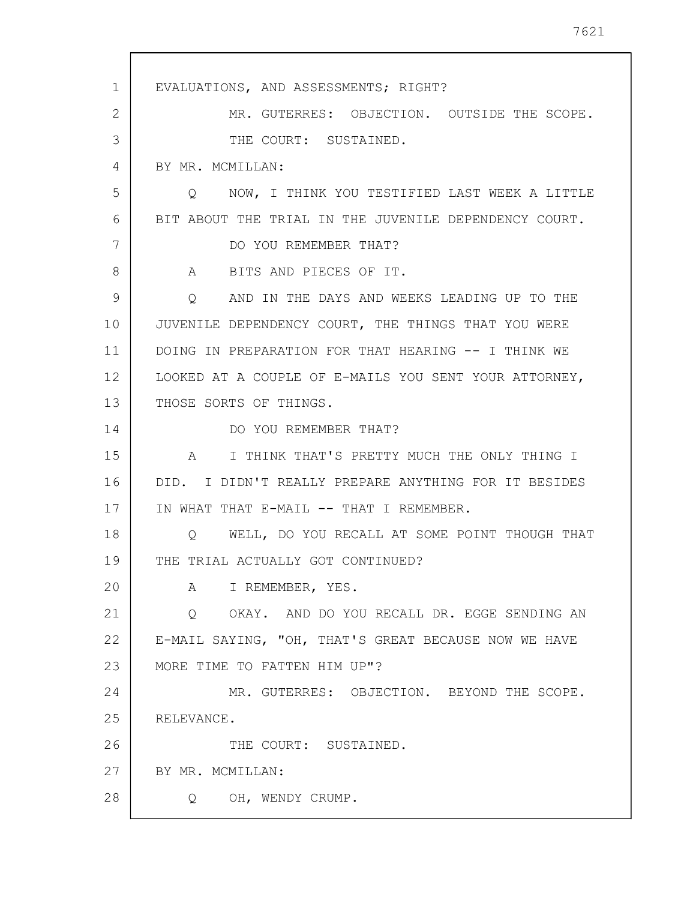EVALUATIONS, AND ASSESSMENTS; RIGHT?

MR. GUTERRES: OBJECTION. OUTSIDE THE SCOPE.

THE COURT: SUSTAINED.

BY MR. MCMILLAN:

Q NOW, I THINK YOU TESTIFIED LAST WEEK A LITTLE BIT ABOUT THE TRIAL IN THE JUVENILE DEPENDENCY COURT.

DO YOU REMEMBER THAT?

A BITS AND PIECES OF IT.

Q AND IN THE DAYS AND WEEKS LEADING UP TO THE JUVENILE DEPENDENCY COURT, THE THINGS THAT YOU WERE DOING IN PREPARATION FOR THAT HEARING -- I THINK WE LOOKED AT A COUPLE OF E-MAILS YOU SENT YOUR ATTORNEY, THOSE SORTS OF THINGS.

DO YOU REMEMBER THAT?

A I THINK THAT'S PRETTY MUCH THE ONLY THING I DID. I DIDN'T REALLY PREPARE ANYTHING FOR IT BESIDES IN WHAT THAT E-MAIL -- THAT I REMEMBER.

Q WELL, DO YOU RECALL AT SOME POINT THOUGH THAT THE TRIAL ACTUALLY GOT CONTINUED?

A I REMEMBER, YES.

Q OKAY. AND DO YOU RECALL DR. EGGE SENDING AN E-MAIL SAYING, "OH, THAT'S GREAT BECAUSE NOW WE HAVE MORE TIME TO FATTEN HIM UP"?

MR. GUTERRES: OBJECTION. BEYOND THE SCOPE. RELEVANCE.

THE COURT: SUSTAINED.

BY MR. MCMILLAN:

Q OH, WENDY CRUMP.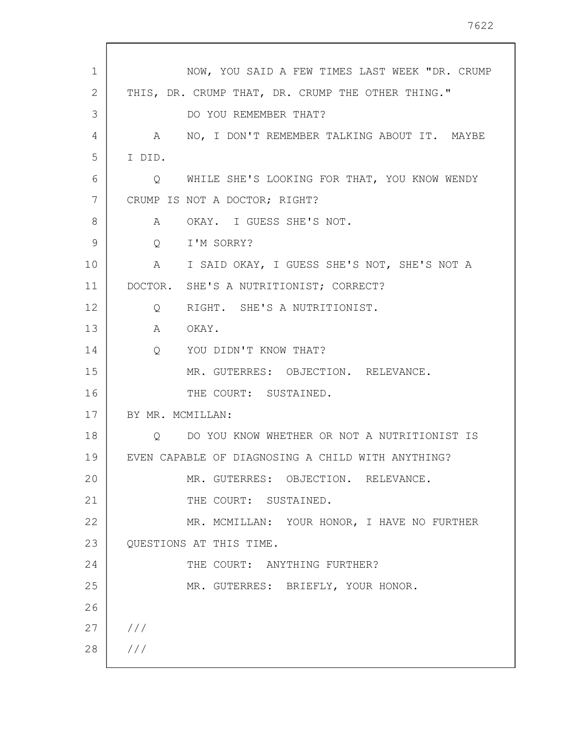NOW, YOU SAID A FEW TIMES LAST WEEK "DR. CRUMP THIS, DR. CRUMP THAT, DR. CRUMP THE OTHER THING."

DO YOU REMEMBER THAT?

A NO, I DON'T REMEMBER TALKING ABOUT IT. MAYBE I DID.

Q WHILE SHE'S LOOKING FOR THAT, YOU KNOW WENDY CRUMP IS NOT A DOCTOR; RIGHT?

A OKAY. I GUESS SHE'S NOT.

Q I'M SORRY?

A I SAID OKAY, I GUESS SHE'S NOT, SHE'S NOT A DOCTOR. SHE'S A NUTRITIONIST; CORRECT?

Q RIGHT. SHE'S A NUTRITIONIST.

A OKAY.

Q YOU DIDN'T KNOW THAT?

MR. GUTERRES: OBJECTION. RELEVANCE.

THE COURT: SUSTAINED.

BY MR. MCMILLAN:

Q DO YOU KNOW WHETHER OR NOT A NUTRITIONIST IS EVEN CAPABLE OF DIAGNOSING A CHILD WITH ANYTHING?

MR. GUTERRES: OBJECTION. RELEVANCE.

THE COURT: SUSTAINED.

MR. MCMILLAN: YOUR HONOR, I HAVE NO FURTHER QUESTIONS AT THIS TIME.

THE COURT: ANYTHING FURTHER?

MR. GUTERRES: BRIEFLY, YOUR HONOR.

///

///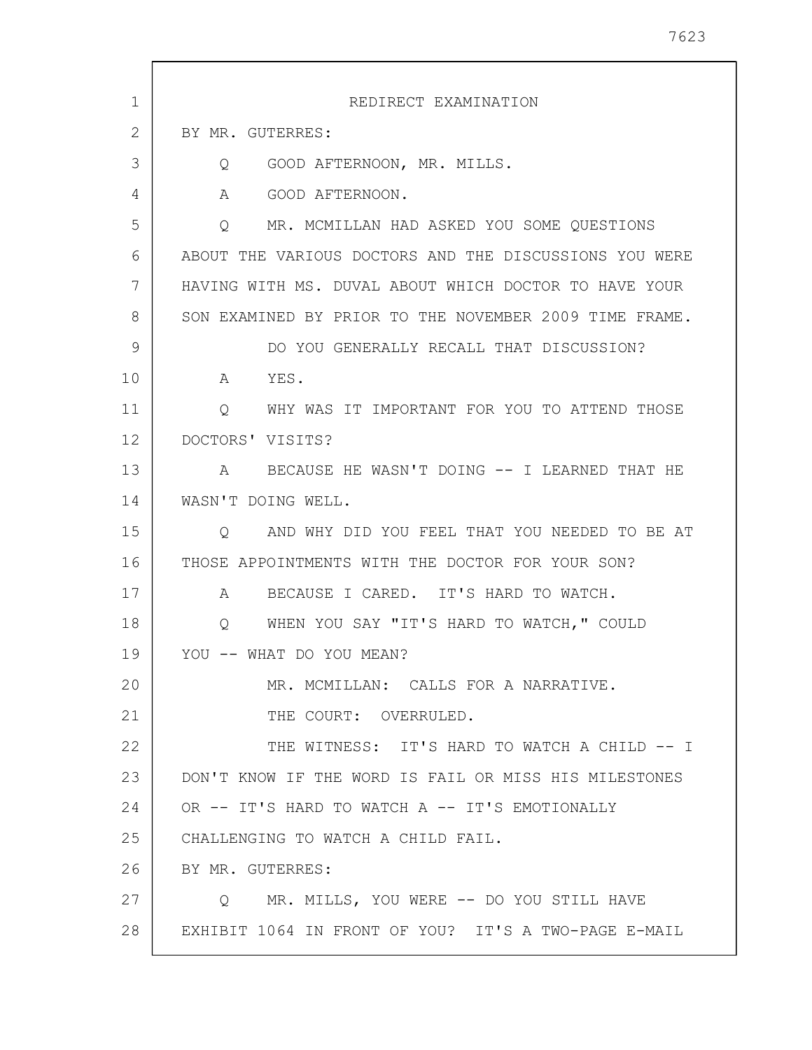REDIRECT EXAMINATION

BY MR. GUTERRES:

Q GOOD AFTERNOON, MR. MILLS.

A GOOD AFTERNOON.

Q MR. MCMILLAN HAD ASKED YOU SOME QUESTIONS ABOUT THE VARIOUS DOCTORS AND THE DISCUSSIONS YOU WERE HAVING WITH MS. DUVAL ABOUT WHICH DOCTOR TO HAVE YOUR SON EXAMINED BY PRIOR TO THE NOVEMBER 2009 TIME FRAME.

DO YOU GENERALLY RECALL THAT DISCUSSION?

A YES.

Q WHY WAS IT IMPORTANT FOR YOU TO ATTEND THOSE DOCTORS' VISITS?

A BECAUSE HE WASN'T DOING -- I LEARNED THAT HE WASN'T DOING WELL.

Q AND WHY DID YOU FEEL THAT YOU NEEDED TO BE AT THOSE APPOINTMENTS WITH THE DOCTOR FOR YOUR SON?

A BECAUSE I CARED. IT'S HARD TO WATCH.

Q WHEN YOU SAY "IT'S HARD TO WATCH," COULD YOU -- WHAT DO YOU MEAN?

MR. MCMILLAN: CALLS FOR A NARRATIVE.

THE COURT: OVERRULED.

THE WITNESS: IT'S HARD TO WATCH A CHILD -- I DON'T KNOW IF THE WORD IS FAIL OR MISS HIS MILESTONES OR -- IT'S HARD TO WATCH A -- IT'S EMOTIONALLY CHALLENGING TO WATCH A CHILD FAIL.

BY MR. GUTERRES:

Q MR. MILLS, YOU WERE -- DO YOU STILL HAVE EXHIBIT 1064 IN FRONT OF YOU? IT'S A TWO-PAGE E-MAIL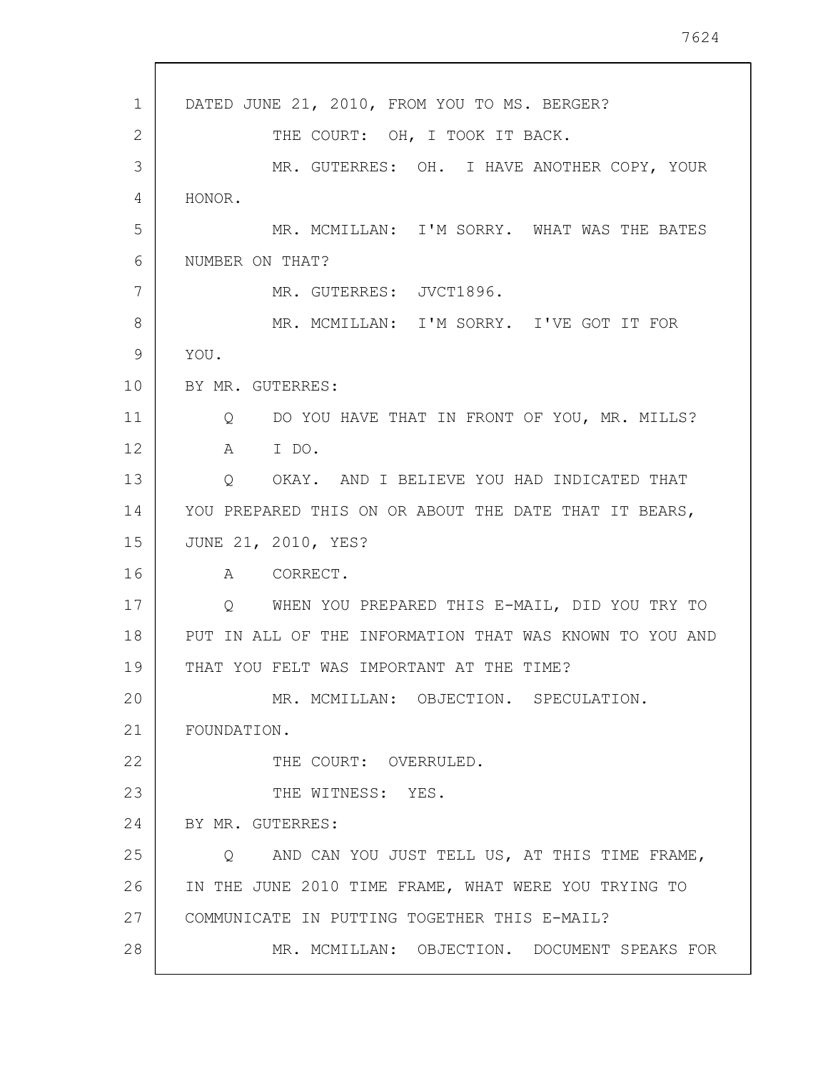DATED JUNE 21, 2010, FROM YOU TO MS. BERGER?

THE COURT: OH, I TOOK IT BACK.

MR. GUTERRES: OH. I HAVE ANOTHER COPY, YOUR HONOR.

MR. MCMILLAN: I'M SORRY. WHAT WAS THE BATES NUMBER ON THAT?

MR. GUTERRES: JVCT1896.

MR. MCMILLAN: I'M SORRY. I'VE GOT IT FOR YOU.

BY MR. GUTERRES:

Q DO YOU HAVE THAT IN FRONT OF YOU, MR. MILLS?

A I DO.

Q OKAY. AND I BELIEVE YOU HAD INDICATED THAT YOU PREPARED THIS ON OR ABOUT THE DATE THAT IT BEARS, JUNE 21, 2010, YES?

A CORRECT.

Q WHEN YOU PREPARED THIS E-MAIL, DID YOU TRY TO PUT IN ALL OF THE INFORMATION THAT WAS KNOWN TO YOU AND THAT YOU FELT WAS IMPORTANT AT THE TIME?

MR. MCMILLAN: OBJECTION. SPECULATION. FOUNDATION.

THE COURT: OVERRULED.

THE WITNESS: YES.

BY MR. GUTERRES:

Q AND CAN YOU JUST TELL US, AT THIS TIME FRAME, IN THE JUNE 2010 TIME FRAME, WHAT WERE YOU TRYING TO COMMUNICATE IN PUTTING TOGETHER THIS E-MAIL?

MR. MCMILLAN: OBJECTION. DOCUMENT SPEAKS FOR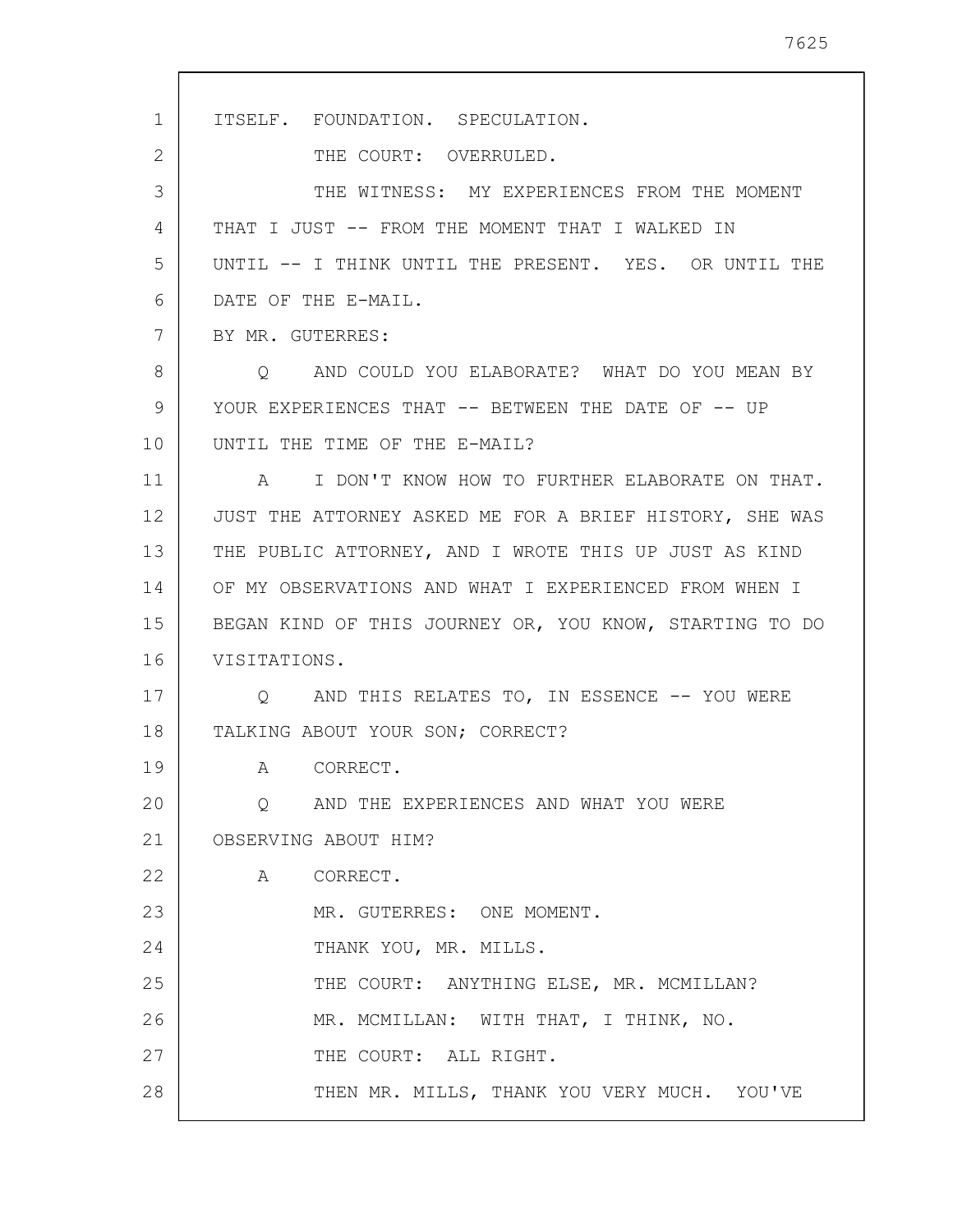ITSELF. FOUNDATION. SPECULATION.

THE COURT: OVERRULED.

THE WITNESS: MY EXPERIENCES FROM THE MOMENT THAT I JUST -- FROM THE MOMENT THAT I WALKED IN UNTIL -- I THINK UNTIL THE PRESENT. YES. OR UNTIL THE DATE OF THE E-MAIL.

BY MR. GUTERRES:

Q AND COULD YOU ELABORATE? WHAT DO YOU MEAN BY YOUR EXPERIENCES THAT -- BETWEEN THE DATE OF -- UP UNTIL THE TIME OF THE E-MAIL?

A I DON'T KNOW HOW TO FURTHER ELABORATE ON THAT. JUST THE ATTORNEY ASKED ME FOR A BRIEF HISTORY, SHE WAS THE PUBLIC ATTORNEY, AND I WROTE THIS UP JUST AS KIND OF MY OBSERVATIONS AND WHAT I EXPERIENCED FROM WHEN I BEGAN KIND OF THIS JOURNEY OR, YOU KNOW, STARTING TO DO VISITATIONS.

Q AND THIS RELATES TO, IN ESSENCE -- YOU WERE TALKING ABOUT YOUR SON; CORRECT?

A CORRECT.

Q AND THE EXPERIENCES AND WHAT YOU WERE OBSERVING ABOUT HIM?

A CORRECT.

MR. GUTERRES: ONE MOMENT.

THANK YOU, MR. MILLS.

THE COURT: ANYTHING ELSE, MR. MCMILLAN?

MR. MCMILLAN: WITH THAT, I THINK, NO.

THE COURT: ALL RIGHT.

THEN MR. MILLS, THANK YOU VERY MUCH. YOU'VE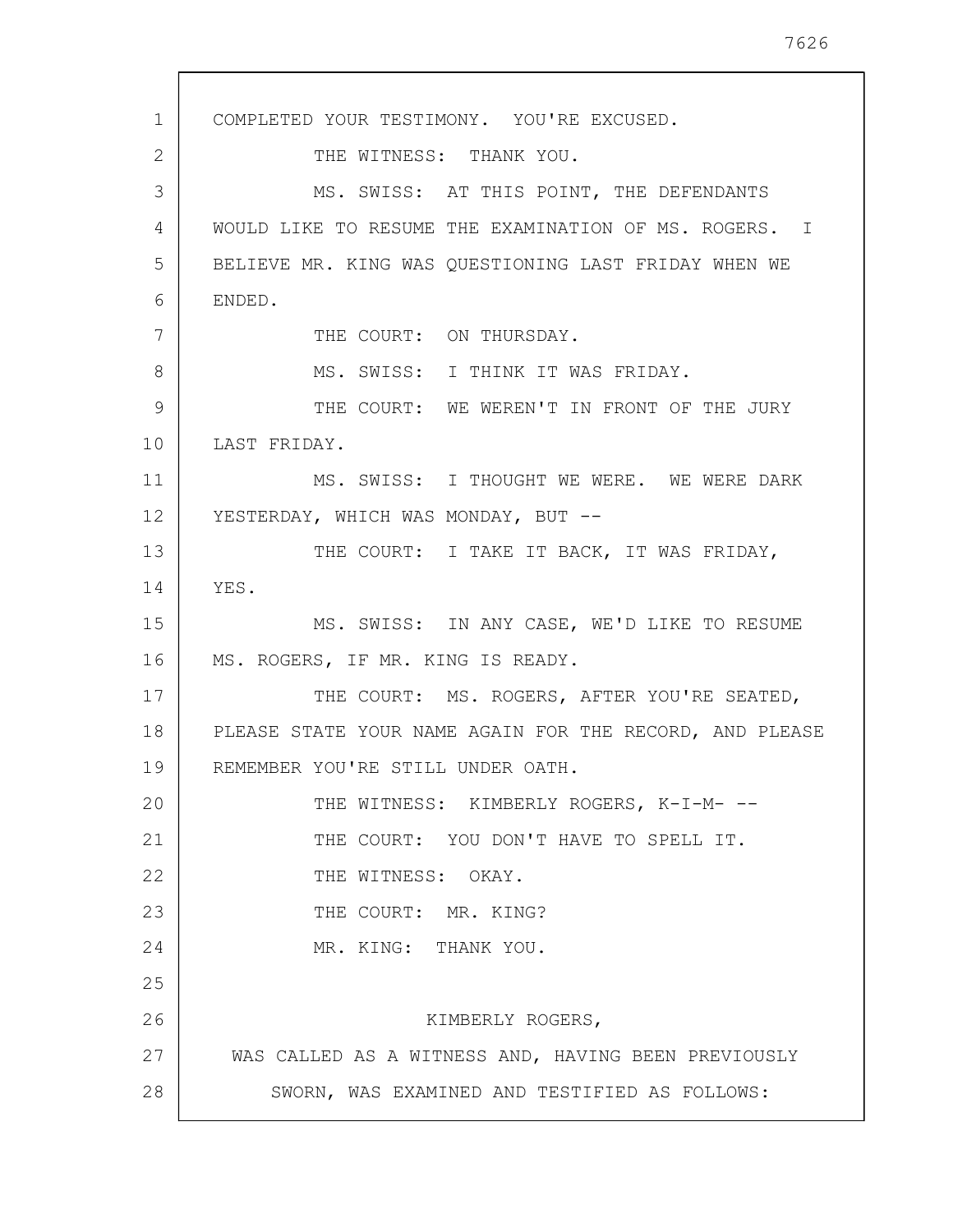COMPLETED YOUR TESTIMONY. YOU'RE EXCUSED.

THE WITNESS: THANK YOU.

MS. SWISS: AT THIS POINT, THE DEFENDANTS WOULD LIKE TO RESUME THE EXAMINATION OF MS. ROGERS. I BELIEVE MR. KING WAS QUESTIONING LAST FRIDAY WHEN WE ENDED.

THE COURT: ON THURSDAY.

MS. SWISS: I THINK IT WAS FRIDAY.

THE COURT: WE WEREN'T IN FRONT OF THE JURY LAST FRIDAY.

MS. SWISS: I THOUGHT WE WERE. WE WERE DARK YESTERDAY, WHICH WAS MONDAY, BUT --

THE COURT: I TAKE IT BACK, IT WAS FRIDAY, YES.

MS. SWISS: IN ANY CASE, WE'D LIKE TO RESUME MS. ROGERS, IF MR. KING IS READY.

THE COURT: MS. ROGERS, AFTER YOU'RE SEATED, PLEASE STATE YOUR NAME AGAIN FOR THE RECORD, AND PLEASE REMEMBER YOU'RE STILL UNDER OATH.

THE WITNESS: KIMBERLY ROGERS, K-I-M- --

THE COURT: YOU DON'T HAVE TO SPELL IT.

THE WITNESS: OKAY.

THE COURT: MR. KING?

MR. KING: THANK YOU.

KIMBERLY ROGERS,

WAS CALLED AS A WITNESS AND, HAVING BEEN PREVIOUSLY SWORN, WAS EXAMINED AND TESTIFIED AS FOLLOWS: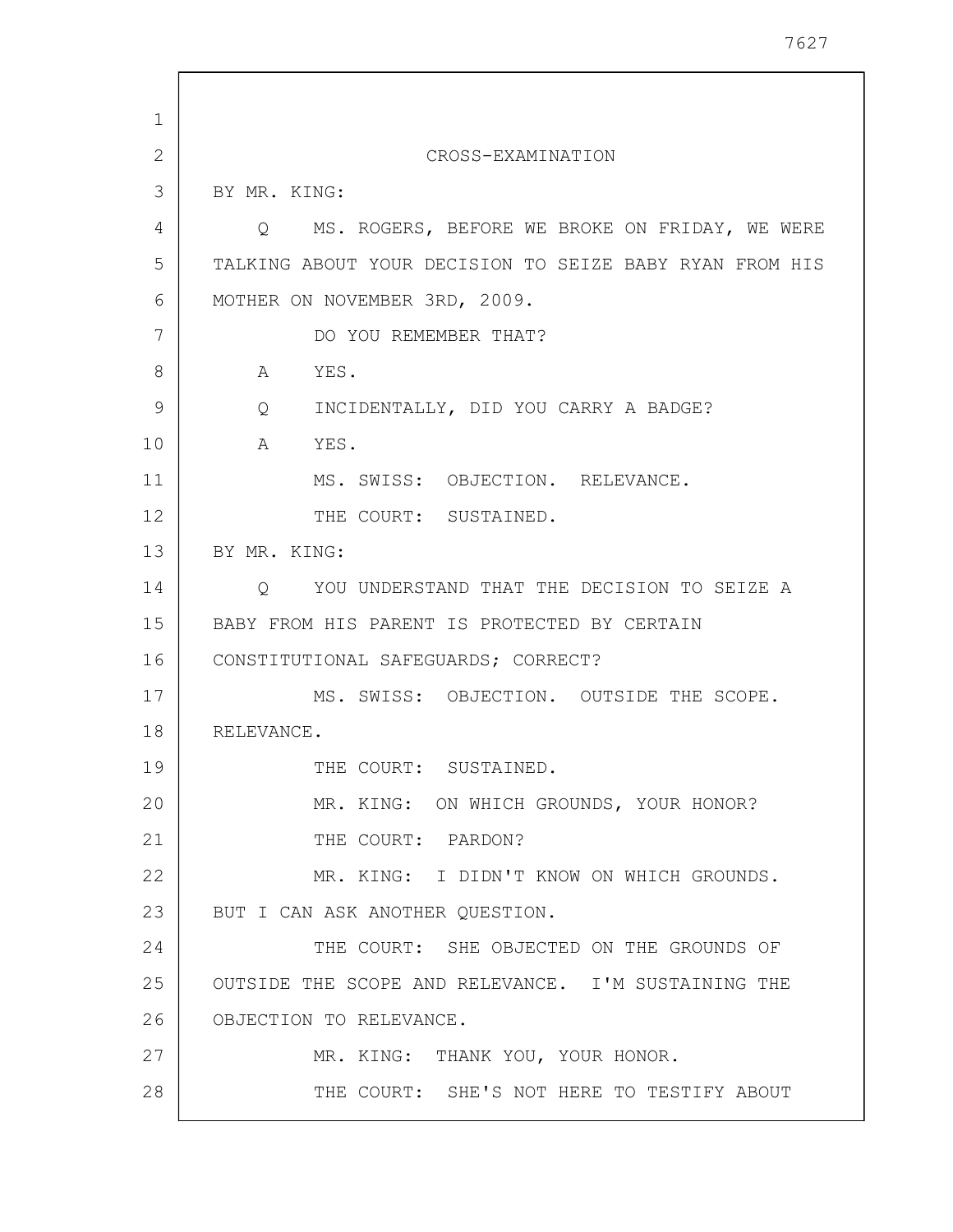## CROSS-EXAMINATION

BY MR. KING:

Q MS. ROGERS, BEFORE WE BROKE ON FRIDAY, WE WERE TALKING ABOUT YOUR DECISION TO SEIZE BABY RYAN FROM HIS MOTHER ON NOVEMBER 3RD, 2009.

DO YOU REMEMBER THAT?

A YES.

Q INCIDENTALLY, DID YOU CARRY A BADGE?

A YES.

MS. SWISS: OBJECTION. RELEVANCE.

THE COURT: SUSTAINED.

BY MR. KING:

Q YOU UNDERSTAND THAT THE DECISION TO SEIZE A BABY FROM HIS PARENT IS PROTECTED BY CERTAIN CONSTITUTIONAL SAFEGUARDS; CORRECT?

MS. SWISS: OBJECTION. OUTSIDE THE SCOPE. RELEVANCE.

THE COURT: SUSTAINED.

MR. KING: ON WHICH GROUNDS, YOUR HONOR?

THE COURT: PARDON?

MR. KING: I DIDN'T KNOW ON WHICH GROUNDS. BUT I CAN ASK ANOTHER QUESTION.

THE COURT: SHE OBJECTED ON THE GROUNDS OF OUTSIDE THE SCOPE AND RELEVANCE. I'M SUSTAINING THE OBJECTION TO RELEVANCE.

MR. KING: THANK YOU, YOUR HONOR.

THE COURT: SHE'S NOT HERE TO TESTIFY ABOUT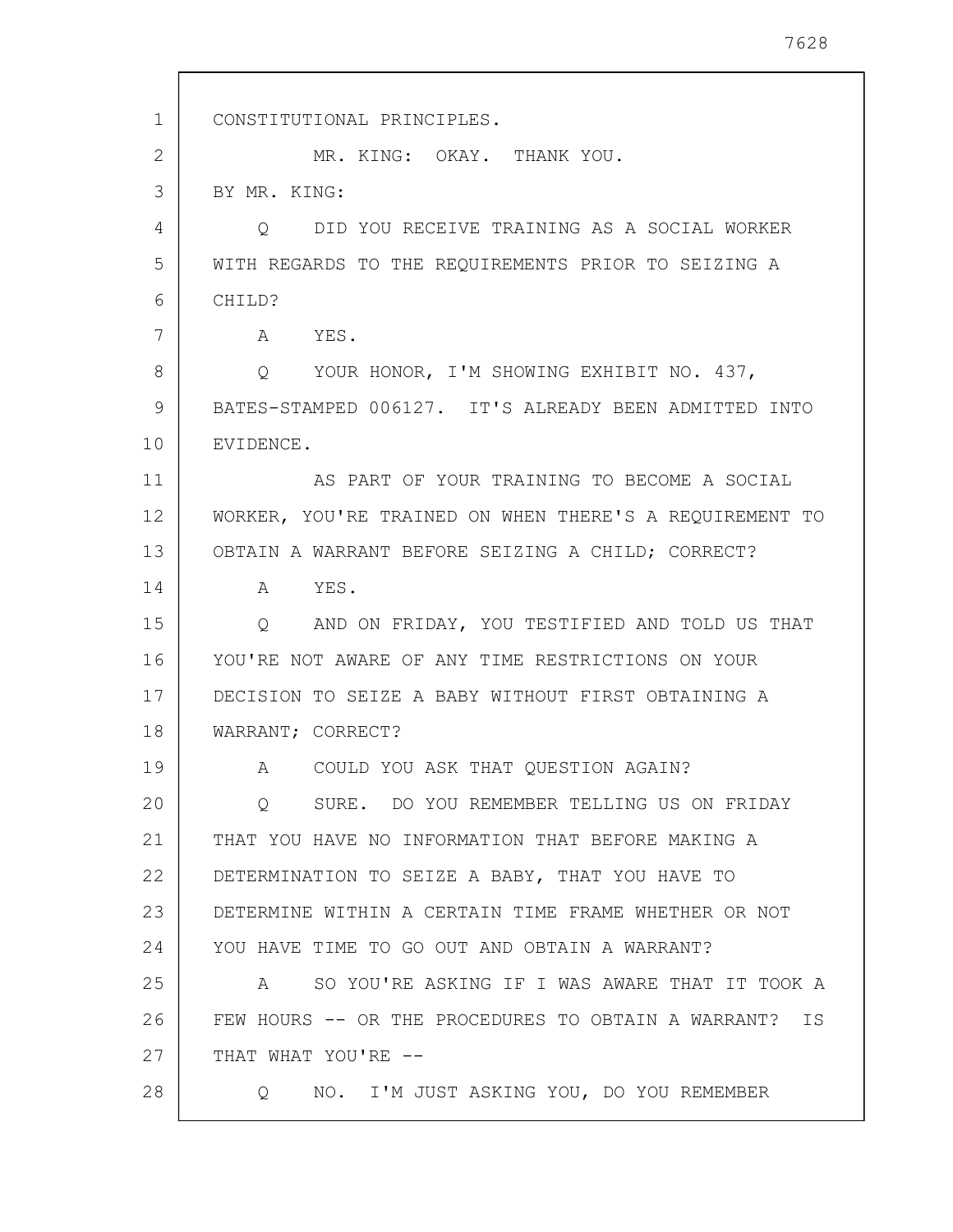CONSTITUTIONAL PRINCIPLES.

MR. KING: OKAY. THANK YOU.

BY MR. KING:

Q DID YOU RECEIVE TRAINING AS A SOCIAL WORKER WITH REGARDS TO THE REQUIREMENTS PRIOR TO SEIZING A CHILD?

A YES.

Q YOUR HONOR, I'M SHOWING EXHIBIT NO. 437, BATES-STAMPED 006127. IT'S ALREADY BEEN ADMITTED INTO EVIDENCE.

AS PART OF YOUR TRAINING TO BECOME A SOCIAL WORKER, YOU'RE TRAINED ON WHEN THERE'S A REQUIREMENT TO OBTAIN A WARRANT BEFORE SEIZING A CHILD; CORRECT?

A YES.

Q AND ON FRIDAY, YOU TESTIFIED AND TOLD US THAT YOU'RE NOT AWARE OF ANY TIME RESTRICTIONS ON YOUR DECISION TO SEIZE A BABY WITHOUT FIRST OBTAINING A WARRANT; CORRECT?

A COULD YOU ASK THAT QUESTION AGAIN?

Q SURE. DO YOU REMEMBER TELLING US ON FRIDAY THAT YOU HAVE NO INFORMATION THAT BEFORE MAKING A DETERMINATION TO SEIZE A BABY, THAT YOU HAVE TO DETERMINE WITHIN A CERTAIN TIME FRAME WHETHER OR NOT YOU HAVE TIME TO GO OUT AND OBTAIN A WARRANT?

A SO YOU'RE ASKING IF I WAS AWARE THAT IT TOOK A FEW HOURS -- OR THE PROCEDURES TO OBTAIN A WARRANT? IS THAT WHAT YOU'RE --

Q NO. I'M JUST ASKING YOU, DO YOU REMEMBER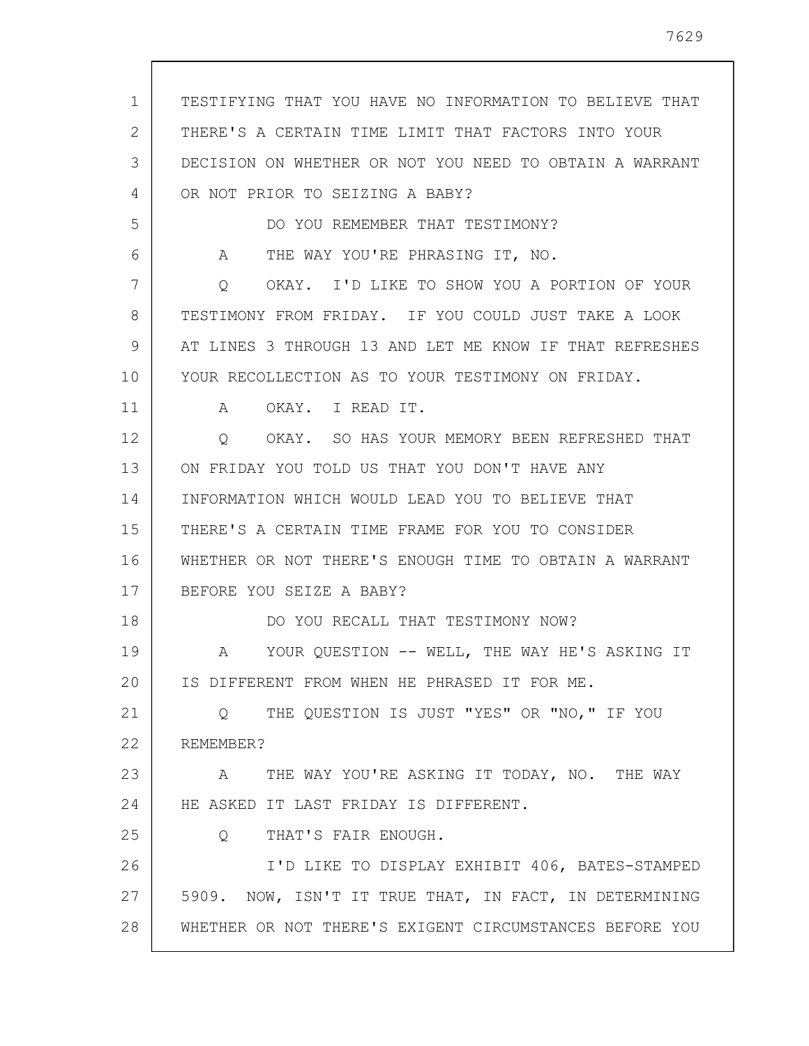TESTIFYING THAT YOU HAVE NO INFORMATION TO BELIEVE THAT THERE'S A CERTAIN TIME LIMIT THAT FACTORS INTO YOUR DECISION ON WHETHER OR NOT YOU NEED TO OBTAIN A WARRANT OR NOT PRIOR TO SEIZING A BABY?

DO YOU REMEMBER THAT TESTIMONY?

A THE WAY YOU'RE PHRASING IT, NO.

Q OKAY. I'D LIKE TO SHOW YOU A PORTION OF YOUR TESTIMONY FROM FRIDAY. IF YOU COULD JUST TAKE A LOOK AT LINES 3 THROUGH 13 AND LET ME KNOW IF THAT REFRESHES YOUR RECOLLECTION AS TO YOUR TESTIMONY ON FRIDAY.

A OKAY. I READ IT.

Q OKAY. SO HAS YOUR MEMORY BEEN REFRESHED THAT ON FRIDAY YOU TOLD US THAT YOU DON'T HAVE ANY INFORMATION WHICH WOULD LEAD YOU TO BELIEVE THAT THERE'S A CERTAIN TIME FRAME FOR YOU TO CONSIDER WHETHER OR NOT THERE'S ENOUGH TIME TO OBTAIN A WARRANT BEFORE YOU SEIZE A BABY?

DO YOU RECALL THAT TESTIMONY NOW?

A YOUR QUESTION -- WELL, THE WAY HE'S ASKING IT IS DIFFERENT FROM WHEN HE PHRASED IT FOR ME.

Q THE QUESTION IS JUST "YES" OR "NO," IF YOU REMEMBER?

A THE WAY YOU'RE ASKING IT TODAY, NO. THE WAY HE ASKED IT LAST FRIDAY IS DIFFERENT.

Q THAT'S FAIR ENOUGH.

I'D LIKE TO DISPLAY EXHIBIT 406, BATES-STAMPED 5909. NOW, ISN'T IT TRUE THAT, IN FACT, IN DETERMINING WHETHER OR NOT THERE'S EXIGENT CIRCUMSTANCES BEFORE YOU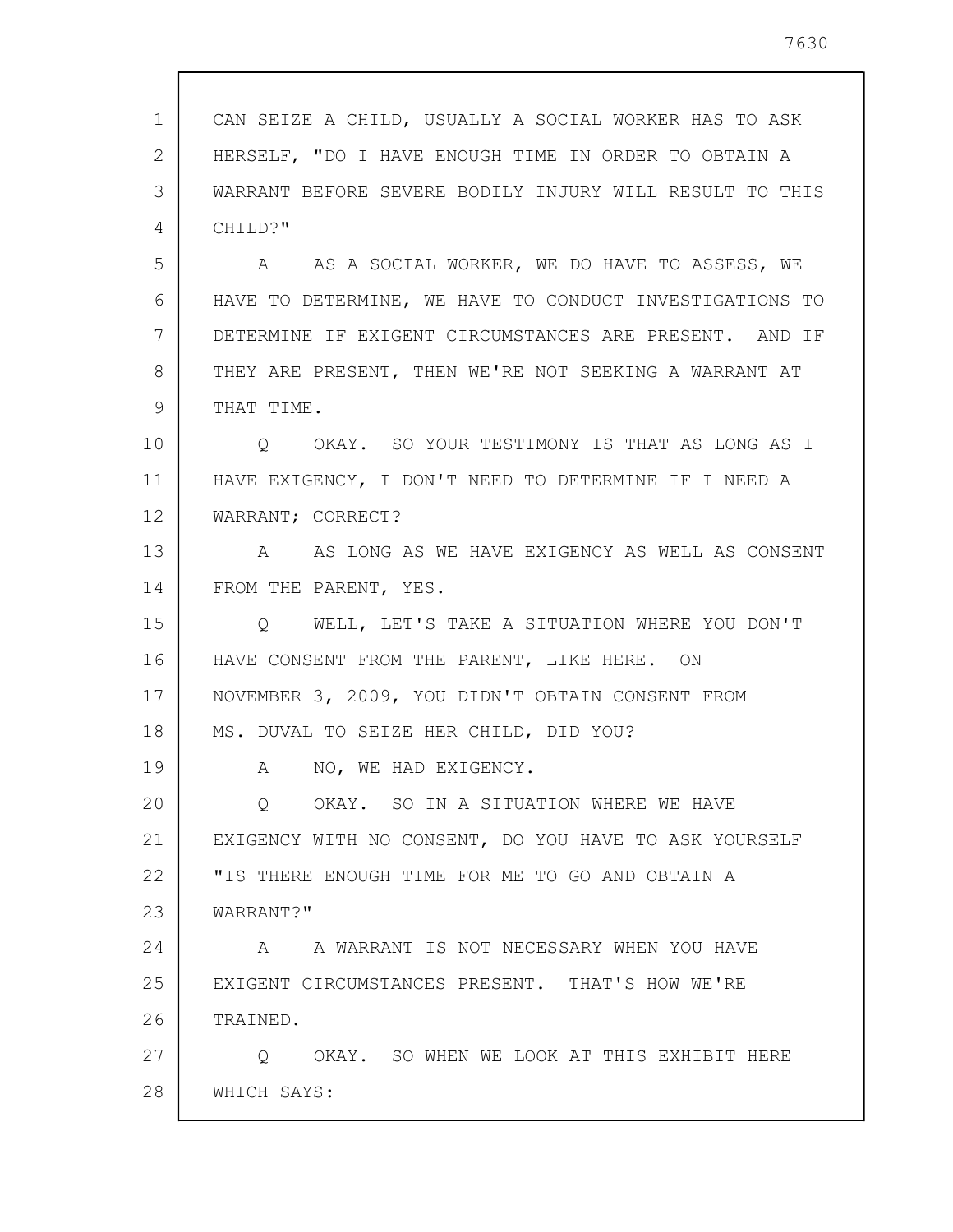CAN SEIZE A CHILD, USUALLY A SOCIAL WORKER HAS TO ASK HERSELF, "DO I HAVE ENOUGH TIME IN ORDER TO OBTAIN A WARRANT BEFORE SEVERE BODILY INJURY WILL RESULT TO THIS CHILD?"

A AS A SOCIAL WORKER, WE DO HAVE TO ASSESS, WE HAVE TO DETERMINE, WE HAVE TO CONDUCT INVESTIGATIONS TO DETERMINE IF EXIGENT CIRCUMSTANCES ARE PRESENT. AND IF THEY ARE PRESENT, THEN WE'RE NOT SEEKING A WARRANT AT THAT TIME.

Q OKAY. SO YOUR TESTIMONY IS THAT AS LONG AS I HAVE EXIGENCY, I DON'T NEED TO DETERMINE IF I NEED A WARRANT; CORRECT?

A AS LONG AS WE HAVE EXIGENCY AS WELL AS CONSENT FROM THE PARENT, YES.

Q WELL, LET'S TAKE A SITUATION WHERE YOU DON'T HAVE CONSENT FROM THE PARENT, LIKE HERE. ON NOVEMBER 3, 2009, YOU DIDN'T OBTAIN CONSENT FROM MS. DUVAL TO SEIZE HER CHILD, DID YOU?

A NO, WE HAD EXIGENCY.

Q OKAY. SO IN A SITUATION WHERE WE HAVE EXIGENCY WITH NO CONSENT, DO YOU HAVE TO ASK YOURSELF "IS THERE ENOUGH TIME FOR ME TO GO AND OBTAIN A WARRANT?"

A A WARRANT IS NOT NECESSARY WHEN YOU HAVE EXIGENT CIRCUMSTANCES PRESENT. THAT'S HOW WE'RE TRAINED.

Q OKAY. SO WHEN WE LOOK AT THIS EXHIBIT HERE WHICH SAYS: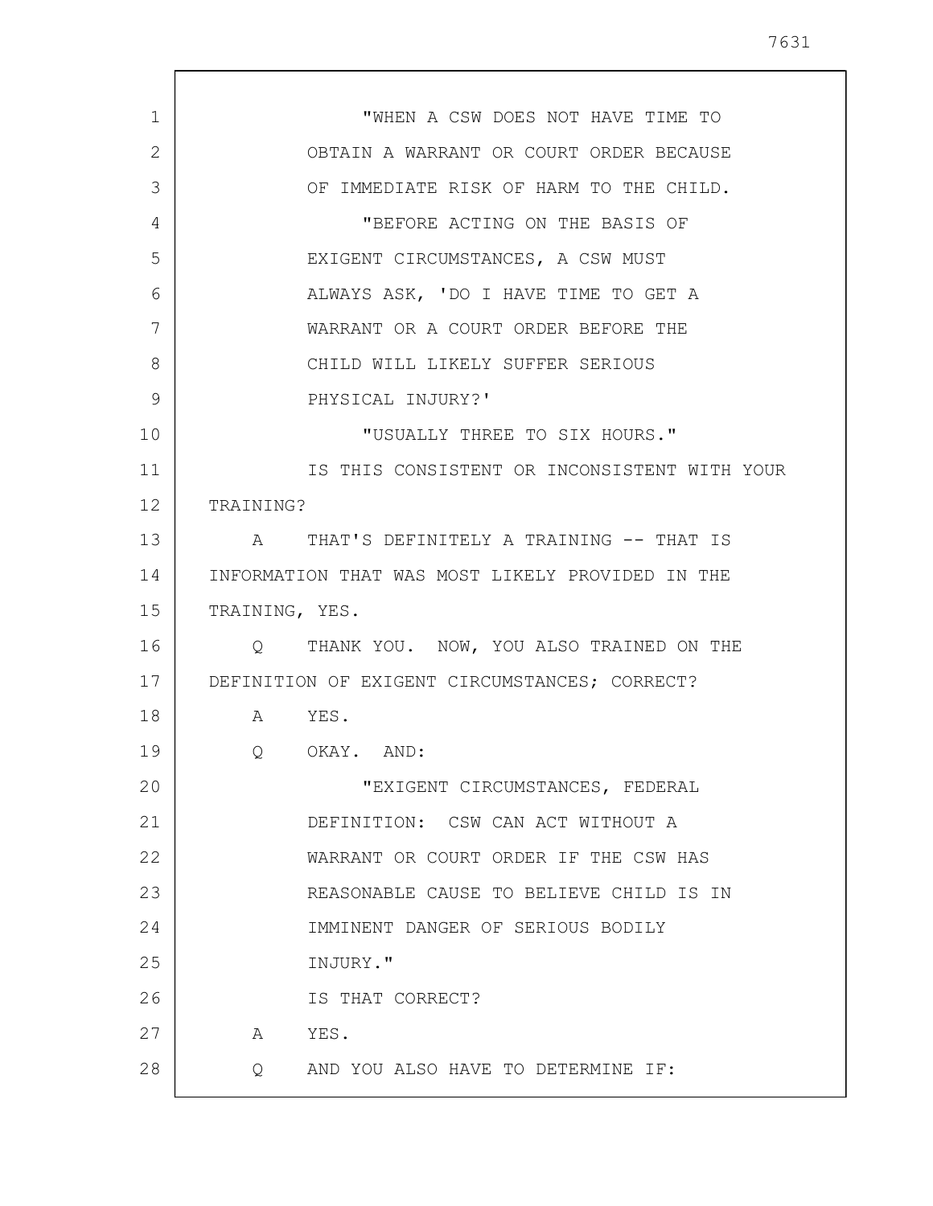"WHEN A CSW DOES NOT HAVE TIME TO OBTAIN A WARRANT OR COURT ORDER BECAUSE OF IMMEDIATE RISK OF HARM TO THE CHILD.

"BEFORE ACTING ON THE BASIS OF EXIGENT CIRCUMSTANCES, A CSW MUST ALWAYS ASK, 'DO I HAVE TIME TO GET A WARRANT OR A COURT ORDER BEFORE THE CHILD WILL LIKELY SUFFER SERIOUS PHYSICAL INJURY?'

"USUALLY THREE TO SIX HOURS."

IS THIS CONSISTENT OR INCONSISTENT WITH YOUR TRAINING?

A THAT'S DEFINITELY A TRAINING -- THAT IS INFORMATION THAT WAS MOST LIKELY PROVIDED IN THE TRAINING, YES.

Q THANK YOU. NOW, YOU ALSO TRAINED ON THE DEFINITION OF EXIGENT CIRCUMSTANCES; CORRECT?

A YES.

Q OKAY. AND:

"EXIGENT CIRCUMSTANCES, FEDERAL DEFINITION: CSW CAN ACT WITHOUT A WARRANT OR COURT ORDER IF THE CSW HAS REASONABLE CAUSE TO BELIEVE CHILD IS IN IMMINENT DANGER OF SERIOUS BODILY INJURY."

IS THAT CORRECT?

A YES.

Q AND YOU ALSO HAVE TO DETERMINE IF: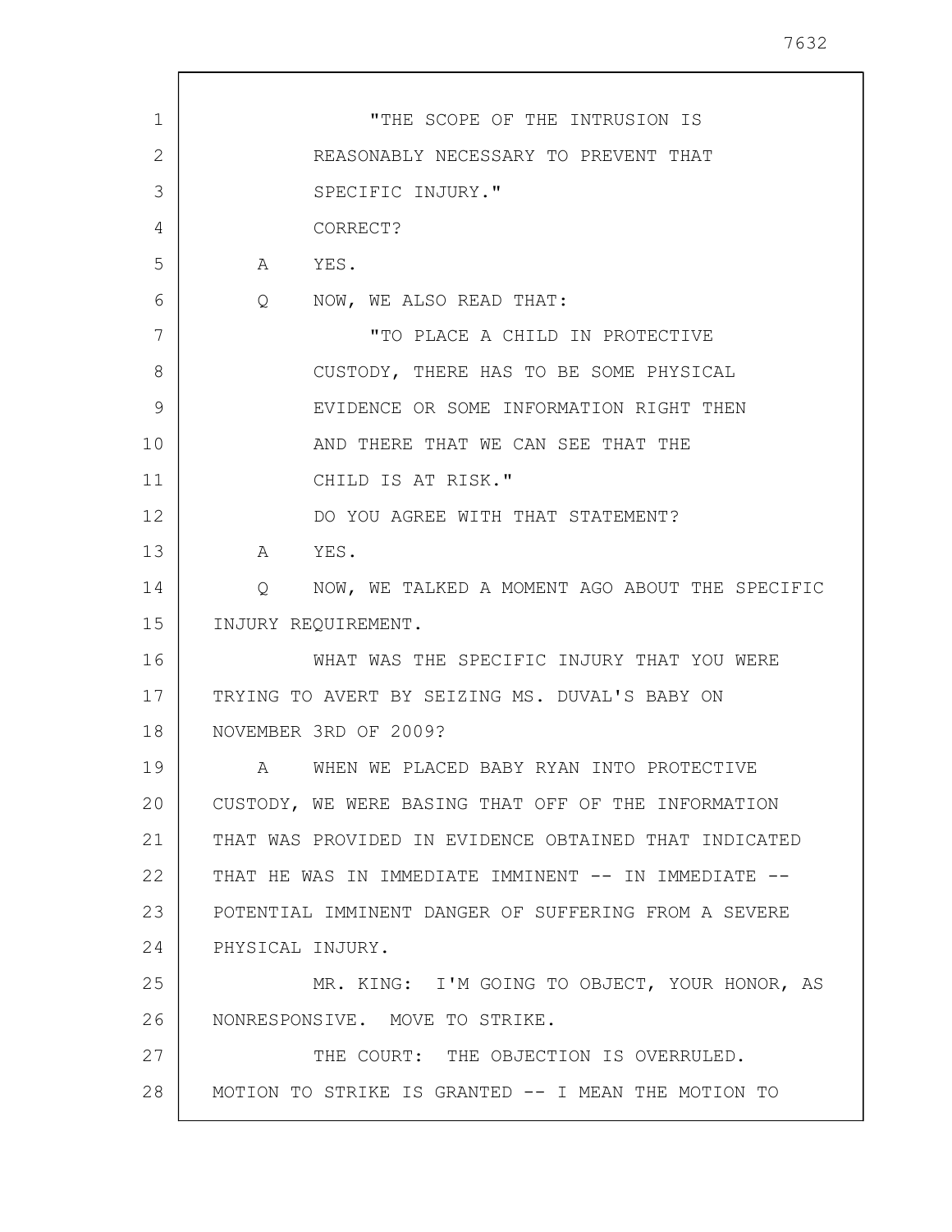"THE SCOPE OF THE INTRUSION IS REASONABLY NECESSARY TO PREVENT THAT SPECIFIC INJURY."

CORRECT?

A YES.

Q NOW, WE ALSO READ THAT:

"TO PLACE A CHILD IN PROTECTIVE CUSTODY, THERE HAS TO BE SOME PHYSICAL EVIDENCE OR SOME INFORMATION RIGHT THEN AND THERE THAT WE CAN SEE THAT THE CHILD IS AT RISK."

DO YOU AGREE WITH THAT STATEMENT?

A YES.

Q NOW, WE TALKED A MOMENT AGO ABOUT THE SPECIFIC INJURY REQUIREMENT.

WHAT WAS THE SPECIFIC INJURY THAT YOU WERE TRYING TO AVERT BY SEIZING MS. DUVAL'S BABY ON NOVEMBER 3RD OF 2009?

A WHEN WE PLACED BABY RYAN INTO PROTECTIVE CUSTODY, WE WERE BASING THAT OFF OF THE INFORMATION THAT WAS PROVIDED IN EVIDENCE OBTAINED THAT INDICATED THAT HE WAS IN IMMEDIATE IMMINENT -- IN IMMEDIATE -- POTENTIAL IMMINENT DANGER OF SUFFERING FROM A SEVERE PHYSICAL INJURY.

MR. KING: I'M GOING TO OBJECT, YOUR HONOR, AS NONRESPONSIVE. MOVE TO STRIKE.

THE COURT: THE OBJECTION IS OVERRULED. MOTION TO STRIKE IS GRANTED -- I MEAN THE MOTION TO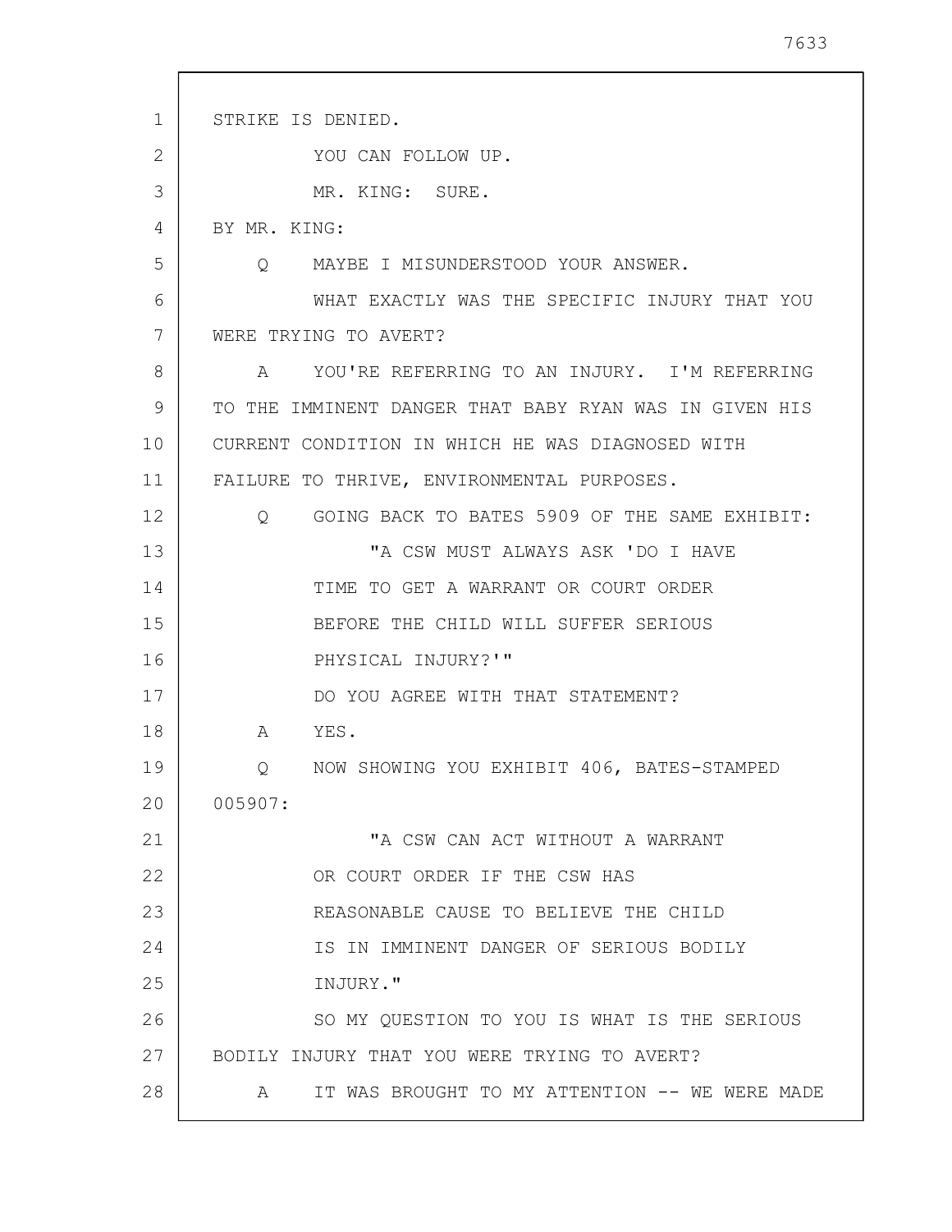STRIKE IS DENIED.

YOU CAN FOLLOW UP.

MR. KING: SURE.

BY MR. KING:

Q MAYBE I MISUNDERSTOOD YOUR ANSWER.

WHAT EXACTLY WAS THE SPECIFIC INJURY THAT YOU WERE TRYING TO AVERT?

A YOU'RE REFERRING TO AN INJURY. I'M REFERRING TO THE IMMINENT DANGER THAT BABY RYAN WAS IN GIVEN HIS CURRENT CONDITION IN WHICH HE WAS DIAGNOSED WITH FAILURE TO THRIVE, ENVIRONMENTAL PURPOSES.

Q GOING BACK TO BATES 5909 OF THE SAME EXHIBIT:

> "A CSW MUST ALWAYS ASK 'DO I HAVE TIME TO GET A WARRANT OR COURT ORDER BEFORE THE CHILD WILL SUFFER SERIOUS PHYSICAL INJURY?'"

DO YOU AGREE WITH THAT STATEMENT?

A YES.

Q NOW SHOWING YOU EXHIBIT 406, BATES-STAMPED 005907:

> "A CSW CAN ACT WITHOUT A WARRANT OR COURT ORDER IF THE CSW HAS REASONABLE CAUSE TO BELIEVE THE CHILD IS IN IMMINENT DANGER OF SERIOUS BODILY INJURY."

SO MY QUESTION TO YOU IS WHAT IS THE SERIOUS BODILY INJURY THAT YOU WERE TRYING TO AVERT?

A IT WAS BROUGHT TO MY ATTENTION -- WE WERE MADE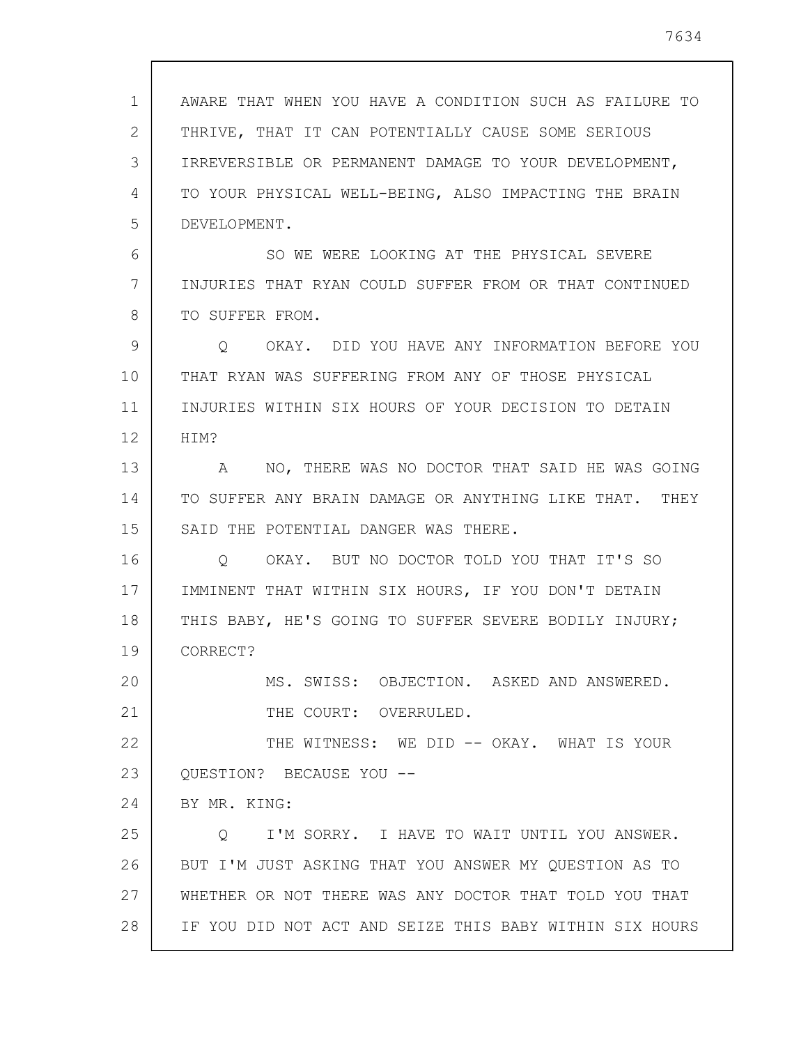AWARE THAT WHEN YOU HAVE A CONDITION SUCH AS FAILURE TO THRIVE, THAT IT CAN POTENTIALLY CAUSE SOME SERIOUS IRREVERSIBLE OR PERMANENT DAMAGE TO YOUR DEVELOPMENT, TO YOUR PHYSICAL WELL-BEING, ALSO IMPACTING THE BRAIN DEVELOPMENT.

SO WE WERE LOOKING AT THE PHYSICAL SEVERE INJURIES THAT RYAN COULD SUFFER FROM OR THAT CONTINUED TO SUFFER FROM.

Q OKAY. DID YOU HAVE ANY INFORMATION BEFORE YOU THAT RYAN WAS SUFFERING FROM ANY OF THOSE PHYSICAL INJURIES WITHIN SIX HOURS OF YOUR DECISION TO DETAIN HIM?

A NO, THERE WAS NO DOCTOR THAT SAID HE WAS GOING TO SUFFER ANY BRAIN DAMAGE OR ANYTHING LIKE THAT. THEY SAID THE POTENTIAL DANGER WAS THERE.

Q OKAY. BUT NO DOCTOR TOLD YOU THAT IT'S SO IMMINENT THAT WITHIN SIX HOURS, IF YOU DON'T DETAIN THIS BABY, HE'S GOING TO SUFFER SEVERE BODILY INJURY; CORRECT?

MS. SWISS: OBJECTION. ASKED AND ANSWERED.

THE COURT: OVERRULED.

THE WITNESS: WE DID -- OKAY. WHAT IS YOUR QUESTION? BECAUSE YOU --

BY MR. KING:

Q I'M SORRY. I HAVE TO WAIT UNTIL YOU ANSWER. BUT I'M JUST ASKING THAT YOU ANSWER MY QUESTION AS TO WHETHER OR NOT THERE WAS ANY DOCTOR THAT TOLD YOU THAT IF YOU DID NOT ACT AND SEIZE THIS BABY WITHIN SIX HOURS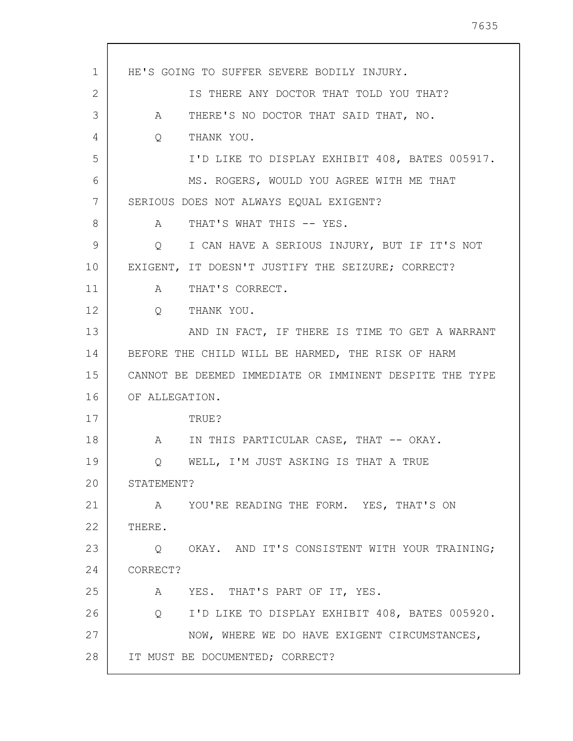HE'S GOING TO SUFFER SEVERE BODILY INJURY.

IS THERE ANY DOCTOR THAT TOLD YOU THAT?

A THERE'S NO DOCTOR THAT SAID THAT, NO.

Q THANK YOU.

I'D LIKE TO DISPLAY EXHIBIT 408, BATES 005917.

MS. ROGERS, WOULD YOU AGREE WITH ME THAT SERIOUS DOES NOT ALWAYS EQUAL EXIGENT?

A THAT'S WHAT THIS -- YES.

Q I CAN HAVE A SERIOUS INJURY, BUT IF IT'S NOT EXIGENT, IT DOESN'T JUSTIFY THE SEIZURE; CORRECT?

A THAT'S CORRECT.

Q THANK YOU.

AND IN FACT, IF THERE IS TIME TO GET A WARRANT BEFORE THE CHILD WILL BE HARMED, THE RISK OF HARM CANNOT BE DEEMED IMMEDIATE OR IMMINENT DESPITE THE TYPE OF ALLEGATION.

TRUE?

A IN THIS PARTICULAR CASE, THAT -- OKAY.

Q WELL, I'M JUST ASKING IS THAT A TRUE STATEMENT?

A YOU'RE READING THE FORM. YES, THAT'S ON THERE.

Q OKAY. AND IT'S CONSISTENT WITH YOUR TRAINING; CORRECT?

A YES. THAT'S PART OF IT, YES.

Q I'D LIKE TO DISPLAY EXHIBIT 408, BATES 005920.

NOW, WHERE WE DO HAVE EXIGENT CIRCUMSTANCES, IT MUST BE DOCUMENTED; CORRECT?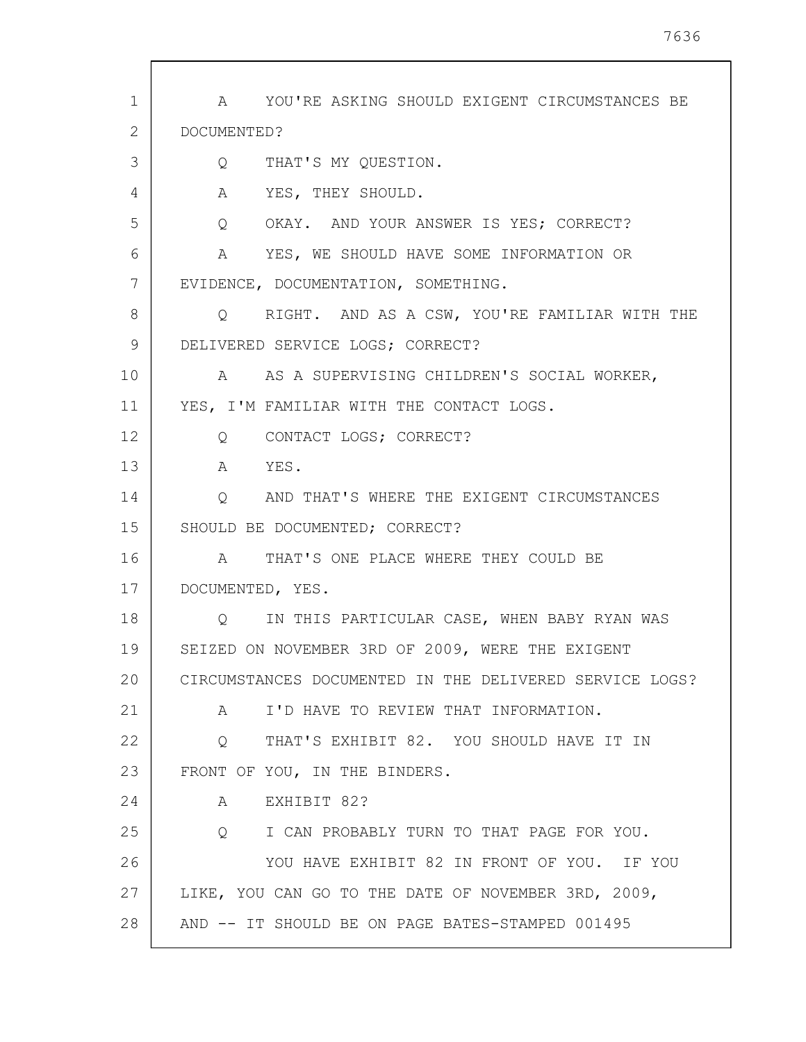A YOU'RE ASKING SHOULD EXIGENT CIRCUMSTANCES BE DOCUMENTED?

Q THAT'S MY QUESTION.

A YES, THEY SHOULD.

Q OKAY. AND YOUR ANSWER IS YES; CORRECT?

A YES, WE SHOULD HAVE SOME INFORMATION OR EVIDENCE, DOCUMENTATION, SOMETHING.

Q RIGHT. AND AS A CSW, YOU'RE FAMILIAR WITH THE DELIVERED SERVICE LOGS; CORRECT?

A AS A SUPERVISING CHILDREN'S SOCIAL WORKER, YES, I'M FAMILIAR WITH THE CONTACT LOGS.

Q CONTACT LOGS; CORRECT?

A YES.

Q AND THAT'S WHERE THE EXIGENT CIRCUMSTANCES SHOULD BE DOCUMENTED; CORRECT?

A THAT'S ONE PLACE WHERE THEY COULD BE DOCUMENTED, YES.

Q IN THIS PARTICULAR CASE, WHEN BABY RYAN WAS SEIZED ON NOVEMBER 3RD OF 2009, WERE THE EXIGENT CIRCUMSTANCES DOCUMENTED IN THE DELIVERED SERVICE LOGS?

A I'D HAVE TO REVIEW THAT INFORMATION.

Q THAT'S EXHIBIT 82. YOU SHOULD HAVE IT IN FRONT OF YOU, IN THE BINDERS.

A EXHIBIT 82?

Q I CAN PROBABLY TURN TO THAT PAGE FOR YOU.

YOU HAVE EXHIBIT 82 IN FRONT OF YOU. IF YOU LIKE, YOU CAN GO TO THE DATE OF NOVEMBER 3RD, 2009, AND -- IT SHOULD BE ON PAGE BATES-STAMPED 001495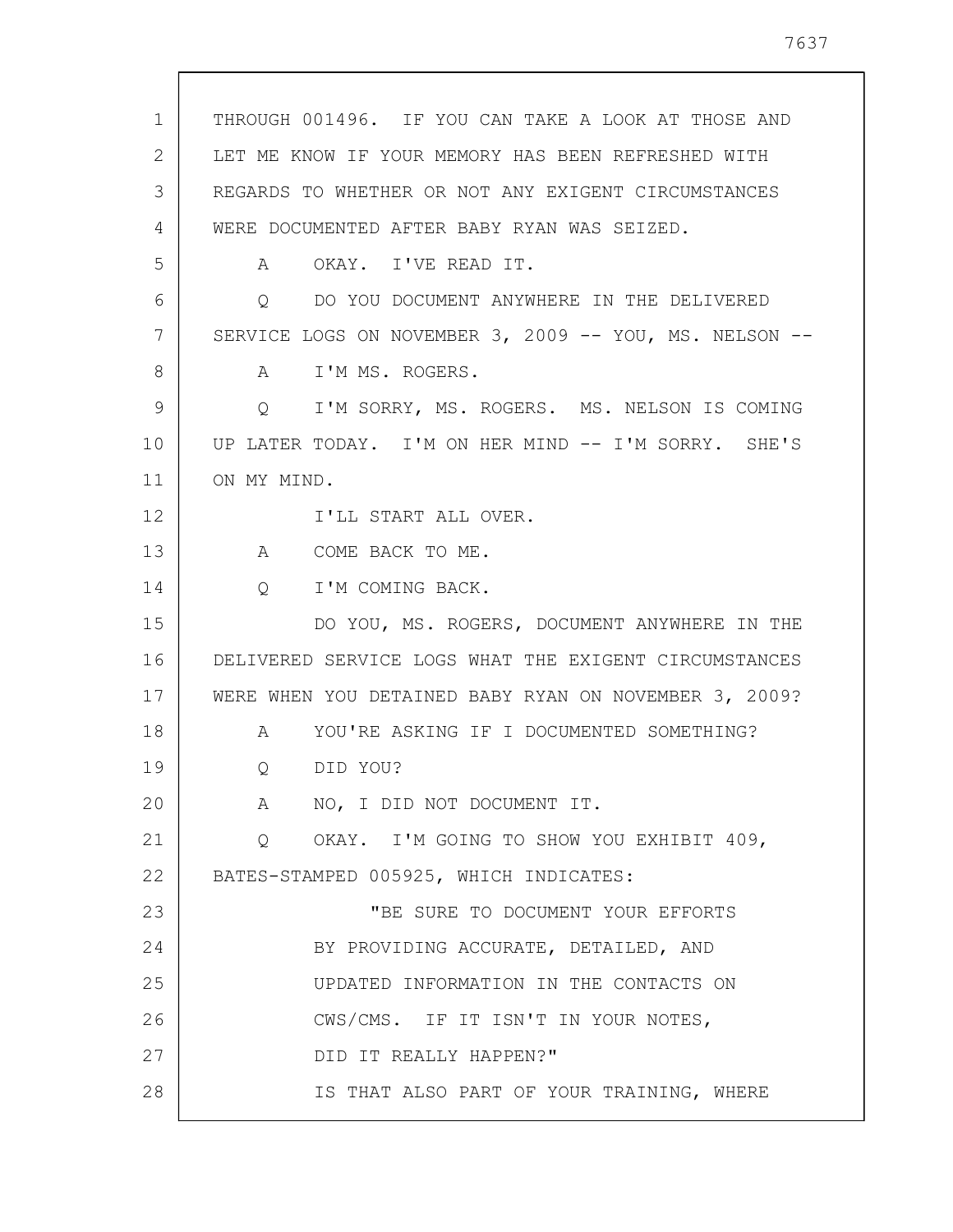THROUGH 001496. IF YOU CAN TAKE A LOOK AT THOSE AND LET ME KNOW IF YOUR MEMORY HAS BEEN REFRESHED WITH REGARDS TO WHETHER OR NOT ANY EXIGENT CIRCUMSTANCES WERE DOCUMENTED AFTER BABY RYAN WAS SEIZED.

A OKAY. I'VE READ IT.

Q DO YOU DOCUMENT ANYWHERE IN THE DELIVERED SERVICE LOGS ON NOVEMBER 3, 2009 -- YOU, MS. NELSON --

A I'M MS. ROGERS.

Q I'M SORRY, MS. ROGERS. MS. NELSON IS COMING UP LATER TODAY. I'M ON HER MIND -- I'M SORRY. SHE'S ON MY MIND.

I'LL START ALL OVER.

A COME BACK TO ME.

Q I'M COMING BACK.

DO YOU, MS. ROGERS, DOCUMENT ANYWHERE IN THE DELIVERED SERVICE LOGS WHAT THE EXIGENT CIRCUMSTANCES WERE WHEN YOU DETAINED BABY RYAN ON NOVEMBER 3, 2009?

A YOU'RE ASKING IF I DOCUMENTED SOMETHING?

Q DID YOU?

A NO, I DID NOT DOCUMENT IT.

Q OKAY. I'M GOING TO SHOW YOU EXHIBIT 409, BATES-STAMPED 005925, WHICH INDICATES:

"BE SURE TO DOCUMENT YOUR EFFORTS BY PROVIDING ACCURATE, DETAILED, AND UPDATED INFORMATION IN THE CONTACTS ON CWS/CMS. IF IT ISN'T IN YOUR NOTES, DID IT REALLY HAPPEN?"

IS THAT ALSO PART OF YOUR TRAINING, WHERE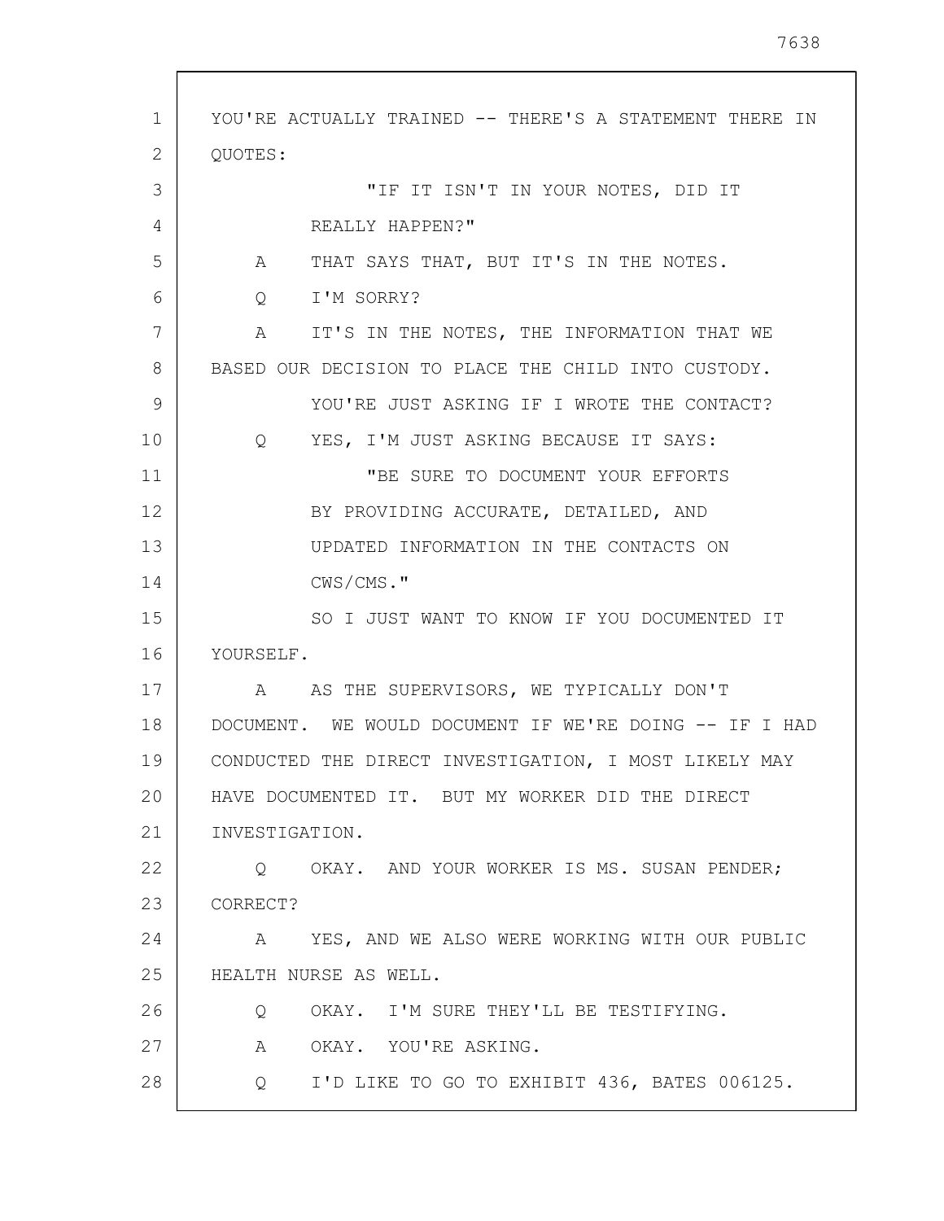YOU'RE ACTUALLY TRAINED -- THERE'S A STATEMENT THERE IN QUOTES:

"IF IT ISN'T IN YOUR NOTES, DID IT REALLY HAPPEN?"

A THAT SAYS THAT, BUT IT'S IN THE NOTES.

Q I'M SORRY?

A IT'S IN THE NOTES, THE INFORMATION THAT WE BASED OUR DECISION TO PLACE THE CHILD INTO CUSTODY.

YOU'RE JUST ASKING IF I WROTE THE CONTACT?

Q YES, I'M JUST ASKING BECAUSE IT SAYS:

"BE SURE TO DOCUMENT YOUR EFFORTS BY PROVIDING ACCURATE, DETAILED, AND UPDATED INFORMATION IN THE CONTACTS ON CWS/CMS."

SO I JUST WANT TO KNOW IF YOU DOCUMENTED IT YOURSELF.

A AS THE SUPERVISORS, WE TYPICALLY DON'T DOCUMENT. WE WOULD DOCUMENT IF WE'RE DOING -- IF I HAD CONDUCTED THE DIRECT INVESTIGATION, I MOST LIKELY MAY HAVE DOCUMENTED IT. BUT MY WORKER DID THE DIRECT INVESTIGATION.

Q OKAY. AND YOUR WORKER IS MS. SUSAN PENDER; CORRECT?

A YES, AND WE ALSO WERE WORKING WITH OUR PUBLIC HEALTH NURSE AS WELL.

Q OKAY. I'M SURE THEY'LL BE TESTIFYING.

A OKAY. YOU'RE ASKING.

Q I'D LIKE TO GO TO EXHIBIT 436, BATES 006125.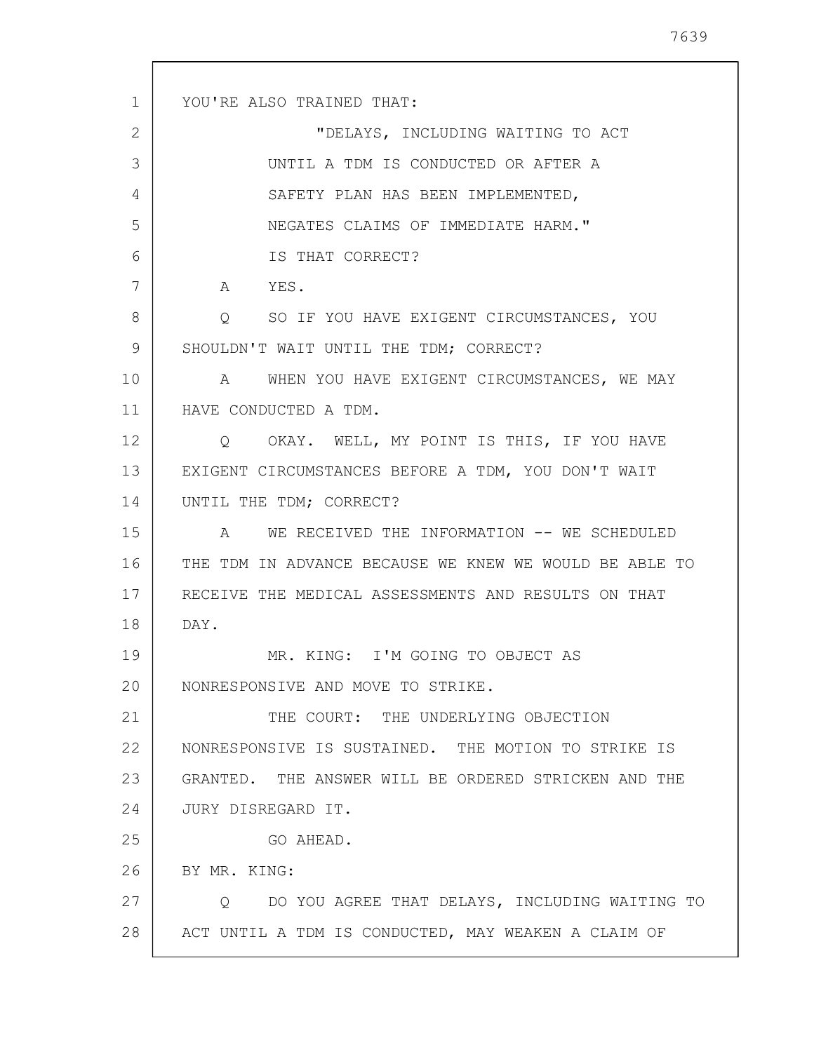YOU'RE ALSO TRAINED THAT:

"DELAYS, INCLUDING WAITING TO ACT UNTIL A TDM IS CONDUCTED OR AFTER A SAFETY PLAN HAS BEEN IMPLEMENTED, NEGATES CLAIMS OF IMMEDIATE HARM."

IS THAT CORRECT?

A YES.

Q SO IF YOU HAVE EXIGENT CIRCUMSTANCES, YOU SHOULDN'T WAIT UNTIL THE TDM; CORRECT?

A WHEN YOU HAVE EXIGENT CIRCUMSTANCES, WE MAY HAVE CONDUCTED A TDM.

Q OKAY. WELL, MY POINT IS THIS, IF YOU HAVE EXIGENT CIRCUMSTANCES BEFORE A TDM, YOU DON'T WAIT UNTIL THE TDM; CORRECT?

A WE RECEIVED THE INFORMATION -- WE SCHEDULED THE TDM IN ADVANCE BECAUSE WE KNEW WE WOULD BE ABLE TO RECEIVE THE MEDICAL ASSESSMENTS AND RESULTS ON THAT DAY.

MR. KING: I'M GOING TO OBJECT AS NONRESPONSIVE AND MOVE TO STRIKE.

THE COURT: THE UNDERLYING OBJECTION NONRESPONSIVE IS SUSTAINED. THE MOTION TO STRIKE IS GRANTED. THE ANSWER WILL BE ORDERED STRICKEN AND THE JURY DISREGARD IT.

GO AHEAD.

BY MR. KING:

Q DO YOU AGREE THAT DELAYS, INCLUDING WAITING TO ACT UNTIL A TDM IS CONDUCTED, MAY WEAKEN A CLAIM OF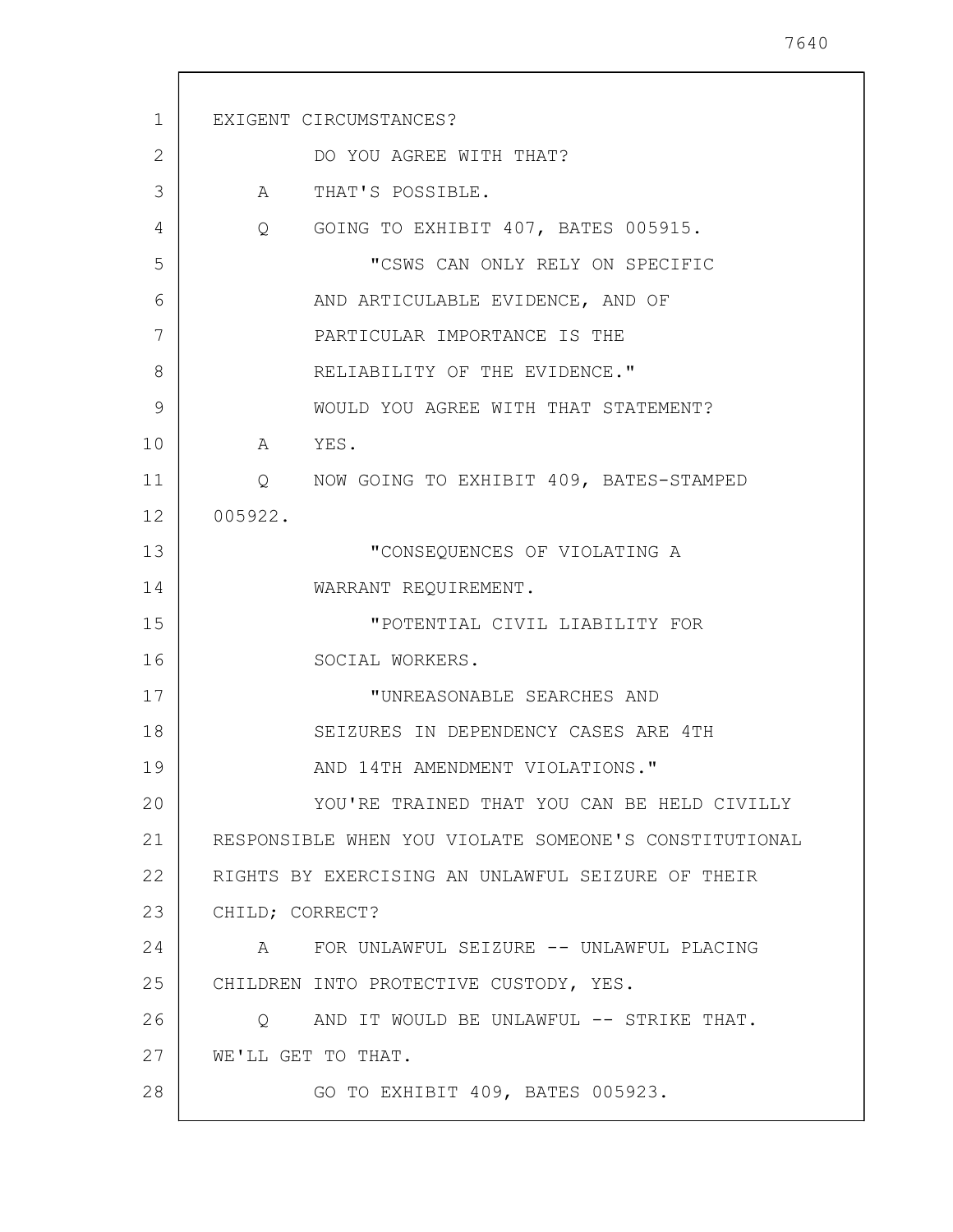EXIGENT CIRCUMSTANCES?

DO YOU AGREE WITH THAT?

A THAT'S POSSIBLE.

Q GOING TO EXHIBIT 407, BATES 005915.

"CSWS CAN ONLY RELY ON SPECIFIC AND ARTICULABLE EVIDENCE, AND OF PARTICULAR IMPORTANCE IS THE RELIABILITY OF THE EVIDENCE."

WOULD YOU AGREE WITH THAT STATEMENT?

A YES.

Q NOW GOING TO EXHIBIT 409, BATES-STAMPED 005922.

"CONSEQUENCES OF VIOLATING A WARRANT REQUIREMENT.

"POTENTIAL CIVIL LIABILITY FOR SOCIAL WORKERS.

"UNREASONABLE SEARCHES AND SEIZURES IN DEPENDENCY CASES ARE 4TH AND 14TH AMENDMENT VIOLATIONS."

YOU'RE TRAINED THAT YOU CAN BE HELD CIVILLY RESPONSIBLE WHEN YOU VIOLATE SOMEONE'S CONSTITUTIONAL RIGHTS BY EXERCISING AN UNLAWFUL SEIZURE OF THEIR CHILD; CORRECT?

A FOR UNLAWFUL SEIZURE -- UNLAWFUL PLACING CHILDREN INTO PROTECTIVE CUSTODY, YES.

Q AND IT WOULD BE UNLAWFUL -- STRIKE THAT. WE'LL GET TO THAT.

GO TO EXHIBIT 409, BATES 005923.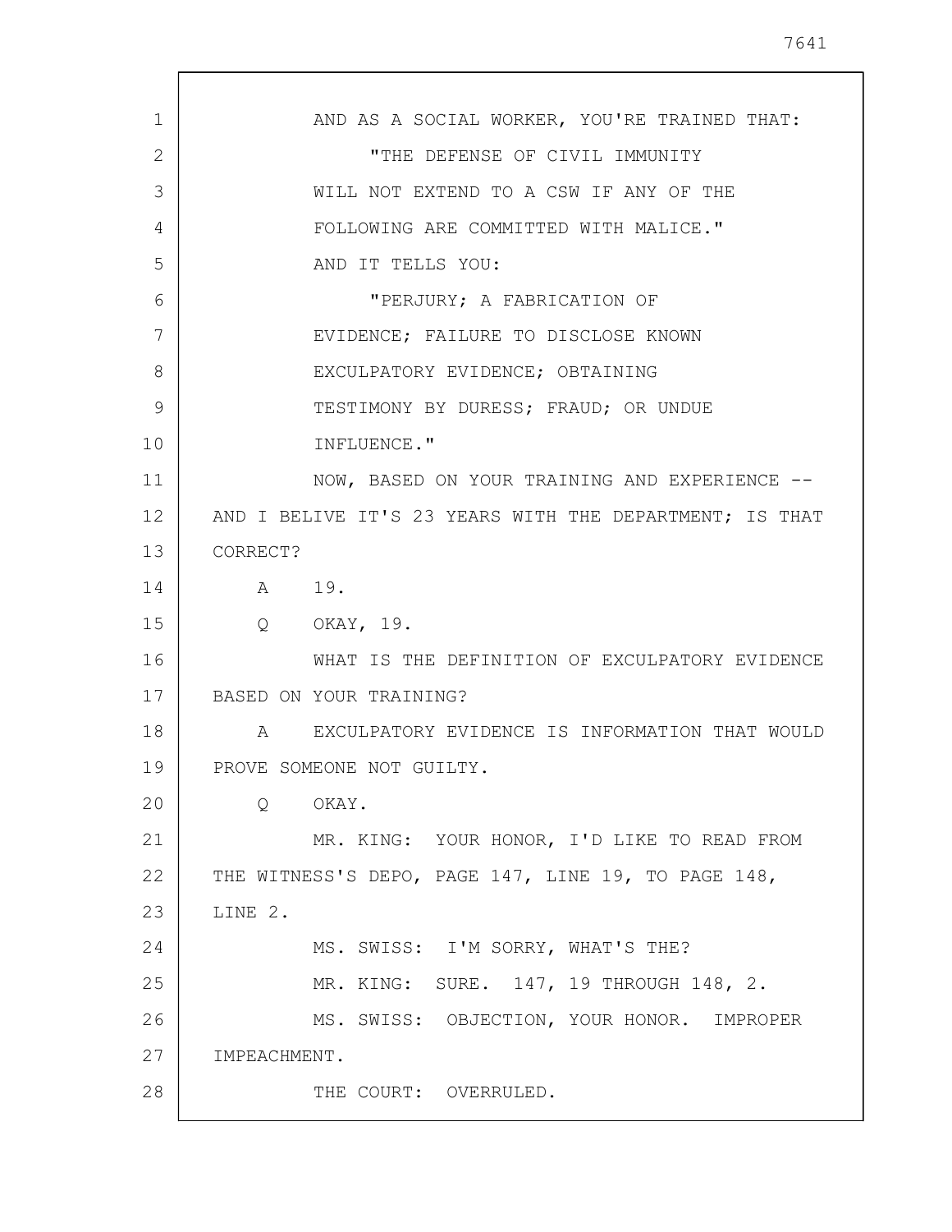AND AS A SOCIAL WORKER, YOU'RE TRAINED THAT:

"THE DEFENSE OF CIVIL IMMUNITY WILL NOT EXTEND TO A CSW IF ANY OF THE FOLLOWING ARE COMMITTED WITH MALICE."

AND IT TELLS YOU:

"PERJURY; A FABRICATION OF EVIDENCE; FAILURE TO DISCLOSE KNOWN EXCULPATORY EVIDENCE; OBTAINING TESTIMONY BY DURESS; FRAUD; OR UNDUE INFLUENCE."

NOW, BASED ON YOUR TRAINING AND EXPERIENCE -- AND I BELIVE IT'S 23 YEARS WITH THE DEPARTMENT; IS THAT CORRECT?

A 19.

Q OKAY, 19.

WHAT IS THE DEFINITION OF EXCULPATORY EVIDENCE BASED ON YOUR TRAINING?

A EXCULPATORY EVIDENCE IS INFORMATION THAT WOULD PROVE SOMEONE NOT GUILTY.

Q OKAY.

MR. KING: YOUR HONOR, I'D LIKE TO READ FROM THE WITNESS'S DEPO, PAGE 147, LINE 19, TO PAGE 148, LINE 2.

MS. SWISS: I'M SORRY, WHAT'S THE?

MR. KING: SURE. 147, 19 THROUGH 148, 2.

MS. SWISS: OBJECTION, YOUR HONOR. IMPROPER IMPEACHMENT.

THE COURT: OVERRULED.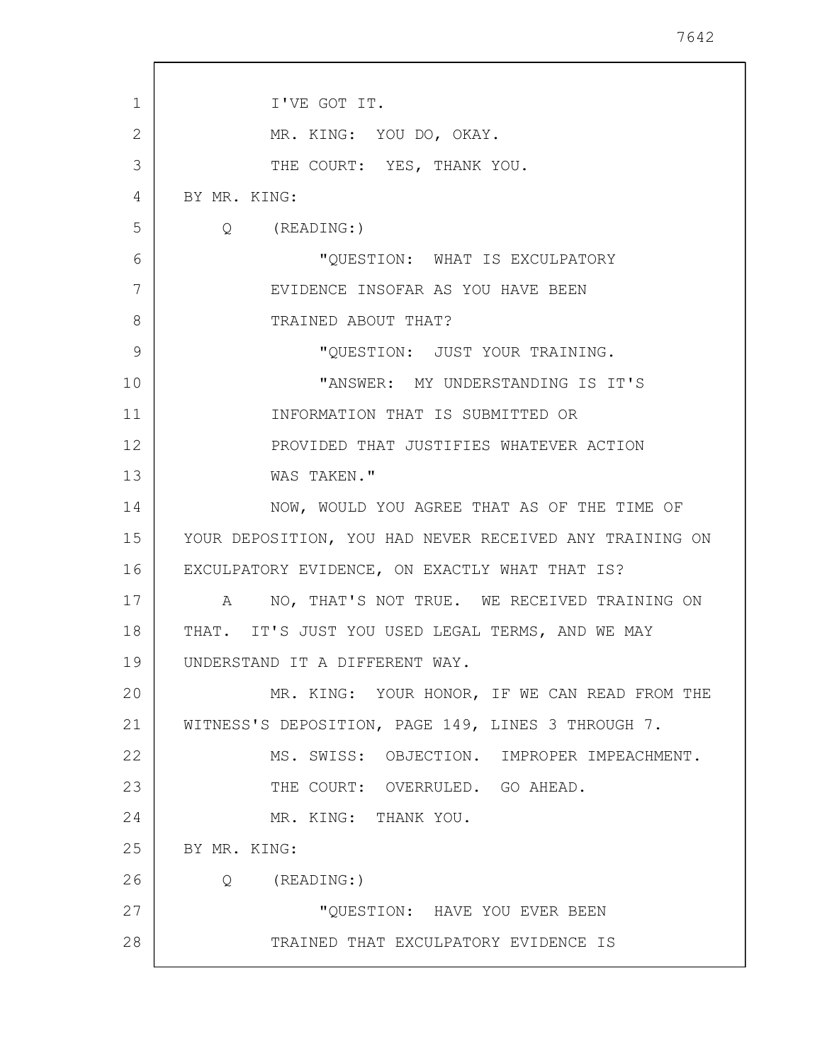I'VE GOT IT.

MR. KING: YOU DO, OKAY.

THE COURT: YES, THANK YOU.

BY MR. KING:

Q (READING:)

"QUESTION: WHAT IS EXCULPATORY EVIDENCE INSOFAR AS YOU HAVE BEEN TRAINED ABOUT THAT?

"QUESTION: JUST YOUR TRAINING.

"ANSWER: MY UNDERSTANDING IS IT'S INFORMATION THAT IS SUBMITTED OR PROVIDED THAT JUSTIFIES WHATEVER ACTION WAS TAKEN."

NOW, WOULD YOU AGREE THAT AS OF THE TIME OF YOUR DEPOSITION, YOU HAD NEVER RECEIVED ANY TRAINING ON EXCULPATORY EVIDENCE, ON EXACTLY WHAT THAT IS?

A NO, THAT'S NOT TRUE. WE RECEIVED TRAINING ON THAT. IT'S JUST YOU USED LEGAL TERMS, AND WE MAY UNDERSTAND IT A DIFFERENT WAY.

MR. KING: YOUR HONOR, IF WE CAN READ FROM THE WITNESS'S DEPOSITION, PAGE 149, LINES 3 THROUGH 7.

MS. SWISS: OBJECTION. IMPROPER IMPEACHMENT.

THE COURT: OVERRULED. GO AHEAD.

MR. KING: THANK YOU.

BY MR. KING:

Q (READING:)

"QUESTION: HAVE YOU EVER BEEN TRAINED THAT EXCULPATORY EVIDENCE IS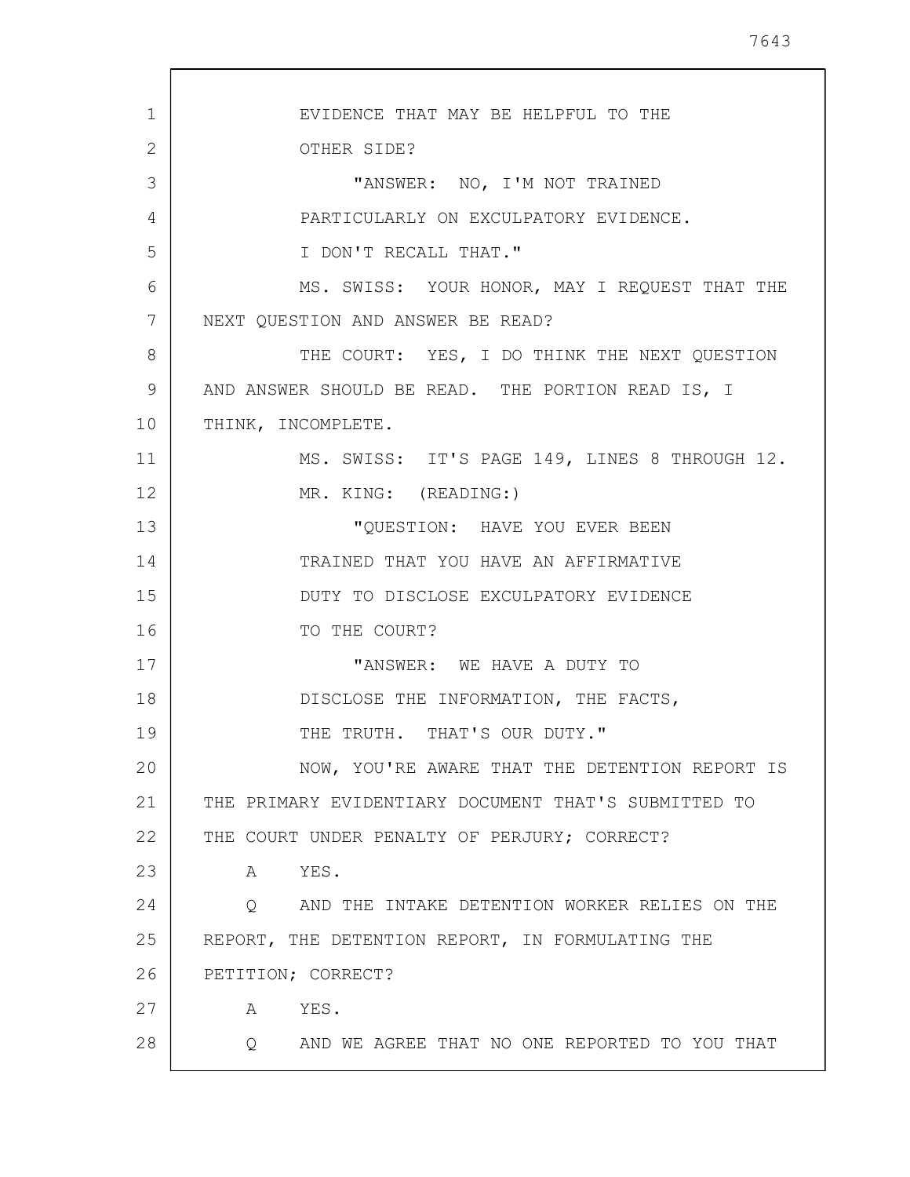EVIDENCE THAT MAY BE HELPFUL TO THE OTHER SIDE?

"ANSWER: NO, I'M NOT TRAINED PARTICULARLY ON EXCULPATORY EVIDENCE. I DON'T RECALL THAT."

MS. SWISS: YOUR HONOR, MAY I REQUEST THAT THE NEXT QUESTION AND ANSWER BE READ?

THE COURT: YES, I DO THINK THE NEXT QUESTION AND ANSWER SHOULD BE READ. THE PORTION READ IS, I THINK, INCOMPLETE.

MS. SWISS: IT'S PAGE 149, LINES 8 THROUGH 12.

MR. KING: (READING:)

"QUESTION: HAVE YOU EVER BEEN TRAINED THAT YOU HAVE AN AFFIRMATIVE DUTY TO DISCLOSE EXCULPATORY EVIDENCE TO THE COURT?

"ANSWER: WE HAVE A DUTY TO DISCLOSE THE INFORMATION, THE FACTS, THE TRUTH. THAT'S OUR DUTY."

NOW, YOU'RE AWARE THAT THE DETENTION REPORT IS THE PRIMARY EVIDENTIARY DOCUMENT THAT'S SUBMITTED TO THE COURT UNDER PENALTY OF PERJURY; CORRECT?

A YES.

Q AND THE INTAKE DETENTION WORKER RELIES ON THE REPORT, THE DETENTION REPORT, IN FORMULATING THE PETITION; CORRECT?

A YES.

Q AND WE AGREE THAT NO ONE REPORTED TO YOU THAT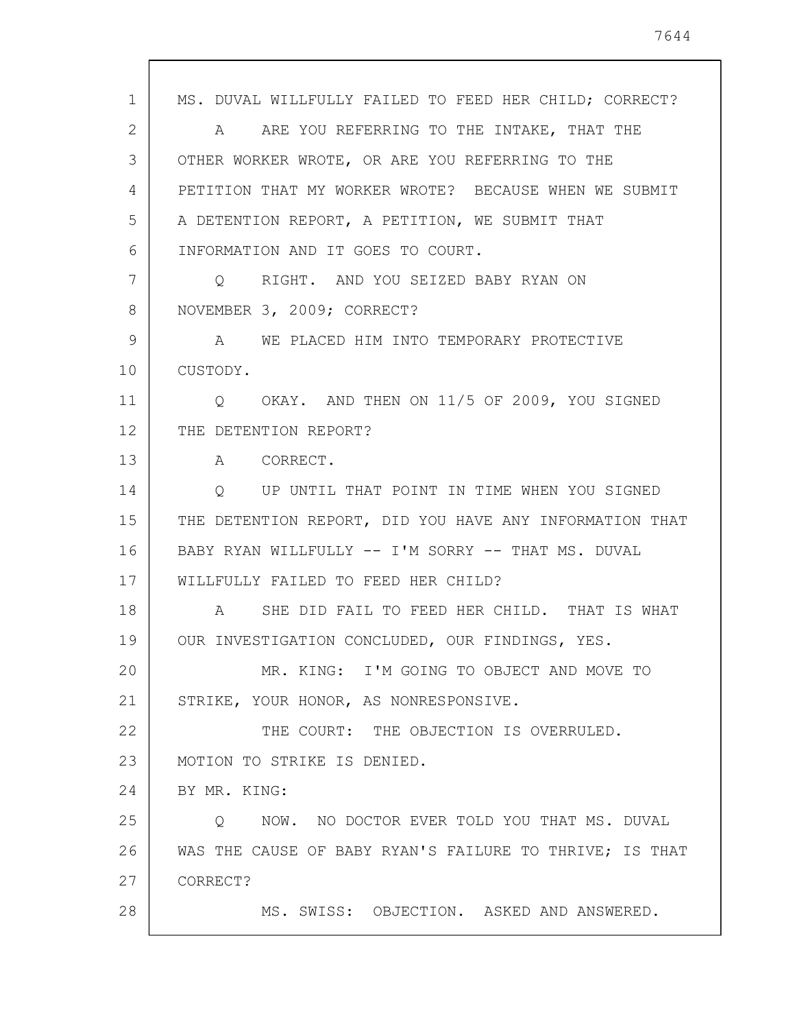MS. DUVAL WILLFULLY FAILED TO FEED HER CHILD; CORRECT?

A ARE YOU REFERRING TO THE INTAKE, THAT THE OTHER WORKER WROTE, OR ARE YOU REFERRING TO THE PETITION THAT MY WORKER WROTE? BECAUSE WHEN WE SUBMIT A DETENTION REPORT, A PETITION, WE SUBMIT THAT INFORMATION AND IT GOES TO COURT.

Q RIGHT. AND YOU SEIZED BABY RYAN ON NOVEMBER 3, 2009; CORRECT?

A WE PLACED HIM INTO TEMPORARY PROTECTIVE CUSTODY.

Q OKAY. AND THEN ON 11/5 OF 2009, YOU SIGNED THE DETENTION REPORT?

A CORRECT.

Q UP UNTIL THAT POINT IN TIME WHEN YOU SIGNED THE DETENTION REPORT, DID YOU HAVE ANY INFORMATION THAT BABY RYAN WILLFULLY -- I'M SORRY -- THAT MS. DUVAL WILLFULLY FAILED TO FEED HER CHILD?

A SHE DID FAIL TO FEED HER CHILD. THAT IS WHAT OUR INVESTIGATION CONCLUDED, OUR FINDINGS, YES.

MR. KING: I'M GOING TO OBJECT AND MOVE TO STRIKE, YOUR HONOR, AS NONRESPONSIVE.

THE COURT: THE OBJECTION IS OVERRULED. MOTION TO STRIKE IS DENIED.

BY MR. KING:

Q NOW. NO DOCTOR EVER TOLD YOU THAT MS. DUVAL WAS THE CAUSE OF BABY RYAN'S FAILURE TO THRIVE; IS THAT CORRECT?

MS. SWISS: OBJECTION. ASKED AND ANSWERED.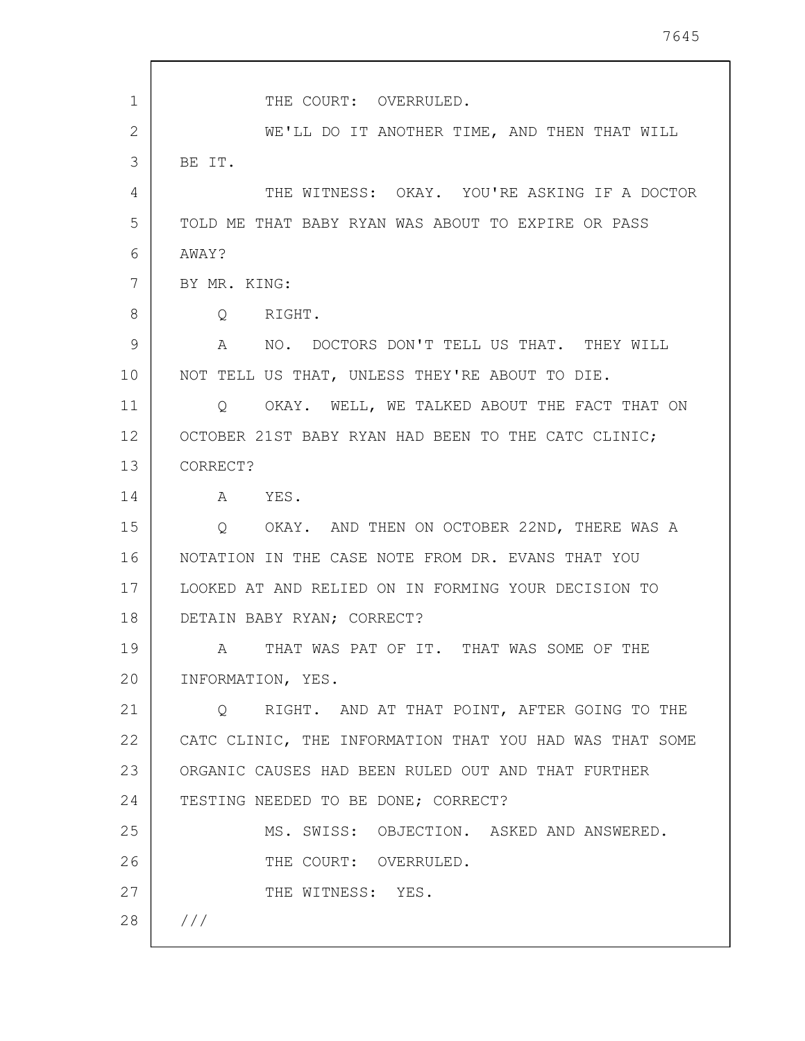THE COURT: OVERRULED.

WE'LL DO IT ANOTHER TIME, AND THEN THAT WILL BE IT.

THE WITNESS: OKAY. YOU'RE ASKING IF A DOCTOR TOLD ME THAT BABY RYAN WAS ABOUT TO EXPIRE OR PASS AWAY?

BY MR. KING:

Q RIGHT.

A NO. DOCTORS DON'T TELL US THAT. THEY WILL NOT TELL US THAT, UNLESS THEY'RE ABOUT TO DIE.

Q OKAY. WELL, WE TALKED ABOUT THE FACT THAT ON OCTOBER 21ST BABY RYAN HAD BEEN TO THE CATC CLINIC; CORRECT?

A YES.

Q OKAY. AND THEN ON OCTOBER 22ND, THERE WAS A NOTATION IN THE CASE NOTE FROM DR. EVANS THAT YOU LOOKED AT AND RELIED ON IN FORMING YOUR DECISION TO DETAIN BABY RYAN; CORRECT?

A THAT WAS PAT OF IT. THAT WAS SOME OF THE INFORMATION, YES.

Q RIGHT. AND AT THAT POINT, AFTER GOING TO THE CATC CLINIC, THE INFORMATION THAT YOU HAD WAS THAT SOME ORGANIC CAUSES HAD BEEN RULED OUT AND THAT FURTHER TESTING NEEDED TO BE DONE; CORRECT?

MS. SWISS: OBJECTION. ASKED AND ANSWERED.

THE COURT: OVERRULED.

THE WITNESS: YES.

///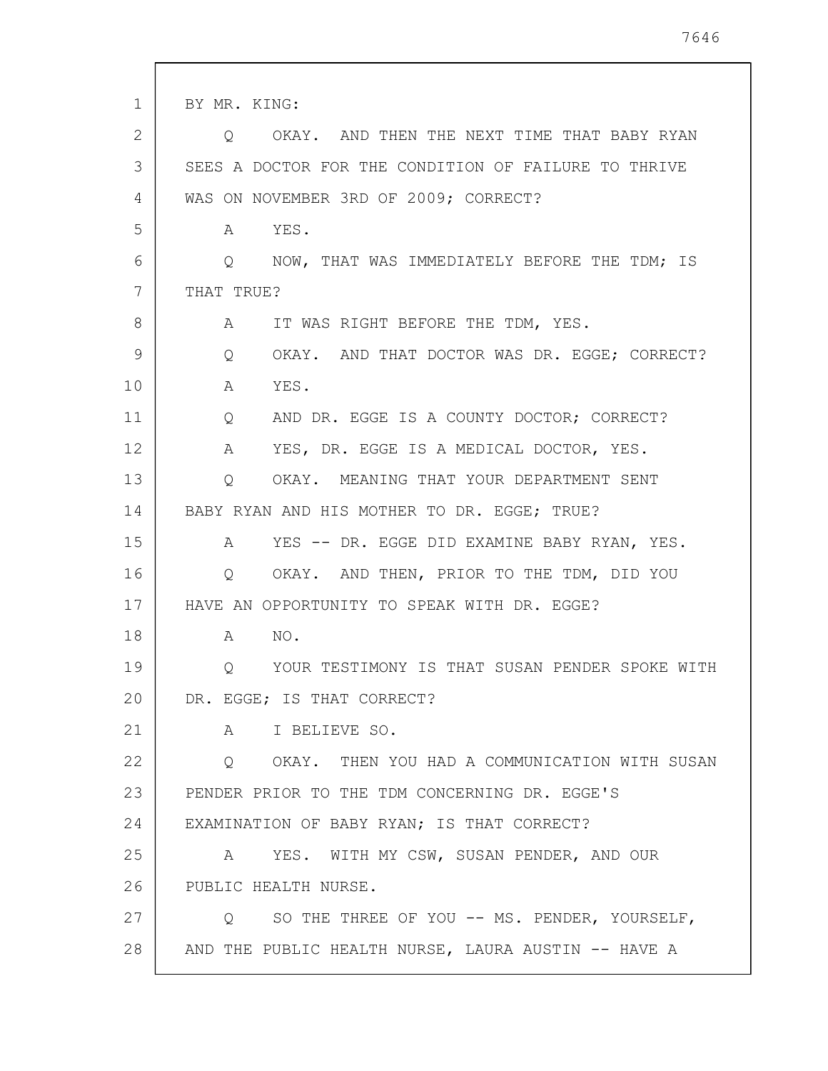BY MR. KING:

Q OKAY. AND THEN THE NEXT TIME THAT BABY RYAN SEES A DOCTOR FOR THE CONDITION OF FAILURE TO THRIVE WAS ON NOVEMBER 3RD OF 2009; CORRECT?

A YES.

Q NOW, THAT WAS IMMEDIATELY BEFORE THE TDM; IS THAT TRUE?

A IT WAS RIGHT BEFORE THE TDM, YES.

Q OKAY. AND THAT DOCTOR WAS DR. EGGE; CORRECT?

A YES.

Q AND DR. EGGE IS A COUNTY DOCTOR; CORRECT?

A YES, DR. EGGE IS A MEDICAL DOCTOR, YES.

Q OKAY. MEANING THAT YOUR DEPARTMENT SENT BABY RYAN AND HIS MOTHER TO DR. EGGE; TRUE?

A YES -- DR. EGGE DID EXAMINE BABY RYAN, YES.

Q OKAY. AND THEN, PRIOR TO THE TDM, DID YOU HAVE AN OPPORTUNITY TO SPEAK WITH DR. EGGE?

A NO.

Q YOUR TESTIMONY IS THAT SUSAN PENDER SPOKE WITH DR. EGGE; IS THAT CORRECT?

A I BELIEVE SO.

Q OKAY. THEN YOU HAD A COMMUNICATION WITH SUSAN PENDER PRIOR TO THE TDM CONCERNING DR. EGGE'S EXAMINATION OF BABY RYAN; IS THAT CORRECT?

A YES. WITH MY CSW, SUSAN PENDER, AND OUR PUBLIC HEALTH NURSE.

Q SO THE THREE OF YOU -- MS. PENDER, YOURSELF, AND THE PUBLIC HEALTH NURSE, LAURA AUSTIN -- HAVE A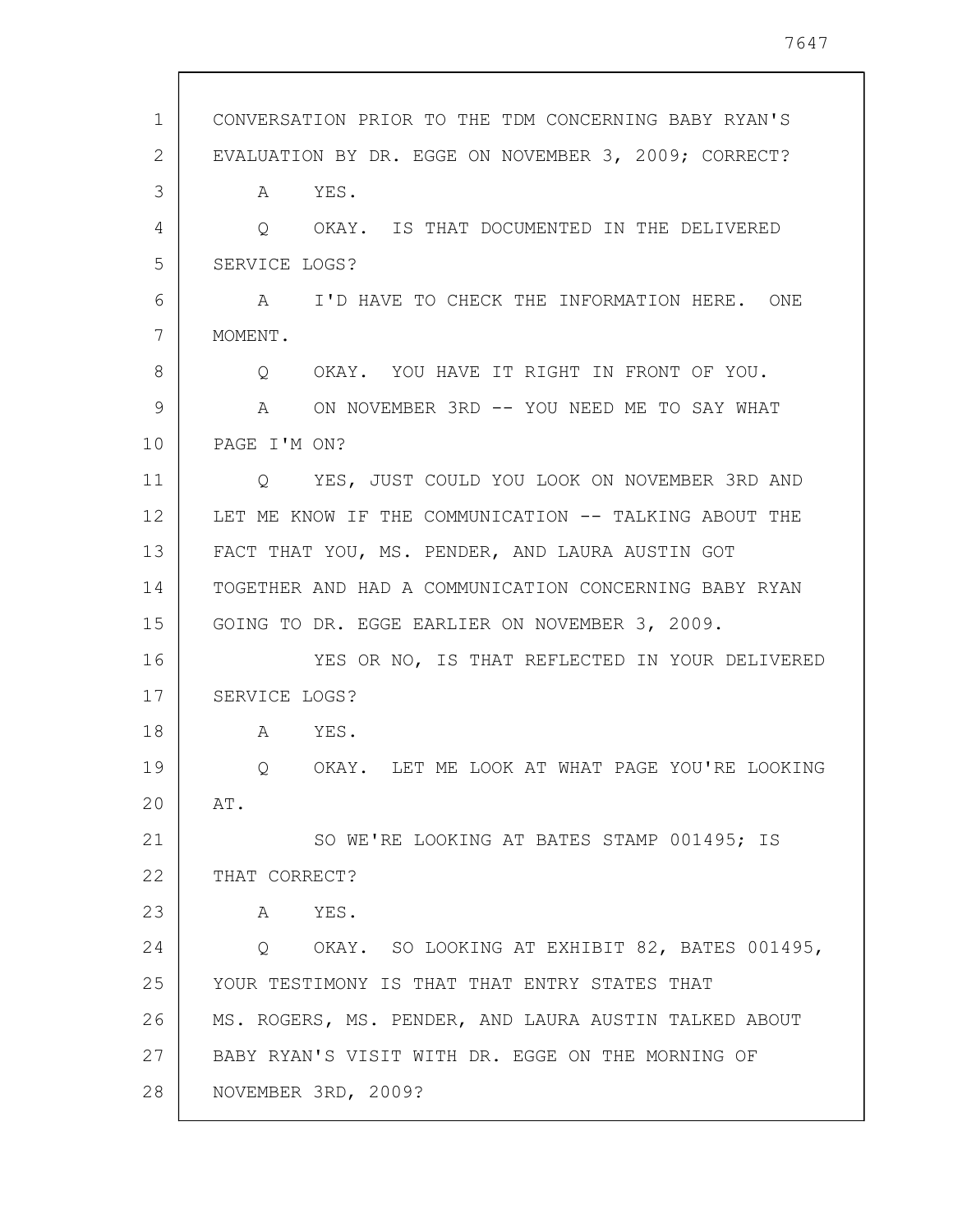CONVERSATION PRIOR TO THE TDM CONCERNING BABY RYAN'S EVALUATION BY DR. EGGE ON NOVEMBER 3, 2009; CORRECT?

A YES.

Q OKAY. IS THAT DOCUMENTED IN THE DELIVERED SERVICE LOGS?

A I'D HAVE TO CHECK THE INFORMATION HERE. ONE MOMENT.

Q OKAY. YOU HAVE IT RIGHT IN FRONT OF YOU.

A ON NOVEMBER 3RD -- YOU NEED ME TO SAY WHAT PAGE I'M ON?

Q YES, JUST COULD YOU LOOK ON NOVEMBER 3RD AND LET ME KNOW IF THE COMMUNICATION -- TALKING ABOUT THE FACT THAT YOU, MS. PENDER, AND LAURA AUSTIN GOT TOGETHER AND HAD A COMMUNICATION CONCERNING BABY RYAN GOING TO DR. EGGE EARLIER ON NOVEMBER 3, 2009.

YES OR NO, IS THAT REFLECTED IN YOUR DELIVERED SERVICE LOGS?

A YES.

Q OKAY. LET ME LOOK AT WHAT PAGE YOU'RE LOOKING AT.

SO WE'RE LOOKING AT BATES STAMP 001495; IS THAT CORRECT?

A YES.

Q OKAY. SO LOOKING AT EXHIBIT 82, BATES 001495, YOUR TESTIMONY IS THAT THAT ENTRY STATES THAT MS. ROGERS, MS. PENDER, AND LAURA AUSTIN TALKED ABOUT BABY RYAN'S VISIT WITH DR. EGGE ON THE MORNING OF NOVEMBER 3RD, 2009?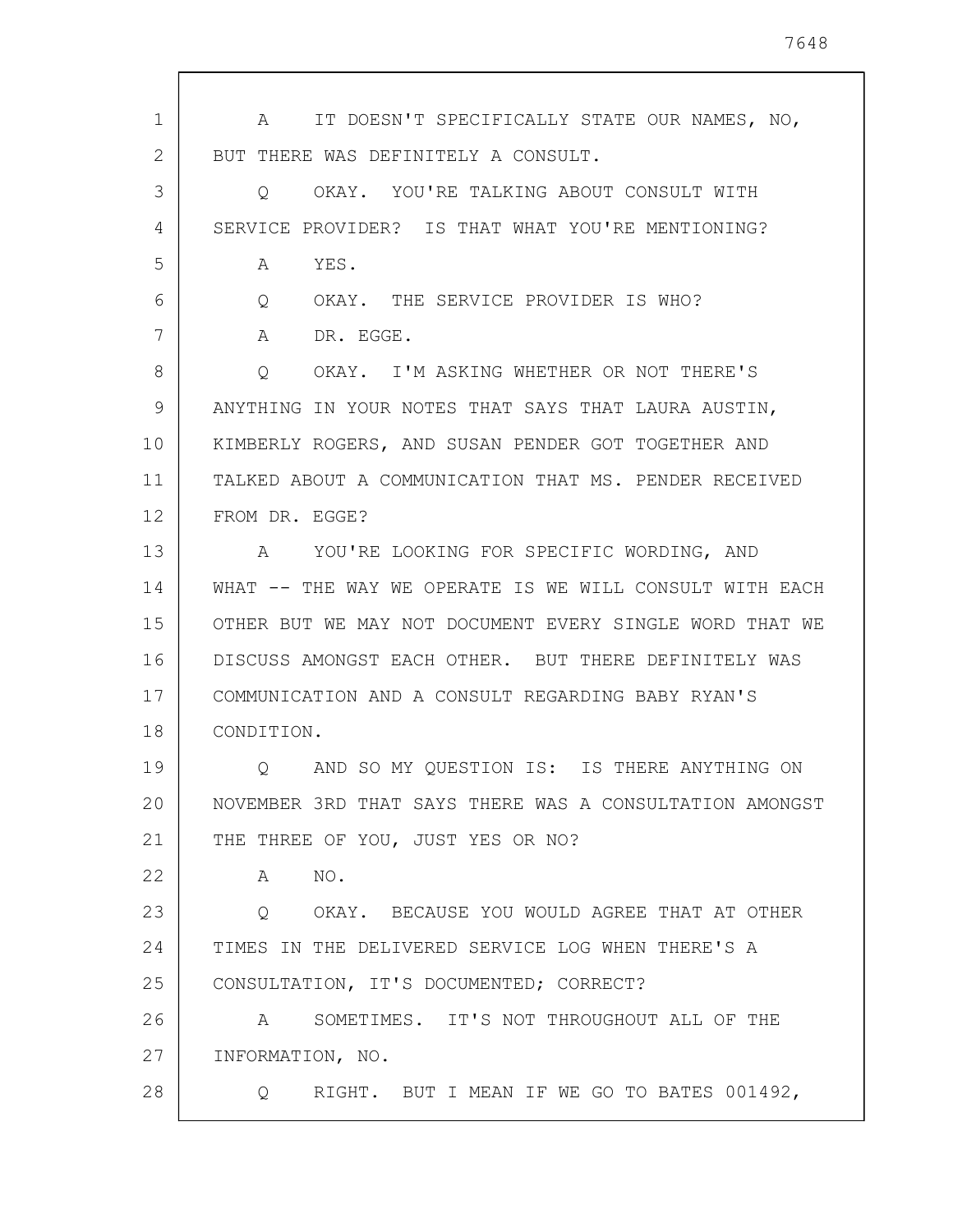A IT DOESN'T SPECIFICALLY STATE OUR NAMES, NO, BUT THERE WAS DEFINITELY A CONSULT.

Q OKAY. YOU'RE TALKING ABOUT CONSULT WITH SERVICE PROVIDER? IS THAT WHAT YOU'RE MENTIONING?

A YES.

Q OKAY. THE SERVICE PROVIDER IS WHO?

A DR. EGGE.

Q OKAY. I'M ASKING WHETHER OR NOT THERE'S ANYTHING IN YOUR NOTES THAT SAYS THAT LAURA AUSTIN, KIMBERLY ROGERS, AND SUSAN PENDER GOT TOGETHER AND TALKED ABOUT A COMMUNICATION THAT MS. PENDER RECEIVED FROM DR. EGGE?

A YOU'RE LOOKING FOR SPECIFIC WORDING, AND WHAT -- THE WAY WE OPERATE IS WE WILL CONSULT WITH EACH OTHER BUT WE MAY NOT DOCUMENT EVERY SINGLE WORD THAT WE DISCUSS AMONGST EACH OTHER. BUT THERE DEFINITELY WAS COMMUNICATION AND A CONSULT REGARDING BABY RYAN'S CONDITION.

Q AND SO MY QUESTION IS: IS THERE ANYTHING ON NOVEMBER 3RD THAT SAYS THERE WAS A CONSULTATION AMONGST THE THREE OF YOU, JUST YES OR NO?

A NO.

Q OKAY. BECAUSE YOU WOULD AGREE THAT AT OTHER TIMES IN THE DELIVERED SERVICE LOG WHEN THERE'S A CONSULTATION, IT'S DOCUMENTED; CORRECT?

A SOMETIMES. IT'S NOT THROUGHOUT ALL OF THE INFORMATION, NO.

Q RIGHT. BUT I MEAN IF WE GO TO BATES 001492,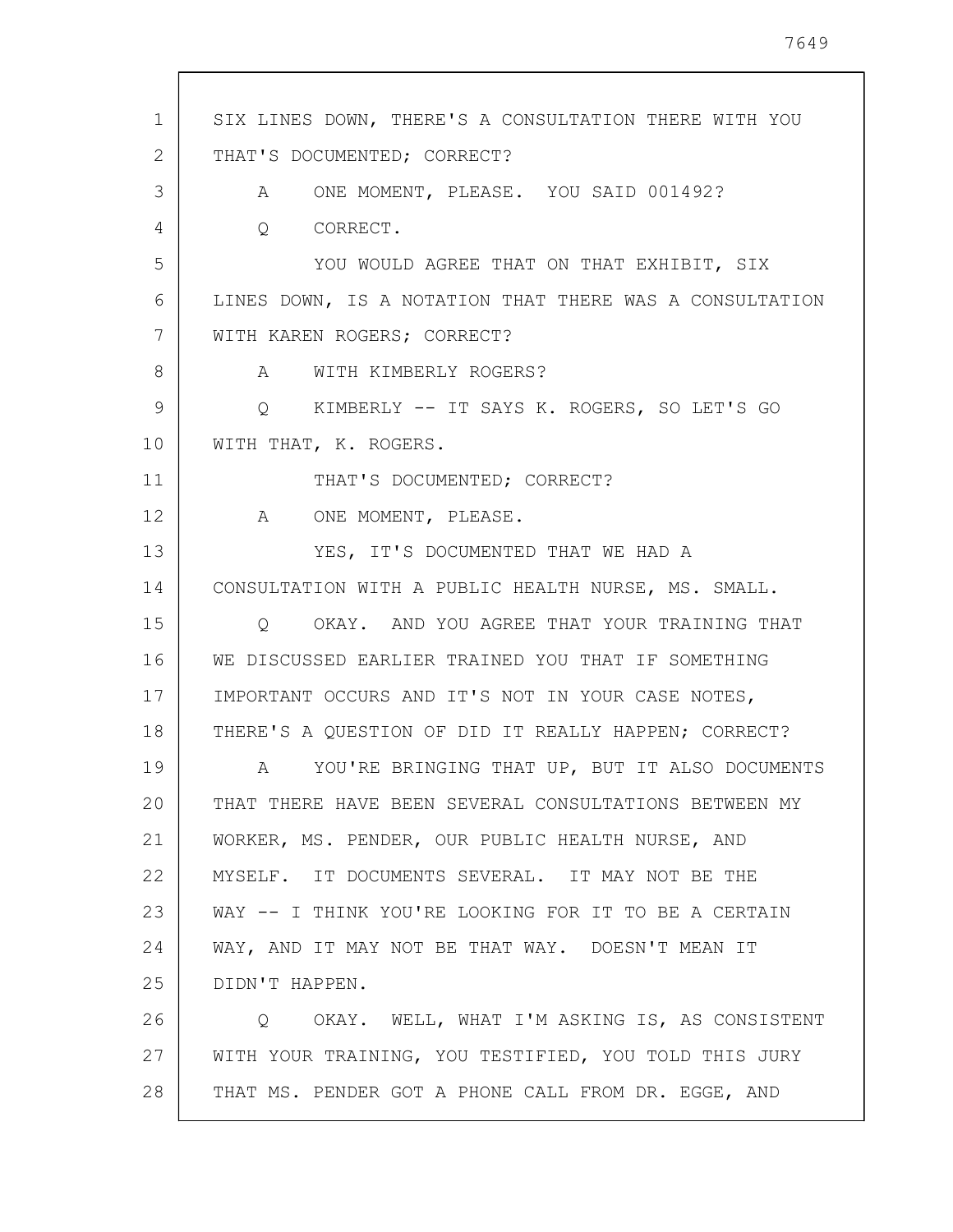SIX LINES DOWN, THERE'S A CONSULTATION THERE WITH YOU THAT'S DOCUMENTED; CORRECT?

A    ONE MOMENT, PLEASE.  YOU SAID 001492?

Q    CORRECT.

YOU WOULD AGREE THAT ON THAT EXHIBIT, SIX LINES DOWN, IS A NOTATION THAT THERE WAS A CONSULTATION WITH KAREN ROGERS; CORRECT?

A    WITH KIMBERLY ROGERS?

Q    KIMBERLY -- IT SAYS K. ROGERS, SO LET'S GO WITH THAT, K. ROGERS.

THAT'S DOCUMENTED; CORRECT?

A    ONE MOMENT, PLEASE.

YES, IT'S DOCUMENTED THAT WE HAD A CONSULTATION WITH A PUBLIC HEALTH NURSE, MS. SMALL.

Q    OKAY.  AND YOU AGREE THAT YOUR TRAINING THAT WE DISCUSSED EARLIER TRAINED YOU THAT IF SOMETHING IMPORTANT OCCURS AND IT'S NOT IN YOUR CASE NOTES, THERE'S A QUESTION OF DID IT REALLY HAPPEN; CORRECT?

A    YOU'RE BRINGING THAT UP, BUT IT ALSO DOCUMENTS THAT THERE HAVE BEEN SEVERAL CONSULTATIONS BETWEEN MY WORKER, MS. PENDER, OUR PUBLIC HEALTH NURSE, AND MYSELF.  IT DOCUMENTS SEVERAL.  IT MAY NOT BE THE WAY -- I THINK YOU'RE LOOKING FOR IT TO BE A CERTAIN WAY, AND IT MAY NOT BE THAT WAY.  DOESN'T MEAN IT DIDN'T HAPPEN.

Q    OKAY.  WELL, WHAT I'M ASKING IS, AS CONSISTENT WITH YOUR TRAINING, YOU TESTIFIED, YOU TOLD THIS JURY THAT MS. PENDER GOT A PHONE CALL FROM DR. EGGE, AND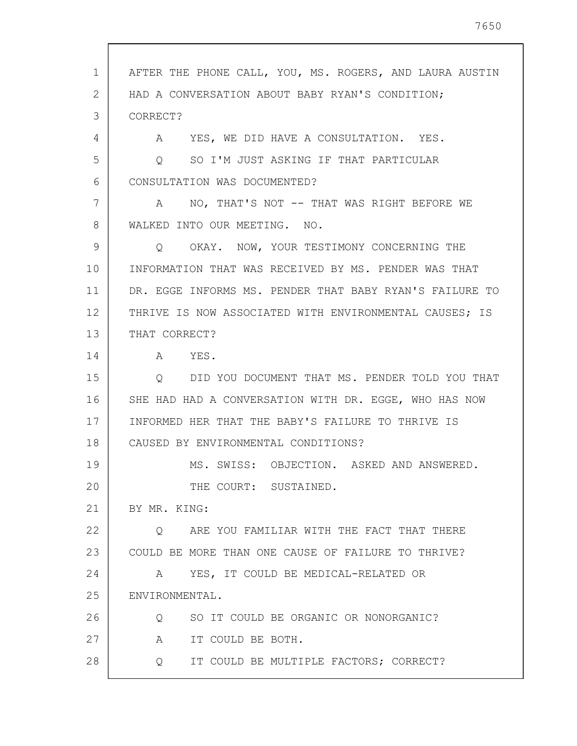AFTER THE PHONE CALL, YOU, MS. ROGERS, AND LAURA AUSTIN HAD A CONVERSATION ABOUT BABY RYAN'S CONDITION; CORRECT?

A YES, WE DID HAVE A CONSULTATION. YES.

Q SO I'M JUST ASKING IF THAT PARTICULAR CONSULTATION WAS DOCUMENTED?

A NO, THAT'S NOT -- THAT WAS RIGHT BEFORE WE WALKED INTO OUR MEETING. NO.

Q OKAY. NOW, YOUR TESTIMONY CONCERNING THE INFORMATION THAT WAS RECEIVED BY MS. PENDER WAS THAT DR. EGGE INFORMS MS. PENDER THAT BABY RYAN'S FAILURE TO THRIVE IS NOW ASSOCIATED WITH ENVIRONMENTAL CAUSES; IS THAT CORRECT?

A YES.

Q DID YOU DOCUMENT THAT MS. PENDER TOLD YOU THAT SHE HAD HAD A CONVERSATION WITH DR. EGGE, WHO HAS NOW INFORMED HER THAT THE BABY'S FAILURE TO THRIVE IS CAUSED BY ENVIRONMENTAL CONDITIONS?

MS. SWISS: OBJECTION. ASKED AND ANSWERED.

THE COURT: SUSTAINED.

BY MR. KING:

Q ARE YOU FAMILIAR WITH THE FACT THAT THERE COULD BE MORE THAN ONE CAUSE OF FAILURE TO THRIVE?

A YES, IT COULD BE MEDICAL-RELATED OR ENVIRONMENTAL.

Q SO IT COULD BE ORGANIC OR NONORGANIC?

A IT COULD BE BOTH.

Q IT COULD BE MULTIPLE FACTORS; CORRECT?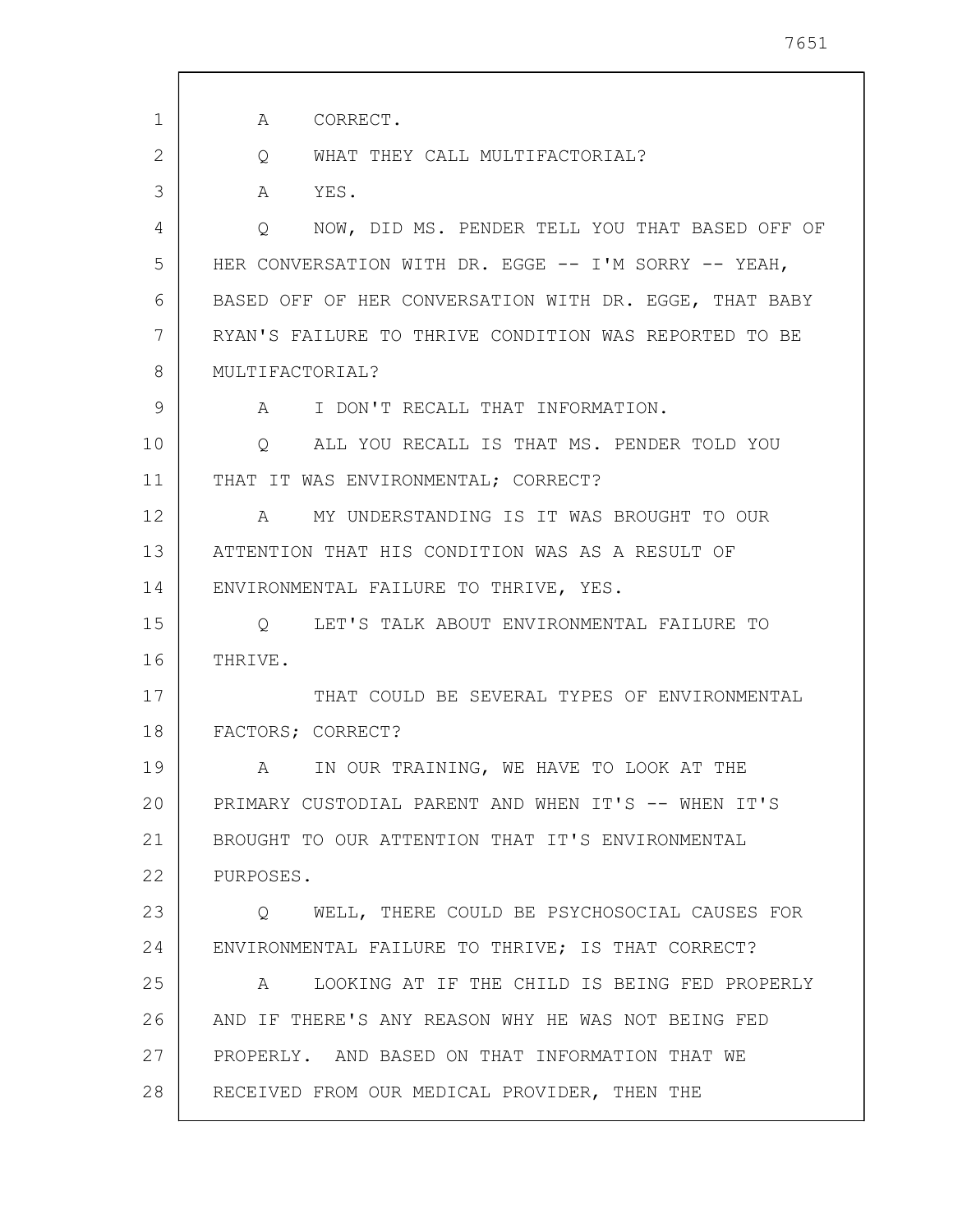A CORRECT.

Q WHAT THEY CALL MULTIFACTORIAL?

A YES.

Q NOW, DID MS. PENDER TELL YOU THAT BASED OFF OF HER CONVERSATION WITH DR. EGGE -- I'M SORRY -- YEAH, BASED OFF OF HER CONVERSATION WITH DR. EGGE, THAT BABY RYAN'S FAILURE TO THRIVE CONDITION WAS REPORTED TO BE MULTIFACTORIAL?

A I DON'T RECALL THAT INFORMATION.

Q ALL YOU RECALL IS THAT MS. PENDER TOLD YOU THAT IT WAS ENVIRONMENTAL; CORRECT?

A MY UNDERSTANDING IS IT WAS BROUGHT TO OUR ATTENTION THAT HIS CONDITION WAS AS A RESULT OF ENVIRONMENTAL FAILURE TO THRIVE, YES.

Q LET'S TALK ABOUT ENVIRONMENTAL FAILURE TO THRIVE.

THAT COULD BE SEVERAL TYPES OF ENVIRONMENTAL FACTORS; CORRECT?

A IN OUR TRAINING, WE HAVE TO LOOK AT THE PRIMARY CUSTODIAL PARENT AND WHEN IT'S -- WHEN IT'S BROUGHT TO OUR ATTENTION THAT IT'S ENVIRONMENTAL PURPOSES.

Q WELL, THERE COULD BE PSYCHOSOCIAL CAUSES FOR ENVIRONMENTAL FAILURE TO THRIVE; IS THAT CORRECT?

A LOOKING AT IF THE CHILD IS BEING FED PROPERLY AND IF THERE'S ANY REASON WHY HE WAS NOT BEING FED PROPERLY. AND BASED ON THAT INFORMATION THAT WE RECEIVED FROM OUR MEDICAL PROVIDER, THEN THE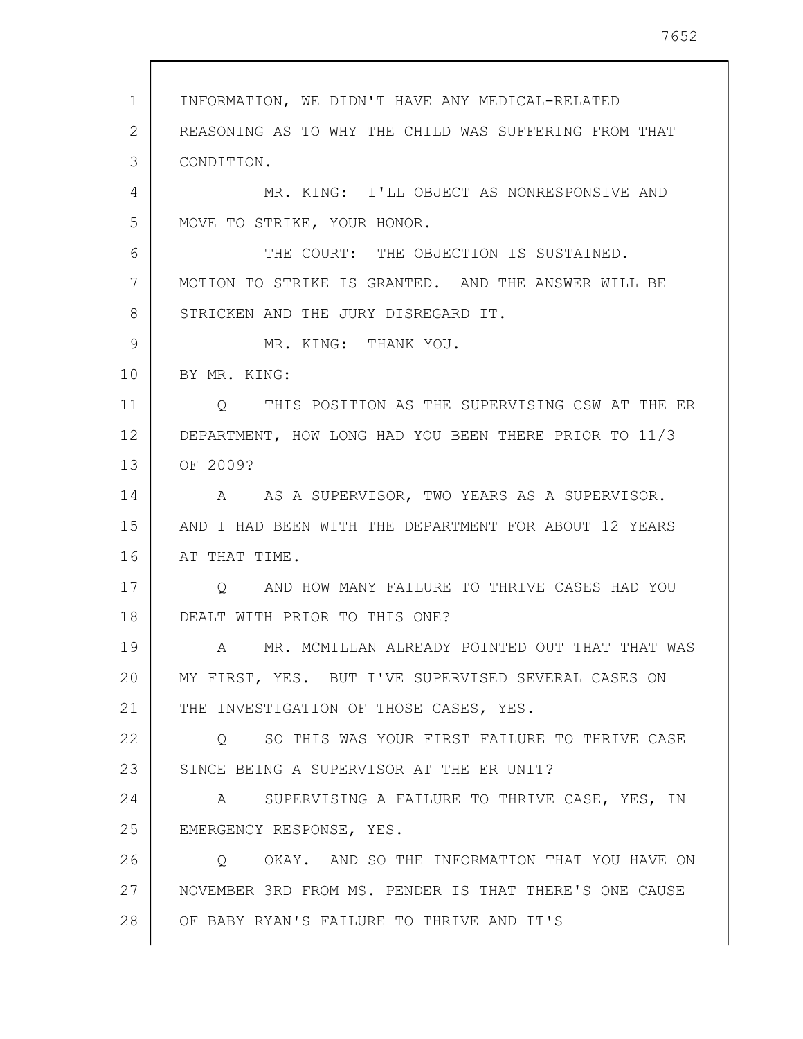INFORMATION, WE DIDN'T HAVE ANY MEDICAL-RELATED REASONING AS TO WHY THE CHILD WAS SUFFERING FROM THAT CONDITION.

MR. KING: I'LL OBJECT AS NONRESPONSIVE AND MOVE TO STRIKE, YOUR HONOR.

THE COURT: THE OBJECTION IS SUSTAINED. MOTION TO STRIKE IS GRANTED. AND THE ANSWER WILL BE STRICKEN AND THE JURY DISREGARD IT.

MR. KING: THANK YOU.

BY MR. KING:

Q THIS POSITION AS THE SUPERVISING CSW AT THE ER DEPARTMENT, HOW LONG HAD YOU BEEN THERE PRIOR TO 11/3 OF 2009?

A AS A SUPERVISOR, TWO YEARS AS A SUPERVISOR. AND I HAD BEEN WITH THE DEPARTMENT FOR ABOUT 12 YEARS AT THAT TIME.

Q AND HOW MANY FAILURE TO THRIVE CASES HAD YOU DEALT WITH PRIOR TO THIS ONE?

A MR. MCMILLAN ALREADY POINTED OUT THAT THAT WAS MY FIRST, YES. BUT I'VE SUPERVISED SEVERAL CASES ON THE INVESTIGATION OF THOSE CASES, YES.

Q SO THIS WAS YOUR FIRST FAILURE TO THRIVE CASE SINCE BEING A SUPERVISOR AT THE ER UNIT?

A SUPERVISING A FAILURE TO THRIVE CASE, YES, IN EMERGENCY RESPONSE, YES.

Q OKAY. AND SO THE INFORMATION THAT YOU HAVE ON NOVEMBER 3RD FROM MS. PENDER IS THAT THERE'S ONE CAUSE OF BABY RYAN'S FAILURE TO THRIVE AND IT'S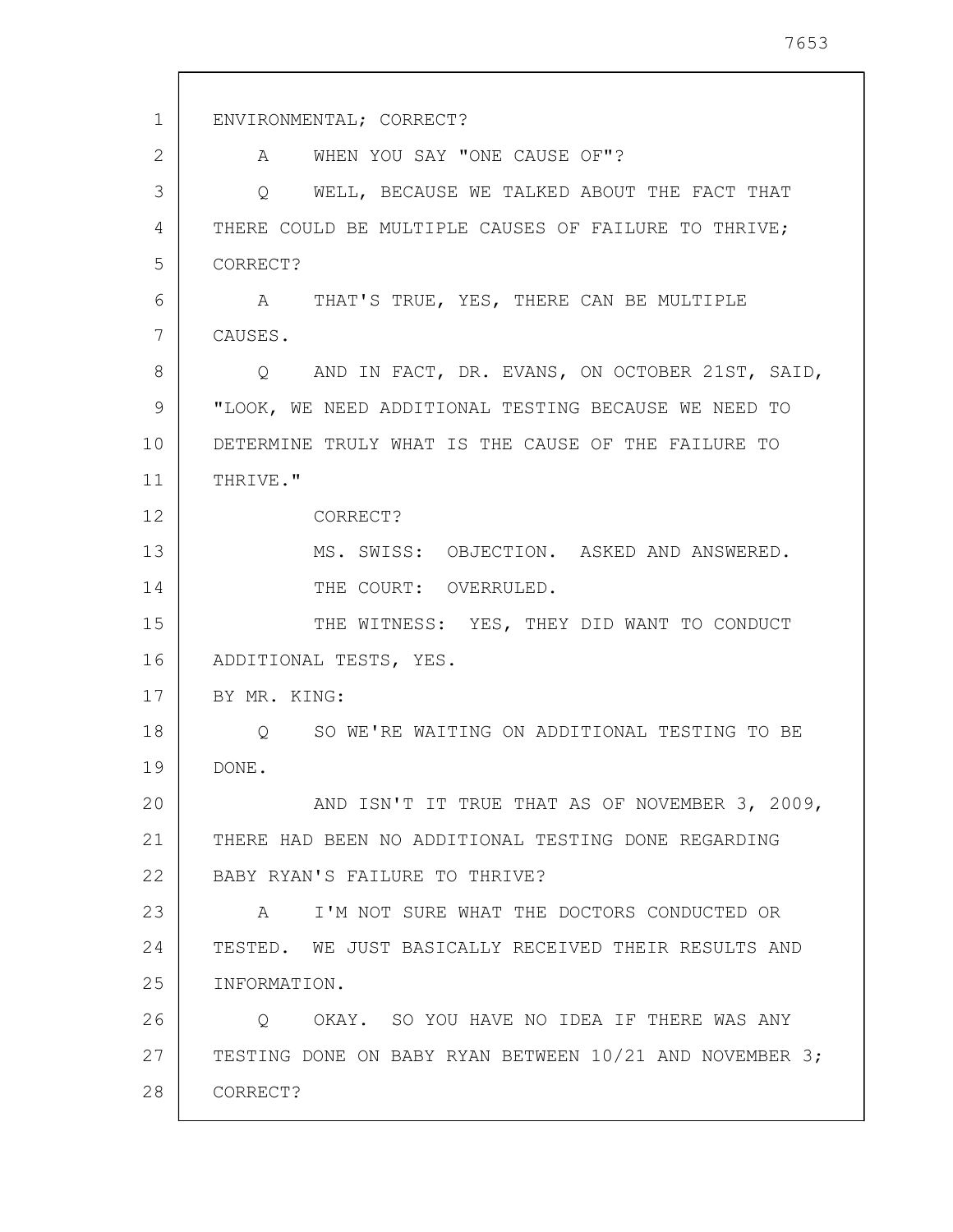ENVIRONMENTAL; CORRECT?

A WHEN YOU SAY "ONE CAUSE OF"?

Q WELL, BECAUSE WE TALKED ABOUT THE FACT THAT THERE COULD BE MULTIPLE CAUSES OF FAILURE TO THRIVE; CORRECT?

A THAT'S TRUE, YES, THERE CAN BE MULTIPLE CAUSES.

Q AND IN FACT, DR. EVANS, ON OCTOBER 21ST, SAID, "LOOK, WE NEED ADDITIONAL TESTING BECAUSE WE NEED TO DETERMINE TRULY WHAT IS THE CAUSE OF THE FAILURE TO THRIVE."

CORRECT?

MS. SWISS: OBJECTION. ASKED AND ANSWERED.

THE COURT: OVERRULED.

THE WITNESS: YES, THEY DID WANT TO CONDUCT ADDITIONAL TESTS, YES.

BY MR. KING:

Q SO WE'RE WAITING ON ADDITIONAL TESTING TO BE DONE.

AND ISN'T IT TRUE THAT AS OF NOVEMBER 3, 2009, THERE HAD BEEN NO ADDITIONAL TESTING DONE REGARDING BABY RYAN'S FAILURE TO THRIVE?

A I'M NOT SURE WHAT THE DOCTORS CONDUCTED OR TESTED. WE JUST BASICALLY RECEIVED THEIR RESULTS AND INFORMATION.

Q OKAY. SO YOU HAVE NO IDEA IF THERE WAS ANY TESTING DONE ON BABY RYAN BETWEEN 10/21 AND NOVEMBER 3; CORRECT?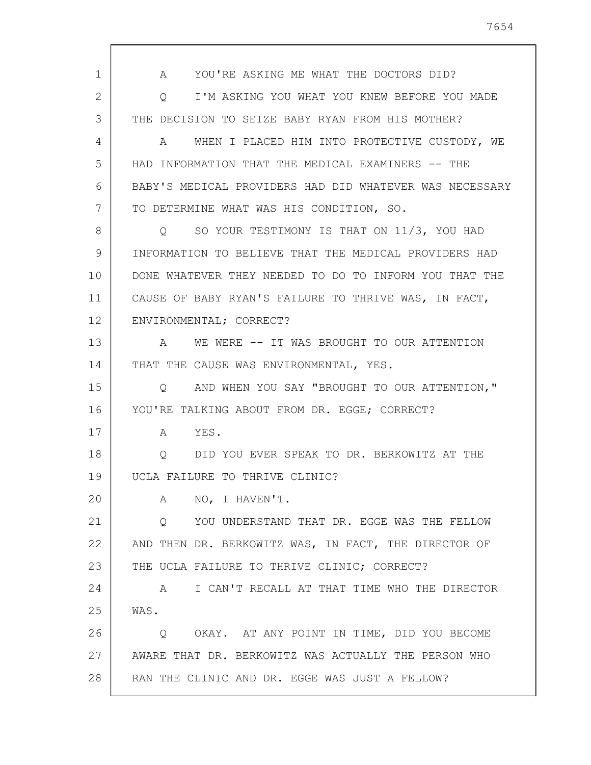A YOU'RE ASKING ME WHAT THE DOCTORS DID?

Q I'M ASKING YOU WHAT YOU KNEW BEFORE YOU MADE THE DECISION TO SEIZE BABY RYAN FROM HIS MOTHER?

A WHEN I PLACED HIM INTO PROTECTIVE CUSTODY, WE HAD INFORMATION THAT THE MEDICAL EXAMINERS -- THE BABY'S MEDICAL PROVIDERS HAD DID WHATEVER WAS NECESSARY TO DETERMINE WHAT WAS HIS CONDITION, SO.

Q SO YOUR TESTIMONY IS THAT ON 11/3, YOU HAD INFORMATION TO BELIEVE THAT THE MEDICAL PROVIDERS HAD DONE WHATEVER THEY NEEDED TO DO TO INFORM YOU THAT THE CAUSE OF BABY RYAN'S FAILURE TO THRIVE WAS, IN FACT, ENVIRONMENTAL; CORRECT?

A WE WERE -- IT WAS BROUGHT TO OUR ATTENTION THAT THE CAUSE WAS ENVIRONMENTAL, YES.

Q AND WHEN YOU SAY "BROUGHT TO OUR ATTENTION," YOU'RE TALKING ABOUT FROM DR. EGGE; CORRECT?

A YES.

Q DID YOU EVER SPEAK TO DR. BERKOWITZ AT THE UCLA FAILURE TO THRIVE CLINIC?

A NO, I HAVEN'T.

Q YOU UNDERSTAND THAT DR. EGGE WAS THE FELLOW AND THEN DR. BERKOWITZ WAS, IN FACT, THE DIRECTOR OF THE UCLA FAILURE TO THRIVE CLINIC; CORRECT?

A I CAN'T RECALL AT THAT TIME WHO THE DIRECTOR WAS.

Q OKAY. AT ANY POINT IN TIME, DID YOU BECOME AWARE THAT DR. BERKOWITZ WAS ACTUALLY THE PERSON WHO RAN THE CLINIC AND DR. EGGE WAS JUST A FELLOW?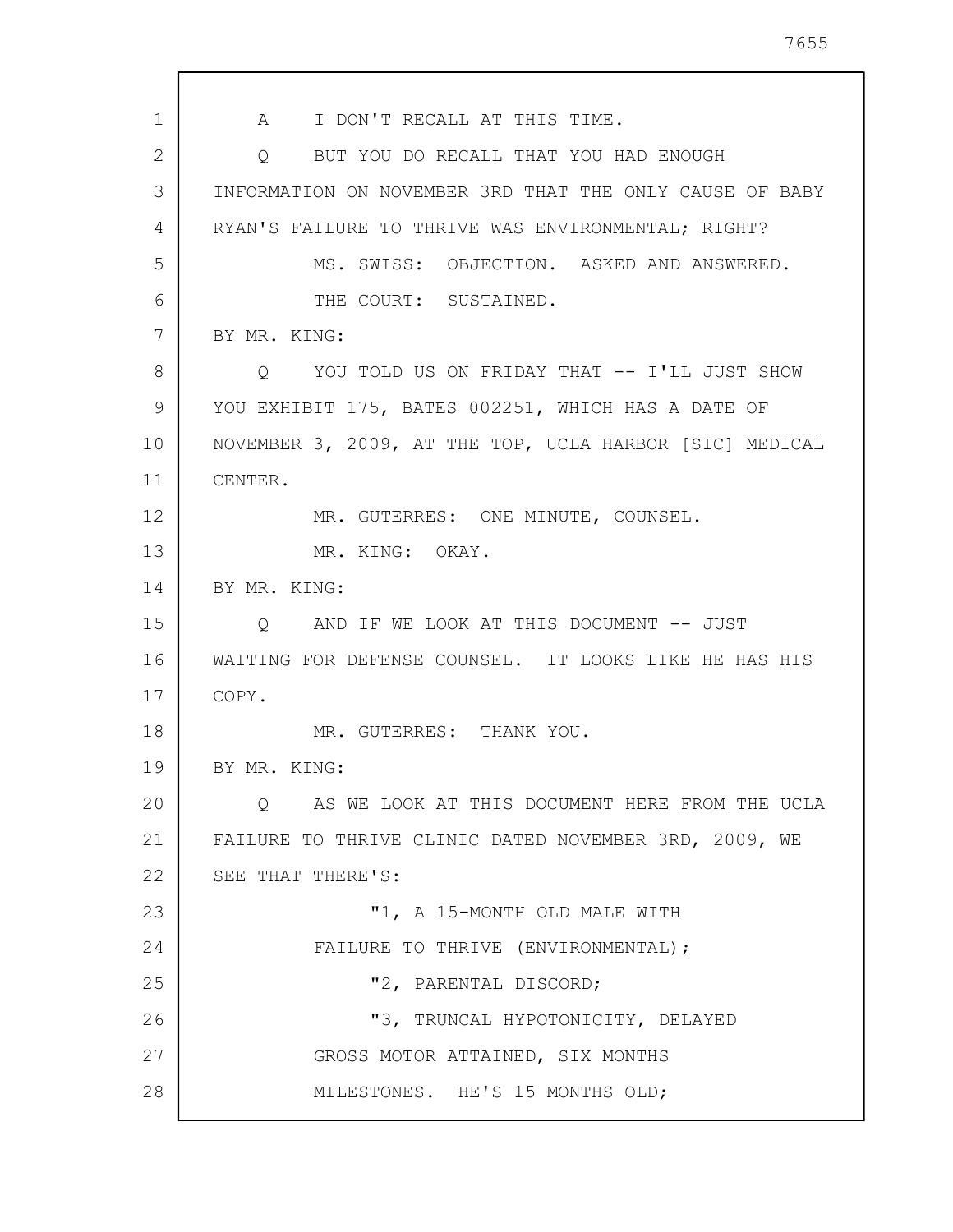A I DON'T RECALL AT THIS TIME.

Q BUT YOU DO RECALL THAT YOU HAD ENOUGH INFORMATION ON NOVEMBER 3RD THAT THE ONLY CAUSE OF BABY RYAN'S FAILURE TO THRIVE WAS ENVIRONMENTAL; RIGHT?

MS. SWISS: OBJECTION. ASKED AND ANSWERED.

THE COURT: SUSTAINED.

BY MR. KING:

Q YOU TOLD US ON FRIDAY THAT -- I'LL JUST SHOW YOU EXHIBIT 175, BATES 002251, WHICH HAS A DATE OF NOVEMBER 3, 2009, AT THE TOP, UCLA HARBOR [SIC] MEDICAL CENTER.

MR. GUTERRES: ONE MINUTE, COUNSEL.

MR. KING: OKAY.

BY MR. KING:

Q AND IF WE LOOK AT THIS DOCUMENT -- JUST WAITING FOR DEFENSE COUNSEL. IT LOOKS LIKE HE HAS HIS COPY.

MR. GUTERRES: THANK YOU.

BY MR. KING:

Q AS WE LOOK AT THIS DOCUMENT HERE FROM THE UCLA FAILURE TO THRIVE CLINIC DATED NOVEMBER 3RD, 2009, WE SEE THAT THERE'S:

> "1, A 15-MONTH OLD MALE WITH FAILURE TO THRIVE (ENVIRONMENTAL);
>
> "2, PARENTAL DISCORD;
>
> "3, TRUNCAL HYPOTONICITY, DELAYED GROSS MOTOR ATTAINED, SIX MONTHS MILESTONES. HE'S 15 MONTHS OLD;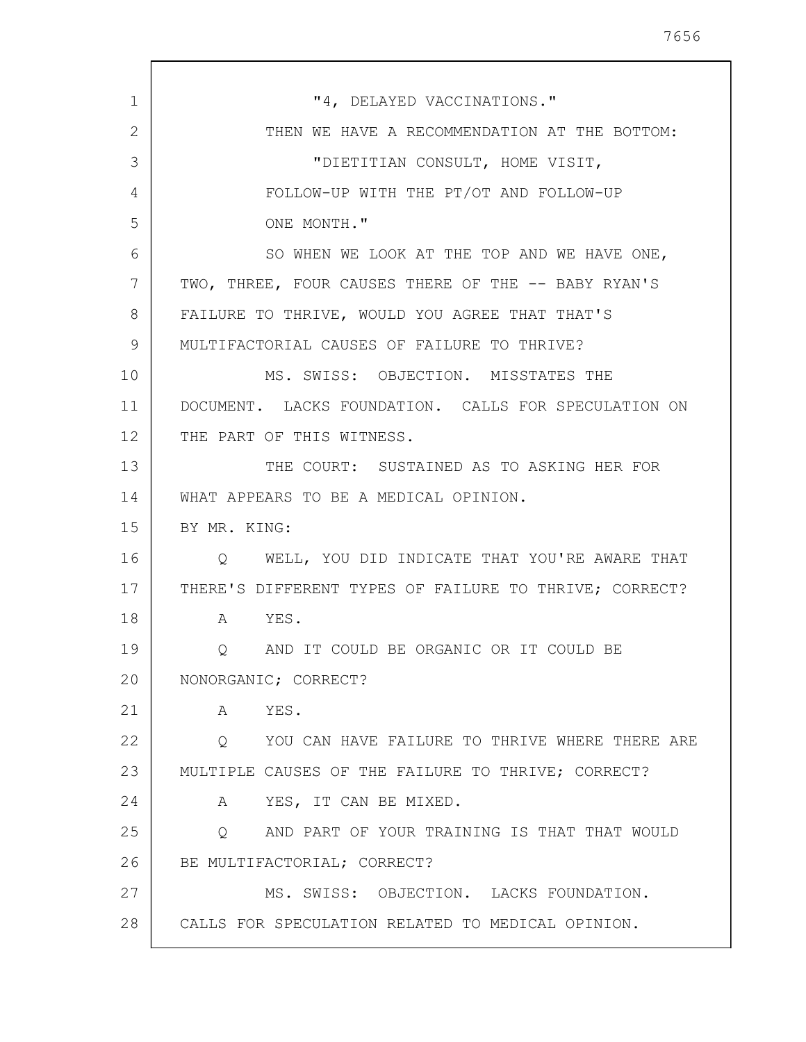"4, DELAYED VACCINATIONS."

THEN WE HAVE A RECOMMENDATION AT THE BOTTOM:

"DIETITIAN CONSULT, HOME VISIT, FOLLOW-UP WITH THE PT/OT AND FOLLOW-UP ONE MONTH."

SO WHEN WE LOOK AT THE TOP AND WE HAVE ONE, TWO, THREE, FOUR CAUSES THERE OF THE -- BABY RYAN'S FAILURE TO THRIVE, WOULD YOU AGREE THAT THAT'S MULTIFACTORIAL CAUSES OF FAILURE TO THRIVE?

MS. SWISS: OBJECTION. MISSTATES THE DOCUMENT. LACKS FOUNDATION. CALLS FOR SPECULATION ON THE PART OF THIS WITNESS.

THE COURT: SUSTAINED AS TO ASKING HER FOR WHAT APPEARS TO BE A MEDICAL OPINION.

BY MR. KING:

Q WELL, YOU DID INDICATE THAT YOU'RE AWARE THAT THERE'S DIFFERENT TYPES OF FAILURE TO THRIVE; CORRECT?

A YES.

Q AND IT COULD BE ORGANIC OR IT COULD BE NONORGANIC; CORRECT?

A YES.

Q YOU CAN HAVE FAILURE TO THRIVE WHERE THERE ARE MULTIPLE CAUSES OF THE FAILURE TO THRIVE; CORRECT?

A YES, IT CAN BE MIXED.

Q AND PART OF YOUR TRAINING IS THAT THAT WOULD BE MULTIFACTORIAL; CORRECT?

MS. SWISS: OBJECTION. LACKS FOUNDATION. CALLS FOR SPECULATION RELATED TO MEDICAL OPINION.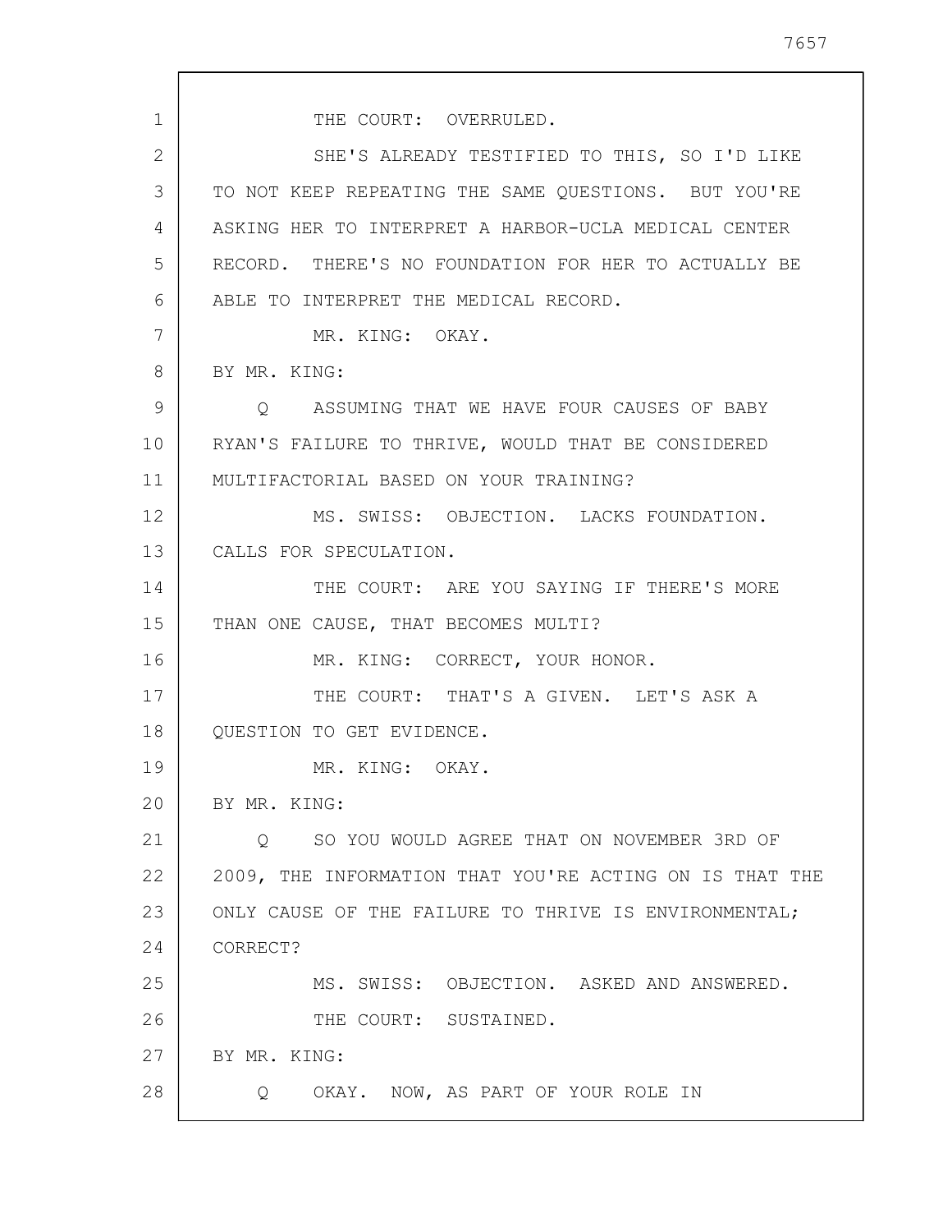THE COURT: OVERRULED.

SHE'S ALREADY TESTIFIED TO THIS, SO I'D LIKE TO NOT KEEP REPEATING THE SAME QUESTIONS. BUT YOU'RE ASKING HER TO INTERPRET A HARBOR-UCLA MEDICAL CENTER RECORD. THERE'S NO FOUNDATION FOR HER TO ACTUALLY BE ABLE TO INTERPRET THE MEDICAL RECORD.

MR. KING: OKAY.

BY MR. KING:

Q ASSUMING THAT WE HAVE FOUR CAUSES OF BABY RYAN'S FAILURE TO THRIVE, WOULD THAT BE CONSIDERED MULTIFACTORIAL BASED ON YOUR TRAINING?

MS. SWISS: OBJECTION. LACKS FOUNDATION. CALLS FOR SPECULATION.

THE COURT: ARE YOU SAYING IF THERE'S MORE THAN ONE CAUSE, THAT BECOMES MULTI?

MR. KING: CORRECT, YOUR HONOR.

THE COURT: THAT'S A GIVEN. LET'S ASK A QUESTION TO GET EVIDENCE.

MR. KING: OKAY.

BY MR. KING:

Q SO YOU WOULD AGREE THAT ON NOVEMBER 3RD OF 2009, THE INFORMATION THAT YOU'RE ACTING ON IS THAT THE ONLY CAUSE OF THE FAILURE TO THRIVE IS ENVIRONMENTAL; CORRECT?

MS. SWISS: OBJECTION. ASKED AND ANSWERED.

THE COURT: SUSTAINED.

BY MR. KING:

Q OKAY. NOW, AS PART OF YOUR ROLE IN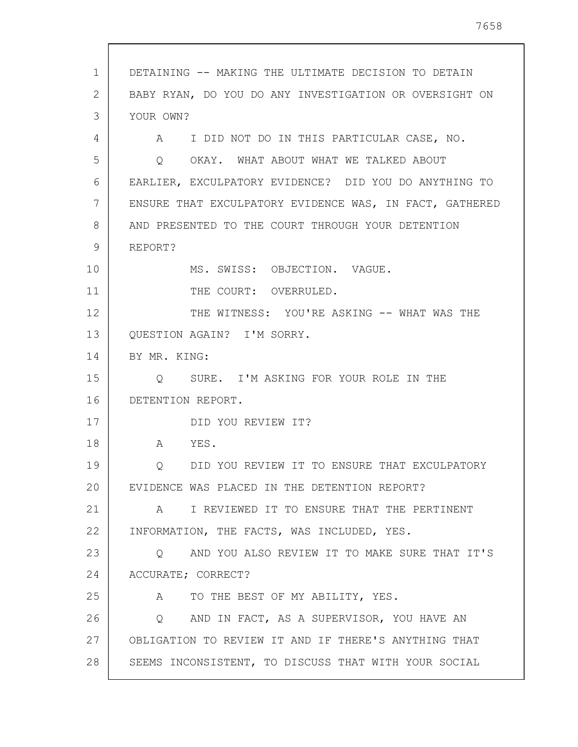1 DETAINING -- MAKING THE ULTIMATE DECISION TO DETAIN
2 BABY RYAN, DO YOU DO ANY INVESTIGATION OR OVERSIGHT ON
3 YOUR OWN?
4 A I DID NOT DO IN THIS PARTICULAR CASE, NO.
5 Q OKAY. WHAT ABOUT WHAT WE TALKED ABOUT
6 EARLIER, EXCULPATORY EVIDENCE? DID YOU DO ANYTHING TO
7 ENSURE THAT EXCULPATORY EVIDENCE WAS, IN FACT, GATHERED
8 AND PRESENTED TO THE COURT THROUGH YOUR DETENTION
9 REPORT?
10 MS. SWISS: OBJECTION. VAGUE.
11 THE COURT: OVERRULED.
12 THE WITNESS: YOU'RE ASKING -- WHAT WAS THE
13 QUESTION AGAIN? I'M SORRY.
14 BY MR. KING:
15 Q SURE. I'M ASKING FOR YOUR ROLE IN THE
16 DETENTION REPORT.
17 DID YOU REVIEW IT?
18 A YES.
19 Q DID YOU REVIEW IT TO ENSURE THAT EXCULPATORY
20 EVIDENCE WAS PLACED IN THE DETENTION REPORT?
21 A I REVIEWED IT TO ENSURE THAT THE PERTINENT
22 INFORMATION, THE FACTS, WAS INCLUDED, YES.
23 Q AND YOU ALSO REVIEW IT TO MAKE SURE THAT IT'S
24 ACCURATE; CORRECT?
25 A TO THE BEST OF MY ABILITY, YES.
26 Q AND IN FACT, AS A SUPERVISOR, YOU HAVE AN
27 OBLIGATION TO REVIEW IT AND IF THERE'S ANYTHING THAT
28 SEEMS INCONSISTENT, TO DISCUSS THAT WITH YOUR SOCIAL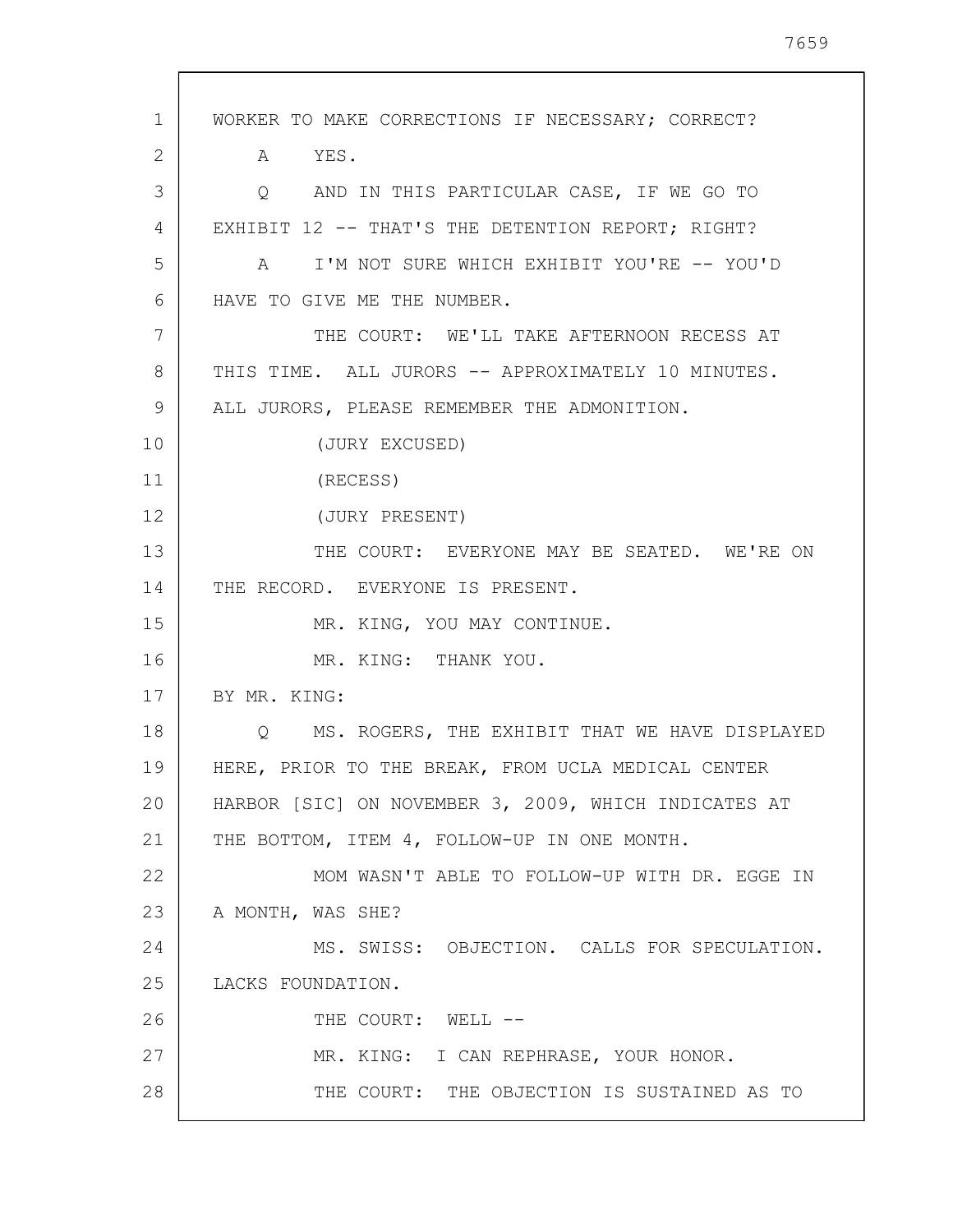1 WORKER TO MAKE CORRECTIONS IF NECESSARY; CORRECT?

2 A YES.

3 Q AND IN THIS PARTICULAR CASE, IF WE GO TO

4 EXHIBIT 12 -- THAT'S THE DETENTION REPORT; RIGHT?

5 A I'M NOT SURE WHICH EXHIBIT YOU'RE -- YOU'D

6 HAVE TO GIVE ME THE NUMBER.

7 THE COURT: WE'LL TAKE AFTERNOON RECESS AT

8 THIS TIME. ALL JURORS -- APPROXIMATELY 10 MINUTES.

9 ALL JURORS, PLEASE REMEMBER THE ADMONITION.

10 (JURY EXCUSED)

11 (RECESS)

12 (JURY PRESENT)

13 THE COURT: EVERYONE MAY BE SEATED. WE'RE ON

14 THE RECORD. EVERYONE IS PRESENT.

15 MR. KING, YOU MAY CONTINUE.

16 MR. KING: THANK YOU.

17 BY MR. KING:

18 Q MS. ROGERS, THE EXHIBIT THAT WE HAVE DISPLAYED

19 HERE, PRIOR TO THE BREAK, FROM UCLA MEDICAL CENTER

20 HARBOR [SIC] ON NOVEMBER 3, 2009, WHICH INDICATES AT

21 THE BOTTOM, ITEM 4, FOLLOW-UP IN ONE MONTH.

22 MOM WASN'T ABLE TO FOLLOW-UP WITH DR. EGGE IN

23 A MONTH, WAS SHE?

24 MS. SWISS: OBJECTION. CALLS FOR SPECULATION.

25 LACKS FOUNDATION.

26 THE COURT: WELL --

27 MR. KING: I CAN REPHRASE, YOUR HONOR.

28 THE COURT: THE OBJECTION IS SUSTAINED AS TO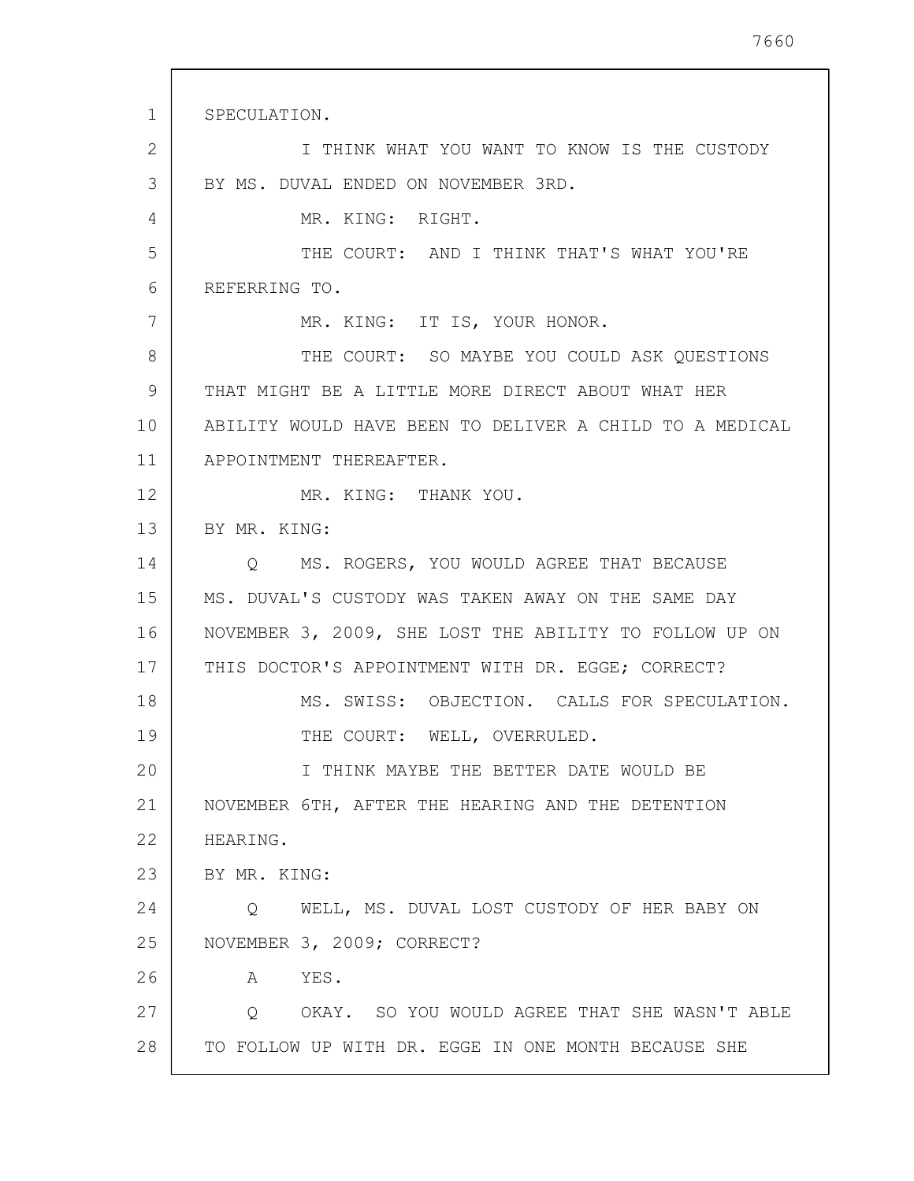SPECULATION.

I THINK WHAT YOU WANT TO KNOW IS THE CUSTODY BY MS. DUVAL ENDED ON NOVEMBER 3RD.

MR. KING: RIGHT.

THE COURT: AND I THINK THAT'S WHAT YOU'RE REFERRING TO.

MR. KING: IT IS, YOUR HONOR.

THE COURT: SO MAYBE YOU COULD ASK QUESTIONS THAT MIGHT BE A LITTLE MORE DIRECT ABOUT WHAT HER ABILITY WOULD HAVE BEEN TO DELIVER A CHILD TO A MEDICAL APPOINTMENT THEREAFTER.

MR. KING: THANK YOU.

BY MR. KING:

Q MS. ROGERS, YOU WOULD AGREE THAT BECAUSE MS. DUVAL'S CUSTODY WAS TAKEN AWAY ON THE SAME DAY NOVEMBER 3, 2009, SHE LOST THE ABILITY TO FOLLOW UP ON THIS DOCTOR'S APPOINTMENT WITH DR. EGGE; CORRECT?

MS. SWISS: OBJECTION. CALLS FOR SPECULATION.

THE COURT: WELL, OVERRULED.

I THINK MAYBE THE BETTER DATE WOULD BE NOVEMBER 6TH, AFTER THE HEARING AND THE DETENTION HEARING.

BY MR. KING:

Q WELL, MS. DUVAL LOST CUSTODY OF HER BABY ON NOVEMBER 3, 2009; CORRECT?

A YES.

Q OKAY. SO YOU WOULD AGREE THAT SHE WASN'T ABLE TO FOLLOW UP WITH DR. EGGE IN ONE MONTH BECAUSE SHE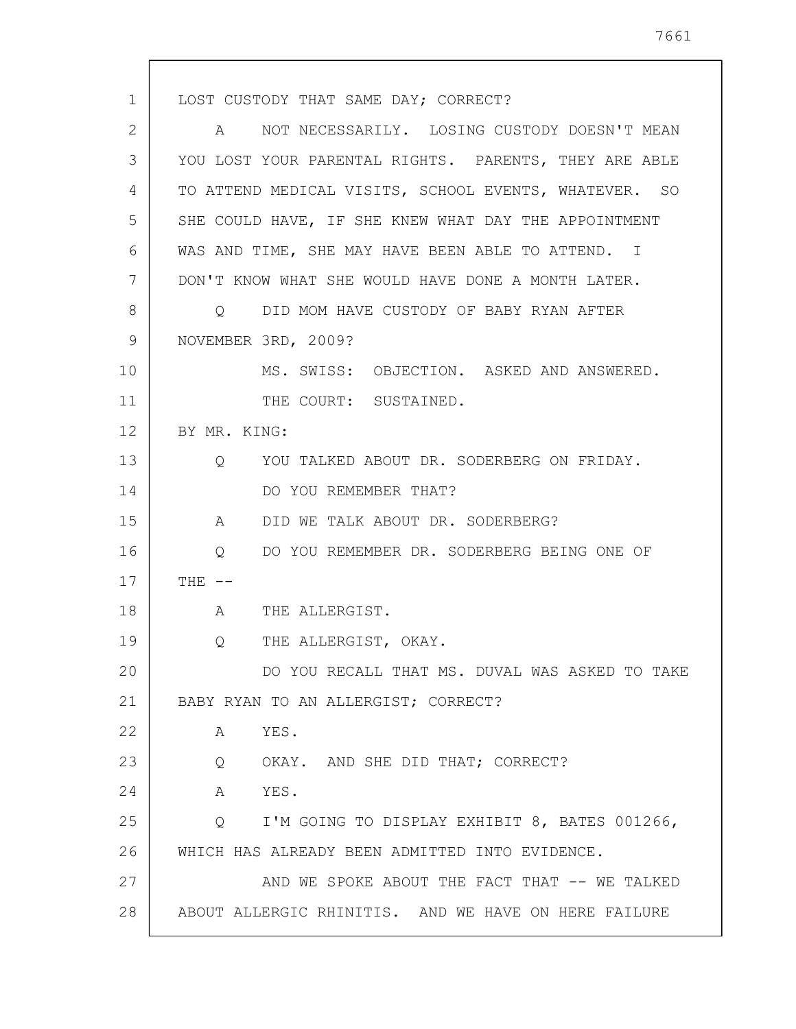LOST CUSTODY THAT SAME DAY; CORRECT?

A NOT NECESSARILY. LOSING CUSTODY DOESN'T MEAN YOU LOST YOUR PARENTAL RIGHTS. PARENTS, THEY ARE ABLE TO ATTEND MEDICAL VISITS, SCHOOL EVENTS, WHATEVER. SO SHE COULD HAVE, IF SHE KNEW WHAT DAY THE APPOINTMENT WAS AND TIME, SHE MAY HAVE BEEN ABLE TO ATTEND. I DON'T KNOW WHAT SHE WOULD HAVE DONE A MONTH LATER.

Q DID MOM HAVE CUSTODY OF BABY RYAN AFTER NOVEMBER 3RD, 2009?

MS. SWISS: OBJECTION. ASKED AND ANSWERED.

THE COURT: SUSTAINED.

BY MR. KING:

Q YOU TALKED ABOUT DR. SODERBERG ON FRIDAY.

DO YOU REMEMBER THAT?

A DID WE TALK ABOUT DR. SODERBERG?

Q DO YOU REMEMBER DR. SODERBERG BEING ONE OF THE --

A THE ALLERGIST.

Q THE ALLERGIST, OKAY.

DO YOU RECALL THAT MS. DUVAL WAS ASKED TO TAKE BABY RYAN TO AN ALLERGIST; CORRECT?

A YES.

Q OKAY. AND SHE DID THAT; CORRECT?

A YES.

Q I'M GOING TO DISPLAY EXHIBIT 8, BATES 001266, WHICH HAS ALREADY BEEN ADMITTED INTO EVIDENCE.

AND WE SPOKE ABOUT THE FACT THAT -- WE TALKED ABOUT ALLERGIC RHINITIS. AND WE HAVE ON HERE FAILURE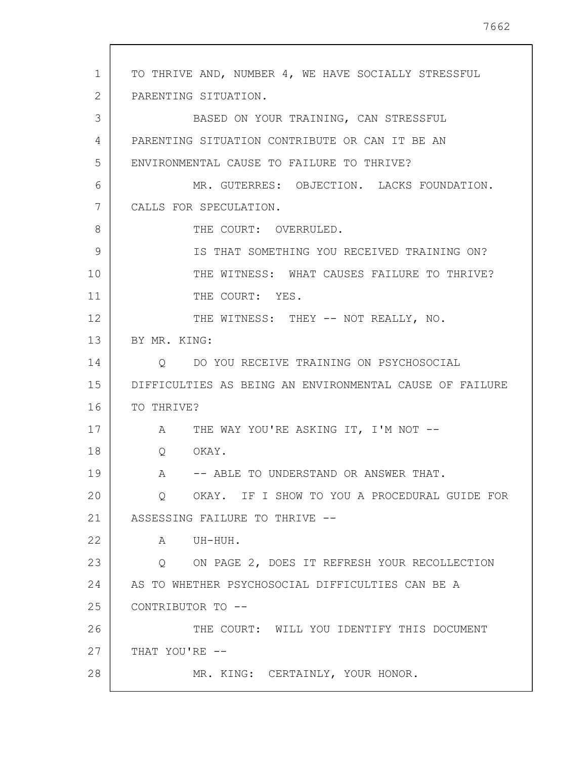TO THRIVE AND, NUMBER 4, WE HAVE SOCIALLY STRESSFUL PARENTING SITUATION.

BASED ON YOUR TRAINING, CAN STRESSFUL PARENTING SITUATION CONTRIBUTE OR CAN IT BE AN ENVIRONMENTAL CAUSE TO FAILURE TO THRIVE?

MR. GUTERRES: OBJECTION. LACKS FOUNDATION. CALLS FOR SPECULATION.

THE COURT: OVERRULED.

IS THAT SOMETHING YOU RECEIVED TRAINING ON?

THE WITNESS: WHAT CAUSES FAILURE TO THRIVE?

THE COURT: YES.

THE WITNESS: THEY -- NOT REALLY, NO.

BY MR. KING:

Q DO YOU RECEIVE TRAINING ON PSYCHOSOCIAL DIFFICULTIES AS BEING AN ENVIRONMENTAL CAUSE OF FAILURE TO THRIVE?

A THE WAY YOU'RE ASKING IT, I'M NOT --

Q OKAY.

A -- ABLE TO UNDERSTAND OR ANSWER THAT.

Q OKAY. IF I SHOW TO YOU A PROCEDURAL GUIDE FOR ASSESSING FAILURE TO THRIVE --

A UH-HUH.

Q ON PAGE 2, DOES IT REFRESH YOUR RECOLLECTION AS TO WHETHER PSYCHOSOCIAL DIFFICULTIES CAN BE A CONTRIBUTOR TO --

THE COURT: WILL YOU IDENTIFY THIS DOCUMENT THAT YOU'RE --

MR. KING: CERTAINLY, YOUR HONOR.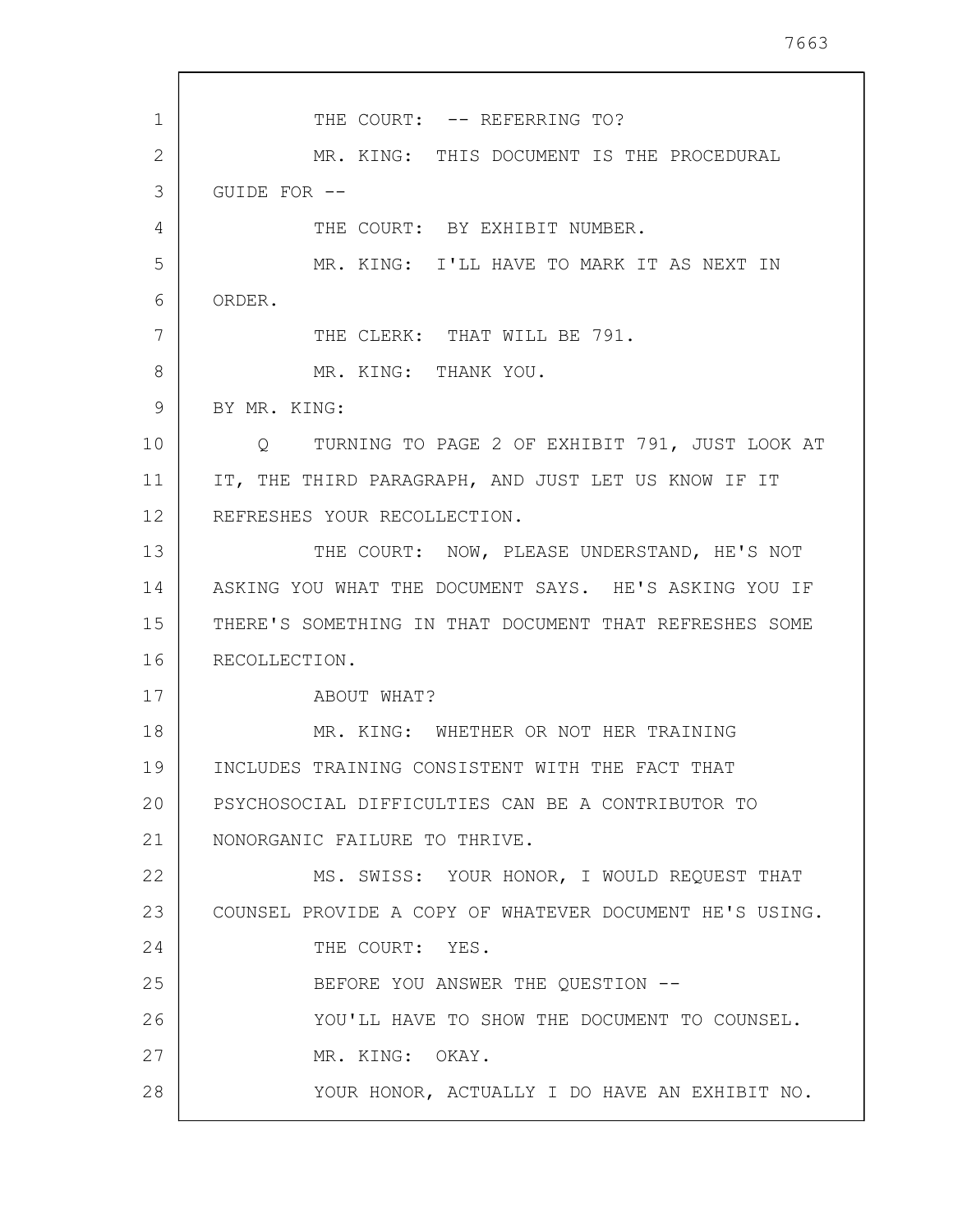THE COURT: -- REFERRING TO?

MR. KING: THIS DOCUMENT IS THE PROCEDURAL GUIDE FOR --

THE COURT: BY EXHIBIT NUMBER.

MR. KING: I'LL HAVE TO MARK IT AS NEXT IN ORDER.

THE CLERK: THAT WILL BE 791.

MR. KING: THANK YOU.

BY MR. KING:

Q TURNING TO PAGE 2 OF EXHIBIT 791, JUST LOOK AT IT, THE THIRD PARAGRAPH, AND JUST LET US KNOW IF IT REFRESHES YOUR RECOLLECTION.

THE COURT: NOW, PLEASE UNDERSTAND, HE'S NOT ASKING YOU WHAT THE DOCUMENT SAYS. HE'S ASKING YOU IF THERE'S SOMETHING IN THAT DOCUMENT THAT REFRESHES SOME RECOLLECTION.

ABOUT WHAT?

MR. KING: WHETHER OR NOT HER TRAINING INCLUDES TRAINING CONSISTENT WITH THE FACT THAT PSYCHOSOCIAL DIFFICULTIES CAN BE A CONTRIBUTOR TO NONORGANIC FAILURE TO THRIVE.

MS. SWISS: YOUR HONOR, I WOULD REQUEST THAT COUNSEL PROVIDE A COPY OF WHATEVER DOCUMENT HE'S USING.

THE COURT: YES.

BEFORE YOU ANSWER THE QUESTION --

YOU'LL HAVE TO SHOW THE DOCUMENT TO COUNSEL.

MR. KING: OKAY.

YOUR HONOR, ACTUALLY I DO HAVE AN EXHIBIT NO.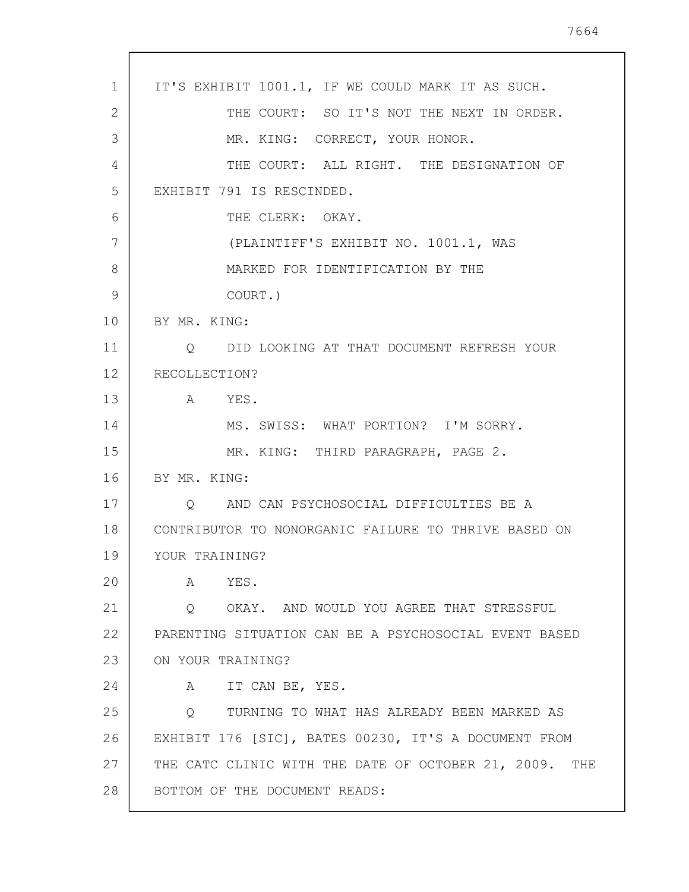IT'S EXHIBIT 1001.1, IF WE COULD MARK IT AS SUCH.

THE COURT: SO IT'S NOT THE NEXT IN ORDER.

MR. KING: CORRECT, YOUR HONOR.

THE COURT: ALL RIGHT. THE DESIGNATION OF EXHIBIT 791 IS RESCINDED.

THE CLERK: OKAY.

(PLAINTIFF'S EXHIBIT NO. 1001.1, WAS MARKED FOR IDENTIFICATION BY THE COURT.)

BY MR. KING:

Q DID LOOKING AT THAT DOCUMENT REFRESH YOUR RECOLLECTION?

A YES.

MS. SWISS: WHAT PORTION? I'M SORRY.

MR. KING: THIRD PARAGRAPH, PAGE 2.

BY MR. KING:

Q AND CAN PSYCHOSOCIAL DIFFICULTIES BE A CONTRIBUTOR TO NONORGANIC FAILURE TO THRIVE BASED ON YOUR TRAINING?

A YES.

Q OKAY. AND WOULD YOU AGREE THAT STRESSFUL PARENTING SITUATION CAN BE A PSYCHOSOCIAL EVENT BASED ON YOUR TRAINING?

A IT CAN BE, YES.

Q TURNING TO WHAT HAS ALREADY BEEN MARKED AS EXHIBIT 176 [SIC], BATES 00230, IT'S A DOCUMENT FROM THE CATC CLINIC WITH THE DATE OF OCTOBER 21, 2009. THE BOTTOM OF THE DOCUMENT READS: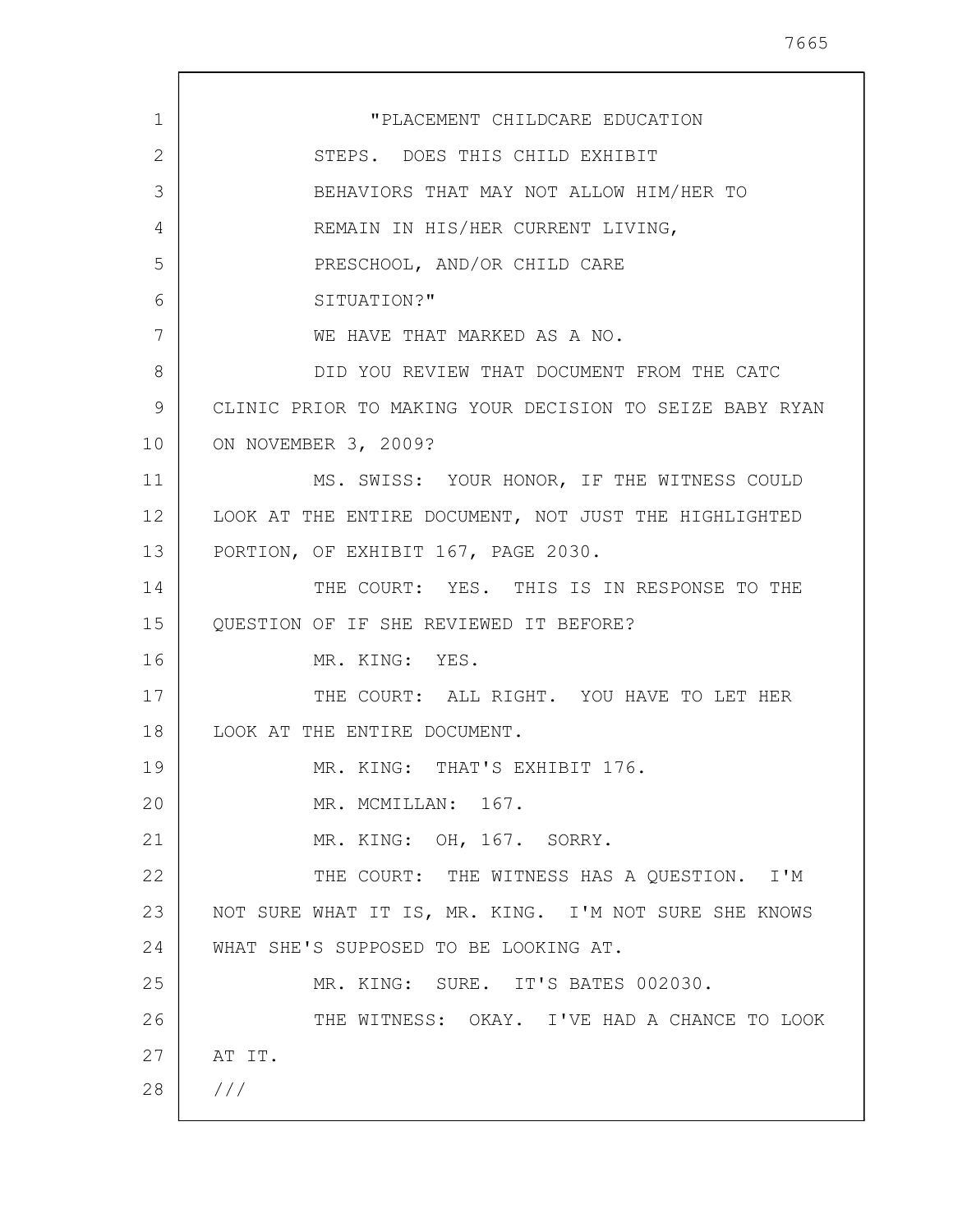"PLACEMENT CHILDCARE EDUCATION STEPS. DOES THIS CHILD EXHIBIT BEHAVIORS THAT MAY NOT ALLOW HIM/HER TO REMAIN IN HIS/HER CURRENT LIVING, PRESCHOOL, AND/OR CHILD CARE SITUATION?"

WE HAVE THAT MARKED AS A NO.

DID YOU REVIEW THAT DOCUMENT FROM THE CATC CLINIC PRIOR TO MAKING YOUR DECISION TO SEIZE BABY RYAN ON NOVEMBER 3, 2009?

MS. SWISS: YOUR HONOR, IF THE WITNESS COULD LOOK AT THE ENTIRE DOCUMENT, NOT JUST THE HIGHLIGHTED PORTION, OF EXHIBIT 167, PAGE 2030.

THE COURT: YES. THIS IS IN RESPONSE TO THE QUESTION OF IF SHE REVIEWED IT BEFORE?

MR. KING: YES.

THE COURT: ALL RIGHT. YOU HAVE TO LET HER LOOK AT THE ENTIRE DOCUMENT.

MR. KING: THAT'S EXHIBIT 176.

MR. MCMILLAN: 167.

MR. KING: OH, 167. SORRY.

THE COURT: THE WITNESS HAS A QUESTION. I'M NOT SURE WHAT IT IS, MR. KING. I'M NOT SURE SHE KNOWS WHAT SHE'S SUPPOSED TO BE LOOKING AT.

MR. KING: SURE. IT'S BATES 002030.

THE WITNESS: OKAY. I'VE HAD A CHANCE TO LOOK AT IT.

///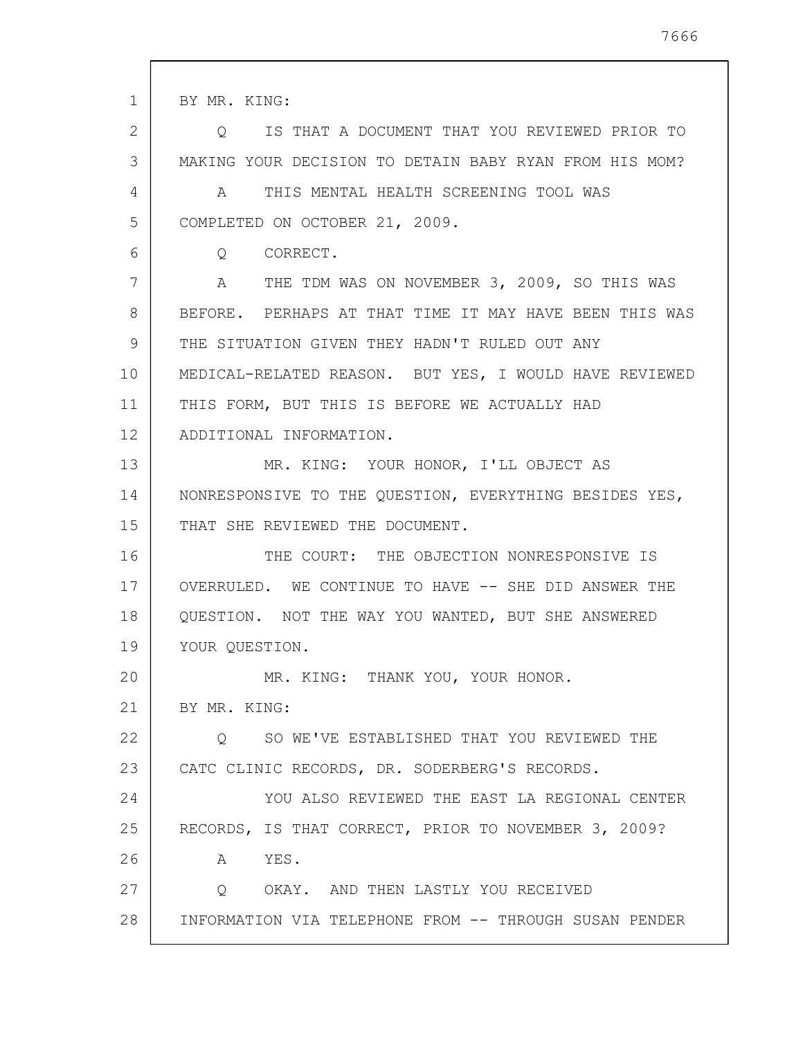BY MR. KING:

Q IS THAT A DOCUMENT THAT YOU REVIEWED PRIOR TO MAKING YOUR DECISION TO DETAIN BABY RYAN FROM HIS MOM?

A THIS MENTAL HEALTH SCREENING TOOL WAS COMPLETED ON OCTOBER 21, 2009.

Q CORRECT.

A THE TDM WAS ON NOVEMBER 3, 2009, SO THIS WAS BEFORE. PERHAPS AT THAT TIME IT MAY HAVE BEEN THIS WAS THE SITUATION GIVEN THEY HADN'T RULED OUT ANY MEDICAL-RELATED REASON. BUT YES, I WOULD HAVE REVIEWED THIS FORM, BUT THIS IS BEFORE WE ACTUALLY HAD ADDITIONAL INFORMATION.

MR. KING: YOUR HONOR, I'LL OBJECT AS NONRESPONSIVE TO THE QUESTION, EVERYTHING BESIDES YES, THAT SHE REVIEWED THE DOCUMENT.

THE COURT: THE OBJECTION NONRESPONSIVE IS OVERRULED. WE CONTINUE TO HAVE -- SHE DID ANSWER THE QUESTION. NOT THE WAY YOU WANTED, BUT SHE ANSWERED YOUR QUESTION.

MR. KING: THANK YOU, YOUR HONOR.

BY MR. KING:

Q SO WE'VE ESTABLISHED THAT YOU REVIEWED THE CATC CLINIC RECORDS, DR. SODERBERG'S RECORDS.

YOU ALSO REVIEWED THE EAST LA REGIONAL CENTER RECORDS, IS THAT CORRECT, PRIOR TO NOVEMBER 3, 2009?

A YES.

Q OKAY. AND THEN LASTLY YOU RECEIVED INFORMATION VIA TELEPHONE FROM -- THROUGH SUSAN PENDER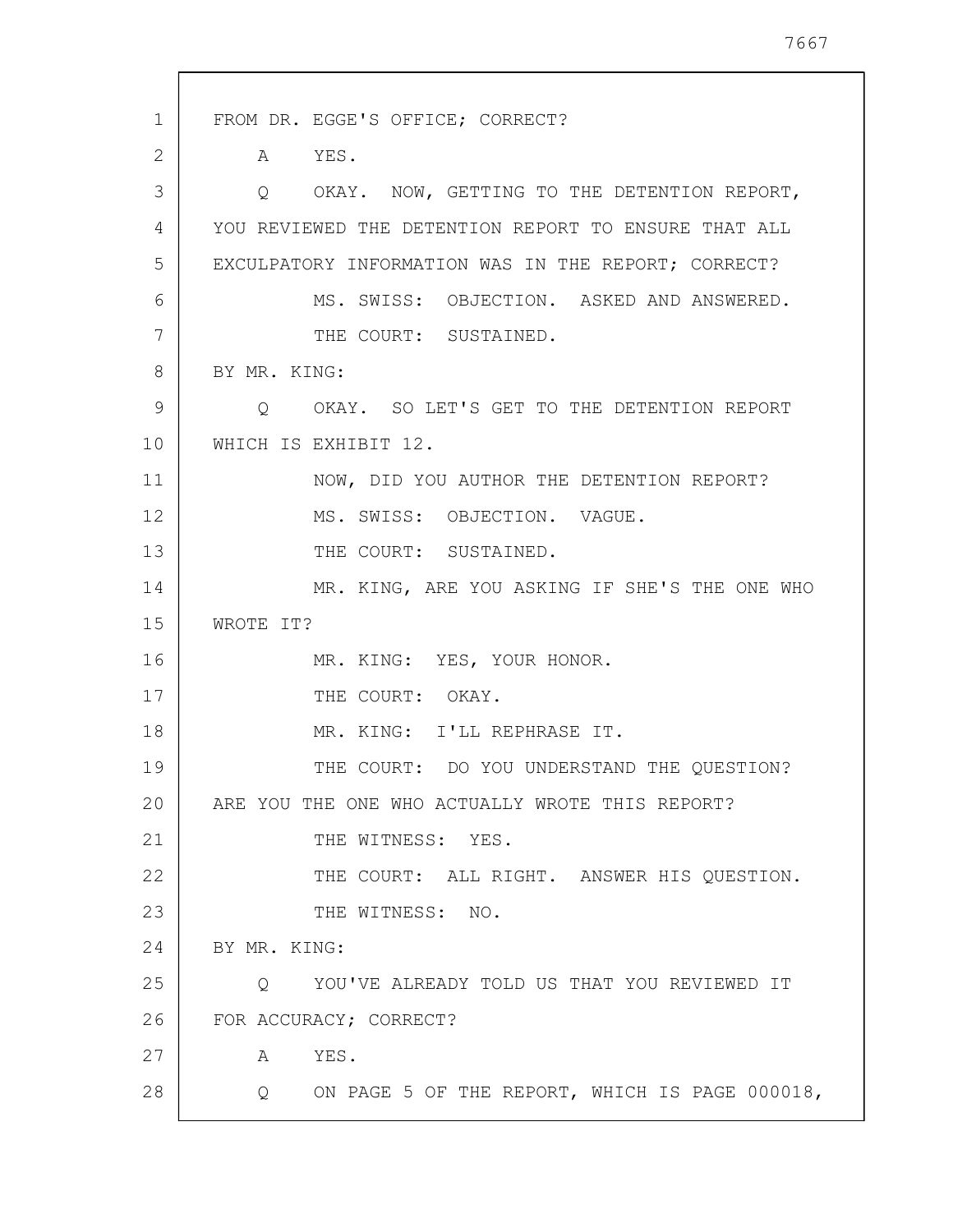FROM DR. EGGE'S OFFICE; CORRECT?

A YES.

Q OKAY. NOW, GETTING TO THE DETENTION REPORT, YOU REVIEWED THE DETENTION REPORT TO ENSURE THAT ALL EXCULPATORY INFORMATION WAS IN THE REPORT; CORRECT?

MS. SWISS: OBJECTION. ASKED AND ANSWERED.

THE COURT: SUSTAINED.

BY MR. KING:

Q OKAY. SO LET'S GET TO THE DETENTION REPORT WHICH IS EXHIBIT 12.

NOW, DID YOU AUTHOR THE DETENTION REPORT?

MS. SWISS: OBJECTION. VAGUE.

THE COURT: SUSTAINED.

MR. KING, ARE YOU ASKING IF SHE'S THE ONE WHO WROTE IT?

MR. KING: YES, YOUR HONOR.

THE COURT: OKAY.

MR. KING: I'LL REPHRASE IT.

THE COURT: DO YOU UNDERSTAND THE QUESTION? ARE YOU THE ONE WHO ACTUALLY WROTE THIS REPORT?

THE WITNESS: YES.

THE COURT: ALL RIGHT. ANSWER HIS QUESTION.

THE WITNESS: NO.

BY MR. KING:

Q YOU'VE ALREADY TOLD US THAT YOU REVIEWED IT FOR ACCURACY; CORRECT?

A YES.

Q ON PAGE 5 OF THE REPORT, WHICH IS PAGE 000018,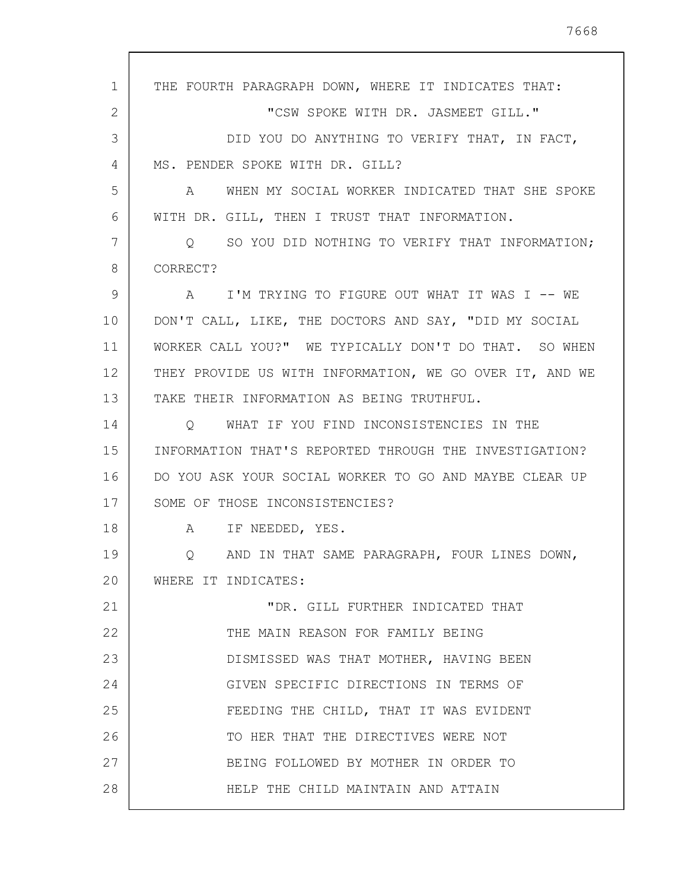THE FOURTH PARAGRAPH DOWN, WHERE IT INDICATES THAT:

"CSW SPOKE WITH DR. JASMEET GILL."

DID YOU DO ANYTHING TO VERIFY THAT, IN FACT, MS. PENDER SPOKE WITH DR. GILL?

A WHEN MY SOCIAL WORKER INDICATED THAT SHE SPOKE WITH DR. GILL, THEN I TRUST THAT INFORMATION.

Q SO YOU DID NOTHING TO VERIFY THAT INFORMATION; CORRECT?

A I'M TRYING TO FIGURE OUT WHAT IT WAS I -- WE DON'T CALL, LIKE, THE DOCTORS AND SAY, "DID MY SOCIAL WORKER CALL YOU?" WE TYPICALLY DON'T DO THAT. SO WHEN THEY PROVIDE US WITH INFORMATION, WE GO OVER IT, AND WE TAKE THEIR INFORMATION AS BEING TRUTHFUL.

Q WHAT IF YOU FIND INCONSISTENCIES IN THE INFORMATION THAT'S REPORTED THROUGH THE INVESTIGATION? DO YOU ASK YOUR SOCIAL WORKER TO GO AND MAYBE CLEAR UP SOME OF THOSE INCONSISTENCIES?

A IF NEEDED, YES.

Q AND IN THAT SAME PARAGRAPH, FOUR LINES DOWN, WHERE IT INDICATES:

"DR. GILL FURTHER INDICATED THAT THE MAIN REASON FOR FAMILY BEING DISMISSED WAS THAT MOTHER, HAVING BEEN GIVEN SPECIFIC DIRECTIONS IN TERMS OF FEEDING THE CHILD, THAT IT WAS EVIDENT TO HER THAT THE DIRECTIVES WERE NOT BEING FOLLOWED BY MOTHER IN ORDER TO HELP THE CHILD MAINTAIN AND ATTAIN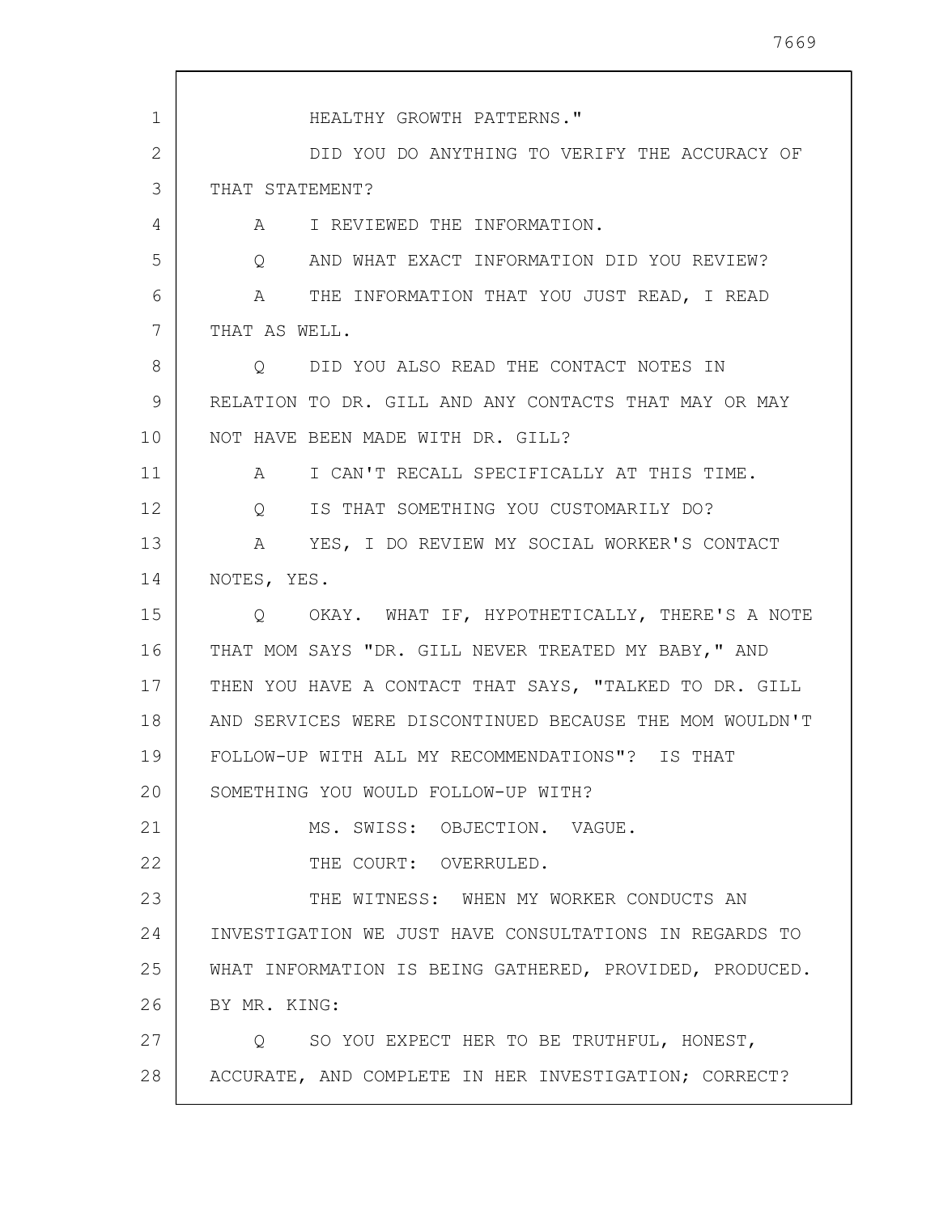HEALTHY GROWTH PATTERNS."

DID YOU DO ANYTHING TO VERIFY THE ACCURACY OF THAT STATEMENT?

A I REVIEWED THE INFORMATION.

Q AND WHAT EXACT INFORMATION DID YOU REVIEW?

A THE INFORMATION THAT YOU JUST READ, I READ THAT AS WELL.

Q DID YOU ALSO READ THE CONTACT NOTES IN RELATION TO DR. GILL AND ANY CONTACTS THAT MAY OR MAY NOT HAVE BEEN MADE WITH DR. GILL?

A I CAN'T RECALL SPECIFICALLY AT THIS TIME.

Q IS THAT SOMETHING YOU CUSTOMARILY DO?

A YES, I DO REVIEW MY SOCIAL WORKER'S CONTACT NOTES, YES.

Q OKAY. WHAT IF, HYPOTHETICALLY, THERE'S A NOTE THAT MOM SAYS "DR. GILL NEVER TREATED MY BABY," AND THEN YOU HAVE A CONTACT THAT SAYS, "TALKED TO DR. GILL AND SERVICES WERE DISCONTINUED BECAUSE THE MOM WOULDN'T FOLLOW-UP WITH ALL MY RECOMMENDATIONS"? IS THAT SOMETHING YOU WOULD FOLLOW-UP WITH?

MS. SWISS: OBJECTION. VAGUE.

THE COURT: OVERRULED.

THE WITNESS: WHEN MY WORKER CONDUCTS AN INVESTIGATION WE JUST HAVE CONSULTATIONS IN REGARDS TO WHAT INFORMATION IS BEING GATHERED, PROVIDED, PRODUCED.

BY MR. KING:

Q SO YOU EXPECT HER TO BE TRUTHFUL, HONEST, ACCURATE, AND COMPLETE IN HER INVESTIGATION; CORRECT?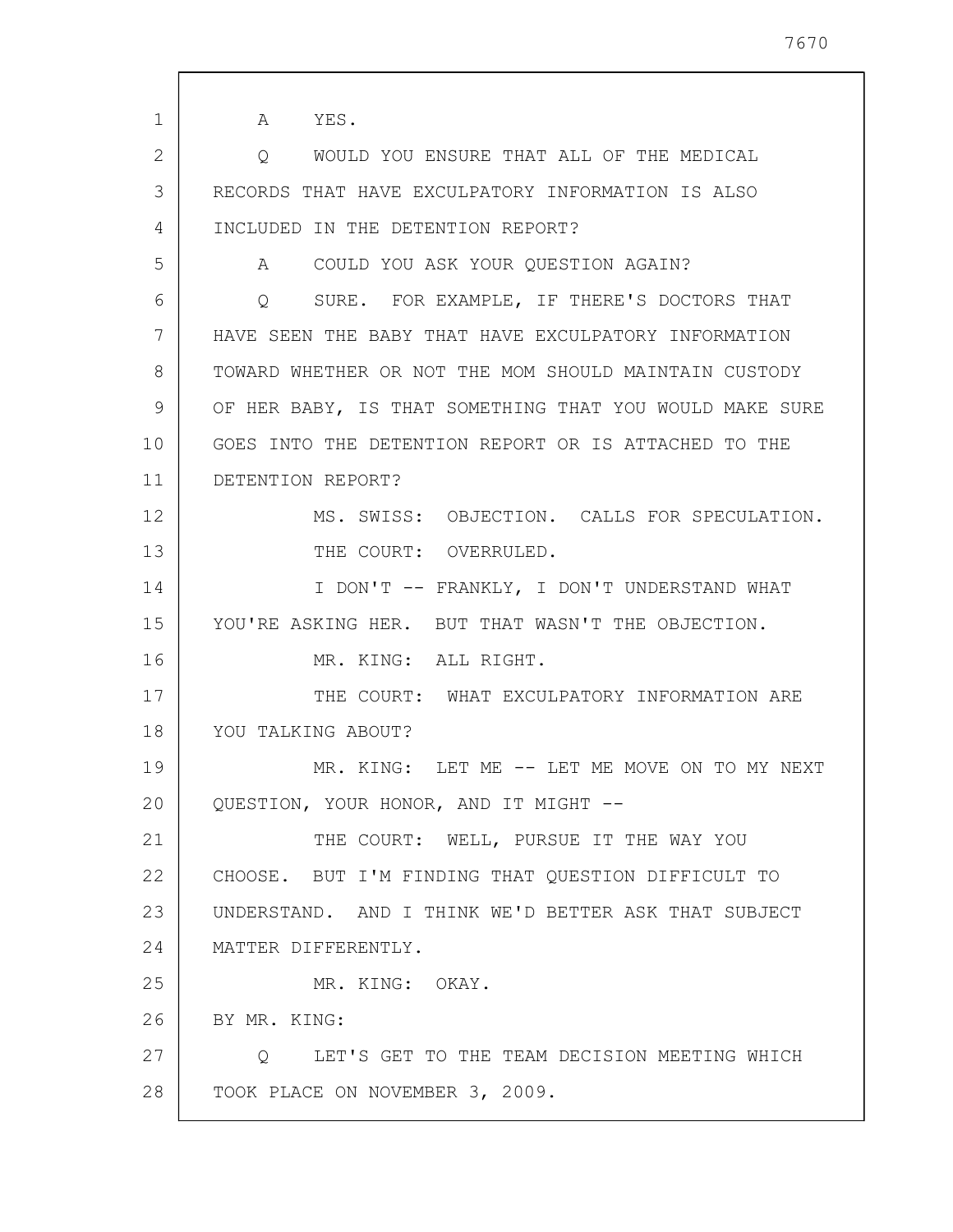A YES.

Q WOULD YOU ENSURE THAT ALL OF THE MEDICAL RECORDS THAT HAVE EXCULPATORY INFORMATION IS ALSO INCLUDED IN THE DETENTION REPORT?

A COULD YOU ASK YOUR QUESTION AGAIN?

Q SURE. FOR EXAMPLE, IF THERE'S DOCTORS THAT HAVE SEEN THE BABY THAT HAVE EXCULPATORY INFORMATION TOWARD WHETHER OR NOT THE MOM SHOULD MAINTAIN CUSTODY OF HER BABY, IS THAT SOMETHING THAT YOU WOULD MAKE SURE GOES INTO THE DETENTION REPORT OR IS ATTACHED TO THE DETENTION REPORT?

MS. SWISS: OBJECTION. CALLS FOR SPECULATION.

THE COURT: OVERRULED.

I DON'T -- FRANKLY, I DON'T UNDERSTAND WHAT YOU'RE ASKING HER. BUT THAT WASN'T THE OBJECTION.

MR. KING: ALL RIGHT.

THE COURT: WHAT EXCULPATORY INFORMATION ARE YOU TALKING ABOUT?

MR. KING: LET ME -- LET ME MOVE ON TO MY NEXT QUESTION, YOUR HONOR, AND IT MIGHT --

THE COURT: WELL, PURSUE IT THE WAY YOU CHOOSE. BUT I'M FINDING THAT QUESTION DIFFICULT TO UNDERSTAND. AND I THINK WE'D BETTER ASK THAT SUBJECT MATTER DIFFERENTLY.

MR. KING: OKAY.

BY MR. KING:

Q LET'S GET TO THE TEAM DECISION MEETING WHICH TOOK PLACE ON NOVEMBER 3, 2009.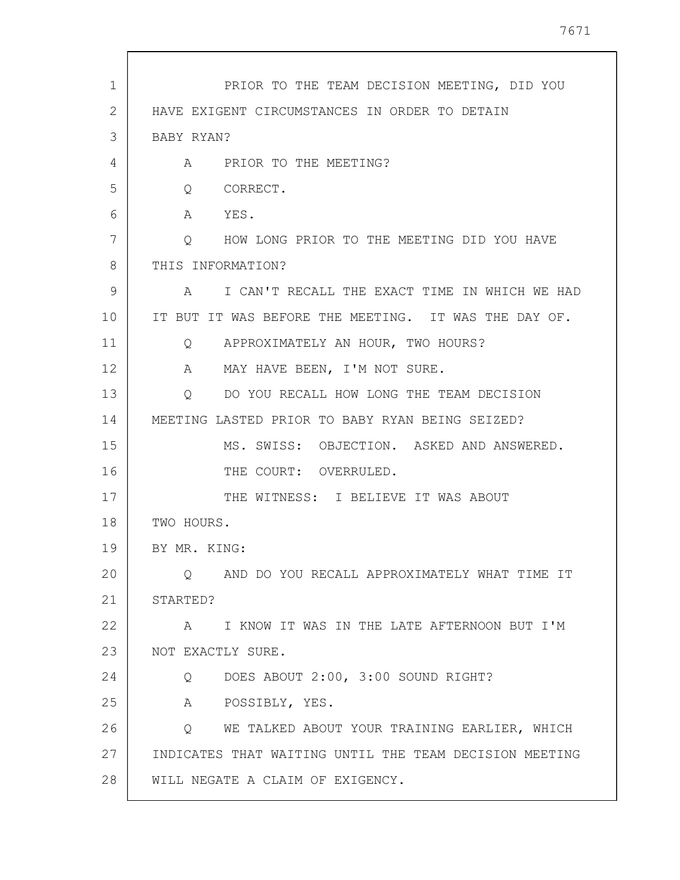PRIOR TO THE TEAM DECISION MEETING, DID YOU HAVE EXIGENT CIRCUMSTANCES IN ORDER TO DETAIN BABY RYAN?

A PRIOR TO THE MEETING?

Q CORRECT.

A YES.

Q HOW LONG PRIOR TO THE MEETING DID YOU HAVE THIS INFORMATION?

A I CAN'T RECALL THE EXACT TIME IN WHICH WE HAD IT BUT IT WAS BEFORE THE MEETING. IT WAS THE DAY OF.

Q APPROXIMATELY AN HOUR, TWO HOURS?

A MAY HAVE BEEN, I'M NOT SURE.

Q DO YOU RECALL HOW LONG THE TEAM DECISION MEETING LASTED PRIOR TO BABY RYAN BEING SEIZED?

MS. SWISS: OBJECTION. ASKED AND ANSWERED.

THE COURT: OVERRULED.

THE WITNESS: I BELIEVE IT WAS ABOUT TWO HOURS.

BY MR. KING:

Q AND DO YOU RECALL APPROXIMATELY WHAT TIME IT STARTED?

A I KNOW IT WAS IN THE LATE AFTERNOON BUT I'M NOT EXACTLY SURE.

Q DOES ABOUT 2:00, 3:00 SOUND RIGHT?

A POSSIBLY, YES.

Q WE TALKED ABOUT YOUR TRAINING EARLIER, WHICH INDICATES THAT WAITING UNTIL THE TEAM DECISION MEETING WILL NEGATE A CLAIM OF EXIGENCY.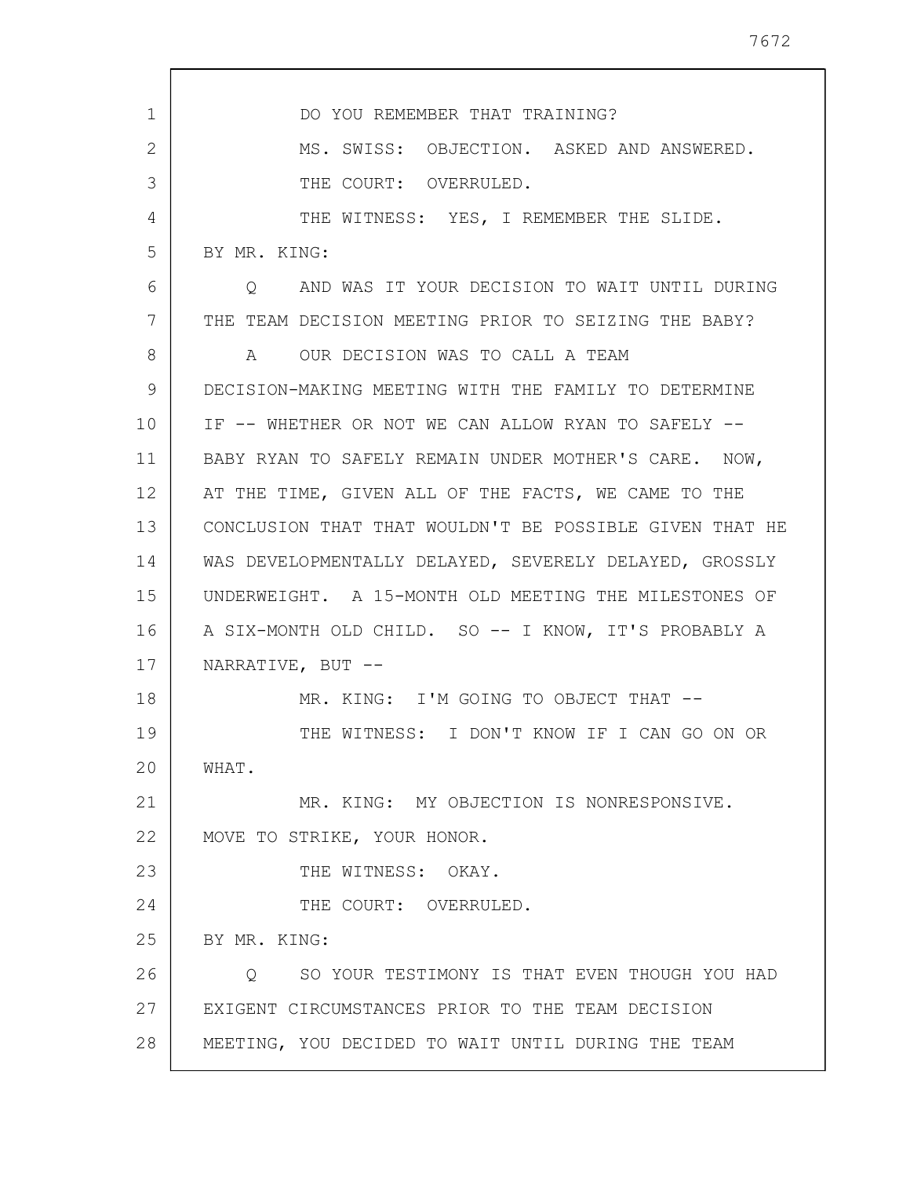DO YOU REMEMBER THAT TRAINING?

MS. SWISS: OBJECTION. ASKED AND ANSWERED.

THE COURT: OVERRULED.

THE WITNESS: YES, I REMEMBER THE SLIDE.

BY MR. KING:

Q AND WAS IT YOUR DECISION TO WAIT UNTIL DURING THE TEAM DECISION MEETING PRIOR TO SEIZING THE BABY?

A OUR DECISION WAS TO CALL A TEAM DECISION-MAKING MEETING WITH THE FAMILY TO DETERMINE IF -- WHETHER OR NOT WE CAN ALLOW RYAN TO SAFELY -- BABY RYAN TO SAFELY REMAIN UNDER MOTHER'S CARE. NOW, AT THE TIME, GIVEN ALL OF THE FACTS, WE CAME TO THE CONCLUSION THAT THAT WOULDN'T BE POSSIBLE GIVEN THAT HE WAS DEVELOPMENTALLY DELAYED, SEVERELY DELAYED, GROSSLY UNDERWEIGHT. A 15-MONTH OLD MEETING THE MILESTONES OF A SIX-MONTH OLD CHILD. SO -- I KNOW, IT'S PROBABLY A NARRATIVE, BUT --

MR. KING: I'M GOING TO OBJECT THAT --

THE WITNESS: I DON'T KNOW IF I CAN GO ON OR WHAT.

MR. KING: MY OBJECTION IS NONRESPONSIVE. MOVE TO STRIKE, YOUR HONOR.

THE WITNESS: OKAY.

THE COURT: OVERRULED.

BY MR. KING:

Q SO YOUR TESTIMONY IS THAT EVEN THOUGH YOU HAD EXIGENT CIRCUMSTANCES PRIOR TO THE TEAM DECISION MEETING, YOU DECIDED TO WAIT UNTIL DURING THE TEAM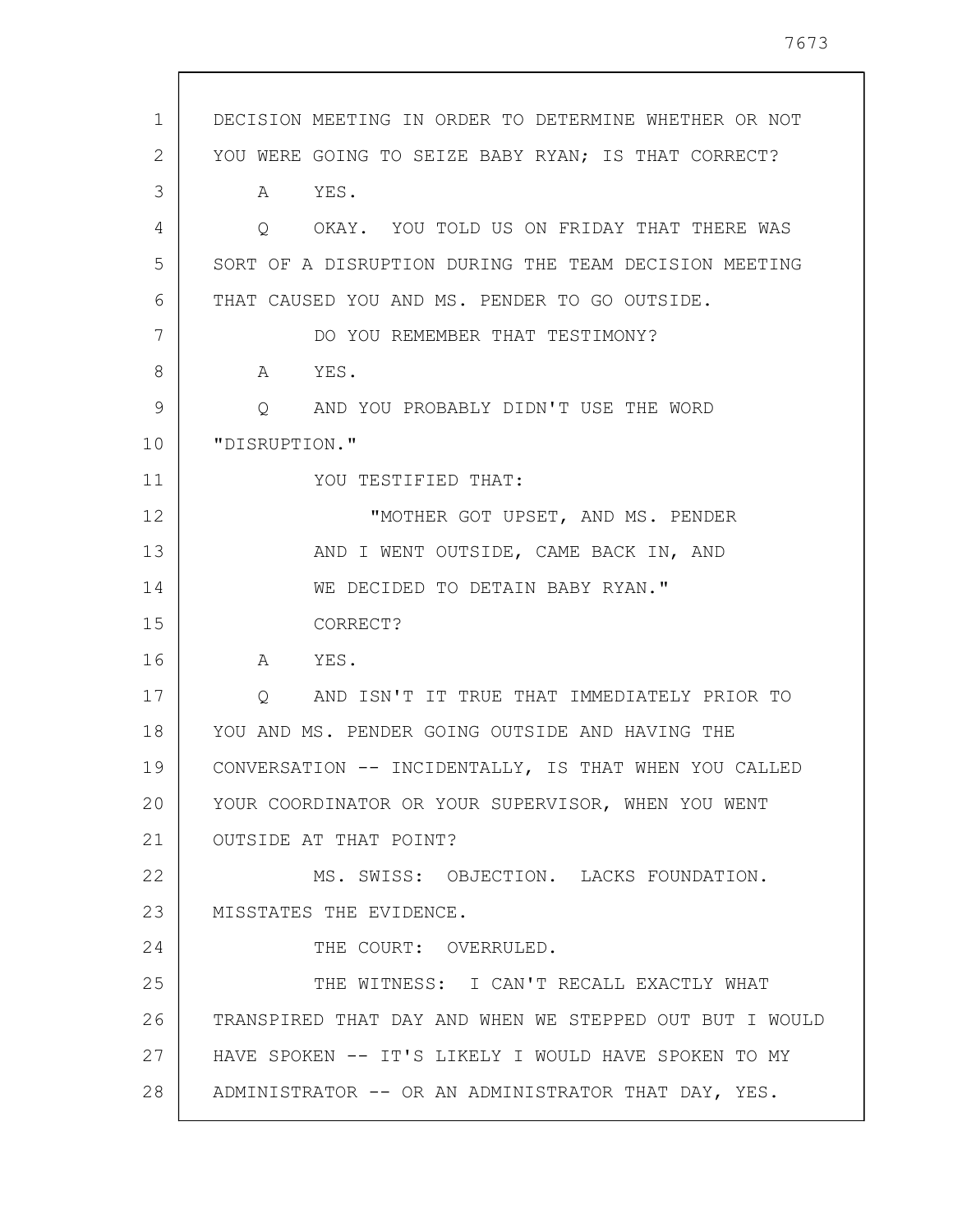DECISION MEETING IN ORDER TO DETERMINE WHETHER OR NOT YOU WERE GOING TO SEIZE BABY RYAN; IS THAT CORRECT?

A YES.

Q OKAY. YOU TOLD US ON FRIDAY THAT THERE WAS SORT OF A DISRUPTION DURING THE TEAM DECISION MEETING THAT CAUSED YOU AND MS. PENDER TO GO OUTSIDE.

DO YOU REMEMBER THAT TESTIMONY?

A YES.

Q AND YOU PROBABLY DIDN'T USE THE WORD "DISRUPTION."

YOU TESTIFIED THAT:

> "MOTHER GOT UPSET, AND MS. PENDER AND I WENT OUTSIDE, CAME BACK IN, AND WE DECIDED TO DETAIN BABY RYAN."

CORRECT?

A YES.

Q AND ISN'T IT TRUE THAT IMMEDIATELY PRIOR TO YOU AND MS. PENDER GOING OUTSIDE AND HAVING THE CONVERSATION -- INCIDENTALLY, IS THAT WHEN YOU CALLED YOUR COORDINATOR OR YOUR SUPERVISOR, WHEN YOU WENT OUTSIDE AT THAT POINT?

MS. SWISS: OBJECTION. LACKS FOUNDATION. MISSTATES THE EVIDENCE.

THE COURT: OVERRULED.

THE WITNESS: I CAN'T RECALL EXACTLY WHAT TRANSPIRED THAT DAY AND WHEN WE STEPPED OUT BUT I WOULD HAVE SPOKEN -- IT'S LIKELY I WOULD HAVE SPOKEN TO MY ADMINISTRATOR -- OR AN ADMINISTRATOR THAT DAY, YES.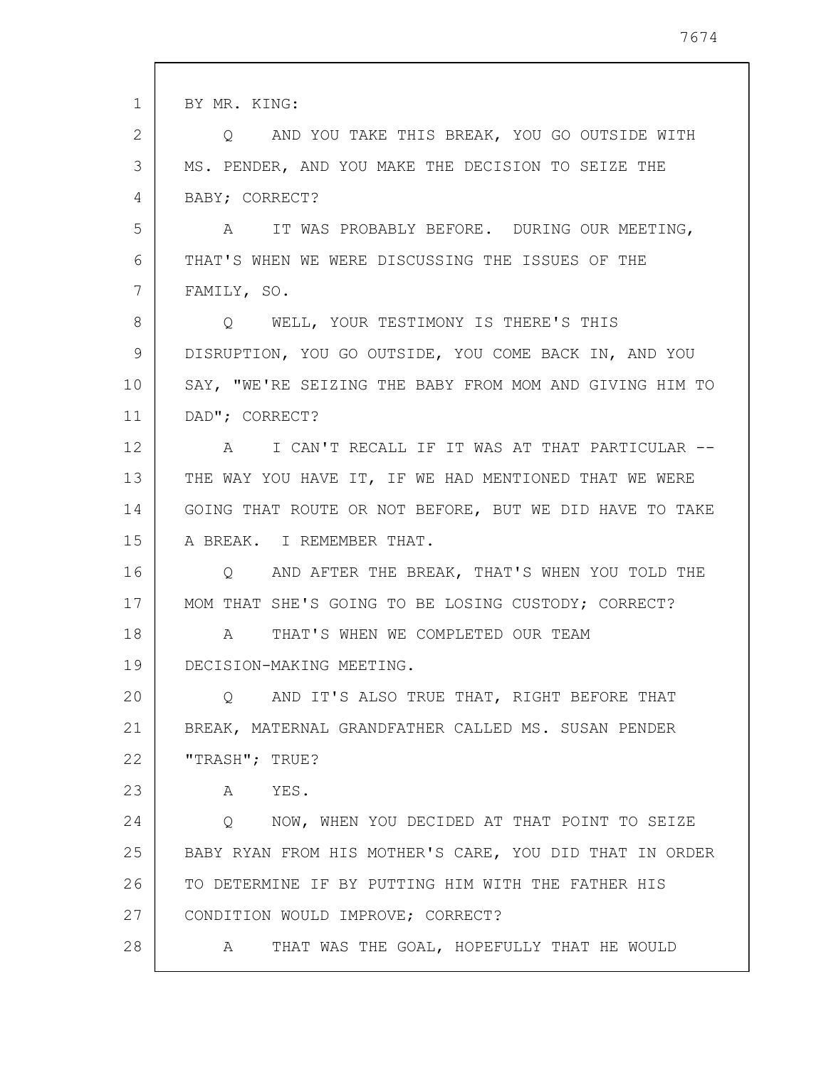BY MR. KING:

Q AND YOU TAKE THIS BREAK, YOU GO OUTSIDE WITH MS. PENDER, AND YOU MAKE THE DECISION TO SEIZE THE BABY; CORRECT?

A IT WAS PROBABLY BEFORE. DURING OUR MEETING, THAT'S WHEN WE WERE DISCUSSING THE ISSUES OF THE FAMILY, SO.

Q WELL, YOUR TESTIMONY IS THERE'S THIS DISRUPTION, YOU GO OUTSIDE, YOU COME BACK IN, AND YOU SAY, "WE'RE SEIZING THE BABY FROM MOM AND GIVING HIM TO DAD"; CORRECT?

A I CAN'T RECALL IF IT WAS AT THAT PARTICULAR -- THE WAY YOU HAVE IT, IF WE HAD MENTIONED THAT WE WERE GOING THAT ROUTE OR NOT BEFORE, BUT WE DID HAVE TO TAKE A BREAK. I REMEMBER THAT.

Q AND AFTER THE BREAK, THAT'S WHEN YOU TOLD THE MOM THAT SHE'S GOING TO BE LOSING CUSTODY; CORRECT?

A THAT'S WHEN WE COMPLETED OUR TEAM DECISION-MAKING MEETING.

Q AND IT'S ALSO TRUE THAT, RIGHT BEFORE THAT BREAK, MATERNAL GRANDFATHER CALLED MS. SUSAN PENDER "TRASH"; TRUE?

A YES.

Q NOW, WHEN YOU DECIDED AT THAT POINT TO SEIZE BABY RYAN FROM HIS MOTHER'S CARE, YOU DID THAT IN ORDER TO DETERMINE IF BY PUTTING HIM WITH THE FATHER HIS CONDITION WOULD IMPROVE; CORRECT?

A THAT WAS THE GOAL, HOPEFULLY THAT HE WOULD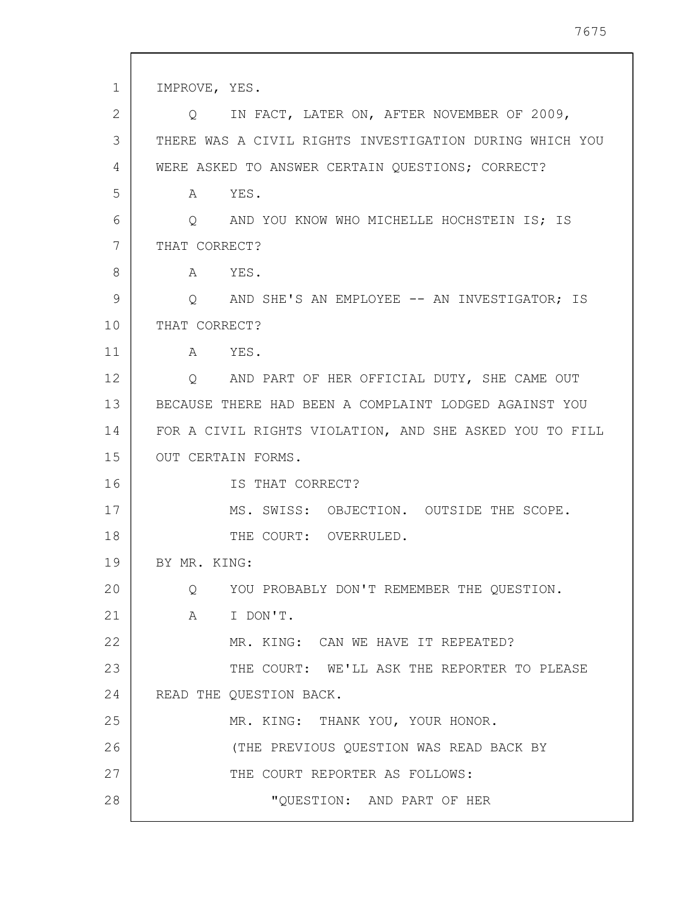IMPROVE, YES.

Q IN FACT, LATER ON, AFTER NOVEMBER OF 2009, THERE WAS A CIVIL RIGHTS INVESTIGATION DURING WHICH YOU WERE ASKED TO ANSWER CERTAIN QUESTIONS; CORRECT?

A YES.

Q AND YOU KNOW WHO MICHELLE HOCHSTEIN IS; IS THAT CORRECT?

A YES.

Q AND SHE'S AN EMPLOYEE -- AN INVESTIGATOR; IS THAT CORRECT?

A YES.

Q AND PART OF HER OFFICIAL DUTY, SHE CAME OUT BECAUSE THERE HAD BEEN A COMPLAINT LODGED AGAINST YOU FOR A CIVIL RIGHTS VIOLATION, AND SHE ASKED YOU TO FILL OUT CERTAIN FORMS.

IS THAT CORRECT?

MS. SWISS: OBJECTION. OUTSIDE THE SCOPE.

THE COURT: OVERRULED.

BY MR. KING:

Q YOU PROBABLY DON'T REMEMBER THE QUESTION.

A I DON'T.

MR. KING: CAN WE HAVE IT REPEATED?

THE COURT: WE'LL ASK THE REPORTER TO PLEASE READ THE QUESTION BACK.

MR. KING: THANK YOU, YOUR HONOR.

(THE PREVIOUS QUESTION WAS READ BACK BY THE COURT REPORTER AS FOLLOWS:

"QUESTION: AND PART OF HER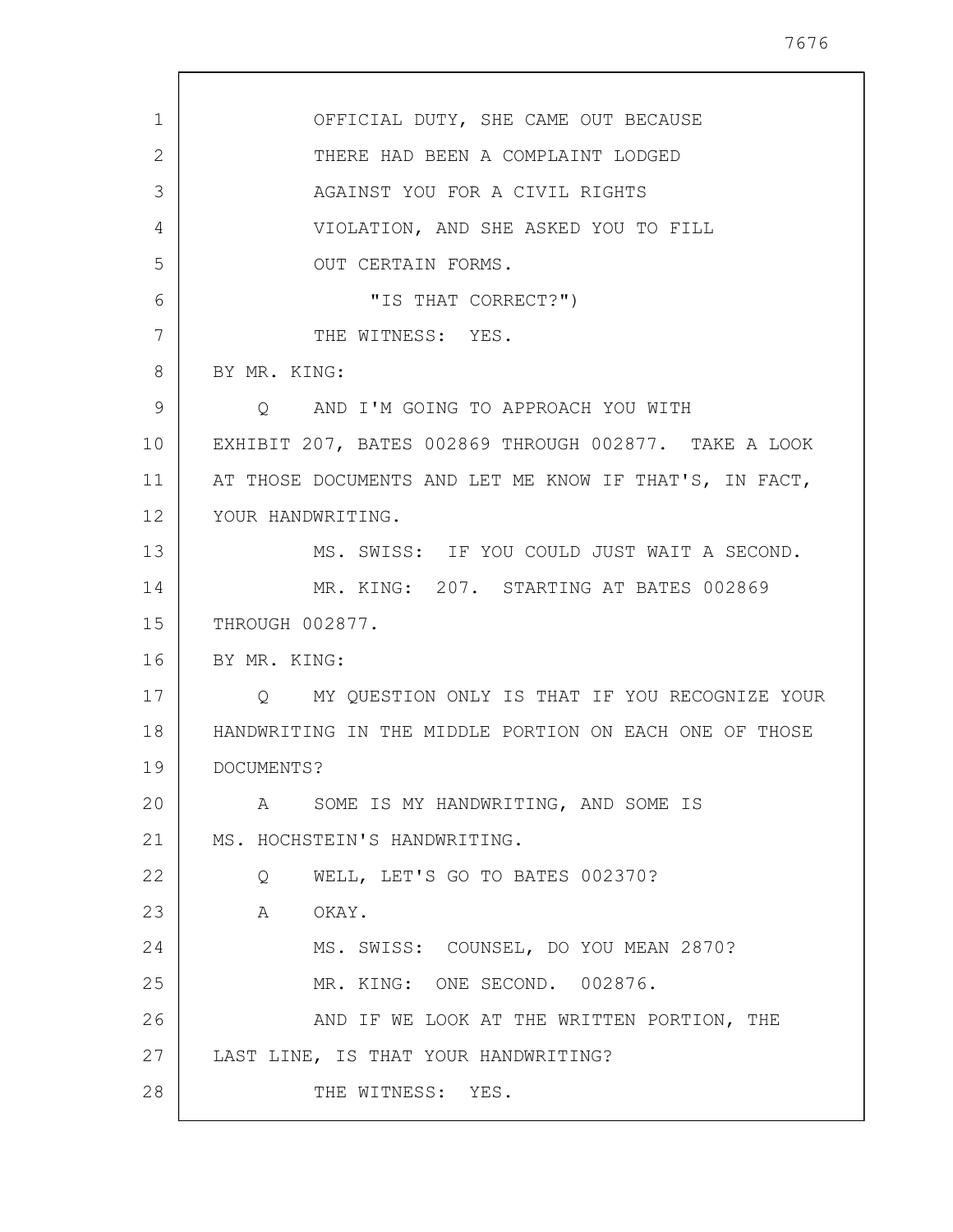OFFICIAL DUTY, SHE CAME OUT BECAUSE
THERE HAD BEEN A COMPLAINT LODGED
AGAINST YOU FOR A CIVIL RIGHTS
VIOLATION, AND SHE ASKED YOU TO FILL
OUT CERTAIN FORMS.

"IS THAT CORRECT?")

THE WITNESS: YES.

BY MR. KING:

Q AND I'M GOING TO APPROACH YOU WITH EXHIBIT 207, BATES 002869 THROUGH 002877. TAKE A LOOK AT THOSE DOCUMENTS AND LET ME KNOW IF THAT'S, IN FACT, YOUR HANDWRITING.

MS. SWISS: IF YOU COULD JUST WAIT A SECOND.

MR. KING: 207. STARTING AT BATES 002869 THROUGH 002877.

BY MR. KING:

Q MY QUESTION ONLY IS THAT IF YOU RECOGNIZE YOUR HANDWRITING IN THE MIDDLE PORTION ON EACH ONE OF THOSE DOCUMENTS?

A SOME IS MY HANDWRITING, AND SOME IS MS. HOCHSTEIN'S HANDWRITING.

Q WELL, LET'S GO TO BATES 002370?

A OKAY.

MS. SWISS: COUNSEL, DO YOU MEAN 2870?

MR. KING: ONE SECOND. 002876.

AND IF WE LOOK AT THE WRITTEN PORTION, THE LAST LINE, IS THAT YOUR HANDWRITING?

THE WITNESS: YES.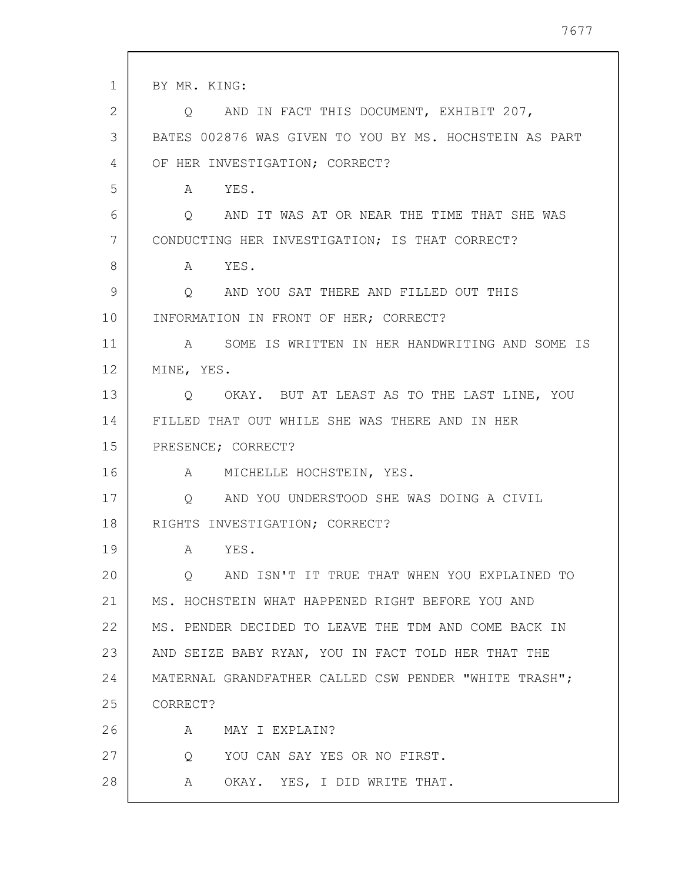BY MR. KING:

Q AND IN FACT THIS DOCUMENT, EXHIBIT 207, BATES 002876 WAS GIVEN TO YOU BY MS. HOCHSTEIN AS PART OF HER INVESTIGATION; CORRECT?

A YES.

Q AND IT WAS AT OR NEAR THE TIME THAT SHE WAS CONDUCTING HER INVESTIGATION; IS THAT CORRECT?

A YES.

Q AND YOU SAT THERE AND FILLED OUT THIS INFORMATION IN FRONT OF HER; CORRECT?

A SOME IS WRITTEN IN HER HANDWRITING AND SOME IS MINE, YES.

Q OKAY. BUT AT LEAST AS TO THE LAST LINE, YOU FILLED THAT OUT WHILE SHE WAS THERE AND IN HER PRESENCE; CORRECT?

A MICHELLE HOCHSTEIN, YES.

Q AND YOU UNDERSTOOD SHE WAS DOING A CIVIL RIGHTS INVESTIGATION; CORRECT?

A YES.

Q AND ISN'T IT TRUE THAT WHEN YOU EXPLAINED TO MS. HOCHSTEIN WHAT HAPPENED RIGHT BEFORE YOU AND MS. PENDER DECIDED TO LEAVE THE TDM AND COME BACK IN AND SEIZE BABY RYAN, YOU IN FACT TOLD HER THAT THE MATERNAL GRANDFATHER CALLED CSW PENDER "WHITE TRASH"; CORRECT?

A MAY I EXPLAIN?

Q YOU CAN SAY YES OR NO FIRST.

A OKAY. YES, I DID WRITE THAT.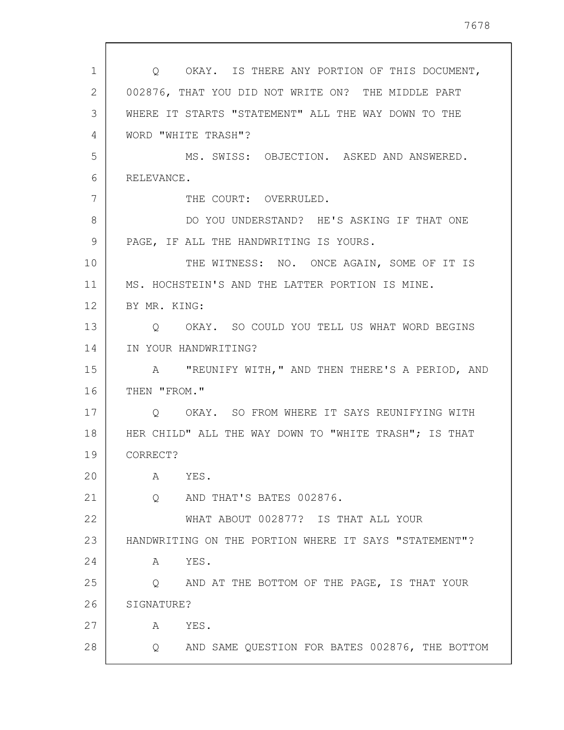Q OKAY. IS THERE ANY PORTION OF THIS DOCUMENT, 002876, THAT YOU DID NOT WRITE ON? THE MIDDLE PART WHERE IT STARTS "STATEMENT" ALL THE WAY DOWN TO THE WORD "WHITE TRASH"?

MS. SWISS: OBJECTION. ASKED AND ANSWERED. RELEVANCE.

THE COURT: OVERRULED.

DO YOU UNDERSTAND? HE'S ASKING IF THAT ONE PAGE, IF ALL THE HANDWRITING IS YOURS.

THE WITNESS: NO. ONCE AGAIN, SOME OF IT IS MS. HOCHSTEIN'S AND THE LATTER PORTION IS MINE.

BY MR. KING:

Q OKAY. SO COULD YOU TELL US WHAT WORD BEGINS IN YOUR HANDWRITING?

A "REUNIFY WITH," AND THEN THERE'S A PERIOD, AND THEN "FROM."

Q OKAY. SO FROM WHERE IT SAYS REUNIFYING WITH HER CHILD" ALL THE WAY DOWN TO "WHITE TRASH"; IS THAT CORRECT?

A YES.

Q AND THAT'S BATES 002876.

WHAT ABOUT 002877? IS THAT ALL YOUR HANDWRITING ON THE PORTION WHERE IT SAYS "STATEMENT"?

A YES.

Q AND AT THE BOTTOM OF THE PAGE, IS THAT YOUR SIGNATURE?

A YES.

Q AND SAME QUESTION FOR BATES 002876, THE BOTTOM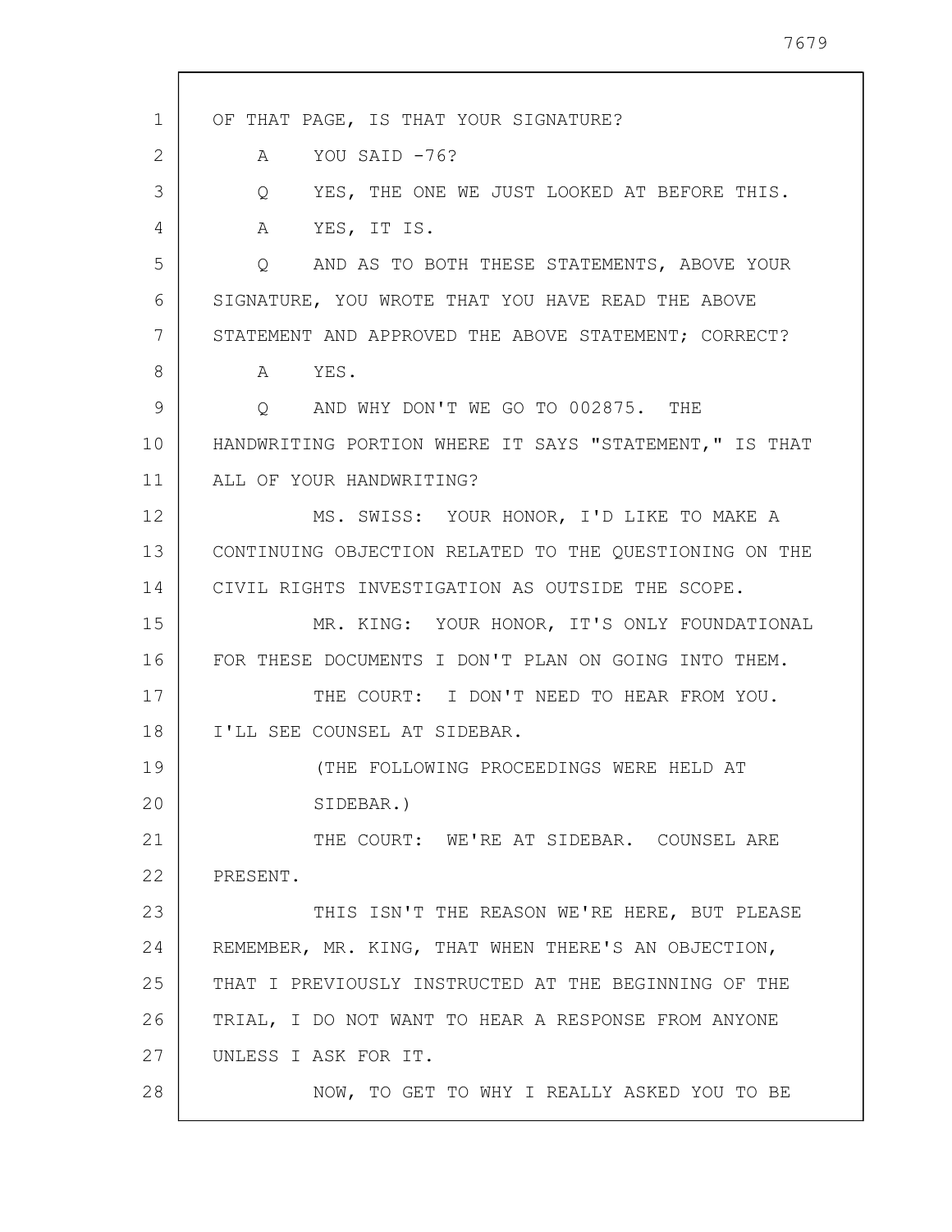OF THAT PAGE, IS THAT YOUR SIGNATURE?

A YOU SAID -76?

Q YES, THE ONE WE JUST LOOKED AT BEFORE THIS.

A YES, IT IS.

Q AND AS TO BOTH THESE STATEMENTS, ABOVE YOUR SIGNATURE, YOU WROTE THAT YOU HAVE READ THE ABOVE STATEMENT AND APPROVED THE ABOVE STATEMENT; CORRECT?

A YES.

Q AND WHY DON'T WE GO TO 002875. THE HANDWRITING PORTION WHERE IT SAYS "STATEMENT," IS THAT ALL OF YOUR HANDWRITING?

MS. SWISS: YOUR HONOR, I'D LIKE TO MAKE A CONTINUING OBJECTION RELATED TO THE QUESTIONING ON THE CIVIL RIGHTS INVESTIGATION AS OUTSIDE THE SCOPE.

MR. KING: YOUR HONOR, IT'S ONLY FOUNDATIONAL FOR THESE DOCUMENTS I DON'T PLAN ON GOING INTO THEM.

THE COURT: I DON'T NEED TO HEAR FROM YOU. I'LL SEE COUNSEL AT SIDEBAR.

(THE FOLLOWING PROCEEDINGS WERE HELD AT SIDEBAR.)

THE COURT: WE'RE AT SIDEBAR. COUNSEL ARE PRESENT.

THIS ISN'T THE REASON WE'RE HERE, BUT PLEASE REMEMBER, MR. KING, THAT WHEN THERE'S AN OBJECTION, THAT I PREVIOUSLY INSTRUCTED AT THE BEGINNING OF THE TRIAL, I DO NOT WANT TO HEAR A RESPONSE FROM ANYONE UNLESS I ASK FOR IT.

NOW, TO GET TO WHY I REALLY ASKED YOU TO BE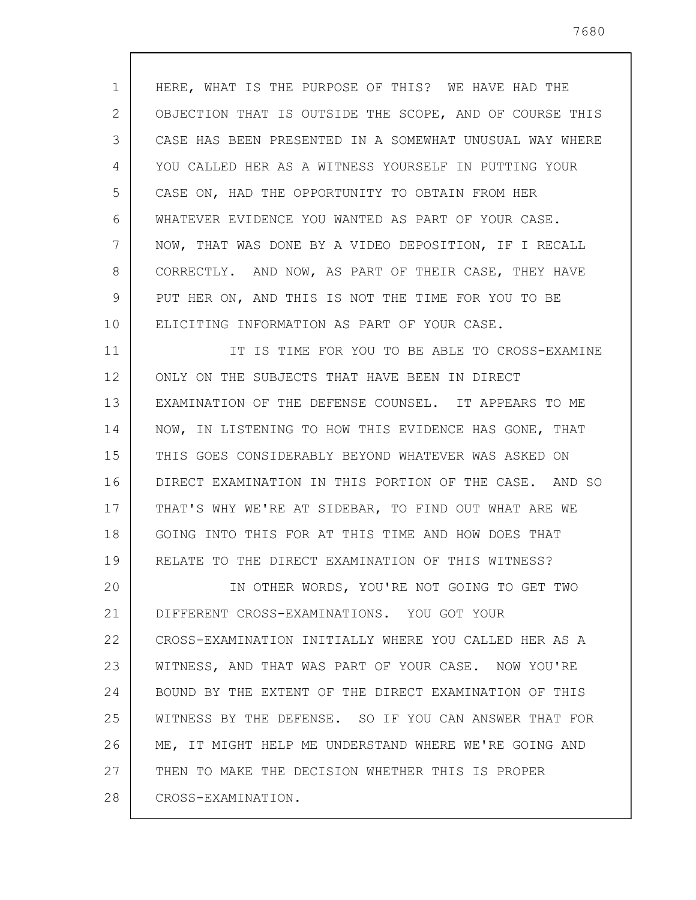HERE, WHAT IS THE PURPOSE OF THIS? WE HAVE HAD THE OBJECTION THAT IS OUTSIDE THE SCOPE, AND OF COURSE THIS CASE HAS BEEN PRESENTED IN A SOMEWHAT UNUSUAL WAY WHERE YOU CALLED HER AS A WITNESS YOURSELF IN PUTTING YOUR CASE ON, HAD THE OPPORTUNITY TO OBTAIN FROM HER WHATEVER EVIDENCE YOU WANTED AS PART OF YOUR CASE. NOW, THAT WAS DONE BY A VIDEO DEPOSITION, IF I RECALL CORRECTLY. AND NOW, AS PART OF THEIR CASE, THEY HAVE PUT HER ON, AND THIS IS NOT THE TIME FOR YOU TO BE ELICITING INFORMATION AS PART OF YOUR CASE.

IT IS TIME FOR YOU TO BE ABLE TO CROSS-EXAMINE ONLY ON THE SUBJECTS THAT HAVE BEEN IN DIRECT EXAMINATION OF THE DEFENSE COUNSEL. IT APPEARS TO ME NOW, IN LISTENING TO HOW THIS EVIDENCE HAS GONE, THAT THIS GOES CONSIDERABLY BEYOND WHATEVER WAS ASKED ON DIRECT EXAMINATION IN THIS PORTION OF THE CASE. AND SO THAT'S WHY WE'RE AT SIDEBAR, TO FIND OUT WHAT ARE WE GOING INTO THIS FOR AT THIS TIME AND HOW DOES THAT RELATE TO THE DIRECT EXAMINATION OF THIS WITNESS?

IN OTHER WORDS, YOU'RE NOT GOING TO GET TWO DIFFERENT CROSS-EXAMINATIONS. YOU GOT YOUR CROSS-EXAMINATION INITIALLY WHERE YOU CALLED HER AS A WITNESS, AND THAT WAS PART OF YOUR CASE. NOW YOU'RE BOUND BY THE EXTENT OF THE DIRECT EXAMINATION OF THIS WITNESS BY THE DEFENSE. SO IF YOU CAN ANSWER THAT FOR ME, IT MIGHT HELP ME UNDERSTAND WHERE WE'RE GOING AND THEN TO MAKE THE DECISION WHETHER THIS IS PROPER CROSS-EXAMINATION.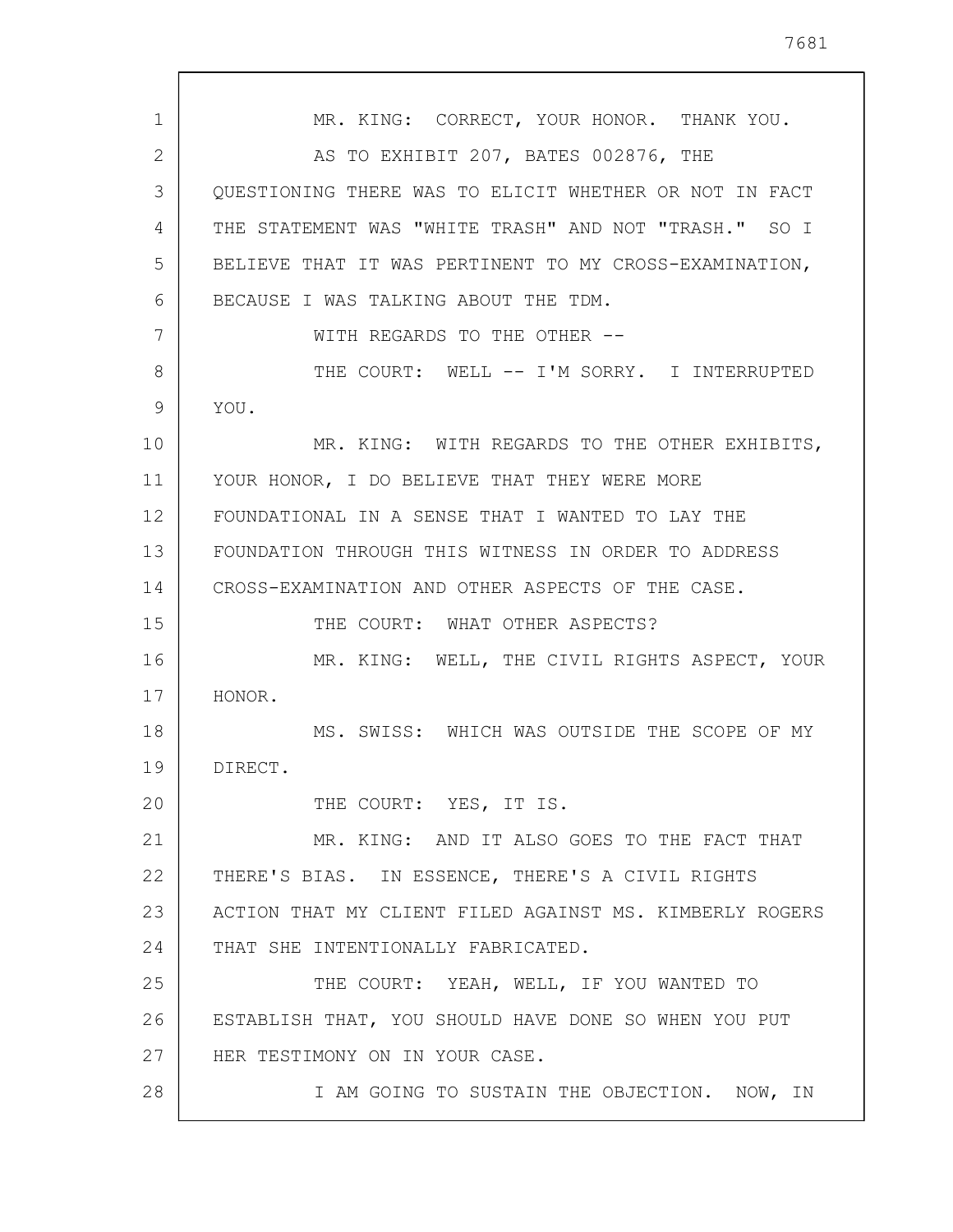MR. KING: CORRECT, YOUR HONOR. THANK YOU.

AS TO EXHIBIT 207, BATES 002876, THE QUESTIONING THERE WAS TO ELICIT WHETHER OR NOT IN FACT THE STATEMENT WAS "WHITE TRASH" AND NOT "TRASH." SO I BELIEVE THAT IT WAS PERTINENT TO MY CROSS-EXAMINATION, BECAUSE I WAS TALKING ABOUT THE TDM.

WITH REGARDS TO THE OTHER --

THE COURT: WELL -- I'M SORRY. I INTERRUPTED YOU.

MR. KING: WITH REGARDS TO THE OTHER EXHIBITS, YOUR HONOR, I DO BELIEVE THAT THEY WERE MORE FOUNDATIONAL IN A SENSE THAT I WANTED TO LAY THE FOUNDATION THROUGH THIS WITNESS IN ORDER TO ADDRESS CROSS-EXAMINATION AND OTHER ASPECTS OF THE CASE.

THE COURT: WHAT OTHER ASPECTS?

MR. KING: WELL, THE CIVIL RIGHTS ASPECT, YOUR HONOR.

MS. SWISS: WHICH WAS OUTSIDE THE SCOPE OF MY DIRECT.

THE COURT: YES, IT IS.

MR. KING: AND IT ALSO GOES TO THE FACT THAT THERE'S BIAS. IN ESSENCE, THERE'S A CIVIL RIGHTS ACTION THAT MY CLIENT FILED AGAINST MS. KIMBERLY ROGERS THAT SHE INTENTIONALLY FABRICATED.

THE COURT: YEAH, WELL, IF YOU WANTED TO ESTABLISH THAT, YOU SHOULD HAVE DONE SO WHEN YOU PUT HER TESTIMONY ON IN YOUR CASE.

I AM GOING TO SUSTAIN THE OBJECTION. NOW, IN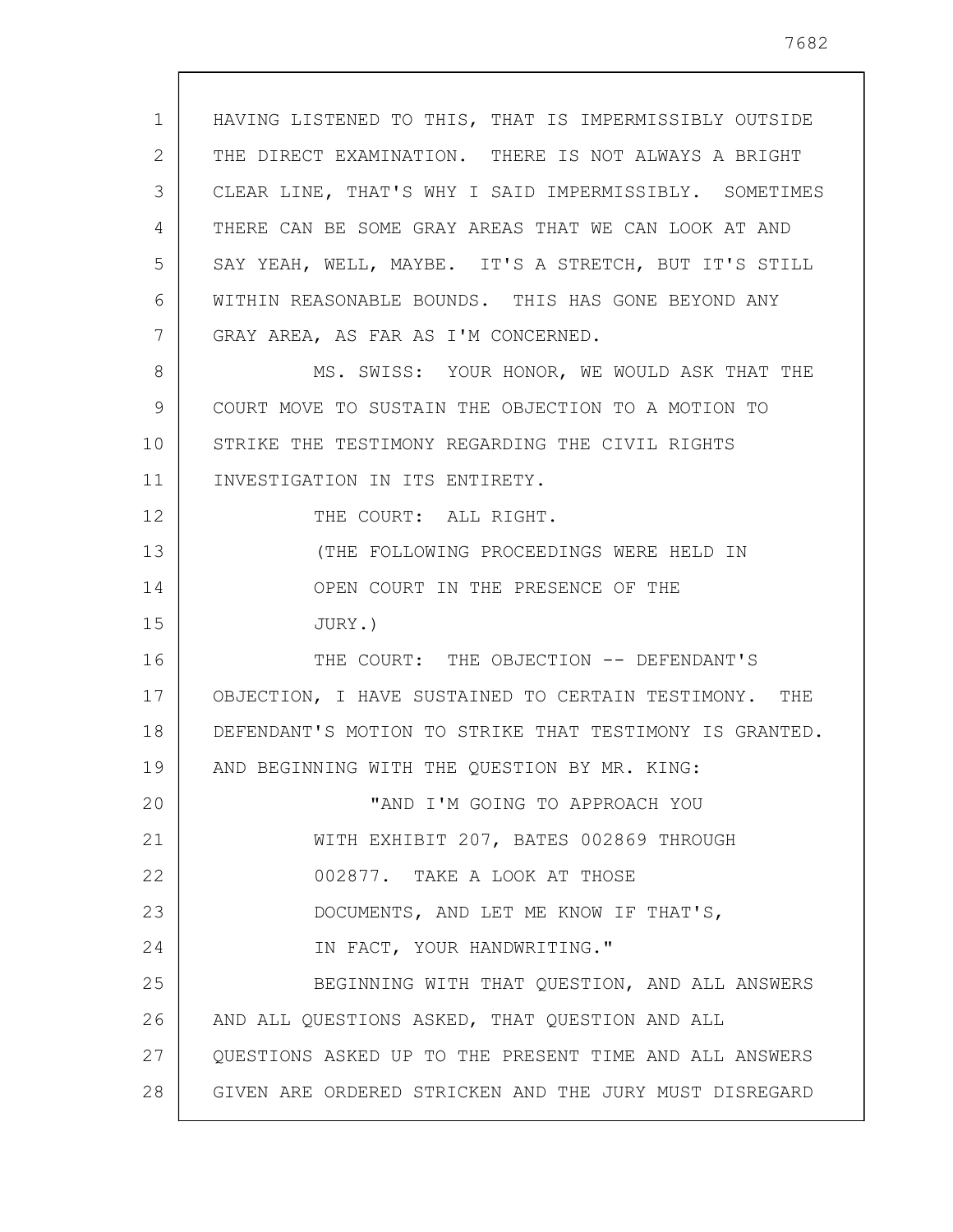HAVING LISTENED TO THIS, THAT IS IMPERMISSIBLY OUTSIDE THE DIRECT EXAMINATION. THERE IS NOT ALWAYS A BRIGHT CLEAR LINE, THAT'S WHY I SAID IMPERMISSIBLY. SOMETIMES THERE CAN BE SOME GRAY AREAS THAT WE CAN LOOK AT AND SAY YEAH, WELL, MAYBE. IT'S A STRETCH, BUT IT'S STILL WITHIN REASONABLE BOUNDS. THIS HAS GONE BEYOND ANY GRAY AREA, AS FAR AS I'M CONCERNED.

MS. SWISS: YOUR HONOR, WE WOULD ASK THAT THE COURT MOVE TO SUSTAIN THE OBJECTION TO A MOTION TO STRIKE THE TESTIMONY REGARDING THE CIVIL RIGHTS INVESTIGATION IN ITS ENTIRETY.

THE COURT: ALL RIGHT.

(THE FOLLOWING PROCEEDINGS WERE HELD IN OPEN COURT IN THE PRESENCE OF THE JURY.)

THE COURT: THE OBJECTION -- DEFENDANT'S OBJECTION, I HAVE SUSTAINED TO CERTAIN TESTIMONY. THE DEFENDANT'S MOTION TO STRIKE THAT TESTIMONY IS GRANTED. AND BEGINNING WITH THE QUESTION BY MR. KING:

"AND I'M GOING TO APPROACH YOU WITH EXHIBIT 207, BATES 002869 THROUGH 002877. TAKE A LOOK AT THOSE DOCUMENTS, AND LET ME KNOW IF THAT'S, IN FACT, YOUR HANDWRITING."

BEGINNING WITH THAT QUESTION, AND ALL ANSWERS AND ALL QUESTIONS ASKED, THAT QUESTION AND ALL QUESTIONS ASKED UP TO THE PRESENT TIME AND ALL ANSWERS GIVEN ARE ORDERED STRICKEN AND THE JURY MUST DISREGARD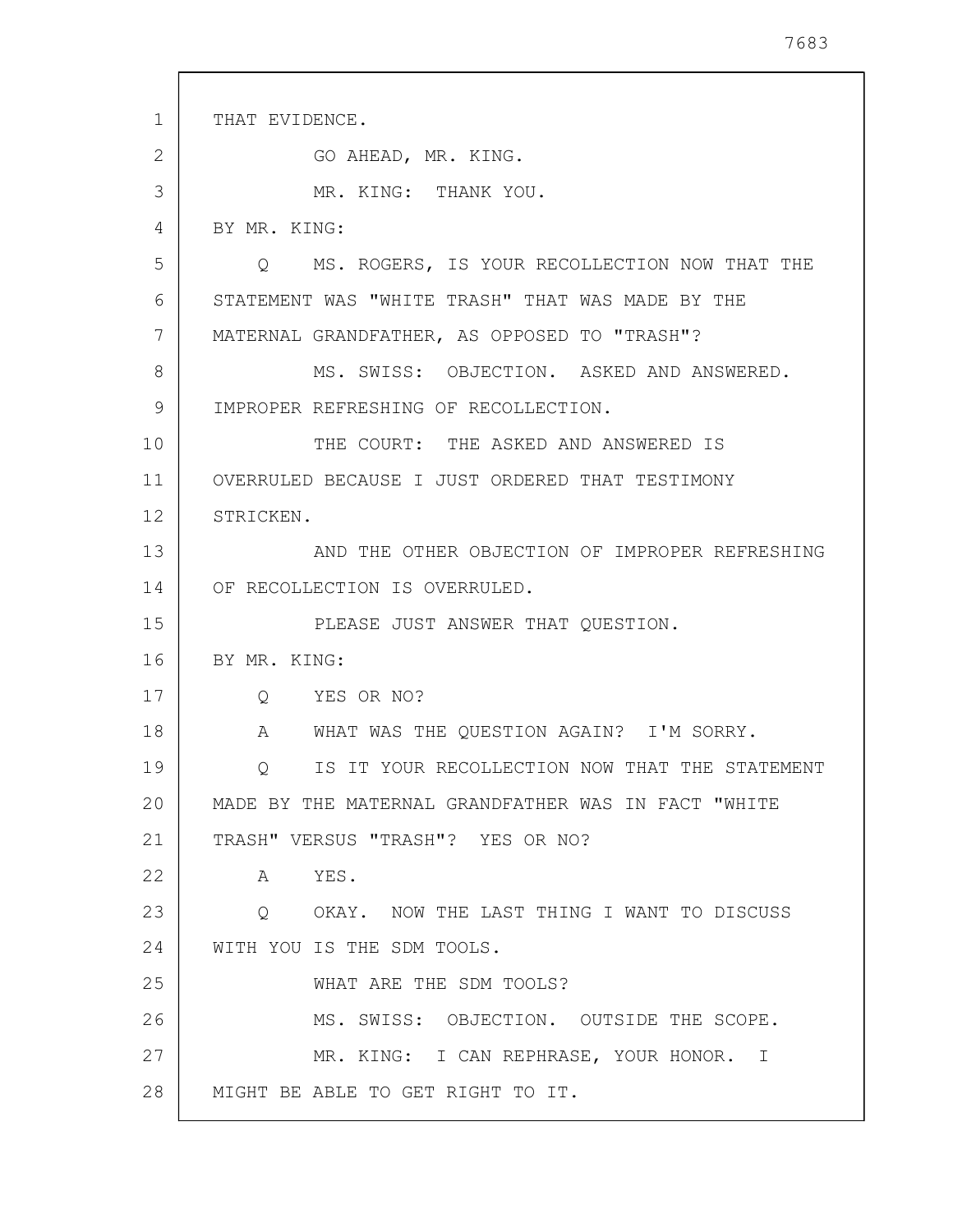THAT EVIDENCE.

GO AHEAD, MR. KING.

MR. KING: THANK YOU.

BY MR. KING:

Q MS. ROGERS, IS YOUR RECOLLECTION NOW THAT THE STATEMENT WAS "WHITE TRASH" THAT WAS MADE BY THE MATERNAL GRANDFATHER, AS OPPOSED TO "TRASH"?

MS. SWISS: OBJECTION. ASKED AND ANSWERED. IMPROPER REFRESHING OF RECOLLECTION.

THE COURT: THE ASKED AND ANSWERED IS OVERRULED BECAUSE I JUST ORDERED THAT TESTIMONY STRICKEN.

AND THE OTHER OBJECTION OF IMPROPER REFRESHING OF RECOLLECTION IS OVERRULED.

PLEASE JUST ANSWER THAT QUESTION.

BY MR. KING:

Q YES OR NO?

A WHAT WAS THE QUESTION AGAIN? I'M SORRY.

Q IS IT YOUR RECOLLECTION NOW THAT THE STATEMENT MADE BY THE MATERNAL GRANDFATHER WAS IN FACT "WHITE TRASH" VERSUS "TRASH"? YES OR NO?

A YES.

Q OKAY. NOW THE LAST THING I WANT TO DISCUSS WITH YOU IS THE SDM TOOLS.

WHAT ARE THE SDM TOOLS?

MS. SWISS: OBJECTION. OUTSIDE THE SCOPE.

MR. KING: I CAN REPHRASE, YOUR HONOR. I MIGHT BE ABLE TO GET RIGHT TO IT.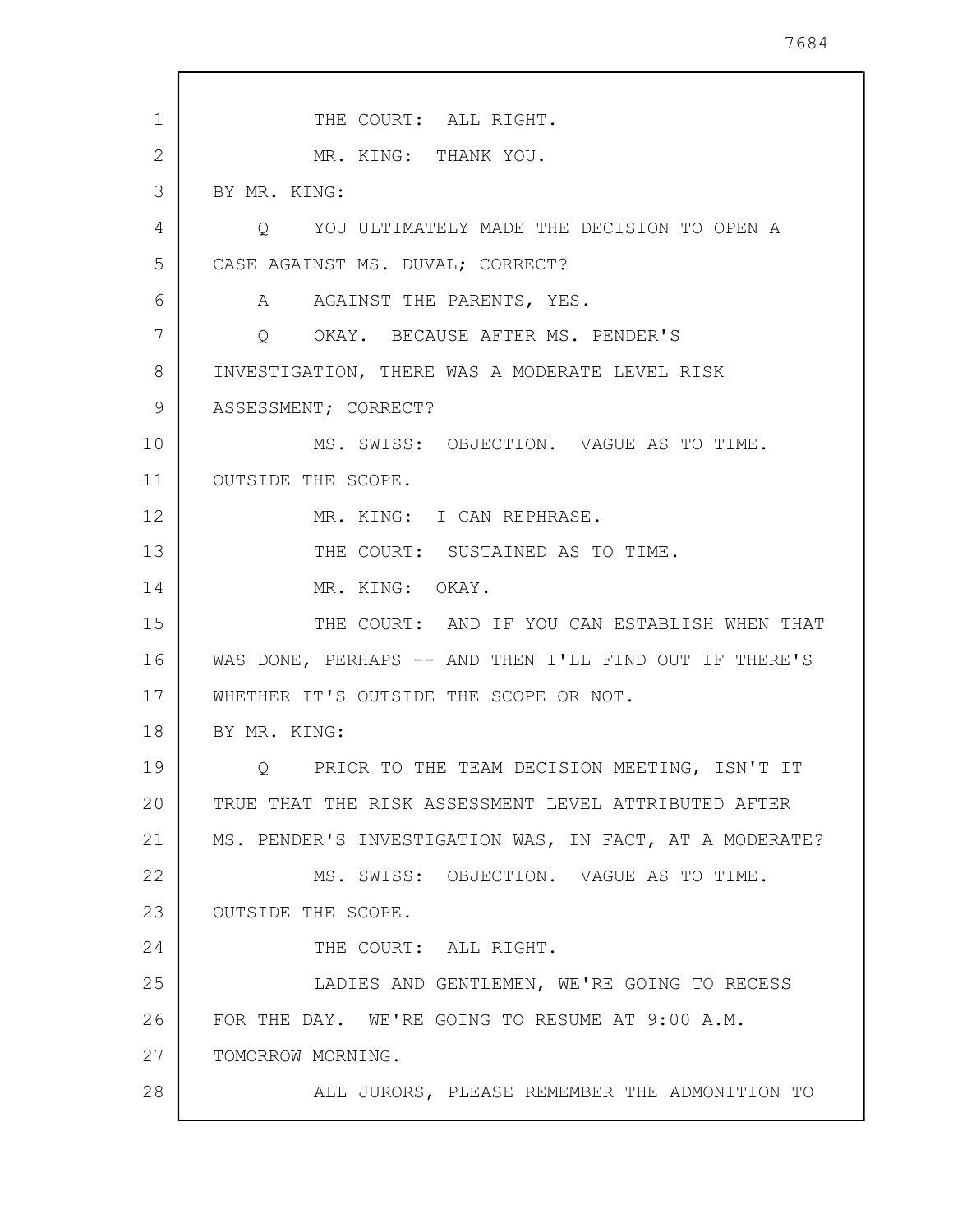THE COURT: ALL RIGHT.

MR. KING: THANK YOU.

BY MR. KING:

Q YOU ULTIMATELY MADE THE DECISION TO OPEN A CASE AGAINST MS. DUVAL; CORRECT?

A AGAINST THE PARENTS, YES.

Q OKAY. BECAUSE AFTER MS. PENDER'S INVESTIGATION, THERE WAS A MODERATE LEVEL RISK ASSESSMENT; CORRECT?

MS. SWISS: OBJECTION. VAGUE AS TO TIME. OUTSIDE THE SCOPE.

MR. KING: I CAN REPHRASE.

THE COURT: SUSTAINED AS TO TIME.

MR. KING: OKAY.

THE COURT: AND IF YOU CAN ESTABLISH WHEN THAT WAS DONE, PERHAPS -- AND THEN I'LL FIND OUT IF THERE'S WHETHER IT'S OUTSIDE THE SCOPE OR NOT.

BY MR. KING:

Q PRIOR TO THE TEAM DECISION MEETING, ISN'T IT TRUE THAT THE RISK ASSESSMENT LEVEL ATTRIBUTED AFTER MS. PENDER'S INVESTIGATION WAS, IN FACT, AT A MODERATE?

MS. SWISS: OBJECTION. VAGUE AS TO TIME. OUTSIDE THE SCOPE.

THE COURT: ALL RIGHT.

LADIES AND GENTLEMEN, WE'RE GOING TO RECESS FOR THE DAY. WE'RE GOING TO RESUME AT 9:00 A.M. TOMORROW MORNING.

ALL JURORS, PLEASE REMEMBER THE ADMONITION TO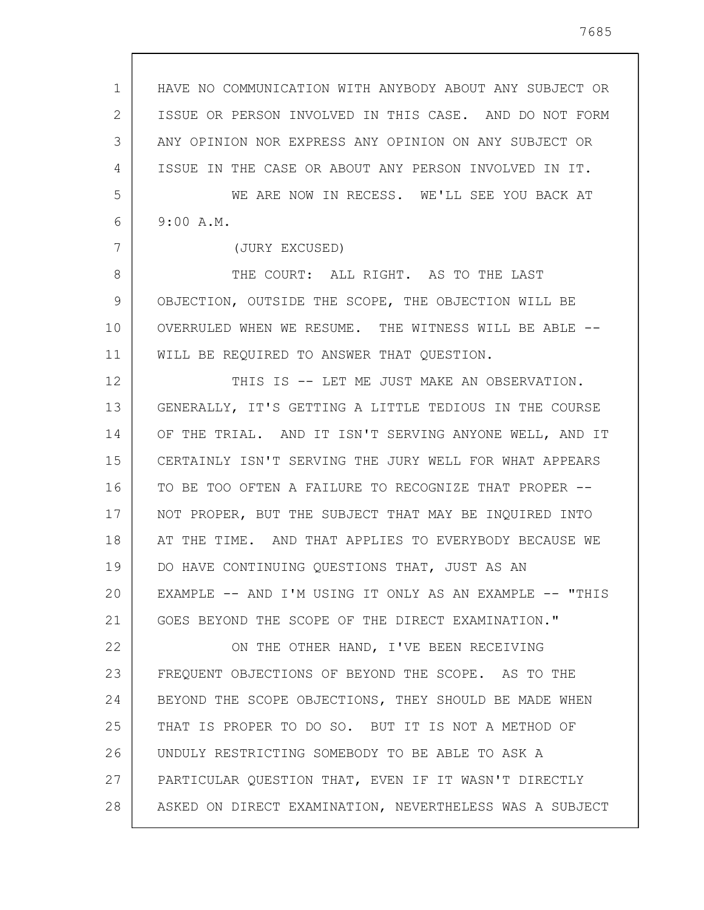HAVE NO COMMUNICATION WITH ANYBODY ABOUT ANY SUBJECT OR ISSUE OR PERSON INVOLVED IN THIS CASE. AND DO NOT FORM ANY OPINION NOR EXPRESS ANY OPINION ON ANY SUBJECT OR ISSUE IN THE CASE OR ABOUT ANY PERSON INVOLVED IN IT.

WE ARE NOW IN RECESS. WE'LL SEE YOU BACK AT 9:00 A.M.

(JURY EXCUSED)

THE COURT: ALL RIGHT. AS TO THE LAST OBJECTION, OUTSIDE THE SCOPE, THE OBJECTION WILL BE OVERRULED WHEN WE RESUME. THE WITNESS WILL BE ABLE -- WILL BE REQUIRED TO ANSWER THAT QUESTION.

THIS IS -- LET ME JUST MAKE AN OBSERVATION. GENERALLY, IT'S GETTING A LITTLE TEDIOUS IN THE COURSE OF THE TRIAL. AND IT ISN'T SERVING ANYONE WELL, AND IT CERTAINLY ISN'T SERVING THE JURY WELL FOR WHAT APPEARS TO BE TOO OFTEN A FAILURE TO RECOGNIZE THAT PROPER -- NOT PROPER, BUT THE SUBJECT THAT MAY BE INQUIRED INTO AT THE TIME. AND THAT APPLIES TO EVERYBODY BECAUSE WE DO HAVE CONTINUING QUESTIONS THAT, JUST AS AN EXAMPLE -- AND I'M USING IT ONLY AS AN EXAMPLE -- "THIS GOES BEYOND THE SCOPE OF THE DIRECT EXAMINATION."

ON THE OTHER HAND, I'VE BEEN RECEIVING FREQUENT OBJECTIONS OF BEYOND THE SCOPE. AS TO THE BEYOND THE SCOPE OBJECTIONS, THEY SHOULD BE MADE WHEN THAT IS PROPER TO DO SO. BUT IT IS NOT A METHOD OF UNDULY RESTRICTING SOMEBODY TO BE ABLE TO ASK A PARTICULAR QUESTION THAT, EVEN IF IT WASN'T DIRECTLY ASKED ON DIRECT EXAMINATION, NEVERTHELESS WAS A SUBJECT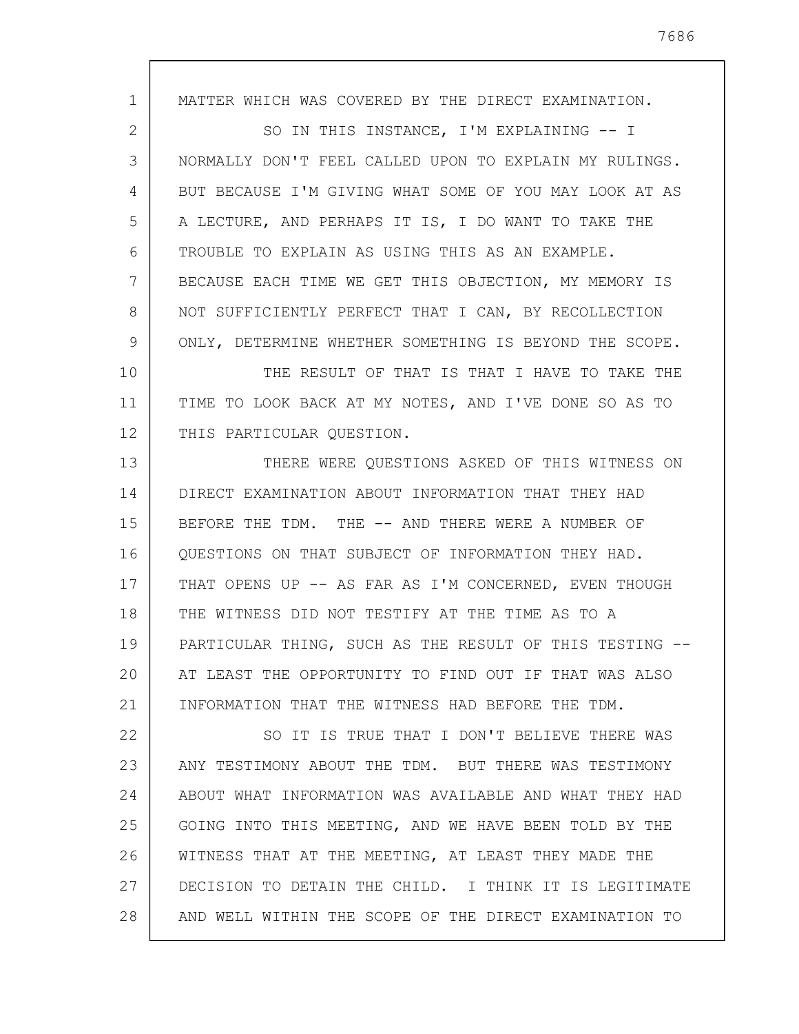MATTER WHICH WAS COVERED BY THE DIRECT EXAMINATION.

SO IN THIS INSTANCE, I'M EXPLAINING -- I NORMALLY DON'T FEEL CALLED UPON TO EXPLAIN MY RULINGS. BUT BECAUSE I'M GIVING WHAT SOME OF YOU MAY LOOK AT AS A LECTURE, AND PERHAPS IT IS, I DO WANT TO TAKE THE TROUBLE TO EXPLAIN AS USING THIS AS AN EXAMPLE. BECAUSE EACH TIME WE GET THIS OBJECTION, MY MEMORY IS NOT SUFFICIENTLY PERFECT THAT I CAN, BY RECOLLECTION ONLY, DETERMINE WHETHER SOMETHING IS BEYOND THE SCOPE.

THE RESULT OF THAT IS THAT I HAVE TO TAKE THE TIME TO LOOK BACK AT MY NOTES, AND I'VE DONE SO AS TO THIS PARTICULAR QUESTION.

THERE WERE QUESTIONS ASKED OF THIS WITNESS ON DIRECT EXAMINATION ABOUT INFORMATION THAT THEY HAD BEFORE THE TDM. THE -- AND THERE WERE A NUMBER OF QUESTIONS ON THAT SUBJECT OF INFORMATION THEY HAD. THAT OPENS UP -- AS FAR AS I'M CONCERNED, EVEN THOUGH THE WITNESS DID NOT TESTIFY AT THE TIME AS TO A PARTICULAR THING, SUCH AS THE RESULT OF THIS TESTING -- AT LEAST THE OPPORTUNITY TO FIND OUT IF THAT WAS ALSO INFORMATION THAT THE WITNESS HAD BEFORE THE TDM.

SO IT IS TRUE THAT I DON'T BELIEVE THERE WAS ANY TESTIMONY ABOUT THE TDM. BUT THERE WAS TESTIMONY ABOUT WHAT INFORMATION WAS AVAILABLE AND WHAT THEY HAD GOING INTO THIS MEETING, AND WE HAVE BEEN TOLD BY THE WITNESS THAT AT THE MEETING, AT LEAST THEY MADE THE DECISION TO DETAIN THE CHILD. I THINK IT IS LEGITIMATE AND WELL WITHIN THE SCOPE OF THE DIRECT EXAMINATION TO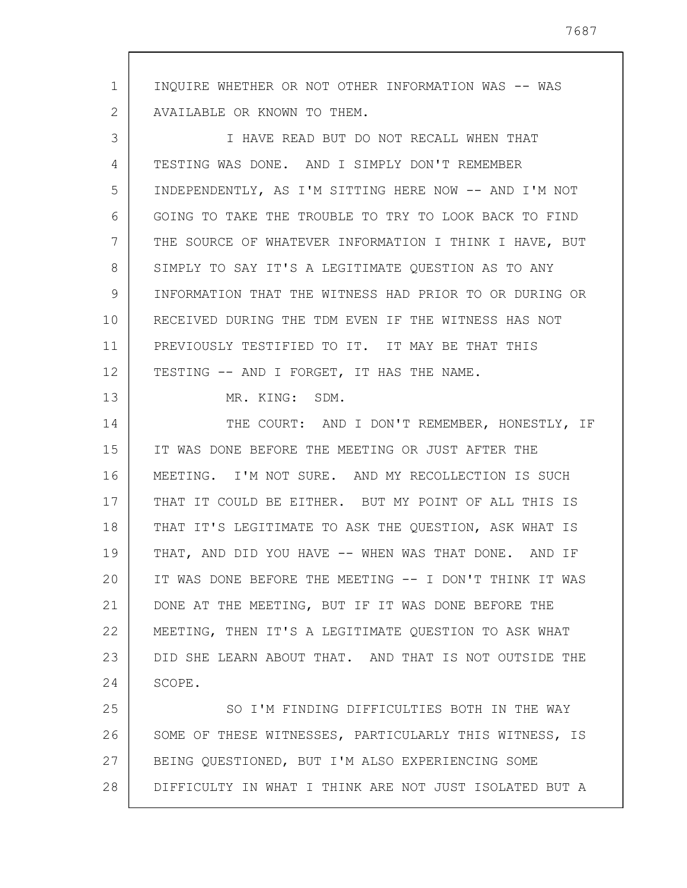INQUIRE WHETHER OR NOT OTHER INFORMATION WAS -- WAS AVAILABLE OR KNOWN TO THEM.

I HAVE READ BUT DO NOT RECALL WHEN THAT TESTING WAS DONE. AND I SIMPLY DON'T REMEMBER INDEPENDENTLY, AS I'M SITTING HERE NOW -- AND I'M NOT GOING TO TAKE THE TROUBLE TO TRY TO LOOK BACK TO FIND THE SOURCE OF WHATEVER INFORMATION I THINK I HAVE, BUT SIMPLY TO SAY IT'S A LEGITIMATE QUESTION AS TO ANY INFORMATION THAT THE WITNESS HAD PRIOR TO OR DURING OR RECEIVED DURING THE TDM EVEN IF THE WITNESS HAS NOT PREVIOUSLY TESTIFIED TO IT. IT MAY BE THAT THIS TESTING -- AND I FORGET, IT HAS THE NAME.

MR. KING: SDM.

THE COURT: AND I DON'T REMEMBER, HONESTLY, IF IT WAS DONE BEFORE THE MEETING OR JUST AFTER THE MEETING. I'M NOT SURE. AND MY RECOLLECTION IS SUCH THAT IT COULD BE EITHER. BUT MY POINT OF ALL THIS IS THAT IT'S LEGITIMATE TO ASK THE QUESTION, ASK WHAT IS THAT, AND DID YOU HAVE -- WHEN WAS THAT DONE. AND IF IT WAS DONE BEFORE THE MEETING -- I DON'T THINK IT WAS DONE AT THE MEETING, BUT IF IT WAS DONE BEFORE THE MEETING, THEN IT'S A LEGITIMATE QUESTION TO ASK WHAT DID SHE LEARN ABOUT THAT. AND THAT IS NOT OUTSIDE THE SCOPE.

SO I'M FINDING DIFFICULTIES BOTH IN THE WAY SOME OF THESE WITNESSES, PARTICULARLY THIS WITNESS, IS BEING QUESTIONED, BUT I'M ALSO EXPERIENCING SOME DIFFICULTY IN WHAT I THINK ARE NOT JUST ISOLATED BUT A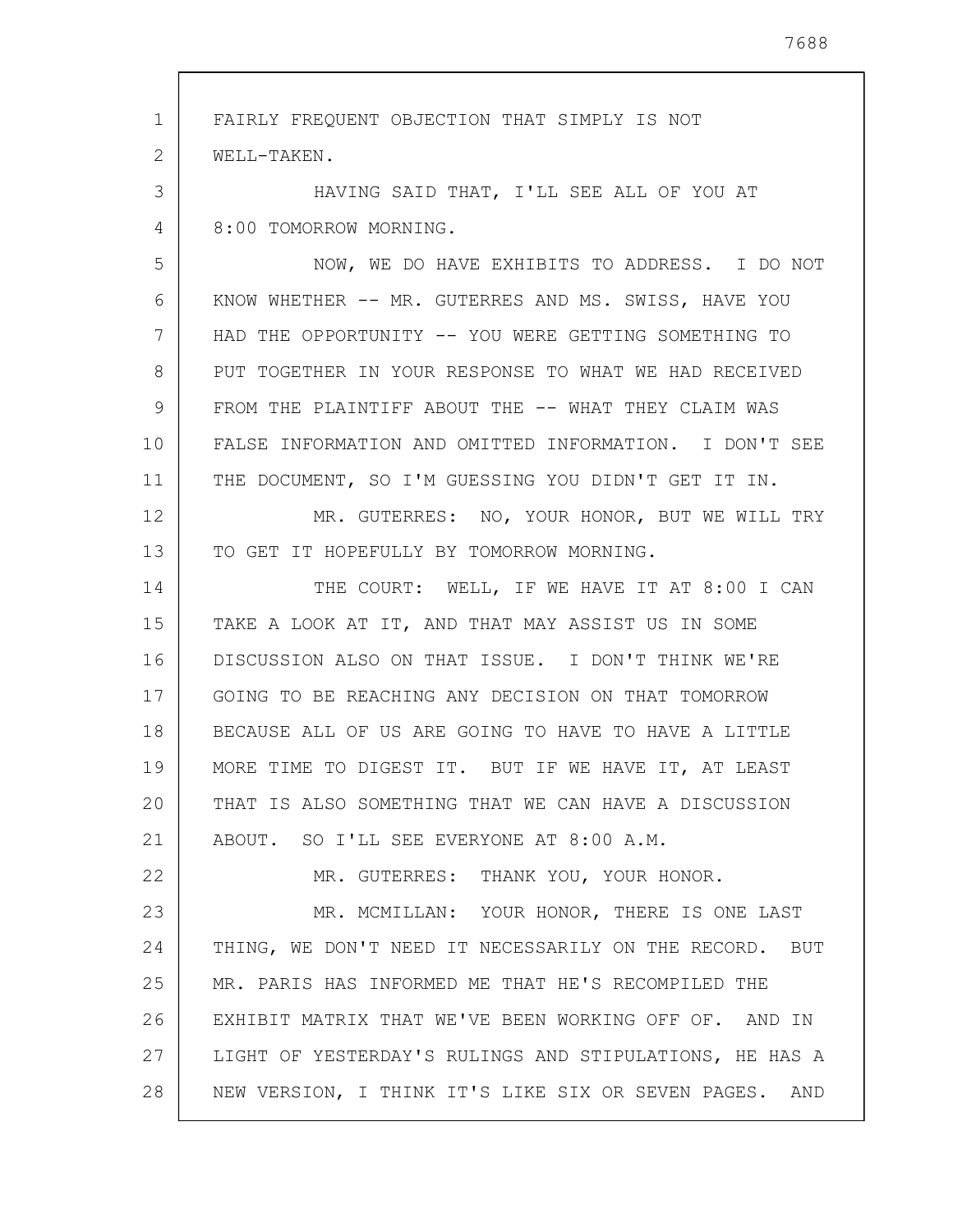FAIRLY FREQUENT OBJECTION THAT SIMPLY IS NOT WELL-TAKEN.

HAVING SAID THAT, I'LL SEE ALL OF YOU AT 8:00 TOMORROW MORNING.

NOW, WE DO HAVE EXHIBITS TO ADDRESS. I DO NOT KNOW WHETHER -- MR. GUTERRES AND MS. SWISS, HAVE YOU HAD THE OPPORTUNITY -- YOU WERE GETTING SOMETHING TO PUT TOGETHER IN YOUR RESPONSE TO WHAT WE HAD RECEIVED FROM THE PLAINTIFF ABOUT THE -- WHAT THEY CLAIM WAS FALSE INFORMATION AND OMITTED INFORMATION. I DON'T SEE THE DOCUMENT, SO I'M GUESSING YOU DIDN'T GET IT IN.

MR. GUTERRES: NO, YOUR HONOR, BUT WE WILL TRY TO GET IT HOPEFULLY BY TOMORROW MORNING.

THE COURT: WELL, IF WE HAVE IT AT 8:00 I CAN TAKE A LOOK AT IT, AND THAT MAY ASSIST US IN SOME DISCUSSION ALSO ON THAT ISSUE. I DON'T THINK WE'RE GOING TO BE REACHING ANY DECISION ON THAT TOMORROW BECAUSE ALL OF US ARE GOING TO HAVE TO HAVE A LITTLE MORE TIME TO DIGEST IT. BUT IF WE HAVE IT, AT LEAST THAT IS ALSO SOMETHING THAT WE CAN HAVE A DISCUSSION ABOUT. SO I'LL SEE EVERYONE AT 8:00 A.M.

MR. GUTERRES: THANK YOU, YOUR HONOR.

MR. MCMILLAN: YOUR HONOR, THERE IS ONE LAST THING, WE DON'T NEED IT NECESSARILY ON THE RECORD. BUT MR. PARIS HAS INFORMED ME THAT HE'S RECOMPILED THE EXHIBIT MATRIX THAT WE'VE BEEN WORKING OFF OF. AND IN LIGHT OF YESTERDAY'S RULINGS AND STIPULATIONS, HE HAS A NEW VERSION, I THINK IT'S LIKE SIX OR SEVEN PAGES. AND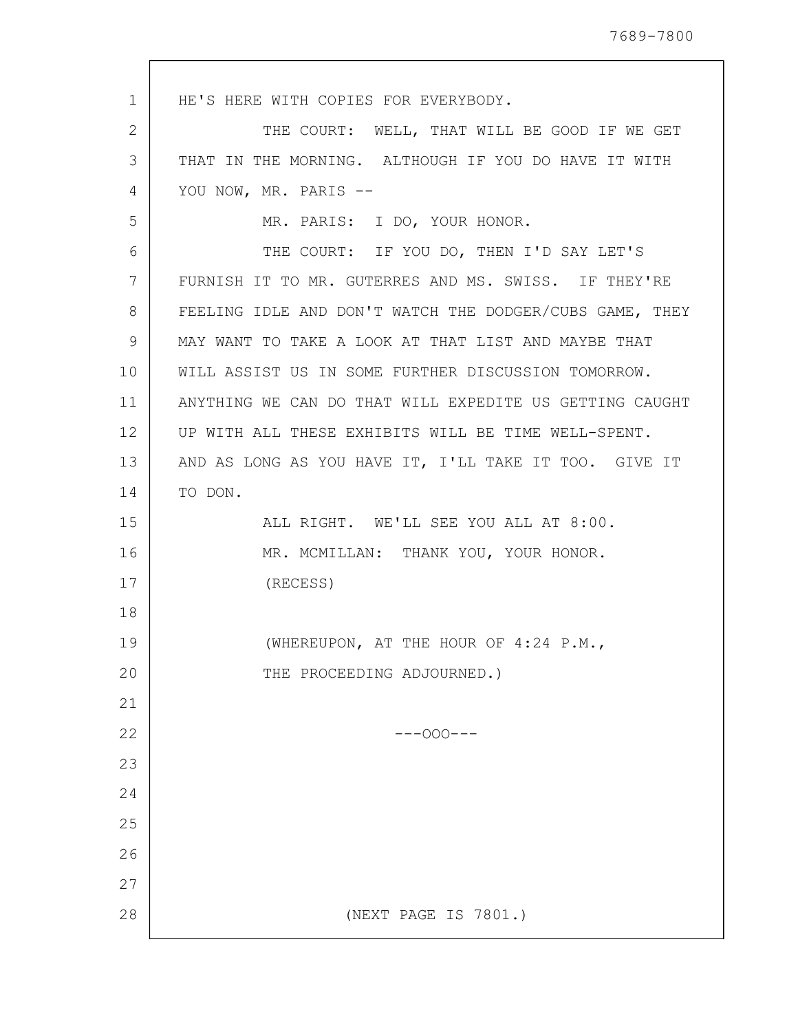HE'S HERE WITH COPIES FOR EVERYBODY.

THE COURT: WELL, THAT WILL BE GOOD IF WE GET THAT IN THE MORNING. ALTHOUGH IF YOU DO HAVE IT WITH YOU NOW, MR. PARIS --

MR. PARIS: I DO, YOUR HONOR.

THE COURT: IF YOU DO, THEN I'D SAY LET'S FURNISH IT TO MR. GUTERRES AND MS. SWISS. IF THEY'RE FEELING IDLE AND DON'T WATCH THE DODGER/CUBS GAME, THEY MAY WANT TO TAKE A LOOK AT THAT LIST AND MAYBE THAT WILL ASSIST US IN SOME FURTHER DISCUSSION TOMORROW. ANYTHING WE CAN DO THAT WILL EXPEDITE US GETTING CAUGHT UP WITH ALL THESE EXHIBITS WILL BE TIME WELL-SPENT. AND AS LONG AS YOU HAVE IT, I'LL TAKE IT TOO. GIVE IT TO DON.

ALL RIGHT. WE'LL SEE YOU ALL AT 8:00.

MR. MCMILLAN: THANK YOU, YOUR HONOR.

(RECESS)

(WHEREUPON, AT THE HOUR OF 4:24 P.M., THE PROCEEDING ADJOURNED.)

---OOO---

(NEXT PAGE IS 7801.)